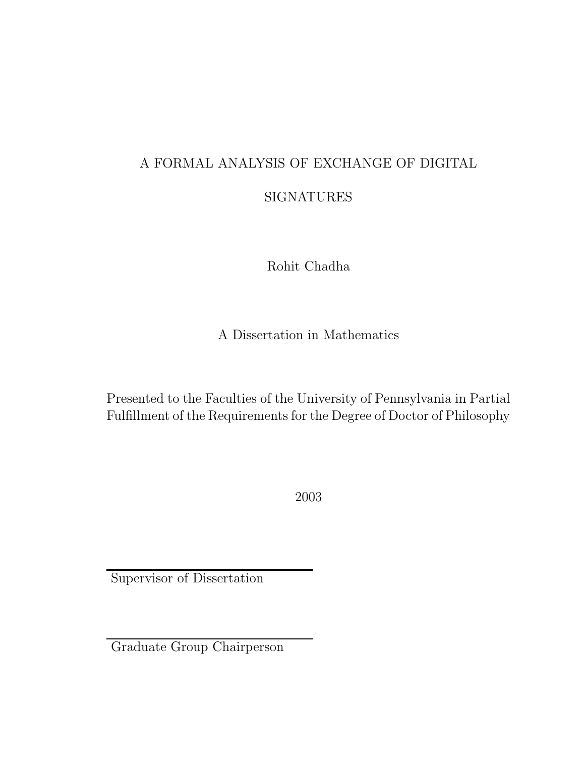# A FORMAL ANALYSIS OF EXCHANGE OF DIGITAL SIGNATURES

Rohit Chadha

A Dissertation in Mathematics

Presented to the Faculties of the University of Pennsylvania in Partial Fulfillment of the Requirements for the Degree of Doctor of Philosophy

2003

Supervisor of Dissertation

Graduate Group Chairperson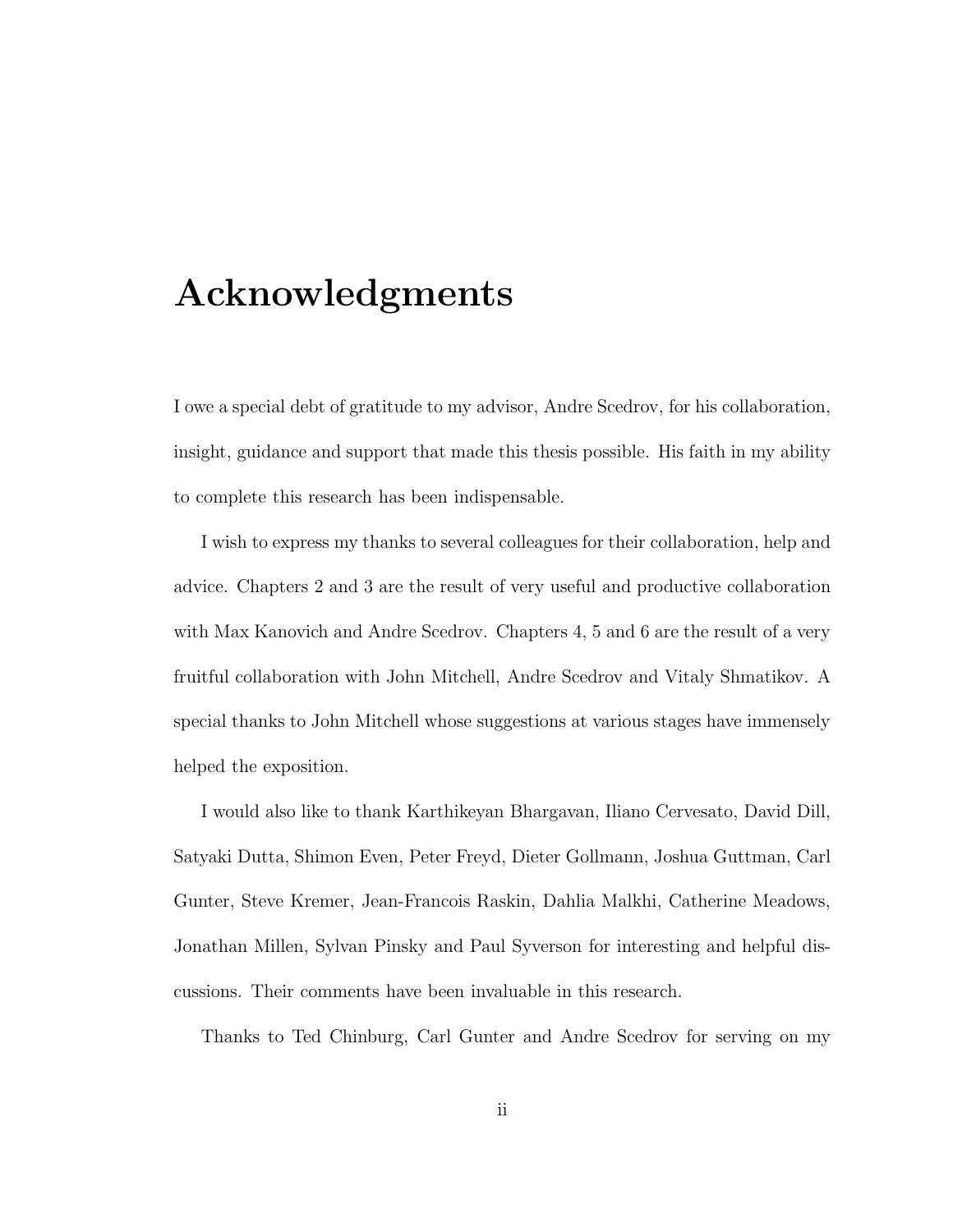# Acknowledgments

I owe a special debt of gratitude to my advisor, Andre Scedrov, for his collaboration, insight, guidance and support that made this thesis possible. His faith in my ability to complete this research has been indispensable.

I wish to express my thanks to several colleagues for their collaboration, help and advice. Chapters 2 and 3 are the result of very useful and productive collaboration with Max Kanovich and Andre Scedrov. Chapters 4, 5 and 6 are the result of a very fruitful collaboration with John Mitchell, Andre Scedrov and Vitaly Shmatikov. A special thanks to John Mitchell whose suggestions at various stages have immensely helped the exposition.

I would also like to thank Karthikeyan Bhargavan, Iliano Cervesato, David Dill, Satyaki Dutta, Shimon Even, Peter Freyd, Dieter Gollmann, Joshua Guttman, Carl Gunter, Steve Kremer, Jean-Francois Raskin, Dahlia Malkhi, Catherine Meadows, Jonathan Millen, Sylvan Pinsky and Paul Syverson for interesting and helpful discussions. Their comments have been invaluable in this research.

Thanks to Ted Chinburg, Carl Gunter and Andre Scedrov for serving on my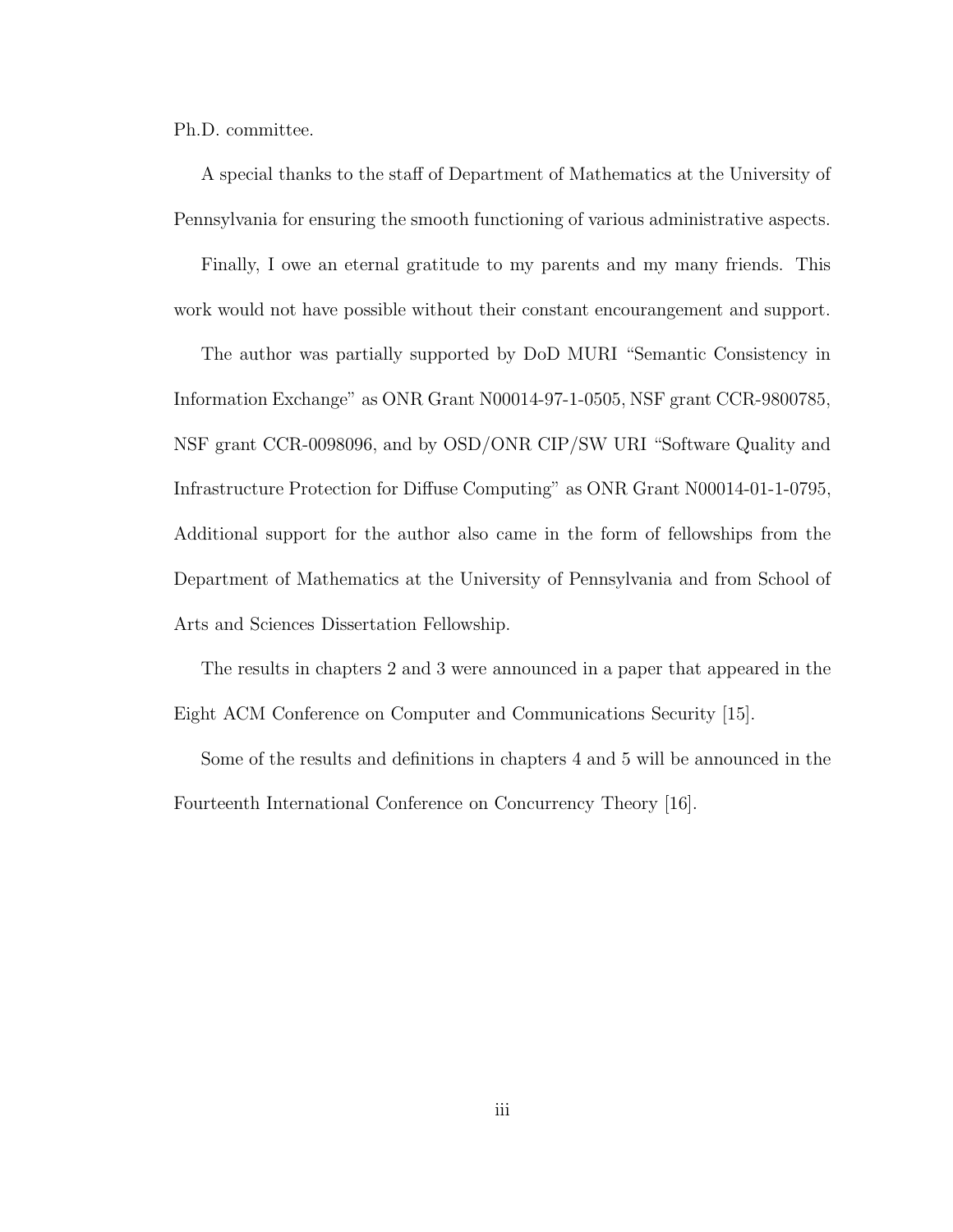Ph.D. committee.

A special thanks to the staff of Department of Mathematics at the University of Pennsylvania for ensuring the smooth functioning of various administrative aspects.

Finally, I owe an eternal gratitude to my parents and my many friends. This work would not have possible without their constant encouragement and support.

The author was partially supported by DoD MURI "Semantic Consistency in Information Exchange" as ONR Grant N00014-97-1-0505, NSF grant CCR-9800785, NSF grant CCR-0098096, and by OSD/ONR CIP/SW URI "Software Quality and Infrastructure Protection for Diffuse Computing" as ONR Grant N00014-01-1-0795, Additional support for the author also came in the form of fellowships from the Department of Mathematics at the University of Pennsylvania and from School of Arts and Sciences Dissertation Fellowship.

The results in chapters 2 and 3 were announced in a paper that appeared in the Eight ACM Conference on Computer and Communications Security [15].

Some of the results and definitions in chapters 4 and 5 will be announced in the Fourteenth International Conference on Concurrency Theory [16].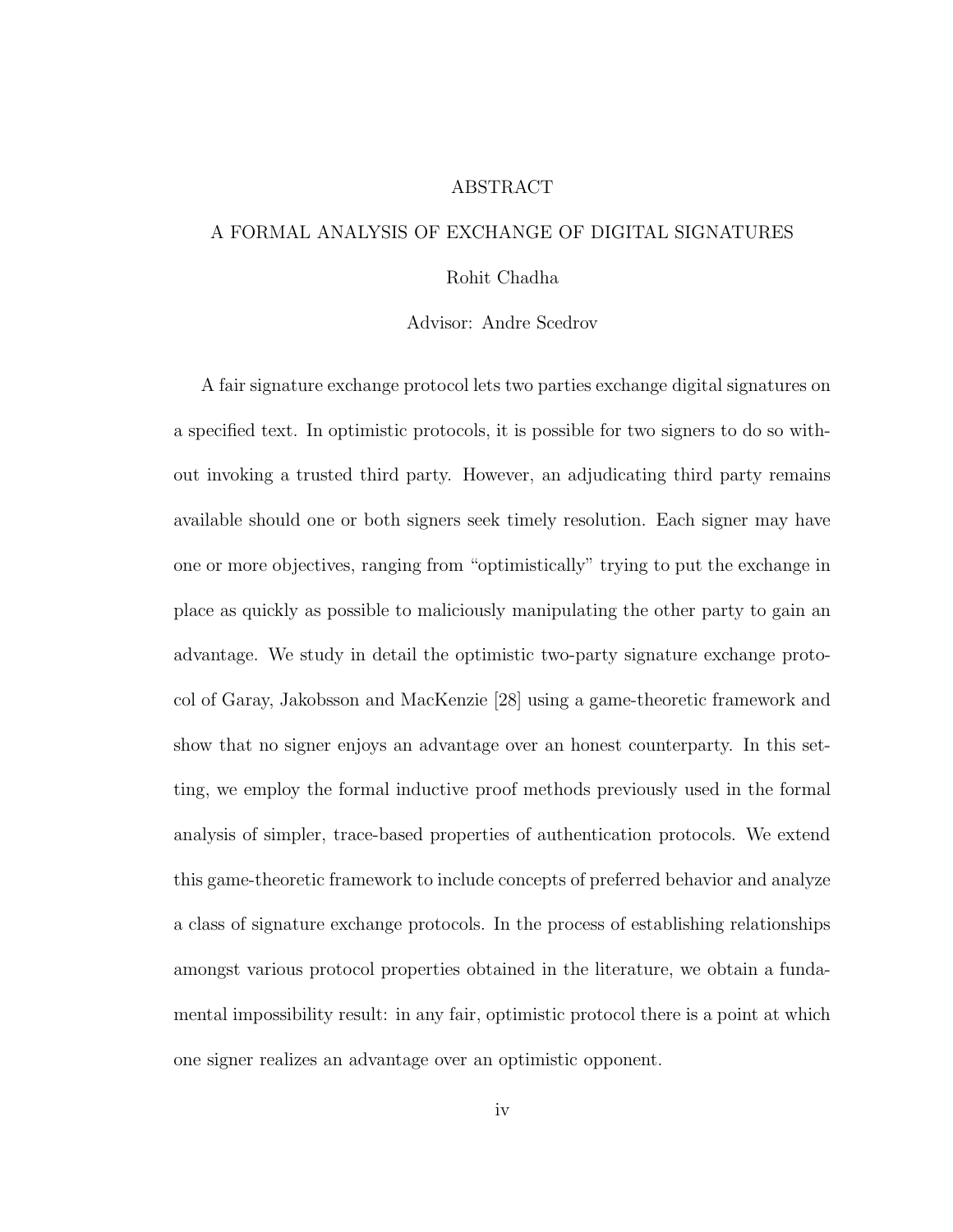# ABSTRACT

## A FORMAL ANALYSIS OF EXCHANGE OF DIGITAL SIGNATURES

Rohit Chadha

Advisor: Andre Scedrov

A fair signature exchange protocol lets two parties exchange digital signatures on a specified text. In optimistic protocols, it is possible for two signers to do so without invoking a trusted third party. However, an adjudicating third party remains available should one or both signers seek timely resolution. Each signer may have one or more objectives, ranging from "optimistically" trying to put the exchange in place as quickly as possible to maliciously manipulating the other party to gain an advantage. We study in detail the optimistic two-party signature exchange protocol of Garay, Jakobsson and MacKenzie [28] using a game-theoretic framework and show that no signer enjoys an advantage over an honest counterparty. In this setting, we employ the formal inductive proof methods previously used in the formal analysis of simpler, trace-based properties of authentication protocols. We extend this game-theoretic framework to include concepts of preferred behavior and analyze a class of signature exchange protocols. In the process of establishing relationships amongst various protocol properties obtained in the literature, we obtain a fundamental impossibility result: in any fair, optimistic protocol there is a point at which one signer realizes an advantage over an optimistic opponent.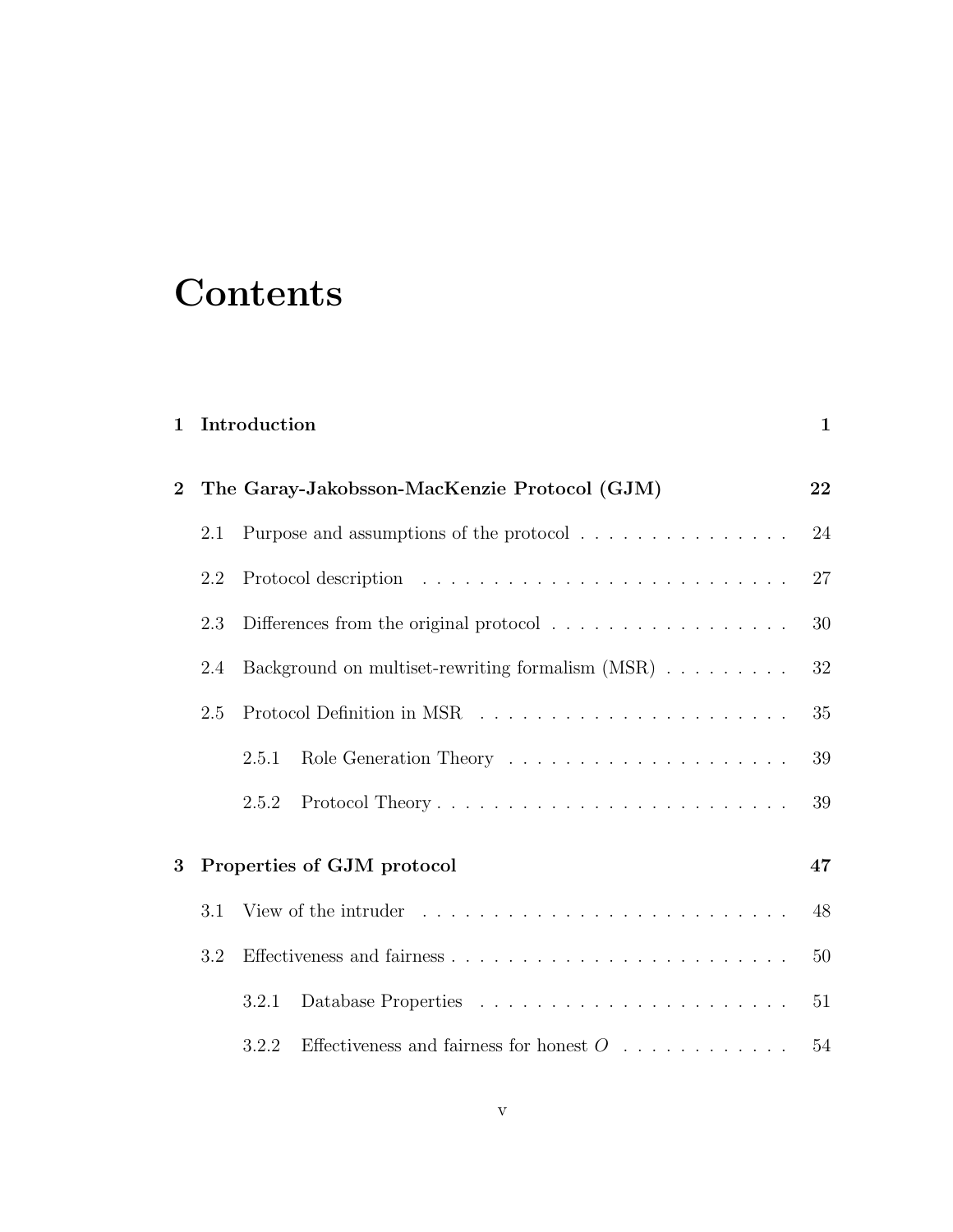# Contents

**1 Introduction** **1**

**2 The Garay-Jakobsson-MacKenzie Protocol (GJM)** **22**

2.1 Purpose and assumptions of the protocol . . . . . . . . . . . . . . . 24

2.2 Protocol description . . . . . . . . . . . . . . . . . . . . . . . . . . 27

2.3 Differences from the original protocol . . . . . . . . . . . . . . . . . 30

2.4 Background on multiset-rewriting formalism (MSR) . . . . . . . . . 32

2.5 Protocol Definition in MSR . . . . . . . . . . . . . . . . . . . . . . 35

2.5.1 Role Generation Theory . . . . . . . . . . . . . . . . . . . . 39

2.5.2 Protocol Theory . . . . . . . . . . . . . . . . . . . . . . . . . 39

**3 Properties of GJM protocol** **47**

3.1 View of the intruder . . . . . . . . . . . . . . . . . . . . . . . . . . 48

3.2 Effectiveness and fairness . . . . . . . . . . . . . . . . . . . . . . . . 50

3.2.1 Database Properties . . . . . . . . . . . . . . . . . . . . . . 51

3.2.2 Effectiveness and fairness for honest $O$ . . . . . . . . . . . . 54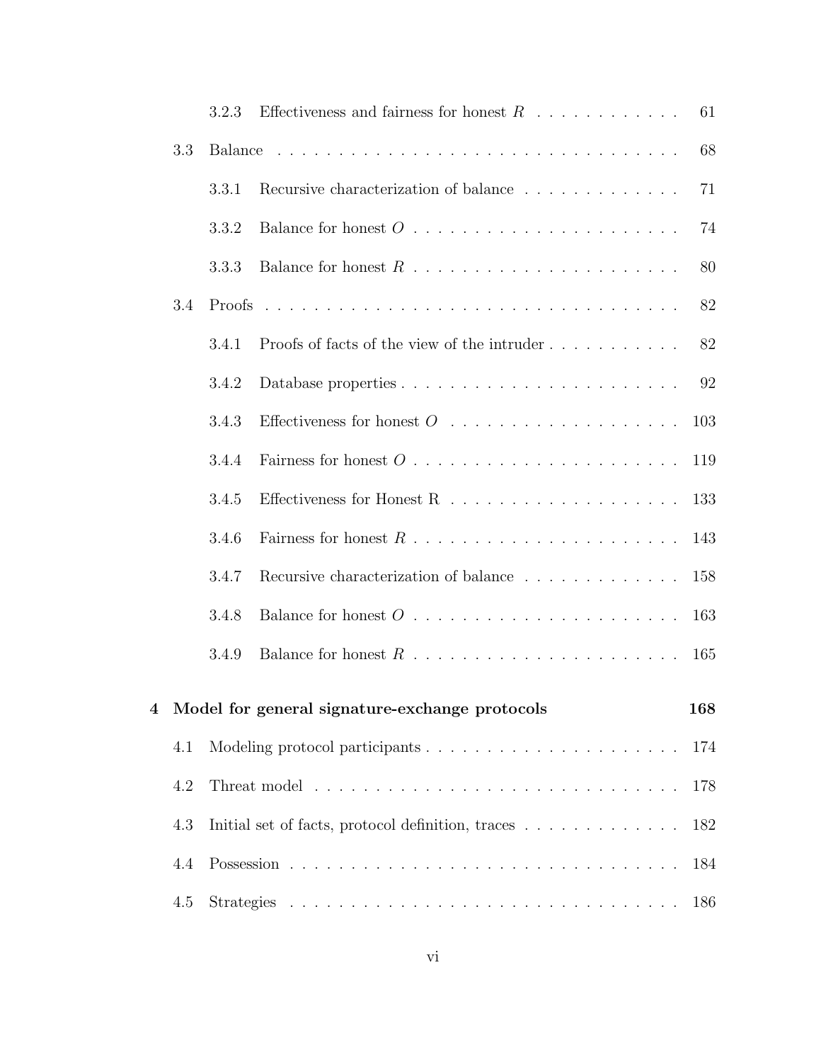3.2.3 Effectiveness and fairness for honest $R$ . . . . . . . . . . . . 61

3.3 Balance . . . . . . . . . . . . . . . . . . . . . . . . . . . . . . . . 68

3.3.1 Recursive characterization of balance . . . . . . . . . . . . . 71

3.3.2 Balance for honest $O$ . . . . . . . . . . . . . . . . . . . . . . 74

3.3.3 Balance for honest $R$ . . . . . . . . . . . . . . . . . . . . . . 80

3.4 Proofs . . . . . . . . . . . . . . . . . . . . . . . . . . . . . . . . 82

3.4.1 Proofs of facts of the view of the intruder . . . . . . . . . . . 82

3.4.2 Database properties . . . . . . . . . . . . . . . . . . . . . . . 92

3.4.3 Effectiveness for honest $O$ . . . . . . . . . . . . . . . . . . . 103

3.4.4 Fairness for honest $O$ . . . . . . . . . . . . . . . . . . . . . . 119

3.4.5 Effectiveness for Honest R . . . . . . . . . . . . . . . . . . . 133

3.4.6 Fairness for honest $R$ . . . . . . . . . . . . . . . . . . . . . . 143

3.4.7 Recursive characterization of balance . . . . . . . . . . . . . 158

3.4.8 Balance for honest $O$ . . . . . . . . . . . . . . . . . . . . . . 163

3.4.9 Balance for honest $R$ . . . . . . . . . . . . . . . . . . . . . . 165

**4 Model for general signature-exchange protocols 168**

4.1 Modeling protocol participants . . . . . . . . . . . . . . . . . . . . . 174

4.2 Threat model . . . . . . . . . . . . . . . . . . . . . . . . . . . . . . 178

4.3 Initial set of facts, protocol definition, traces . . . . . . . . . . . . . 182

4.4 Possession . . . . . . . . . . . . . . . . . . . . . . . . . . . . . . . 184

4.5 Strategies . . . . . . . . . . . . . . . . . . . . . . . . . . . . . . . . 186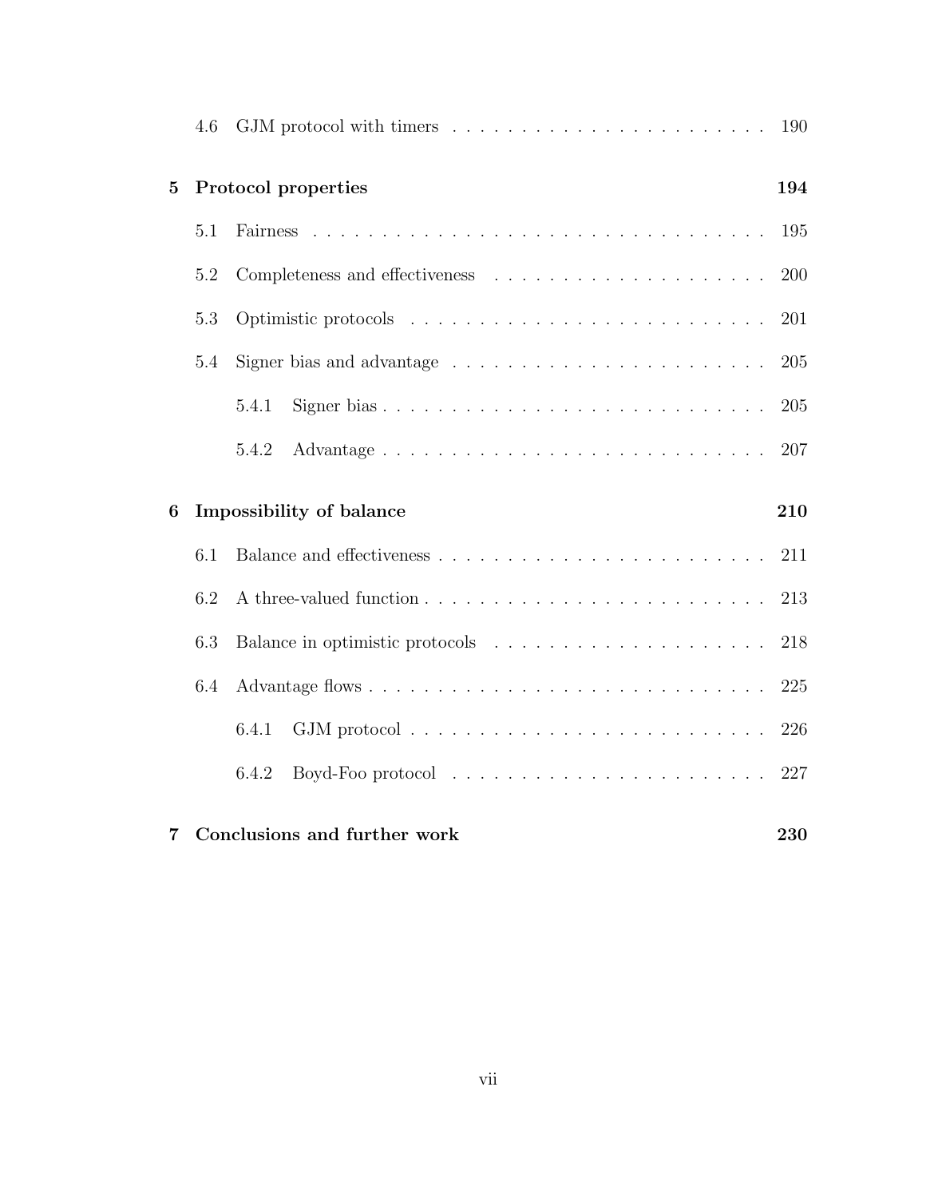4.6 GJM protocol with timers . . . . . . . . . . . . . . . . . . . . . . . 190

**5 Protocol properties** **194**

5.1 Fairness . . . . . . . . . . . . . . . . . . . . . . . . . . . . . . . . . 195

5.2 Completeness and effectiveness . . . . . . . . . . . . . . . . . . . . 200

5.3 Optimistic protocols . . . . . . . . . . . . . . . . . . . . . . . . . . 201

5.4 Signer bias and advantage . . . . . . . . . . . . . . . . . . . . . . . 205

5.4.1 Signer bias . . . . . . . . . . . . . . . . . . . . . . . . . . . . 205

5.4.2 Advantage . . . . . . . . . . . . . . . . . . . . . . . . . . . . 207

**6 Impossibility of balance** **210**

6.1 Balance and effectiveness . . . . . . . . . . . . . . . . . . . . . . . . 211

6.2 A three-valued function . . . . . . . . . . . . . . . . . . . . . . . . . 213

6.3 Balance in optimistic protocols . . . . . . . . . . . . . . . . . . . . 218

6.4 Advantage flows . . . . . . . . . . . . . . . . . . . . . . . . . . . . . 225

6.4.1 GJM protocol . . . . . . . . . . . . . . . . . . . . . . . . . . 226

6.4.2 Boyd-Foo protocol . . . . . . . . . . . . . . . . . . . . . . . 227

**7 Conclusions and further work** **230**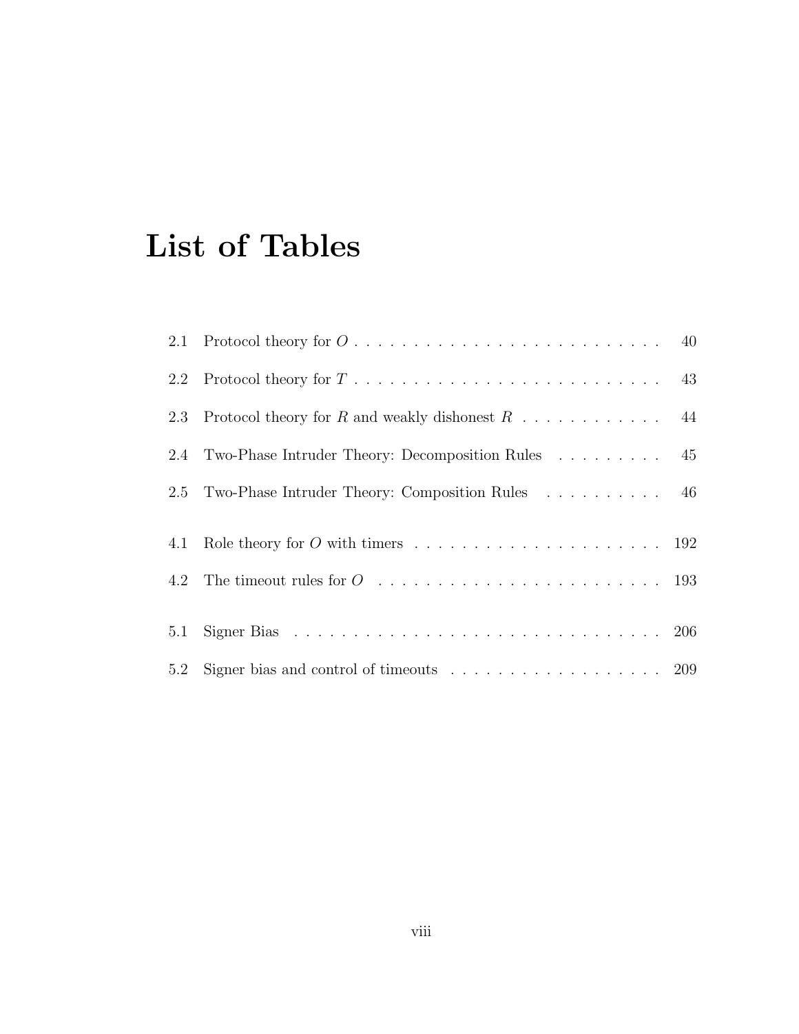# List of Tables

| | | |
|---|---|---|
| 2.1 | Protocol theory for $O$ | 40 |
| 2.2 | Protocol theory for $T$ | 43 |
| 2.3 | Protocol theory for $R$ and weakly dishonest $R$ | 44 |
| 2.4 | Two-Phase Intruder Theory: Decomposition Rules | 45 |
| 2.5 | Two-Phase Intruder Theory: Composition Rules | 46 |
| 4.1 | Role theory for $O$ with timers | 192 |
| 4.2 | The timeout rules for $O$ | 193 |
| 5.1 | Signer Bias | 206 |
| 5.2 | Signer bias and control of timeouts | 209 |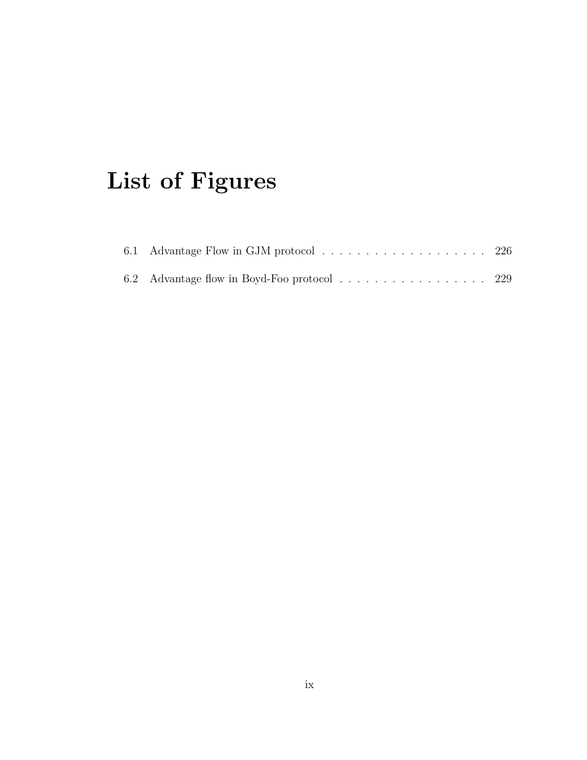# List of Figures

6.1 Advantage Flow in GJM protocol . . . . . . . . . . . . . . . . . . . . 226

6.2 Advantage flow in Boyd-Foo protocol . . . . . . . . . . . . . . . . . . 229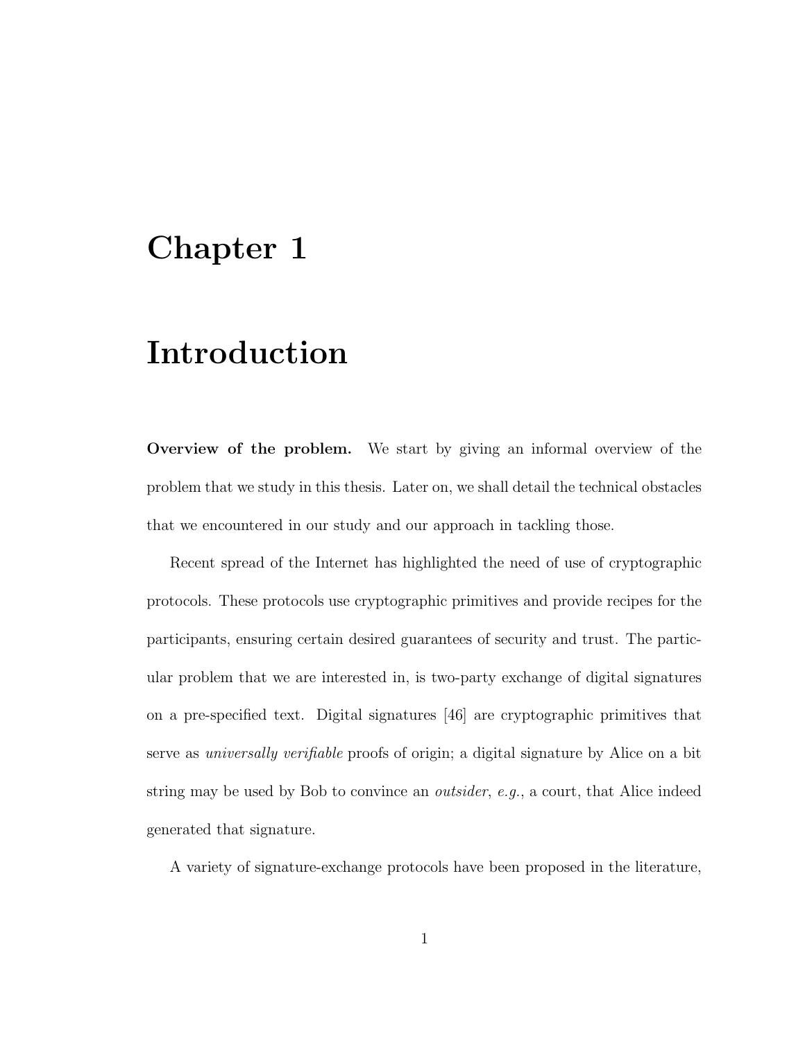# Chapter 1

# Introduction

**Overview of the problem.** We start by giving an informal overview of the problem that we study in this thesis. Later on, we shall detail the technical obstacles that we encountered in our study and our approach in tackling those.

Recent spread of the Internet has highlighted the need of use of cryptographic protocols. These protocols use cryptographic primitives and provide recipes for the participants, ensuring certain desired guarantees of security and trust. The particular problem that we are interested in, is two-party exchange of digital signatures on a pre-specified text. Digital signatures [46] are cryptographic primitives that serve as *universally verifiable* proofs of origin; a digital signature by Alice on a bit string may be used by Bob to convince an *outsider*, *e.g.*, a court, that Alice indeed generated that signature.

A variety of signature-exchange protocols have been proposed in the literature,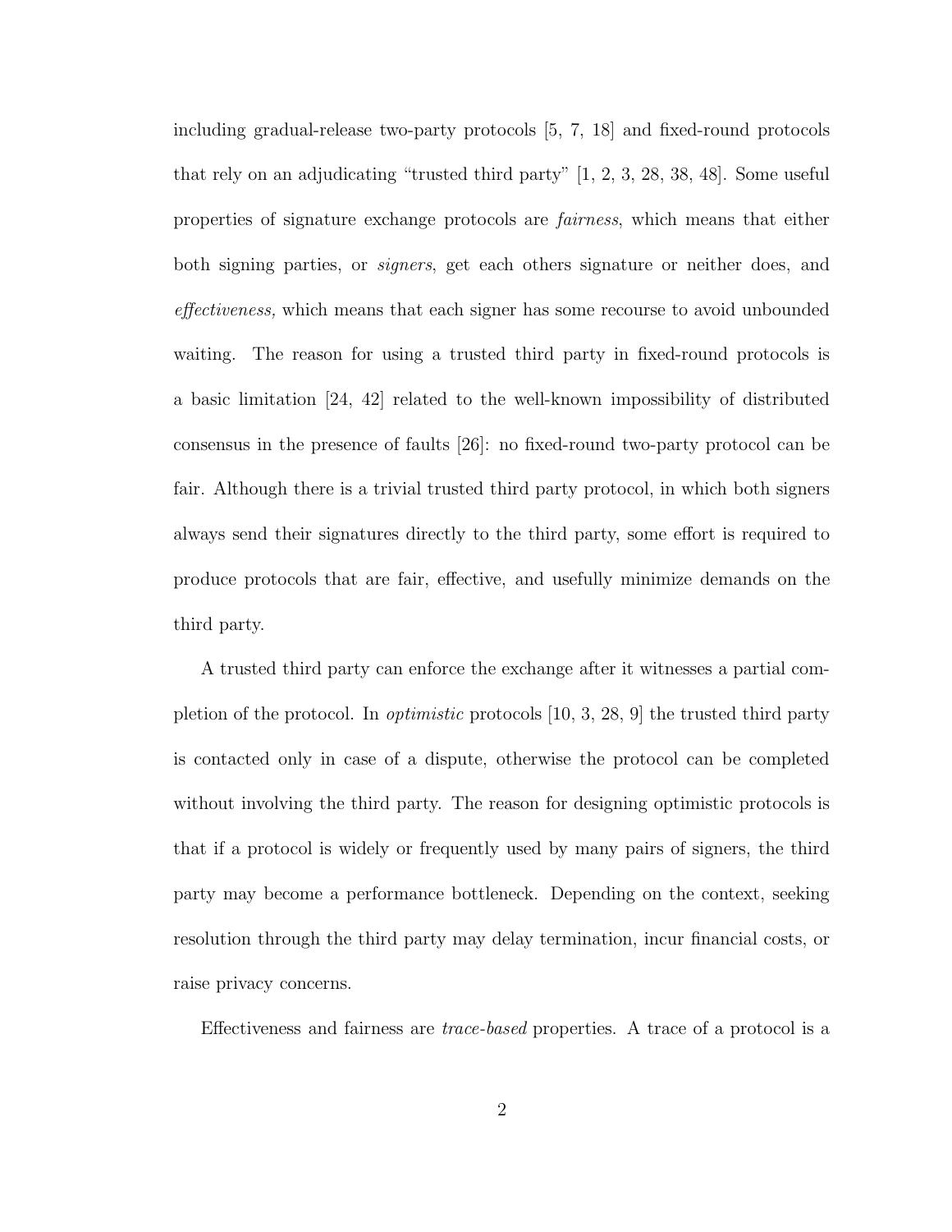including gradual-release two-party protocols [5, 7, 18] and fixed-round protocols that rely on an adjudicating "trusted third party" [1, 2, 3, 28, 38, 48]. Some useful properties of signature exchange protocols are *fairness*, which means that either both signing parties, or *signers*, get each others signature or neither does, and *effectiveness,* which means that each signer has some recourse to avoid unbounded waiting. The reason for using a trusted third party in fixed-round protocols is a basic limitation [24, 42] related to the well-known impossibility of distributed consensus in the presence of faults [26]: no fixed-round two-party protocol can be fair. Although there is a trivial trusted third party protocol, in which both signers always send their signatures directly to the third party, some effort is required to produce protocols that are fair, effective, and usefully minimize demands on the third party.

A trusted third party can enforce the exchange after it witnesses a partial completion of the protocol. In *optimistic* protocols [10, 3, 28, 9] the trusted third party is contacted only in case of a dispute, otherwise the protocol can be completed without involving the third party. The reason for designing optimistic protocols is that if a protocol is widely or frequently used by many pairs of signers, the third party may become a performance bottleneck. Depending on the context, seeking resolution through the third party may delay termination, incur financial costs, or raise privacy concerns.

Effectiveness and fairness are *trace-based* properties. A trace of a protocol is a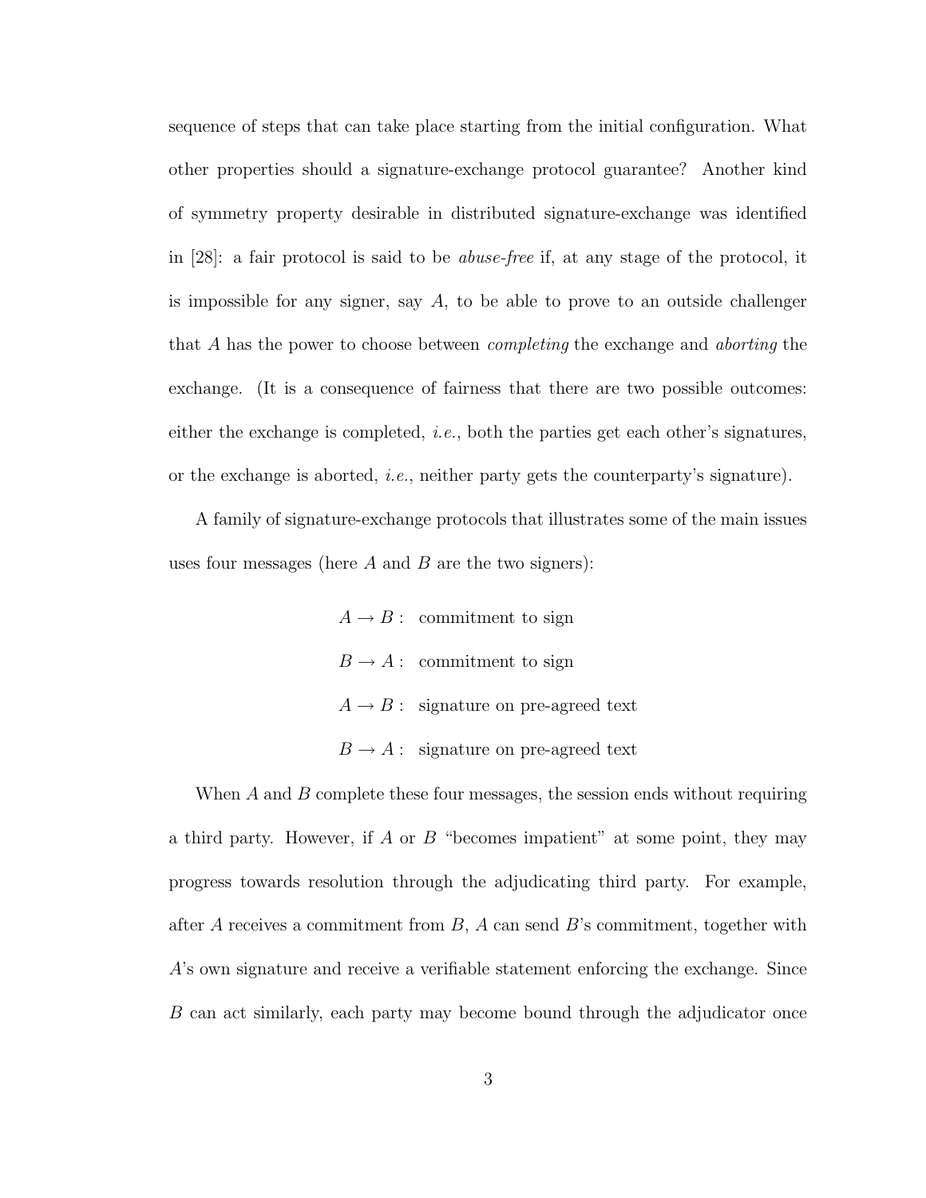sequence of steps that can take place starting from the initial configuration. What other properties should a signature-exchange protocol guarantee? Another kind of symmetry property desirable in distributed signature-exchange was identified in [28]: a fair protocol is said to be *abuse-free* if, at any stage of the protocol, it is impossible for any signer, say $A$, to be able to prove to an outside challenger that $A$ has the power to choose between *completing* the exchange and *aborting* the exchange. (It is a consequence of fairness that there are two possible outcomes: either the exchange is completed, *i.e.*, both the parties get each other's signatures, or the exchange is aborted, *i.e.*, neither party gets the counterparty's signature).

A family of signature-exchange protocols that illustrates some of the main issues uses four messages (here $A$ and $B$ are the two signers):

$$
\begin{aligned}
A \rightarrow B &: \text{ commitment to sign} \\
B \rightarrow A &: \text{ commitment to sign} \\
A \rightarrow B &: \text{ signature on pre-agreed text} \\
B \rightarrow A &: \text{ signature on pre-agreed text}
\end{aligned}
$$

When $A$ and $B$ complete these four messages, the session ends without requiring a third party. However, if $A$ or $B$ "becomes impatient" at some point, they may progress towards resolution through the adjudicating third party. For example, after $A$ receives a commitment from $B$, $A$ can send $B$'s commitment, together with $A$'s own signature and receive a verifiable statement enforcing the exchange. Since $B$ can act similarly, each party may become bound through the adjudicator once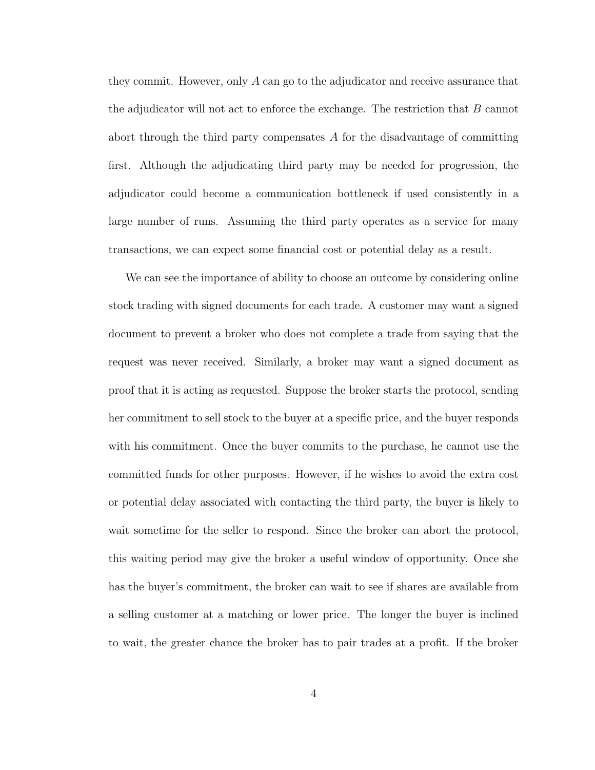they commit. However, only $A$ can go to the adjudicator and receive assurance that the adjudicator will not act to enforce the exchange. The restriction that $B$ cannot abort through the third party compensates $A$ for the disadvantage of committing first. Although the adjudicating third party may be needed for progression, the adjudicator could become a communication bottleneck if used consistently in a large number of runs. Assuming the third party operates as a service for many transactions, we can expect some financial cost or potential delay as a result.

We can see the importance of ability to choose an outcome by considering online stock trading with signed documents for each trade. A customer may want a signed document to prevent a broker who does not complete a trade from saying that the request was never received. Similarly, a broker may want a signed document as proof that it is acting as requested. Suppose the broker starts the protocol, sending her commitment to sell stock to the buyer at a specific price, and the buyer responds with his commitment. Once the buyer commits to the purchase, he cannot use the committed funds for other purposes. However, if he wishes to avoid the extra cost or potential delay associated with contacting the third party, the buyer is likely to wait sometime for the seller to respond. Since the broker can abort the protocol, this waiting period may give the broker a useful window of opportunity. Once she has the buyer's commitment, the broker can wait to see if shares are available from a selling customer at a matching or lower price. The longer the buyer is inclined to wait, the greater chance the broker has to pair trades at a profit. If the broker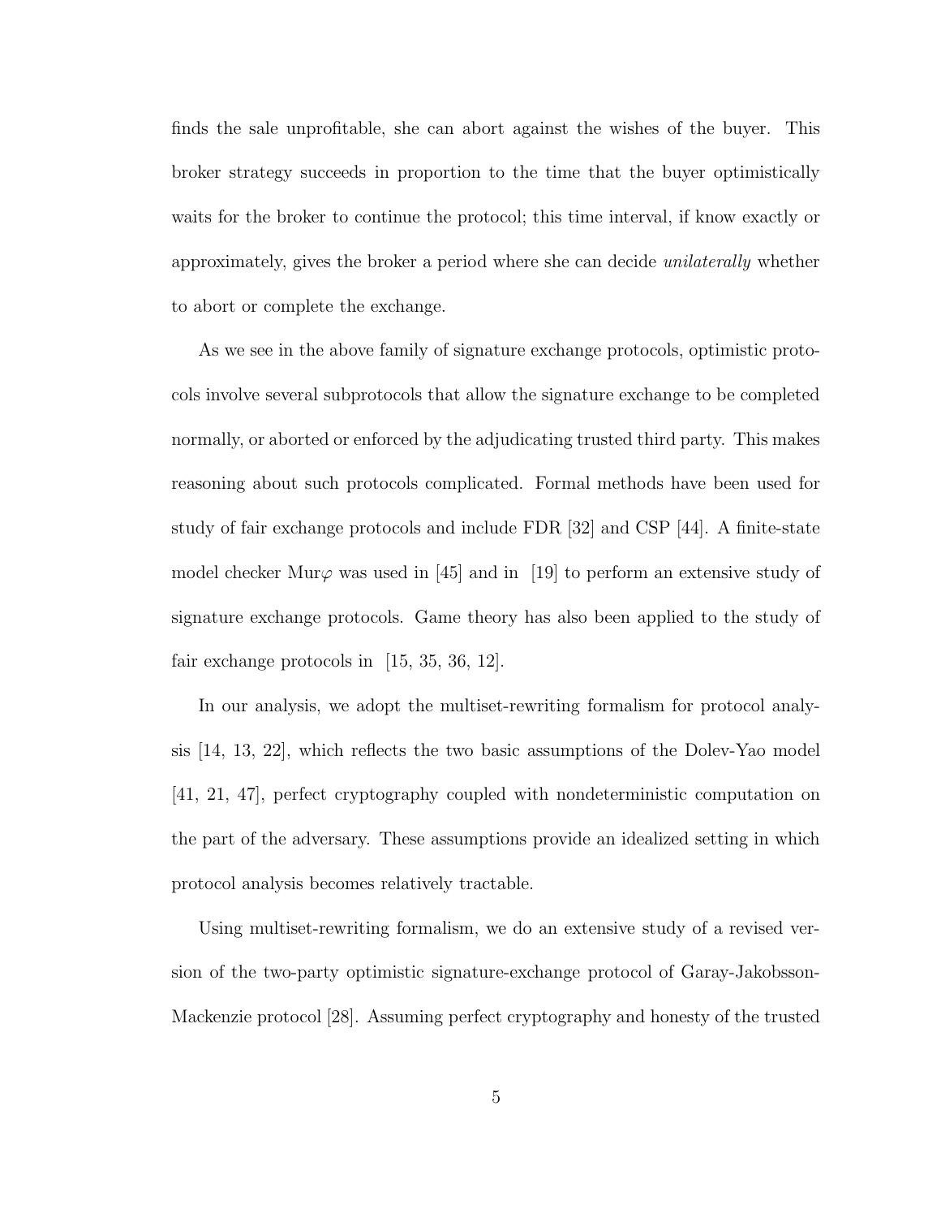finds the sale unprofitable, she can abort against the wishes of the buyer. This broker strategy succeeds in proportion to the time that the buyer optimistically waits for the broker to continue the protocol; this time interval, if know exactly or approximately, gives the broker a period where she can decide *unilaterally* whether to abort or complete the exchange.

As we see in the above family of signature exchange protocols, optimistic protocols involve several subprotocols that allow the signature exchange to be completed normally, or aborted or enforced by the adjudicating trusted third party. This makes reasoning about such protocols complicated. Formal methods have been used for study of fair exchange protocols and include FDR [32] and CSP [44]. A finite-state model checker Mur$\varphi$ was used in [45] and in [19] to perform an extensive study of signature exchange protocols. Game theory has also been applied to the study of fair exchange protocols in [15, 35, 36, 12].

In our analysis, we adopt the multiset-rewriting formalism for protocol analysis [14, 13, 22], which reflects the two basic assumptions of the Dolev-Yao model [41, 21, 47], perfect cryptography coupled with nondeterministic computation on the part of the adversary. These assumptions provide an idealized setting in which protocol analysis becomes relatively tractable.

Using multiset-rewriting formalism, we do an extensive study of a revised version of the two-party optimistic signature-exchange protocol of Garay-Jakobsson-Mackenzie protocol [28]. Assuming perfect cryptography and honesty of the trusted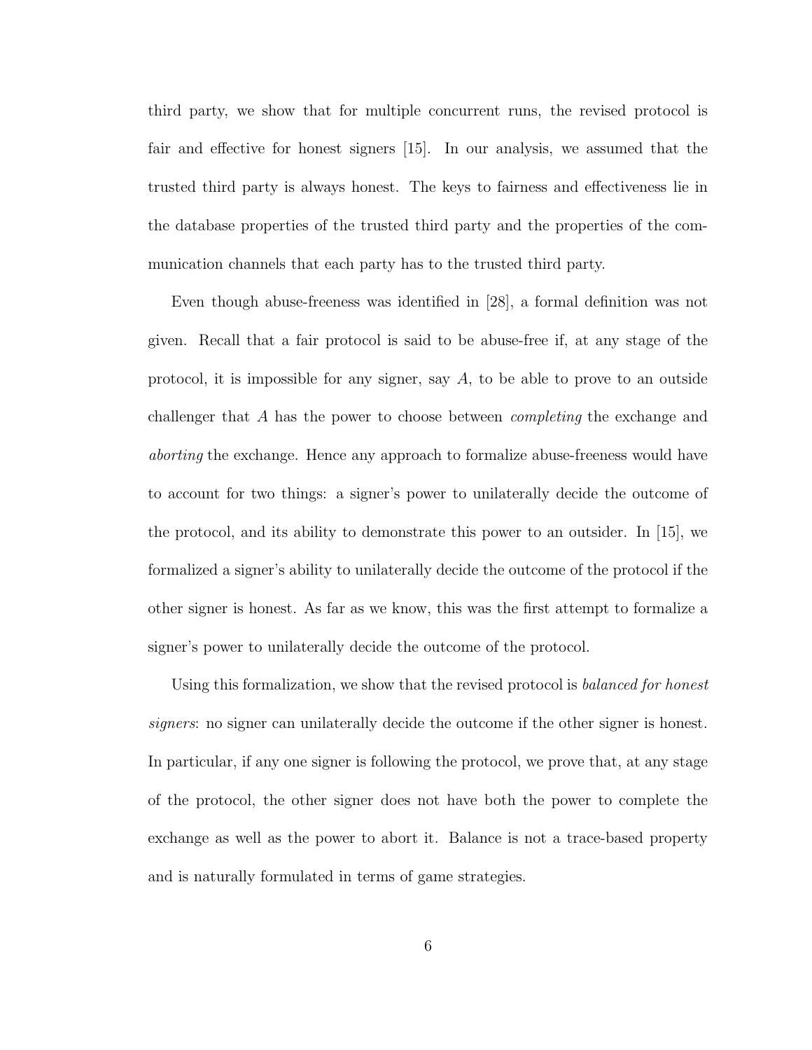third party, we show that for multiple concurrent runs, the revised protocol is fair and effective for honest signers [15]. In our analysis, we assumed that the trusted third party is always honest. The keys to fairness and effectiveness lie in the database properties of the trusted third party and the properties of the communication channels that each party has to the trusted third party.

Even though abuse-freeness was identified in [28], a formal definition was not given. Recall that a fair protocol is said to be abuse-free if, at any stage of the protocol, it is impossible for any signer, say $A$, to be able to prove to an outside challenger that $A$ has the power to choose between *completing* the exchange and *aborting* the exchange. Hence any approach to formalize abuse-freeness would have to account for two things: a signer's power to unilaterally decide the outcome of the protocol, and its ability to demonstrate this power to an outsider. In [15], we formalized a signer's ability to unilaterally decide the outcome of the protocol if the other signer is honest. As far as we know, this was the first attempt to formalize a signer's power to unilaterally decide the outcome of the protocol.

Using this formalization, we show that the revised protocol is *balanced for honest signers*: no signer can unilaterally decide the outcome if the other signer is honest. In particular, if any one signer is following the protocol, we prove that, at any stage of the protocol, the other signer does not have both the power to complete the exchange as well as the power to abort it. Balance is not a trace-based property and is naturally formulated in terms of game strategies.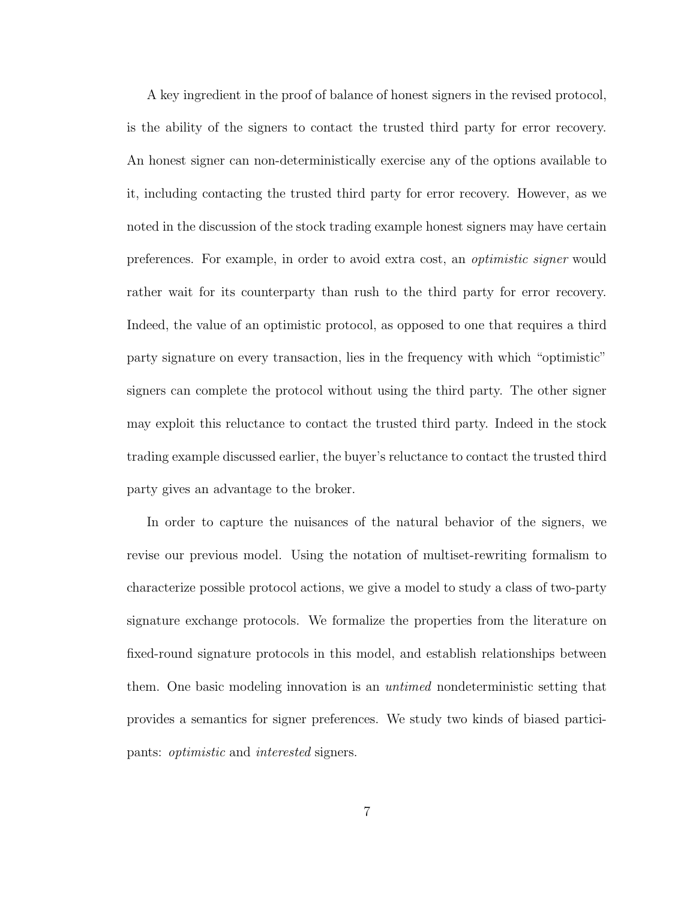A key ingredient in the proof of balance of honest signers in the revised protocol, is the ability of the signers to contact the trusted third party for error recovery. An honest signer can non-deterministically exercise any of the options available to it, including contacting the trusted third party for error recovery. However, as we noted in the discussion of the stock trading example honest signers may have certain preferences. For example, in order to avoid extra cost, an *optimistic signer* would rather wait for its counterparty than rush to the third party for error recovery. Indeed, the value of an optimistic protocol, as opposed to one that requires a third party signature on every transaction, lies in the frequency with which "optimistic" signers can complete the protocol without using the third party. The other signer may exploit this reluctance to contact the trusted third party. Indeed in the stock trading example discussed earlier, the buyer's reluctance to contact the trusted third party gives an advantage to the broker.

In order to capture the nuisances of the natural behavior of the signers, we revise our previous model. Using the notation of multiset-rewriting formalism to characterize possible protocol actions, we give a model to study a class of two-party signature exchange protocols. We formalize the properties from the literature on fixed-round signature protocols in this model, and establish relationships between them. One basic modeling innovation is an *untimed* nondeterministic setting that provides a semantics for signer preferences. We study two kinds of biased participants: *optimistic* and *interested* signers.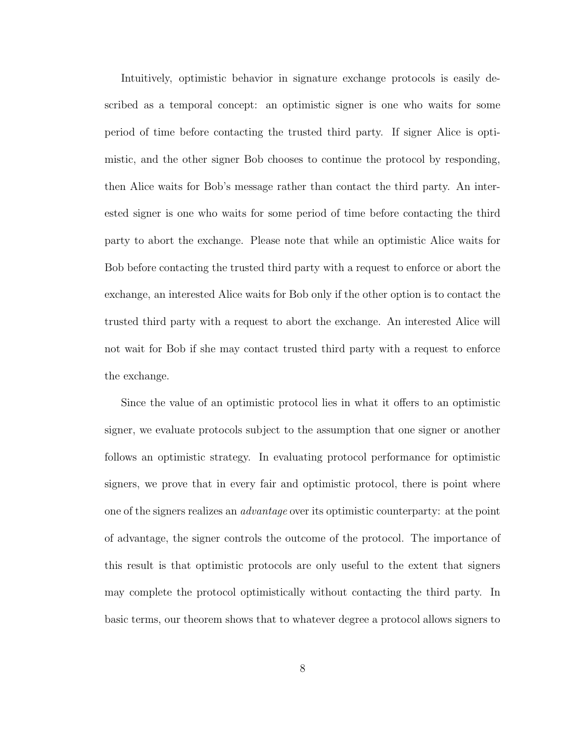Intuitively, optimistic behavior in signature exchange protocols is easily described as a temporal concept: an optimistic signer is one who waits for some period of time before contacting the trusted third party. If signer Alice is optimistic, and the other signer Bob chooses to continue the protocol by responding, then Alice waits for Bob's message rather than contact the third party. An interested signer is one who waits for some period of time before contacting the third party to abort the exchange. Please note that while an optimistic Alice waits for Bob before contacting the trusted third party with a request to enforce or abort the exchange, an interested Alice waits for Bob only if the other option is to contact the trusted third party with a request to abort the exchange. An interested Alice will not wait for Bob if she may contact trusted third party with a request to enforce the exchange.

Since the value of an optimistic protocol lies in what it offers to an optimistic signer, we evaluate protocols subject to the assumption that one signer or another follows an optimistic strategy. In evaluating protocol performance for optimistic signers, we prove that in every fair and optimistic protocol, there is point where one of the signers realizes an *advantage* over its optimistic counterparty: at the point of advantage, the signer controls the outcome of the protocol. The importance of this result is that optimistic protocols are only useful to the extent that signers may complete the protocol optimistically without contacting the third party. In basic terms, our theorem shows that to whatever degree a protocol allows signers to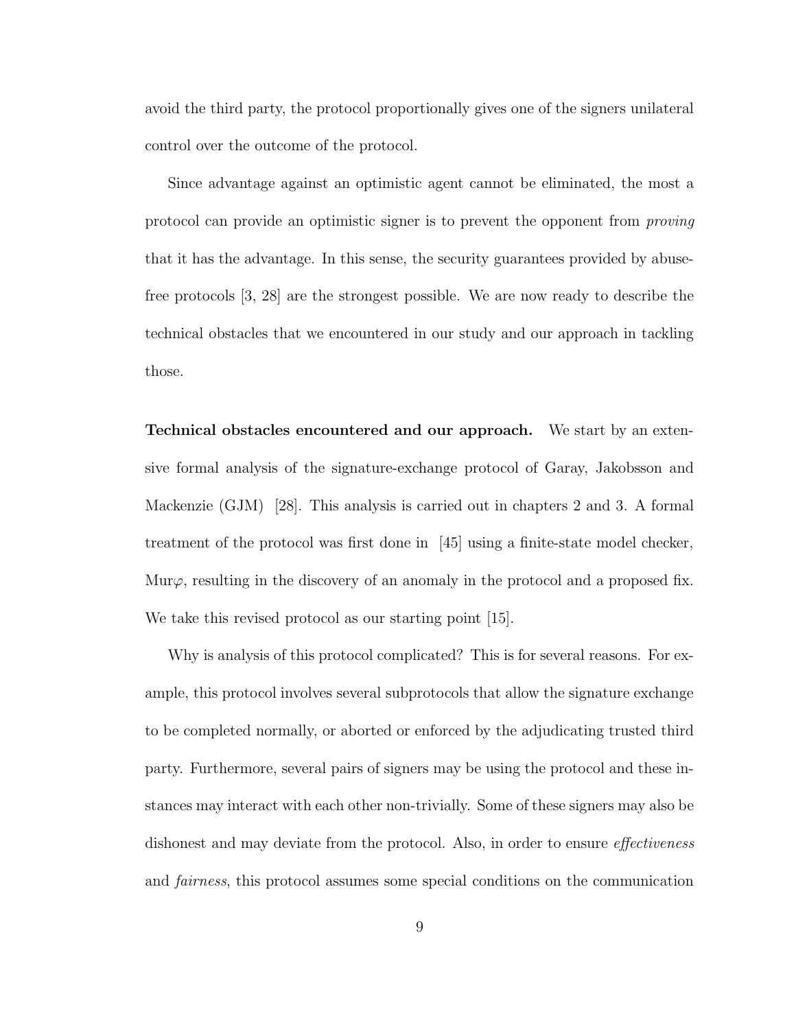avoid the third party, the protocol proportionally gives one of the signers unilateral control over the outcome of the protocol.

Since advantage against an optimistic agent cannot be eliminated, the most a protocol can provide an optimistic signer is to prevent the opponent from *proving* that it has the advantage. In this sense, the security guarantees provided by abuse-free protocols [3, 28] are the strongest possible. We are now ready to describe the technical obstacles that we encountered in our study and our approach in tackling those.

**Technical obstacles encountered and our approach.** We start by an extensive formal analysis of the signature-exchange protocol of Garay, Jakobsson and Mackenzie (GJM) [28]. This analysis is carried out in chapters 2 and 3. A formal treatment of the protocol was first done in [45] using a finite-state model checker, Mur$\varphi$, resulting in the discovery of an anomaly in the protocol and a proposed fix. We take this revised protocol as our starting point [15].

Why is analysis of this protocol complicated? This is for several reasons. For example, this protocol involves several subprotocols that allow the signature exchange to be completed normally, or aborted or enforced by the adjudicating trusted third party. Furthermore, several pairs of signers may be using the protocol and these instances may interact with each other non-trivially. Some of these signers may also be dishonest and may deviate from the protocol. Also, in order to ensure *effectiveness* and *fairness*, this protocol assumes some special conditions on the communication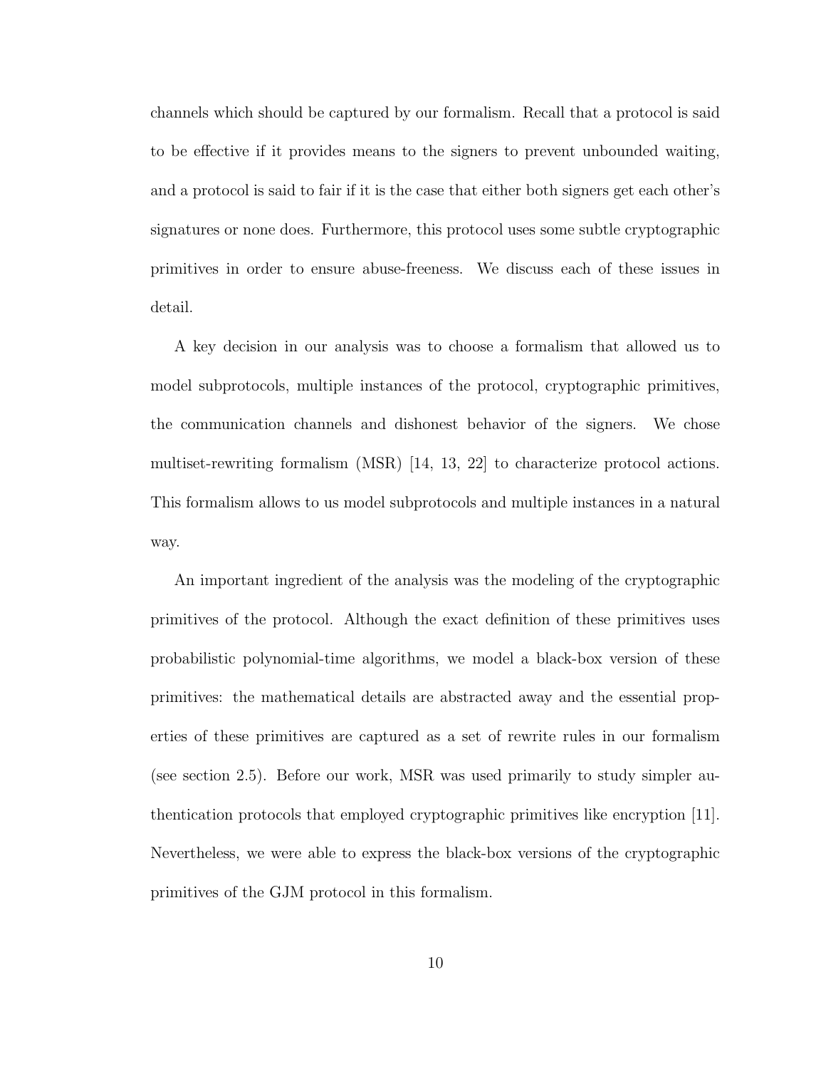channels which should be captured by our formalism. Recall that a protocol is said to be effective if it provides means to the signers to prevent unbounded waiting, and a protocol is said to fair if it is the case that either both signers get each other's signatures or none does. Furthermore, this protocol uses some subtle cryptographic primitives in order to ensure abuse-freeness. We discuss each of these issues in detail.

A key decision in our analysis was to choose a formalism that allowed us to model subprotocols, multiple instances of the protocol, cryptographic primitives, the communication channels and dishonest behavior of the signers. We chose multiset-rewriting formalism (MSR) [14, 13, 22] to characterize protocol actions. This formalism allows to us model subprotocols and multiple instances in a natural way.

An important ingredient of the analysis was the modeling of the cryptographic primitives of the protocol. Although the exact definition of these primitives uses probabilistic polynomial-time algorithms, we model a black-box version of these primitives: the mathematical details are abstracted away and the essential properties of these primitives are captured as a set of rewrite rules in our formalism (see section 2.5). Before our work, MSR was used primarily to study simpler authentication protocols that employed cryptographic primitives like encryption [11]. Nevertheless, we were able to express the black-box versions of the cryptographic primitives of the GJM protocol in this formalism.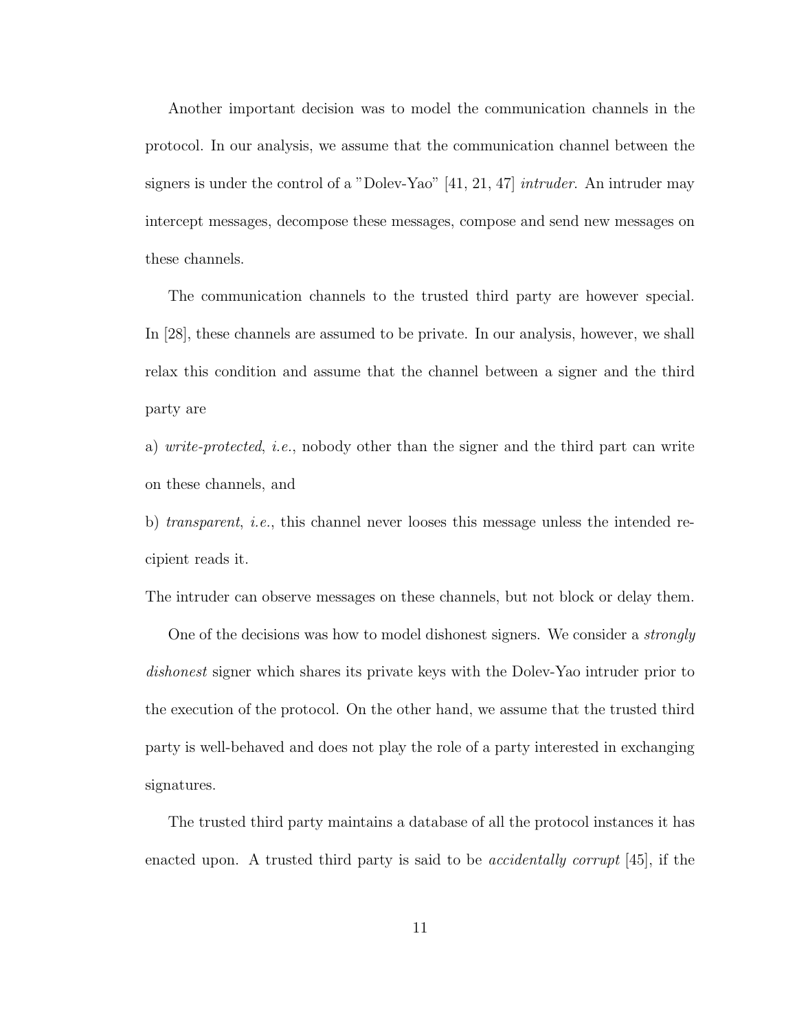Another important decision was to model the communication channels in the protocol. In our analysis, we assume that the communication channel between the signers is under the control of a "Dolev-Yao" [41, 21, 47] *intruder*. An intruder may intercept messages, decompose these messages, compose and send new messages on these channels.

The communication channels to the trusted third party are however special. In [28], these channels are assumed to be private. In our analysis, however, we shall relax this condition and assume that the channel between a signer and the third party are

a) *write-protected*, *i.e.*, nobody other than the signer and the third part can write on these channels, and

b) *transparent*, *i.e.*, this channel never looses this message unless the intended recipient reads it.

The intruder can observe messages on these channels, but not block or delay them.

One of the decisions was how to model dishonest signers. We consider a *strongly dishonest* signer which shares its private keys with the Dolev-Yao intruder prior to the execution of the protocol. On the other hand, we assume that the trusted third party is well-behaved and does not play the role of a party interested in exchanging signatures.

The trusted third party maintains a database of all the protocol instances it has enacted upon. A trusted third party is said to be *accidentally corrupt* [45], if the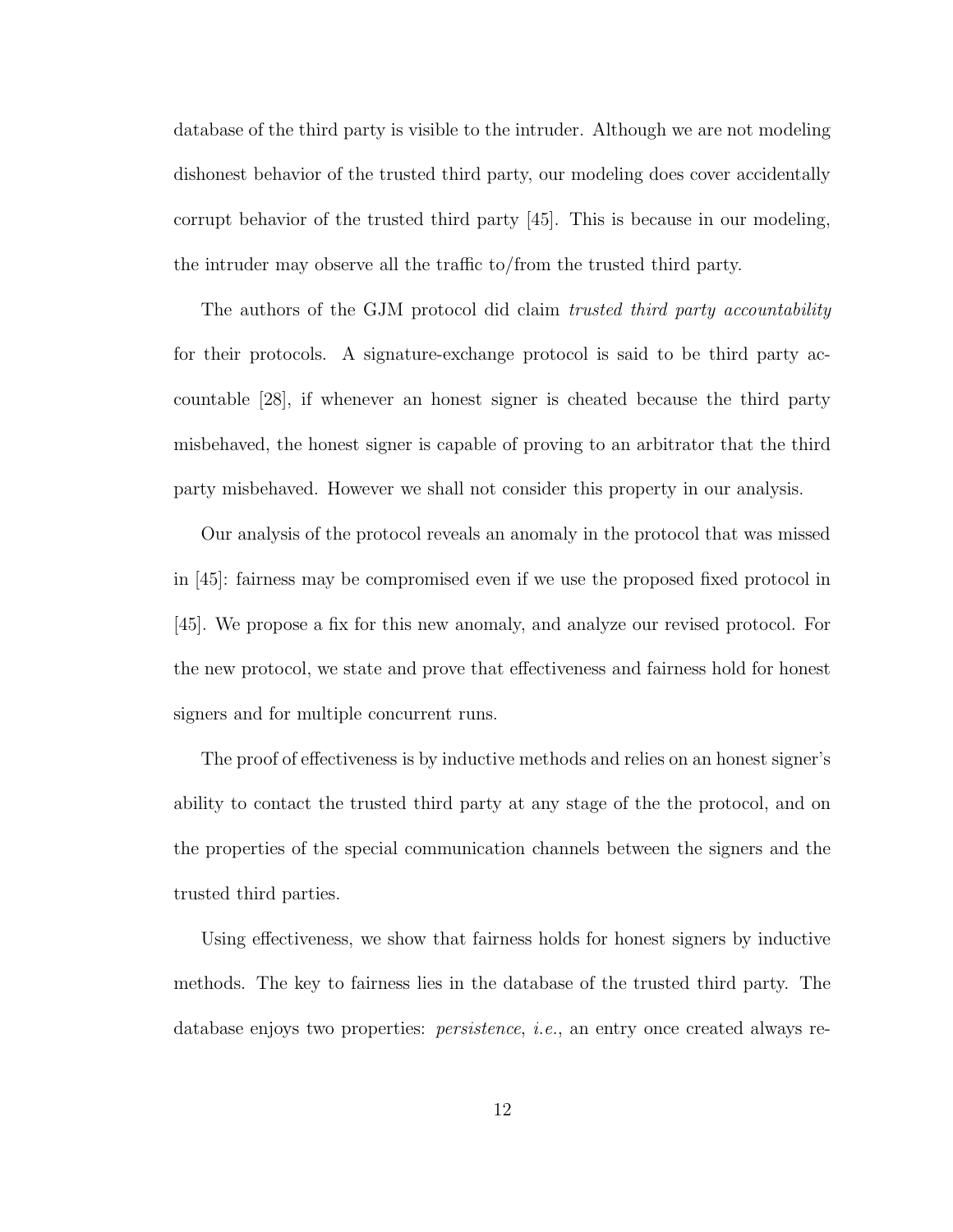database of the third party is visible to the intruder. Although we are not modeling dishonest behavior of the trusted third party, our modeling does cover accidentally corrupt behavior of the trusted third party [45]. This is because in our modeling, the intruder may observe all the traffic to/from the trusted third party.

The authors of the GJM protocol did claim *trusted third party accountability* for their protocols. A signature-exchange protocol is said to be third party accountable [28], if whenever an honest signer is cheated because the third party misbehaved, the honest signer is capable of proving to an arbitrator that the third party misbehaved. However we shall not consider this property in our analysis.

Our analysis of the protocol reveals an anomaly in the protocol that was missed in [45]: fairness may be compromised even if we use the proposed fixed protocol in [45]. We propose a fix for this new anomaly, and analyze our revised protocol. For the new protocol, we state and prove that effectiveness and fairness hold for honest signers and for multiple concurrent runs.

The proof of effectiveness is by inductive methods and relies on an honest signer's ability to contact the trusted third party at any stage of the the protocol, and on the properties of the special communication channels between the signers and the trusted third parties.

Using effectiveness, we show that fairness holds for honest signers by inductive methods. The key to fairness lies in the database of the trusted third party. The database enjoys two properties: *persistence*, *i.e.*, an entry once created always re-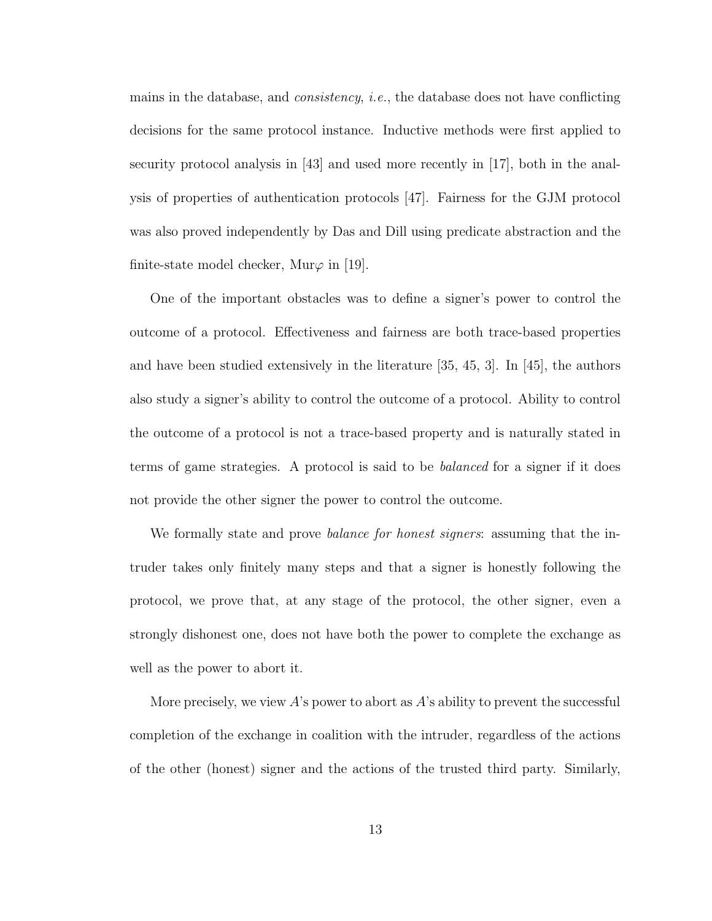mains in the database, and *consistency*, *i.e.*, the database does not have conflicting decisions for the same protocol instance. Inductive methods were first applied to security protocol analysis in [43] and used more recently in [17], both in the analysis of properties of authentication protocols [47]. Fairness for the GJM protocol was also proved independently by Das and Dill using predicate abstraction and the finite-state model checker, Mur$\varphi$ in [19].

One of the important obstacles was to define a signer's power to control the outcome of a protocol. Effectiveness and fairness are both trace-based properties and have been studied extensively in the literature [35, 45, 3]. In [45], the authors also study a signer's ability to control the outcome of a protocol. Ability to control the outcome of a protocol is not a trace-based property and is naturally stated in terms of game strategies. A protocol is said to be *balanced* for a signer if it does not provide the other signer the power to control the outcome.

We formally state and prove *balance for honest signers*: assuming that the intruder takes only finitely many steps and that a signer is honestly following the protocol, we prove that, at any stage of the protocol, the other signer, even a strongly dishonest one, does not have both the power to complete the exchange as well as the power to abort it.

More precisely, we view $A$'s power to abort as $A$'s ability to prevent the successful completion of the exchange in coalition with the intruder, regardless of the actions of the other (honest) signer and the actions of the trusted third party. Similarly,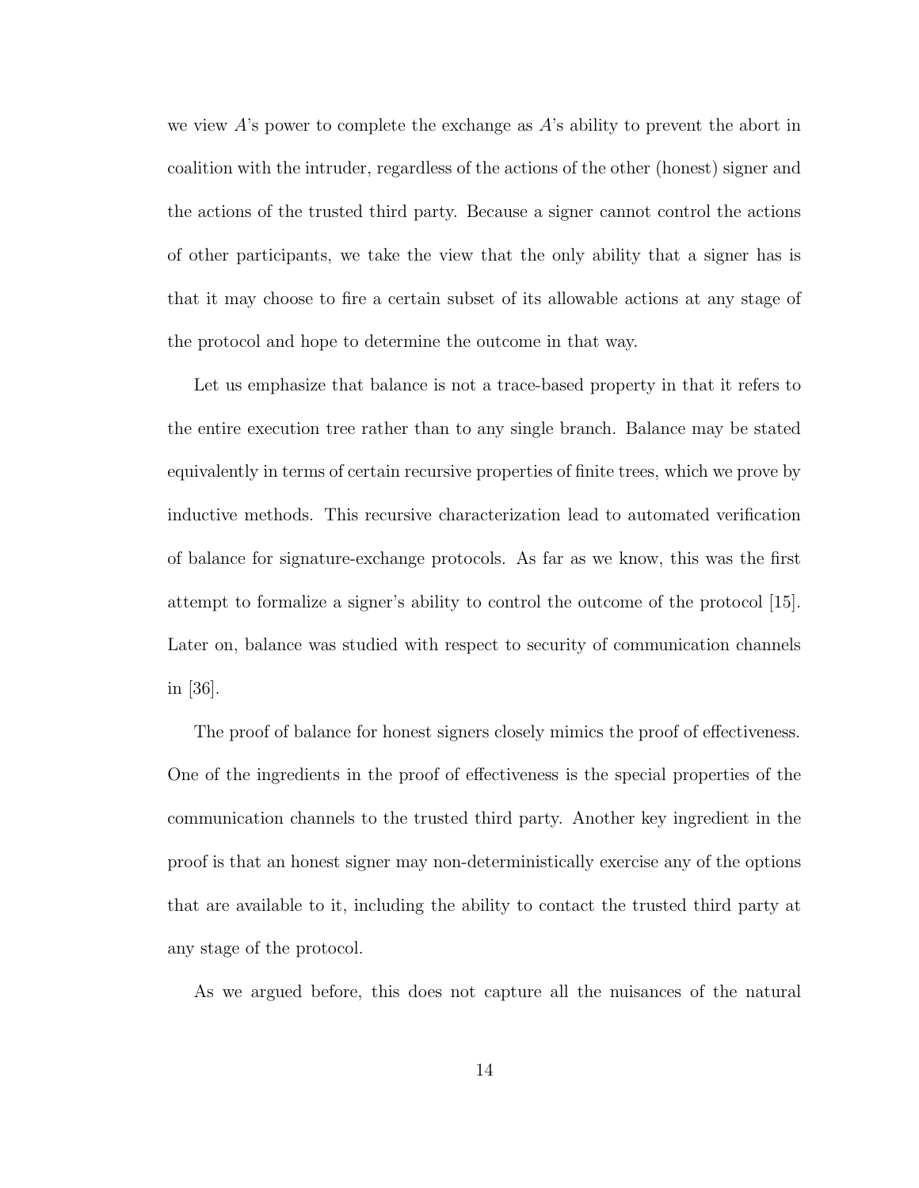we view $A$'s power to complete the exchange as $A$'s ability to prevent the abort in coalition with the intruder, regardless of the actions of the other (honest) signer and the actions of the trusted third party. Because a signer cannot control the actions of other participants, we take the view that the only ability that a signer has is that it may choose to fire a certain subset of its allowable actions at any stage of the protocol and hope to determine the outcome in that way.

Let us emphasize that balance is not a trace-based property in that it refers to the entire execution tree rather than to any single branch. Balance may be stated equivalently in terms of certain recursive properties of finite trees, which we prove by inductive methods. This recursive characterization lead to automated verification of balance for signature-exchange protocols. As far as we know, this was the first attempt to formalize a signer's ability to control the outcome of the protocol [15]. Later on, balance was studied with respect to security of communication channels in [36].

The proof of balance for honest signers closely mimics the proof of effectiveness. One of the ingredients in the proof of effectiveness is the special properties of the communication channels to the trusted third party. Another key ingredient in the proof is that an honest signer may non-deterministically exercise any of the options that are available to it, including the ability to contact the trusted third party at any stage of the protocol.

As we argued before, this does not capture all the nuisances of the natural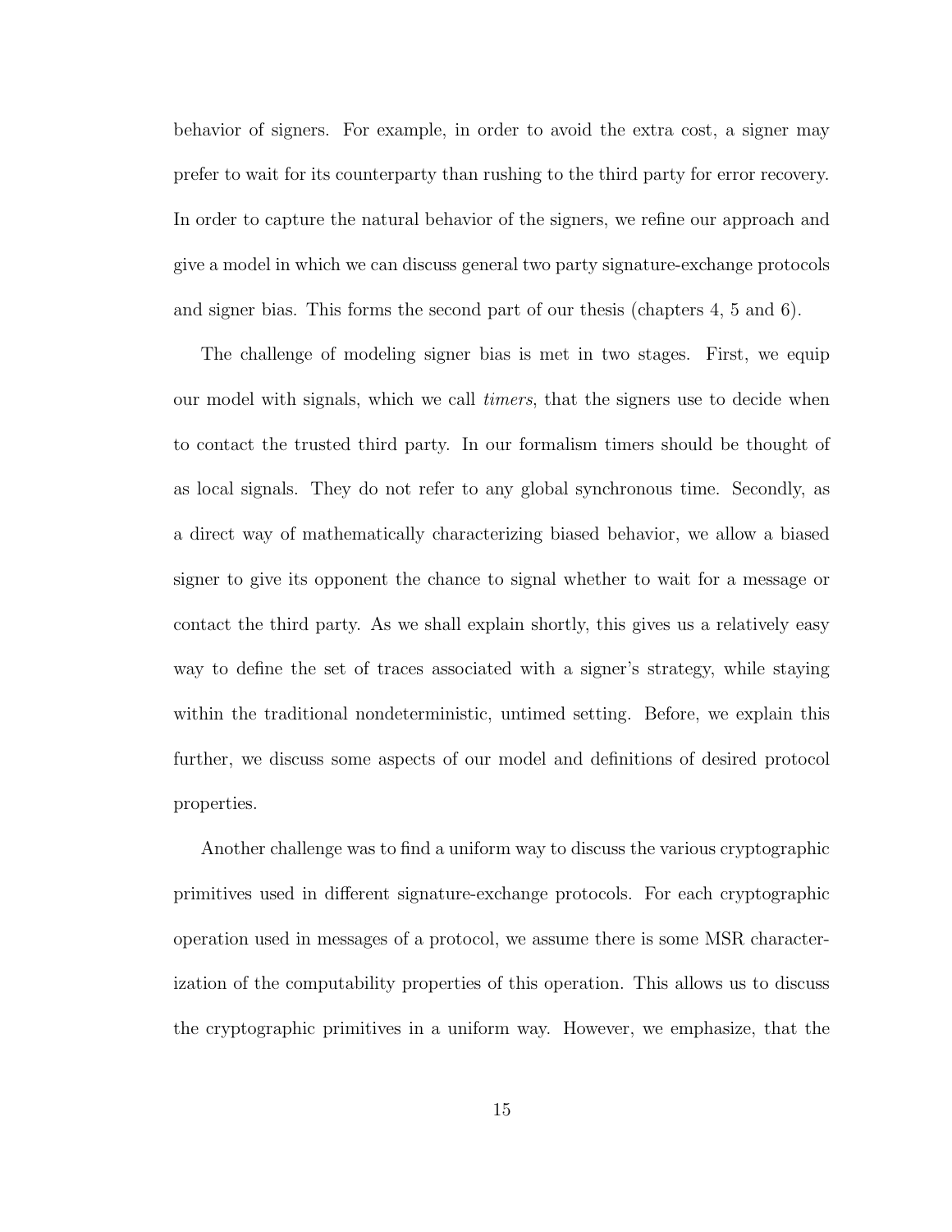behavior of signers. For example, in order to avoid the extra cost, a signer may prefer to wait for its counterparty than rushing to the third party for error recovery. In order to capture the natural behavior of the signers, we refine our approach and give a model in which we can discuss general two party signature-exchange protocols and signer bias. This forms the second part of our thesis (chapters 4, 5 and 6).

The challenge of modeling signer bias is met in two stages. First, we equip our model with signals, which we call *timers*, that the signers use to decide when to contact the trusted third party. In our formalism timers should be thought of as local signals. They do not refer to any global synchronous time. Secondly, as a direct way of mathematically characterizing biased behavior, we allow a biased signer to give its opponent the chance to signal whether to wait for a message or contact the third party. As we shall explain shortly, this gives us a relatively easy way to define the set of traces associated with a signer's strategy, while staying within the traditional nondeterministic, untimed setting. Before, we explain this further, we discuss some aspects of our model and definitions of desired protocol properties.

Another challenge was to find a uniform way to discuss the various cryptographic primitives used in different signature-exchange protocols. For each cryptographic operation used in messages of a protocol, we assume there is some MSR characterization of the computability properties of this operation. This allows us to discuss the cryptographic primitives in a uniform way. However, we emphasize, that the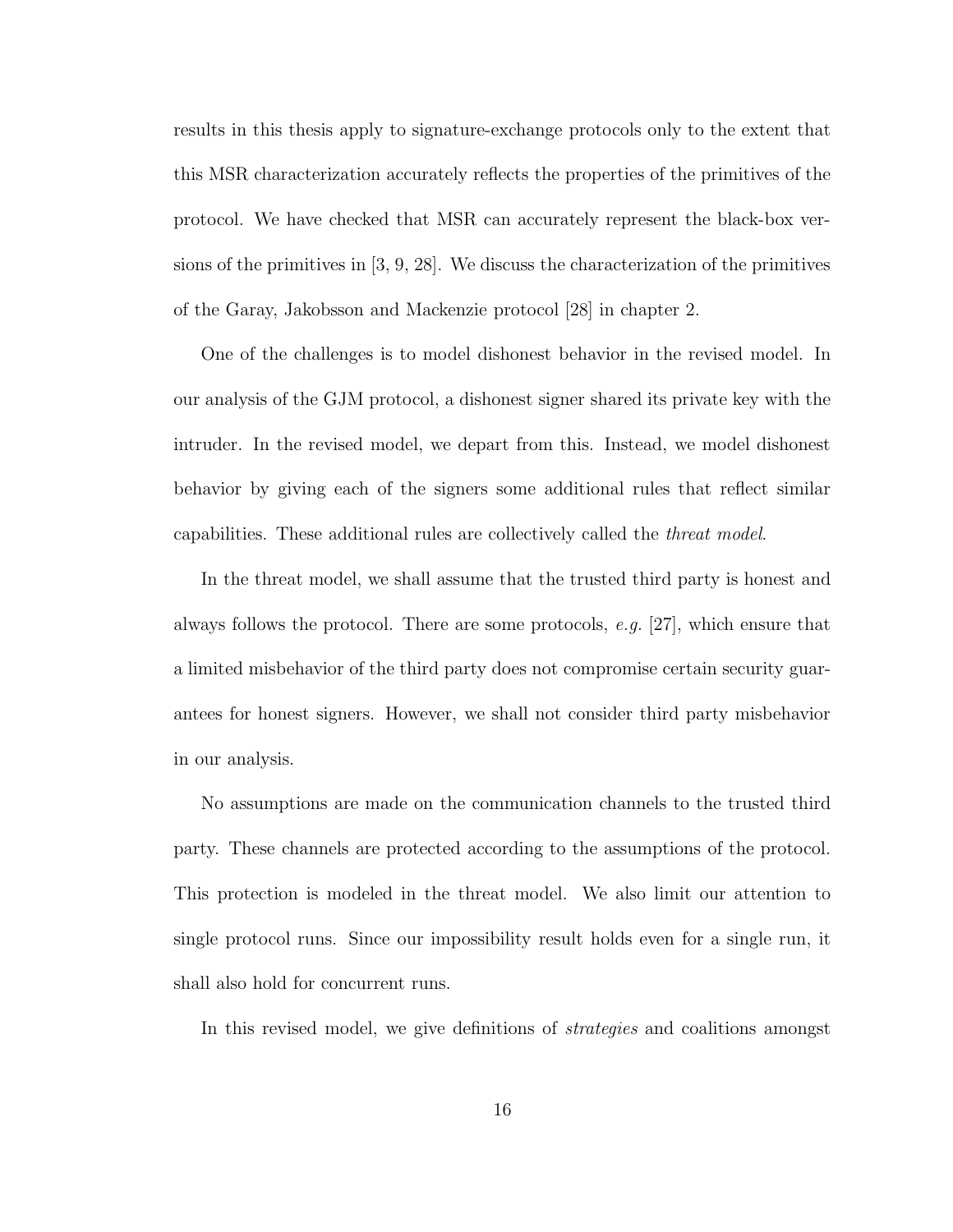results in this thesis apply to signature-exchange protocols only to the extent that this MSR characterization accurately reflects the properties of the primitives of the protocol. We have checked that MSR can accurately represent the black-box versions of the primitives in [3, 9, 28]. We discuss the characterization of the primitives of the Garay, Jakobsson and Mackenzie protocol [28] in chapter 2.

One of the challenges is to model dishonest behavior in the revised model. In our analysis of the GJM protocol, a dishonest signer shared its private key with the intruder. In the revised model, we depart from this. Instead, we model dishonest behavior by giving each of the signers some additional rules that reflect similar capabilities. These additional rules are collectively called the *threat model*.

In the threat model, we shall assume that the trusted third party is honest and always follows the protocol. There are some protocols, *e.g.* [27], which ensure that a limited misbehavior of the third party does not compromise certain security guarantees for honest signers. However, we shall not consider third party misbehavior in our analysis.

No assumptions are made on the communication channels to the trusted third party. These channels are protected according to the assumptions of the protocol. This protection is modeled in the threat model. We also limit our attention to single protocol runs. Since our impossibility result holds even for a single run, it shall also hold for concurrent runs.

In this revised model, we give definitions of *strategies* and coalitions amongst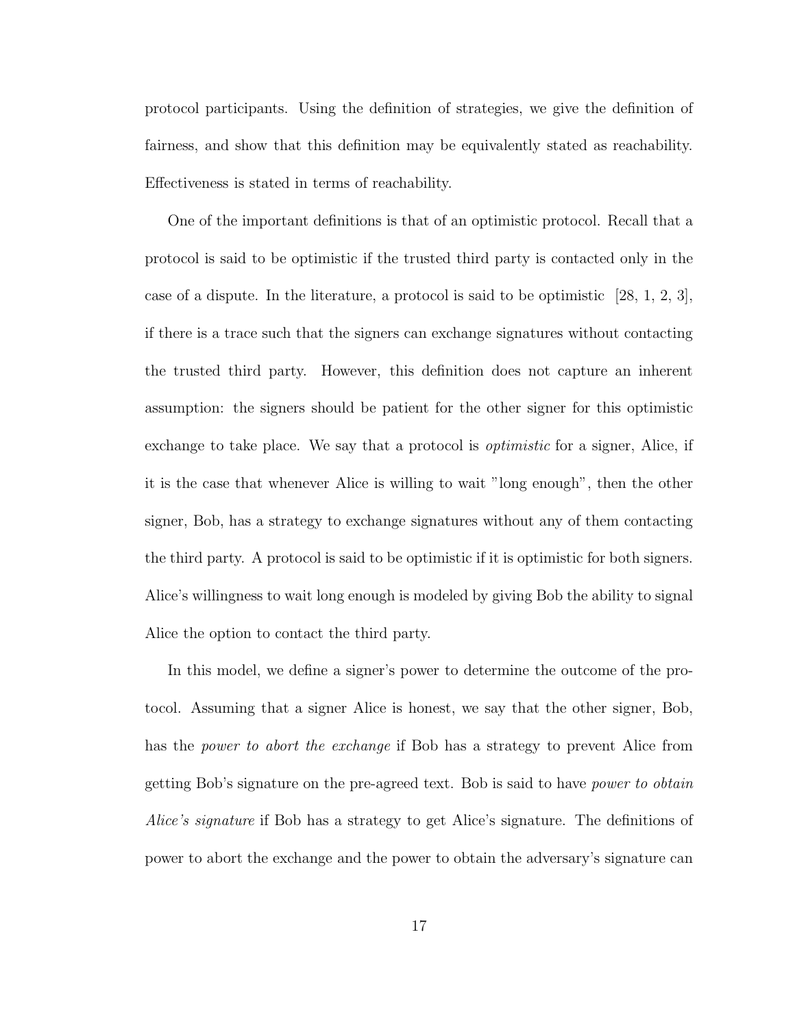protocol participants. Using the definition of strategies, we give the definition of fairness, and show that this definition may be equivalently stated as reachability. Effectiveness is stated in terms of reachability.

One of the important definitions is that of an optimistic protocol. Recall that a protocol is said to be optimistic if the trusted third party is contacted only in the case of a dispute. In the literature, a protocol is said to be optimistic [28, 1, 2, 3], if there is a trace such that the signers can exchange signatures without contacting the trusted third party. However, this definition does not capture an inherent assumption: the signers should be patient for the other signer for this optimistic exchange to take place. We say that a protocol is *optimistic* for a signer, Alice, if it is the case that whenever Alice is willing to wait "long enough", then the other signer, Bob, has a strategy to exchange signatures without any of them contacting the third party. A protocol is said to be optimistic if it is optimistic for both signers. Alice's willingness to wait long enough is modeled by giving Bob the ability to signal Alice the option to contact the third party.

In this model, we define a signer's power to determine the outcome of the protocol. Assuming that a signer Alice is honest, we say that the other signer, Bob, has the *power to abort the exchange* if Bob has a strategy to prevent Alice from getting Bob's signature on the pre-agreed text. Bob is said to have *power to obtain Alice's signature* if Bob has a strategy to get Alice's signature. The definitions of power to abort the exchange and the power to obtain the adversary's signature can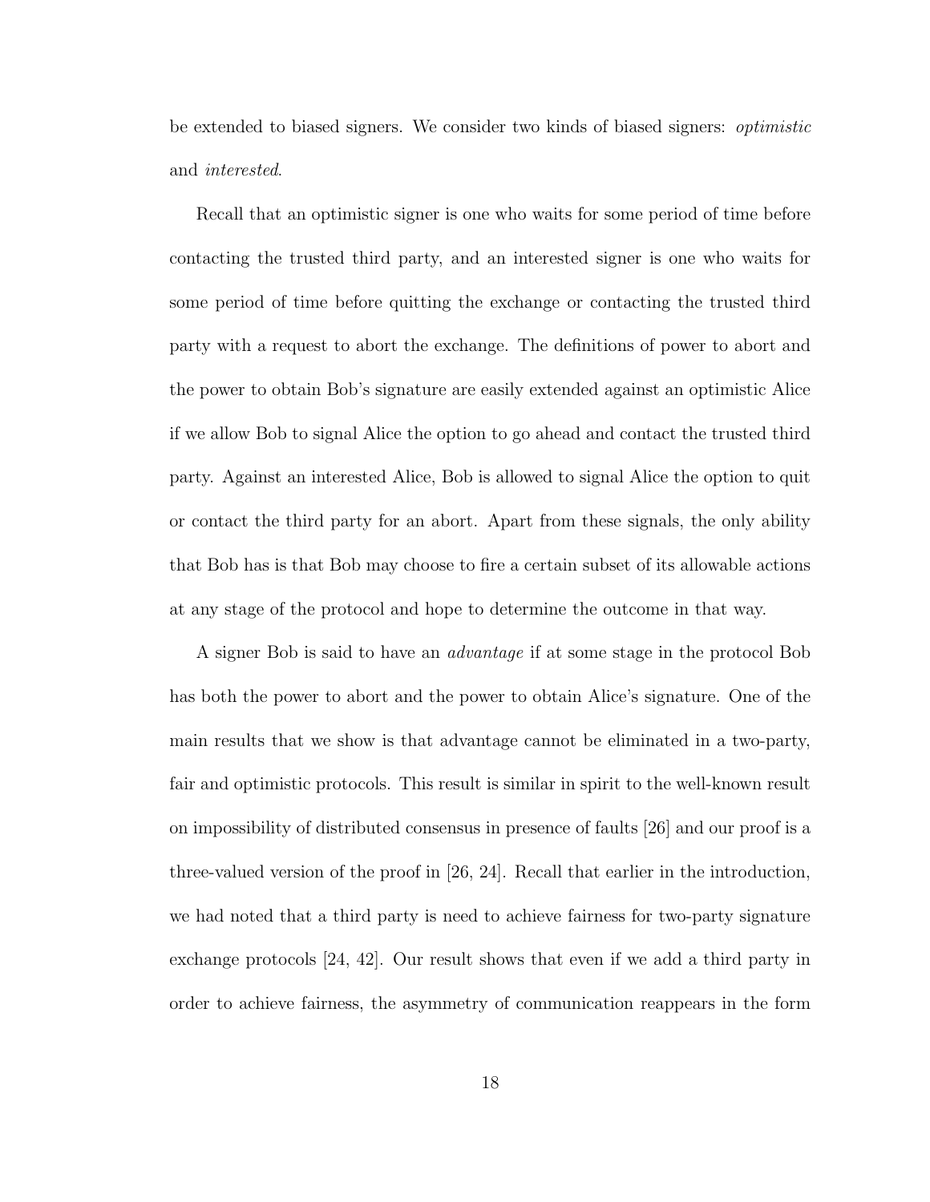be extended to biased signers. We consider two kinds of biased signers: *optimistic* and *interested*.

Recall that an optimistic signer is one who waits for some period of time before contacting the trusted third party, and an interested signer is one who waits for some period of time before quitting the exchange or contacting the trusted third party with a request to abort the exchange. The definitions of power to abort and the power to obtain Bob's signature are easily extended against an optimistic Alice if we allow Bob to signal Alice the option to go ahead and contact the trusted third party. Against an interested Alice, Bob is allowed to signal Alice the option to quit or contact the third party for an abort. Apart from these signals, the only ability that Bob has is that Bob may choose to fire a certain subset of its allowable actions at any stage of the protocol and hope to determine the outcome in that way.

A signer Bob is said to have an *advantage* if at some stage in the protocol Bob has both the power to abort and the power to obtain Alice's signature. One of the main results that we show is that advantage cannot be eliminated in a two-party, fair and optimistic protocols. This result is similar in spirit to the well-known result on impossibility of distributed consensus in presence of faults [26] and our proof is a three-valued version of the proof in [26, 24]. Recall that earlier in the introduction, we had noted that a third party is need to achieve fairness for two-party signature exchange protocols [24, 42]. Our result shows that even if we add a third party in order to achieve fairness, the asymmetry of communication reappears in the form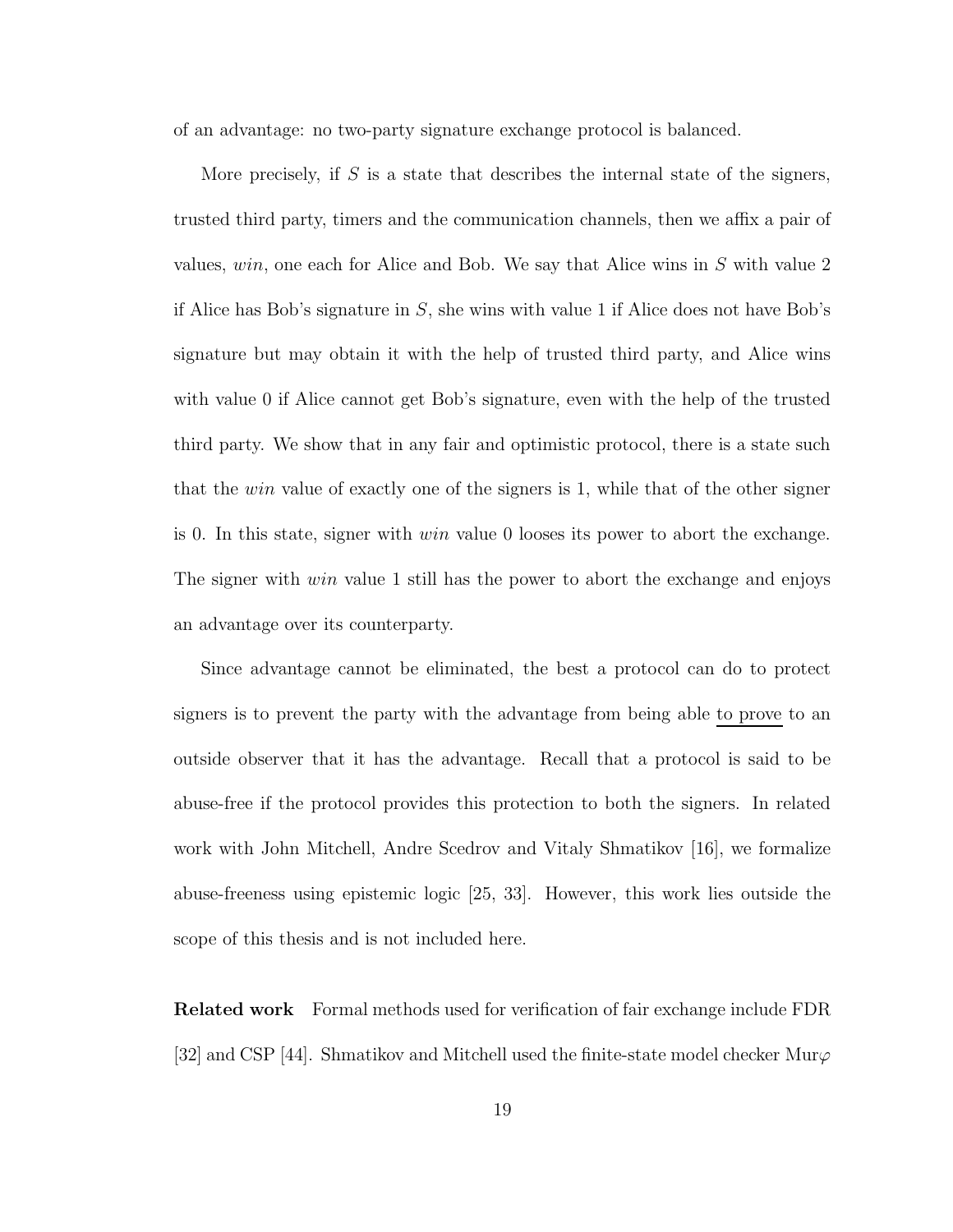of an advantage: no two-party signature exchange protocol is balanced.

More precisely, if $S$ is a state that describes the internal state of the signers, trusted third party, timers and the communication channels, then we affix a pair of values, *win*, one each for Alice and Bob. We say that Alice wins in $S$ with value 2 if Alice has Bob's signature in $S$, she wins with value 1 if Alice does not have Bob's signature but may obtain it with the help of trusted third party, and Alice wins with value 0 if Alice cannot get Bob's signature, even with the help of the trusted third party. We show that in any fair and optimistic protocol, there is a state such that the *win* value of exactly one of the signers is 1, while that of the other signer is 0. In this state, signer with *win* value 0 looses its power to abort the exchange. The signer with *win* value 1 still has the power to abort the exchange and enjoys an advantage over its counterparty.

Since advantage cannot be eliminated, the best a protocol can do to protect signers is to prevent the party with the advantage from being able <u>to prove</u> to an outside observer that it has the advantage. Recall that a protocol is said to be abuse-free if the protocol provides this protection to both the signers. In related work with John Mitchell, Andre Scedrov and Vitaly Shmatikov [16], we formalize abuse-freeness using epistemic logic [25, 33]. However, this work lies outside the scope of this thesis and is not included here.

**Related work** Formal methods used for verification of fair exchange include FDR [32] and CSP [44]. Shmatikov and Mitchell used the finite-state model checker Mur$\varphi$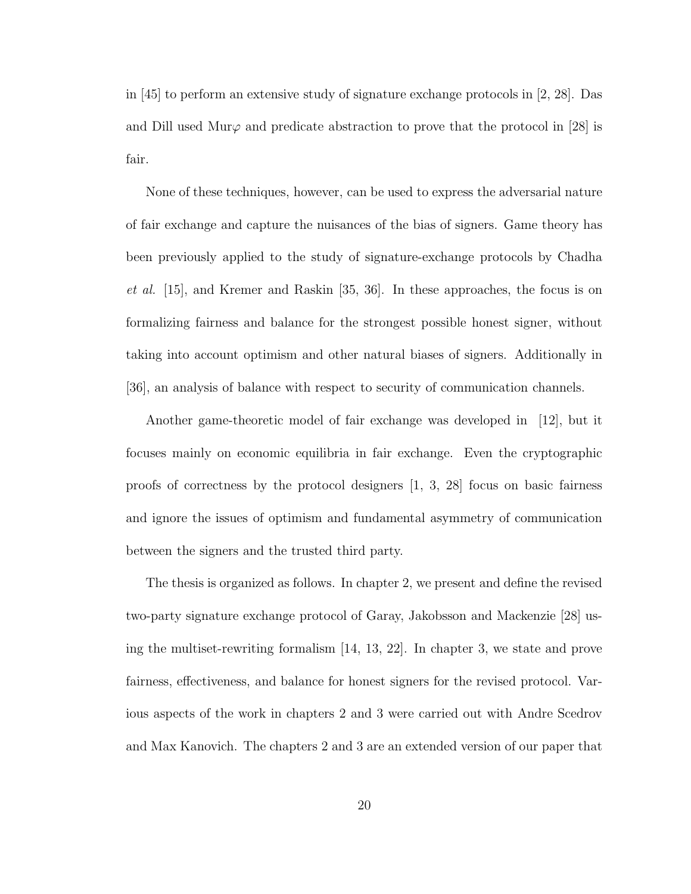in [45] to perform an extensive study of signature exchange protocols in [2, 28]. Das and Dill used Mur$\varphi$ and predicate abstraction to prove that the protocol in [28] is fair.

None of these techniques, however, can be used to express the adversarial nature of fair exchange and capture the nuisances of the bias of signers. Game theory has been previously applied to the study of signature-exchange protocols by Chadha *et al.* [15], and Kremer and Raskin [35, 36]. In these approaches, the focus is on formalizing fairness and balance for the strongest possible honest signer, without taking into account optimism and other natural biases of signers. Additionally in [36], an analysis of balance with respect to security of communication channels.

Another game-theoretic model of fair exchange was developed in [12], but it focuses mainly on economic equilibria in fair exchange. Even the cryptographic proofs of correctness by the protocol designers [1, 3, 28] focus on basic fairness and ignore the issues of optimism and fundamental asymmetry of communication between the signers and the trusted third party.

The thesis is organized as follows. In chapter 2, we present and define the revised two-party signature exchange protocol of Garay, Jakobsson and Mackenzie [28] using the multiset-rewriting formalism [14, 13, 22]. In chapter 3, we state and prove fairness, effectiveness, and balance for honest signers for the revised protocol. Various aspects of the work in chapters 2 and 3 were carried out with Andre Scedrov and Max Kanovich. The chapters 2 and 3 are an extended version of our paper that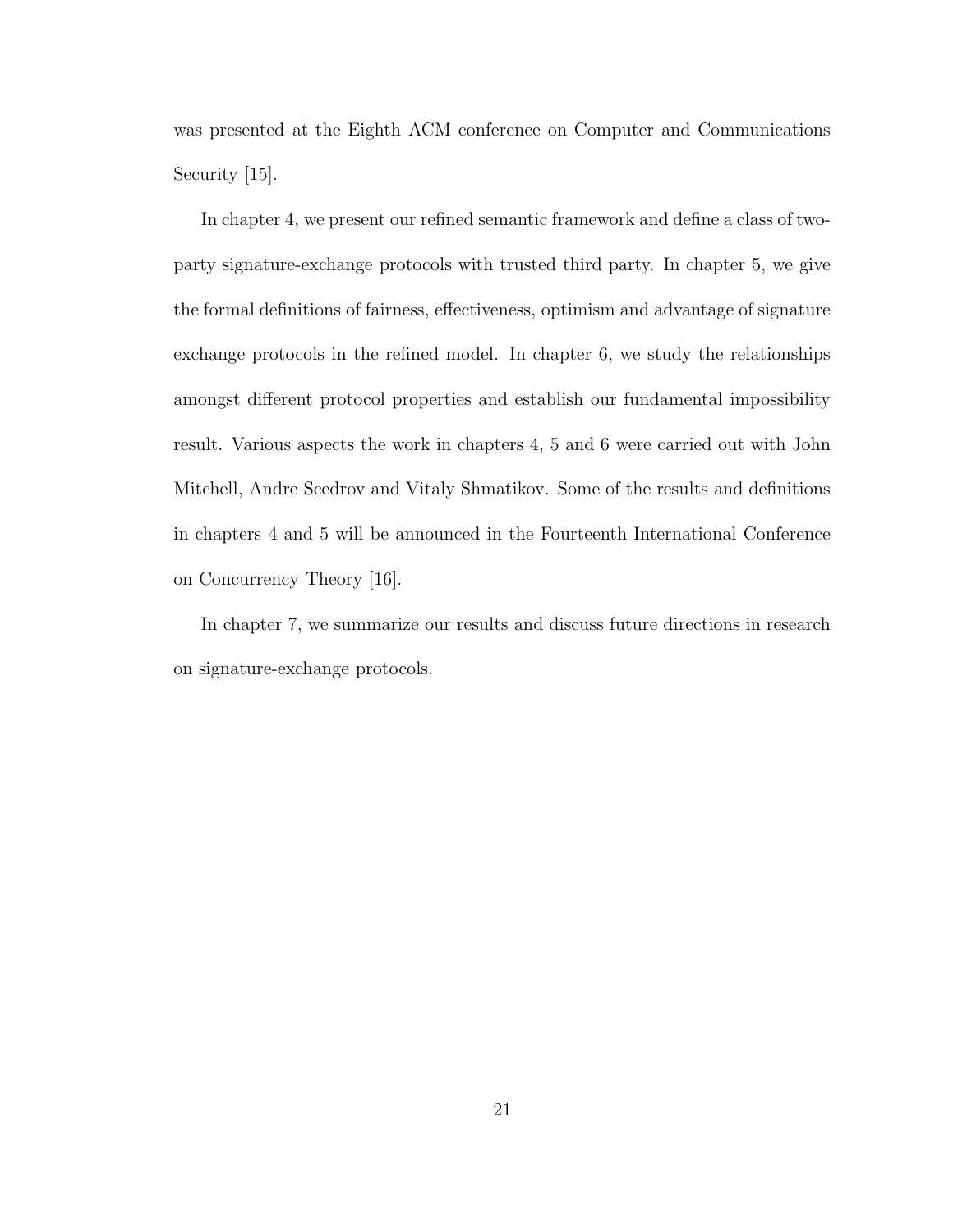was presented at the Eighth ACM conference on Computer and Communications Security [15].

In chapter 4, we present our refined semantic framework and define a class of two-party signature-exchange protocols with trusted third party. In chapter 5, we give the formal definitions of fairness, effectiveness, optimism and advantage of signature exchange protocols in the refined model. In chapter 6, we study the relationships amongst different protocol properties and establish our fundamental impossibility result. Various aspects the work in chapters 4, 5 and 6 were carried out with John Mitchell, Andre Scedrov and Vitaly Shmatikov. Some of the results and definitions in chapters 4 and 5 will be announced in the Fourteenth International Conference on Concurrency Theory [16].

In chapter 7, we summarize our results and discuss future directions in research on signature-exchange protocols.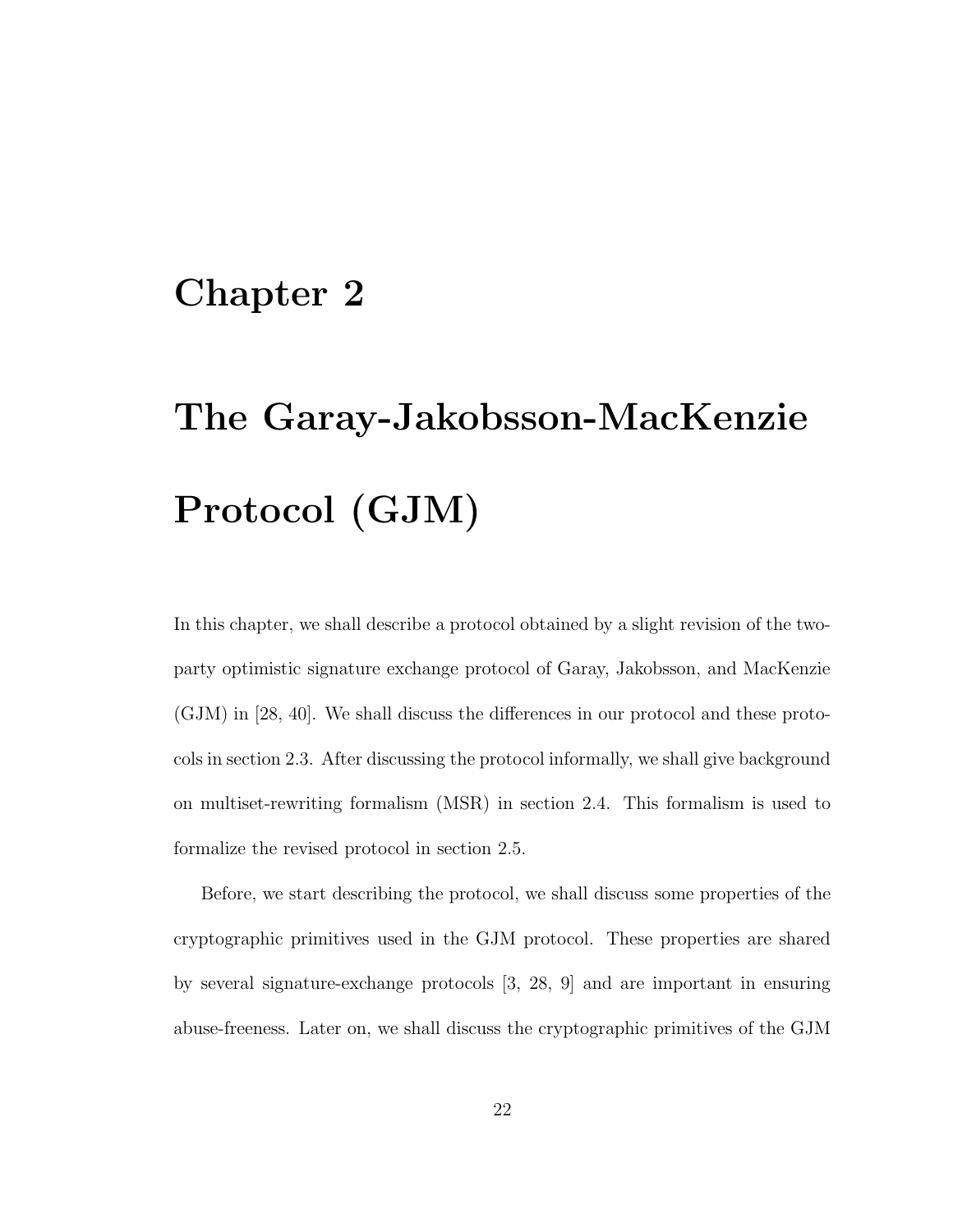# Chapter 2

# The Garay-Jakobsson-MacKenzie Protocol (GJM)

In this chapter, we shall describe a protocol obtained by a slight revision of the two-party optimistic signature exchange protocol of Garay, Jakobsson, and MacKenzie (GJM) in [28, 40]. We shall discuss the differences in our protocol and these protocols in section 2.3. After discussing the protocol informally, we shall give background on multiset-rewriting formalism (MSR) in section 2.4. This formalism is used to formalize the revised protocol in section 2.5.

Before, we start describing the protocol, we shall discuss some properties of the cryptographic primitives used in the GJM protocol. These properties are shared by several signature-exchange protocols [3, 28, 9] and are important in ensuring abuse-freeness. Later on, we shall discuss the cryptographic primitives of the GJM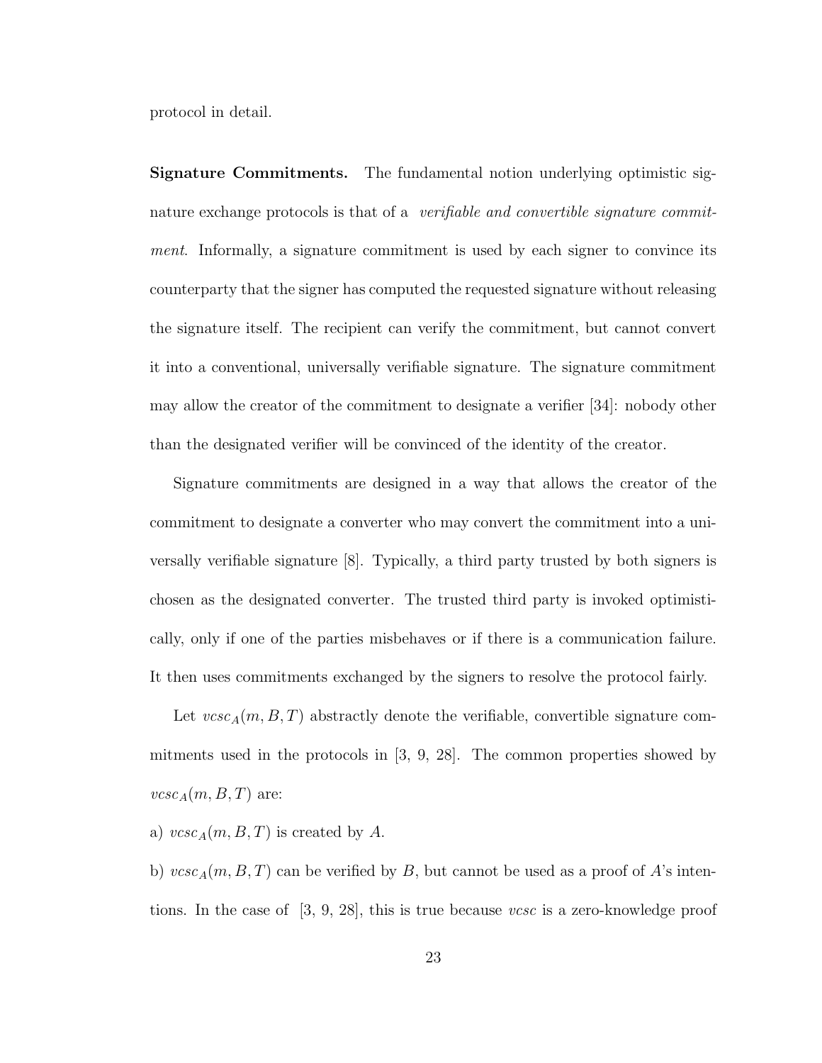protocol in detail.

**Signature Commitments.** The fundamental notion underlying optimistic signature exchange protocols is that of a *verifiable and convertible signature commitment*. Informally, a signature commitment is used by each signer to convince its counterparty that the signer has computed the requested signature without releasing the signature itself. The recipient can verify the commitment, but cannot convert it into a conventional, universally verifiable signature. The signature commitment may allow the creator of the commitment to designate a verifier [34]: nobody other than the designated verifier will be convinced of the identity of the creator.

Signature commitments are designed in a way that allows the creator of the commitment to designate a converter who may convert the commitment into a universally verifiable signature [8]. Typically, a third party trusted by both signers is chosen as the designated converter. The trusted third party is invoked optimistically, only if one of the parties misbehaves or if there is a communication failure. It then uses commitments exchanged by the signers to resolve the protocol fairly.

Let $vcsc_A(m, B, T)$ abstractly denote the verifiable, convertible signature commitments used in the protocols in [3, 9, 28]. The common properties showed by $vcsc_A(m, B, T)$ are:

a) $vcsc_A(m, B, T)$ is created by $A$.

b) $vcsc_A(m, B, T)$ can be verified by $B$, but cannot be used as a proof of $A$'s intentions. In the case of [3, 9, 28], this is true because $vcsc$ is a zero-knowledge proof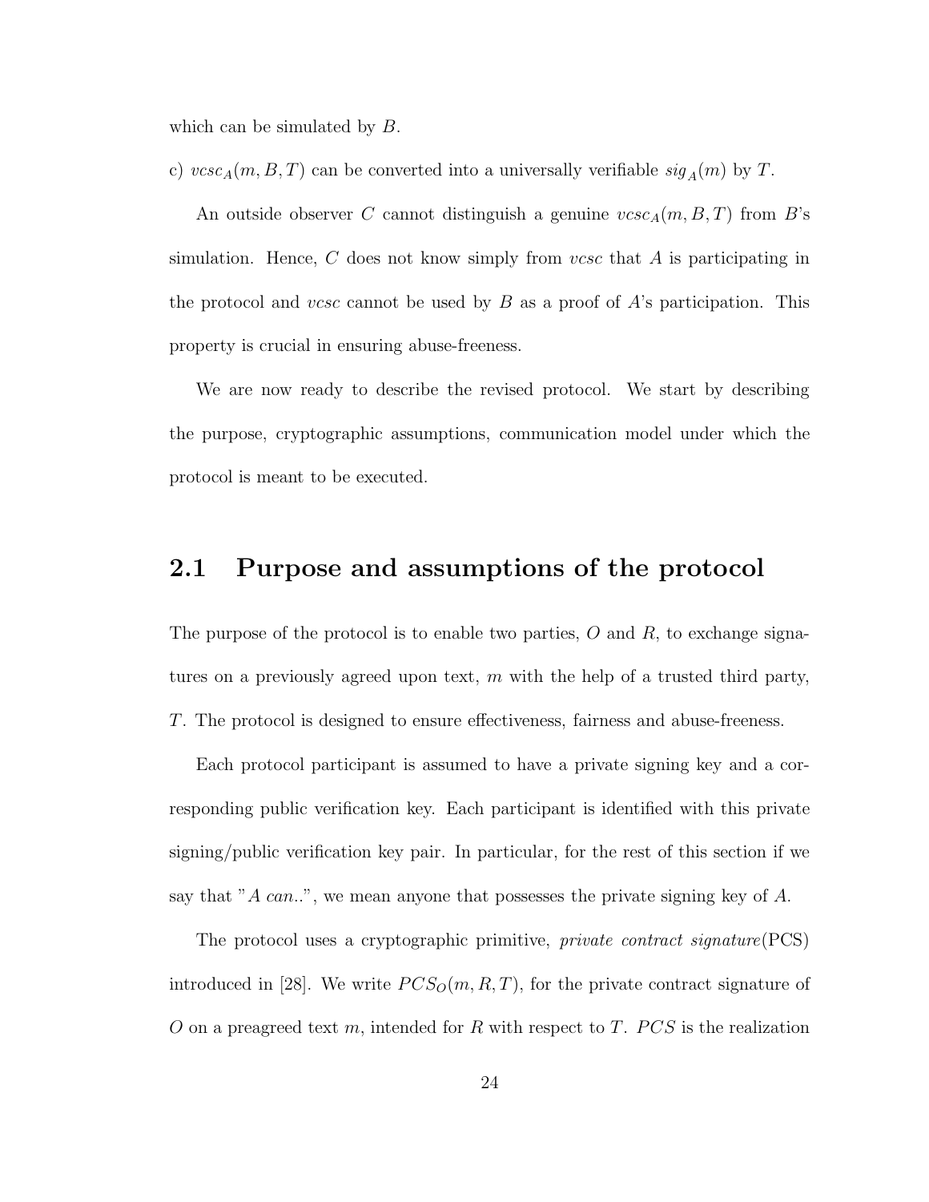which can be simulated by $B$.

c) $vcsc_A(m, B, T)$ can be converted into a universally verifiable $sig_A(m)$ by $T$.

An outside observer $C$ cannot distinguish a genuine $vcsc_A(m, B, T)$ from $B$'s simulation. Hence, $C$ does not know simply from *vcsc* that $A$ is participating in the protocol and *vcsc* cannot be used by $B$ as a proof of $A$'s participation. This property is crucial in ensuring abuse-freeness.

We are now ready to describe the revised protocol. We start by describing the purpose, cryptographic assumptions, communication model under which the protocol is meant to be executed.

## 2.1 Purpose and assumptions of the protocol

The purpose of the protocol is to enable two parties, $O$ and $R$, to exchange signatures on a previously agreed upon text, $m$ with the help of a trusted third party, $T$. The protocol is designed to ensure effectiveness, fairness and abuse-freeness.

Each protocol participant is assumed to have a private signing key and a corresponding public verification key. Each participant is identified with this private signing/public verification key pair. In particular, for the rest of this section if we say that "*A can..*", we mean anyone that possesses the private signing key of $A$.

The protocol uses a cryptographic primitive, *private contract signature*(PCS) introduced in [28]. We write $PCS_O(m, R, T)$, for the private contract signature of $O$ on a preagreed text $m$, intended for $R$ with respect to $T$. $PCS$ is the realization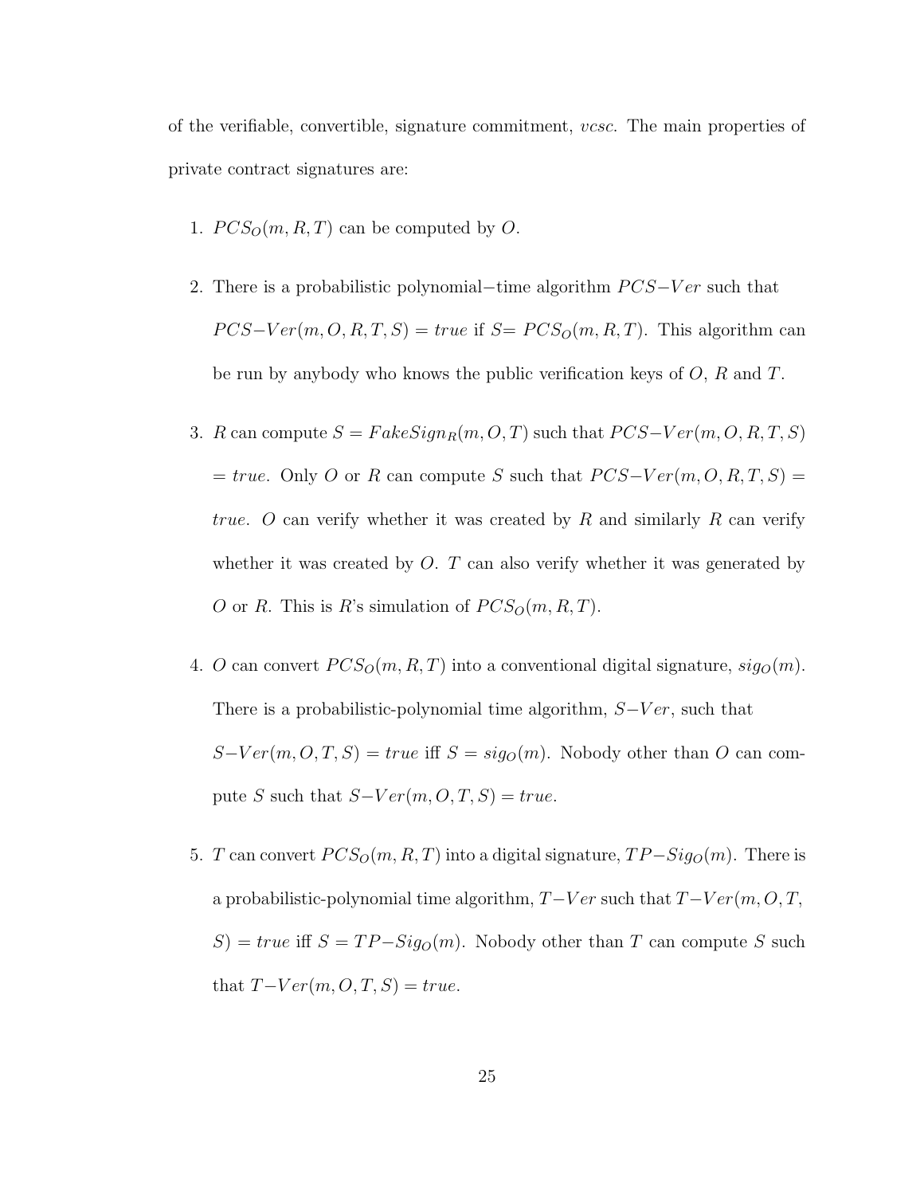of the verifiable, convertible, signature commitment, *vcsc*. The main properties of private contract signatures are:

1. $PCS_O(m, R, T)$ can be computed by $O$.

2. There is a probabilistic polynomial−time algorithm $PCS{-}Ver$ such that $PCS{-}Ver(m, O, R, T, S) = true$ if $S = PCS_O(m, R, T)$. This algorithm can be run by anybody who knows the public verification keys of $O$, $R$ and $T$.

3. $R$ can compute $S = FakeSign_R(m, O, T)$ such that $PCS{-}Ver(m, O, R, T, S) = true$. Only $O$ or $R$ can compute $S$ such that $PCS{-}Ver(m, O, R, T, S) = true$. $O$ can verify whether it was created by $R$ and similarly $R$ can verify whether it was created by $O$. $T$ can also verify whether it was generated by $O$ or $R$. This is $R$'s simulation of $PCS_O(m, R, T)$.

4. $O$ can convert $PCS_O(m, R, T)$ into a conventional digital signature, $sig_O(m)$. There is a probabilistic-polynomial time algorithm, $S{-}Ver$, such that $S{-}Ver(m, O, T, S) = true$ iff $S = sig_O(m)$. Nobody other than $O$ can compute $S$ such that $S{-}Ver(m, O, T, S) = true$.

5. $T$ can convert $PCS_O(m, R, T)$ into a digital signature, $TP{-}Sig_O(m)$. There is a probabilistic-polynomial time algorithm, $T{-}Ver$ such that $T{-}Ver(m, O, T, S) = true$ iff $S = TP{-}Sig_O(m)$. Nobody other than $T$ can compute $S$ such that $T{-}Ver(m, O, T, S) = true$.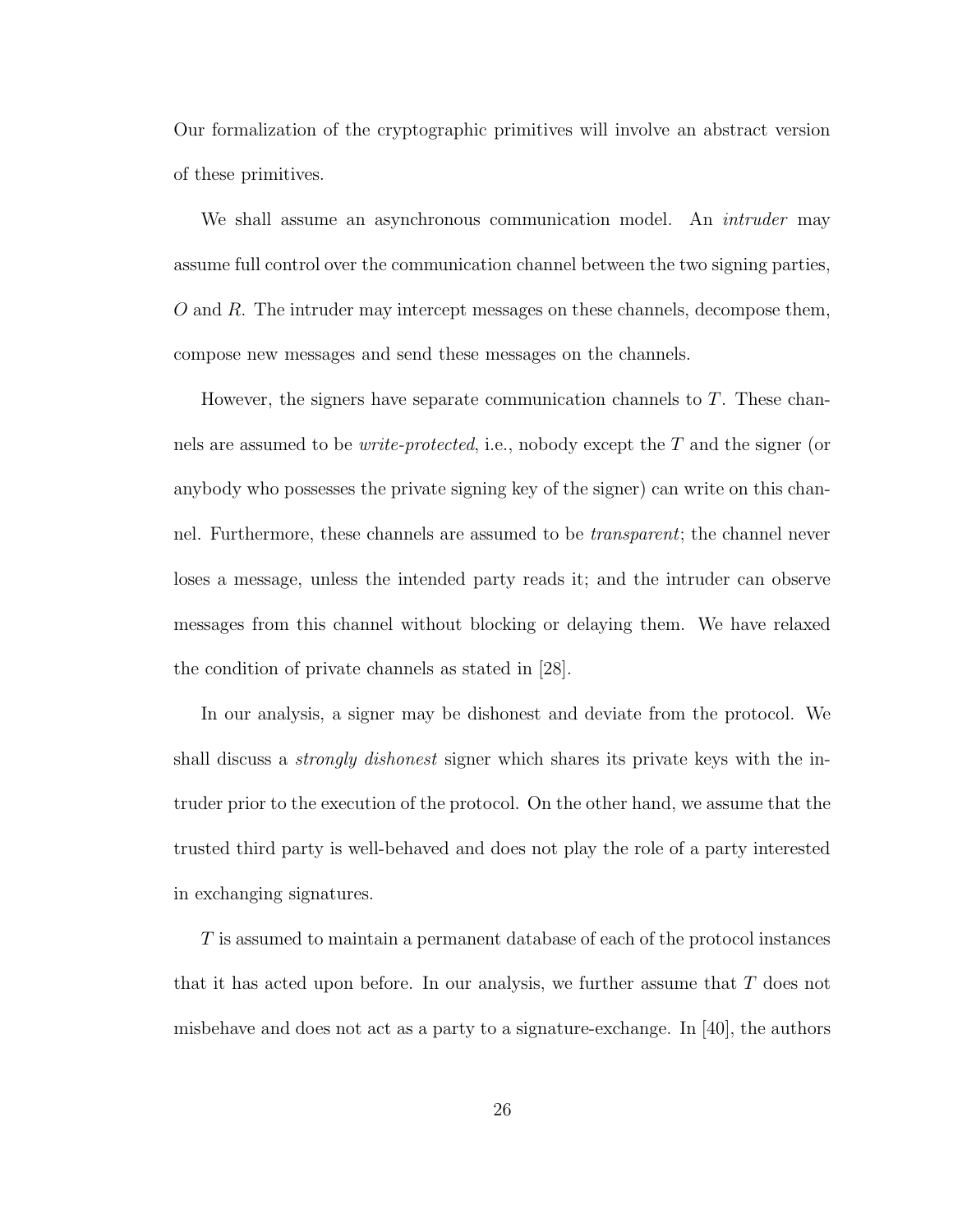Our formalization of the cryptographic primitives will involve an abstract version of these primitives.

We shall assume an asynchronous communication model. An *intruder* may assume full control over the communication channel between the two signing parties, $O$ and $R$. The intruder may intercept messages on these channels, decompose them, compose new messages and send these messages on the channels.

However, the signers have separate communication channels to $T$. These channels are assumed to be *write-protected*, i.e., nobody except the $T$ and the signer (or anybody who possesses the private signing key of the signer) can write on this channel. Furthermore, these channels are assumed to be *transparent*; the channel never loses a message, unless the intended party reads it; and the intruder can observe messages from this channel without blocking or delaying them. We have relaxed the condition of private channels as stated in [28].

In our analysis, a signer may be dishonest and deviate from the protocol. We shall discuss a *strongly dishonest* signer which shares its private keys with the intruder prior to the execution of the protocol. On the other hand, we assume that the trusted third party is well-behaved and does not play the role of a party interested in exchanging signatures.

$T$ is assumed to maintain a permanent database of each of the protocol instances that it has acted upon before. In our analysis, we further assume that $T$ does not misbehave and does not act as a party to a signature-exchange. In [40], the authors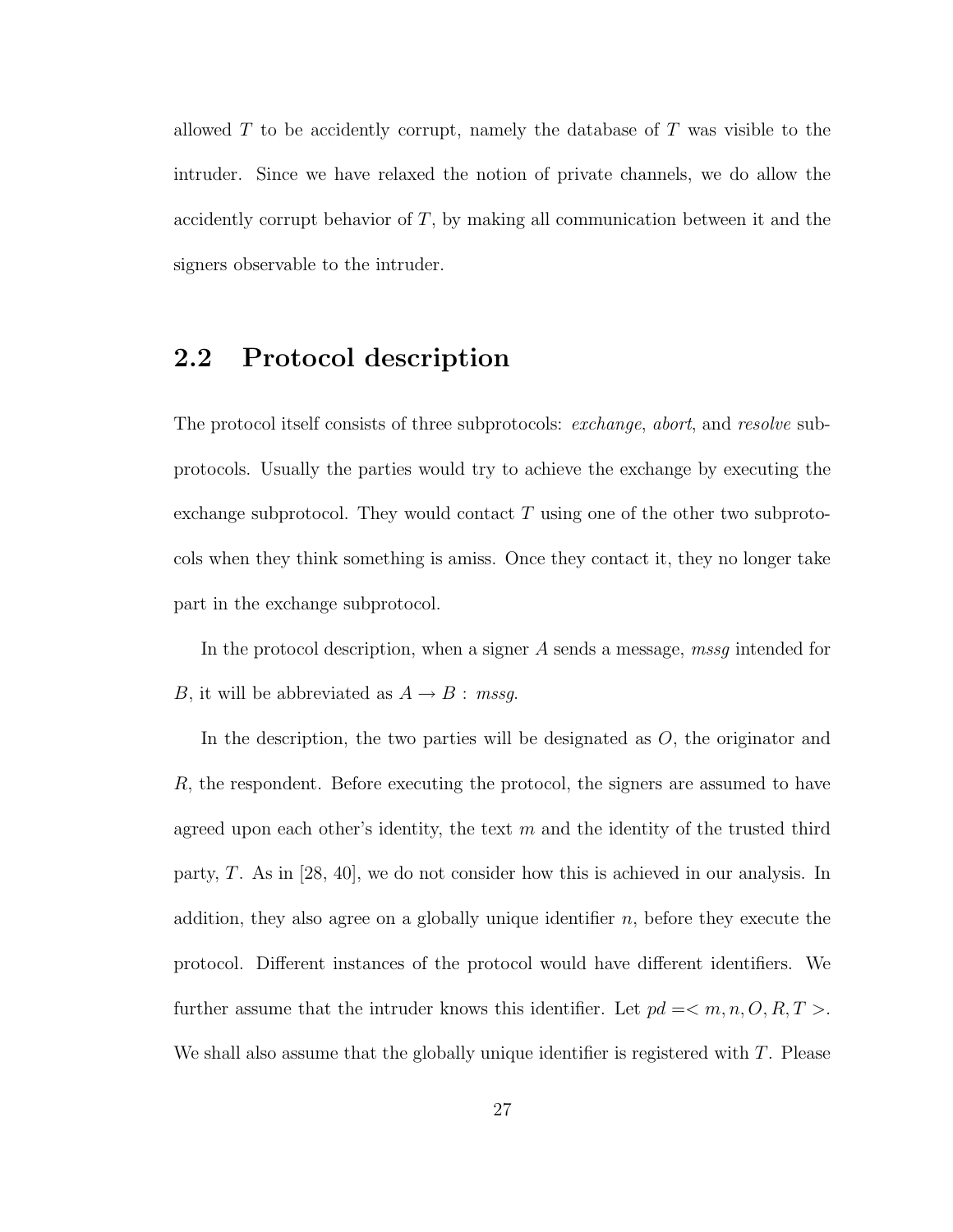allowed $T$ to be accidently corrupt, namely the database of $T$ was visible to the intruder. Since we have relaxed the notion of private channels, we do allow the accidently corrupt behavior of $T$, by making all communication between it and the signers observable to the intruder.

## 2.2 Protocol description

The protocol itself consists of three subprotocols: *exchange*, *abort*, and *resolve* subprotocols. Usually the parties would try to achieve the exchange by executing the exchange subprotocol. They would contact $T$ using one of the other two subprotocols when they think something is amiss. Once they contact it, they no longer take part in the exchange subprotocol.

In the protocol description, when a signer $A$ sends a message, *mssg* intended for $B$, it will be abbreviated as $A \rightarrow B : mssg$.

In the description, the two parties will be designated as $O$, the originator and $R$, the respondent. Before executing the protocol, the signers are assumed to have agreed upon each other's identity, the text $m$ and the identity of the trusted third party, $T$. As in [28, 40], we do not consider how this is achieved in our analysis. In addition, they also agree on a globally unique identifier $n$, before they execute the protocol. Different instances of the protocol would have different identifiers. We further assume that the intruder knows this identifier. Let $pd = < m, n, O, R, T >$. We shall also assume that the globally unique identifier is registered with $T$. Please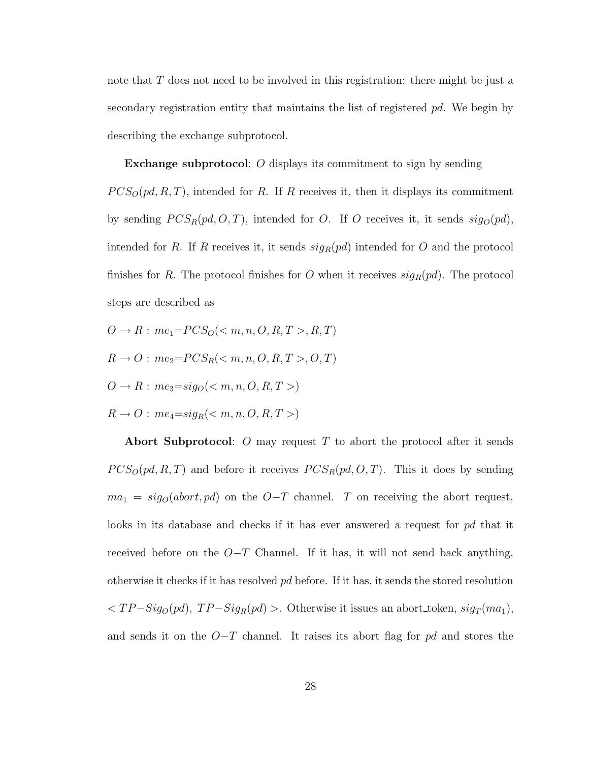note that $T$ does not need to be involved in this registration: there might be just a secondary registration entity that maintains the list of registered $pd$. We begin by describing the exchange subprotocol.

**Exchange subprotocol**: $O$ displays its commitment to sign by sending $PCS_O(pd, R, T)$, intended for $R$. If $R$ receives it, then it displays its commitment by sending $PCS_R(pd, O, T)$, intended for $O$. If $O$ receives it, it sends $sig_O(pd)$, intended for $R$. If $R$ receives it, it sends $sig_R(pd)$ intended for $O$ and the protocol finishes for $R$. The protocol finishes for $O$ when it receives $sig_R(pd)$. The protocol steps are described as

$O \rightarrow R : me_1{=}PCS_O(< m, n, O, R, T >, R, T)$

$R \rightarrow O : me_2{=}PCS_R(< m, n, O, R, T >, O, T)$

$O \rightarrow R : me_3{=}sig_O(< m, n, O, R, T >)$

$R \rightarrow O : me_4{=}sig_R(< m, n, O, R, T >)$

**Abort Subprotocol**: $O$ may request $T$ to abort the protocol after it sends $PCS_O(pd, R, T)$ and before it receives $PCS_R(pd, O, T)$. This it does by sending $ma_1 = sig_O(abort, pd)$ on the $O{-}T$ channel. $T$ on receiving the abort request, looks in its database and checks if it has ever answered a request for $pd$ that it received before on the $O{-}T$ Channel. If it has, it will not send back anything, otherwise it checks if it has resolved $pd$ before. If it has, it sends the stored resolution $< TP{-}Sig_O(pd),\ TP{-}Sig_R(pd) >$. Otherwise it issues an abort_token, $sig_T(ma_1)$, and sends it on the $O{-}T$ channel. It raises its abort flag for $pd$ and stores the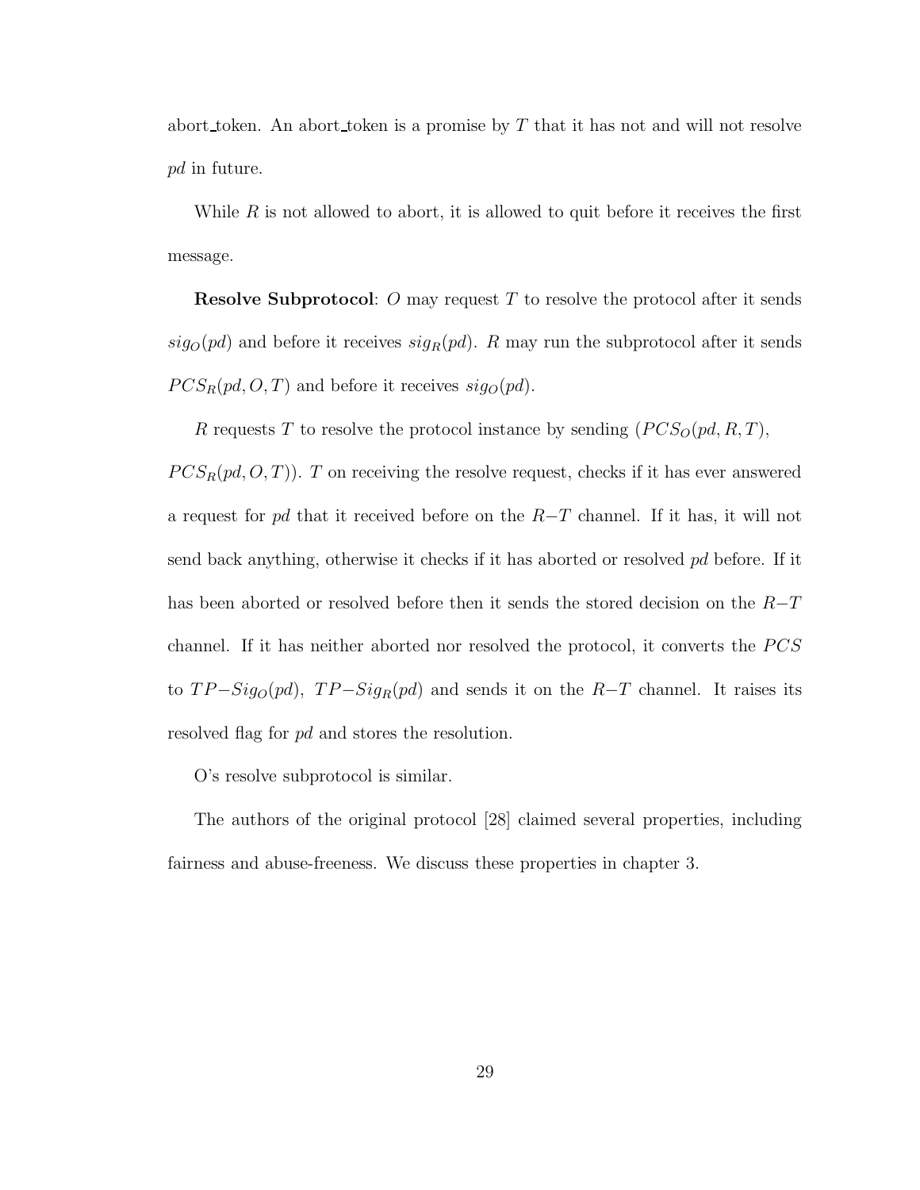abort_token. An abort_token is a promise by $T$ that it has not and will not resolve $pd$ in future.

While $R$ is not allowed to abort, it is allowed to quit before it receives the first message.

**Resolve Subprotocol**: $O$ may request $T$ to resolve the protocol after it sends $sig_O(pd)$ and before it receives $sig_R(pd)$. $R$ may run the subprotocol after it sends $PCS_R(pd, O, T)$ and before it receives $sig_O(pd)$.

$R$ requests $T$ to resolve the protocol instance by sending $(PCS_O(pd, R, T),$ $PCS_R(pd, O, T))$. $T$ on receiving the resolve request, checks if it has ever answered a request for $pd$ that it received before on the $R{-}T$ channel. If it has, it will not send back anything, otherwise it checks if it has aborted or resolved $pd$ before. If it has been aborted or resolved before then it sends the stored decision on the $R{-}T$ channel. If it has neither aborted nor resolved the protocol, it converts the $PCS$ to $TP{-}Sig_O(pd)$, $TP{-}Sig_R(pd)$ and sends it on the $R{-}T$ channel. It raises its resolved flag for $pd$ and stores the resolution.

O's resolve subprotocol is similar.

The authors of the original protocol [28] claimed several properties, including fairness and abuse-freeness. We discuss these properties in chapter 3.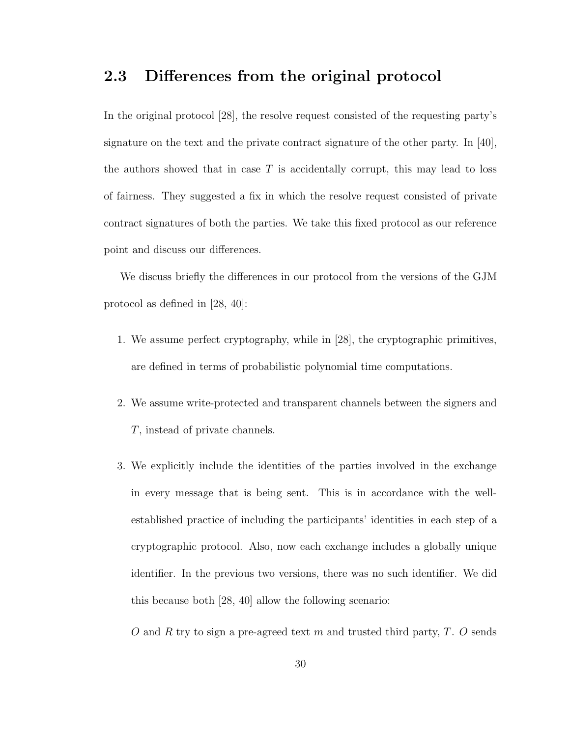## 2.3 Differences from the original protocol

In the original protocol [28], the resolve request consisted of the requesting party's signature on the text and the private contract signature of the other party. In [40], the authors showed that in case $T$ is accidentally corrupt, this may lead to loss of fairness. They suggested a fix in which the resolve request consisted of private contract signatures of both the parties. We take this fixed protocol as our reference point and discuss our differences.

We discuss briefly the differences in our protocol from the versions of the GJM protocol as defined in [28, 40]:

1. We assume perfect cryptography, while in [28], the cryptographic primitives, are defined in terms of probabilistic polynomial time computations.

2. We assume write-protected and transparent channels between the signers and $T$, instead of private channels.

3. We explicitly include the identities of the parties involved in the exchange in every message that is being sent. This is in accordance with the well-established practice of including the participants' identities in each step of a cryptographic protocol. Also, now each exchange includes a globally unique identifier. In the previous two versions, there was no such identifier. We did this because both [28, 40] allow the following scenario:

   $O$ and $R$ try to sign a pre-agreed text $m$ and trusted third party, $T$. $O$ sends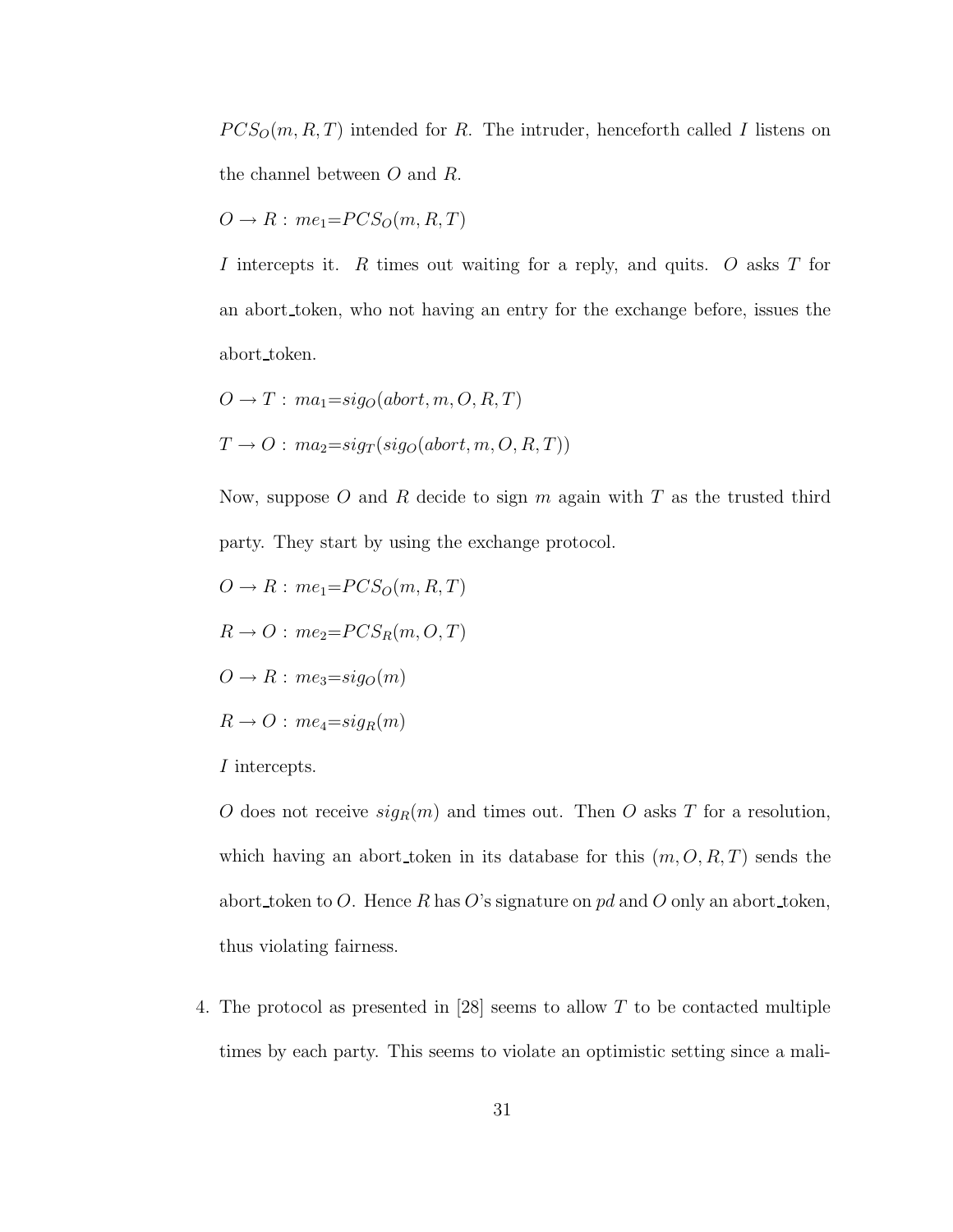$PCS_O(m, R, T)$ intended for $R$. The intruder, henceforth called $I$ listens on the channel between $O$ and $R$.

$O \rightarrow R$ : $me_1$=$PCS_O(m, R, T)$

$I$ intercepts it. $R$ times out waiting for a reply, and quits. $O$ asks $T$ for an abort_token, who not having an entry for the exchange before, issues the abort_token.

$O \rightarrow T$ : $ma_1$=$sig_O(abort, m, O, R, T)$

$T \rightarrow O$ : $ma_2$=$sig_T(sig_O(abort, m, O, R, T))$

Now, suppose $O$ and $R$ decide to sign $m$ again with $T$ as the trusted third party. They start by using the exchange protocol.

$O \rightarrow R$ : $me_1$=$PCS_O(m, R, T)$

$R \rightarrow O$ : $me_2$=$PCS_R(m, O, T)$

$O \rightarrow R$ : $me_3$=$sig_O(m)$

$R \rightarrow O$ : $me_4$=$sig_R(m)$

$I$ intercepts.

$O$ does not receive $sig_R(m)$ and times out. Then $O$ asks $T$ for a resolution, which having an abort_token in its database for this $(m, O, R, T)$ sends the abort_token to $O$. Hence $R$ has $O$'s signature on *pd* and $O$ only an abort_token, thus violating fairness.

4. The protocol as presented in [28] seems to allow $T$ to be contacted multiple times by each party. This seems to violate an optimistic setting since a mali-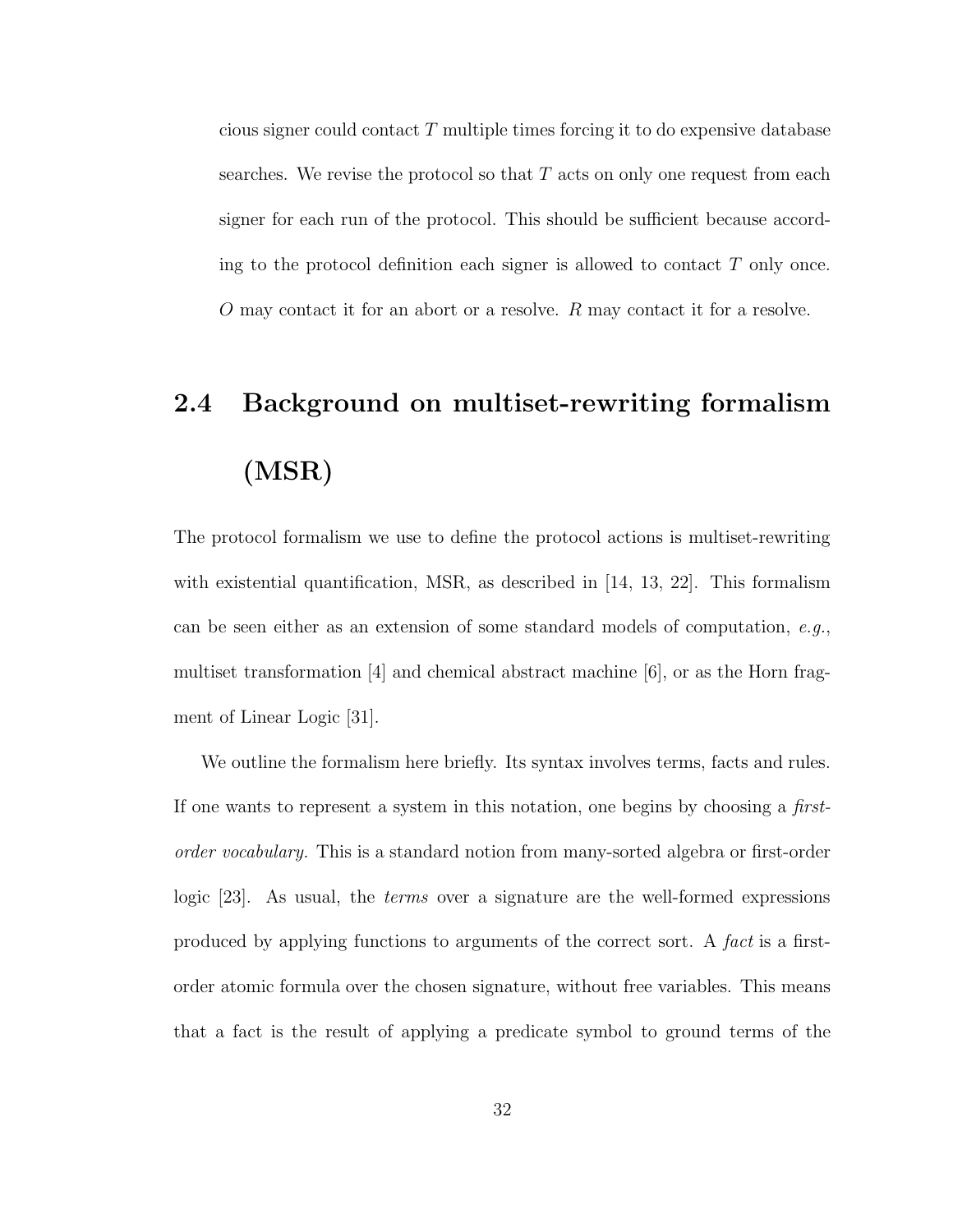cious signer could contact $T$ multiple times forcing it to do expensive database searches. We revise the protocol so that $T$ acts on only one request from each signer for each run of the protocol. This should be sufficient because according to the protocol definition each signer is allowed to contact $T$ only once. $O$ may contact it for an abort or a resolve. $R$ may contact it for a resolve.

## 2.4 Background on multiset-rewriting formalism (MSR)

The protocol formalism we use to define the protocol actions is multiset-rewriting with existential quantification, MSR, as described in [14, 13, 22]. This formalism can be seen either as an extension of some standard models of computation, *e.g.*, multiset transformation [4] and chemical abstract machine [6], or as the Horn fragment of Linear Logic [31].

We outline the formalism here briefly. Its syntax involves terms, facts and rules. If one wants to represent a system in this notation, one begins by choosing a *first-order vocabulary.* This is a standard notion from many-sorted algebra or first-order logic [23]. As usual, the *terms* over a signature are the well-formed expressions produced by applying functions to arguments of the correct sort. A *fact* is a first-order atomic formula over the chosen signature, without free variables. This means that a fact is the result of applying a predicate symbol to ground terms of the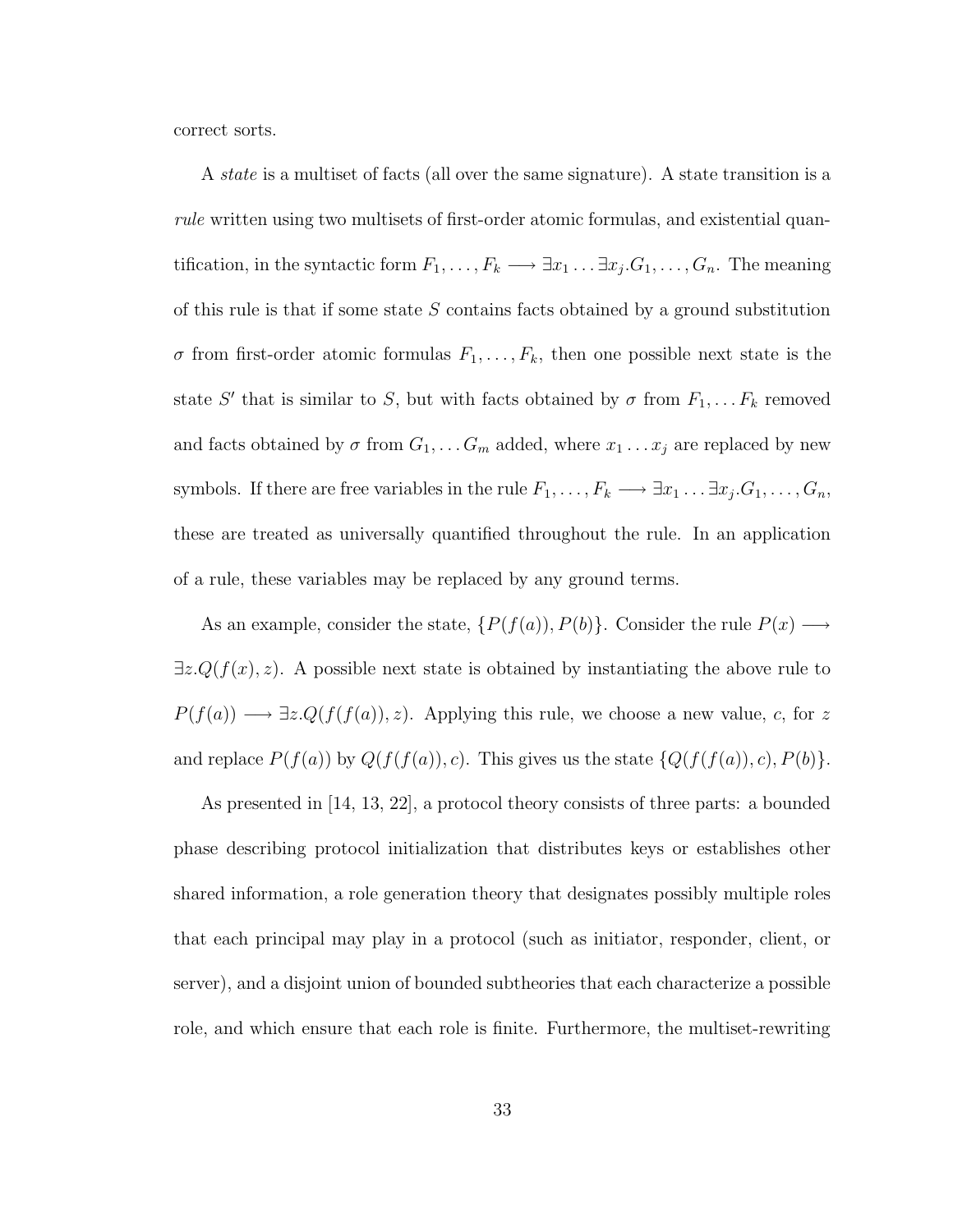correct sorts.

A *state* is a multiset of facts (all over the same signature). A state transition is a *rule* written using two multisets of first-order atomic formulas, and existential quantification, in the syntactic form $F_1, \ldots, F_k \longrightarrow \exists x_1 \ldots \exists x_j . G_1, \ldots, G_n$. The meaning of this rule is that if some state $S$ contains facts obtained by a ground substitution $\sigma$ from first-order atomic formulas $F_1, \ldots, F_k$, then one possible next state is the state $S'$ that is similar to $S$, but with facts obtained by $\sigma$ from $F_1, \ldots F_k$ removed and facts obtained by $\sigma$ from $G_1, \ldots G_m$ added, where $x_1 \ldots x_j$ are replaced by new symbols. If there are free variables in the rule $F_1, \ldots, F_k \longrightarrow \exists x_1 \ldots \exists x_j . G_1, \ldots, G_n$, these are treated as universally quantified throughout the rule. In an application of a rule, these variables may be replaced by any ground terms.

As an example, consider the state, $\{P(f(a)), P(b)\}$. Consider the rule $P(x) \longrightarrow \exists z . Q(f(x), z)$. A possible next state is obtained by instantiating the above rule to $P(f(a)) \longrightarrow \exists z . Q(f(f(a)), z)$. Applying this rule, we choose a new value, $c$, for $z$ and replace $P(f(a))$ by $Q(f(f(a)), c)$. This gives us the state $\{Q(f(f(a)), c), P(b)\}$.

As presented in [14, 13, 22], a protocol theory consists three parts: a bounded phase describing protocol initialization that distributes keys or establishes other shared information, a role generation theory that designates possibly multiple roles that each principal may play in a protocol (such as initiator, responder, client, or server), and a disjoint union of bounded subtheories that each characterize a possible role, and which ensure that each role is finite. Furthermore, the multiset-rewriting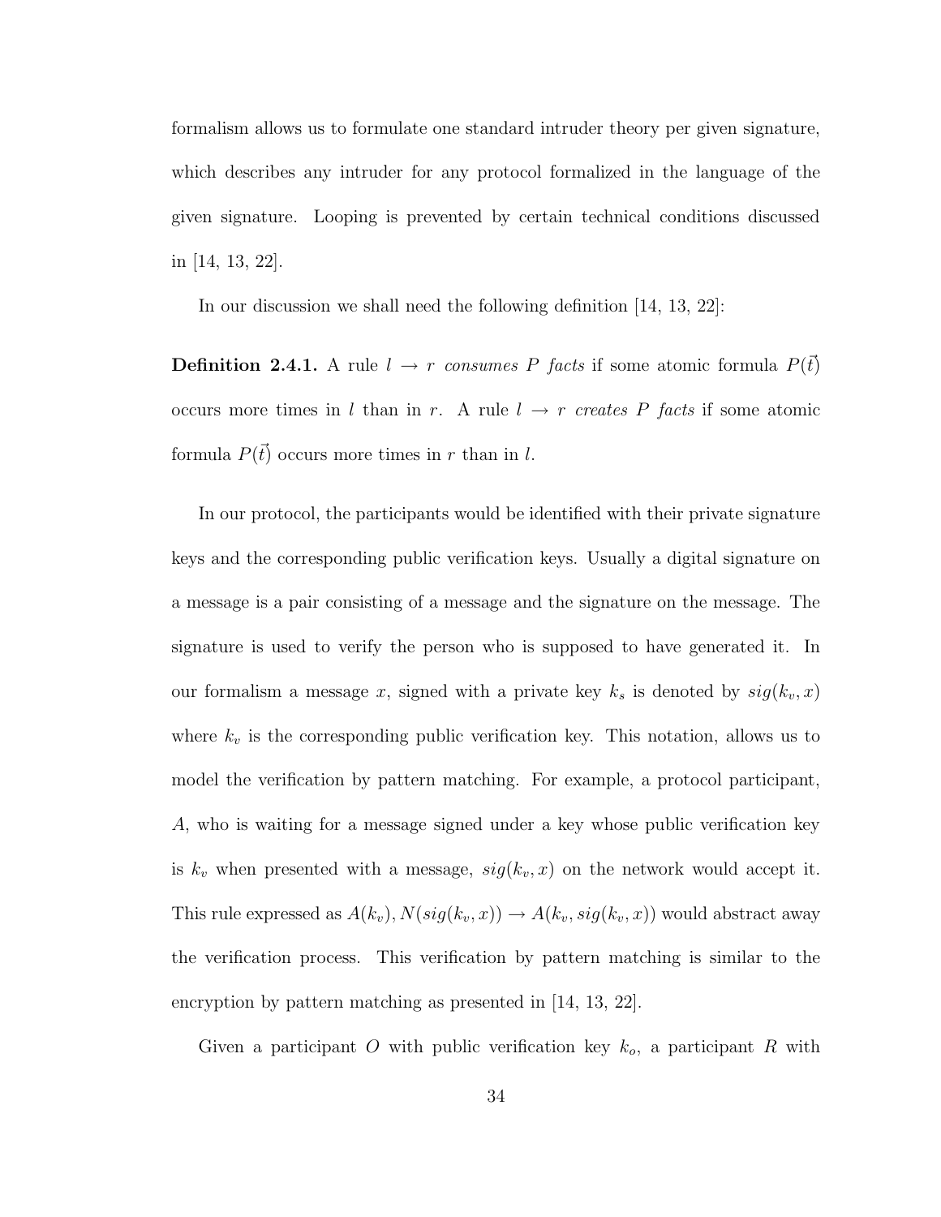formalism allows us to formulate one standard intruder theory per given signature, which describes any intruder for any protocol formalized in the language of the given signature. Looping is prevented by certain technical conditions discussed in [14, 13, 22].

In our discussion we shall need the following definition [14, 13, 22]:

**Definition 2.4.1.** A rule $l \to r$ *consumes P facts* if some atomic formula $P(\vec{t})$ occurs more times in $l$ than in $r$. A rule $l \to r$ *creates P facts* if some atomic formula $P(\vec{t})$ occurs more times in $r$ than in $l$.

In our protocol, the participants would be identified with their private signature keys and the corresponding public verification keys. Usually a digital signature on a message is a pair consisting of a message and the signature on the message. The signature is used to verify the person who is supposed to have generated it. In our formalism a message $x$, signed with a private key $k_s$ is denoted by $sig(k_v, x)$ where $k_v$ is the corresponding public verification key. This notation, allows us to model the verification by pattern matching. For example, a protocol participant, $A$, who is waiting for a message signed under a key whose public verification key is $k_v$ when presented with a message, $sig(k_v, x)$ on the network would accept it. This rule expressed as $A(k_v), N(sig(k_v, x)) \to A(k_v, sig(k_v, x))$ would abstract away the verification process. This verification by pattern matching is similar to the encryption by pattern matching as presented in [14, 13, 22].

Given a participant $O$ with public verification key $k_o$, a participant $R$ with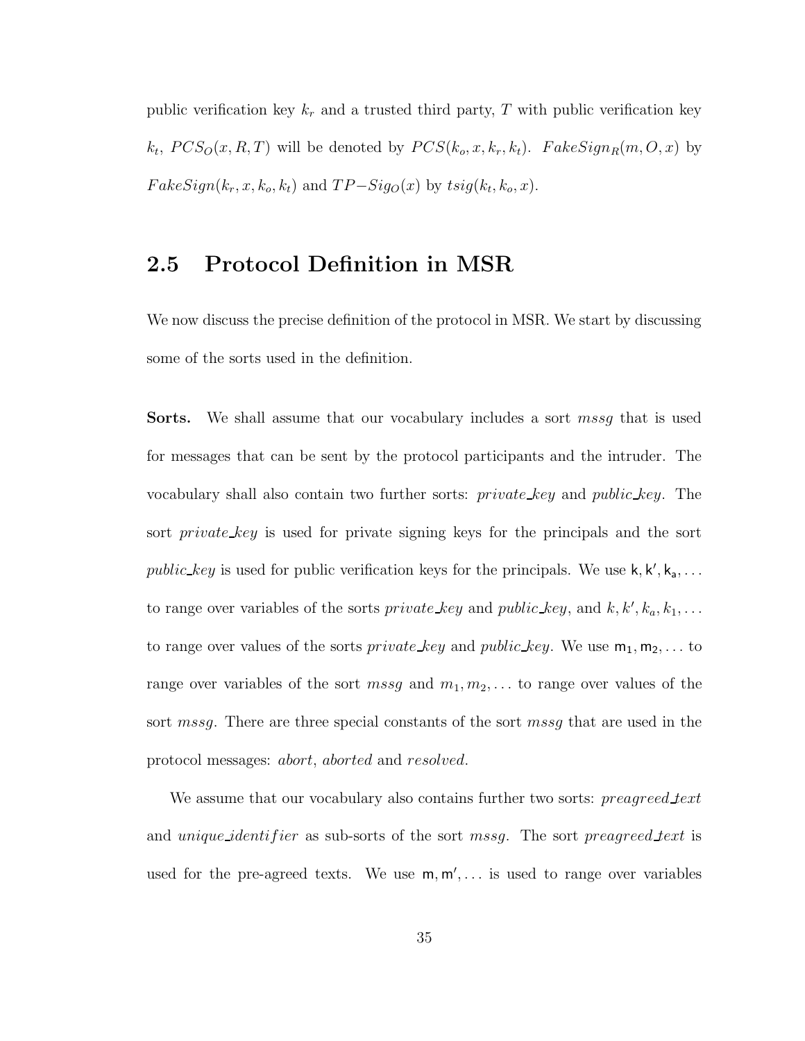public verification key $k_r$ and a trusted third party, $T$ with public verification key $k_t$, $PCS_O(x, R, T)$ will be denoted by $PCS(k_o, x, k_r, k_t)$. $FakeSign_R(m, O, x)$ by $FakeSign(k_r, x, k_o, k_t)$ and $TP{-}Sig_O(x)$ by $tsig(k_t, k_o, x)$.

## 2.5 Protocol Definition in MSR

We now discuss the precise definition of the protocol in MSR. We start by discussing some of the sorts used in the definition.

**Sorts.** We shall assume that our vocabulary includes a sort *mssg* that is used for messages that can be sent by the protocol participants and the intruder. The vocabulary shall also contain two further sorts: *private_key* and *public_key*. The sort *private_key* is used for private signing keys for the principals and the sort *public_key* is used for public verification keys for the principals. We use $\mathsf{k}, \mathsf{k}', \mathsf{k_a}, \ldots$ to range over variables of the sorts *private_key* and *public_key*, and $k, k', k_a, k_1, \ldots$ to range over values of the sorts *private_key* and *public_key*. We use $\mathsf{m_1}, \mathsf{m_2}, \ldots$ to range over variables of the sort *mssg* and $m_1, m_2, \ldots$ to range over values of the sort *mssg*. There are three special constants of the sort *mssg* that are used in the protocol messages: *abort*, *aborted* and *resolved*.

We assume that our vocabulary also contains further two sorts: *preagreed_text* and *unique_identifier* as sub-sorts of the sort *mssg*. The sort *preagreed_text* is used for the pre-agreed texts. We use $\mathsf{m}, \mathsf{m}', \ldots$ is used to range over variables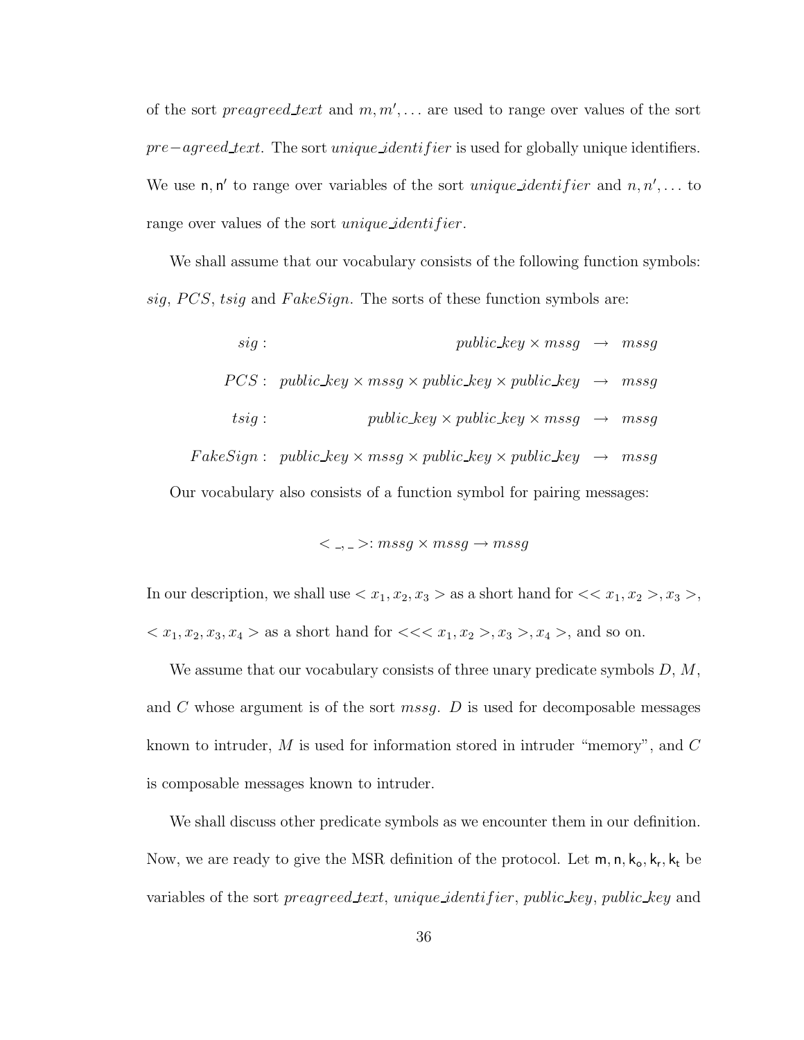of the sort $preagreed\_text$ and $m, m', \ldots$ are used to range over values of the sort $pre-agreed\_text$. The sort $unique\_identifier$ is used for globally unique identifiers. We use $\mathsf{n}, \mathsf{n}'$ to range over variables of the sort $unique\_identifier$ and $n, n', \ldots$ to range over values of the sort $unique\_identifier$.

We shall assume that our vocabulary consists of the following function symbols: $sig$, $PCS$, $tsig$ and $FakeSign$. The sorts of these function symbols are:

$$
\begin{aligned}
sig: &\quad public\_key \times mssg \rightarrow mssg \\
PCS: &\quad public\_key \times mssg \times public\_key \times public\_key \rightarrow mssg \\
tsig: &\quad public\_key \times public\_key \times mssg \rightarrow mssg \\
FakeSign: &\quad public\_key \times mssg \times public\_key \times public\_key \rightarrow mssg
\end{aligned}
$$

Our vocabulary also consists of a function symbol for pairing messages:

$$< \_, \_ >: mssg \times mssg \rightarrow mssg$$

In our description, we shall use $< x_1, x_2, x_3 >$ as a short hand for $<< x_1, x_2 >, x_3 >$, $< x_1, x_2, x_3, x_4 >$ as a short hand for $<<< x_1, x_2 >, x_3 >, x_4 >$, and so on.

We assume that our vocabulary consists of three unary predicate symbols $D$, $M$, and $C$ whose argument is of the sort $mssg$. $D$ is used for decomposable messages known to intruder, $M$ is used for information stored in intruder "memory", and $C$ is composable messages known to intruder.

We shall discuss other predicate symbols as we encounter them in our definition. Now, we are ready to give the MSR definition of the protocol. Let $\mathsf{m}, \mathsf{n}, \mathsf{k_o}, \mathsf{k_r}, \mathsf{k_t}$ be variables of the sort $preagreed\_text$, $unique\_identifier$, $public\_key$, $public\_key$ and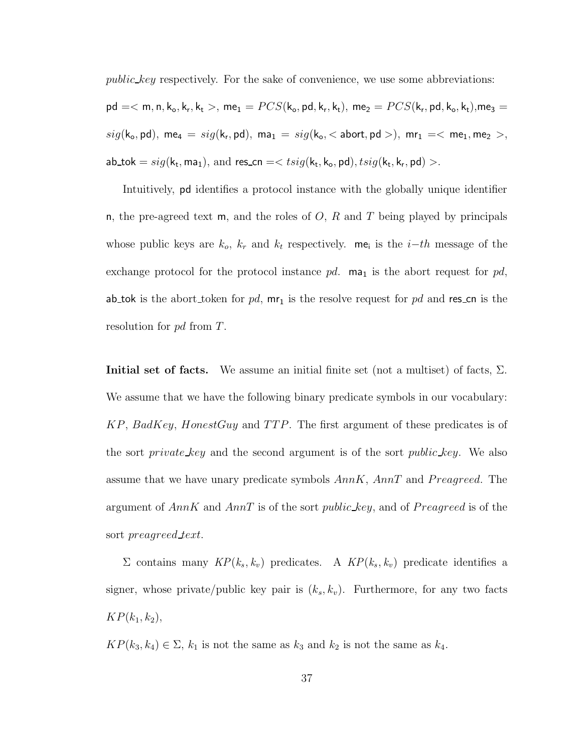*public_key* respectively. For the sake of convenience, we use some abbreviations: $\mathsf{pd} =< \mathsf{m}, \mathsf{n}, \mathsf{k_o}, \mathsf{k_r}, \mathsf{k_t} >$, $\mathsf{me_1} = PCS(\mathsf{k_o}, \mathsf{pd}, \mathsf{k_r}, \mathsf{k_t})$, $\mathsf{me_2} = PCS(\mathsf{k_r}, \mathsf{pd}, \mathsf{k_o}, \mathsf{k_t})$, $\mathsf{me_3} = sig(\mathsf{k_o}, \mathsf{pd})$, $\mathsf{me_4} = sig(\mathsf{k_r}, \mathsf{pd})$, $\mathsf{ma_1} = sig(\mathsf{k_o}, < \mathsf{abort}, \mathsf{pd} >)$, $\mathsf{mr_1} =< \mathsf{me_1}, \mathsf{me_2} >$, $\mathsf{ab\_tok} = sig(\mathsf{k_t}, \mathsf{ma_1})$, and $\mathsf{res\_cn} =< tsig(\mathsf{k_t}, \mathsf{k_o}, \mathsf{pd}), tsig(\mathsf{k_t}, \mathsf{k_r}, \mathsf{pd}) >$.

Intuitively, pd identifies a protocol instance with the globally unique identifier n, the pre-agreed text m, and the roles of $O$, $R$ and $T$ being played by principals whose public keys are $k_o$, $k_r$ and $k_t$ respectively. $\mathsf{me_i}$ is the $i{-}th$ message of the exchange protocol for the protocol instance $pd$. $\mathsf{ma_1}$ is the abort request for $pd$, ab_tok is the abort_token for $pd$, $\mathsf{mr_1}$ is the resolve request for $pd$ and res_cn is the resolution for $pd$ from $T$.

**Initial set of facts.** We assume an initial finite set (not a multiset) of facts, $\Sigma$. We assume that we have the following binary predicate symbols in our vocabulary: $KP$, $BadKey$, $HonestGuy$ and $TTP$. The first argument of these predicates is of the sort *private_key* and the second argument is of the sort *public_key*. We also assume that we have unary predicate symbols $AnnK$, $AnnT$ and $Preagreed$. The argument of $AnnK$ and $AnnT$ is of the sort *public_key*, and of $Preagreed$ is of the sort *preagreed_text*.

$\Sigma$ contains many $KP(k_s, k_v)$ predicates. A $KP(k_s, k_v)$ predicate identifies a signer, whose private/public key pair is $(k_s, k_v)$. Furthermore, for any two facts $KP(k_1, k_2)$,

$KP(k_3, k_4) \in \Sigma$, $k_1$ is not the same as $k_3$ and $k_2$ is not the same as $k_4$.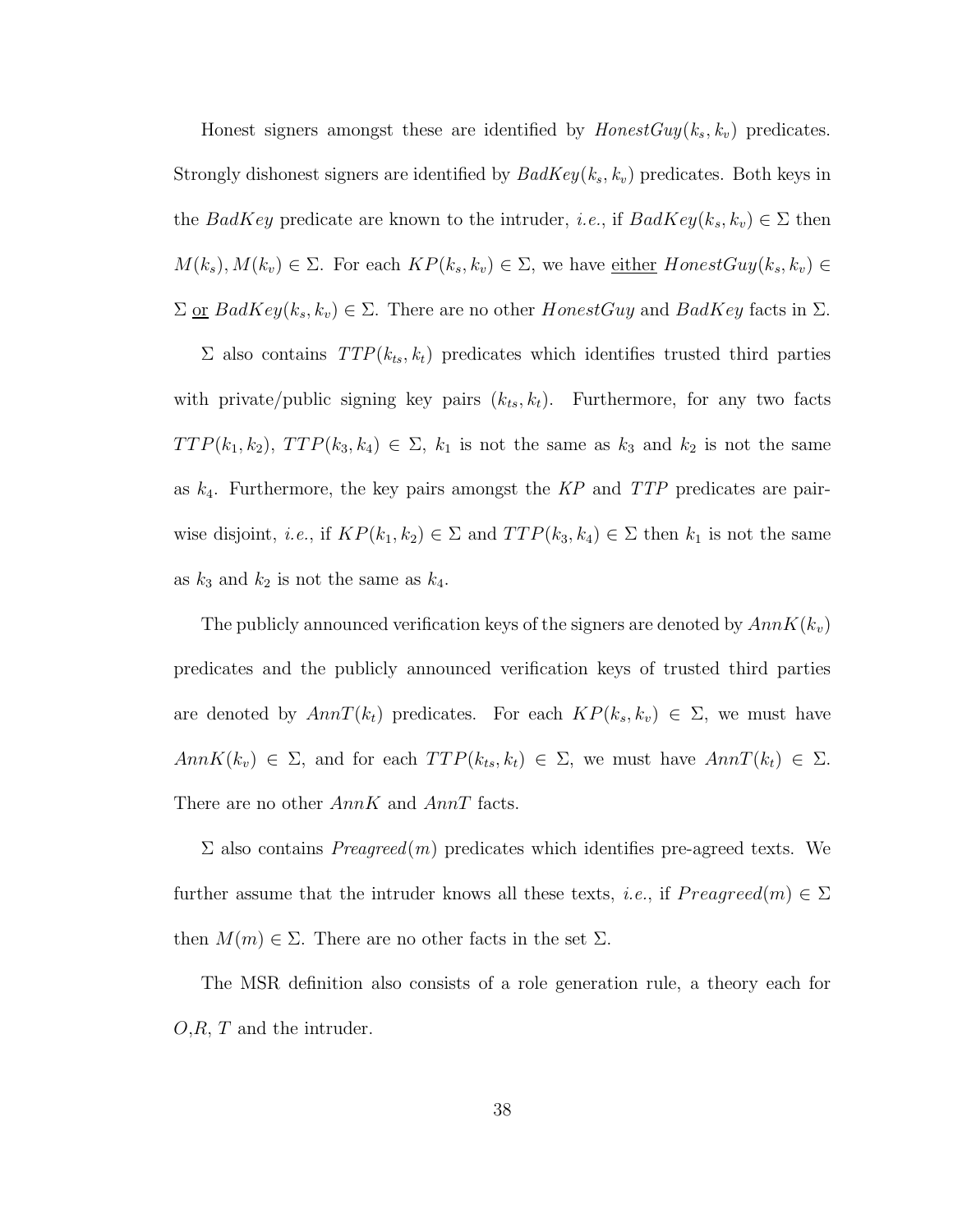Honest signers amongst these are identified by $HonestGuy(k_s, k_v)$ predicates. Strongly dishonest signers are identified by $BadKey(k_s, k_v)$ predicates. Both keys in the $BadKey$ predicate are known to the intruder, *i.e.*, if $BadKey(k_s, k_v) \in \Sigma$ then $M(k_s), M(k_v) \in \Sigma$. For each $KP(k_s, k_v) \in \Sigma$, we have <u>either</u> $HonestGuy(k_s, k_v) \in \Sigma$ <u>or</u> $BadKey(k_s, k_v) \in \Sigma$. There are no other $HonestGuy$ and $BadKey$ facts in $\Sigma$.

$\Sigma$ also contains $TTP(k_{ts}, k_t)$ predicates which identifies trusted third parties with private/public signing key pairs $(k_{ts}, k_t)$. Furthermore, for any two facts $TTP(k_1, k_2)$, $TTP(k_3, k_4) \in \Sigma$, $k_1$ is not the same as $k_3$ and $k_2$ is not the same as $k_4$. Furthermore, the key pairs amongst the $KP$ and $TTP$ predicates are pairwise disjoint, *i.e.*, if $KP(k_1, k_2) \in \Sigma$ and $TTP(k_3, k_4) \in \Sigma$ then $k_1$ is not the same as $k_3$ and $k_2$ is not the same as $k_4$.

The publicly announced verification keys of the signers are denoted by $AnnK(k_v)$ predicates and the publicly announced verification keys of trusted third parties are denoted by $AnnT(k_t)$ predicates. For each $KP(k_s, k_v) \in \Sigma$, we must have $AnnK(k_v) \in \Sigma$, and for each $TTP(k_{ts}, k_t) \in \Sigma$, we must have $AnnT(k_t) \in \Sigma$. There are no other $AnnK$ and $AnnT$ facts.

$\Sigma$ also contains $Preagreed(m)$ predicates which identifies pre-agreed texts. We further assume that the intruder knows all these texts, *i.e.*, if $Preagreed(m) \in \Sigma$ then $M(m) \in \Sigma$. There are no other facts in the set $\Sigma$.

The MSR definition also consists of a role generation rule, a theory each for $O$,$R$, $T$ and the intruder.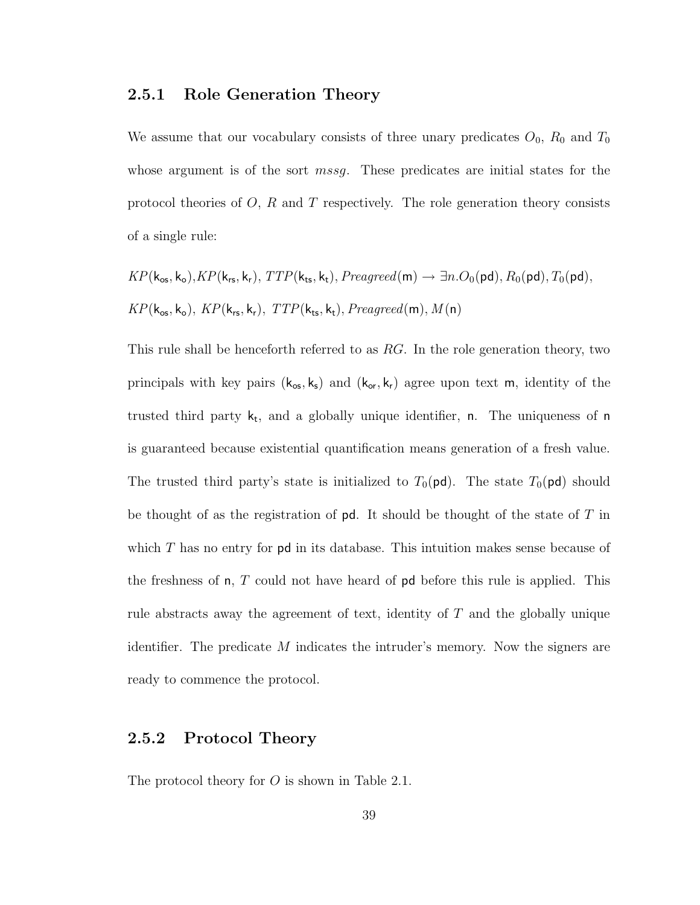### 2.5.1 Role Generation Theory

We assume that our vocabulary consists of three unary predicates $O_0$, $R_0$ and $T_0$ whose argument is of the sort *mssg*. These predicates are initial states for the protocol theories of $O$, $R$ and $T$ respectively. The role generation theory consists of a single rule:

$$KP(\mathsf{k_{os}}, \mathsf{k_o}), KP(\mathsf{k_{rs}}, \mathsf{k_r}),\ TTP(\mathsf{k_{ts}}, \mathsf{k_t}),\ Preagreed(\mathsf{m}) \rightarrow \exists n. O_0(\mathsf{pd}), R_0(\mathsf{pd}), T_0(\mathsf{pd}),$$
$$KP(\mathsf{k_{os}}, \mathsf{k_o}),\ KP(\mathsf{k_{rs}}, \mathsf{k_r}),\ TTP(\mathsf{k_{ts}}, \mathsf{k_t}),\ Preagreed(\mathsf{m}), M(\mathsf{n})$$

This rule shall be henceforth referred to as $RG$. In the role generation theory, two principals with key pairs $(\mathsf{k_{os}}, \mathsf{k_s})$ and $(\mathsf{k_{or}}, \mathsf{k_r})$ agree upon text $\mathsf{m}$, identity of the trusted third party $\mathsf{k_t}$, and a globally unique identifier, $\mathsf{n}$. The uniqueness of $\mathsf{n}$ is guaranteed because existential quantification means generation of a fresh value. The trusted third party's state is initialized to $T_0(\mathsf{pd})$. The state $T_0(\mathsf{pd})$ should be thought of as the registration of $\mathsf{pd}$. It should be thought of the state of $T$ in which $T$ has no entry for $\mathsf{pd}$ in its database. This intuition makes sense because of the freshness of $\mathsf{n}$, $T$ could not have heard of $\mathsf{pd}$ before this rule is applied. This rule abstracts away the agreement of text, identity of $T$ and the globally unique identifier. The predicate $M$ indicates the intruder's memory. Now the signers are ready to commence the protocol.

### 2.5.2 Protocol Theory

The protocol theory for $O$ is shown in Table 2.1.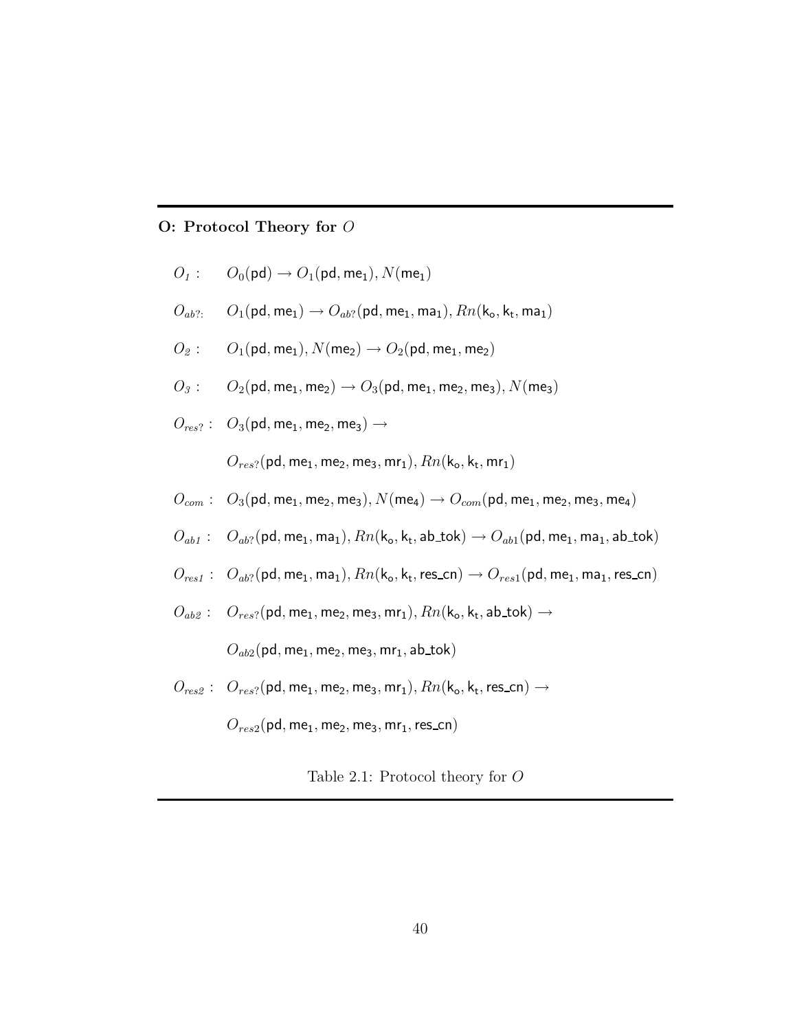**O: Protocol Theory for $O$**

$O_1$ : $O_0(\mathsf{pd}) \rightarrow O_1(\mathsf{pd}, \mathsf{me}_1), N(\mathsf{me}_1)$

$O_{ab?}$: $O_1(\mathsf{pd}, \mathsf{me}_1) \rightarrow O_{ab?}(\mathsf{pd}, \mathsf{me}_1, \mathsf{ma}_1), Rn(\mathsf{k_o}, \mathsf{k_t}, \mathsf{ma}_1)$

$O_2$ : $O_1(\mathsf{pd}, \mathsf{me}_1), N(\mathsf{me}_2) \rightarrow O_2(\mathsf{pd}, \mathsf{me}_1, \mathsf{me}_2)$

$O_3$ : $O_2(\mathsf{pd}, \mathsf{me}_1, \mathsf{me}_2) \rightarrow O_3(\mathsf{pd}, \mathsf{me}_1, \mathsf{me}_2, \mathsf{me}_3), N(\mathsf{me}_3)$

$O_{res?}$ : $O_3(\mathsf{pd}, \mathsf{me}_1, \mathsf{me}_2, \mathsf{me}_3) \rightarrow$

$\qquad O_{res?}(\mathsf{pd}, \mathsf{me}_1, \mathsf{me}_2, \mathsf{me}_3, \mathsf{mr}_1), Rn(\mathsf{k_o}, \mathsf{k_t}, \mathsf{mr}_1)$

$O_{com}$ : $O_3(\mathsf{pd}, \mathsf{me}_1, \mathsf{me}_2, \mathsf{me}_3), N(\mathsf{me}_4) \rightarrow O_{com}(\mathsf{pd}, \mathsf{me}_1, \mathsf{me}_2, \mathsf{me}_3, \mathsf{me}_4)$

$O_{ab1}$ : $O_{ab?}(\mathsf{pd}, \mathsf{me}_1, \mathsf{ma}_1), Rn(\mathsf{k_o}, \mathsf{k_t}, \mathsf{ab\_tok}) \rightarrow O_{ab1}(\mathsf{pd}, \mathsf{me}_1, \mathsf{ma}_1, \mathsf{ab\_tok})$

$O_{res1}$ : $O_{ab?}(\mathsf{pd}, \mathsf{me}_1, \mathsf{ma}_1), Rn(\mathsf{k_o}, \mathsf{k_t}, \mathsf{res\_cn}) \rightarrow O_{res1}(\mathsf{pd}, \mathsf{me}_1, \mathsf{ma}_1, \mathsf{res\_cn})$

$O_{ab2}$ : $O_{res?}(\mathsf{pd}, \mathsf{me}_1, \mathsf{me}_2, \mathsf{me}_3, \mathsf{mr}_1), Rn(\mathsf{k_o}, \mathsf{k_t}, \mathsf{ab\_tok}) \rightarrow$

$\qquad O_{ab2}(\mathsf{pd}, \mathsf{me}_1, \mathsf{me}_2, \mathsf{me}_3, \mathsf{mr}_1, \mathsf{ab\_tok})$

$O_{res2}$ : $O_{res?}(\mathsf{pd}, \mathsf{me}_1, \mathsf{me}_2, \mathsf{me}_3, \mathsf{mr}_1), Rn(\mathsf{k_o}, \mathsf{k_t}, \mathsf{res\_cn}) \rightarrow$

$\qquad O_{res2}(\mathsf{pd}, \mathsf{me}_1, \mathsf{me}_2, \mathsf{me}_3, \mathsf{mr}_1, \mathsf{res\_cn})$

Table 2.1: Protocol theory for $O$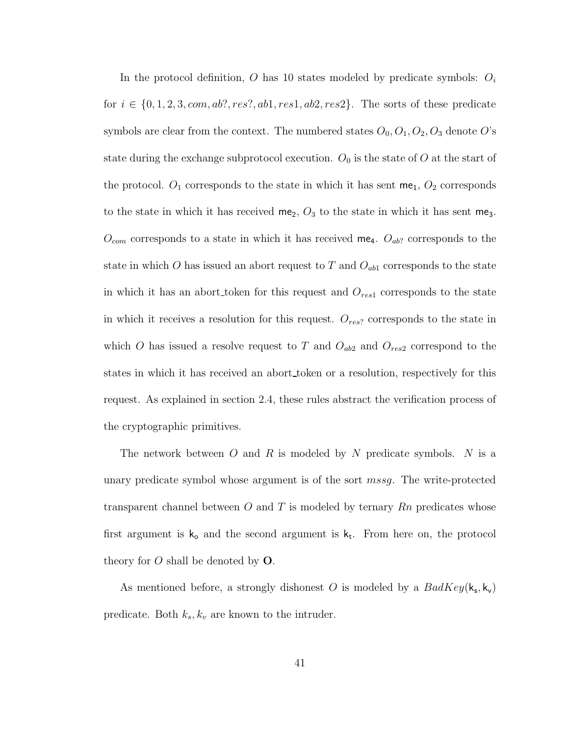In the protocol definition, $O$ has 10 states modeled by predicate symbols: $O_i$ for $i \in \{0, 1, 2, 3, com, ab?, res?, ab1, res1, ab2, res2\}$. The sorts of these predicate symbols are clear from the context. The numbered states $O_0, O_1, O_2, O_3$ denote $O$'s state during the exchange subprotocol execution. $O_0$ is the state of $O$ at the start of the protocol. $O_1$ corresponds to the state in which it has sent $\mathsf{me}_1$, $O_2$ corresponds to the state in which it has received $\mathsf{me}_2$, $O_3$ to the state in which it has sent $\mathsf{me}_3$. $O_{com}$ corresponds to a state in which it has received $\mathsf{me}_4$. $O_{ab?}$ corresponds to the state in which $O$ has issued an abort request to $T$ and $O_{ab1}$ corresponds to the state in which it has an abort_token for this request and $O_{res1}$ corresponds to the state in which it receives a resolution for this request. $O_{res?}$ corresponds to the state in which $O$ has issued a resolve request to $T$ and $O_{ab2}$ and $O_{res2}$ correspond to the states in which it has received an abort_token or a resolution, respectively for this request. As explained in section 2.4, these rules abstract the verification process of the cryptographic primitives.

The network between $O$ and $R$ is modeled by $N$ predicate symbols. $N$ is a unary predicate symbol whose argument is of the sort $mssg$. The write-protected transparent channel between $O$ and $T$ is modeled by ternary $Rn$ predicates whose first argument is $\mathsf{k_o}$ and the second argument is $\mathsf{k_t}$. From here on, the protocol theory for $O$ shall be denoted by $\mathbf{O}$.

As mentioned before, a strongly dishonest $O$ is modeled by a $BadKey(\mathsf{k_s}, \mathsf{k_v})$ predicate. Both $k_s, k_v$ are known to the intruder.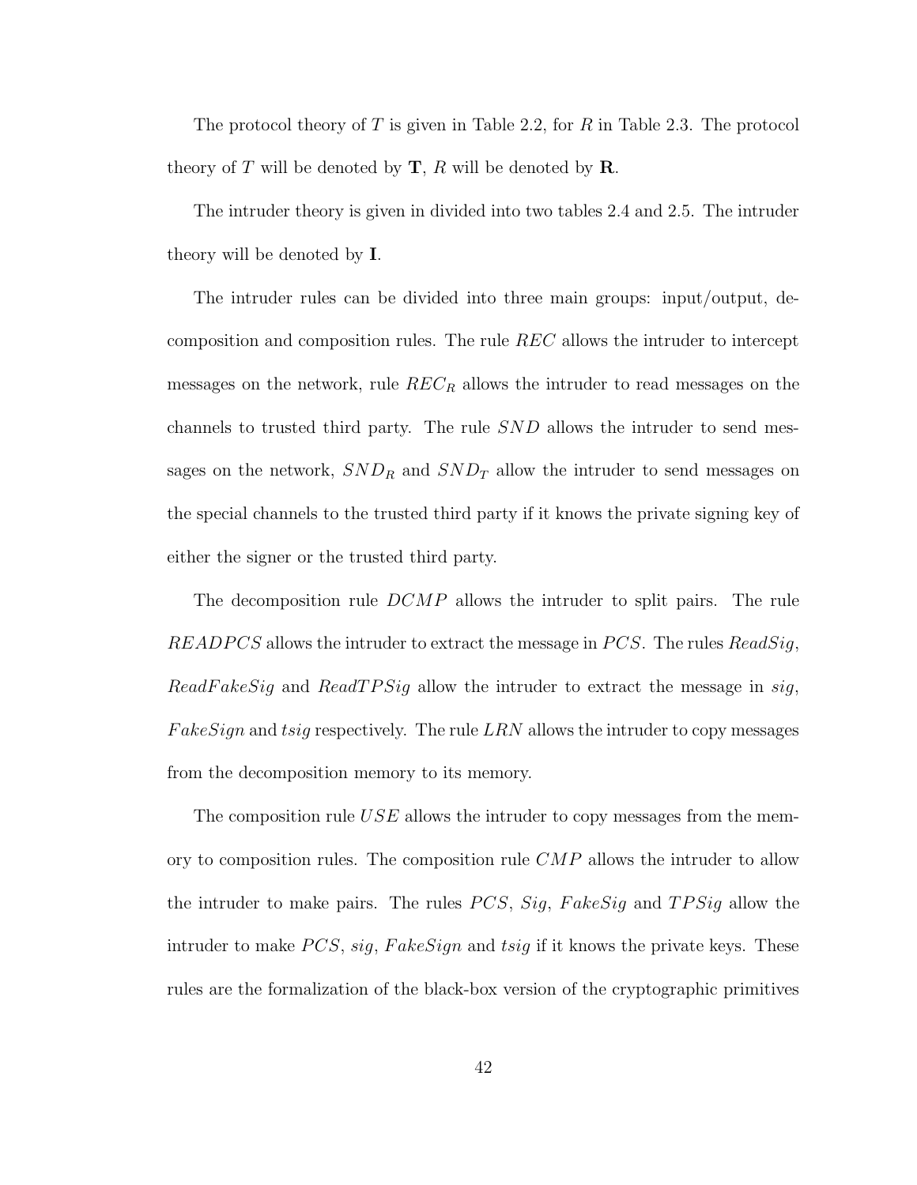The protocol theory of $T$ is given in Table 2.2, for $R$ in Table 2.3. The protocol theory of $T$ will be denoted by $\mathbf{T}$, $R$ will be denoted by $\mathbf{R}$.

The intruder theory is given in divided into two tables 2.4 and 2.5. The intruder theory will be denoted by $\mathbf{I}$.

The intruder rules can be divided into three main groups: input/output, decomposition and composition rules. The rule $REC$ allows the intruder to intercept messages on the network, rule $REC_R$ allows the intruder to read messages on the channels to trusted third party. The rule $SND$ allows the intruder to send messages on the network, $SND_R$ and $SND_T$ allow the intruder to send messages on the special channels to the trusted third party if it knows the private signing key of either the signer or the trusted third party.

The decomposition rule $DCMP$ allows the intruder to split pairs. The rule $READPCS$ allows the intruder to extract the message in $PCS$. The rules $ReadSig$, $ReadFakeSig$ and $ReadTPSig$ allow the intruder to extract the message in $sig$, $FakeSign$ and $tsig$ respectively. The rule $LRN$ allows the intruder to copy messages from the decomposition memory to its memory.

The composition rule $USE$ allows the intruder to copy messages from the memory to composition rules. The composition rule $CMP$ allows the intruder to allow the intruder to make pairs. The rules $PCS$, $Sig$, $FakeSig$ and $TPSig$ allow the intruder to make $PCS$, $sig$, $FakeSign$ and $tsig$ if it knows the private keys. These rules are the formalization of the black-box version of the cryptographic primitives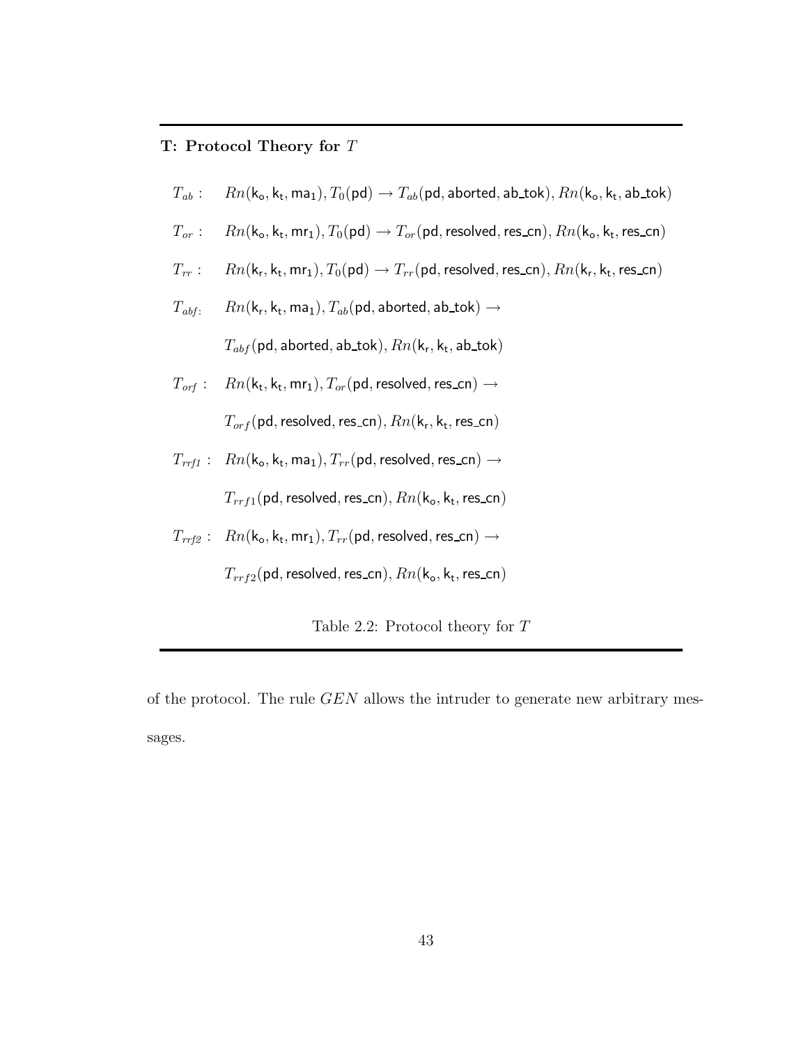**T: Protocol Theory for $T$**

$T_{ab}:\quad Rn(\mathsf{k_o}, \mathsf{k_t}, \mathsf{ma_1}), T_0(\mathsf{pd}) \rightarrow T_{ab}(\mathsf{pd}, \mathsf{aborted}, \mathsf{ab\_tok}), Rn(\mathsf{k_o}, \mathsf{k_t}, \mathsf{ab\_tok})$

$T_{or}:\quad Rn(\mathsf{k_o}, \mathsf{k_t}, \mathsf{mr_1}), T_0(\mathsf{pd}) \rightarrow T_{or}(\mathsf{pd}, \mathsf{resolved}, \mathsf{res\_cn}), Rn(\mathsf{k_o}, \mathsf{k_t}, \mathsf{res\_cn})$

$T_{rr}:\quad Rn(\mathsf{k_r}, \mathsf{k_t}, \mathsf{mr_1}), T_0(\mathsf{pd}) \rightarrow T_{rr}(\mathsf{pd}, \mathsf{resolved}, \mathsf{res\_cn}), Rn(\mathsf{k_r}, \mathsf{k_t}, \mathsf{res\_cn})$

$T_{abf}:\quad Rn(\mathsf{k_r}, \mathsf{k_t}, \mathsf{ma_1}), T_{ab}(\mathsf{pd}, \mathsf{aborted}, \mathsf{ab\_tok}) \rightarrow$
$\quad T_{abf}(\mathsf{pd}, \mathsf{aborted}, \mathsf{ab\_tok}), Rn(\mathsf{k_r}, \mathsf{k_t}, \mathsf{ab\_tok})$

$T_{orf}:\quad Rn(\mathsf{k_t}, \mathsf{k_t}, \mathsf{mr_1}), T_{or}(\mathsf{pd}, \mathsf{resolved}, \mathsf{res\_cn}) \rightarrow$
$\quad T_{orf}(\mathsf{pd}, \mathsf{resolved}, \mathsf{res\_cn}), Rn(\mathsf{k_r}, \mathsf{k_t}, \mathsf{res\_cn})$

$T_{rrf1}:\quad Rn(\mathsf{k_o}, \mathsf{k_t}, \mathsf{ma_1}), T_{rr}(\mathsf{pd}, \mathsf{resolved}, \mathsf{res\_cn}) \rightarrow$
$\quad T_{rrf1}(\mathsf{pd}, \mathsf{resolved}, \mathsf{res\_cn}), Rn(\mathsf{k_o}, \mathsf{k_t}, \mathsf{res\_cn})$

$T_{rrf2}:\quad Rn(\mathsf{k_o}, \mathsf{k_t}, \mathsf{mr_1}), T_{rr}(\mathsf{pd}, \mathsf{resolved}, \mathsf{res\_cn}) \rightarrow$
$\quad T_{rrf2}(\mathsf{pd}, \mathsf{resolved}, \mathsf{res\_cn}), Rn(\mathsf{k_o}, \mathsf{k_t}, \mathsf{res\_cn})$

Table 2.2: Protocol theory for $T$

of the protocol. The rule $GEN$ allows the intruder to generate new arbitrary messages.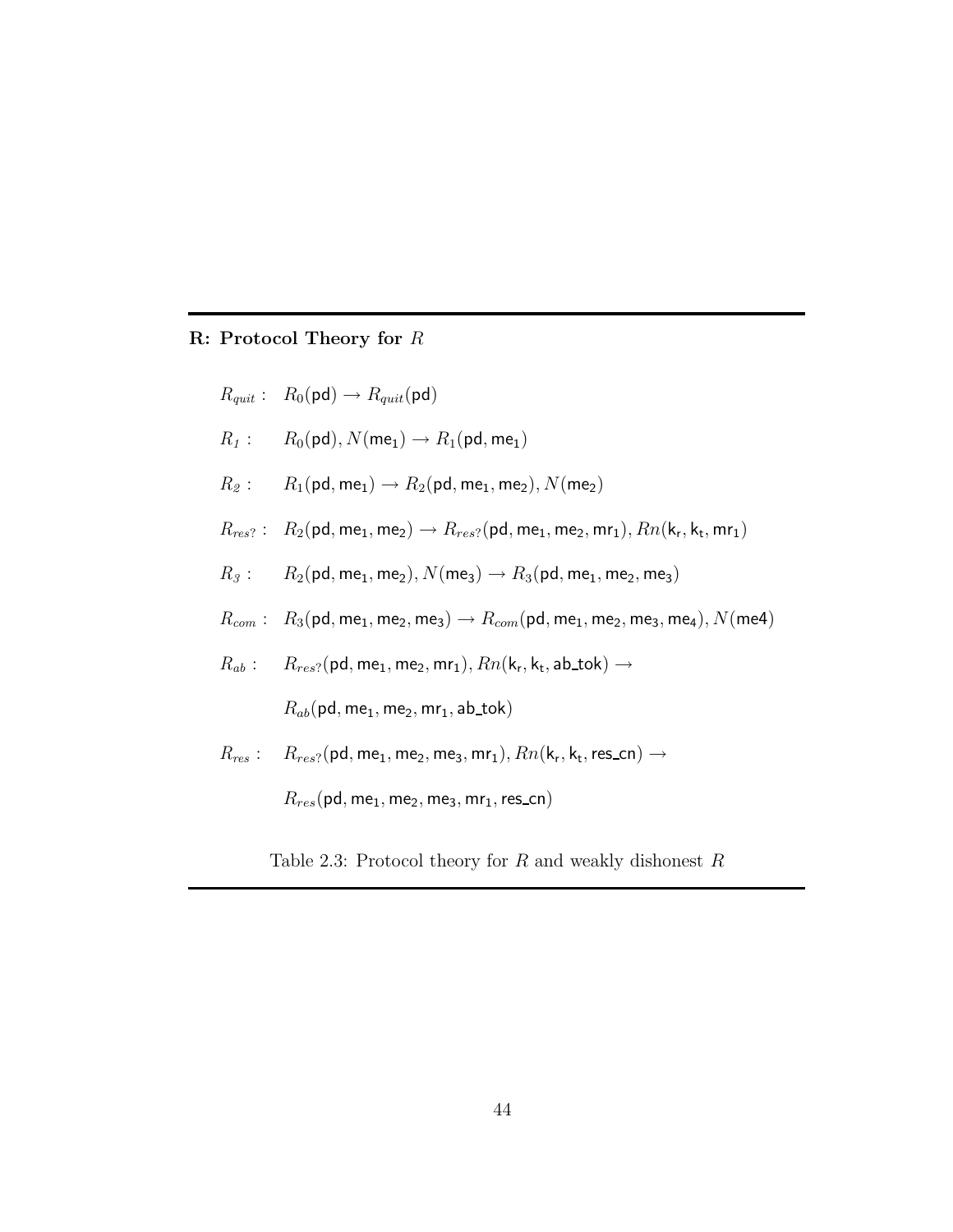**R: Protocol Theory for $R$**

$$R_{quit}: \quad R_0(\mathsf{pd}) \rightarrow R_{quit}(\mathsf{pd})$$

$$R_1: \quad R_0(\mathsf{pd}), N(\mathsf{me_1}) \rightarrow R_1(\mathsf{pd}, \mathsf{me_1})$$

$$R_2: \quad R_1(\mathsf{pd}, \mathsf{me_1}) \rightarrow R_2(\mathsf{pd}, \mathsf{me_1}, \mathsf{me_2}), N(\mathsf{me_2})$$

$$R_{res?}: \quad R_2(\mathsf{pd}, \mathsf{me_1}, \mathsf{me_2}) \rightarrow R_{res?}(\mathsf{pd}, \mathsf{me_1}, \mathsf{me_2}, \mathsf{mr_1}), Rn(\mathsf{k_r}, \mathsf{k_t}, \mathsf{mr_1})$$

$$R_3: \quad R_2(\mathsf{pd}, \mathsf{me_1}, \mathsf{me_2}), N(\mathsf{me_3}) \rightarrow R_3(\mathsf{pd}, \mathsf{me_1}, \mathsf{me_2}, \mathsf{me_3})$$

$$R_{com}: \quad R_3(\mathsf{pd}, \mathsf{me_1}, \mathsf{me_2}, \mathsf{me_3}) \rightarrow R_{com}(\mathsf{pd}, \mathsf{me_1}, \mathsf{me_2}, \mathsf{me_3}, \mathsf{me_4}), N(\mathsf{me4})$$

$$R_{ab}: \quad R_{res?}(\mathsf{pd}, \mathsf{me_1}, \mathsf{me_2}, \mathsf{mr_1}), Rn(\mathsf{k_r}, \mathsf{k_t}, \mathsf{ab\_tok}) \rightarrow$$
$$R_{ab}(\mathsf{pd}, \mathsf{me_1}, \mathsf{me_2}, \mathsf{mr_1}, \mathsf{ab\_tok})$$

$$R_{res}: \quad R_{res?}(\mathsf{pd}, \mathsf{me_1}, \mathsf{me_2}, \mathsf{me_3}, \mathsf{mr_1}), Rn(\mathsf{k_r}, \mathsf{k_t}, \mathsf{res\_cn}) \rightarrow$$
$$R_{res}(\mathsf{pd}, \mathsf{me_1}, \mathsf{me_2}, \mathsf{me_3}, \mathsf{mr_1}, \mathsf{res\_cn})$$

Table 2.3: Protocol theory for $R$ and weakly dishonest $R$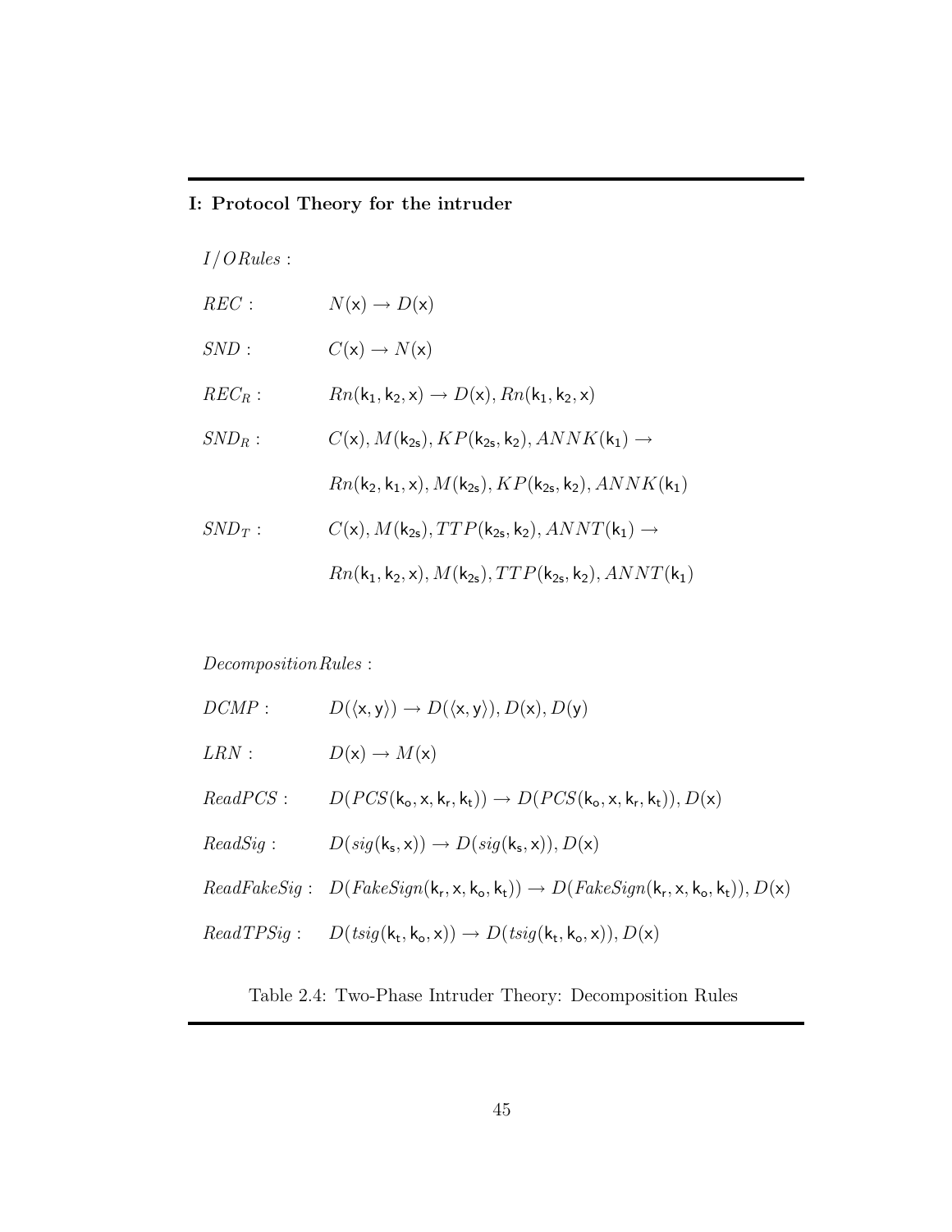**I: Protocol Theory for the intruder**

$I/O Rules:$

$REC:$ $\quad N(\mathsf{x}) \to D(\mathsf{x})$

$SND:$ $\quad C(\mathsf{x}) \to N(\mathsf{x})$

$REC_R:$ $\quad Rn(\mathsf{k_1}, \mathsf{k_2}, \mathsf{x}) \to D(\mathsf{x}), Rn(\mathsf{k_1}, \mathsf{k_2}, \mathsf{x})$

$SND_R:$ $\quad C(\mathsf{x}), M(\mathsf{k_{2s}}), KP(\mathsf{k_{2s}}, \mathsf{k_2}), ANNK(\mathsf{k_1}) \to$

$\quad Rn(\mathsf{k_2}, \mathsf{k_1}, \mathsf{x}), M(\mathsf{k_{2s}}), KP(\mathsf{k_{2s}}, \mathsf{k_2}), ANNK(\mathsf{k_1})$

$SND_T:$ $\quad C(\mathsf{x}), M(\mathsf{k_{2s}}), TTP(\mathsf{k_{2s}}, \mathsf{k_2}), ANNT(\mathsf{k_1}) \to$

$\quad Rn(\mathsf{k_1}, \mathsf{k_2}, \mathsf{x}), M(\mathsf{k_{2s}}), TTP(\mathsf{k_{2s}}, \mathsf{k_2}), ANNT(\mathsf{k_1})$

$Decomposition Rules:$

$DCMP:$ $\quad D(\langle \mathsf{x}, \mathsf{y} \rangle) \to D(\langle \mathsf{x}, \mathsf{y} \rangle), D(\mathsf{x}), D(\mathsf{y})$

$LRN:$ $\quad D(\mathsf{x}) \to M(\mathsf{x})$

$ReadPCS:$ $\quad D(PCS(\mathsf{k_o}, \mathsf{x}, \mathsf{k_r}, \mathsf{k_t})) \to D(PCS(\mathsf{k_o}, \mathsf{x}, \mathsf{k_r}, \mathsf{k_t})), D(\mathsf{x})$

$ReadSig:$ $\quad D(sig(\mathsf{k_s}, \mathsf{x})) \to D(sig(\mathsf{k_s}, \mathsf{x})), D(\mathsf{x})$

$ReadFakeSig:$ $\quad D(FakeSign(\mathsf{k_r}, \mathsf{x}, \mathsf{k_o}, \mathsf{k_t})) \to D(FakeSign(\mathsf{k_r}, \mathsf{x}, \mathsf{k_o}, \mathsf{k_t})), D(\mathsf{x})$

$ReadTPSig:$ $\quad D(tsig(\mathsf{k_t}, \mathsf{k_o}, \mathsf{x})) \to D(tsig(\mathsf{k_t}, \mathsf{k_o}, \mathsf{x})), D(\mathsf{x})$

Table 2.4: Two-Phase Intruder Theory: Decomposition Rules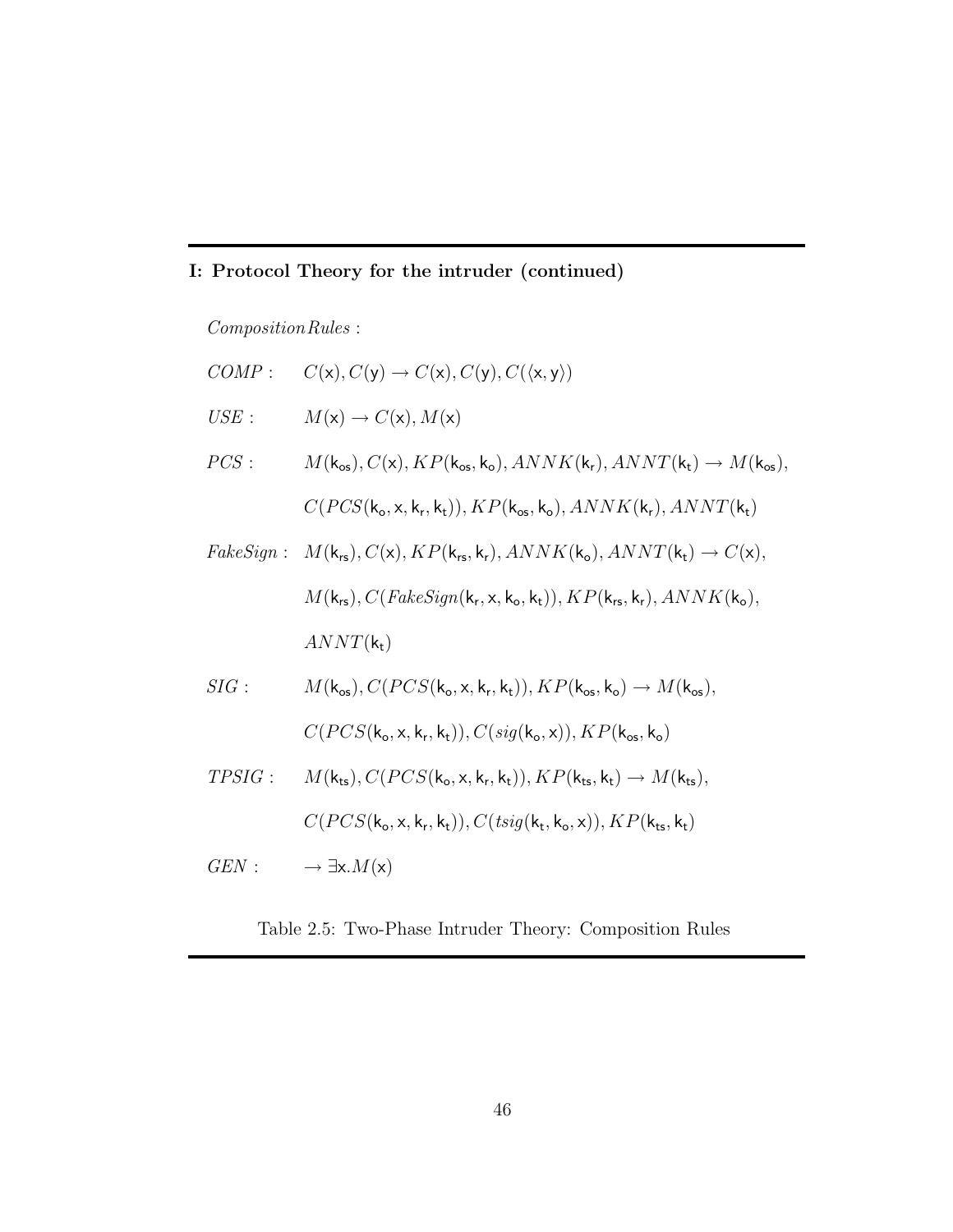**I: Protocol Theory for the intruder (continued)**

*Composition Rules* :

$COMP: \quad C(\mathsf{x}), C(\mathsf{y}) \rightarrow C(\mathsf{x}), C(\mathsf{y}), C(\langle \mathsf{x}, \mathsf{y} \rangle)$

$USE: \quad M(\mathsf{x}) \rightarrow C(\mathsf{x}), M(\mathsf{x})$

$PCS: \quad M(\mathsf{k_{os}}), C(\mathsf{x}), KP(\mathsf{k_{os}}, \mathsf{k_o}), ANNK(\mathsf{k_r}), ANNT(\mathsf{k_t}) \rightarrow M(\mathsf{k_{os}}),$
$\quad C(PCS(\mathsf{k_o}, \mathsf{x}, \mathsf{k_r}, \mathsf{k_t})), KP(\mathsf{k_{os}}, \mathsf{k_o}), ANNK(\mathsf{k_r}), ANNT(\mathsf{k_t})$

$FakeSign: \quad M(\mathsf{k_{rs}}), C(\mathsf{x}), KP(\mathsf{k_{rs}}, \mathsf{k_r}), ANNK(\mathsf{k_o}), ANNT(\mathsf{k_t}) \rightarrow C(\mathsf{x}),$
$\quad M(\mathsf{k_{rs}}), C(FakeSign(\mathsf{k_r}, \mathsf{x}, \mathsf{k_o}, \mathsf{k_t})), KP(\mathsf{k_{rs}}, \mathsf{k_r}), ANNK(\mathsf{k_o}),$
$\quad ANNT(\mathsf{k_t})$

$SIG: \quad M(\mathsf{k_{os}}), C(PCS(\mathsf{k_o}, \mathsf{x}, \mathsf{k_r}, \mathsf{k_t})), KP(\mathsf{k_{os}}, \mathsf{k_o}) \rightarrow M(\mathsf{k_{os}}),$
$\quad C(PCS(\mathsf{k_o}, \mathsf{x}, \mathsf{k_r}, \mathsf{k_t})), C(sig(\mathsf{k_o}, \mathsf{x})), KP(\mathsf{k_{os}}, \mathsf{k_o})$

$TPSIG: \quad M(\mathsf{k_{ts}}), C(PCS(\mathsf{k_o}, \mathsf{x}, \mathsf{k_r}, \mathsf{k_t})), KP(\mathsf{k_{ts}}, \mathsf{k_t}) \rightarrow M(\mathsf{k_{ts}}),$
$\quad C(PCS(\mathsf{k_o}, \mathsf{x}, \mathsf{k_r}, \mathsf{k_t})), C(tsig(\mathsf{k_t}, \mathsf{k_o}, \mathsf{x})), KP(\mathsf{k_{ts}}, \mathsf{k_t})$

$GEN: \quad \rightarrow \exists \mathsf{x}. M(\mathsf{x})$

Table 2.5: Two-Phase Intruder Theory: Composition Rules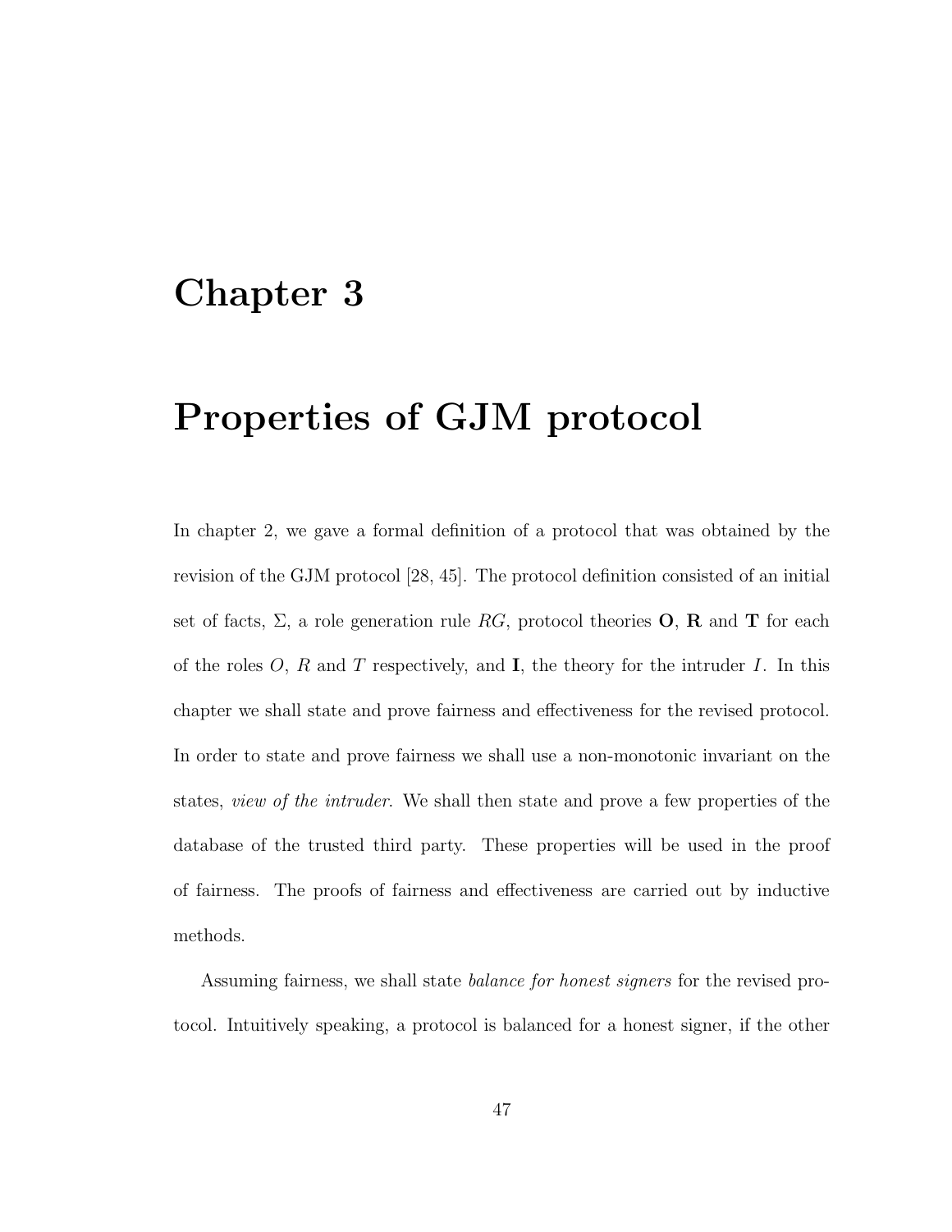# Chapter 3

# Properties of GJM protocol

In chapter 2, we gave a formal definition of a protocol that was obtained by the revision of the GJM protocol [28, 45]. The protocol definition consisted of an initial set of facts, $\Sigma$, a role generation rule $RG$, protocol theories $\mathbf{O}$, $\mathbf{R}$ and $\mathbf{T}$ for each of the roles $O$, $R$ and $T$ respectively, and $\mathbf{I}$, the theory for the intruder $I$. In this chapter we shall state and prove fairness and effectiveness for the revised protocol. In order to state and prove fairness we shall use a non-monotonic invariant on the states, *view of the intruder*. We shall then state and prove a few properties of the database of the trusted third party. These properties will be used in the proof of fairness. The proofs of fairness and effectiveness are carried out by inductive methods.

Assuming fairness, we shall state *balance for honest signers* for the revised protocol. Intuitively speaking, a protocol is balanced for a honest signer, if the other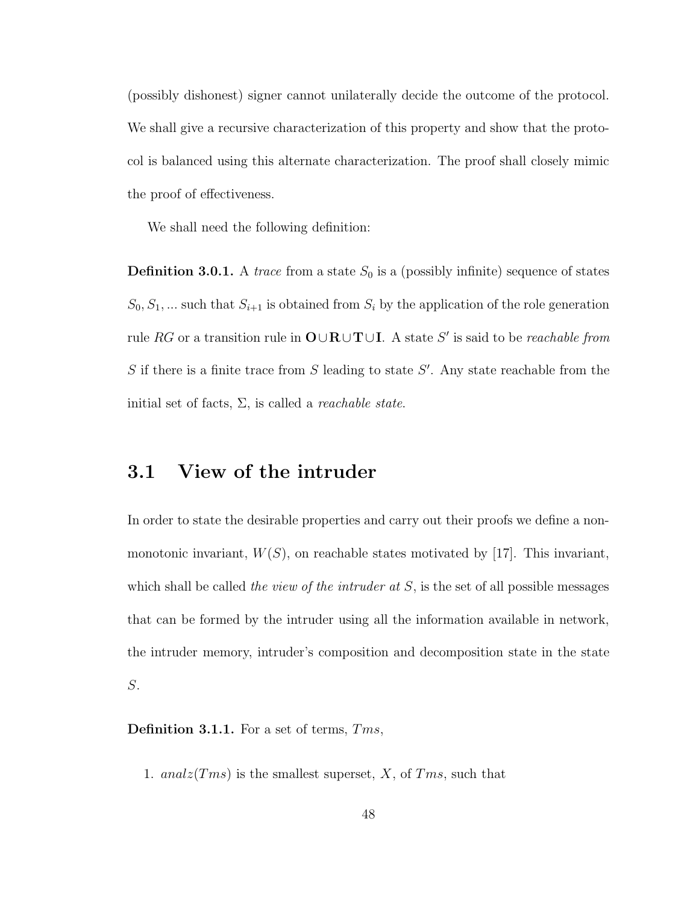(possibly dishonest) signer cannot unilaterally decide the outcome of the protocol. We shall give a recursive characterization of this property and show that the protocol is balanced using this alternate characterization. The proof shall closely mimic the proof of effectiveness.

We shall need the following definition:

**Definition 3.0.1.** A *trace* from a state $S_0$ is a (possibly infinite) sequence of states $S_0, S_1, ...$ such that $S_{i+1}$ is obtained from $S_i$ by the application of the role generation rule $RG$ or a transition rule in $\mathbf{O} \cup \mathbf{R} \cup \mathbf{T} \cup \mathbf{I}$. A state $S'$ is said to be *reachable from* $S$ if there is a finite trace from $S$ leading to state $S'$. Any state reachable from the initial set of facts, $\Sigma$, is called a *reachable state*.

## 3.1 View of the intruder

In order to state the desirable properties and carry out their proofs we define a non-monotonic invariant, $W(S)$, on reachable states motivated by [17]. This invariant, which shall be called *the view of the intruder at S*, is the set of all possible messages that can be formed by the intruder using all the information available in network, the intruder memory, intruder's composition and decomposition state in the state $S$.

**Definition 3.1.1.** For a set of terms, $Tms$,

1. $analz(Tms)$ is the smallest superset, $X$, of $Tms$, such that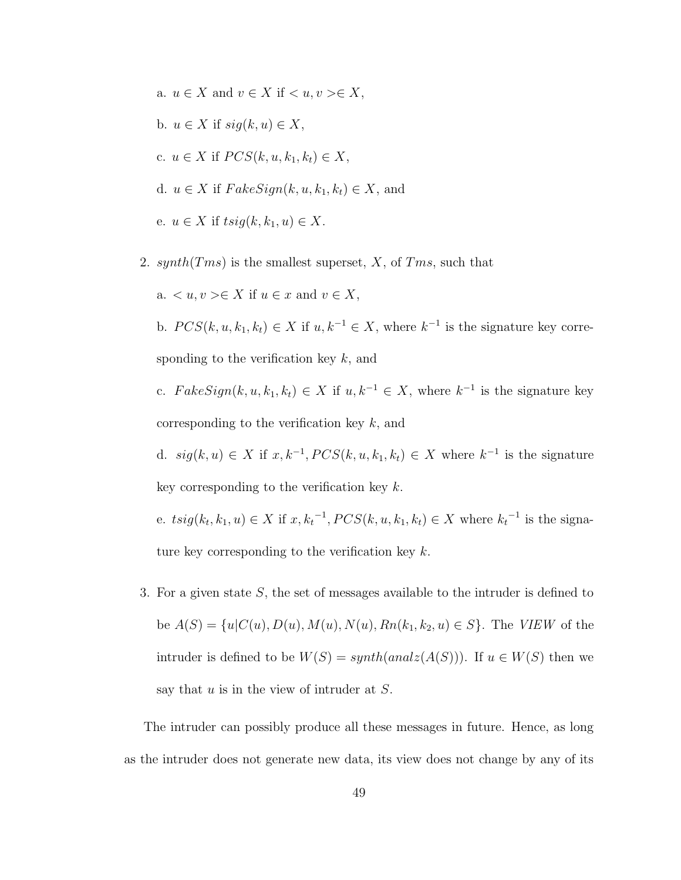a. $u \in X$ and $v \in X$ if $< u, v > \in X$,

   b. $u \in X$ if $sig(k, u) \in X$,

   c. $u \in X$ if $PCS(k, u, k_1, k_t) \in X$,

   d. $u \in X$ if $FakeSign(k, u, k_1, k_t) \in X$, and

   e. $u \in X$ if $tsig(k, k_1, u) \in X$.

2. $synth(Tms)$ is the smallest superset, $X$, of $Tms$, such that

   a. $< u, v > \in X$ if $u \in x$ and $v \in X$,

   b. $PCS(k, u, k_1, k_t) \in X$ if $u, k^{-1} \in X$, where $k^{-1}$ is the signature key corresponding to the verification key $k$, and

   c. $FakeSign(k, u, k_1, k_t) \in X$ if $u, k^{-1} \in X$, where $k^{-1}$ is the signature key corresponding to the verification key $k$, and

   d. $sig(k, u) \in X$ if $x, k^{-1}, PCS(k, u, k_1, k_t) \in X$ where $k^{-1}$ is the signature key corresponding to the verification key $k$.

   e. $tsig(k_t, k_1, u) \in X$ if $x, {k_t}^{-1}, PCS(k, u, k_1, k_t) \in X$ where ${k_t}^{-1}$ is the signature key corresponding to the verification key $k$.

3. For a given state $S$, the set of messages available to the intruder is defined to be $A(S) = \{u | C(u), D(u), M(u), N(u), Rn(k_1, k_2, u) \in S\}$. The *VIEW* of the intruder is defined to be $W(S) = synth(analz(A(S)))$. If $u \in W(S)$ then we say that $u$ is in the view of intruder at $S$.

The intruder can possibly produce all these messages in future. Hence, as long as the intruder does not generate new data, its view does not change by any of its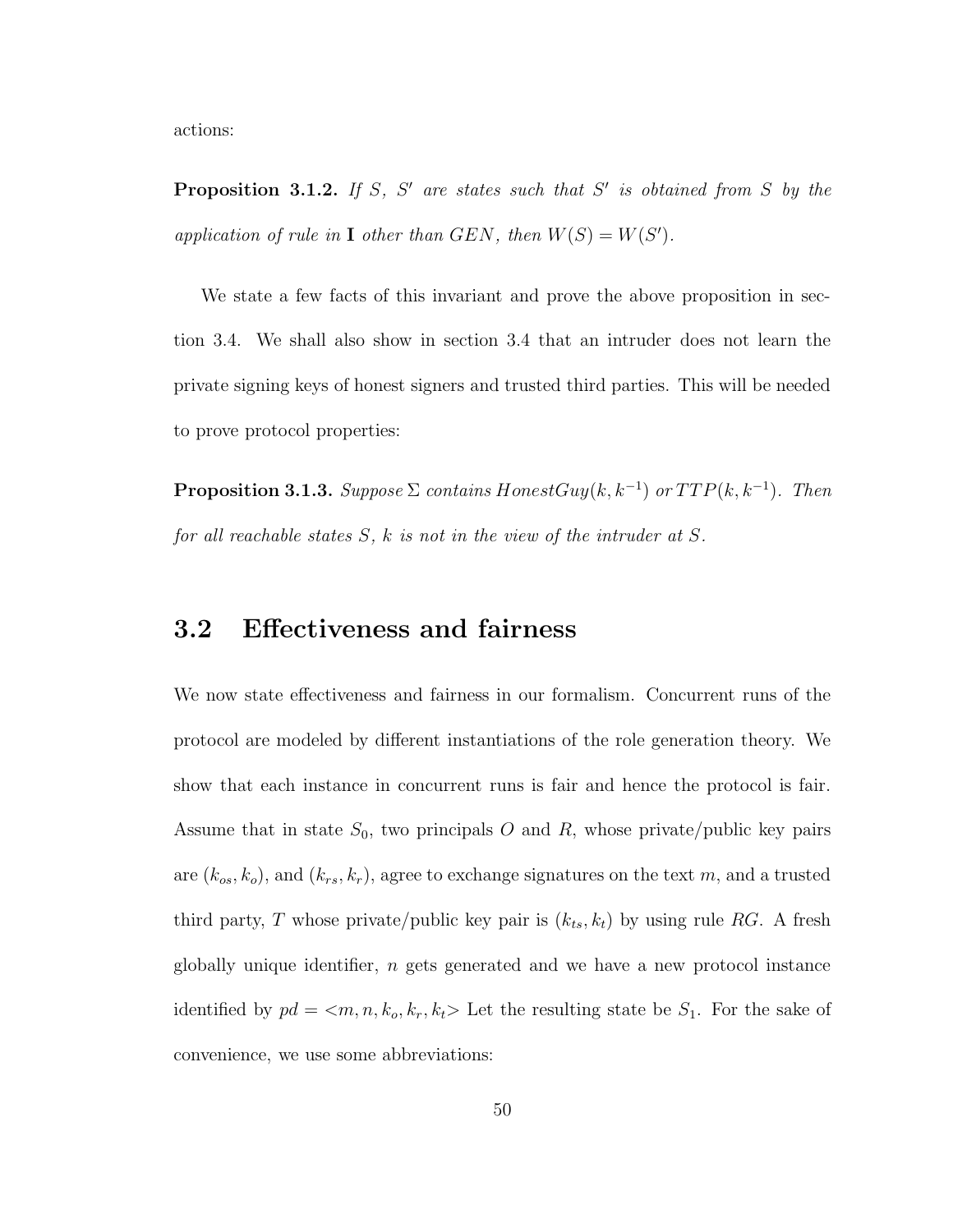actions:

**Proposition 3.1.2.** *If $S$, $S'$ are states such that $S'$ is obtained from $S$ by the application of rule in* **I** *other than $GEN$, then $W(S) = W(S')$.*

We state a few facts of this invariant and prove the above proposition in section 3.4. We shall also show in section 3.4 that an intruder does not learn the private signing keys of honest signers and trusted third parties. This will be needed to prove protocol properties:

**Proposition 3.1.3.** *Suppose $\Sigma$ contains $HonestGuy(k, k^{-1})$ or $TTP(k, k^{-1})$. Then for all reachable states $S$, $k$ is not in the view of the intruder at $S$.*

## 3.2 Effectiveness and fairness

We now state effectiveness and fairness in our formalism. Concurrent runs of the protocol are modeled by different instantiations of the role generation theory. We show that each instance in concurrent runs is fair and hence the protocol is fair. Assume that in state $S_0$, two principals $O$ and $R$, whose private/public key pairs are $(k_{os}, k_o)$, and $(k_{rs}, k_r)$, agree to exchange signatures on the text $m$, and a trusted third party, $T$ whose private/public key pair is $(k_{ts}, k_t)$ by using rule $RG$. A fresh globally unique identifier, $n$ gets generated and we have a new protocol instance identified by $pd = <m, n, k_o, k_r, k_t>$ Let the resulting state be $S_1$. For the sake of convenience, we use some abbreviations: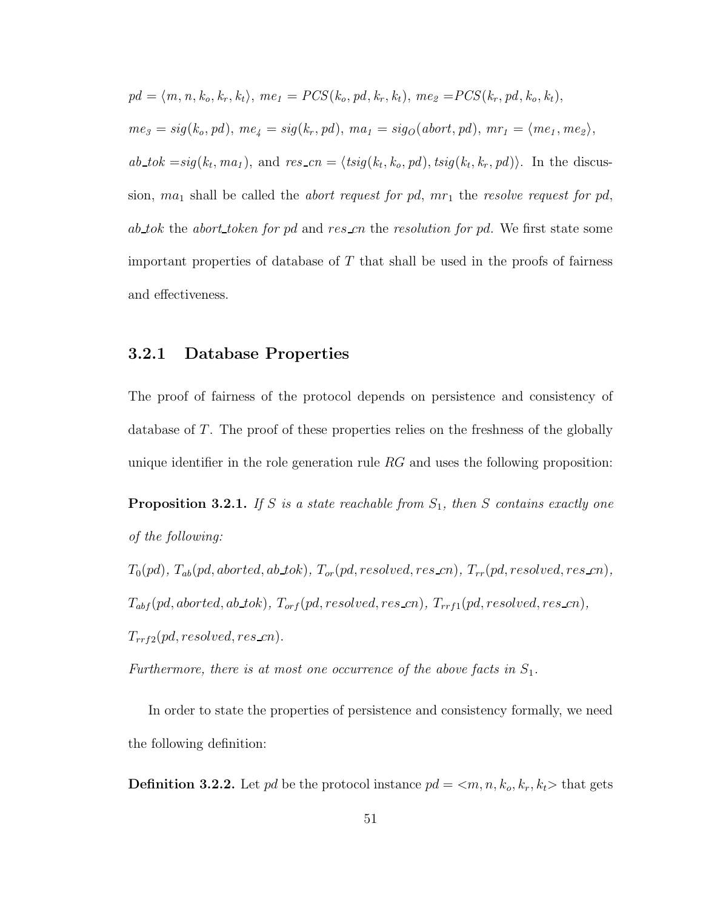$pd = \langle m, n, k_o, k_r, k_t \rangle$, $me_1 = PCS(k_o, pd, k_r, k_t)$, $me_2 = PCS(k_r, pd, k_o, k_t)$, $me_3 = sig(k_o, pd)$, $me_4 = sig(k_r, pd)$, $ma_1 = sig_O(abort, pd)$, $mr_1 = \langle me_1, me_2 \rangle$, $ab\_tok = sig(k_t, ma_1)$, and $res\_cn = \langle tsig(k_t, k_o, pd), tsig(k_t, k_r, pd) \rangle$. In the discussion, $ma_1$ shall be called the *abort request for pd*, $mr_1$ the *resolve request for pd*, $ab\_tok$ the *abort_token for pd* and $res\_cn$ the *resolution for pd*. We first state some important properties of database of $T$ that shall be used in the proofs of fairness and effectiveness.

### 3.2.1 Database Properties

The proof of fairness of the protocol depends on persistence and consistency of database of $T$. The proof of these properties relies on the freshness of the globally unique identifier in the role generation rule $RG$ and uses the following proposition:

**Proposition 3.2.1.** *If $S$ is a state reachable from $S_1$, then $S$ contains exactly one of the following:*

$T_0(pd)$, $T_{ab}(pd, aborted, ab\_tok)$, $T_{or}(pd, resolved, res\_cn)$, $T_{rr}(pd, resolved, res\_cn)$, $T_{abf}(pd, aborted, ab\_tok)$, $T_{orf}(pd, resolved, res\_cn)$, $T_{rrf1}(pd, resolved, res\_cn)$, $T_{rrf2}(pd, resolved, res\_cn)$.

*Furthermore, there is at most one occurrence of the above facts in $S_1$.*

In order to state the properties of persistence and consistency formally, we need the following definition:

**Definition 3.2.2.** Let $pd$ be the protocol instance $pd = <m, n, k_o, k_r, k_t>$ that gets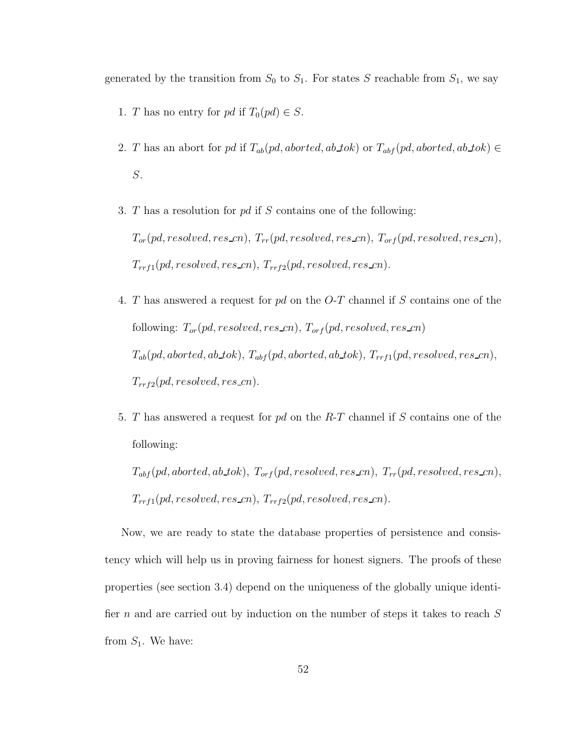generated by the transition from $S_0$ to $S_1$. For states $S$ reachable from $S_1$, we say

1. $T$ has no entry for $pd$ if $T_0(pd) \in S$.

2. $T$ has an abort for $pd$ if $T_{ab}(pd, aborted, ab\_tok)$ or $T_{abf}(pd, aborted, ab\_tok) \in S$.

3. $T$ has a resolution for $pd$ if $S$ contains one of the following: $T_{or}(pd, resolved, res\_cn)$, $T_{rr}(pd, resolved, res\_cn)$, $T_{orf}(pd, resolved, res\_cn)$, $T_{rrf1}(pd, resolved, res\_cn)$, $T_{rrf2}(pd, resolved, res\_cn)$.

4. $T$ has answered a request for $pd$ on the $O$-$T$ channel if $S$ contains one of the following: $T_{or}(pd, resolved, res\_cn)$, $T_{orf}(pd, resolved, res\_cn)$ $T_{ab}(pd, aborted, ab\_tok)$, $T_{abf}(pd, aborted, ab\_tok)$, $T_{rrf1}(pd, resolved, res\_cn)$, $T_{rrf2}(pd, resolved, res\_cn)$.

5. $T$ has answered a request for $pd$ on the $R$-$T$ channel if $S$ contains one of the following:

   $T_{abf}(pd, aborted, ab\_tok)$, $T_{orf}(pd, resolved, res\_cn)$, $T_{rr}(pd, resolved, res\_cn)$, $T_{rrf1}(pd, resolved, res\_cn)$, $T_{rrf2}(pd, resolved, res\_cn)$.

Now, we are ready to state the database properties of persistence and consistency which will help us in proving fairness for honest signers. The proofs of these properties (see section 3.4) depend on the uniqueness of the globally unique identifier $n$ and are carried out by induction on the number of steps it takes to reach $S$ from $S_1$. We have: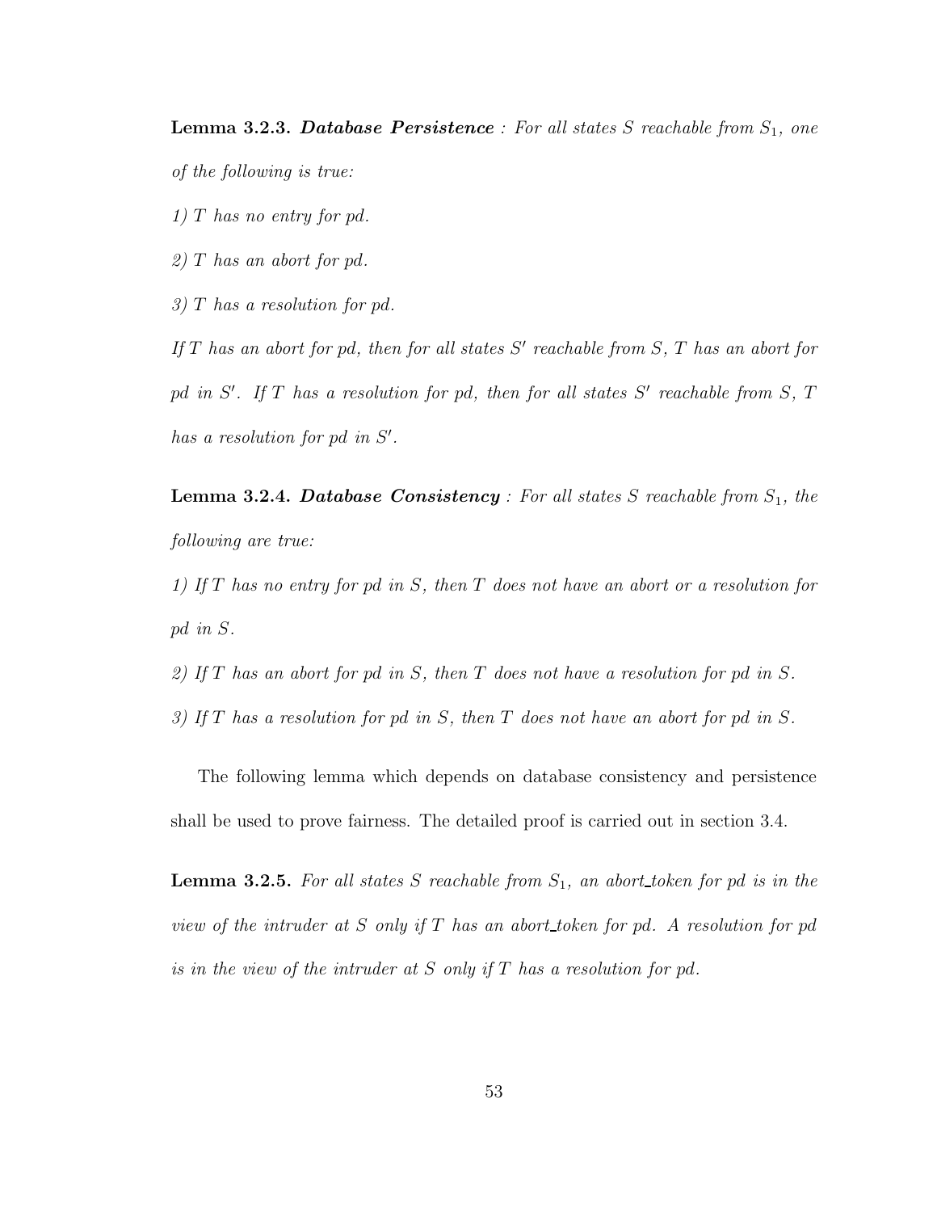**Lemma 3.2.3.** ***Database Persistence*** *: For all states $S$ reachable from $S_1$, one of the following is true:*

*1) $T$ has no entry for pd.*

*2) $T$ has an abort for pd.*

*3) $T$ has a resolution for pd.*

*If $T$ has an abort for pd, then for all states $S'$ reachable from $S$, $T$ has an abort for pd in $S'$. If $T$ has a resolution for pd, then for all states $S'$ reachable from $S$, $T$ has a resolution for pd in $S'$.*

**Lemma 3.2.4.** ***Database Consistency*** *: For all states $S$ reachable from $S_1$, the following are true:*

*1) If $T$ has no entry for pd in $S$, then $T$ does not have an abort or a resolution for pd in $S$.*

*2) If $T$ has an abort for pd in $S$, then $T$ does not have a resolution for pd in $S$.*

*3) If $T$ has a resolution for pd in $S$, then $T$ does not have an abort for pd in $S$.*

The following lemma which depends on database consistency and persistence shall be used to prove fairness. The detailed proof is carried out in section 3.4.

**Lemma 3.2.5.** *For all states $S$ reachable from $S_1$, an abort_token for pd is in the view of the intruder at $S$ only if $T$ has an abort_token for pd. A resolution for pd is in the view of the intruder at $S$ only if $T$ has a resolution for pd.*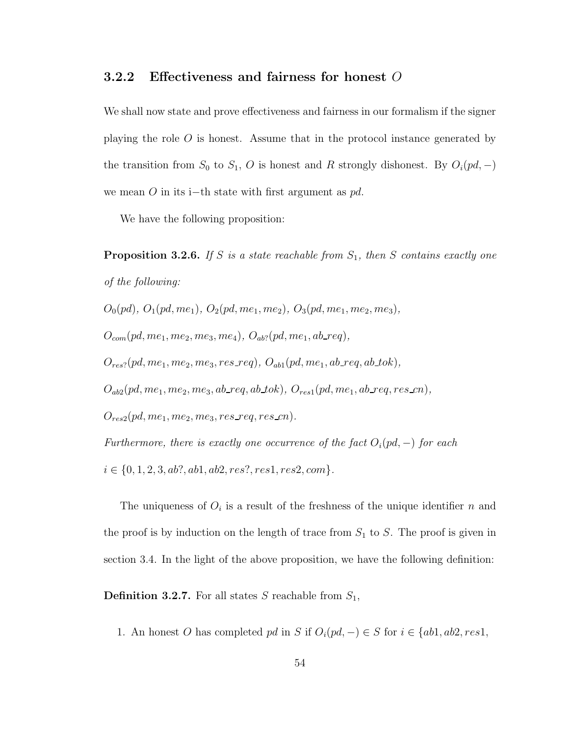### 3.2.2 Effectiveness and fairness for honest $O$

We shall now state and prove effectiveness and fairness in our formalism if the signer playing the role $O$ is honest. Assume that in the protocol instance generated by the transition from $S_0$ to $S_1$, $O$ is honest and $R$ strongly dishonest. By $O_i(pd, -)$ we mean $O$ in its i−th state with first argument as $pd$.

We have the following proposition:

**Proposition 3.2.6.** *If $S$ is a state reachable from $S_1$, then $S$ contains exactly one of the following:*

$O_0(pd)$, $O_1(pd, me_1)$, $O_2(pd, me_1, me_2)$, $O_3(pd, me_1, me_2, me_3)$,

$O_{com}(pd, me_1, me_2, me_3, me_4)$, $O_{ab?}(pd, me_1, ab\_req)$,

$O_{res?}(pd, me_1, me_2, me_3, res\_req)$, $O_{ab1}(pd, me_1, ab\_req, ab\_tok)$,

$O_{ab2}(pd, me_1, me_2, me_3, ab\_req, ab\_tok)$, $O_{res1}(pd, me_1, ab\_req, res\_cn)$,

$O_{res2}(pd, me_1, me_2, me_3, res\_req, res\_cn)$.

*Furthermore, there is exactly one occurrence of the fact $O_i(pd, -)$ for each $i \in \{0, 1, 2, 3, ab?, ab1, ab2, res?, res1, res2, com\}$.*

The uniqueness of $O_i$ is a result of the freshness of the unique identifier $n$ and the proof is by induction on the length of trace from $S_1$ to $S$. The proof is given in section 3.4. In the light of the above proposition, we have the following definition:

**Definition 3.2.7.** For all states $S$ reachable from $S_1$,

1. An honest $O$ has completed $pd$ in $S$ if $O_i(pd, -) \in S$ for $i \in \{ab1, ab2, res1,$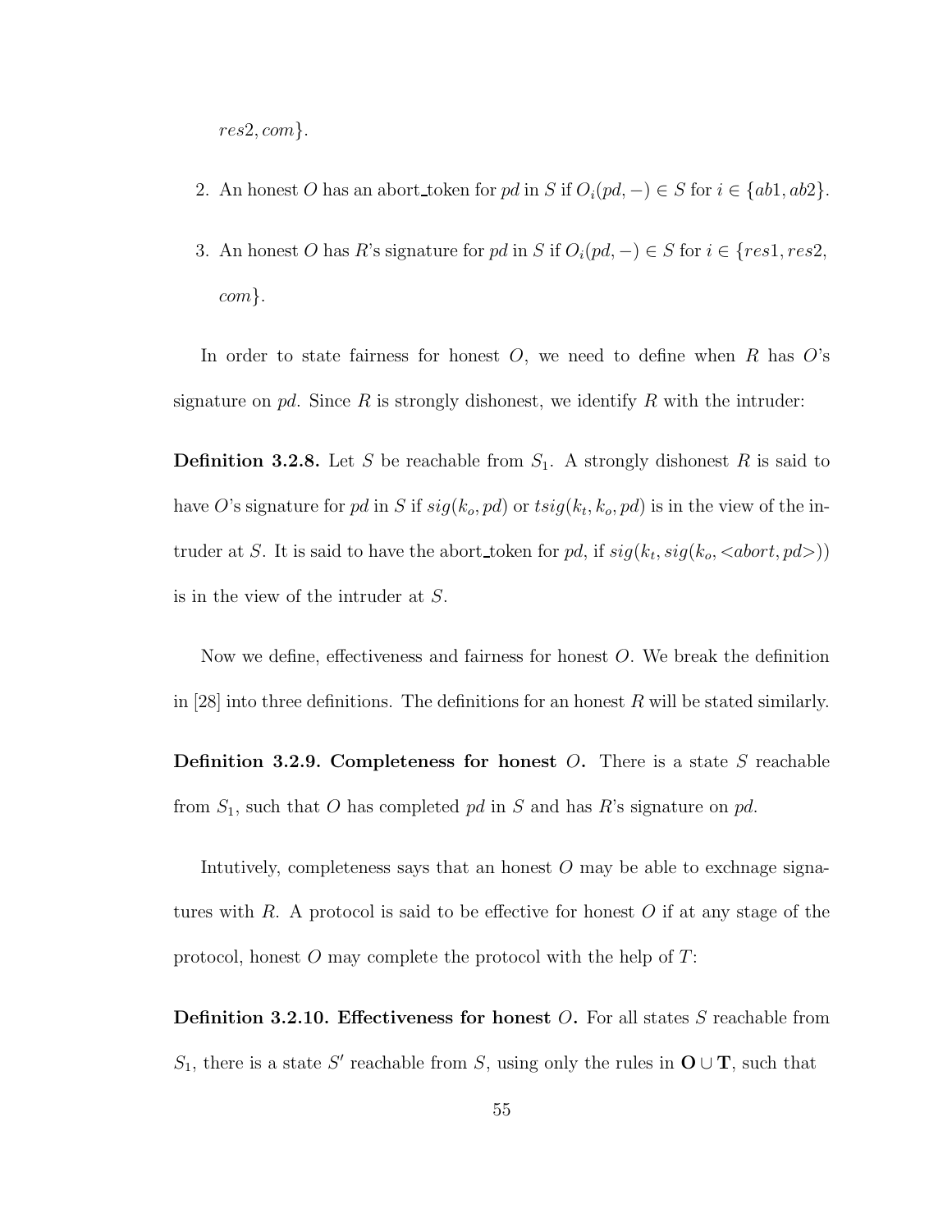$res2, com\}$.

2. An honest $O$ has an abort_token for $pd$ in $S$ if $O_i(pd, -) \in S$ for $i \in \{ab1, ab2\}$.

3. An honest $O$ has $R$'s signature for $pd$ in $S$ if $O_i(pd, -) \in S$ for $i \in \{res1, res2, com\}$.

In order to state fairness for honest $O$, we need to define when $R$ has $O$'s signature on $pd$. Since $R$ is strongly dishonest, we identify $R$ with the intruder:

**Definition 3.2.8.** Let $S$ be reachable from $S_1$. A strongly dishonest $R$ is said to have $O$'s signature for $pd$ in $S$ if $sig(k_o, pd)$ or $tsig(k_t, k_o, pd)$ is in the view of the intruder at $S$. It is said to have the abort_token for $pd$, if $sig(k_t, sig(k_o, <abort, pd>))$ is in the view of the intruder at $S$.

Now we define, effectiveness and fairness for honest $O$. We break the definition in [28] into three definitions. The definitions for an honest $R$ will be stated similarly.

**Definition 3.2.9. Completeness for honest $O$.** There is a state $S$ reachable from $S_1$, such that $O$ has completed $pd$ in $S$ and has $R$'s signature on $pd$.

Intutively, completeness says that an honest $O$ may be able to exchnage signatures with $R$. A protocol is said to be effective for honest $O$ if at any stage of the protocol, honest $O$ may complete the protocol with the help of $T$:

**Definition 3.2.10. Effectiveness for honest $O$.** For all states $S$ reachable from $S_1$, there is a state $S'$ reachable from $S$, using only the rules in $\mathbf{O} \cup \mathbf{T}$, such that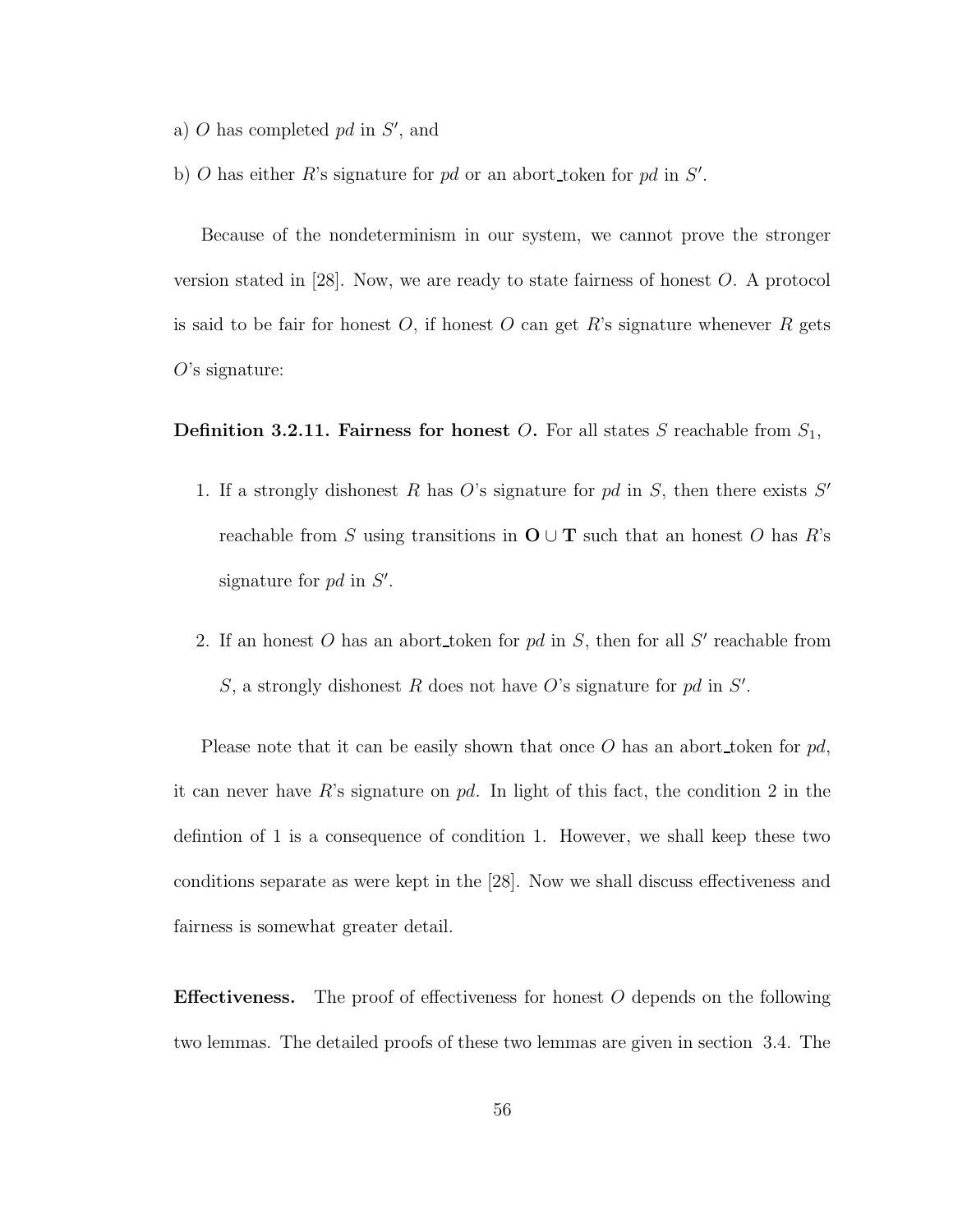a) $O$ has completed $pd$ in $S'$, and

b) $O$ has either $R$'s signature for $pd$ or an abort_token for $pd$ in $S'$.

Because of the nondeterminism in our system, we cannot prove the stronger version stated in [28]. Now, we are ready to state fairness of honest $O$. A protocol is said to be fair for honest $O$, if honest $O$ can get $R$'s signature whenever $R$ gets $O$'s signature:

**Definition 3.2.11. Fairness for honest $O$.** For all states $S$ reachable from $S_1$,

1. If a strongly dishonest $R$ has $O$'s signature for $pd$ in $S$, then there exists $S'$ reachable from $S$ using transitions in $\mathbf{O} \cup \mathbf{T}$ such that an honest $O$ has $R$'s signature for $pd$ in $S'$.

2. If an honest $O$ has an abort_token for $pd$ in $S$, then for all $S'$ reachable from $S$, a strongly dishonest $R$ does not have $O$'s signature for $pd$ in $S'$.

Please note that it can be easily shown that once $O$ has an abort_token for $pd$, it can never have $R$'s signature on $pd$. In light of this fact, the condition 2 in the defintion of 1 is a consequence of condition 1. However, we shall keep these two conditions separate as were kept in the [28]. Now we shall discuss effectiveness and fairness is somewhat greater detail.

**Effectiveness.** The proof of effectiveness for honest $O$ depends on the following two lemmas. The detailed proofs of these two lemmas are given in section 3.4. The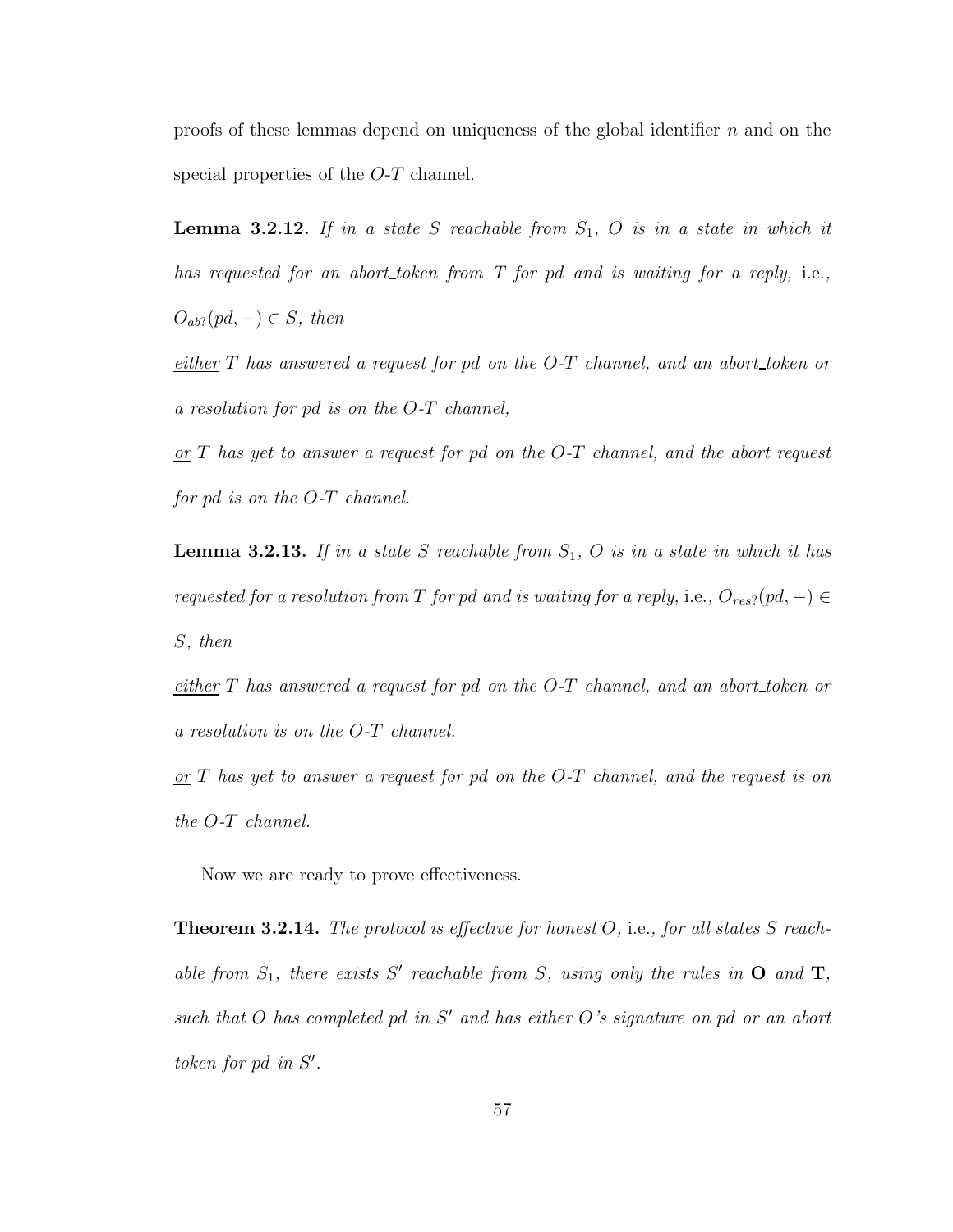proofs of these lemmas depend on uniqueness of the global identifier $n$ and on the special properties of the $O$-$T$ channel.

**Lemma 3.2.12.** *If in a state $S$ reachable from $S_1$, $O$ is in a state in which it has requested for an abort_token from $T$ for pd and is waiting for a reply,* i.e., *$O_{ab?}(pd, -) \in S$, then*

*<u>either</u> $T$ has answered a request for pd on the $O$-$T$ channel, and an abort_token or a resolution for pd is on the $O$-$T$ channel,*

*<u>or</u> $T$ has yet to answer a request for pd on the $O$-$T$ channel, and the abort request for pd is on the $O$-$T$ channel.*

**Lemma 3.2.13.** *If in a state $S$ reachable from $S_1$, $O$ is in a state in which it has requested for a resolution from $T$ for pd and is waiting for a reply,* i.e., *$O_{res?}(pd, -) \in S$, then*

*<u>either</u> $T$ has answered a request for pd on the $O$-$T$ channel, and an abort_token or a resolution is on the $O$-$T$ channel.*

*<u>or</u> $T$ has yet to answer a request for pd on the $O$-$T$ channel, and the request is on the $O$-$T$ channel.*

Now we are ready to prove effectiveness.

**Theorem 3.2.14.** *The protocol is effective for honest $O$,* i.e., *for all states $S$ reachable from $S_1$, there exists $S'$ reachable from $S$, using only the rules in* **O** *and* **T**, *such that $O$ has completed pd in $S'$ and has either $O$'s signature on pd or an abort token for pd in $S'$.*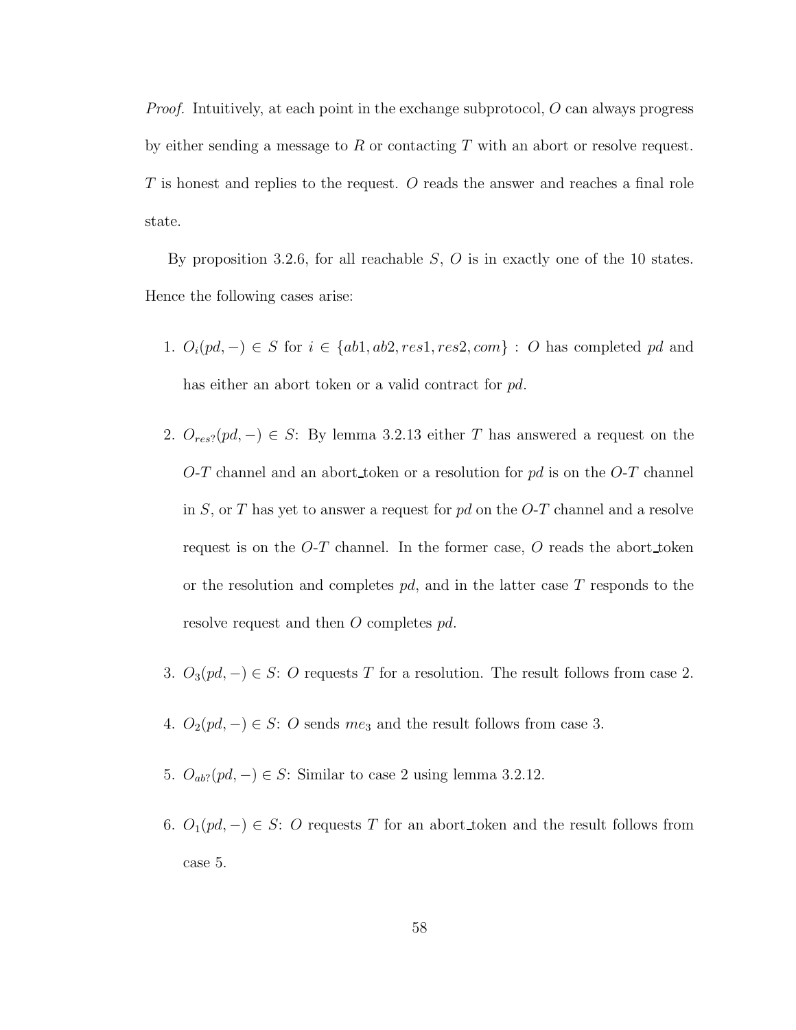*Proof.* Intuitively, at each point in the exchange subprotocol, $O$ can always progress by either sending a message to $R$ or contacting $T$ with an abort or resolve request. $T$ is honest and replies to the request. $O$ reads the answer and reaches a final role state.

By proposition 3.2.6, for all reachable $S$, $O$ is in exactly one of the 10 states. Hence the following cases arise:

1. $O_i(pd, -) \in S$ for $i \in \{ab1, ab2, res1, res2, com\}$ : $O$ has completed $pd$ and has either an abort token or a valid contract for $pd$.

2. $O_{res?}(pd, -) \in S$: By lemma 3.2.13 either $T$ has answered a request on the $O$-$T$ channel and an abort_token or a resolution for $pd$ is on the $O$-$T$ channel in $S$, or $T$ has yet to answer a request for $pd$ on the $O$-$T$ channel and a resolve request is on the $O$-$T$ channel. In the former case, $O$ reads the abort_token or the resolution and completes $pd$, and in the latter case $T$ responds to the resolve request and then $O$ completes $pd$.

3. $O_3(pd, -) \in S$: $O$ requests $T$ for a resolution. The result follows from case 2.

4. $O_2(pd, -) \in S$: $O$ sends $me_3$ and the result follows from case 3.

5. $O_{ab?}(pd, -) \in S$: Similar to case 2 using lemma 3.2.12.

6. $O_1(pd, -) \in S$: $O$ requests $T$ for an abort_token and the result follows from case 5.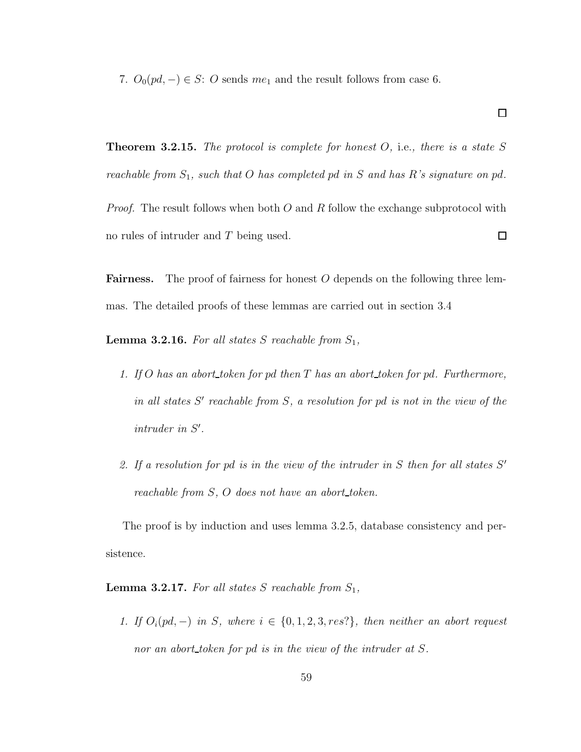7. $O_0(pd, -) \in S$: $O$ sends $me_1$ and the result follows from case 6.

□

**Theorem 3.2.15.** *The protocol is complete for honest $O$,* i.e.*, there is a state $S$ reachable from $S_1$, such that $O$ has completed pd in $S$ and has $R$'s signature on pd.*

*Proof.* The result follows when both $O$ and $R$ follow the exchange subprotocol with no rules of intruder and $T$ being used. □

**Fairness.** The proof of fairness for honest $O$ depends on the following three lemmas. The detailed proofs of these lemmas are carried out in section 3.4

**Lemma 3.2.16.** *For all states $S$ reachable from $S_1$,*

1. *If $O$ has an abort_token for pd then $T$ has an abort_token for pd. Furthermore, in all states $S'$ reachable from $S$, a resolution for pd is not in the view of the intruder in $S'$.*

2. *If a resolution for pd is in the view of the intruder in $S$ then for all states $S'$ reachable from $S$, $O$ does not have an abort_token.*

The proof is by induction and uses lemma 3.2.5, database consistency and persistence.

**Lemma 3.2.17.** *For all states $S$ reachable from $S_1$,*

1. *If $O_i(pd, -)$ in $S$, where $i \in \{0, 1, 2, 3, res?\}$, then neither an abort request nor an abort_token for pd is in the view of the intruder at $S$.*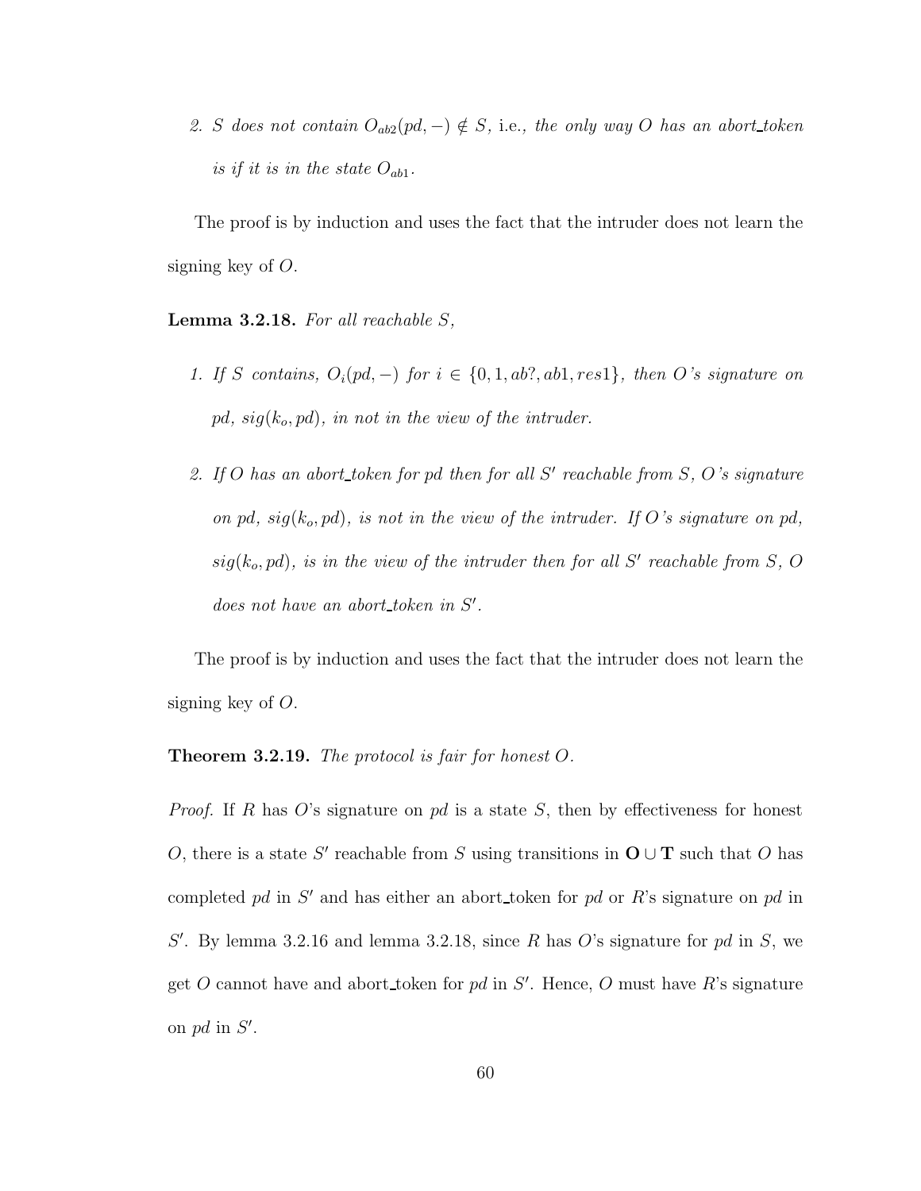2. *S does not contain $O_{ab2}(pd, -) \notin S$,* i.e., *the only way O has an abort_token is if it is in the state $O_{ab1}$.*

The proof is by induction and uses the fact that the intruder does not learn the signing key of $O$.

**Lemma 3.2.18.** *For all reachable $S$,*

1. *If $S$ contains, $O_i(pd, -)$ for $i \in \{0, 1, ab?, ab1, res1\}$, then O's signature on pd, $sig(k_o, pd)$, in not in the view of the intruder.*
2. *If O has an abort_token for pd then for all $S'$ reachable from $S$, O's signature on pd, $sig(k_o, pd)$, is not in the view of the intruder. If O's signature on pd, $sig(k_o, pd)$, is in the view of the intruder then for all $S'$ reachable from $S$, O does not have an abort_token in $S'$.*

The proof is by induction and uses the fact that the intruder does not learn the signing key of $O$.

**Theorem 3.2.19.** *The protocol is fair for honest O.*

*Proof.* If $R$ has $O$'s signature on *pd* is a state $S$, then by effectiveness for honest $O$, there is a state $S'$ reachable from $S$ using transitions in $\mathbf{O} \cup \mathbf{T}$ such that $O$ has completed *pd* in $S'$ and has either an abort_token for *pd* or $R$'s signature on *pd* in $S'$. By lemma 3.2.16 and lemma 3.2.18, since $R$ has $O$'s signature for *pd* in $S$, we get $O$ cannot have and abort_token for *pd* in $S'$. Hence, $O$ must have $R$'s signature on *pd* in $S'$.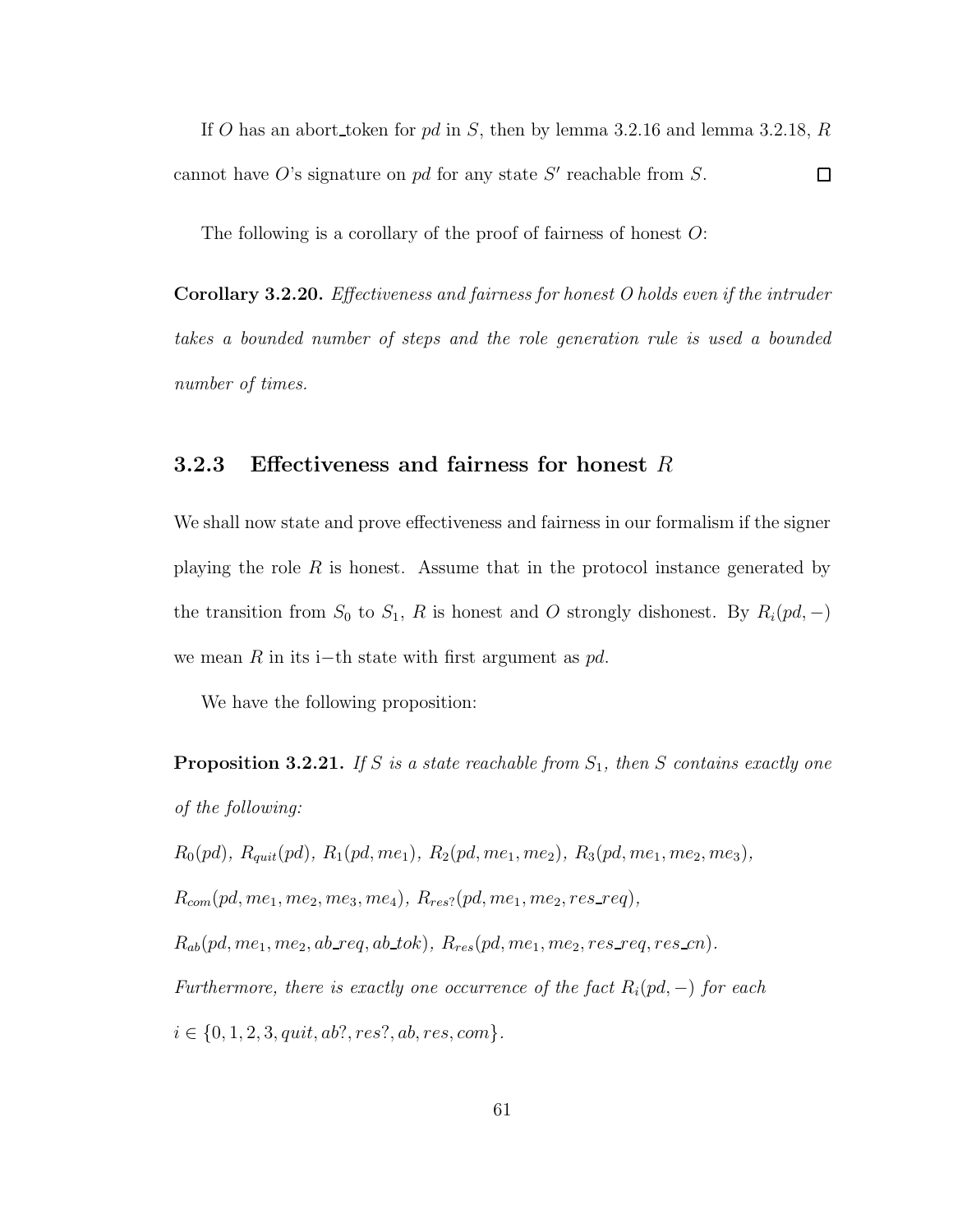If $O$ has an abort_token for $pd$ in $S$, then by lemma 3.2.16 and lemma 3.2.18, $R$ cannot have $O$'s signature on $pd$ for any state $S'$ reachable from $S$. □

The following is a corollary of the proof of fairness of honest $O$:

**Corollary 3.2.20.** *Effectiveness and fairness for honest O holds even if the intruder takes a bounded number of steps and the role generation rule is used a bounded number of times.*

### 3.2.3 Effectiveness and fairness for honest $R$

We shall now state and prove effectiveness and fairness in our formalism if the signer playing the role $R$ is honest. Assume that in the protocol instance generated by the transition from $S_0$ to $S_1$, $R$ is honest and $O$ strongly dishonest. By $R_i(pd, -)$ we mean $R$ in its i−th state with first argument as $pd$.

We have the following proposition:

**Proposition 3.2.21.** *If $S$ is a state reachable from $S_1$, then $S$ contains exactly one of the following:*

$R_0(pd)$, $R_{quit}(pd)$, $R_1(pd, me_1)$, $R_2(pd, me_1, me_2)$, $R_3(pd, me_1, me_2, me_3)$,

$R_{com}(pd, me_1, me_2, me_3, me_4)$, $R_{res?}(pd, me_1, me_2, res\_req)$,

$R_{ab}(pd, me_1, me_2, ab\_req, ab\_tok)$, $R_{res}(pd, me_1, me_2, res\_req, res\_cn)$.

*Furthermore, there is exactly one occurrence of the fact $R_i(pd, -)$ for each $i \in \{0, 1, 2, 3, quit, ab?, res?, ab, res, com\}$.*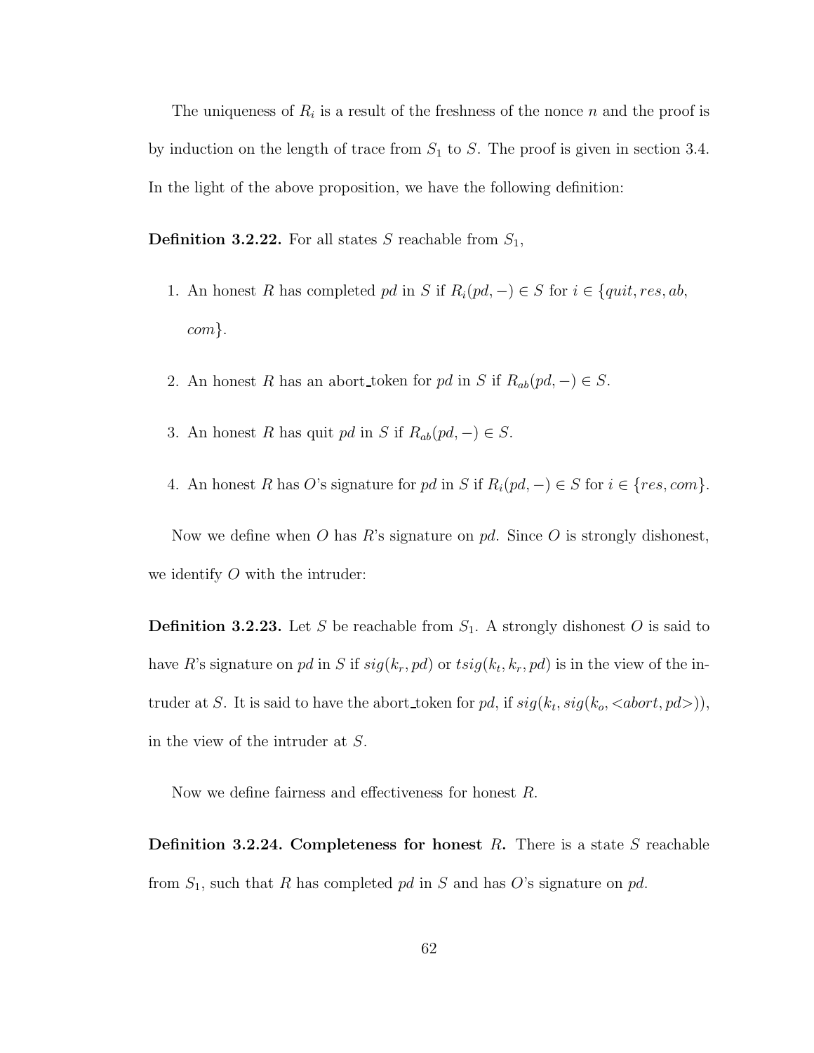The uniqueness of $R_i$ is a result of the freshness of the nonce $n$ and the proof is by induction on the length of trace from $S_1$ to $S$. The proof is given in section 3.4. In the light of the above proposition, we have the following definition:

**Definition 3.2.22.** For all states $S$ reachable from $S_1$,

1. An honest $R$ has completed $pd$ in $S$ if $R_i(pd, -) \in S$ for $i \in \{quit, res, ab, com\}$.
2. An honest $R$ has an abort_token for $pd$ in $S$ if $R_{ab}(pd, -) \in S$.
3. An honest $R$ has quit $pd$ in $S$ if $R_{ab}(pd, -) \in S$.
4. An honest $R$ has $O$'s signature for $pd$ in $S$ if $R_i(pd, -) \in S$ for $i \in \{res, com\}$.

Now we define when $O$ has $R$'s signature on $pd$. Since $O$ is strongly dishonest, we identify $O$ with the intruder:

**Definition 3.2.23.** Let $S$ be reachable from $S_1$. A strongly dishonest $O$ is said to have $R$'s signature on $pd$ in $S$ if $sig(k_r, pd)$ or $tsig(k_t, k_r, pd)$ is in the view of the intruder at $S$. It is said to have the abort_token for $pd$, if $sig(k_t, sig(k_o, <abort, pd>))$, in the view of the intruder at $S$.

Now we define fairness and effectiveness for honest $R$.

**Definition 3.2.24. Completeness for honest $R$.** There is a state $S$ reachable from $S_1$, such that $R$ has completed $pd$ in $S$ and has $O$'s signature on $pd$.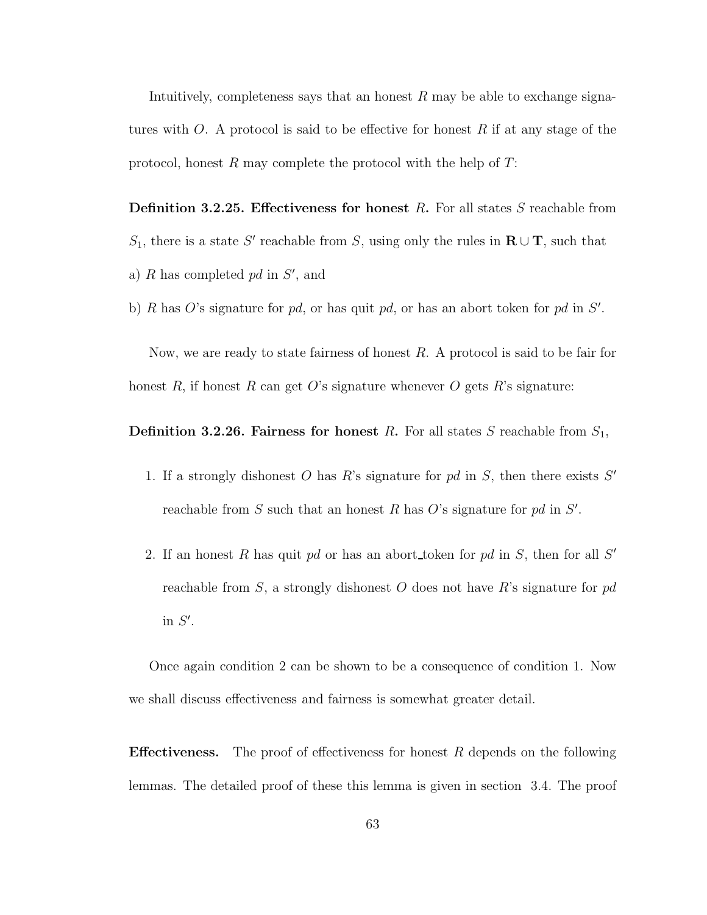Intuitively, completeness says that an honest $R$ may be able to exchange signatures with $O$. A protocol is said to be effective for honest $R$ if at any stage of the protocol, honest $R$ may complete the protocol with the help of $T$:

**Definition 3.2.25. Effectiveness for honest $R$.** For all states $S$ reachable from $S_1$, there is a state $S'$ reachable from $S$, using only the rules in $\mathbf{R} \cup \mathbf{T}$, such that

a) $R$ has completed *pd* in $S'$, and

b) $R$ has $O$'s signature for *pd*, or has quit *pd*, or has an abort token for *pd* in $S'$.

Now, we are ready to state fairness of honest $R$. A protocol is said to be fair for honest $R$, if honest $R$ can get $O$'s signature whenever $O$ gets $R$'s signature:

**Definition 3.2.26. Fairness for honest $R$.** For all states $S$ reachable from $S_1$,

1. If a strongly dishonest $O$ has $R$'s signature for *pd* in $S$, then there exists $S'$ reachable from $S$ such that an honest $R$ has $O$'s signature for *pd* in $S'$.

2. If an honest $R$ has quit *pd* or has an abort_token for *pd* in $S$, then for all $S'$ reachable from $S$, a strongly dishonest $O$ does not have $R$'s signature for *pd* in $S'$.

Once again condition 2 can be shown to be a consequence of condition 1. Now we shall discuss effectiveness and fairness is somewhat greater detail.

**Effectiveness.** The proof of effectiveness for honest $R$ depends on the following lemmas. The detailed proof of these this lemma is given in section 3.4. The proof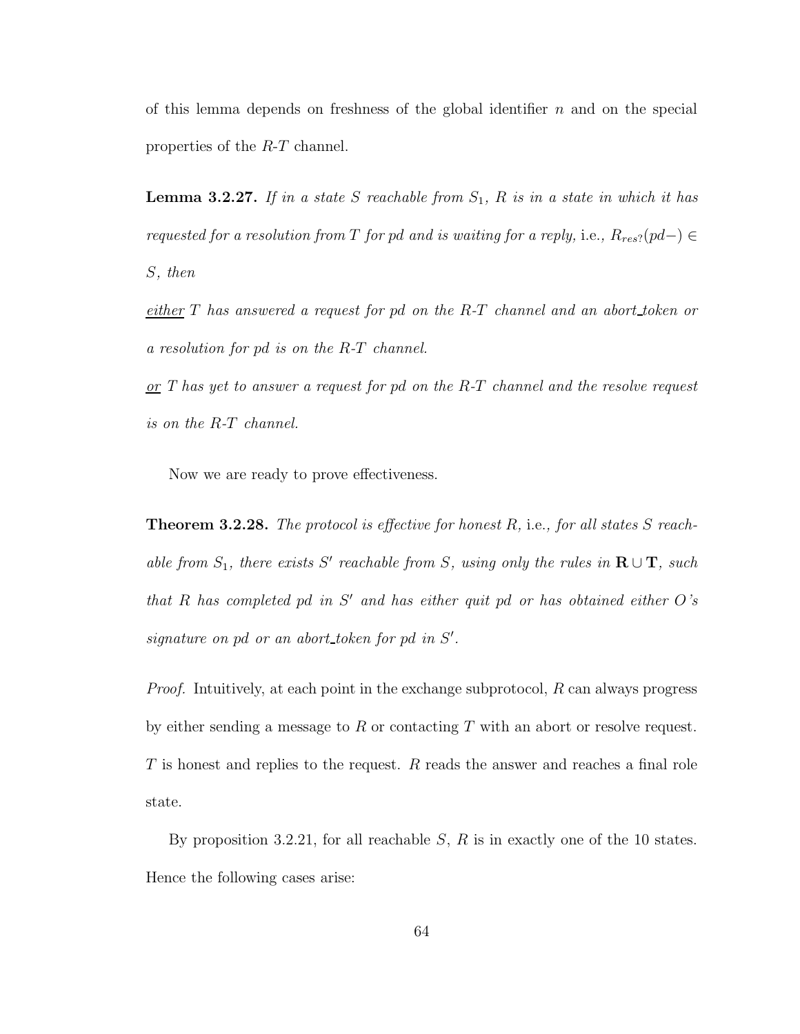of this lemma depends on freshness of the global identifier $n$ and on the special properties of the $R$-$T$ channel.

**Lemma 3.2.27.** *If in a state $S$ reachable from $S_1$, $R$ is in a state in which it has requested for a resolution from $T$ for pd and is waiting for a reply,* i.e., $R_{res?}(pd-) \in S$, *then*

*<u>either</u> $T$ has answered a request for pd on the $R$-$T$ channel and an abort_token or a resolution for pd is on the $R$-$T$ channel.*

*<u>or</u> $T$ has yet to answer a request for pd on the $R$-$T$ channel and the resolve request is on the $R$-$T$ channel.*

Now we are ready to prove effectiveness.

**Theorem 3.2.28.** *The protocol is effective for honest $R$,* i.e., *for all states $S$ reachable from $S_1$, there exists $S'$ reachable from $S$, using only the rules in $\mathbf{R} \cup \mathbf{T}$, such that $R$ has completed pd in $S'$ and has either quit pd or has obtained either $O$'s signature on pd or an abort_token for pd in $S'$.*

*Proof.* Intuitively, at each point in the exchange subprotocol, $R$ can always progress by either sending a message to $R$ or contacting $T$ with an abort or resolve request. $T$ is honest and replies to the request. $R$ reads the answer and reaches a final role state.

By proposition 3.2.21, for all reachable $S$, $R$ is in exactly one of the 10 states. Hence the following cases arise: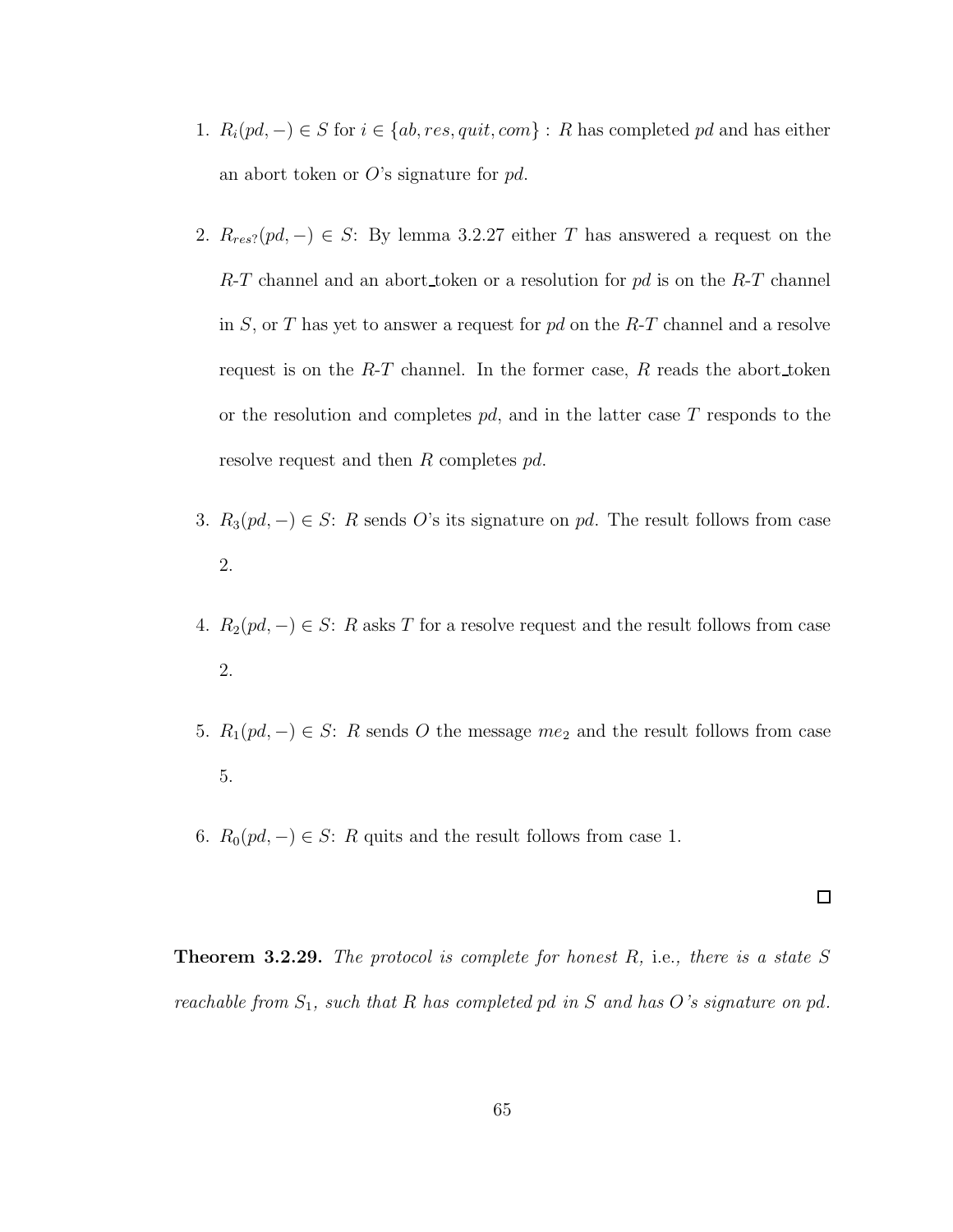1. $R_i(pd, -) \in S$ for $i \in \{ab, res, quit, com\}$ : $R$ has completed $pd$ and has either an abort token or $O$'s signature for $pd$.

2. $R_{res?}(pd, -) \in S$: By lemma 3.2.27 either $T$ has answered a request on the $R$-$T$ channel and an abort_token or a resolution for $pd$ is on the $R$-$T$ channel in $S$, or $T$ has yet to answer a request for $pd$ on the $R$-$T$ channel and a resolve request is on the $R$-$T$ channel. In the former case, $R$ reads the abort_token or the resolution and completes $pd$, and in the latter case $T$ responds to the resolve request and then $R$ completes $pd$.

3. $R_3(pd, -) \in S$: $R$ sends $O$'s its signature on $pd$. The result follows from case 2.

4. $R_2(pd, -) \in S$: $R$ asks $T$ for a resolve request and the result follows from case 2.

5. $R_1(pd, -) \in S$: $R$ sends $O$ the message $me_2$ and the result follows from case 5.

6. $R_0(pd, -) \in S$: $R$ quits and the result follows from case 1.

□

**Theorem 3.2.29.** *The protocol is complete for honest R,* i.e.*, there is a state S reachable from* $S_1$*, such that R has completed pd in S and has O's signature on pd.*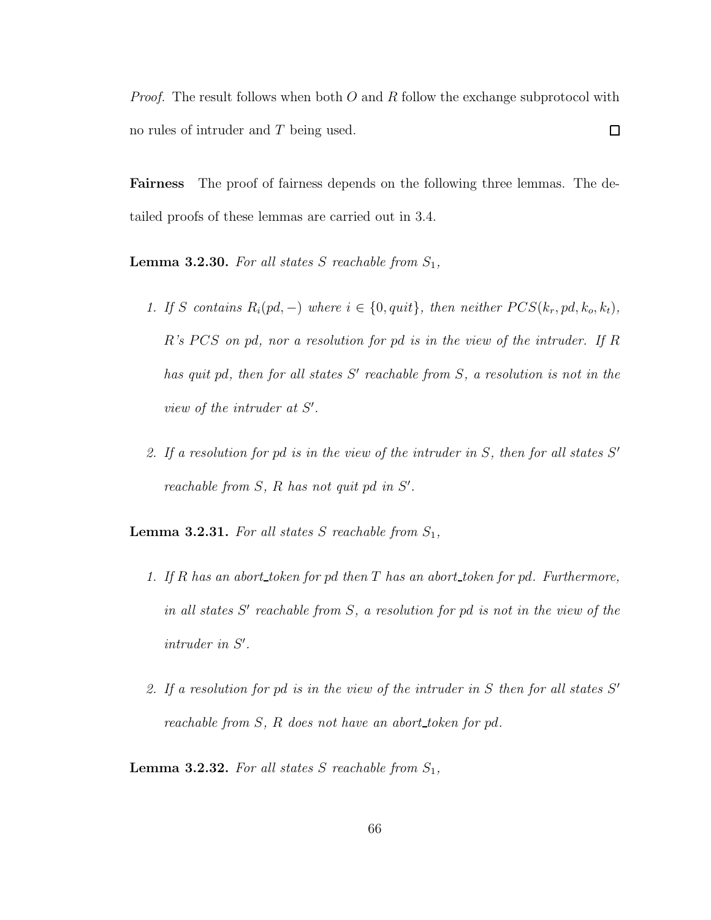*Proof.* The result follows when both $O$ and $R$ follow the exchange subprotocol with no rules of intruder and $T$ being used. ◻

**Fairness** The proof of fairness depends on the following three lemmas. The detailed proofs of these lemmas are carried out in 3.4.

**Lemma 3.2.30.** *For all states $S$ reachable from $S_1$,*

1. *If $S$ contains $R_i(pd, -)$ where $i \in \{0, quit\}$, then neither $PCS(k_r, pd, k_o, k_t)$, $R$'s $PCS$ on $pd$, nor a resolution for $pd$ is in the view of the intruder. If $R$ has quit $pd$, then for all states $S'$ reachable from $S$, a resolution is not in the view of the intruder at $S'$.*

2. *If a resolution for $pd$ is in the view of the intruder in $S$, then for all states $S'$ reachable from $S$, $R$ has not quit $pd$ in $S'$.*

**Lemma 3.2.31.** *For all states $S$ reachable from $S_1$,*

1. *If $R$ has an abort_token for $pd$ then $T$ has an abort_token for $pd$. Furthermore, in all states $S'$ reachable from $S$, a resolution for $pd$ is not in the view of the intruder in $S'$.*

2. *If a resolution for $pd$ is in the view of the intruder in $S$ then for all states $S'$ reachable from $S$, $R$ does not have an abort_token for $pd$.*

**Lemma 3.2.32.** *For all states $S$ reachable from $S_1$,*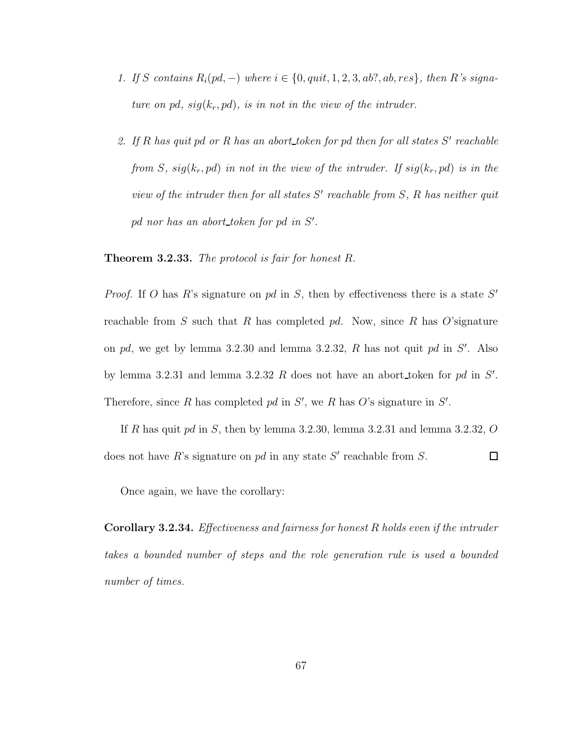1. *If $S$ contains $R_i(pd, -)$ where $i \in \{0, quit, 1, 2, 3, ab?, ab, res\}$, then $R$'s signature on pd, $sig(k_r, pd)$, is in not in the view of the intruder.*

2. *If $R$ has quit pd or $R$ has an abort_token for pd then for all states $S'$ reachable from $S$, $sig(k_r, pd)$ in not in the view of the intruder. If $sig(k_r, pd)$ is in the view of the intruder then for all states $S'$ reachable from $S$, $R$ has neither quit pd nor has an abort_token for pd in $S'$.*

**Theorem 3.2.33.** *The protocol is fair for honest R.*

*Proof.* If $O$ has $R$'s signature on *pd* in $S$, then by effectiveness there is a state $S'$ reachable from $S$ such that $R$ has completed *pd*. Now, since $R$ has $O$'signature on *pd*, we get by lemma 3.2.30 and lemma 3.2.32, $R$ has not quit *pd* in $S'$. Also by lemma 3.2.31 and lemma 3.2.32 $R$ does not have an abort_token for *pd* in $S'$. Therefore, since $R$ has completed *pd* in $S'$, we $R$ has $O$'s signature in $S'$.

If $R$ has quit *pd* in $S$, then by lemma 3.2.30, lemma 3.2.31 and lemma 3.2.32, $O$ does not have $R$'s signature on *pd* in any state $S'$ reachable from $S$. ☐

Once again, we have the corollary:

**Corollary 3.2.34.** *Effectiveness and fairness for honest R holds even if the intruder takes a bounded number of steps and the role generation rule is used a bounded number of times.*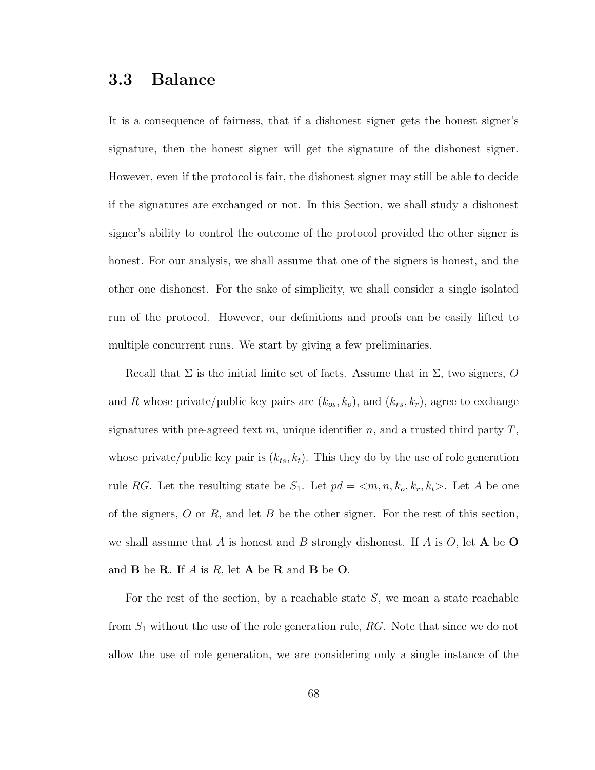## 3.3 Balance

It is a consequence of fairness, that if a dishonest signer gets the honest signer's signature, then the honest signer will get the signature of the dishonest signer. However, even if the protocol is fair, the dishonest signer may still be able to decide if the signatures are exchanged or not. In this Section, we shall study a dishonest signer's ability to control the outcome of the protocol provided the other signer is honest. For our analysis, we shall assume that one of the signers is honest, and the other one dishonest. For the sake of simplicity, we shall consider a single isolated run of the protocol. However, our definitions and proofs can be easily lifted to multiple concurrent runs. We start by giving a few preliminaries.

Recall that $\Sigma$ is the initial finite set of facts. Assume that in $\Sigma$, two signers, $O$ and $R$ whose private/public key pairs are $(k_{os}, k_o)$, and $(k_{rs}, k_r)$, agree to exchange signatures with pre-agreed text $m$, unique identifier $n$, and a trusted third party $T$, whose private/public key pair is $(k_{ts}, k_t)$. This they do by the use of role generation rule $RG$. Let the resulting state be $S_1$. Let $pd = <m, n, k_o, k_r, k_t>$. Let $A$ be one of the signers, $O$ or $R$, and let $B$ be the other signer. For the rest of this section, we shall assume that $A$ is honest and $B$ strongly dishonest. If $A$ is $O$, let $\mathbf{A}$ be $\mathbf{O}$ and $\mathbf{B}$ be $\mathbf{R}$. If $A$ is $R$, let $\mathbf{A}$ be $\mathbf{R}$ and $\mathbf{B}$ be $\mathbf{O}$.

For the rest of the section, by a reachable state $S$, we mean a state reachable from $S_1$ without the use of the role generation rule, $RG$. Note that since we do not allow the use of role generation, we are considering only a single instance of the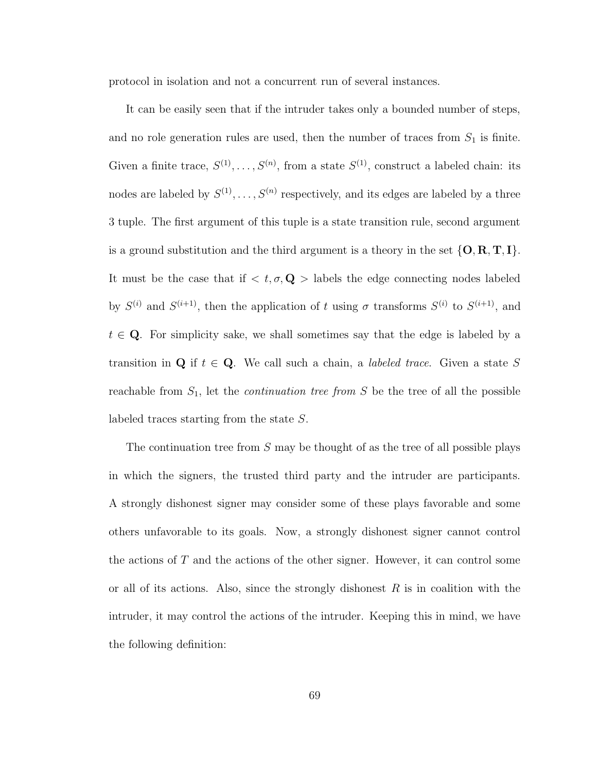protocol in isolation and not a concurrent run of several instances.

It can be easily seen that if the intruder takes only a bounded number of steps, and no role generation rules are used, then the number of traces from $S_1$ is finite. Given a finite trace, $S^{(1)}, \ldots, S^{(n)}$, from a state $S^{(1)}$, construct a labeled chain: its nodes are labeled by $S^{(1)}, \ldots, S^{(n)}$ respectively, and its edges are labeled by a three 3 tuple. The first argument of this tuple is a state transition rule, second argument is a ground substitution and the third argument is a theory in the set $\{\mathbf{O}, \mathbf{R}, \mathbf{T}, \mathbf{I}\}$. It must be the case that if $< t, \sigma, \mathbf{Q} >$ labels the edge connecting nodes labeled by $S^{(i)}$ and $S^{(i+1)}$, then the application of $t$ using $\sigma$ transforms $S^{(i)}$ to $S^{(i+1)}$, and $t \in \mathbf{Q}$. For simplicity sake, we shall sometimes say that the edge is labeled by a transition in $\mathbf{Q}$ if $t \in \mathbf{Q}$. We call such a chain, a *labeled trace*. Given a state $S$ reachable from $S_1$, let the *continuation tree from* $S$ be the tree of all the possible labeled traces starting from the state $S$.

The continuation tree from $S$ may be thought of as the tree of all possible plays in which the signers, the trusted third party and the intruder are participants. A strongly dishonest signer may consider some of these plays favorable and some others unfavorable to its goals. Now, a strongly dishonest signer cannot control the actions of $T$ and the actions of the other signer. However, it can control some or all of its actions. Also, since the strongly dishonest $R$ is in coalition with the intruder, it may control the actions of the intruder. Keeping this in mind, we have the following definition: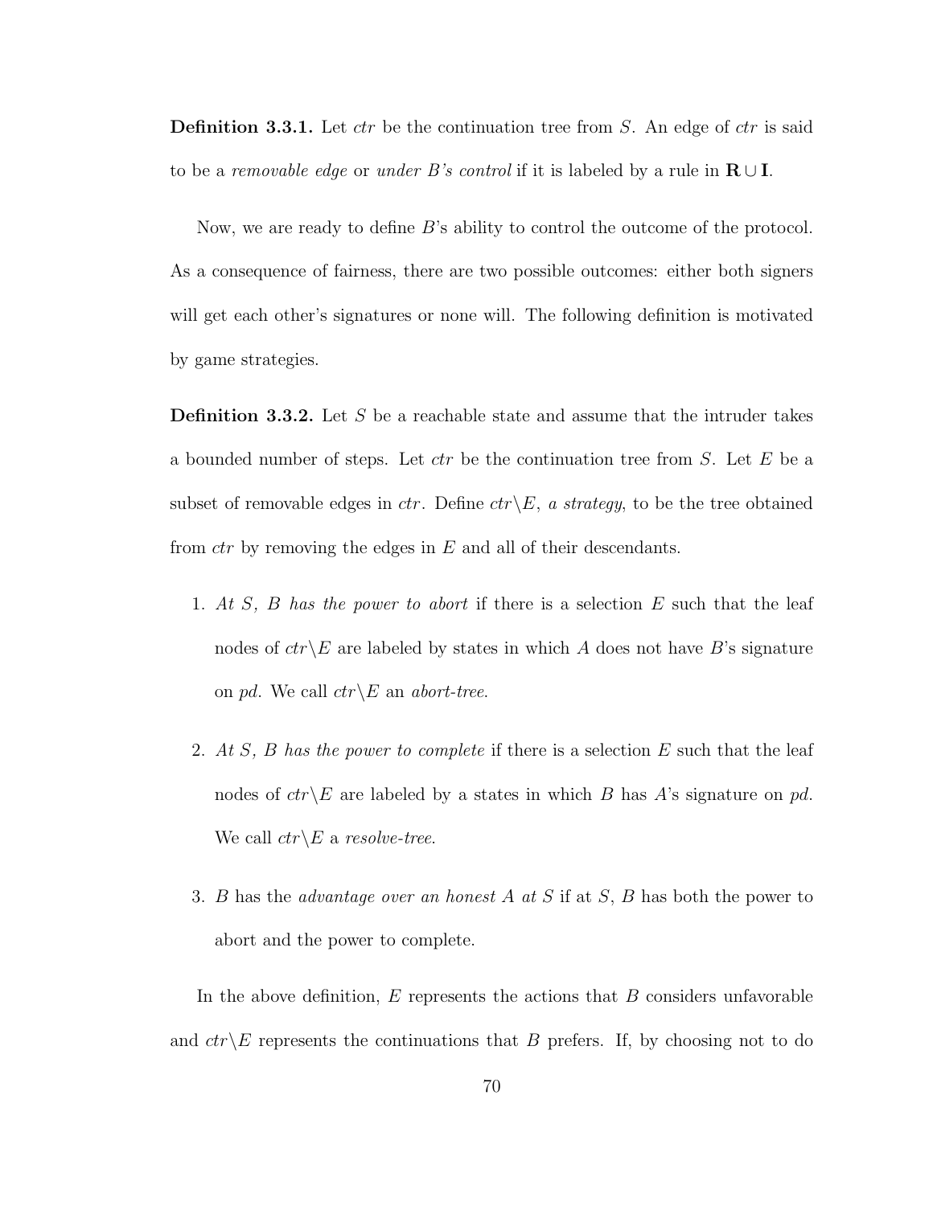**Definition 3.3.1.** Let *ctr* be the continuation tree from $S$. An edge of *ctr* is said to be a *removable edge* or *under B's control* if it is labeled by a rule in $\mathbf{R} \cup \mathbf{I}$.

Now, we are ready to define $B$'s ability to control the outcome of the protocol. As a consequence of fairness, there are two possible outcomes: either both signers will get each other's signatures or none will. The following definition is motivated by game strategies.

**Definition 3.3.2.** Let $S$ be a reachable state and assume that the intruder takes a bounded number of steps. Let *ctr* be the continuation tree from $S$. Let $E$ be a subset of removable edges in *ctr*. Define $ctr \backslash E$, *a strategy*, to be the tree obtained from *ctr* by removing the edges in $E$ and all of their descendants.

1. *At $S$, $B$ has the power to abort* if there is a selection $E$ such that the leaf nodes of $ctr \backslash E$ are labeled by states in which $A$ does not have $B$'s signature on *pd*. We call $ctr \backslash E$ an *abort-tree*.

2. *At $S$, $B$ has the power to complete* if there is a selection $E$ such that the leaf nodes of $ctr \backslash E$ are labeled by a states in which $B$ has $A$'s signature on *pd*. We call $ctr \backslash E$ a *resolve-tree*.

3. $B$ has the *advantage over an honest $A$ at $S$* if at $S$, $B$ has both the power to abort and the power to complete.

In the above definition, $E$ represents the actions that $B$ considers unfavorable and $ctr \backslash E$ represents the continuations that $B$ prefers. If, by choosing not to do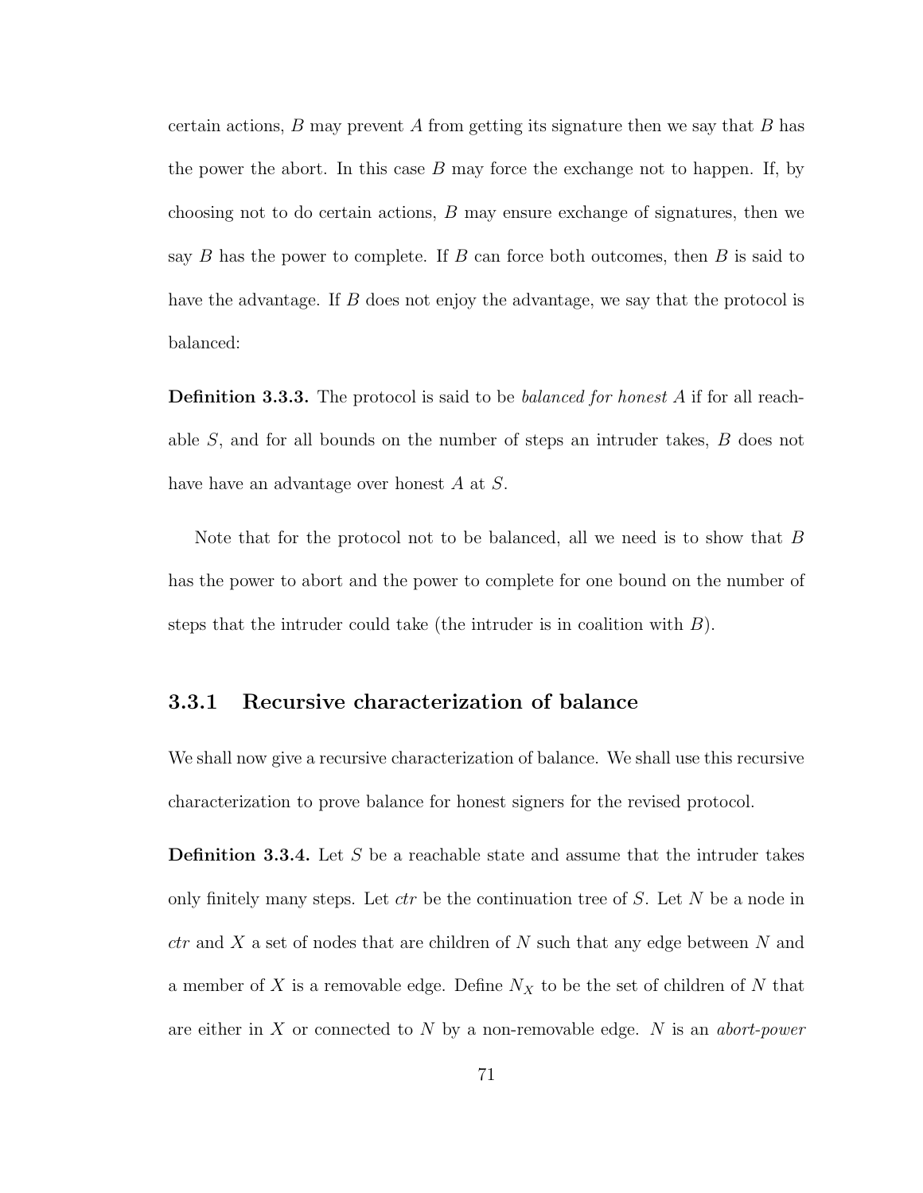certain actions, $B$ may prevent $A$ from getting its signature then we say that $B$ has the power the abort. In this case $B$ may force the exchange not to happen. If, by choosing not to do certain actions, $B$ may ensure exchange of signatures, then we say $B$ has the power to complete. If $B$ can force both outcomes, then $B$ is said to have the advantage. If $B$ does not enjoy the advantage, we say that the protocol is balanced:

**Definition 3.3.3.** The protocol is said to be *balanced for honest A* if for all reachable $S$, and for all bounds on the number of steps an intruder takes, $B$ does not have have an advantage over honest $A$ at $S$.

Note that for the protocol not to be balanced, all we need is to show that $B$ has the power to abort and the power to complete for one bound on the number of steps that the intruder could take (the intruder is in coalition with $B$).

### 3.3.1 Recursive characterization of balance

We shall now give a recursive characterization of balance. We shall use this recursive characterization to prove balance for honest signers for the revised protocol.

**Definition 3.3.4.** Let $S$ be a reachable state and assume that the intruder takes only finitely many steps. Let *ctr* be the continuation tree of $S$. Let $N$ be a node in *ctr* and $X$ a set of nodes that are children of $N$ such that any edge between $N$ and a member of $X$ is a removable edge. Define $N_X$ to be the set of children of $N$ that are either in $X$ or connected to $N$ by a non-removable edge. $N$ is an *abort-power*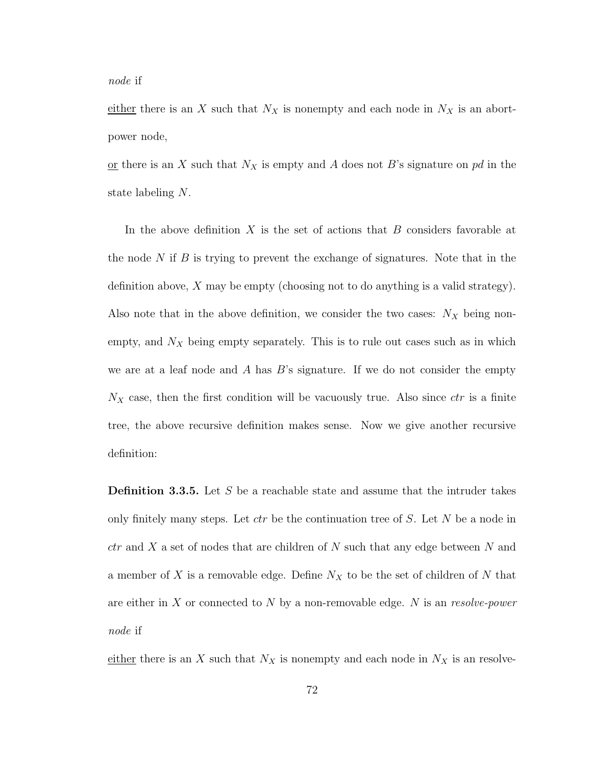*node* if

<u>either</u> there is an $X$ such that $N_X$ is nonempty and each node in $N_X$ is an abort-power node,

<u>or</u> there is an $X$ such that $N_X$ is empty and $A$ does not $B$'s signature on *pd* in the state labeling $N$.

In the above definition $X$ is the set of actions that $B$ considers favorable at the node $N$ if $B$ is trying to prevent the exchange of signatures. Note that in the definition above, $X$ may be empty (choosing not to do anything is a valid strategy). Also note that in the above definition, we consider the two cases: $N_X$ being non-empty, and $N_X$ being empty separately. This is to rule out cases such as in which we are at a leaf node and $A$ has $B$'s signature. If we do not consider the empty $N_X$ case, then the first condition will be vacuously true. Also since *ctr* is a finite tree, the above recursive definition makes sense. Now we give another recursive definition:

**Definition 3.3.5.** Let $S$ be a reachable state and assume that the intruder takes only finitely many steps. Let *ctr* be the continuation tree of $S$. Let $N$ be a node in *ctr* and $X$ a set of nodes that are children of $N$ such that any edge between $N$ and a member of $X$ is a removable edge. Define $N_X$ to be the set of children of $N$ that are either in $X$ or connected to $N$ by a non-removable edge. $N$ is an *resolve-power node* if

<u>either</u> there is an $X$ such that $N_X$ is nonempty and each node in $N_X$ is an resolve-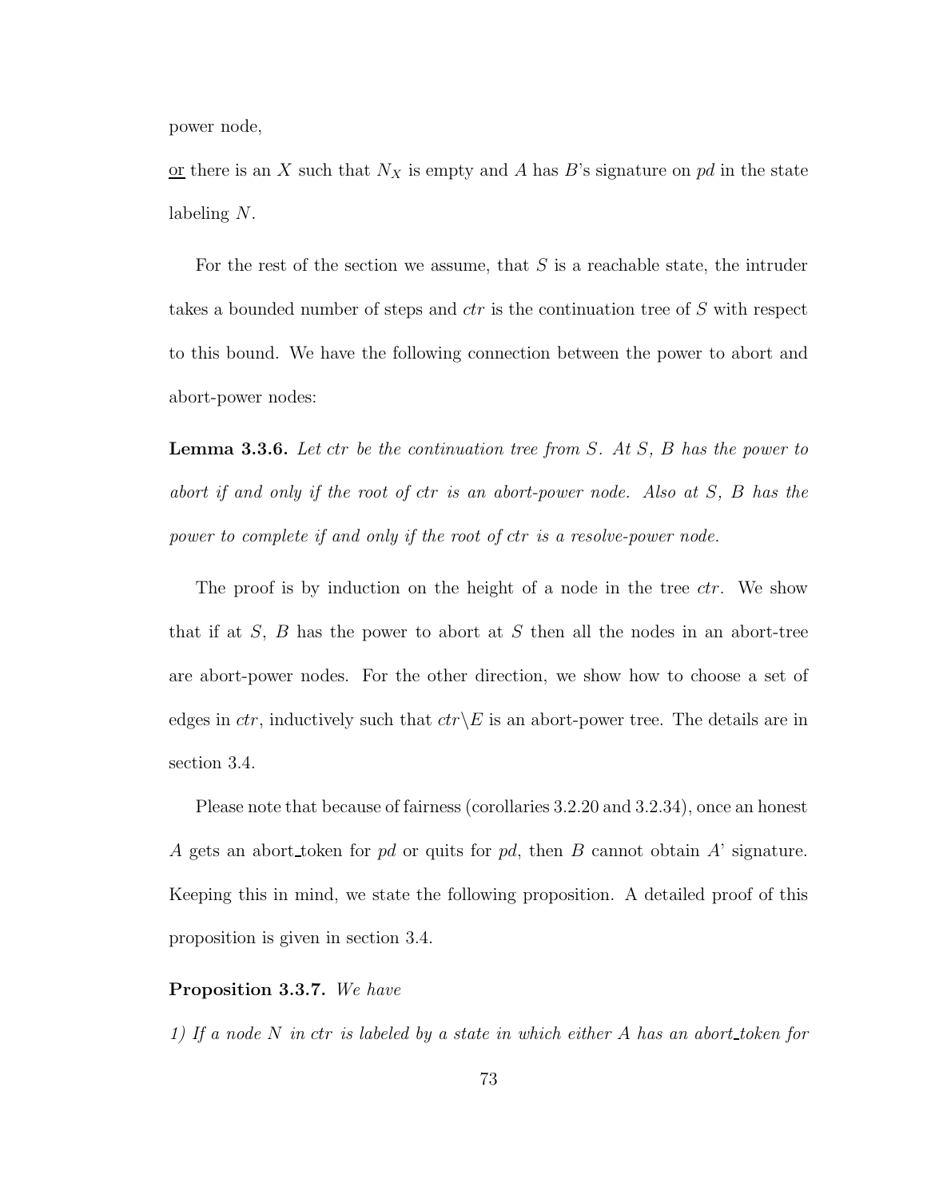power node,

<u>or</u> there is an $X$ such that $N_X$ is empty and $A$ has $B$'s signature on *pd* in the state labeling $N$.

For the rest of the section we assume, that $S$ is a reachable state, the intruder takes a bounded number of steps and *ctr* is the continuation tree of $S$ with respect to this bound. We have the following connection between the power to abort and abort-power nodes:

**Lemma 3.3.6.** *Let ctr be the continuation tree from $S$. At $S$, $B$ has the power to abort if and only if the root of ctr is an abort-power node. Also at $S$, $B$ has the power to complete if and only if the root of ctr is a resolve-power node.*

The proof is by induction on the height of a node in the tree *ctr*. We show that if at $S$, $B$ has the power to abort at $S$ then all the nodes in an abort-tree are abort-power nodes. For the other direction, we show how to choose a set of edges in *ctr*, inductively such that $ctr \backslash E$ is an abort-power tree. The details are in section 3.4.

Please note that because of fairness (corollaries 3.2.20 and 3.2.34), once an honest $A$ gets an abort_token for *pd* or quits for *pd*, then $B$ cannot obtain $A$' signature. Keeping this in mind, we state the following proposition. A detailed proof of this proposition is given in section 3.4.

**Proposition 3.3.7.** *We have*

*1) If a node $N$ in ctr is labeled by a state in which either $A$ has an abort_token for*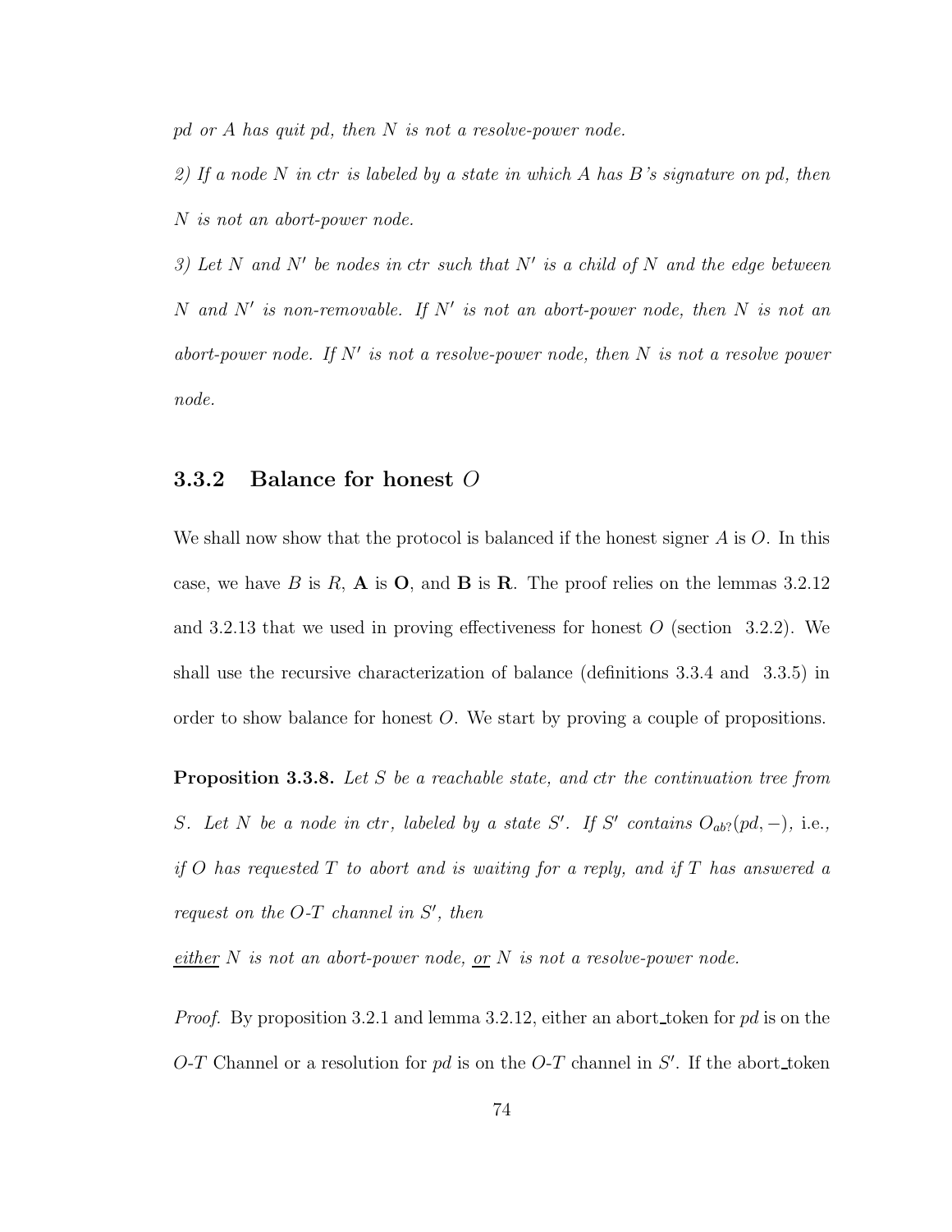*pd or A has quit pd, then N is not a resolve-power node.*

*2) If a node N in ctr is labeled by a state in which A has B's signature on pd, then N is not an abort-power node.*

*3) Let N and N′ be nodes in ctr such that N′ is a child of N and the edge between N and N′ is non-removable. If N′ is not an abort-power node, then N is not an abort-power node. If N′ is not a resolve-power node, then N is not a resolve power node.*

### 3.3.2 Balance for honest $O$

We shall now show that the protocol is balanced if the honest signer $A$ is $O$. In this case, we have $B$ is $R$, $\mathbf{A}$ is $\mathbf{O}$, and $\mathbf{B}$ is $\mathbf{R}$. The proof relies on the lemmas 3.2.12 and 3.2.13 that we used in proving effectiveness for honest $O$ (section 3.2.2). We shall use the recursive characterization of balance (definitions 3.3.4 and 3.3.5) in order to show balance for honest $O$. We start by proving a couple of propositions.

**Proposition 3.3.8.** *Let $S$ be a reachable state, and ctr the continuation tree from $S$. Let $N$ be a node in ctr, labeled by a state $S'$. If $S'$ contains $O_{ab?}(pd, -)$,* i.e., *if $O$ has requested $T$ to abort and is waiting for a reply, and if $T$ has answered a request on the $O$-$T$ channel in $S'$, then*

*<u>either</u> $N$ is not an abort-power node, <u>or</u> $N$ is not a resolve-power node.*

*Proof.* By proposition 3.2.1 and lemma 3.2.12, either an abort_token for *pd* is on the $O$-$T$ Channel or a resolution for *pd* is on the $O$-$T$ channel in $S'$. If the abort_token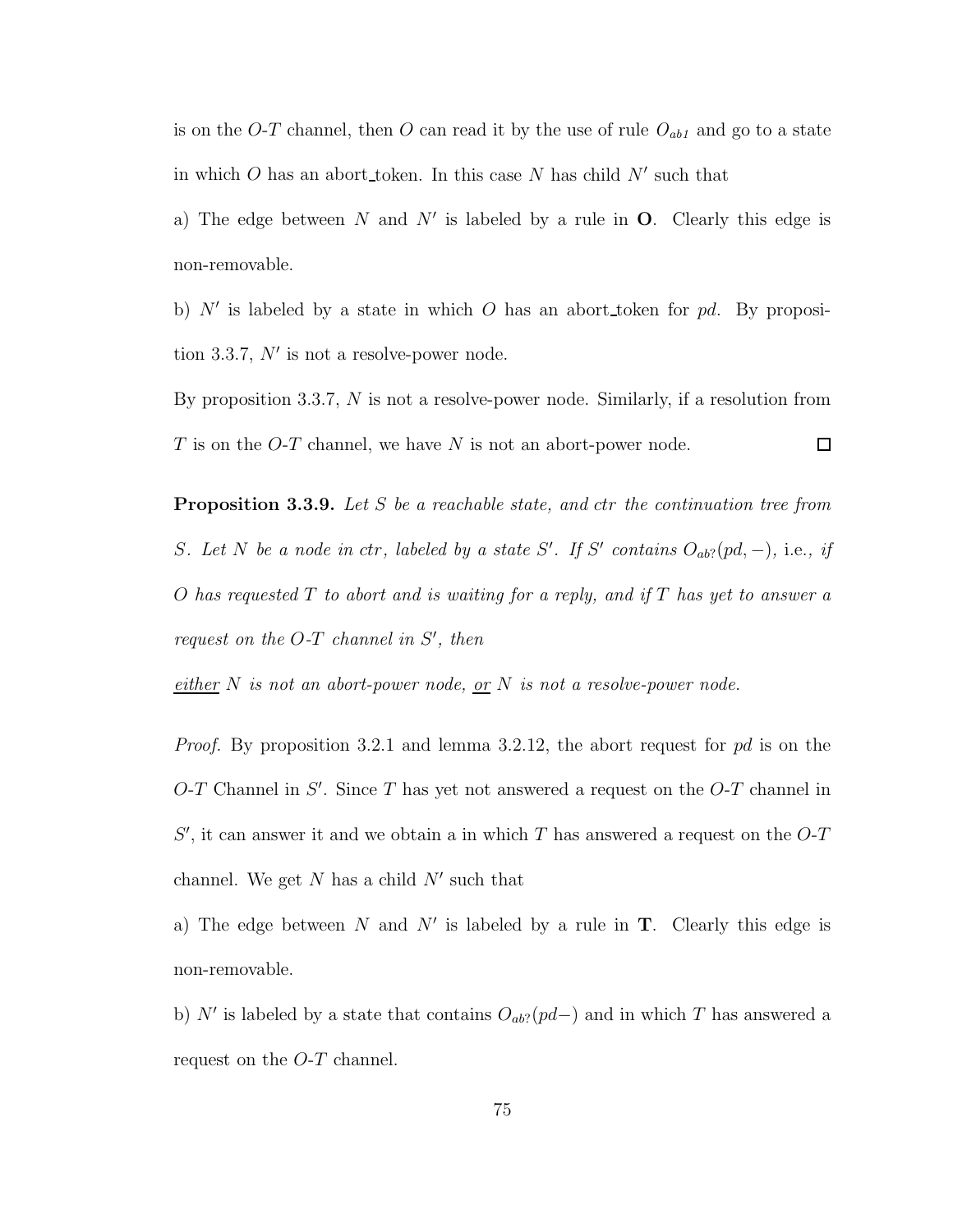is on the $O$-$T$ channel, then $O$ can read it by the use of rule $O_{ab1}$ and go to a state in which $O$ has an abort_token. In this case $N$ has child $N'$ such that

a) The edge between $N$ and $N'$ is labeled by a rule in **O**. Clearly this edge is non-removable.

b) $N'$ is labeled by a state in which $O$ has an abort_token for *pd*. By proposition 3.3.7, $N'$ is not a resolve-power node.

By proposition 3.3.7, $N$ is not a resolve-power node. Similarly, if a resolution from $T$ is on the $O$-$T$ channel, we have $N$ is not an abort-power node. □

**Proposition 3.3.9.** *Let $S$ be a reachable state, and ctr the continuation tree from $S$. Let $N$ be a node in ctr, labeled by a state $S'$. If $S'$ contains $O_{ab?}(pd, -)$,* i.e.*, if $O$ has requested $T$ to abort and is waiting for a reply, and if $T$ has yet to answer a request on the $O$-$T$ channel in $S'$, then*

*<u>either</u> $N$ is not an abort-power node, <u>or</u> $N$ is not a resolve-power node.*

*Proof.* By proposition 3.2.1 and lemma 3.2.12, the abort request for *pd* is on the $O$-$T$ Channel in $S'$. Since $T$ has yet not answered a request on the $O$-$T$ channel in $S'$, it can answer it and we obtain a in which $T$ has answered a request on the $O$-$T$ channel. We get $N$ has a child $N'$ such that

a) The edge between $N$ and $N'$ is labeled by a rule in **T**. Clearly this edge is non-removable.

b) $N'$ is labeled by a state that contains $O_{ab?}(pd-)$ and in which $T$ has answered a request on the $O$-$T$ channel.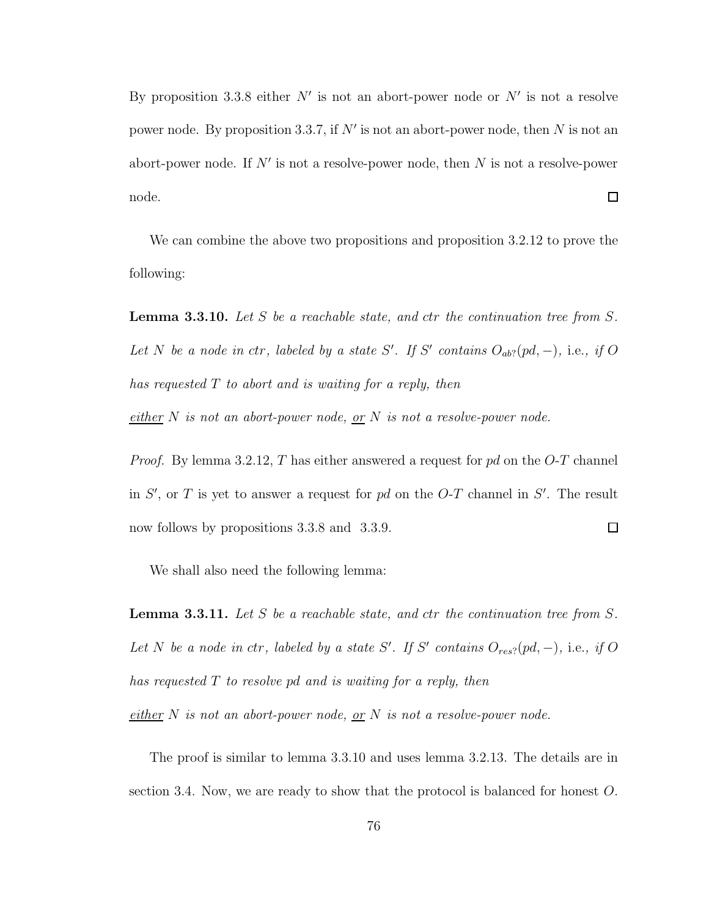By proposition 3.3.8 either $N'$ is not an abort-power node or $N'$ is not a resolve power node. By proposition 3.3.7, if $N'$ is not an abort-power node, then $N$ is not an abort-power node. If $N'$ is not a resolve-power node, then $N$ is not a resolve-power node. □

We can combine the above two propositions and proposition 3.2.12 to prove the following:

**Lemma 3.3.10.** *Let $S$ be a reachable state, and ctr the continuation tree from $S$. Let $N$ be a node in ctr, labeled by a state $S'$. If $S'$ contains $O_{ab?}(pd, -)$,* i.e., *if $O$ has requested $T$ to abort and is waiting for a reply, then*

*either $N$ is not an abort-power node, or $N$ is not a resolve-power node.*

*Proof.* By lemma 3.2.12, $T$ has either answered a request for *pd* on the $O$-$T$ channel in $S'$, or $T$ is yet to answer a request for *pd* on the $O$-$T$ channel in $S'$. The result now follows by propositions 3.3.8 and 3.3.9. □

We shall also need the following lemma:

**Lemma 3.3.11.** *Let $S$ be a reachable state, and ctr the continuation tree from $S$. Let $N$ be a node in ctr, labeled by a state $S'$. If $S'$ contains $O_{res?}(pd, -)$,* i.e., *if $O$ has requested $T$ to resolve pd and is waiting for a reply, then*

*either $N$ is not an abort-power node, or $N$ is not a resolve-power node.*

The proof is similar to lemma 3.3.10 and uses lemma 3.2.13. The details are in section 3.4. Now, we are ready to show that the protocol is balanced for honest $O$.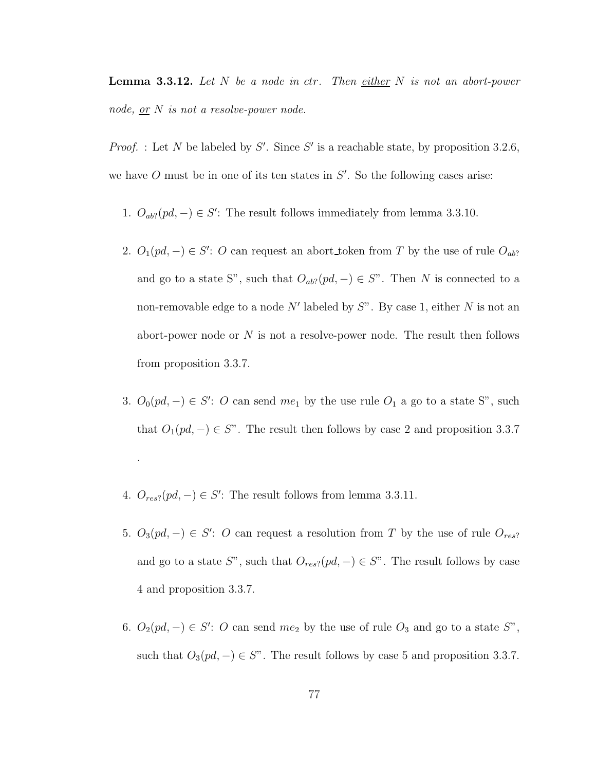**Lemma 3.3.12.** *Let $N$ be a node in ctr. Then* <u>*either*</u> *$N$ is not an abort-power node,* <u>*or*</u> *$N$ is not a resolve-power node.*

*Proof.* : Let $N$ be labeled by $S'$. Since $S'$ is a reachable state, by proposition 3.2.6, we have $O$ must be in one of its ten states in $S'$. So the following cases arise:

1. $O_{ab?}(pd, -) \in S'$: The result follows immediately from lemma 3.3.10.

2. $O_1(pd, -) \in S'$: $O$ can request an abort_token from $T$ by the use of rule $O_{ab?}$ and go to a state S", such that $O_{ab?}(pd, -) \in S$". Then $N$ is connected to a non-removable edge to a node $N'$ labeled by $S$". By case 1, either $N$ is not an abort-power node or $N$ is not a resolve-power node. The result then follows from proposition 3.3.7.

3. $O_0(pd, -) \in S'$: $O$ can send $me_1$ by the use rule $O_1$ a go to a state S", such that $O_1(pd, -) \in S$". The result then follows by case 2 and proposition 3.3.7 .

4. $O_{res?}(pd, -) \in S'$: The result follows from lemma 3.3.11.

5. $O_3(pd, -) \in S'$: $O$ can request a resolution from $T$ by the use of rule $O_{res?}$ and go to a state $S$", such that $O_{res?}(pd, -) \in S$". The result follows by case 4 and proposition 3.3.7.

6. $O_2(pd, -) \in S'$: $O$ can send $me_2$ by the use of rule $O_3$ and go to a state $S$", such that $O_3(pd, -) \in S$". The result follows by case 5 and proposition 3.3.7.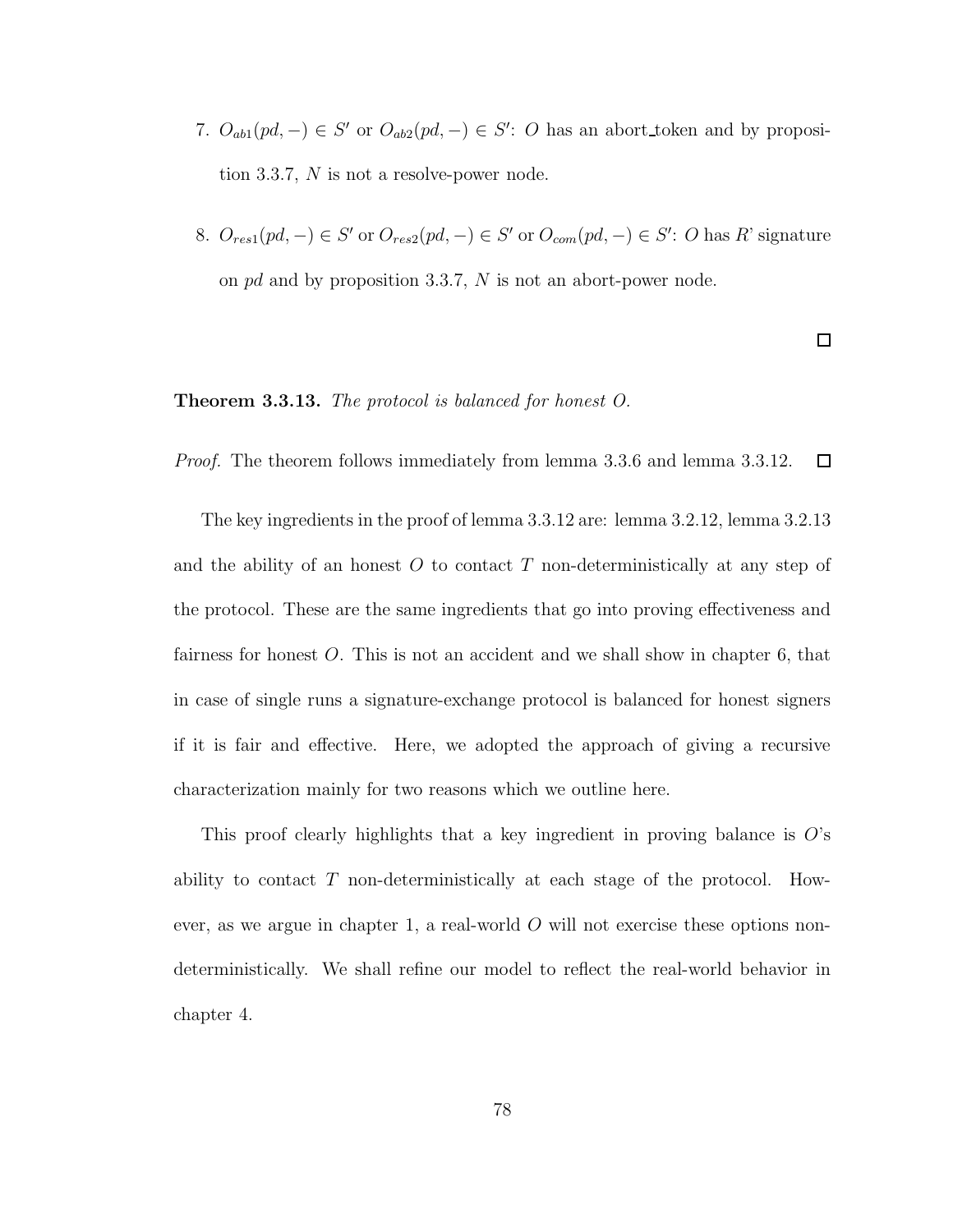7. $O_{ab1}(pd, -) \in S'$ or $O_{ab2}(pd, -) \in S'$: $O$ has an abort_token and by proposition 3.3.7, $N$ is not a resolve-power node.

8. $O_{res1}(pd, -) \in S'$ or $O_{res2}(pd, -) \in S'$ or $O_{com}(pd, -) \in S'$: $O$ has $R$' signature on $pd$ and by proposition 3.3.7, $N$ is not an abort-power node.

□

**Theorem 3.3.13.** *The protocol is balanced for honest O.*

*Proof.* The theorem follows immediately from lemma 3.3.6 and lemma 3.3.12. □

The key ingredients in the proof of lemma 3.3.12 are: lemma 3.2.12, lemma 3.2.13 and the ability of an honest $O$ to contact $T$ non-deterministically at any step of the protocol. These are the same ingredients that go into proving effectiveness and fairness for honest $O$. This is not an accident and we shall show in chapter 6, that in case of single runs a signature-exchange protocol is balanced for honest signers if it is fair and effective. Here, we adopted the approach of giving a recursive characterization mainly for two reasons which we outline here.

This proof clearly highlights that a key ingredient in proving balance is $O$'s ability to contact $T$ non-deterministically at each stage of the protocol. However, as we argue in chapter 1, a real-world $O$ will not exercise these options non-deterministically. We shall refine our model to reflect the real-world behavior in chapter 4.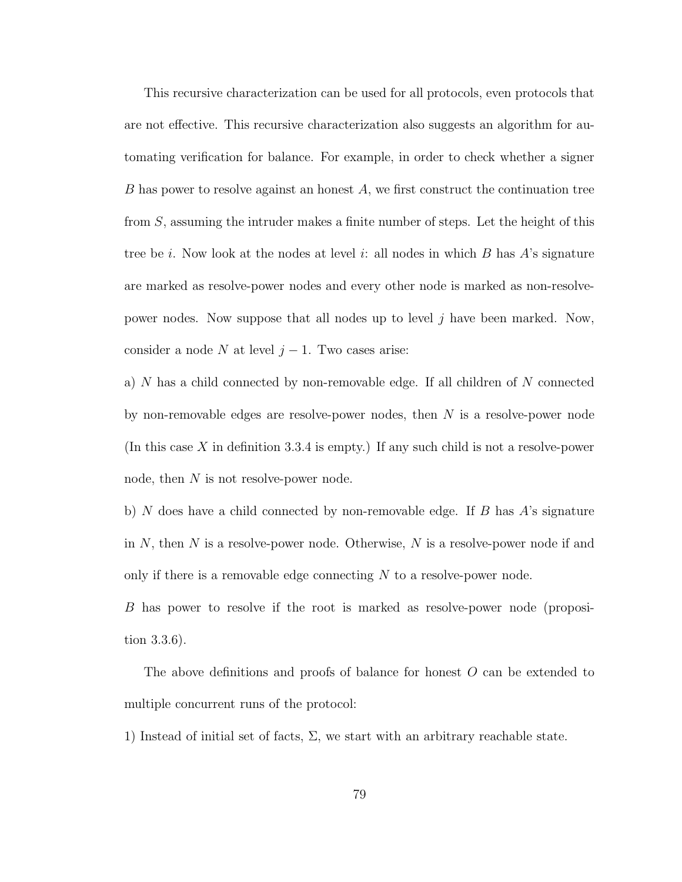This recursive characterization can be used for all protocols, even protocols that are not effective. This recursive characterization also suggests an algorithm for automating verification for balance. For example, in order to check whether a signer $B$ has power to resolve against an honest $A$, we first construct the continuation tree from $S$, assuming the intruder makes a finite number of steps. Let the height of this tree be $i$. Now look at the nodes at level $i$: all nodes in which $B$ has $A$'s signature are marked as resolve-power nodes and every other node is marked as non-resolve-power nodes. Now suppose that all nodes up to level $j$ have been marked. Now, consider a node $N$ at level $j-1$. Two cases arise:

a) $N$ has a child connected by non-removable edge. If all children of $N$ connected by non-removable edges are resolve-power nodes, then $N$ is a resolve-power node (In this case $X$ in definition 3.3.4 is empty.) If any such child is not a resolve-power node, then $N$ is not resolve-power node.

b) $N$ does have a child connected by non-removable edge. If $B$ has $A$'s signature in $N$, then $N$ is a resolve-power node. Otherwise, $N$ is a resolve-power node if and only if there is a removable edge connecting $N$ to a resolve-power node.

$B$ has power to resolve if the root is marked as resolve-power node (proposition 3.3.6).

The above definitions and proofs of balance for honest $O$ can be extended to multiple concurrent runs of the protocol:

1) Instead of initial set of facts, $\Sigma$, we start with an arbitrary reachable state.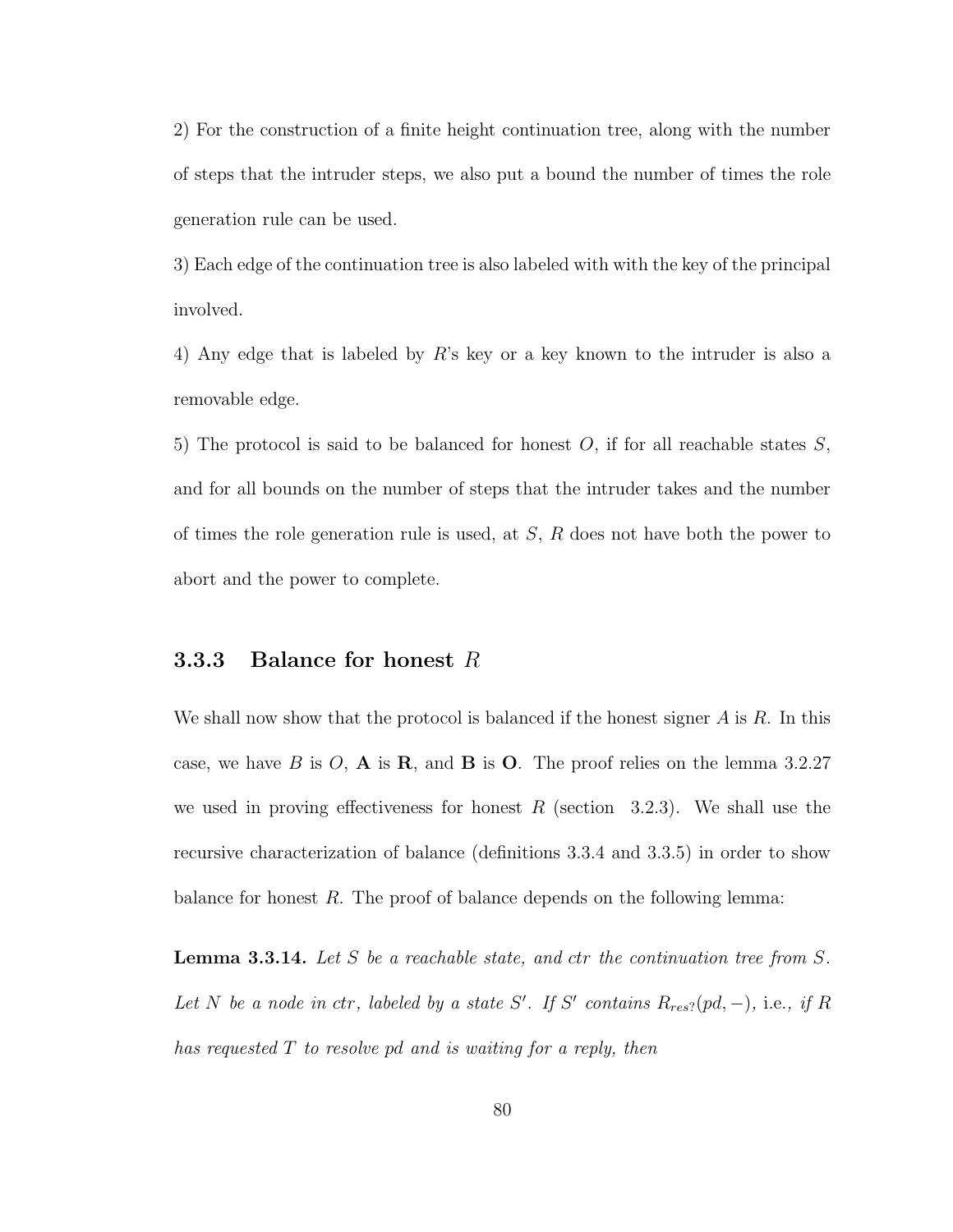2) For the construction of a finite height continuation tree, along with the number of steps that the intruder steps, we also put a bound the number of times the role generation rule can be used.

3) Each edge of the continuation tree is also labeled with with the key of the principal involved.

4) Any edge that is labeled by $R$'s key or a key known to the intruder is also a removable edge.

5) The protocol is said to be balanced for honest $O$, if for all reachable states $S$, and for all bounds on the number of steps that the intruder takes and the number of times the role generation rule is used, at $S$, $R$ does not have both the power to abort and the power to complete.

### 3.3.3 Balance for honest $R$

We shall now show that the protocol is balanced if the honest signer $A$ is $R$. In this case, we have $B$ is $O$, $\mathbf{A}$ is $\mathbf{R}$, and $\mathbf{B}$ is $\mathbf{O}$. The proof relies on the lemma 3.2.27 we used in proving effectiveness for honest $R$ (section 3.2.3). We shall use the recursive characterization of balance (definitions 3.3.4 and 3.3.5) in order to show balance for honest $R$. The proof of balance depends on the following lemma:

**Lemma 3.3.14.** *Let $S$ be a reachable state, and ctr the continuation tree from $S$. Let $N$ be a node in ctr, labeled by a state $S'$. If $S'$ contains $R_{res?}(pd, -)$,* i.e.*, if $R$ has requested $T$ to resolve pd and is waiting for a reply, then*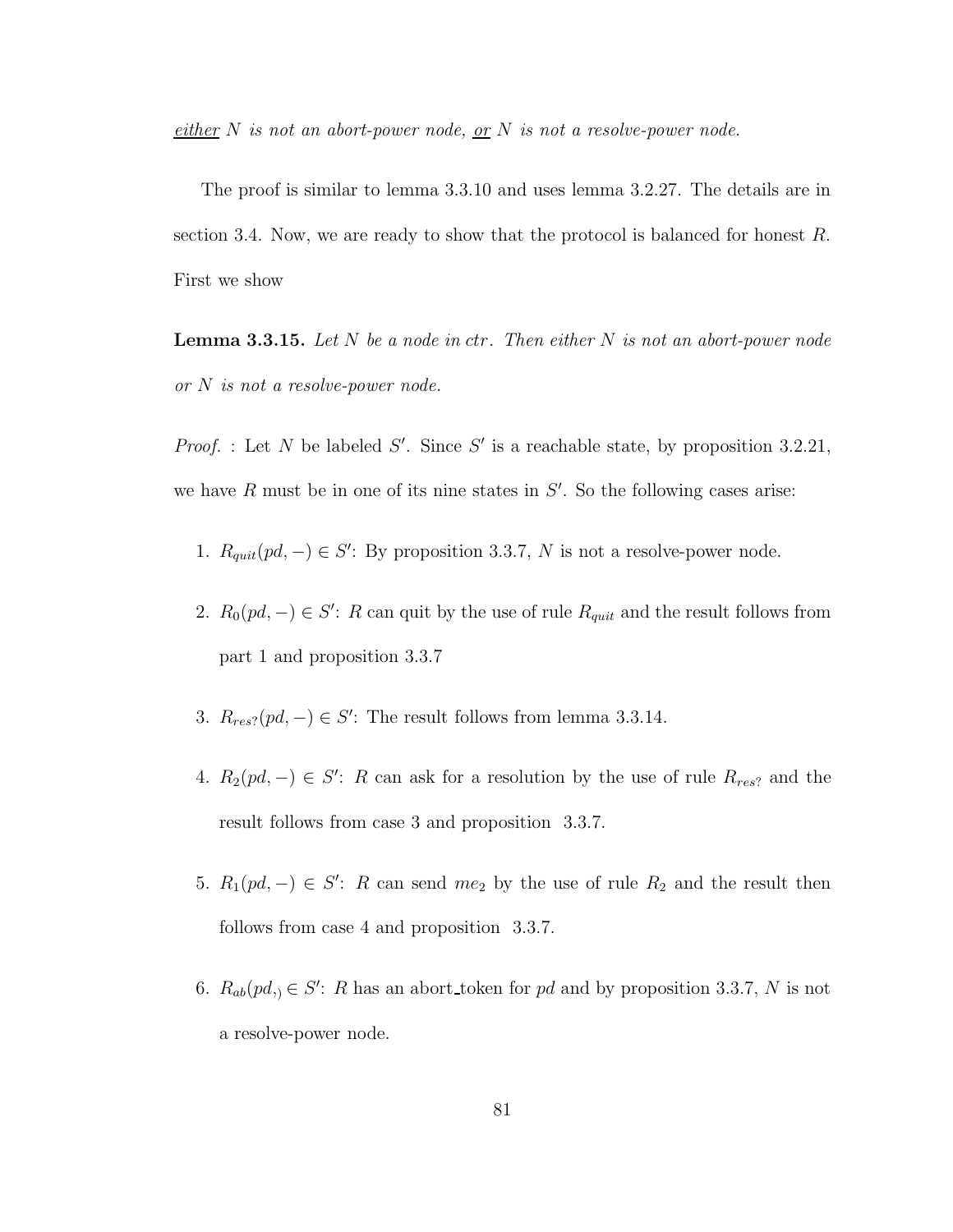*either N is not an abort-power node, or N is not a resolve-power node.*

The proof is similar to lemma 3.3.10 and uses lemma 3.2.27. The details are in section 3.4. Now, we are ready to show that the protocol is balanced for honest $R$. First we show

**Lemma 3.3.15.** *Let $N$ be a node in $ctr$. Then either $N$ is not an abort-power node or $N$ is not a resolve-power node.*

*Proof.* : Let $N$ be labeled $S'$. Since $S'$ is a reachable state, by proposition 3.2.21, we have $R$ must be in one of its nine states in $S'$. So the following cases arise:

1. $R_{quit}(pd, -) \in S'$: By proposition 3.3.7, $N$ is not a resolve-power node.
2. $R_0(pd, -) \in S'$: $R$ can quit by the use of rule $R_{quit}$ and the result follows from part 1 and proposition 3.3.7
3. $R_{res?}(pd, -) \in S'$: The result follows from lemma 3.3.14.
4. $R_2(pd, -) \in S'$: $R$ can ask for a resolution by the use of rule $R_{res?}$ and the result follows from case 3 and proposition 3.3.7.
5. $R_1(pd, -) \in S'$: $R$ can send $me_2$ by the use of rule $R_2$ and the result then follows from case 4 and proposition 3.3.7.
6. $R_{ab}(pd,_) \in S'$: $R$ has an abort_token for $pd$ and by proposition 3.3.7, $N$ is not a resolve-power node.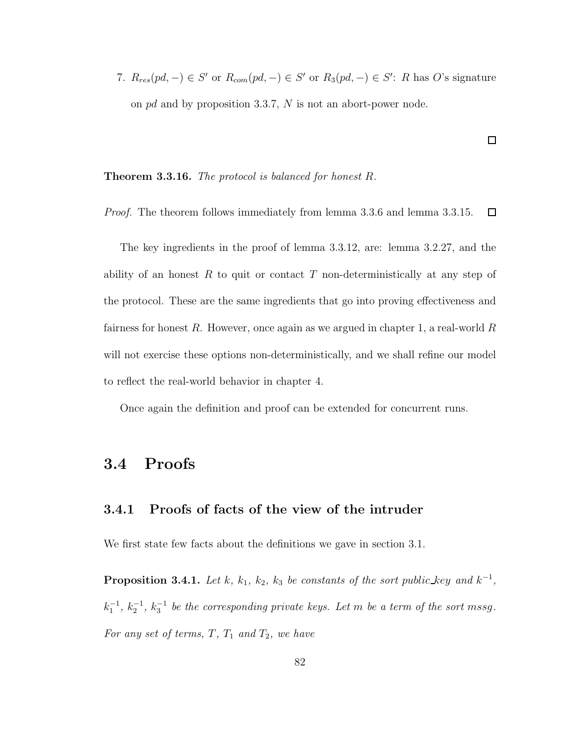7. $R_{res}(pd, -) \in S'$ or $R_{com}(pd, -) \in S'$ or $R_3(pd, -) \in S'$: $R$ has $O$'s signature on $pd$ and by proposition 3.3.7, $N$ is not an abort-power node.

□

**Theorem 3.3.16.** *The protocol is balanced for honest R.*

*Proof.* The theorem follows immediately from lemma 3.3.6 and lemma 3.3.15. □

The key ingredients in the proof of lemma 3.3.12, are: lemma 3.2.27, and the ability of an honest $R$ to quit or contact $T$ non-deterministically at any step of the protocol. These are the same ingredients that go into proving effectiveness and fairness for honest $R$. However, once again as we argued in chapter 1, a real-world $R$ will not exercise these options non-deterministically, and we shall refine our model to reflect the real-world behavior in chapter 4.

Once again the definition and proof can be extended for concurrent runs.

## 3.4 Proofs

### 3.4.1 Proofs of facts of the view of the intruder

We first state few facts about the definitions we gave in section 3.1.

**Proposition 3.4.1.** *Let $k$, $k_1$, $k_2$, $k_3$ be constants of the sort public_key and $k^{-1}$, $k_1^{-1}$, $k_2^{-1}$, $k_3^{-1}$ be the corresponding private keys. Let $m$ be a term of the sort mssg. For any set of terms, $T$, $T_1$ and $T_2$, we have*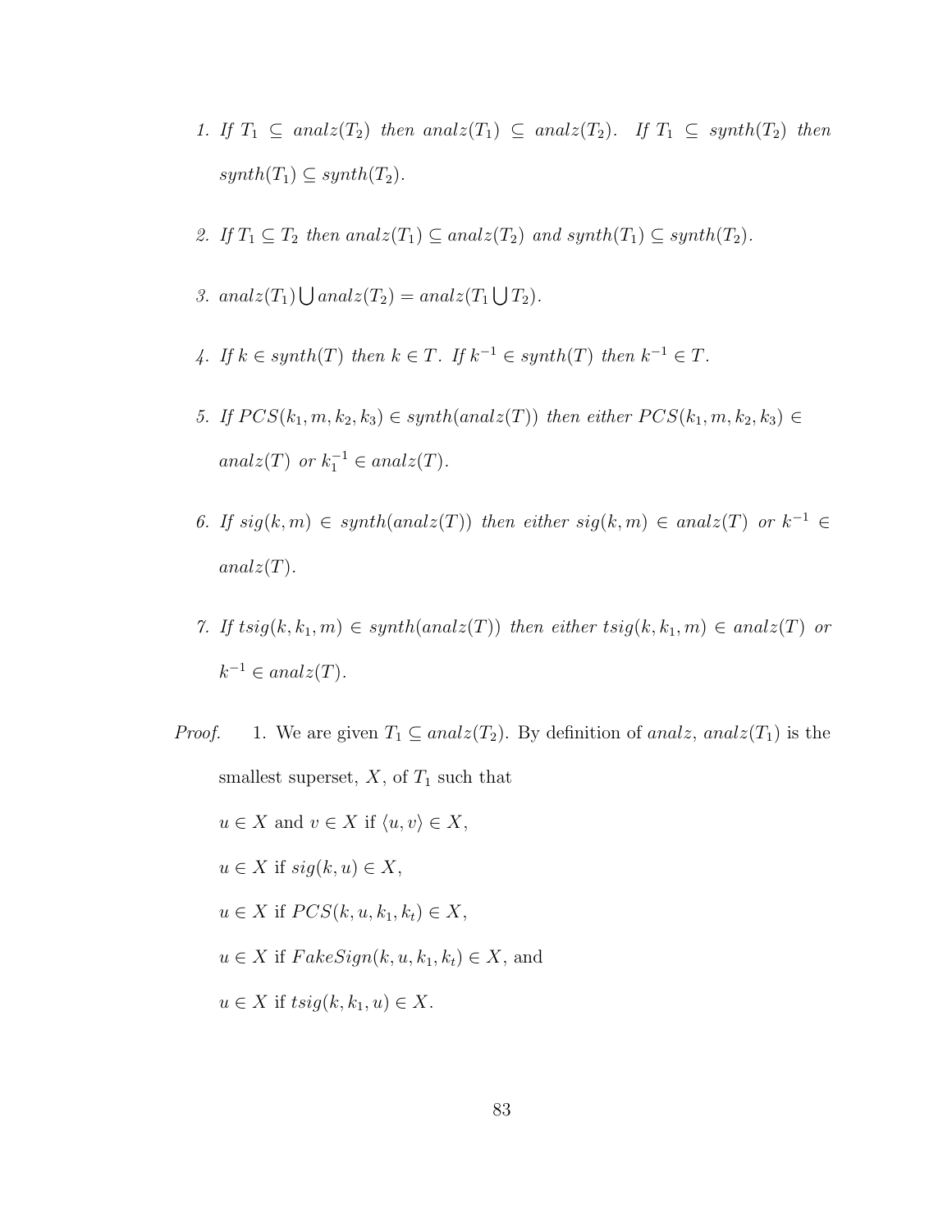1. *If* $T_1 \subseteq analz(T_2)$ *then* $analz(T_1) \subseteq analz(T_2)$. *If* $T_1 \subseteq synth(T_2)$ *then* $synth(T_1) \subseteq synth(T_2)$.

2. *If* $T_1 \subseteq T_2$ *then* $analz(T_1) \subseteq analz(T_2)$ *and* $synth(T_1) \subseteq synth(T_2)$.

3. $analz(T_1) \bigcup analz(T_2) = analz(T_1 \bigcup T_2)$.

4. *If* $k \in synth(T)$ *then* $k \in T$. *If* $k^{-1} \in synth(T)$ *then* $k^{-1} \in T$.

5. *If* $PCS(k_1, m, k_2, k_3) \in synth(analz(T))$ *then either* $PCS(k_1, m, k_2, k_3) \in analz(T)$ *or* $k_1^{-1} \in analz(T)$.

6. *If* $sig(k, m) \in synth(analz(T))$ *then either* $sig(k, m) \in analz(T)$ *or* $k^{-1} \in analz(T)$.

7. *If* $tsig(k, k_1, m) \in synth(analz(T))$ *then either* $tsig(k, k_1, m) \in analz(T)$ *or* $k^{-1} \in analz(T)$.

*Proof.* 1. We are given $T_1 \subseteq analz(T_2)$. By definition of $analz$, $analz(T_1)$ is the smallest superset, $X$, of $T_1$ such that

$u \in X$ and $v \in X$ if $\langle u, v \rangle \in X$,

$u \in X$ if $sig(k, u) \in X$,

$u \in X$ if $PCS(k, u, k_1, k_t) \in X$,

$u \in X$ if $FakeSign(k, u, k_1, k_t) \in X$, and

$u \in X$ if $tsig(k, k_1, u) \in X$.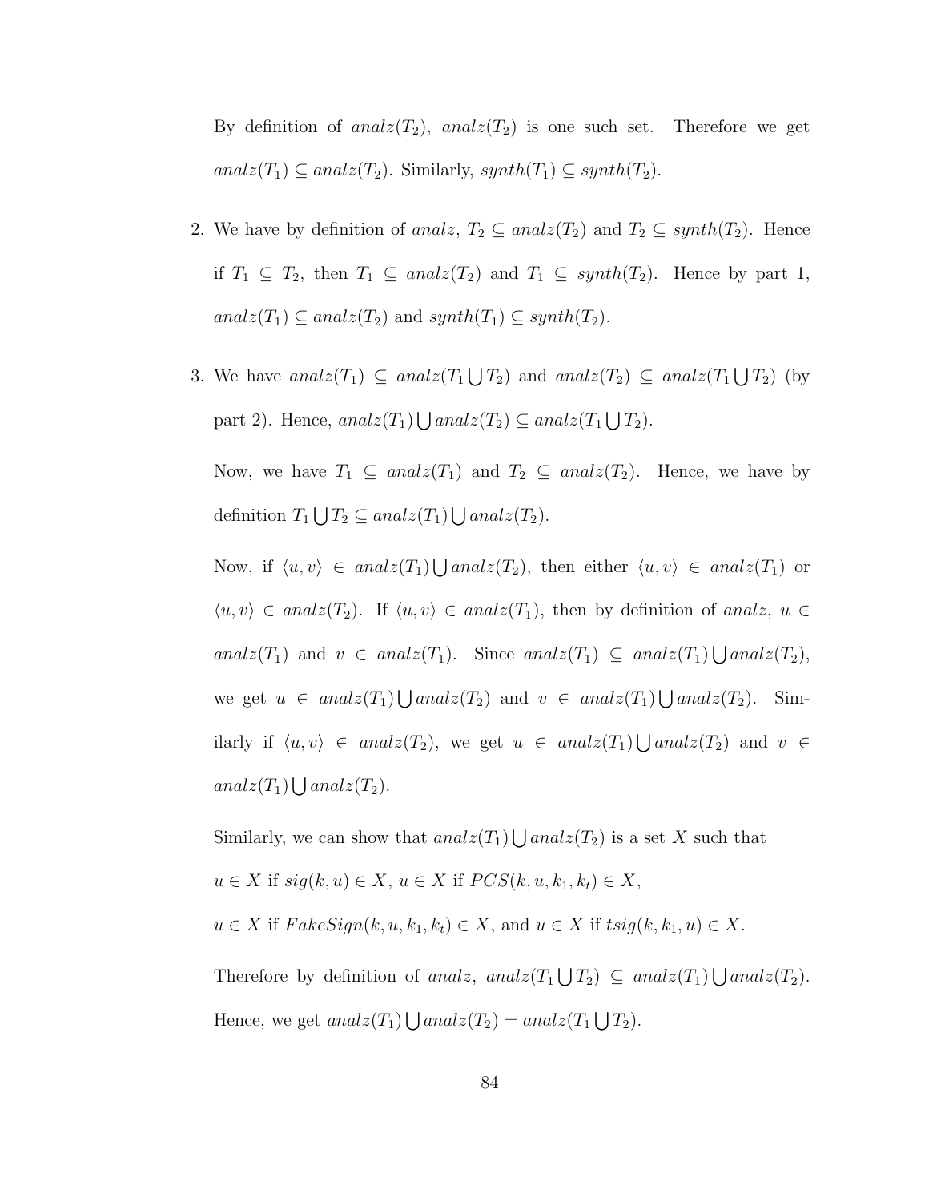By definition of $analz(T_2)$, $analz(T_2)$ is one such set. Therefore we get $analz(T_1) \subseteq analz(T_2)$. Similarly, $synth(T_1) \subseteq synth(T_2)$.

2. We have by definition of $analz$, $T_2 \subseteq analz(T_2)$ and $T_2 \subseteq synth(T_2)$. Hence if $T_1 \subseteq T_2$, then $T_1 \subseteq analz(T_2)$ and $T_1 \subseteq synth(T_2)$. Hence by part 1, $analz(T_1) \subseteq analz(T_2)$ and $synth(T_1) \subseteq synth(T_2)$.

3. We have $analz(T_1) \subseteq analz(T_1 \bigcup T_2)$ and $analz(T_2) \subseteq analz(T_1 \bigcup T_2)$ (by part 2). Hence, $analz(T_1) \bigcup analz(T_2) \subseteq analz(T_1 \bigcup T_2)$.

   Now, we have $T_1 \subseteq analz(T_1)$ and $T_2 \subseteq analz(T_2)$. Hence, we have by definition $T_1 \bigcup T_2 \subseteq analz(T_1) \bigcup analz(T_2)$.

   Now, if $\langle u, v\rangle \in analz(T_1) \bigcup analz(T_2)$, then either $\langle u, v\rangle \in analz(T_1)$ or $\langle u, v\rangle \in analz(T_2)$. If $\langle u, v\rangle \in analz(T_1)$, then by definition of $analz$, $u \in analz(T_1)$ and $v \in analz(T_1)$. Since $analz(T_1) \subseteq analz(T_1) \bigcup analz(T_2)$, we get $u \in analz(T_1) \bigcup analz(T_2)$ and $v \in analz(T_1) \bigcup analz(T_2)$. Similarly if $\langle u, v\rangle \in analz(T_2)$, we get $u \in analz(T_1) \bigcup analz(T_2)$ and $v \in analz(T_1) \bigcup analz(T_2)$.

   Similarly, we can show that $analz(T_1) \bigcup analz(T_2)$ is a set $X$ such that

   $u \in X$ if $sig(k, u) \in X$, $u \in X$ if $PCS(k, u, k_1, k_t) \in X$,

   $u \in X$ if $FakeSign(k, u, k_1, k_t) \in X$, and $u \in X$ if $tsig(k, k_1, u) \in X$.

   Therefore by definition of $analz$, $analz(T_1 \bigcup T_2) \subseteq analz(T_1) \bigcup analz(T_2)$. Hence, we get $analz(T_1) \bigcup analz(T_2) = analz(T_1 \bigcup T_2)$.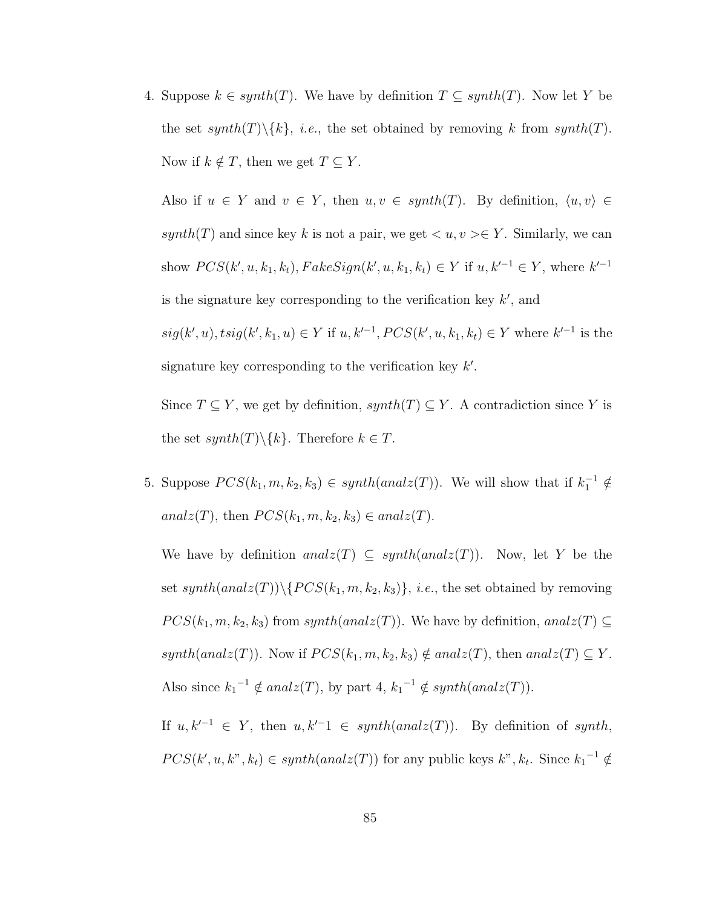4. Suppose $k \in synth(T)$. We have by definition $T \subseteq synth(T)$. Now let $Y$ be the set $synth(T)\backslash\{k\}$, *i.e.*, the set obtained by removing $k$ from $synth(T)$. Now if $k \notin T$, then we get $T \subseteq Y$.

   Also if $u \in Y$ and $v \in Y$, then $u, v \in synth(T)$. By definition, $\langle u, v\rangle \in synth(T)$ and since key $k$ is not a pair, we get $< u, v > \in Y$. Similarly, we can show $PCS(k', u, k_1, k_t), FakeSign(k', u, k_1, k_t) \in Y$ if $u, k'^{-1} \in Y$, where $k'^{-1}$ is the signature key corresponding to the verification key $k'$, and $sig(k', u), tsig(k', k_1, u) \in Y$ if $u, k'^{-1}, PCS(k', u, k_1, k_t) \in Y$ where $k'^{-1}$ is the signature key corresponding to the verification key $k'$.

   Since $T \subseteq Y$, we get by definition, $synth(T) \subseteq Y$. A contradiction since $Y$ is the set $synth(T)\backslash\{k\}$. Therefore $k \in T$.

5. Suppose $PCS(k_1, m, k_2, k_3) \in synth(analz(T))$. We will show that if $k_1^{-1} \notin analz(T)$, then $PCS(k_1, m, k_2, k_3) \in analz(T)$.

   We have by definition $analz(T) \subseteq synth(analz(T))$. Now, let $Y$ be the set $synth(analz(T))\backslash\{PCS(k_1, m, k_2, k_3)\}$, *i.e.*, the set obtained by removing $PCS(k_1, m, k_2, k_3)$ from $synth(analz(T))$. We have by definition, $analz(T) \subseteq synth(analz(T))$. Now if $PCS(k_1, m, k_2, k_3) \notin analz(T)$, then $analz(T) \subseteq Y$. Also since ${k_1}^{-1} \notin analz(T)$, by part 4, ${k_1}^{-1} \notin synth(analz(T))$.

   If $u, k'^{-1} \in Y$, then $u, k'^{-}1 \in synth(analz(T))$. By definition of *synth*, $PCS(k', u, k", k_t) \in synth(analz(T))$ for any public keys $k", k_t$. Since ${k_1}^{-1} \notin$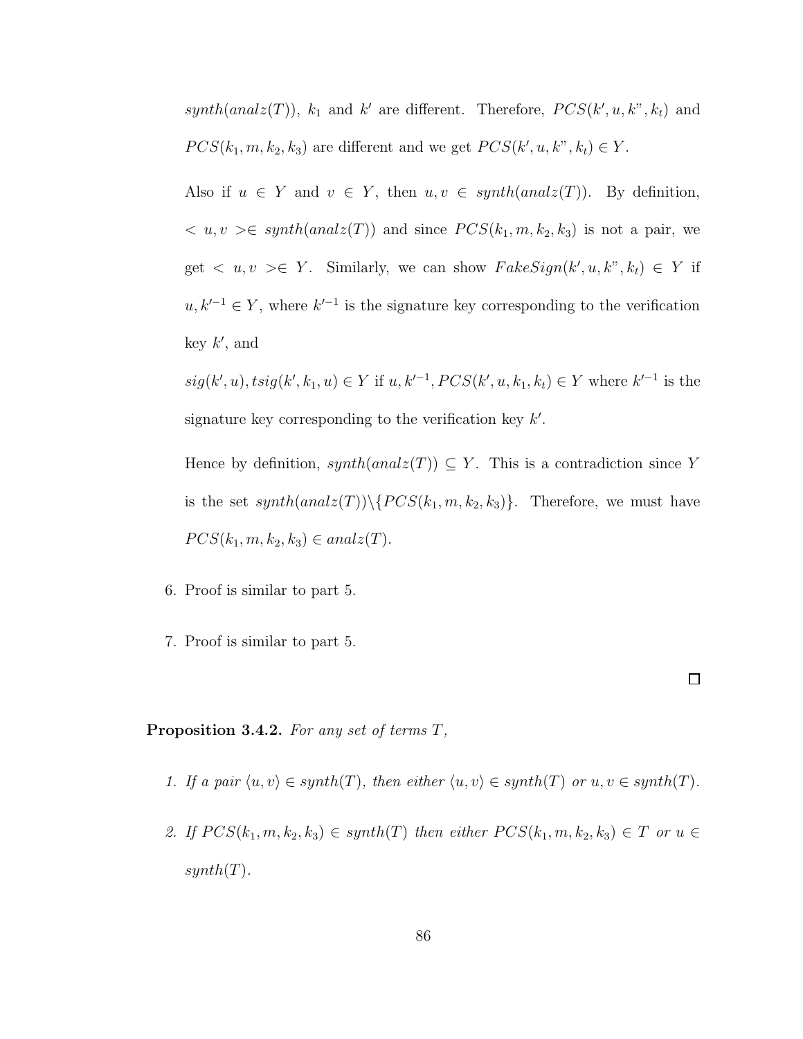$synth(analz(T))$, $k_1$ and $k'$ are different. Therefore, $PCS(k', u, k", k_t)$ and $PCS(k_1, m, k_2, k_3)$ are different and we get $PCS(k', u, k", k_t) \in Y$.

Also if $u \in Y$ and $v \in Y$, then $u, v \in synth(analz(T))$. By definition, $< u, v > \in synth(analz(T))$ and since $PCS(k_1, m, k_2, k_3)$ is not a pair, we get $< u, v > \in Y$. Similarly, we can show $FakeSign(k', u, k", k_t) \in Y$ if $u, k'^{-1} \in Y$, where $k'^{-1}$ is the signature key corresponding to the verification key $k'$, and

$sig(k', u), tsig(k', k_1, u) \in Y$ if $u, k'^{-1}, PCS(k', u, k_1, k_t) \in Y$ where $k'^{-1}$ is the signature key corresponding to the verification key $k'$.

Hence by definition, $synth(analz(T)) \subseteq Y$. This is a contradiction since $Y$ is the set $synth(analz(T)) \backslash \{PCS(k_1, m, k_2, k_3)\}$. Therefore, we must have $PCS(k_1, m, k_2, k_3) \in analz(T)$.

6. Proof is similar to part 5.

7. Proof is similar to part 5.

$\square$

**Proposition 3.4.2.** *For any set of terms $T$,*

1. *If a pair $\langle u, v \rangle \in synth(T)$, then either $\langle u, v \rangle \in synth(T)$ or $u, v \in synth(T)$.*

2. *If $PCS(k_1, m, k_2, k_3) \in synth(T)$ then either $PCS(k_1, m, k_2, k_3) \in T$ or $u \in synth(T)$.*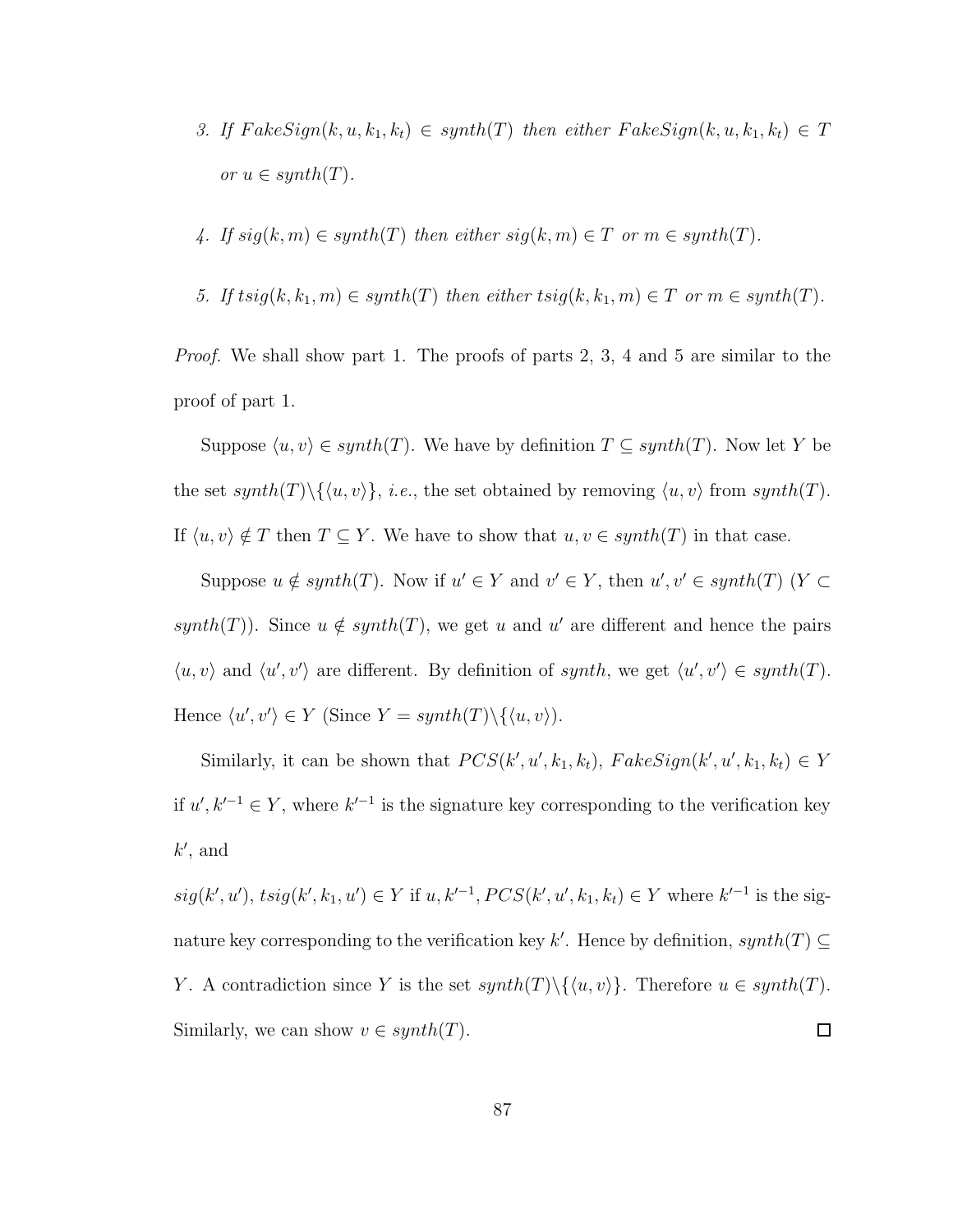3. *If $FakeSign(k, u, k_1, k_t) \in synth(T)$ then either $FakeSign(k, u, k_1, k_t) \in T$ or $u \in synth(T)$.*

4. *If $sig(k, m) \in synth(T)$ then either $sig(k, m) \in T$ or $m \in synth(T)$.*

5. *If $tsig(k, k_1, m) \in synth(T)$ then either $tsig(k, k_1, m) \in T$ or $m \in synth(T)$.*

*Proof.* We shall show part 1. The proofs of parts 2, 3, 4 and 5 are similar to the proof of part 1.

Suppose $\langle u, v\rangle \in synth(T)$. We have by definition $T \subseteq synth(T)$. Now let $Y$ be the set $synth(T)\backslash\{\langle u, v\rangle\}$, *i.e.*, the set obtained by removing $\langle u, v\rangle$ from $synth(T)$. If $\langle u, v\rangle \notin T$ then $T \subseteq Y$. We have to show that $u, v \in synth(T)$ in that case.

Suppose $u \notin synth(T)$. Now if $u' \in Y$ and $v' \in Y$, then $u', v' \in synth(T)$ ($Y \subset synth(T)$). Since $u \notin synth(T)$, we get $u$ and $u'$ are different and hence the pairs $\langle u, v\rangle$ and $\langle u', v'\rangle$ are different. By definition of *synth*, we get $\langle u', v'\rangle \in synth(T)$. Hence $\langle u', v'\rangle \in Y$ (Since $Y = synth(T)\backslash\{\langle u, v\rangle\}$).

Similarly, it can be shown that $PCS(k', u', k_1, k_t)$, $FakeSign(k', u', k_1, k_t) \in Y$ if $u', k'^{-1} \in Y$, where $k'^{-1}$ is the signature key corresponding to the verification key $k'$, and

$sig(k', u')$, $tsig(k', k_1, u') \in Y$ if $u, k'^{-1}, PCS(k', u', k_1, k_t) \in Y$ where $k'^{-1}$ is the signature key corresponding to the verification key $k'$. Hence by definition, $synth(T) \subseteq Y$. A contradiction since $Y$ is the set $synth(T)\backslash\{\langle u, v\rangle\}$. Therefore $u \in synth(T)$. Similarly, we can show $v \in synth(T)$. ◻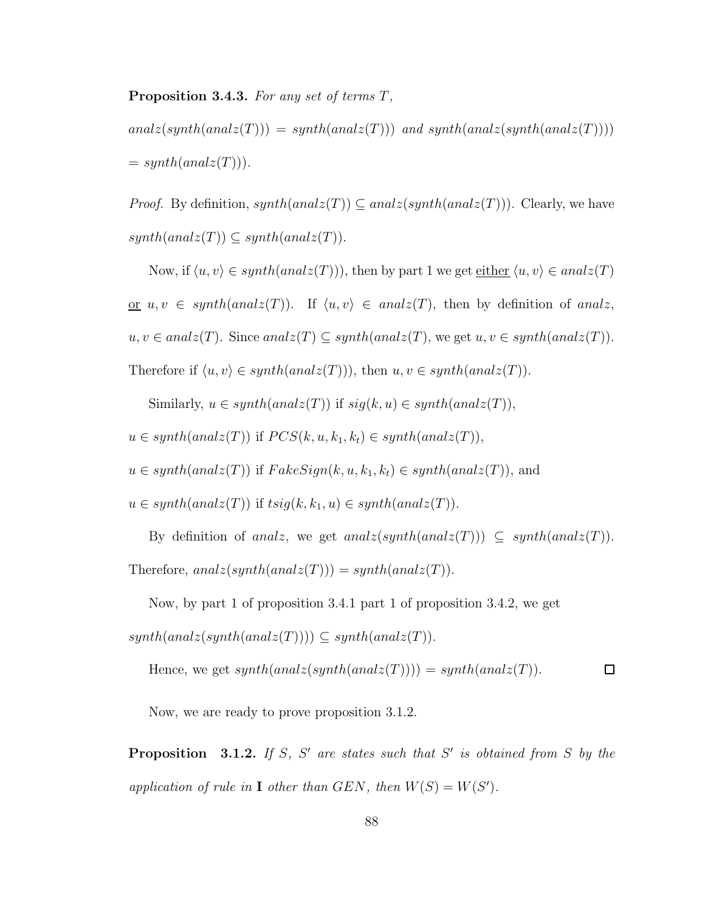**Proposition 3.4.3.** *For any set of terms $T$,*

*$analz(synth(analz(T))) = synth(analz(T)))$ and $synth(analz(synth(analz(T))))$ $= synth(analz(T)))$.*

*Proof.* By definition, $synth(analz(T)) \subseteq analz(synth(analz(T)))$. Clearly, we have $synth(analz(T)) \subseteq synth(analz(T))$.

Now, if $\langle u, v \rangle \in synth(analz(T)))$, then by part 1 we get <u>either</u> $\langle u, v \rangle \in analz(T)$ <u>or</u> $u, v \in synth(analz(T))$. If $\langle u, v \rangle \in analz(T)$, then by definition of $analz$, $u, v \in analz(T)$. Since $analz(T) \subseteq synth(analz(T)$, we get $u, v \in synth(analz(T))$. Therefore if $\langle u, v \rangle \in synth(analz(T)))$, then $u, v \in synth(analz(T))$.

Similarly, $u \in synth(analz(T))$ if $sig(k, u) \in synth(analz(T))$,

$u \in synth(analz(T))$ if $PCS(k, u, k_1, k_t) \in synth(analz(T))$,

$u \in synth(analz(T))$ if $FakeSign(k, u, k_1, k_t) \in synth(analz(T))$, and

$u \in synth(analz(T))$ if $tsig(k, k_1, u) \in synth(analz(T))$.

By definition of $analz$, we get $analz(synth(analz(T))) \subseteq synth(analz(T))$. Therefore, $analz(synth(analz(T))) = synth(analz(T))$.

Now, by part 1 of proposition 3.4.1 part 1 of proposition 3.4.2, we get

$synth(analz(synth(analz(T)))) \subseteq synth(analz(T))$.

Hence, we get $synth(analz(synth(analz(T)))) = synth(analz(T))$. ☐

Now, we are ready to prove proposition 3.1.2.

**Proposition 3.1.2.** *If $S$, $S'$ are states such that $S'$ is obtained from $S$ by the application of rule in $\mathbf{I}$ other than $GEN$, then $W(S) = W(S')$.*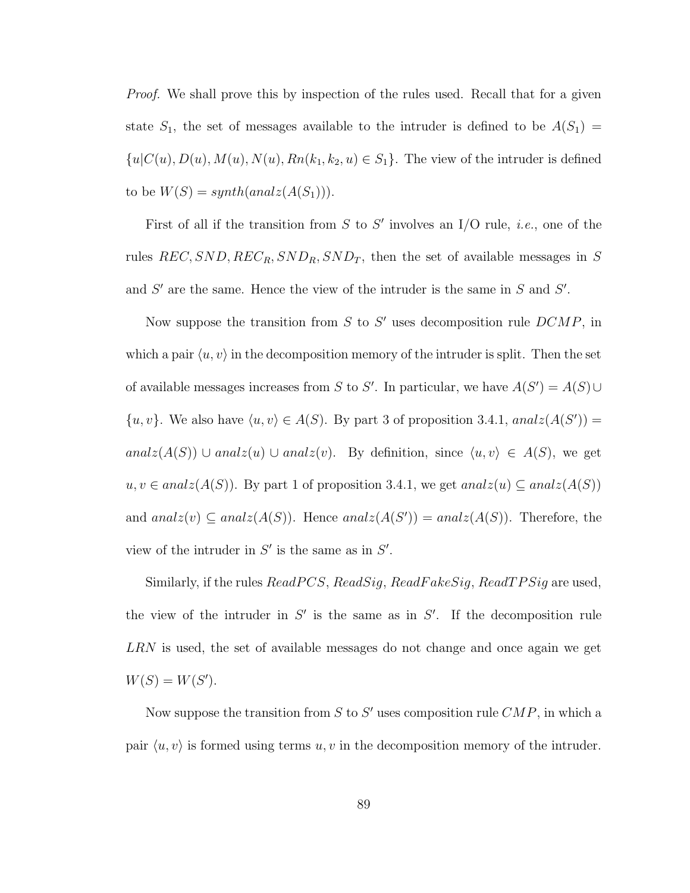*Proof.* We shall prove this by inspection of the rules used. Recall that for a given state $S_1$, the set of messages available to the intruder is defined to be $A(S_1) = \{u | C(u), D(u), M(u), N(u), Rn(k_1, k_2, u) \in S_1\}$. The view of the intruder is defined to be $W(S) = synth(analz(A(S_1)))$.

First of all if the transition from $S$ to $S'$ involves an I/O rule, *i.e.*, one of the rules $REC, SND, REC_R, SND_R, SND_T$, then the set of available messages in $S$ and $S'$ are the same. Hence the view of the intruder is the same in $S$ and $S'$.

Now suppose the transition from $S$ to $S'$ uses decomposition rule $DCMP$, in which a pair $\langle u, v \rangle$ in the decomposition memory of the intruder is split. Then the set of available messages increases from $S$ to $S'$. In particular, we have $A(S') = A(S) \cup \{u, v\}$. We also have $\langle u, v \rangle \in A(S)$. By part 3 of proposition 3.4.1, $analz(A(S')) = analz(A(S)) \cup analz(u) \cup analz(v)$. By definition, since $\langle u, v \rangle \in A(S)$, we get $u, v \in analz(A(S))$. By part 1 of proposition 3.4.1, we get $analz(u) \subseteq analz(A(S))$ and $analz(v) \subseteq analz(A(S))$. Hence $analz(A(S')) = analz(A(S))$. Therefore, the view of the intruder in $S'$ is the same as in $S'$.

Similarly, if the rules $ReadPCS$, $ReadSig$, $ReadFakeSig$, $ReadTPSig$ are used, the view of the intruder in $S'$ is the same as in $S'$. If the decomposition rule $LRN$ is used, the set of available messages do not change and once again we get $W(S) = W(S')$.

Now suppose the transition from $S$ to $S'$ uses composition rule $CMP$, in which a pair $\langle u, v \rangle$ is formed using terms $u, v$ in the decomposition memory of the intruder.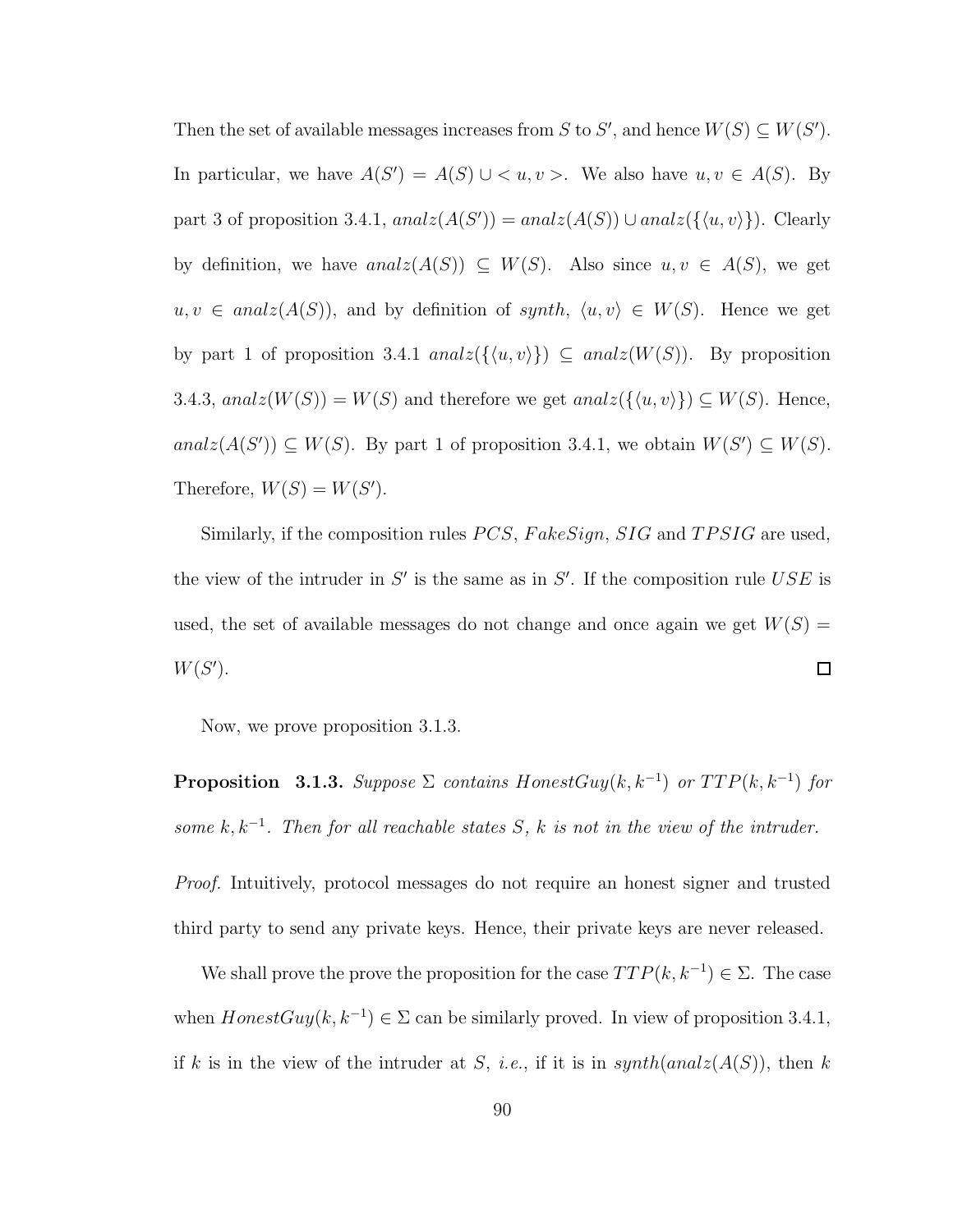Then the set of available messages increases from $S$ to $S'$, and hence $W(S) \subseteq W(S')$. In particular, we have $A(S') = A(S) \cup < u, v >$. We also have $u, v \in A(S)$. By part 3 of proposition 3.4.1, $analz(A(S')) = analz(A(S)) \cup analz(\{\langle u, v\rangle\})$. Clearly by definition, we have $analz(A(S)) \subseteq W(S)$. Also since $u, v \in A(S)$, we get $u, v \in analz(A(S))$, and by definition of $synth$, $\langle u, v\rangle \in W(S)$. Hence we get by part 1 of proposition 3.4.1 $analz(\{\langle u, v\rangle\}) \subseteq analz(W(S))$. By proposition 3.4.3, $analz(W(S)) = W(S)$ and therefore we get $analz(\{\langle u, v\rangle\}) \subseteq W(S)$. Hence, $analz(A(S')) \subseteq W(S)$. By part 1 of proposition 3.4.1, we obtain $W(S') \subseteq W(S)$. Therefore, $W(S) = W(S')$.

Similarly, if the composition rules $PCS$, $FakeSign$, $SIG$ and $TPSIG$ are used, the view of the intruder in $S'$ is the same as in $S'$. If the composition rule $USE$ is used, the set of available messages do not change and once again we get $W(S) = W(S')$. □

Now, we prove proposition 3.1.3.

**Proposition 3.1.3.** *Suppose $\Sigma$ contains $HonestGuy(k, k^{-1})$ or $TTP(k, k^{-1})$ for some $k, k^{-1}$. Then for all reachable states $S$, $k$ is not in the view of the intruder.*

*Proof.* Intuitively, protocol messages do not require an honest signer and trusted third party to send any private keys. Hence, their private keys are never released.

We shall prove the prove the proposition for the case $TTP(k, k^{-1}) \in \Sigma$. The case when $HonestGuy(k, k^{-1}) \in \Sigma$ can be similarly proved. In view of proposition 3.4.1, if $k$ is in the view of the intruder at $S$, *i.e.*, if it is in $synth(analz(A(S)))$, then $k$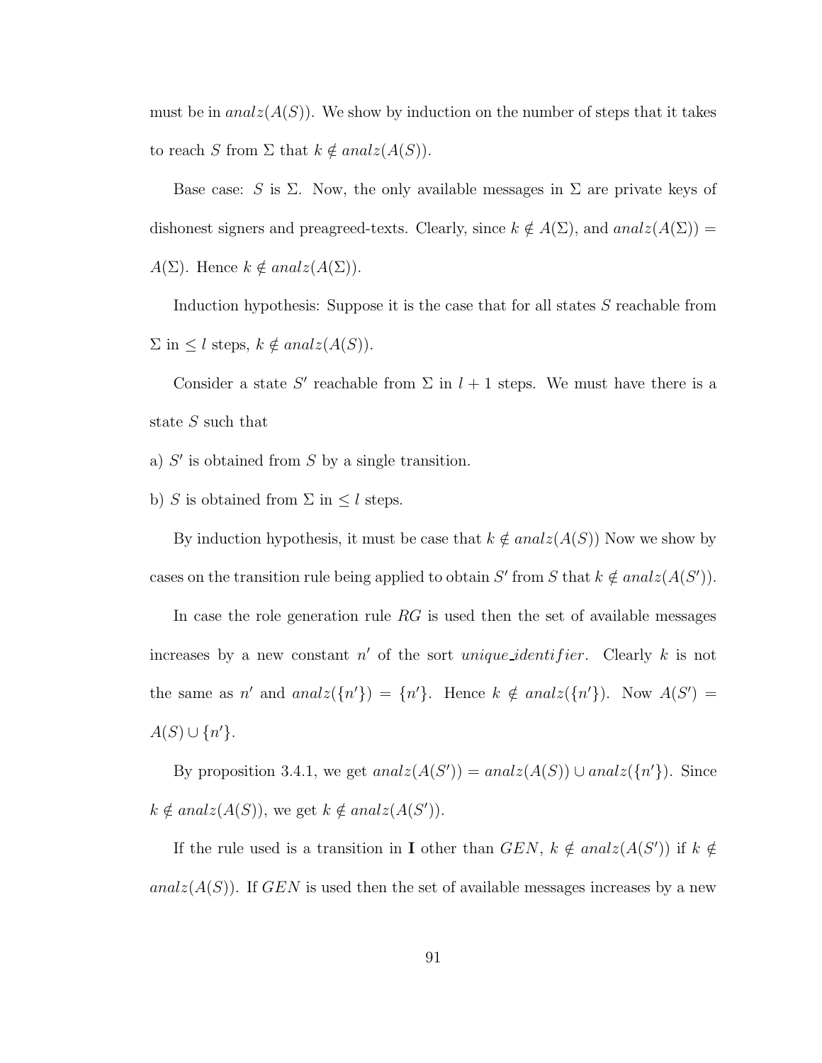must be in $analz(A(S))$. We show by induction on the number of steps that it takes to reach $S$ from $\Sigma$ that $k \notin analz(A(S))$.

Base case: $S$ is $\Sigma$. Now, the only available messages in $\Sigma$ are private keys of dishonest signers and preagreed-texts. Clearly, since $k \notin A(\Sigma)$, and $analz(A(\Sigma)) = A(\Sigma)$. Hence $k \notin analz(A(\Sigma))$.

Induction hypothesis: Suppose it is the case that for all states $S$ reachable from $\Sigma$ in $\leq l$ steps, $k \notin analz(A(S))$.

Consider a state $S'$ reachable from $\Sigma$ in $l + 1$ steps. We must have there is a state $S$ such that

a) $S'$ is obtained from $S$ by a single transition.

b) $S$ is obtained from $\Sigma$ in $\leq l$ steps.

By induction hypothesis, it must be case that $k \notin analz(A(S))$ Now we show by cases on the transition rule being applied to obtain $S'$ from $S$ that $k \notin analz(A(S'))$.

In case the role generation rule $RG$ is used then the set of available messages increases by a new constant $n'$ of the sort $unique\_identifier$. Clearly $k$ is not the same as $n'$ and $analz(\{n'\}) = \{n'\}$. Hence $k \notin analz(\{n'\})$. Now $A(S') = A(S) \cup \{n'\}$.

By proposition 3.4.1, we get $analz(A(S')) = analz(A(S)) \cup analz(\{n'\})$. Since $k \notin analz(A(S))$, we get $k \notin analz(A(S'))$.

If the rule used is a transition in $\mathbf{I}$ other than $GEN$, $k \notin analz(A(S'))$ if $k \notin analz(A(S))$. If $GEN$ is used then the set of available messages increases by a new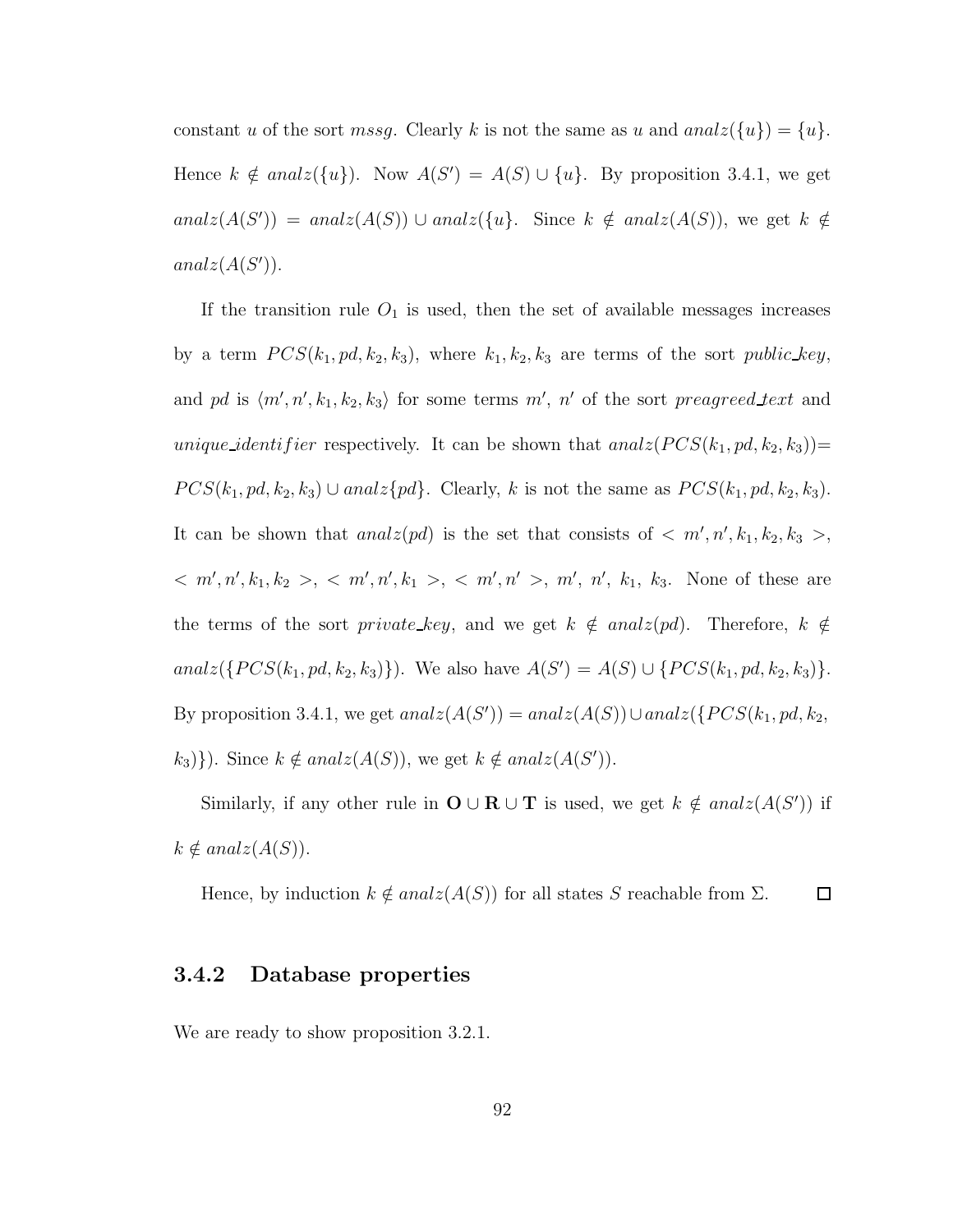constant $u$ of the sort *mssg*. Clearly $k$ is not the same as $u$ and $analz(\{u\}) = \{u\}$. Hence $k \notin analz(\{u\})$. Now $A(S') = A(S) \cup \{u\}$. By proposition 3.4.1, we get $analz(A(S')) = analz(A(S)) \cup analz(\{u\}$. Since $k \notin analz(A(S))$, we get $k \notin analz(A(S'))$.

If the transition rule $O_1$ is used, then the set of available messages increases by a term $PCS(k_1, pd, k_2, k_3)$, where $k_1, k_2, k_3$ are terms of the sort *public_key*, and $pd$ is $\langle m', n', k_1, k_2, k_3 \rangle$ for some terms $m'$, $n'$ of the sort *preagreed_text* and *unique_identifier* respectively. It can be shown that $analz(PCS(k_1, pd, k_2, k_3))= PCS(k_1, pd, k_2, k_3) \cup analz\{pd\}$. Clearly, $k$ is not the same as $PCS(k_1, pd, k_2, k_3)$. It can be shown that $analz(pd)$ is the set that consists of $< m', n', k_1, k_2, k_3 >$, $< m', n', k_1, k_2 >$, $< m', n', k_1 >$, $< m', n' >$, $m'$, $n'$, $k_1$, $k_3$. None of these are the terms of the sort *private_key*, and we get $k \notin analz(pd)$. Therefore, $k \notin analz(\{PCS(k_1, pd, k_2, k_3)\})$. We also have $A(S') = A(S) \cup \{PCS(k_1, pd, k_2, k_3)\}$. By proposition 3.4.1, we get $analz(A(S')) = analz(A(S)) \cup analz(\{PCS(k_1, pd, k_2, k_3)\})$. Since $k \notin analz(A(S))$, we get $k \notin analz(A(S'))$.

Similarly, if any other rule in $\mathbf{O} \cup \mathbf{R} \cup \mathbf{T}$ is used, we get $k \notin analz(A(S'))$ if $k \notin analz(A(S))$.

Hence, by induction $k \notin analz(A(S))$ for all states $S$ reachable from $\Sigma$. □

### 3.4.2 Database properties

We are ready to show proposition 3.2.1.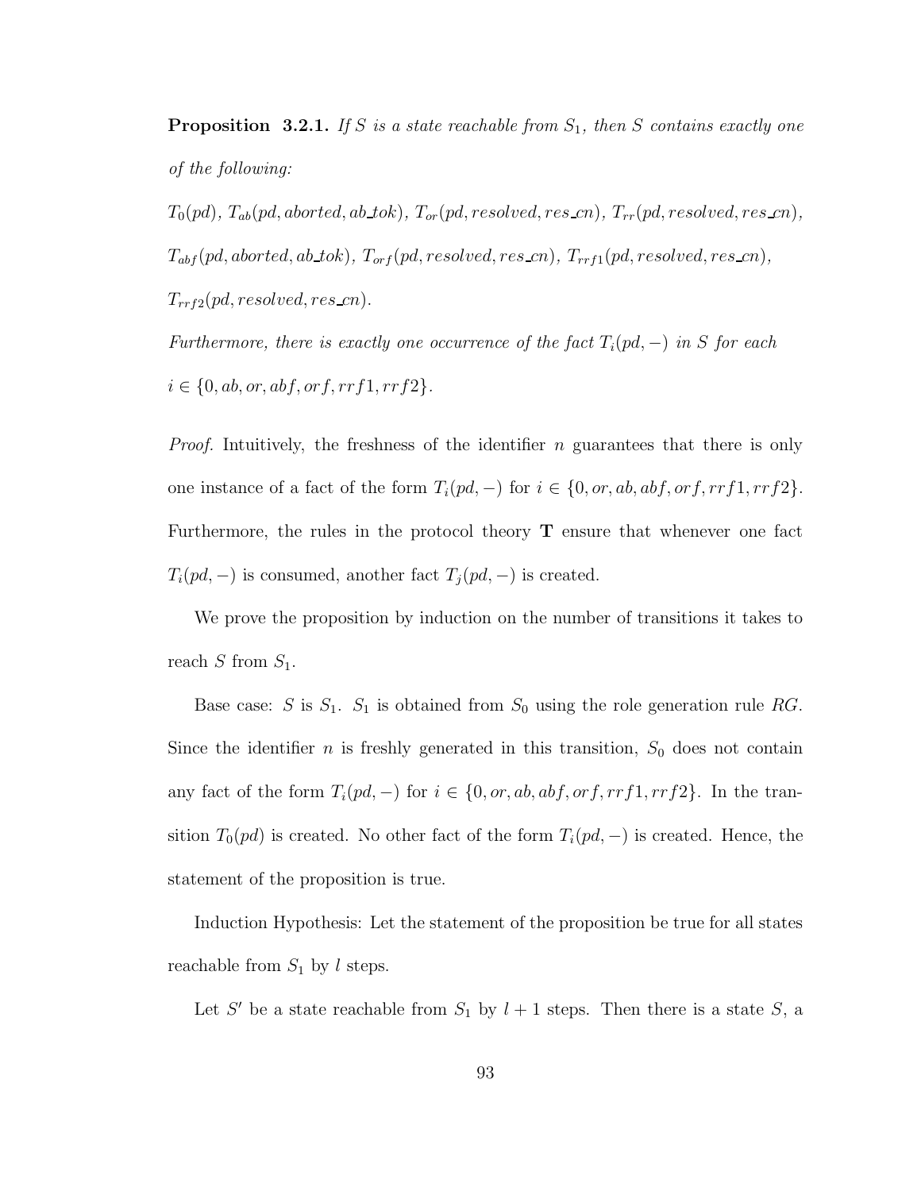**Proposition 3.2.1.** *If $S$ is a state reachable from $S_1$, then $S$ contains exactly one of the following:*

$T_0(pd)$, $T_{ab}(pd, aborted, ab\_tok)$, $T_{or}(pd, resolved, res\_cn)$, $T_{rr}(pd, resolved, res\_cn)$, $T_{abf}(pd, aborted, ab\_tok)$, $T_{orf}(pd, resolved, res\_cn)$, $T_{rrf1}(pd, resolved, res\_cn)$, $T_{rrf2}(pd, resolved, res\_cn)$.

*Furthermore, there is exactly one occurrence of the fact $T_i(pd, -)$ in $S$ for each $i \in \{0, ab, or, abf, orf, rrf1, rrf2\}$.*

*Proof.* Intuitively, the freshness of the identifier $n$ guarantees that there is only one instance of a fact of the form $T_i(pd, -)$ for $i \in \{0, or, ab, abf, orf, rrf1, rrf2\}$. Furthermore, the rules in the protocol theory $\mathbf{T}$ ensure that whenever one fact $T_i(pd, -)$ is consumed, another fact $T_j(pd, -)$ is created.

We prove the proposition by induction on the number of transitions it takes to reach $S$ from $S_1$.

Base case: $S$ is $S_1$. $S_1$ is obtained from $S_0$ using the role generation rule $RG$. Since the identifier $n$ is freshly generated in this transition, $S_0$ does not contain any fact of the form $T_i(pd, -)$ for $i \in \{0, or, ab, abf, orf, rrf1, rrf2\}$. In the transition $T_0(pd)$ is created. No other fact of the form $T_i(pd, -)$ is created. Hence, the statement of the proposition is true.

Induction Hypothesis: Let the statement of the proposition be true for all states reachable from $S_1$ by $l$ steps.

Let $S'$ be a state reachable from $S_1$ by $l + 1$ steps. Then there is a state $S$, a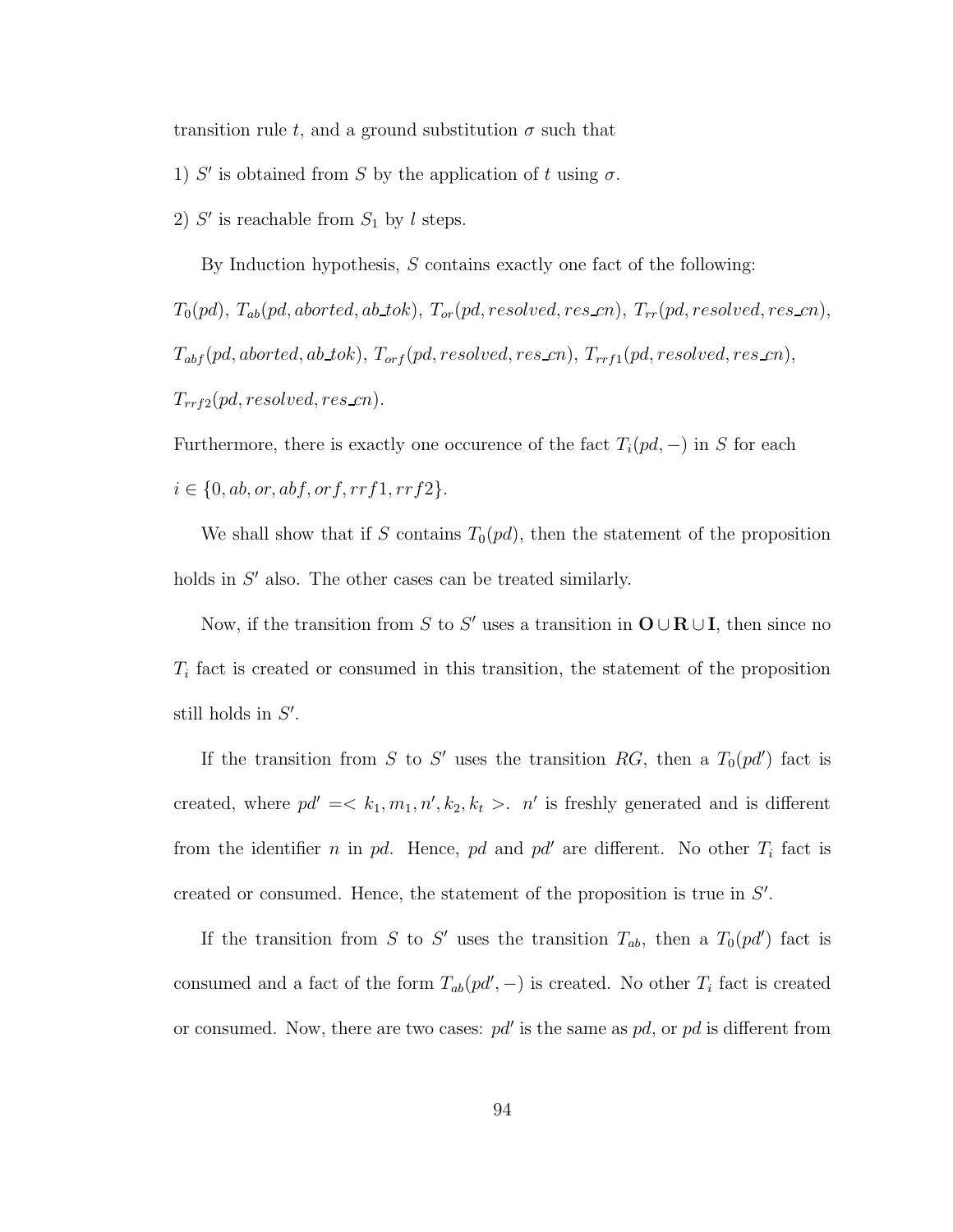transition rule $t$, and a ground substitution $\sigma$ such that

1) $S'$ is obtained from $S$ by the application of $t$ using $\sigma$.

2) $S'$ is reachable from $S_1$ by $l$ steps.

By Induction hypothesis, $S$ contains exactly one fact of the following:
$T_0(pd)$, $T_{ab}(pd, aborted, ab\_tok)$, $T_{or}(pd, resolved, res\_cn)$, $T_{rr}(pd, resolved, res\_cn)$, $T_{abf}(pd, aborted, ab\_tok)$, $T_{orf}(pd, resolved, res\_cn)$, $T_{rrf1}(pd, resolved, res\_cn)$, $T_{rrf2}(pd, resolved, res\_cn)$.
Furthermore, there is exactly one occurence of the fact $T_i(pd, -)$ in $S$ for each $i \in \{0, ab, or, abf, orf, rrf1, rrf2\}$.

We shall show that if $S$ contains $T_0(pd)$, then the statement of the proposition holds in $S'$ also. The other cases can be treated similarly.

Now, if the transition from $S$ to $S'$ uses a transition in $\mathbf{O} \cup \mathbf{R} \cup \mathbf{I}$, then since no $T_i$ fact is created or consumed in this transition, the statement of the proposition still holds in $S'$.

If the transition from $S$ to $S'$ uses the transition $RG$, then a $T_0(pd')$ fact is created, where $pd' =< k_1, m_1, n', k_2, k_t >$. $n'$ is freshly generated and is different from the identifier $n$ in $pd$. Hence, $pd$ and $pd'$ are different. No other $T_i$ fact is created or consumed. Hence, the statement of the proposition is true in $S'$.

If the transition from $S$ to $S'$ uses the transition $T_{ab}$, then a $T_0(pd')$ fact is consumed and a fact of the form $T_{ab}(pd', -)$ is created. No other $T_i$ fact is created or consumed. Now, there are two cases: $pd'$ is the same as $pd$, or $pd$ is different from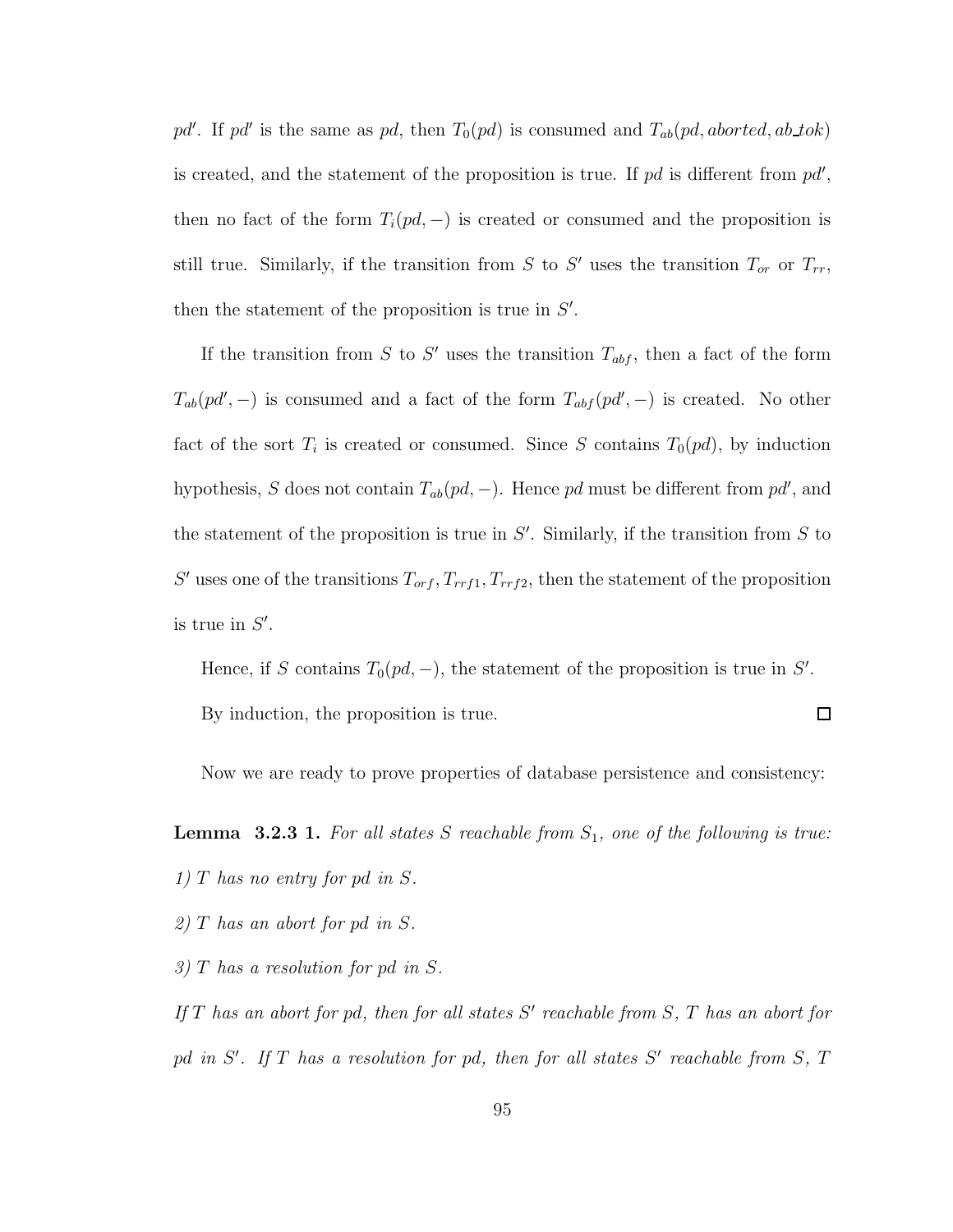$pd'$. If $pd'$ is the same as $pd$, then $T_0(pd)$ is consumed and $T_{ab}(pd, aborted, ab\_tok)$ is created, and the statement of the proposition is true. If $pd$ is different from $pd'$, then no fact of the form $T_i(pd, -)$ is created or consumed and the proposition is still true. Similarly, if the transition from $S$ to $S'$ uses the transition $T_{or}$ or $T_{rr}$, then the statement of the proposition is true in $S'$.

If the transition from $S$ to $S'$ uses the transition $T_{abf}$, then a fact of the form $T_{ab}(pd', -)$ is consumed and a fact of the form $T_{abf}(pd', -)$ is created. No other fact of the sort $T_i$ is created or consumed. Since $S$ contains $T_0(pd)$, by induction hypothesis, $S$ does not contain $T_{ab}(pd, -)$. Hence $pd$ must be different from $pd'$, and the statement of the proposition is true in $S'$. Similarly, if the transition from $S$ to $S'$ uses one of the transitions $T_{orf}, T_{rrf1}, T_{rrf2}$, then the statement of the proposition is true in $S'$.

Hence, if $S$ contains $T_0(pd, -)$, the statement of the proposition is true in $S'$.

By induction, the proposition is true. □

Now we are ready to prove properties of database persistence and consistency:

**Lemma 3.2.3 1.** *For all states $S$ reachable from $S_1$, one of the following is true:*

*1) $T$ has no entry for pd in $S$.*

*2) $T$ has an abort for pd in $S$.*

*3) $T$ has a resolution for pd in $S$.*

*If $T$ has an abort for pd, then for all states $S'$ reachable from $S$, $T$ has an abort for pd in $S'$. If $T$ has a resolution for pd, then for all states $S'$ reachable from $S$, $T$*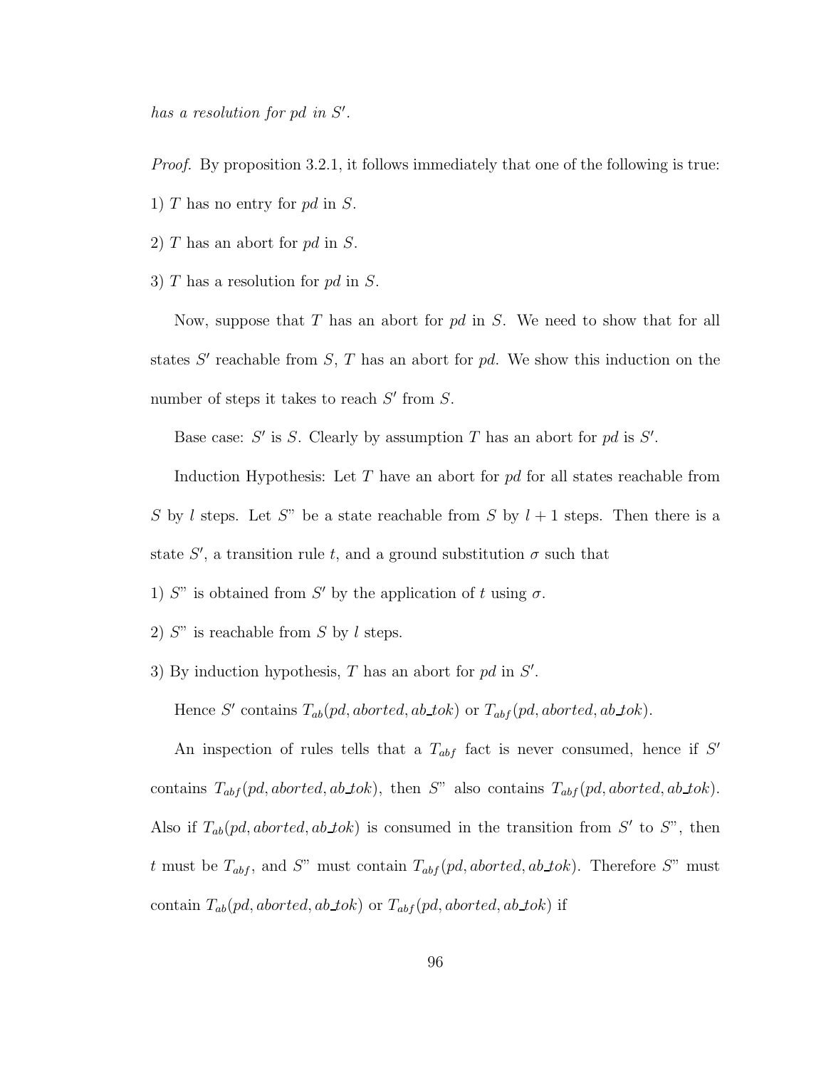*has a resolution for pd in $S'$.*

*Proof.* By proposition 3.2.1, it follows immediately that one of the following is true:

1) $T$ has no entry for $pd$ in $S$.

2) $T$ has an abort for $pd$ in $S$.

3) $T$ has a resolution for $pd$ in $S$.

Now, suppose that $T$ has an abort for $pd$ in $S$. We need to show that for all states $S'$ reachable from $S$, $T$ has an abort for $pd$. We show this induction on the number of steps it takes to reach $S'$ from $S$.

Base case: $S'$ is $S$. Clearly by assumption $T$ has an abort for $pd$ is $S'$.

Induction Hypothesis: Let $T$ have an abort for $pd$ for all states reachable from $S$ by $l$ steps. Let $S$" be a state reachable from $S$ by $l+1$ steps. Then there is a state $S'$, a transition rule $t$, and a ground substitution $\sigma$ such that

1) $S$" is obtained from $S'$ by the application of $t$ using $\sigma$.

2) $S$" is reachable from $S$ by $l$ steps.

3) By induction hypothesis, $T$ has an abort for $pd$ in $S'$.

Hence $S'$ contains $T_{ab}(pd, aborted, ab\_tok)$ or $T_{abf}(pd, aborted, ab\_tok)$.

An inspection of rules tells that a $T_{abf}$ fact is never consumed, hence if $S'$ contains $T_{abf}(pd, aborted, ab\_tok)$, then $S$" also contains $T_{abf}(pd, aborted, ab\_tok)$. Also if $T_{ab}(pd, aborted, ab\_tok)$ is consumed in the transition from $S'$ to $S$", then $t$ must be $T_{abf}$, and $S$" must contain $T_{abf}(pd, aborted, ab\_tok)$. Therefore $S$" must contain $T_{ab}(pd, aborted, ab\_tok)$ or $T_{abf}(pd, aborted, ab\_tok)$ if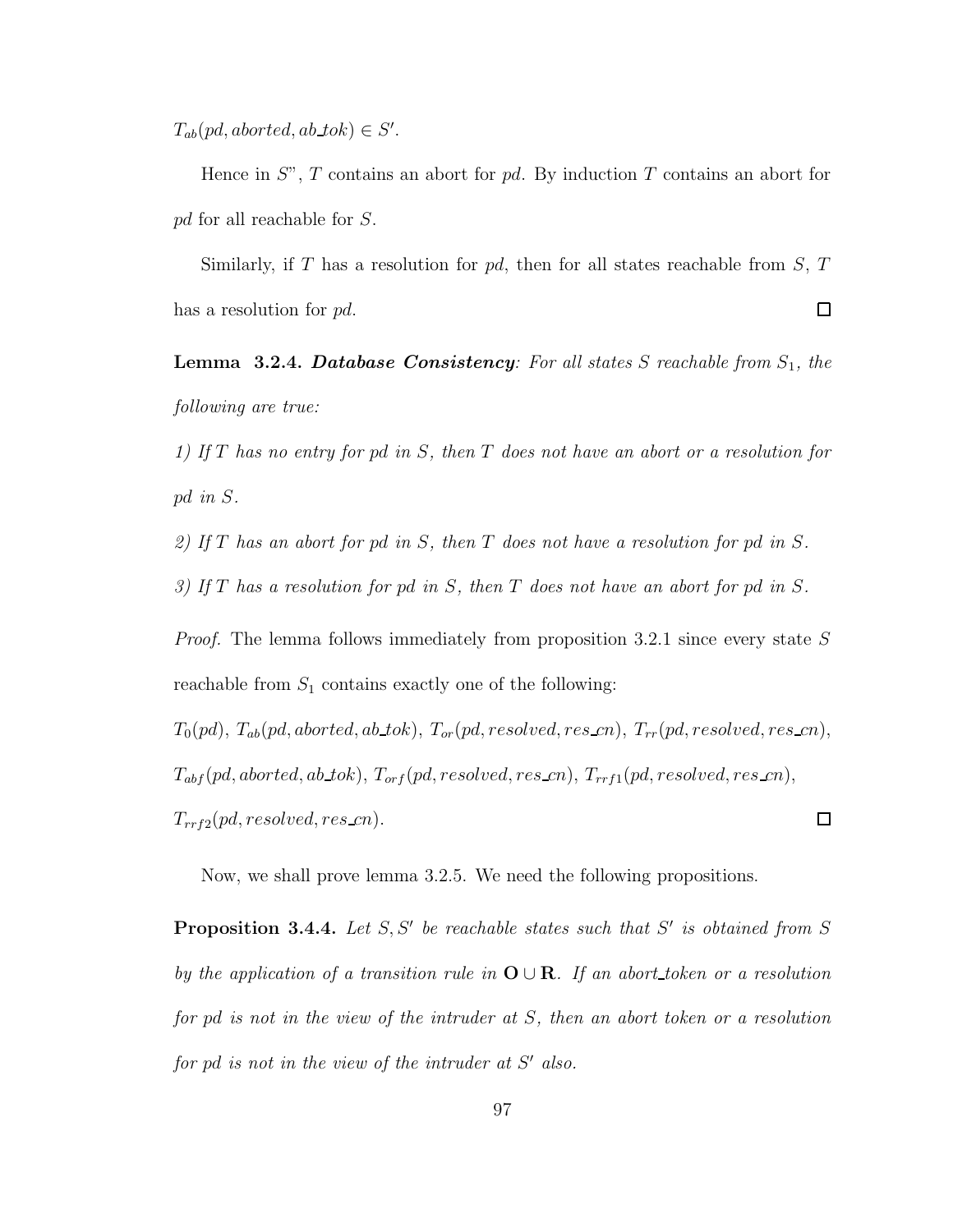$T_{ab}(pd, aborted, ab\_tok) \in S'$.

Hence in $S$", $T$ contains an abort for $pd$. By induction $T$ contains an abort for $pd$ for all reachable for $S$.

Similarly, if $T$ has a resolution for $pd$, then for all states reachable from $S$, $T$ has a resolution for $pd$. □

**Lemma 3.2.4.** ***Database Consistency***: *For all states $S$ reachable from $S_1$, the following are true:*

*1) If $T$ has no entry for $pd$ in $S$, then $T$ does not have an abort or a resolution for $pd$ in $S$.*

*2) If $T$ has an abort for $pd$ in $S$, then $T$ does not have a resolution for $pd$ in $S$.*

*3) If $T$ has a resolution for $pd$ in $S$, then $T$ does not have an abort for $pd$ in $S$.*

*Proof.* The lemma follows immediately from proposition 3.2.1 since every state $S$ reachable from $S_1$ contains exactly one of the following:

$T_0(pd)$, $T_{ab}(pd, aborted, ab\_tok)$, $T_{or}(pd, resolved, res\_cn)$, $T_{rr}(pd, resolved, res\_cn)$, $T_{abf}(pd, aborted, ab\_tok)$, $T_{orf}(pd, resolved, res\_cn)$, $T_{rrf1}(pd, resolved, res\_cn)$, $T_{rrf2}(pd, resolved, res\_cn)$. □

Now, we shall prove lemma 3.2.5. We need the following propositions.

**Proposition 3.4.4.** *Let $S, S'$ be reachable states such that $S'$ is obtained from $S$ by the application of a transition rule in $\mathbf{O} \cup \mathbf{R}$. If an abort_token or a resolution for $pd$ is not in the view of the intruder at $S$, then an abort token or a resolution for $pd$ is not in the view of the intruder at $S'$ also.*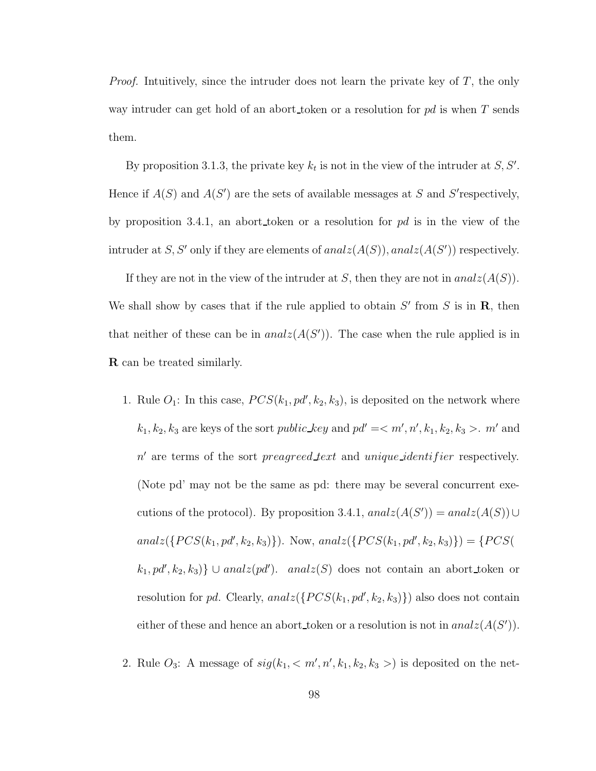*Proof.* Intuitively, since the intruder does not learn the private key of $T$, the only way intruder can get hold of an abort_token or a resolution for $pd$ is when $T$ sends them.

By proposition 3.1.3, the private key $k_t$ is not in the view of the intruder at $S, S'$. Hence if $A(S)$ and $A(S')$ are the sets of available messages at $S$ and $S'$respectively, by proposition 3.4.1, an abort_token or a resolution for $pd$ is in the view of the intruder at $S, S'$ only if they are elements of $analz(A(S)), analz(A(S'))$ respectively.

If they are not in the view of the intruder at $S$, then they are not in $analz(A(S))$. We shall show by cases that if the rule applied to obtain $S'$ from $S$ is in $\mathbf{R}$, then that neither of these can be in $analz(A(S'))$. The case when the rule applied is in $\mathbf{R}$ can be treated similarly.

1. Rule $O_1$: In this case, $PCS(k_1, pd', k_2, k_3)$, is deposited on the network where $k_1, k_2, k_3$ are keys of the sort *public_key* and $pd' =< m', n', k_1, k_2, k_3 >$. $m'$ and $n'$ are terms of the sort *preagreed_text* and *unique_identifier* respectively. (Note pd' may not be the same as pd: there may be several concurrent executions of the protocol). By proposition 3.4.1, $analz(A(S')) = analz(A(S)) \cup analz(\{PCS(k_1, pd', k_2, k_3)\})$. Now, $analz(\{PCS(k_1, pd', k_2, k_3)\}) = \{PCS(k_1, pd', k_2, k_3)\} \cup analz(pd')$. $analz(S)$ does not contain an abort_token or resolution for $pd$. Clearly, $analz(\{PCS(k_1, pd', k_2, k_3)\})$ also does not contain either of these and hence an abort_token or a resolution is not in $analz(A(S'))$.

2. Rule $O_3$: A message of $sig(k_1, < m', n', k_1, k_2, k_3 >)$ is deposited on the net-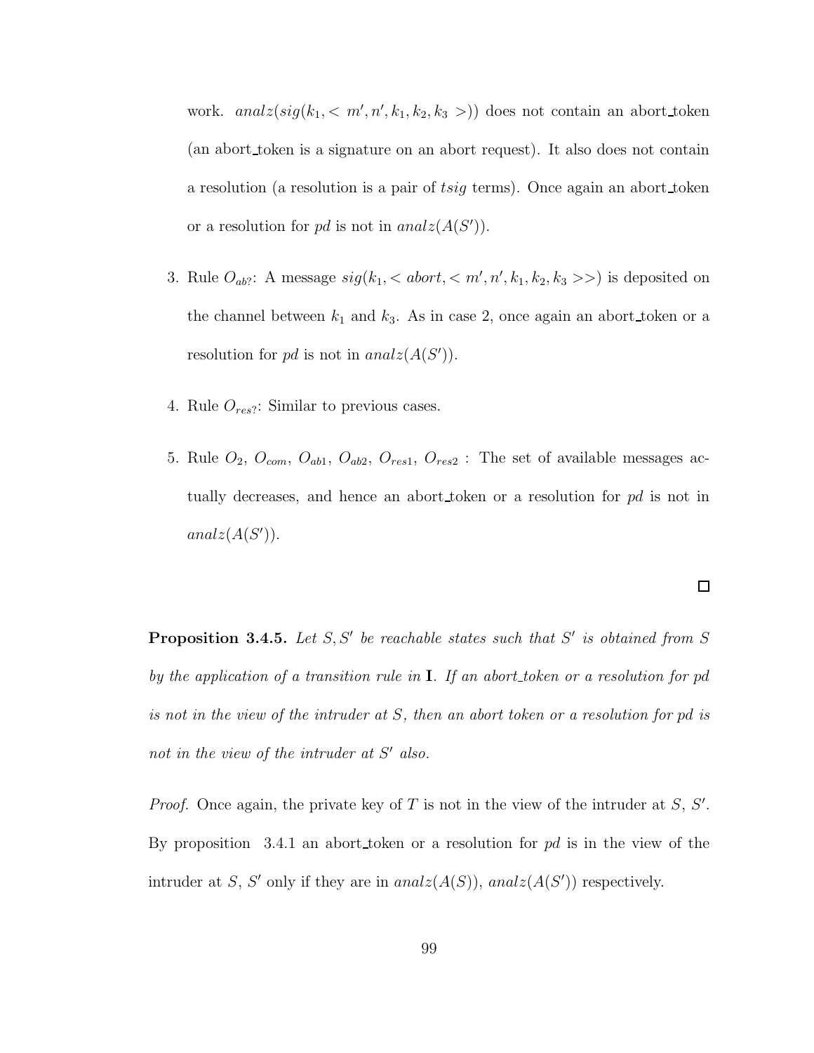work. $analz(sig(k_1, < m', n', k_1, k_2, k_3 >))$ does not contain an abort_token (an abort_token is a signature on an abort request). It also does not contain a resolution (a resolution is a pair of $tsig$ terms). Once again an abort_token or a resolution for $pd$ is not in $analz(A(S'))$.

3. Rule $O_{ab?}$: A message $sig(k_1, < abort, < m', n', k_1, k_2, k_3 >>)$ is deposited on the channel between $k_1$ and $k_3$. As in case 2, once again an abort_token or a resolution for $pd$ is not in $analz(A(S'))$.

4. Rule $O_{res?}$: Similar to previous cases.

5. Rule $O_2$, $O_{com}$, $O_{ab1}$, $O_{ab2}$, $O_{res1}$, $O_{res2}$ : The set of available messages actually decreases, and hence an abort_token or a resolution for $pd$ is not in $analz(A(S'))$.

□

**Proposition 3.4.5.** *Let $S, S'$ be reachable states such that $S'$ is obtained from $S$ by the application of a transition rule in* **I**. *If an abort_token or a resolution for pd is not in the view of the intruder at $S$, then an abort token or a resolution for pd is not in the view of the intruder at $S'$ also.*

*Proof.* Once again, the private key of $T$ is not in the view of the intruder at $S$, $S'$. By proposition 3.4.1 an abort_token or a resolution for $pd$ is in the view of the intruder at $S$, $S'$ only if they are in $analz(A(S))$, $analz(A(S'))$ respectively.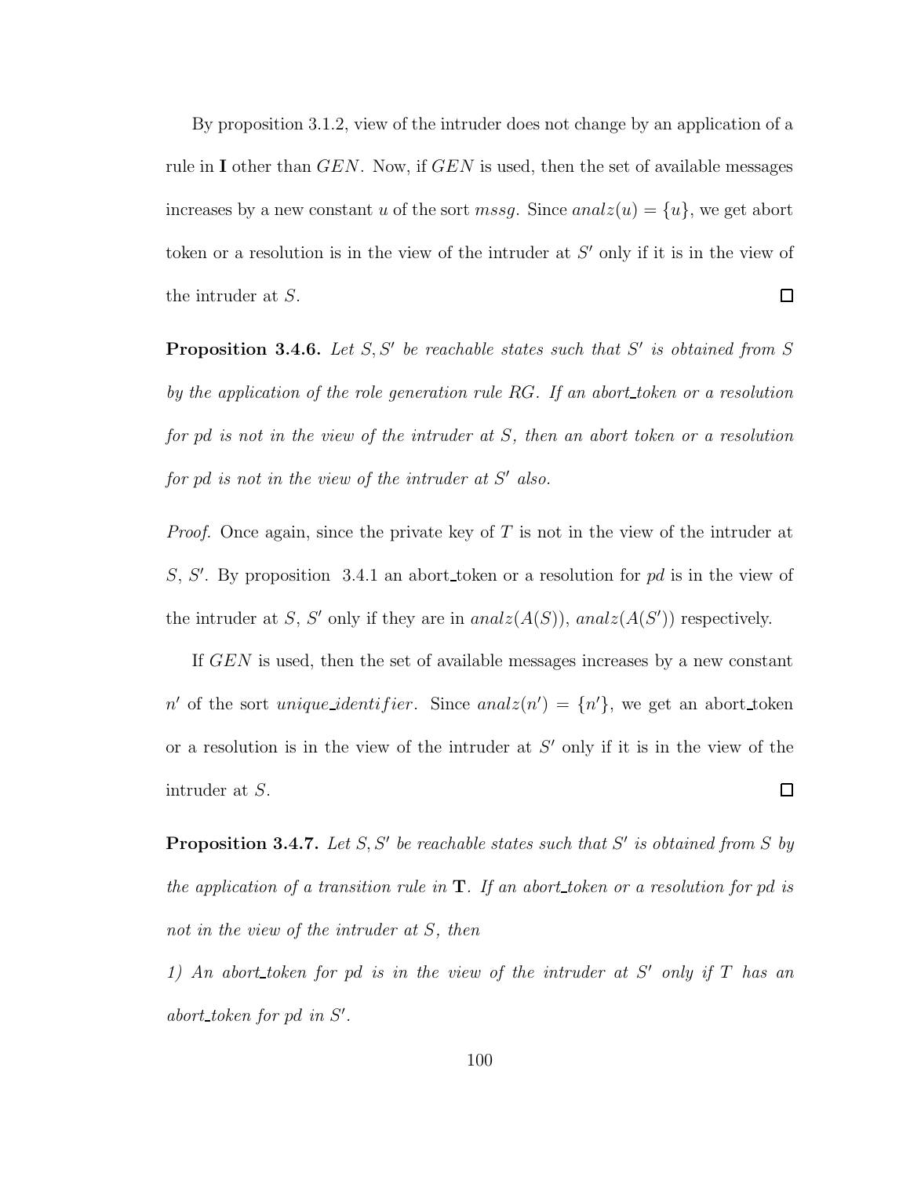By proposition 3.1.2, view of the intruder does not change by an application of a rule in **I** other than $GEN$. Now, if $GEN$ is used, then the set of available messages increases by a new constant $u$ of the sort $mssg$. Since $analz(u) = \{u\}$, we get abort token or a resolution is in the view of the intruder at $S'$ only if it is in the view of the intruder at $S$. □

**Proposition 3.4.6.** *Let $S, S'$ be reachable states such that $S'$ is obtained from $S$ by the application of the role generation rule $RG$. If an abort_token or a resolution for pd is not in the view of the intruder at $S$, then an abort token or a resolution for pd is not in the view of the intruder at $S'$ also.*

*Proof.* Once again, since the private key of $T$ is not in the view of the intruder at $S$, $S'$. By proposition 3.4.1 an abort_token or a resolution for *pd* is in the view of the intruder at $S$, $S'$ only if they are in $analz(A(S))$, $analz(A(S'))$ respectively.

If $GEN$ is used, then the set of available messages increases by a new constant $n'$ of the sort $unique\_identifier$. Since $analz(n') = \{n'\}$, we get an abort_token or a resolution is in the view of the intruder at $S'$ only if it is in the view of the intruder at $S$. □

**Proposition 3.4.7.** *Let $S, S'$ be reachable states such that $S'$ is obtained from $S$ by the application of a transition rule in* **T**. *If an abort_token or a resolution for pd is not in the view of the intruder at $S$, then*

*1) An abort_token for pd is in the view of the intruder at $S'$ only if $T$ has an abort_token for pd in $S'$.*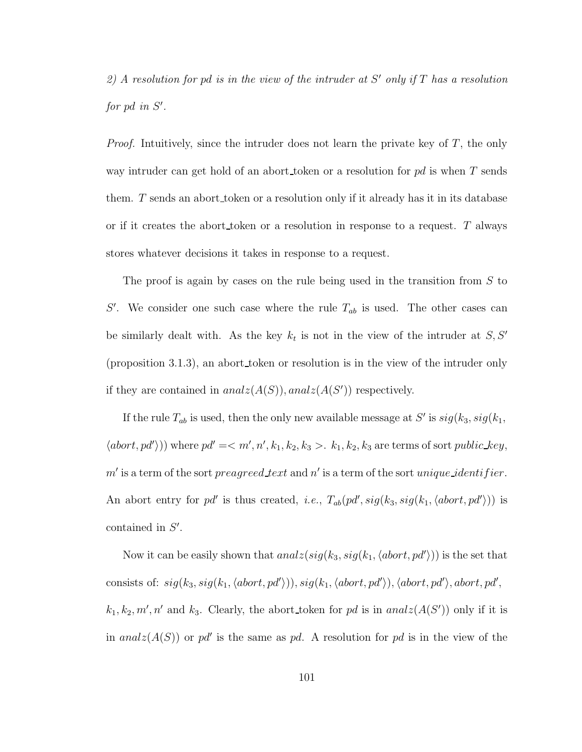*2) A resolution for pd is in the view of the intruder at $S'$ only if $T$ has a resolution for pd in $S'$.*

*Proof.* Intuitively, since the intruder does not learn the private key of $T$, the only way intruder can get hold of an abort_token or a resolution for $pd$ is when $T$ sends them. $T$ sends an abort_token or a resolution only if it already has it in its database or if it creates the abort_token or a resolution in response to a request. $T$ always stores whatever decisions it takes in response to a request.

The proof is again by cases on the rule being used in the transition from $S$ to $S'$. We consider one such case where the rule $T_{ab}$ is used. The other cases can be similarly dealt with. As the key $k_t$ is not in the view of the intruder at $S, S'$ (proposition 3.1.3), an abort_token or resolution is in the view of the intruder only if they are contained in $analz(A(S)), analz(A(S'))$ respectively.

If the rule $T_{ab}$ is used, then the only new available message at $S'$ is $sig(k_3, sig(k_1, \langle abort, pd' \rangle))$ where $pd' = < m', n', k_1, k_2, k_3 >$. $k_1, k_2, k_3$ are terms of sort $public\_key$, $m'$ is a term of the sort $preagreed\_text$ and $n'$ is a term of the sort $unique\_identifier$. An abort entry for $pd'$ is thus created, *i.e.*, $T_{ab}(pd', sig(k_3, sig(k_1, \langle abort, pd' \rangle)))$ is contained in $S'$.

Now it can be easily shown that $analz(sig(k_3, sig(k_1, \langle abort, pd' \rangle)))$ is the set that consists of: $sig(k_3, sig(k_1, \langle abort, pd' \rangle)), sig(k_1, \langle abort, pd' \rangle), \langle abort, pd' \rangle, abort, pd'$, $k_1, k_2, m', n'$ and $k_3$. Clearly, the abort_token for $pd$ is in $analz(A(S'))$ only if it is in $analz(A(S))$ or $pd'$ is the same as $pd$. A resolution for $pd$ is in the view of the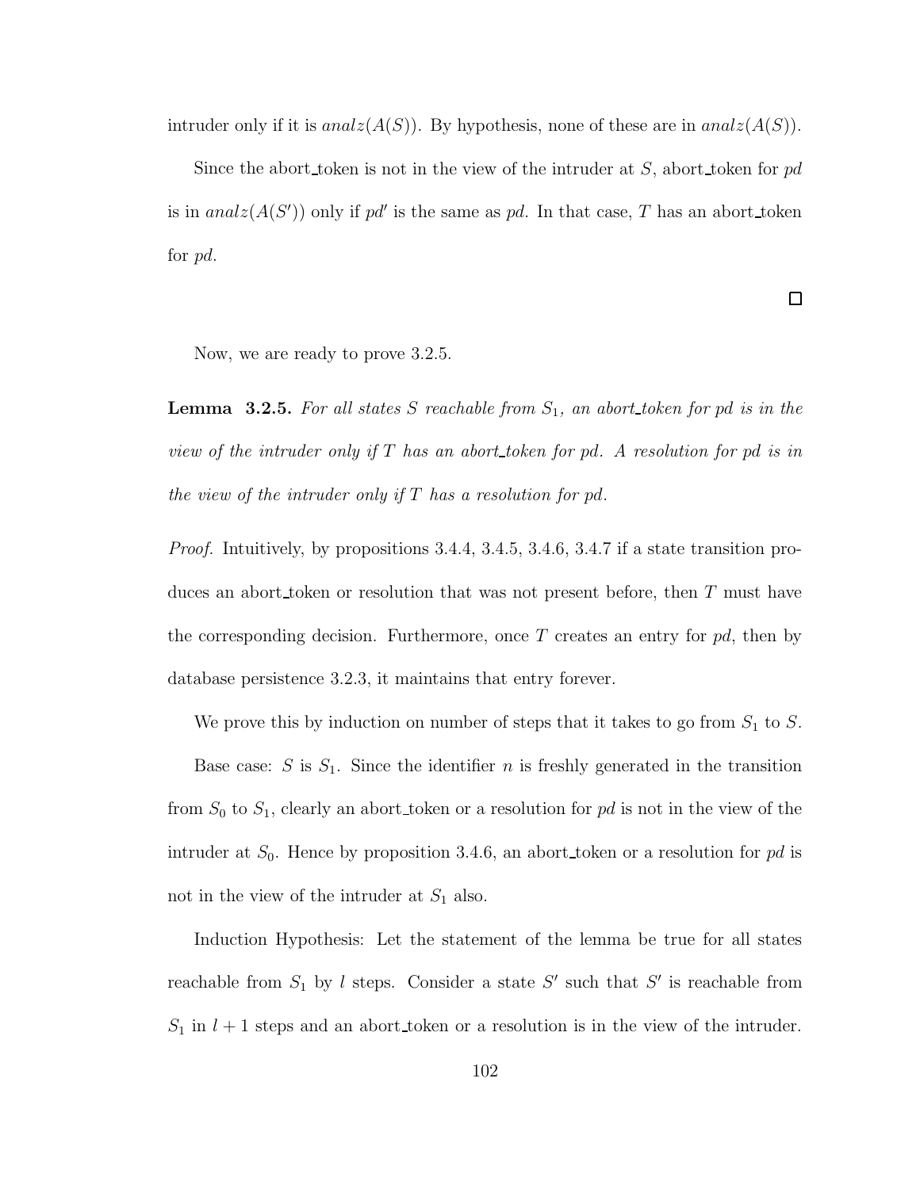intruder only if it is $analz(A(S))$. By hypothesis, none of these are in $analz(A(S))$.

Since the abort_token is not in the view of the intruder at $S$, abort_token for $pd$ is in $analz(A(S'))$ only if $pd'$ is the same as $pd$. In that case, $T$ has an abort_token for $pd$.

□

Now, we are ready to prove 3.2.5.

**Lemma 3.2.5.** *For all states $S$ reachable from $S_1$, an abort_token for pd is in the view of the intruder only if $T$ has an abort_token for pd. A resolution for pd is in the view of the intruder only if $T$ has a resolution for pd.*

*Proof.* Intuitively, by propositions 3.4.4, 3.4.5, 3.4.6, 3.4.7 if a state transition produces an abort_token or resolution that was not present before, then $T$ must have the corresponding decision. Furthermore, once $T$ creates an entry for $pd$, then by database persistence 3.2.3, it maintains that entry forever.

We prove this by induction on number of steps that it takes to go from $S_1$ to $S$.

Base case: $S$ is $S_1$. Since the identifier $n$ is freshly generated in the transition from $S_0$ to $S_1$, clearly an abort_token or a resolution for $pd$ is not in the view of the intruder at $S_0$. Hence by proposition 3.4.6, an abort_token or a resolution for $pd$ is not in the view of the intruder at $S_1$ also.

Induction Hypothesis: Let the statement of the lemma be true for all states reachable from $S_1$ by $l$ steps. Consider a state $S'$ such that $S'$ is reachable from $S_1$ in $l+1$ steps and an abort_token or a resolution is in the view of the intruder.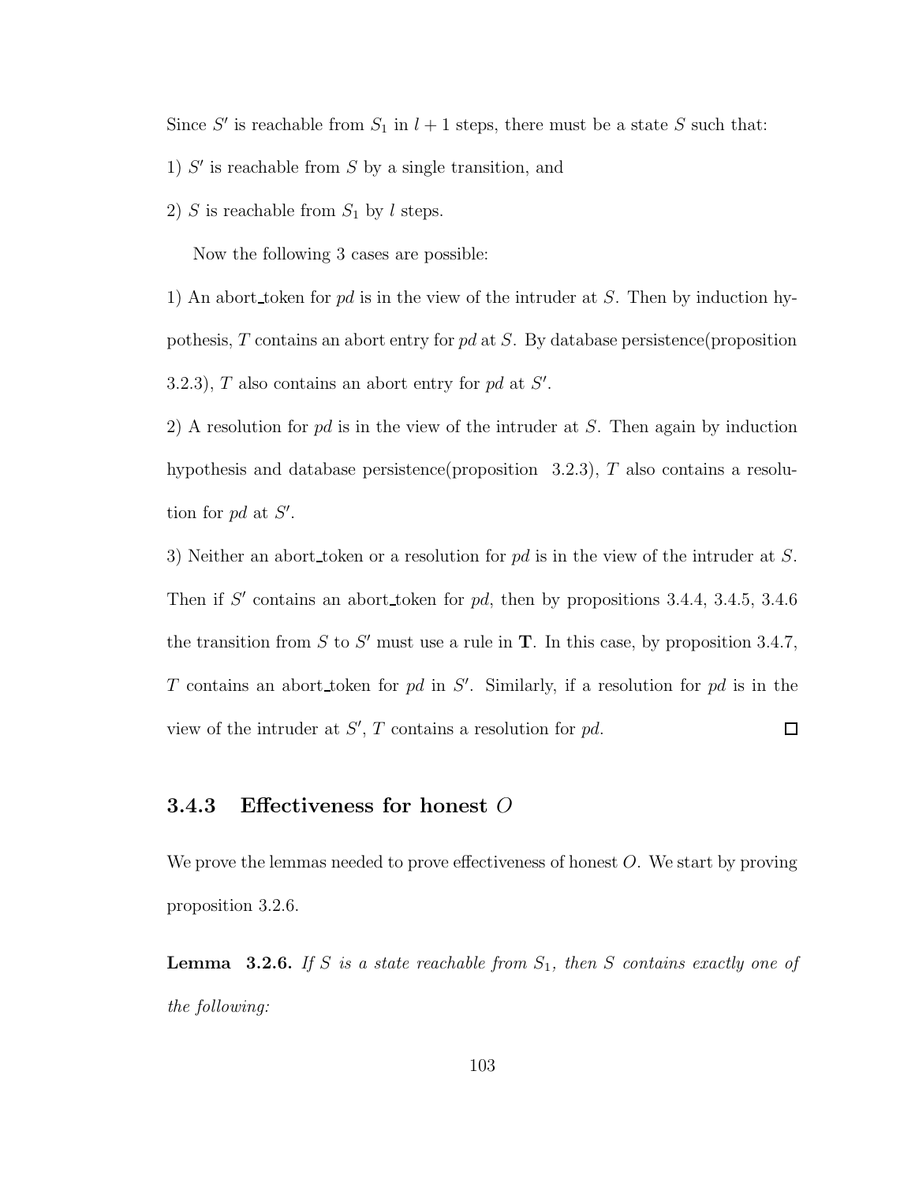Since $S'$ is reachable from $S_1$ in $l+1$ steps, there must be a state $S$ such that:

1) $S'$ is reachable from $S$ by a single transition, and

2) $S$ is reachable from $S_1$ by $l$ steps.

Now the following 3 cases are possible:

1) An abort_token for *pd* is in the view of the intruder at $S$. Then by induction hypothesis, $T$ contains an abort entry for *pd* at $S$. By database persistence(proposition 3.2.3), $T$ also contains an abort entry for *pd* at $S'$.

2) A resolution for *pd* is in the view of the intruder at $S$. Then again by induction hypothesis and database persistence(proposition 3.2.3), $T$ also contains a resolution for *pd* at $S'$.

3) Neither an abort_token or a resolution for *pd* is in the view of the intruder at $S$. Then if $S'$ contains an abort_token for *pd*, then by propositions 3.4.4, 3.4.5, 3.4.6 the transition from $S$ to $S'$ must use a rule in $\mathbf{T}$. In this case, by proposition 3.4.7, $T$ contains an abort_token for *pd* in $S'$. Similarly, if a resolution for *pd* is in the view of the intruder at $S'$, $T$ contains a resolution for *pd*. $\square$

### 3.4.3 Effectiveness for honest $O$

We prove the lemmas needed to prove effectiveness of honest $O$. We start by proving proposition 3.2.6.

**Lemma 3.2.6.** *If $S$ is a state reachable from $S_1$, then $S$ contains exactly one of the following:*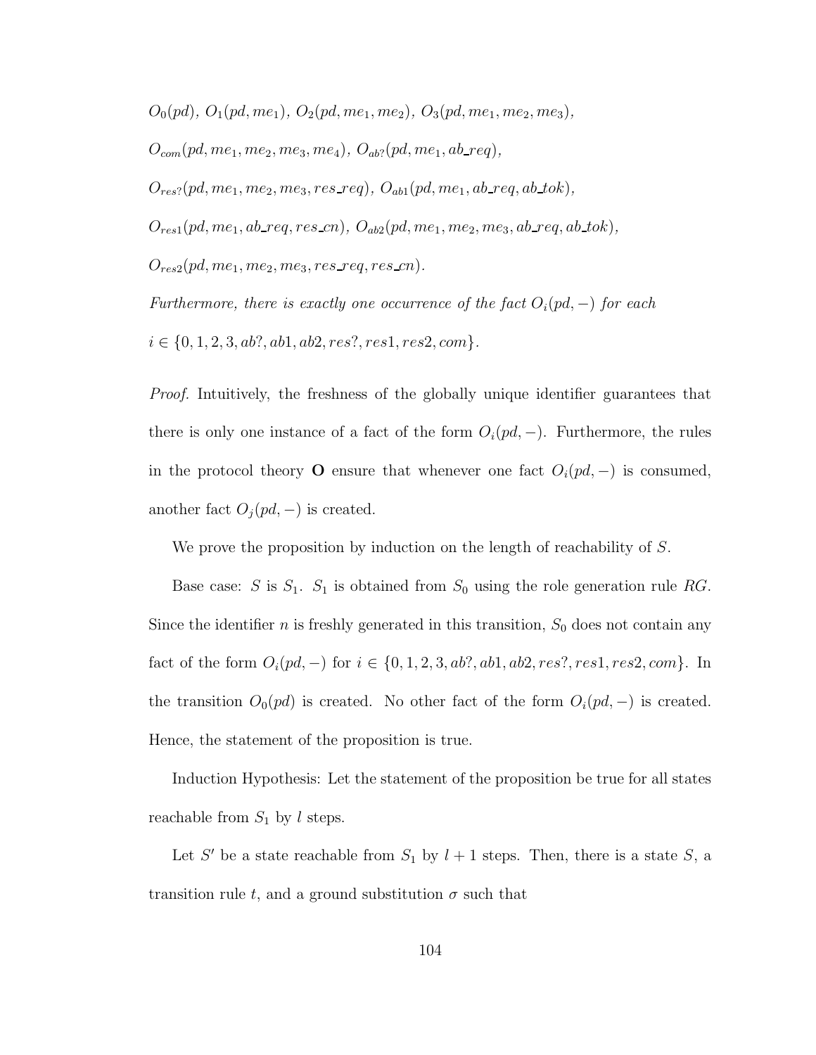*$O_0(pd)$, $O_1(pd, me_1)$, $O_2(pd, me_1, me_2)$, $O_3(pd, me_1, me_2, me_3)$,*

*$O_{com}(pd, me_1, me_2, me_3, me_4)$, $O_{ab?}(pd, me_1, ab\_req)$,*

*$O_{res?}(pd, me_1, me_2, me_3, res\_req)$, $O_{ab1}(pd, me_1, ab\_req, ab\_tok)$,*

*$O_{res1}(pd, me_1, ab\_req, res\_cn)$, $O_{ab2}(pd, me_1, me_2, me_3, ab\_req, ab\_tok)$,*

*$O_{res2}(pd, me_1, me_2, me_3, res\_req, res\_cn)$.*

*Furthermore, there is exactly one occurrence of the fact $O_i(pd, -)$ for each $i \in \{0, 1, 2, 3, ab?, ab1, ab2, res?, res1, res2, com\}$.*

*Proof.* Intuitively, the freshness of the globally unique identifier guarantees that there is only one instance of a fact of the form $O_i(pd, -)$. Furthermore, the rules in the protocol theory **O** ensure that whenever one fact $O_i(pd, -)$ is consumed, another fact $O_j(pd, -)$ is created.

We prove the proposition by induction on the length of reachability of $S$.

Base case: $S$ is $S_1$. $S_1$ is obtained from $S_0$ using the role generation rule $RG$. Since the identifier $n$ is freshly generated in this transition, $S_0$ does not contain any fact of the form $O_i(pd, -)$ for $i \in \{0, 1, 2, 3, ab?, ab1, ab2, res?, res1, res2, com\}$. In the transition $O_0(pd)$ is created. No other fact of the form $O_i(pd, -)$ is created. Hence, the statement of the proposition is true.

Induction Hypothesis: Let the statement of the proposition be true for all states reachable from $S_1$ by $l$ steps.

Let $S'$ be a state reachable from $S_1$ by $l + 1$ steps. Then, there is a state $S$, a transition rule $t$, and a ground substitution $\sigma$ such that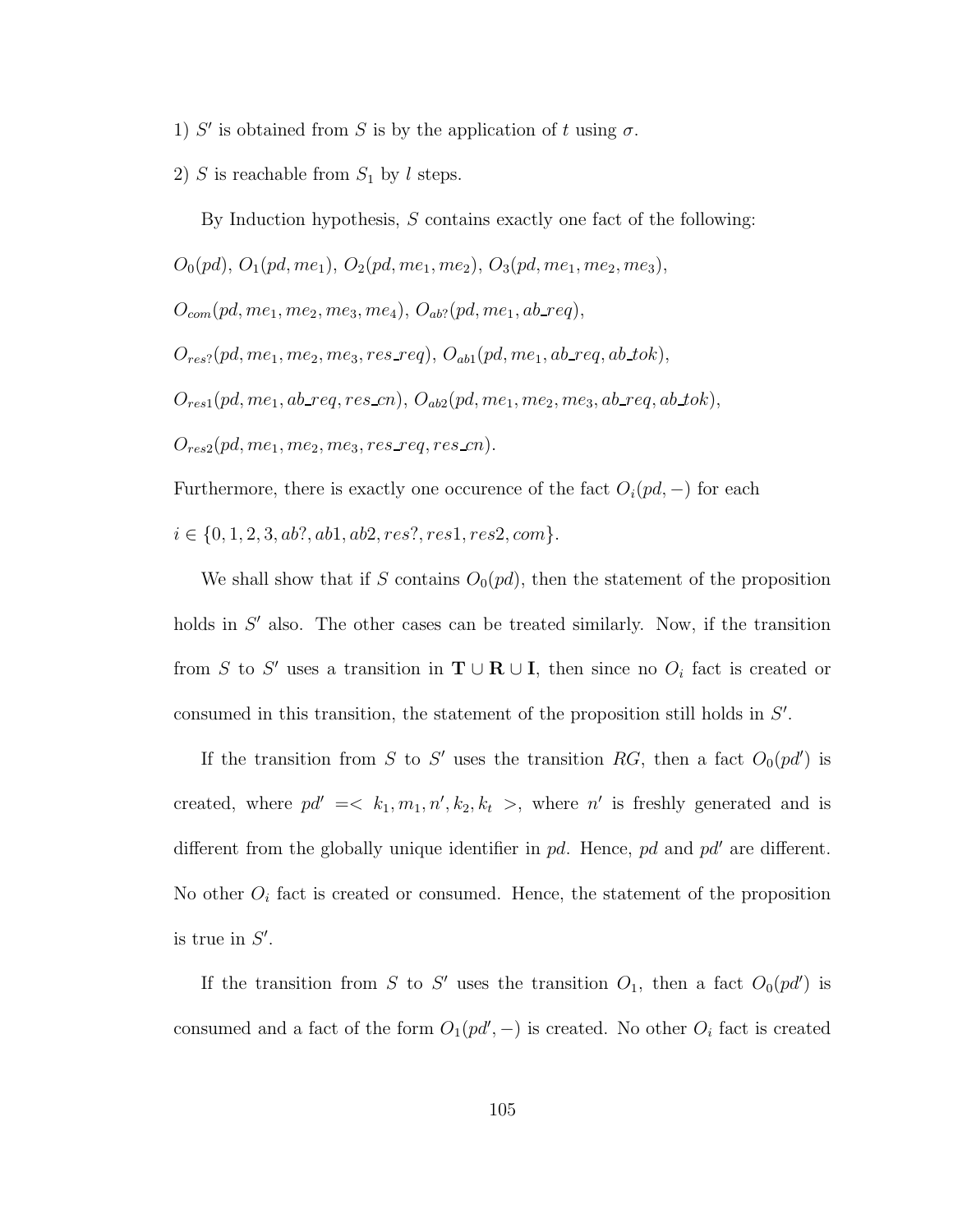1) $S'$ is obtained from $S$ is by the application of $t$ using $\sigma$.

2) $S$ is reachable from $S_1$ by $l$ steps.

By Induction hypothesis, $S$ contains exactly one fact of the following:

$O_0(pd)$, $O_1(pd, me_1)$, $O_2(pd, me_1, me_2)$, $O_3(pd, me_1, me_2, me_3)$,

$O_{com}(pd, me_1, me_2, me_3, me_4)$, $O_{ab?}(pd, me_1, ab\_req)$,

$O_{res?}(pd, me_1, me_2, me_3, res\_req)$, $O_{ab1}(pd, me_1, ab\_req, ab\_tok)$,

$O_{res1}(pd, me_1, ab\_req, res\_cn)$, $O_{ab2}(pd, me_1, me_2, me_3, ab\_req, ab\_tok)$,

$O_{res2}(pd, me_1, me_2, me_3, res\_req, res\_cn)$.

Furthermore, there is exactly one occurence of the fact $O_i(pd, -)$ for each $i \in \{0, 1, 2, 3, ab?, ab1, ab2, res?, res1, res2, com\}$.

We shall show that if $S$ contains $O_0(pd)$, then the statement of the proposition holds in $S'$ also. The other cases can be treated similarly. Now, if the transition from $S$ to $S'$ uses a transition in $\mathbf{T} \cup \mathbf{R} \cup \mathbf{I}$, then since no $O_i$ fact is created or consumed in this transition, the statement of the proposition still holds in $S'$.

If the transition from $S$ to $S'$ uses the transition $RG$, then a fact $O_0(pd')$ is created, where $pd' =< k_1, m_1, n', k_2, k_t >$, where $n'$ is freshly generated and is different from the globally unique identifier in $pd$. Hence, $pd$ and $pd'$ are different. No other $O_i$ fact is created or consumed. Hence, the statement of the proposition is true in $S'$.

If the transition from $S$ to $S'$ uses the transition $O_1$, then a fact $O_0(pd')$ is consumed and a fact of the form $O_1(pd', -)$ is created. No other $O_i$ fact is created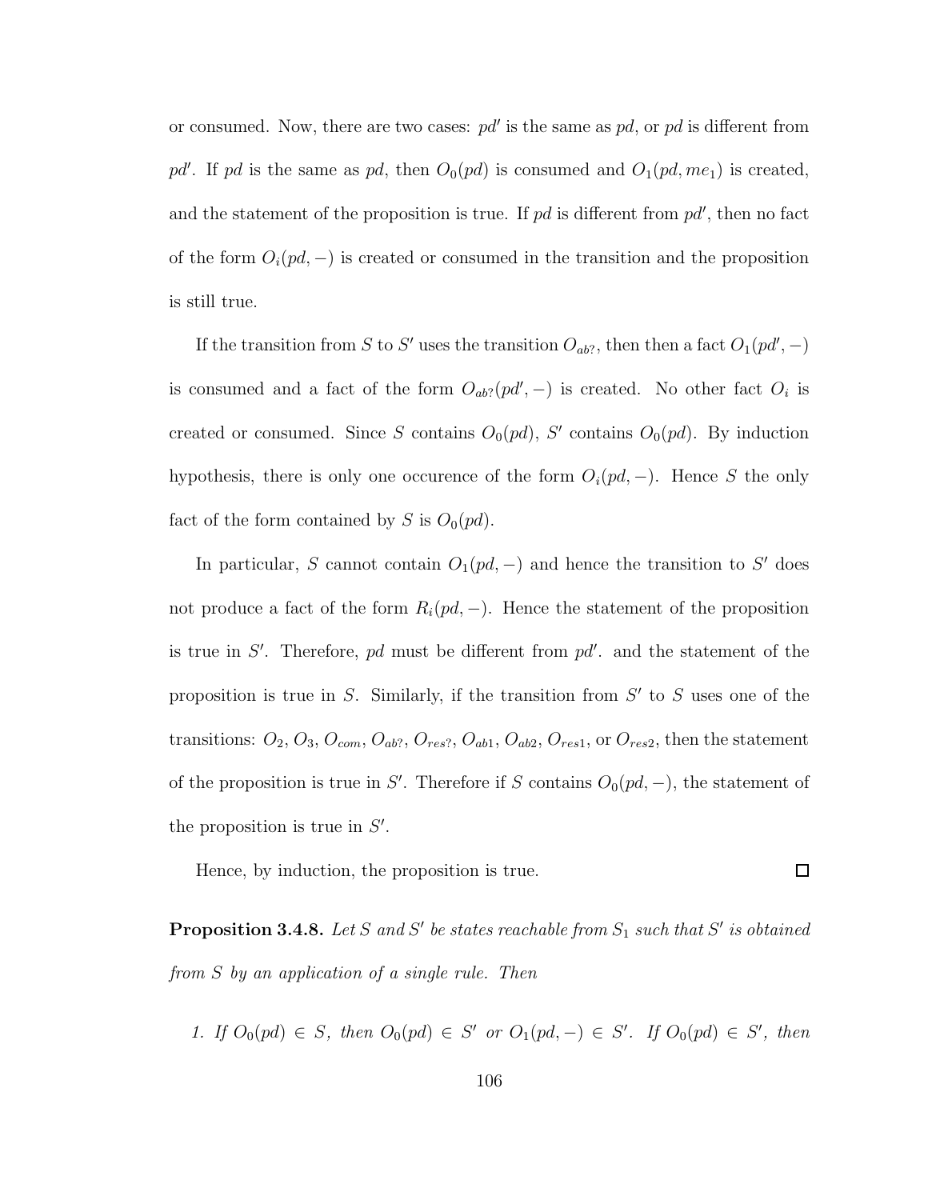or consumed. Now, there are two cases: $pd'$ is the same as $pd$, or $pd$ is different from $pd'$. If $pd$ is the same as $pd$, then $O_0(pd)$ is consumed and $O_1(pd, me_1)$ is created, and the statement of the proposition is true. If $pd$ is different from $pd'$, then no fact of the form $O_i(pd, -)$ is created or consumed in the transition and the proposition is still true.

If the transition from $S$ to $S'$ uses the transition $O_{ab?}$, then then a fact $O_1(pd', -)$ is consumed and a fact of the form $O_{ab?}(pd', -)$ is created. No other fact $O_i$ is created or consumed. Since $S$ contains $O_0(pd)$, $S'$ contains $O_0(pd)$. By induction hypothesis, there is only one occurence of the form $O_i(pd, -)$. Hence $S$ the only fact of the form contained by $S$ is $O_0(pd)$.

In particular, $S$ cannot contain $O_1(pd, -)$ and hence the transition to $S'$ does not produce a fact of the form $R_i(pd, -)$. Hence the statement of the proposition is true in $S'$. Therefore, $pd$ must be different from $pd'$. and the statement of the proposition is true in $S$. Similarly, if the transition from $S'$ to $S$ uses one of the transitions: $O_2$, $O_3$, $O_{com}$, $O_{ab?}$, $O_{res?}$, $O_{ab1}$, $O_{ab2}$, $O_{res1}$, or $O_{res2}$, then the statement of the proposition is true in $S'$. Therefore if $S$ contains $O_0(pd, -)$, the statement of the proposition is true in $S'$.

Hence, by induction, the proposition is true. □

**Proposition 3.4.8.** *Let $S$ and $S'$ be states reachable from $S_1$ such that $S'$ is obtained from $S$ by an application of a single rule. Then*

1. *If $O_0(pd) \in S$, then $O_0(pd) \in S'$ or $O_1(pd, -) \in S'$. If $O_0(pd) \in S'$, then*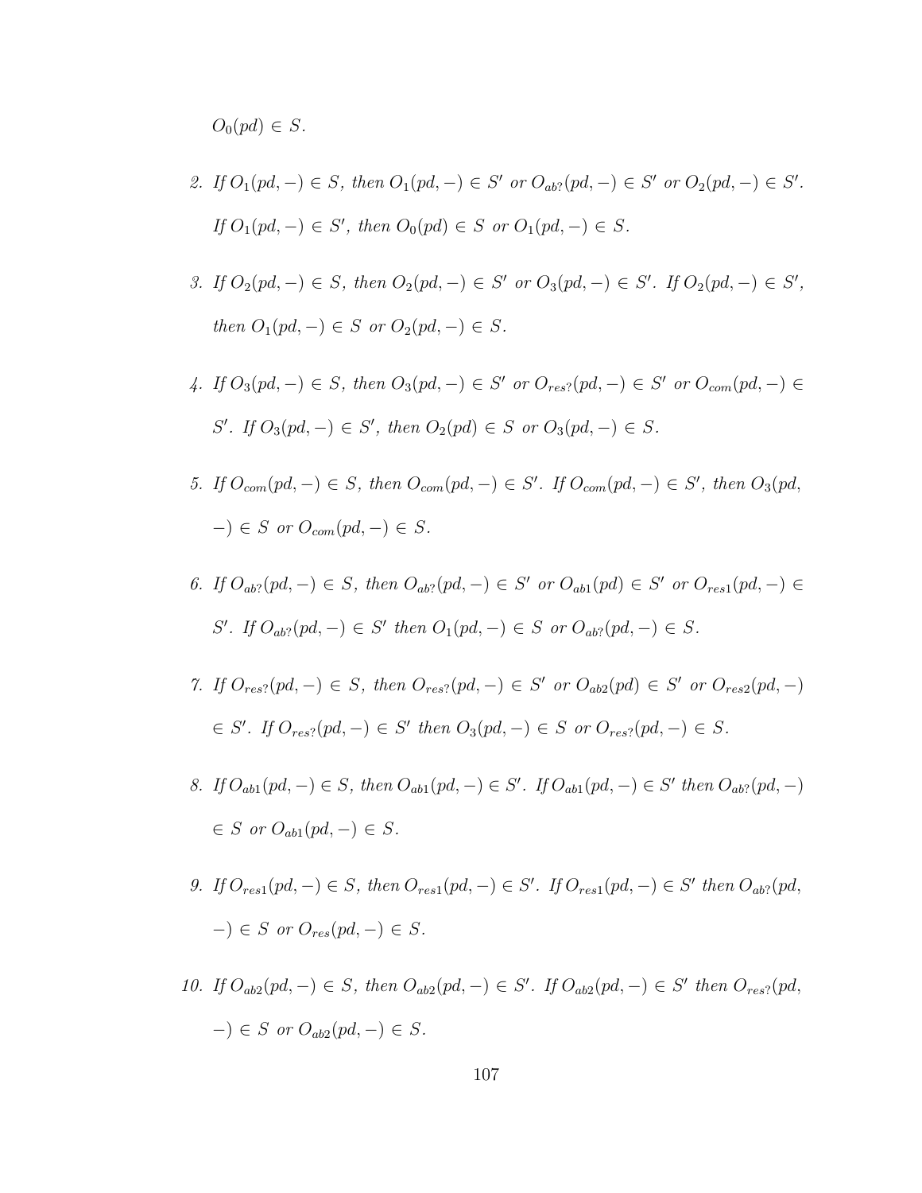$O_0(pd) \in S$.

2. *If* $O_1(pd, -) \in S$*, then* $O_1(pd, -) \in S'$ *or* $O_{ab?}(pd, -) \in S'$ *or* $O_2(pd, -) \in S'$*. If* $O_1(pd, -) \in S'$*, then* $O_0(pd) \in S$ *or* $O_1(pd, -) \in S$*.*

3. *If* $O_2(pd, -) \in S$*, then* $O_2(pd, -) \in S'$ *or* $O_3(pd, -) \in S'$*. If* $O_2(pd, -) \in S'$*, then* $O_1(pd, -) \in S$ *or* $O_2(pd, -) \in S$*.*

4. *If* $O_3(pd, -) \in S$*, then* $O_3(pd, -) \in S'$ *or* $O_{res?}(pd, -) \in S'$ *or* $O_{com}(pd, -) \in S'$*. If* $O_3(pd, -) \in S'$*, then* $O_2(pd) \in S$ *or* $O_3(pd, -) \in S$*.*

5. *If* $O_{com}(pd, -) \in S$*, then* $O_{com}(pd, -) \in S'$*. If* $O_{com}(pd, -) \in S'$*, then* $O_3(pd, -) \in S$ *or* $O_{com}(pd, -) \in S$*.*

6. *If* $O_{ab?}(pd, -) \in S$*, then* $O_{ab?}(pd, -) \in S'$ *or* $O_{ab1}(pd) \in S'$ *or* $O_{res1}(pd, -) \in S'$*. If* $O_{ab?}(pd, -) \in S'$ *then* $O_1(pd, -) \in S$ *or* $O_{ab?}(pd, -) \in S$*.*

7. *If* $O_{res?}(pd, -) \in S$*, then* $O_{res?}(pd, -) \in S'$ *or* $O_{ab2}(pd) \in S'$ *or* $O_{res2}(pd, -) \in S'$*. If* $O_{res?}(pd, -) \in S'$ *then* $O_3(pd, -) \in S$ *or* $O_{res?}(pd, -) \in S$*.*

8. *If* $O_{ab1}(pd, -) \in S$*, then* $O_{ab1}(pd, -) \in S'$*. If* $O_{ab1}(pd, -) \in S'$ *then* $O_{ab?}(pd, -) \in S$ *or* $O_{ab1}(pd, -) \in S$*.*

9. *If* $O_{res1}(pd, -) \in S$*, then* $O_{res1}(pd, -) \in S'$*. If* $O_{res1}(pd, -) \in S'$ *then* $O_{ab?}(pd, -) \in S$ *or* $O_{res}(pd, -) \in S$*.*

10. *If* $O_{ab2}(pd, -) \in S$*, then* $O_{ab2}(pd, -) \in S'$*. If* $O_{ab2}(pd, -) \in S'$ *then* $O_{res?}(pd, -) \in S$ *or* $O_{ab2}(pd, -) \in S$*.*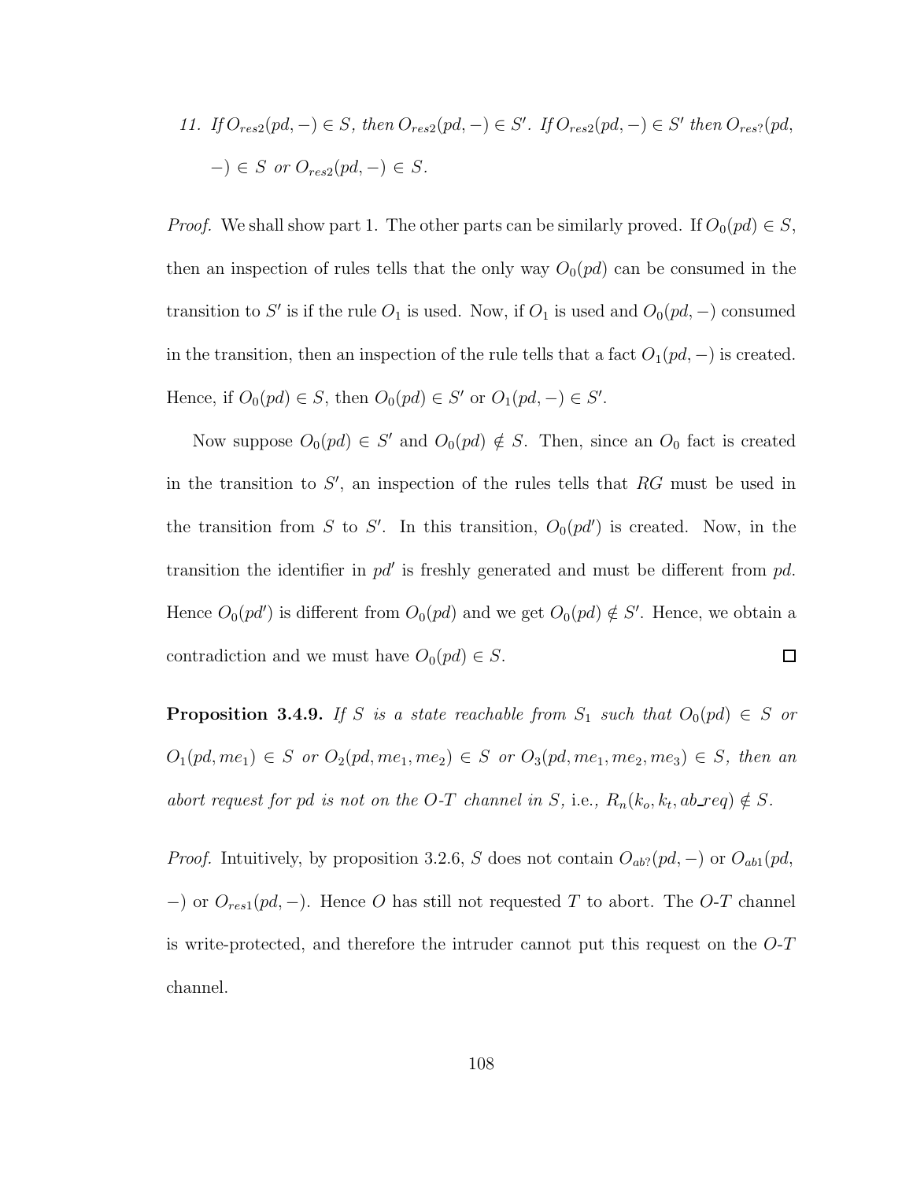11. *If* $O_{res2}(pd, -) \in S$*, then* $O_{res2}(pd, -) \in S'$*. If* $O_{res2}(pd, -) \in S'$ *then* $O_{res?}(pd, -) \in S$ *or* $O_{res2}(pd, -) \in S$*.*

*Proof.* We shall show part 1. The other parts can be similarly proved. If $O_0(pd) \in S$, then an inspection of rules tells that the only way $O_0(pd)$ can be consumed in the transition to $S'$ is if the rule $O_1$ is used. Now, if $O_1$ is used and $O_0(pd, -)$ consumed in the transition, then an inspection of the rule tells that a fact $O_1(pd, -)$ is created. Hence, if $O_0(pd) \in S$, then $O_0(pd) \in S'$ or $O_1(pd, -) \in S'$.

Now suppose $O_0(pd) \in S'$ and $O_0(pd) \notin S$. Then, since an $O_0$ fact is created in the transition to $S'$, an inspection of the rules tells that $RG$ must be used in the transition from $S$ to $S'$. In this transition, $O_0(pd')$ is created. Now, in the transition the identifier in $pd'$ is freshly generated and must be different from $pd$. Hence $O_0(pd')$ is different from $O_0(pd)$ and we get $O_0(pd) \notin S'$. Hence, we obtain a contradiction and we must have $O_0(pd) \in S$. $\square$

**Proposition 3.4.9.** *If* $S$ *is a state reachable from* $S_1$ *such that* $O_0(pd) \in S$ *or* $O_1(pd, me_1) \in S$ *or* $O_2(pd, me_1, me_2) \in S$ *or* $O_3(pd, me_1, me_2, me_3) \in S$*, then an abort request for pd is not on the O-T channel in* $S$*, i.e.,* $R_n(k_o, k_t, ab\_req) \notin S$*.*

*Proof.* Intuitively, by proposition 3.2.6, $S$ does not contain $O_{ab?}(pd, -)$ or $O_{ab1}(pd, -)$ or $O_{res1}(pd, -)$. Hence $O$ has still not requested $T$ to abort. The $O$-$T$ channel is write-protected, and therefore the intruder cannot put this request on the $O$-$T$ channel.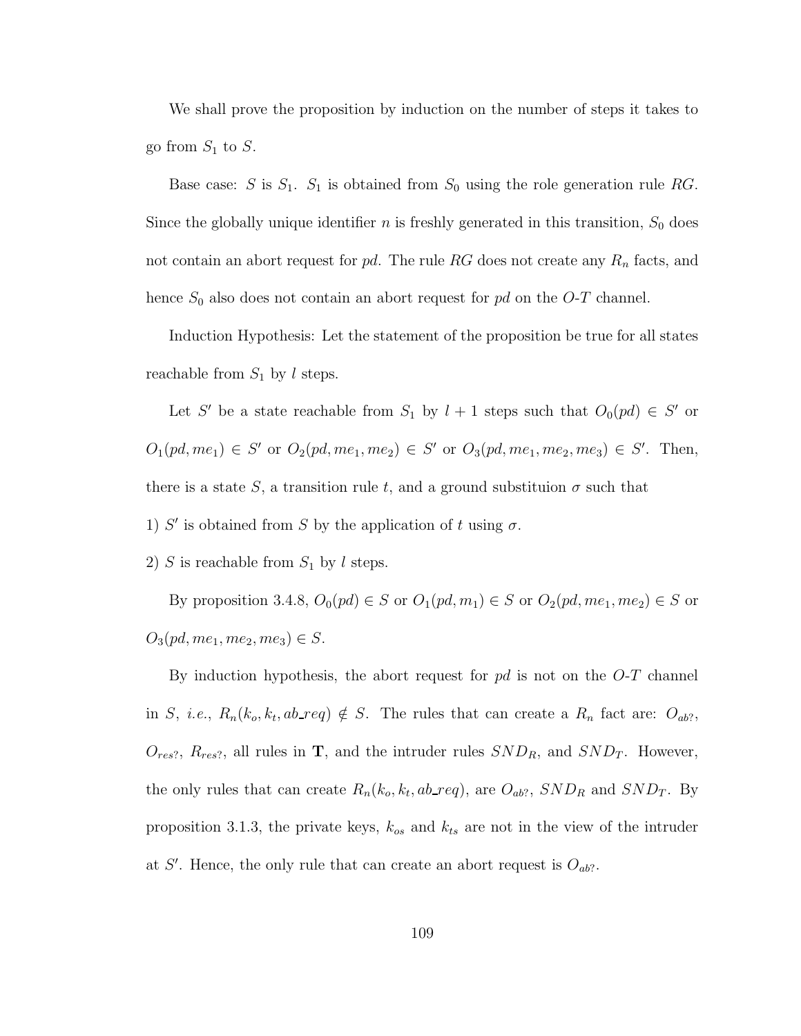We shall prove the proposition by induction on the number of steps it takes to go from $S_1$ to $S$.

Base case: $S$ is $S_1$. $S_1$ is obtained from $S_0$ using the role generation rule $RG$. Since the globally unique identifier $n$ is freshly generated in this transition, $S_0$ does not contain an abort request for $pd$. The rule $RG$ does not create any $R_n$ facts, and hence $S_0$ also does not contain an abort request for $pd$ on the $O$-$T$ channel.

Induction Hypothesis: Let the statement of the proposition be true for all states reachable from $S_1$ by $l$ steps.

Let $S'$ be a state reachable from $S_1$ by $l+1$ steps such that $O_0(pd) \in S'$ or $O_1(pd, me_1) \in S'$ or $O_2(pd, me_1, me_2) \in S'$ or $O_3(pd, me_1, me_2, me_3) \in S'$. Then, there is a state $S$, a transition rule $t$, and a ground substituion $\sigma$ such that

1) $S'$ is obtained from $S$ by the application of $t$ using $\sigma$.

2) $S$ is reachable from $S_1$ by $l$ steps.

By proposition 3.4.8, $O_0(pd) \in S$ or $O_1(pd, m_1) \in S$ or $O_2(pd, me_1, me_2) \in S$ or $O_3(pd, me_1, me_2, me_3) \in S$.

By induction hypothesis, the abort request for $pd$ is not on the $O$-$T$ channel in $S$, *i.e.*, $R_n(k_o, k_t, ab\_req) \notin S$. The rules that can create a $R_n$ fact are: $O_{ab?}$, $O_{res?}$, $R_{res?}$, all rules in $\mathbf{T}$, and the intruder rules $SND_R$, and $SND_T$. However, the only rules that can create $R_n(k_o, k_t, ab\_req)$, are $O_{ab?}$, $SND_R$ and $SND_T$. By proposition 3.1.3, the private keys, $k_{os}$ and $k_{ts}$ are not in the view of the intruder at $S'$. Hence, the only rule that can create an abort request is $O_{ab?}$.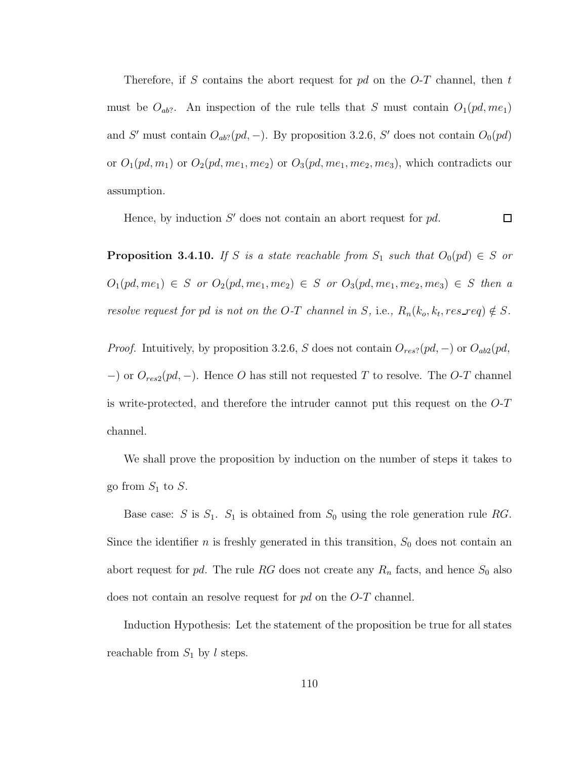Therefore, if $S$ contains the abort request for $pd$ on the $O$-$T$ channel, then $t$ must be $O_{ab?}$. An inspection of the rule tells that $S$ must contain $O_1(pd, me_1)$ and $S'$ must contain $O_{ab?}(pd, -)$. By proposition 3.2.6, $S'$ does not contain $O_0(pd)$ or $O_1(pd, m_1)$ or $O_2(pd, me_1, me_2)$ or $O_3(pd, me_1, me_2, me_3)$, which contradicts our assumption.

Hence, by induction $S'$ does not contain an abort request for $pd$. $\square$

**Proposition 3.4.10.** *If $S$ is a state reachable from $S_1$ such that $O_0(pd) \in S$ or $O_1(pd, me_1) \in S$ or $O_2(pd, me_1, me_2) \in S$ or $O_3(pd, me_1, me_2, me_3) \in S$ then a resolve request for pd is not on the O-T channel in S,* i.e., $R_n(k_o, k_t, res\_req) \notin S$.

*Proof.* Intuitively, by proposition 3.2.6, $S$ does not contain $O_{res?}(pd, -)$ or $O_{ab2}(pd, -)$ or $O_{res2}(pd, -)$. Hence $O$ has still not requested $T$ to resolve. The $O$-$T$ channel is write-protected, and therefore the intruder cannot put this request on the $O$-$T$ channel.

We shall prove the proposition by induction on the number of steps it takes to go from $S_1$ to $S$.

Base case: $S$ is $S_1$. $S_1$ is obtained from $S_0$ using the role generation rule $RG$. Since the identifier $n$ is freshly generated in this transition, $S_0$ does not contain an abort request for $pd$. The rule $RG$ does not create any $R_n$ facts, and hence $S_0$ also does not contain an resolve request for $pd$ on the $O$-$T$ channel.

Induction Hypothesis: Let the statement of the proposition be true for all states reachable from $S_1$ by $l$ steps.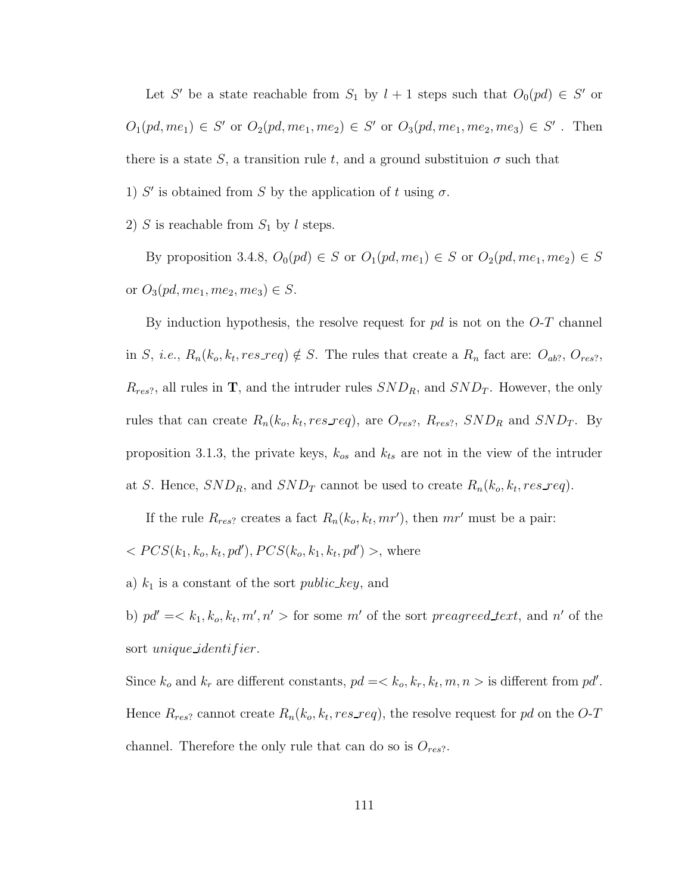Let $S'$ be a state reachable from $S_1$ by $l+1$ steps such that $O_0(pd) \in S'$ or $O_1(pd, me_1) \in S'$ or $O_2(pd, me_1, me_2) \in S'$ or $O_3(pd, me_1, me_2, me_3) \in S'$ . Then there is a state $S$, a transition rule $t$, and a ground substituion $\sigma$ such that

1) $S'$ is obtained from $S$ by the application of $t$ using $\sigma$.

2) $S$ is reachable from $S_1$ by $l$ steps.

By proposition 3.4.8, $O_0(pd) \in S$ or $O_1(pd, me_1) \in S$ or $O_2(pd, me_1, me_2) \in S$ or $O_3(pd, me_1, me_2, me_3) \in S$.

By induction hypothesis, the resolve request for $pd$ is not on the $O$-$T$ channel in $S$, *i.e.*, $R_n(k_o, k_t, res\_req) \notin S$. The rules that create a $R_n$ fact are: $O_{ab?}$, $O_{res?}$, $R_{res?}$, all rules in $\mathbf{T}$, and the intruder rules $SND_R$, and $SND_T$. However, the only rules that can create $R_n(k_o, k_t, res\_req)$, are $O_{res?}$, $R_{res?}$, $SND_R$ and $SND_T$. By proposition 3.1.3, the private keys, $k_{os}$ and $k_{ts}$ are not in the view of the intruder at $S$. Hence, $SND_R$, and $SND_T$ cannot be used to create $R_n(k_o, k_t, res\_req)$.

If the rule $R_{res?}$ creates a fact $R_n(k_o, k_t, mr')$, then $mr'$ must be a pair: $< PCS(k_1, k_o, k_t, pd'), PCS(k_o, k_1, k_t, pd') >$, where

a) $k_1$ is a constant of the sort *public_key*, and

b) $pd' =< k_1, k_o, k_t, m', n' >$ for some $m'$ of the sort *preagreed_text*, and $n'$ of the sort *unique_identifier*.

Since $k_o$ and $k_r$ are different constants, $pd =< k_o, k_r, k_t, m, n >$ is different from $pd'$. Hence $R_{res?}$ cannot create $R_n(k_o, k_t, res\_req)$, the resolve request for $pd$ on the $O$-$T$ channel. Therefore the only rule that can do so is $O_{res?}$.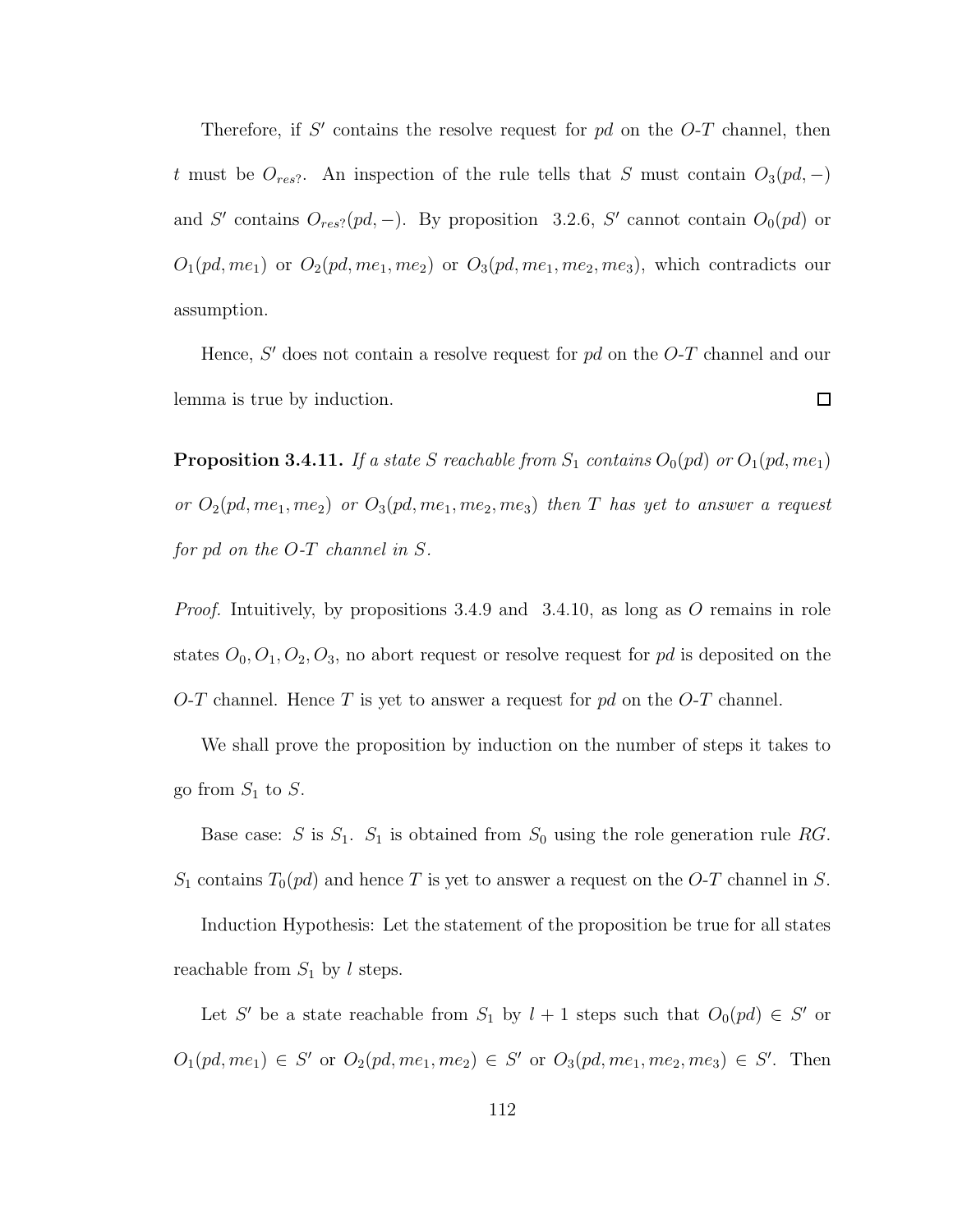Therefore, if $S'$ contains the resolve request for $pd$ on the $O$-$T$ channel, then $t$ must be $O_{res?}$. An inspection of the rule tells that $S$ must contain $O_3(pd, -)$ and $S'$ contains $O_{res?}(pd, -)$. By proposition 3.2.6, $S'$ cannot contain $O_0(pd)$ or $O_1(pd, me_1)$ or $O_2(pd, me_1, me_2)$ or $O_3(pd, me_1, me_2, me_3)$, which contradicts our assumption.

Hence, $S'$ does not contain a resolve request for $pd$ on the $O$-$T$ channel and our lemma is true by induction. □

**Proposition 3.4.11.** *If a state $S$ reachable from $S_1$ contains $O_0(pd)$ or $O_1(pd, me_1)$ or $O_2(pd, me_1, me_2)$ or $O_3(pd, me_1, me_2, me_3)$ then $T$ has yet to answer a request for $pd$ on the $O$-$T$ channel in $S$.*

*Proof.* Intuitively, by propositions 3.4.9 and 3.4.10, as long as $O$ remains in role states $O_0, O_1, O_2, O_3$, no abort request or resolve request for $pd$ is deposited on the $O$-$T$ channel. Hence $T$ is yet to answer a request for $pd$ on the $O$-$T$ channel.

We shall prove the proposition by induction on the number of steps it takes to go from $S_1$ to $S$.

Base case: $S$ is $S_1$. $S_1$ is obtained from $S_0$ using the role generation rule $RG$. $S_1$ contains $T_0(pd)$ and hence $T$ is yet to answer a request on the $O$-$T$ channel in $S$.

Induction Hypothesis: Let the statement of the proposition be true for all states reachable from $S_1$ by $l$ steps.

Let $S'$ be a state reachable from $S_1$ by $l + 1$ steps such that $O_0(pd) \in S'$ or $O_1(pd, me_1) \in S'$ or $O_2(pd, me_1, me_2) \in S'$ or $O_3(pd, me_1, me_2, me_3) \in S'$. Then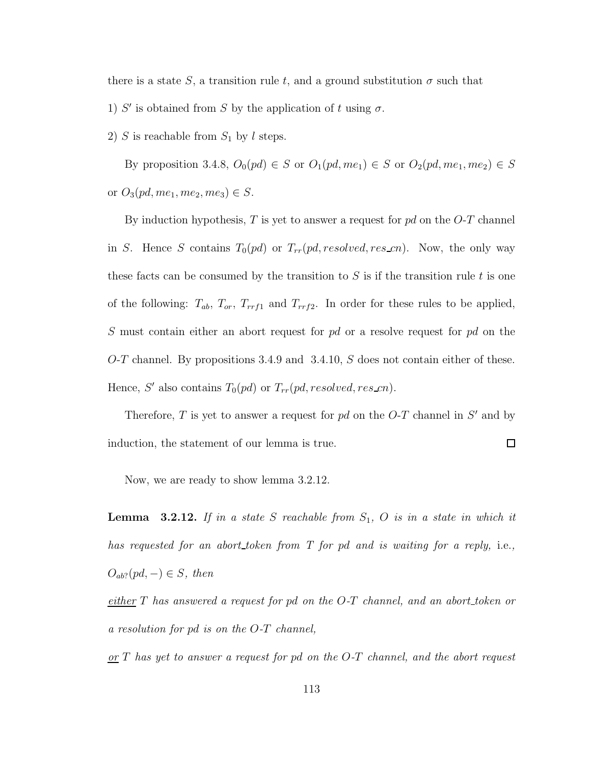there is a state $S$, a transition rule $t$, and a ground substitution $\sigma$ such that

1) $S'$ is obtained from $S$ by the application of $t$ using $\sigma$.

2) $S$ is reachable from $S_1$ by $l$ steps.

By proposition 3.4.8, $O_0(pd) \in S$ or $O_1(pd, me_1) \in S$ or $O_2(pd, me_1, me_2) \in S$ or $O_3(pd, me_1, me_2, me_3) \in S$.

By induction hypothesis, $T$ is yet to answer a request for $pd$ on the $O$-$T$ channel in $S$. Hence $S$ contains $T_0(pd)$ or $T_{rr}(pd, resolved, res\_cn)$. Now, the only way these facts can be consumed by the transition to $S$ is if the transition rule $t$ is one of the following: $T_{ab}$, $T_{or}$, $T_{rrf1}$ and $T_{rrf2}$. In order for these rules to be applied, $S$ must contain either an abort request for $pd$ or a resolve request for $pd$ on the $O$-$T$ channel. By propositions 3.4.9 and 3.4.10, $S$ does not contain either of these. Hence, $S'$ also contains $T_0(pd)$ or $T_{rr}(pd, resolved, res\_cn)$.

Therefore, $T$ is yet to answer a request for $pd$ on the $O$-$T$ channel in $S'$ and by induction, the statement of our lemma is true. □

Now, we are ready to show lemma 3.2.12.

**Lemma 3.2.12.** *If in a state $S$ reachable from $S_1$, $O$ is in a state in which it has requested for an abort_token from $T$ for $pd$ and is waiting for a reply,* i.e., *$O_{ab?}(pd, -) \in S$, then*

*<u>either</u> $T$ has answered a request for $pd$ on the $O$-$T$ channel, and an abort_token or a resolution for $pd$ is on the $O$-$T$ channel,*

*<u>or</u> $T$ has yet to answer a request for $pd$ on the $O$-$T$ channel, and the abort request*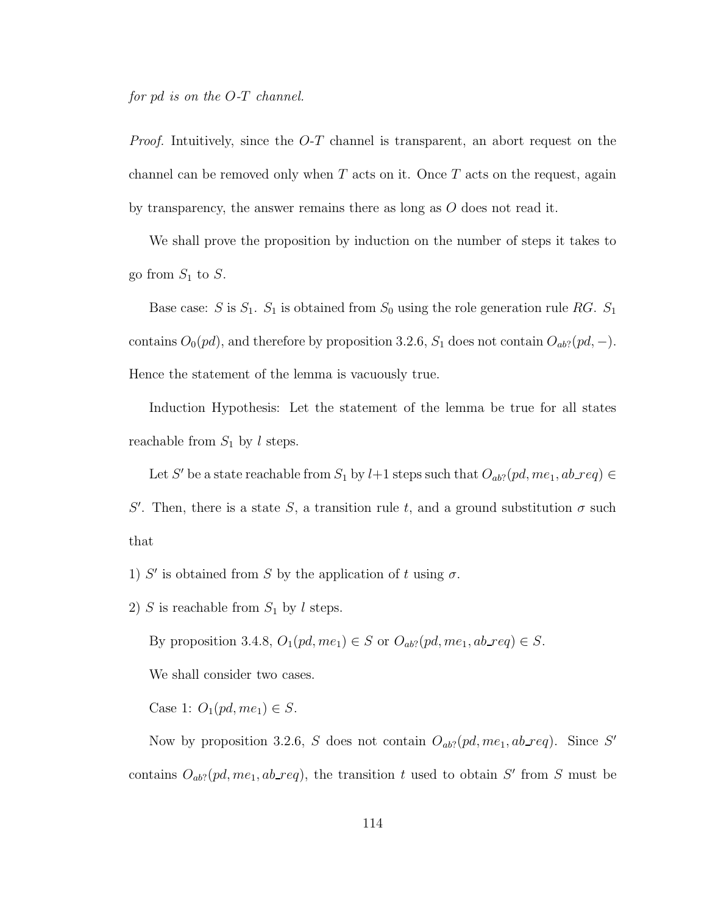*for pd is on the O-T channel.*

*Proof.* Intuitively, since the $O$-$T$ channel is transparent, an abort request on the channel can be removed only when $T$ acts on it. Once $T$ acts on the request, again by transparency, the answer remains there as long as $O$ does not read it.

We shall prove the proposition by induction on the number of steps it takes to go from $S_1$ to $S$.

Base case: $S$ is $S_1$. $S_1$ is obtained from $S_0$ using the role generation rule $RG$. $S_1$ contains $O_0(pd)$, and therefore by proposition 3.2.6, $S_1$ does not contain $O_{ab?}(pd, -)$. Hence the statement of the lemma is vacuously true.

Induction Hypothesis: Let the statement of the lemma be true for all states reachable from $S_1$ by $l$ steps.

Let $S'$ be a state reachable from $S_1$ by $l+1$ steps such that $O_{ab?}(pd, me_1, ab\_req) \in S'$. Then, there is a state $S$, a transition rule $t$, and a ground substitution $\sigma$ such that

1) $S'$ is obtained from $S$ by the application of $t$ using $\sigma$.

2) $S$ is reachable from $S_1$ by $l$ steps.

By proposition 3.4.8, $O_1(pd, me_1) \in S$ or $O_{ab?}(pd, me_1, ab\_req) \in S$.

We shall consider two cases.

Case 1: $O_1(pd, me_1) \in S$.

Now by proposition 3.2.6, $S$ does not contain $O_{ab?}(pd, me_1, ab\_req)$. Since $S'$ contains $O_{ab?}(pd, me_1, ab\_req)$, the transition $t$ used to obtain $S'$ from $S$ must be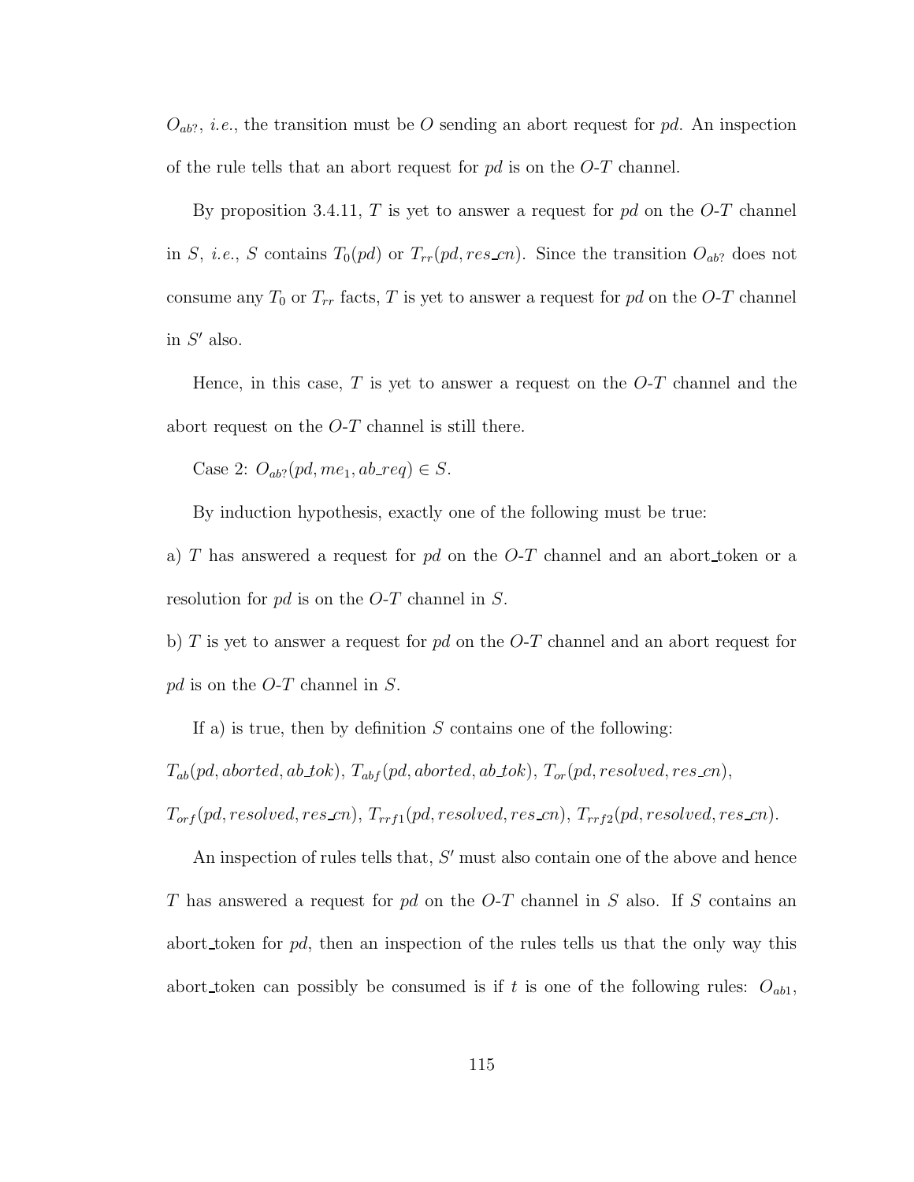$O_{ab?}$, *i.e.*, the transition must be $O$ sending an abort request for $pd$. An inspection of the rule tells that an abort request for $pd$ is on the $O$-$T$ channel.

By proposition 3.4.11, $T$ is yet to answer a request for $pd$ on the $O$-$T$ channel in $S$, *i.e.*, $S$ contains $T_0(pd)$ or $T_{rr}(pd, res\_cn)$. Since the transition $O_{ab?}$ does not consume any $T_0$ or $T_{rr}$ facts, $T$ is yet to answer a request for $pd$ on the $O$-$T$ channel in $S'$ also.

Hence, in this case, $T$ is yet to answer a request on the $O$-$T$ channel and the abort request on the $O$-$T$ channel is still there.

Case 2: $O_{ab?}(pd, me_1, ab\_req) \in S$.

By induction hypothesis, exactly one of the following must be true:

a) $T$ has answered a request for $pd$ on the $O$-$T$ channel and an abort_token or a resolution for $pd$ is on the $O$-$T$ channel in $S$.

b) $T$ is yet to answer a request for $pd$ on the $O$-$T$ channel and an abort request for $pd$ is on the $O$-$T$ channel in $S$.

If a) is true, then by definition $S$ contains one of the following:

$T_{ab}(pd, aborted, ab\_tok)$, $T_{abf}(pd, aborted, ab\_tok)$, $T_{or}(pd, resolved, res\_cn)$, $T_{orf}(pd, resolved, res\_cn)$, $T_{rrf1}(pd, resolved, res\_cn)$, $T_{rrf2}(pd, resolved, res\_cn)$.

An inspection of rules tells that, $S'$ must also contain one of the above and hence $T$ has answered a request for $pd$ on the $O$-$T$ channel in $S$ also. If $S$ contains an abort_token for $pd$, then an inspection of the rules tells us that the only way this abort_token can possibly be consumed is if $t$ is one of the following rules: $O_{ab1}$,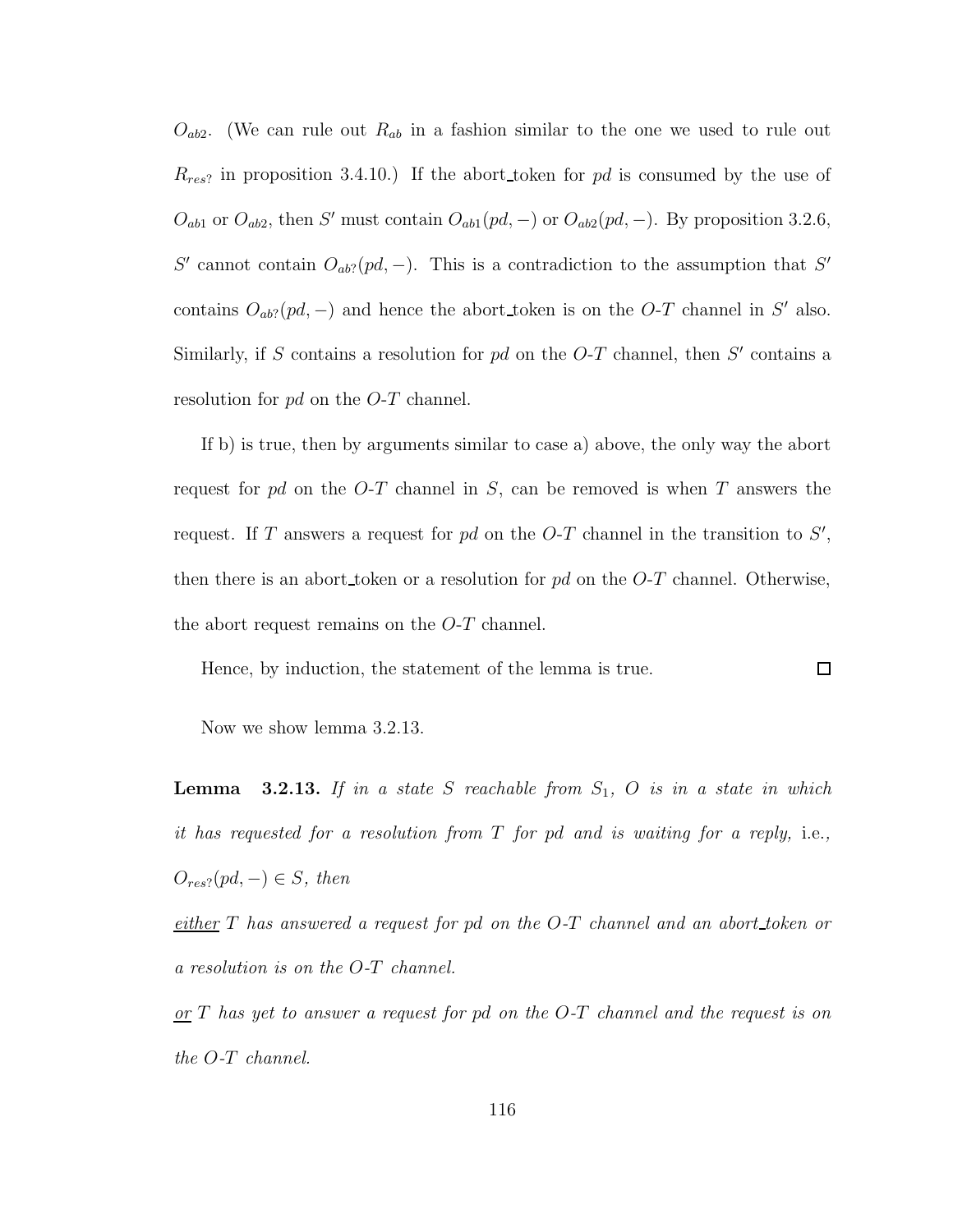$O_{ab2}$. (We can rule out $R_{ab}$ in a fashion similar to the one we used to rule out $R_{res?}$ in proposition 3.4.10.) If the abort_token for $pd$ is consumed by the use of $O_{ab1}$ or $O_{ab2}$, then $S'$ must contain $O_{ab1}(pd, -)$ or $O_{ab2}(pd, -)$. By proposition 3.2.6, $S'$ cannot contain $O_{ab?}(pd, -)$. This is a contradiction to the assumption that $S'$ contains $O_{ab?}(pd, -)$ and hence the abort_token is on the $O$-$T$ channel in $S'$ also. Similarly, if $S$ contains a resolution for $pd$ on the $O$-$T$ channel, then $S'$ contains a resolution for $pd$ on the $O$-$T$ channel.

If b) is true, then by arguments similar to case a) above, the only way the abort request for $pd$ on the $O$-$T$ channel in $S$, can be removed is when $T$ answers the request. If $T$ answers a request for $pd$ on the $O$-$T$ channel in the transition to $S'$, then there is an abort_token or a resolution for $pd$ on the $O$-$T$ channel. Otherwise, the abort request remains on the $O$-$T$ channel.

Hence, by induction, the statement of the lemma is true. □

Now we show lemma 3.2.13.

**Lemma 3.2.13.** *If in a state $S$ reachable from $S_1$, $O$ is in a state in which it has requested for a resolution from $T$ for $pd$ and is waiting for a reply,* i.e., *$O_{res?}(pd, -) \in S$, then*

*<u>either</u> $T$ has answered a request for pd on the $O$-$T$ channel and an abort_token or a resolution is on the $O$-$T$ channel.*

*<u>or</u> $T$ has yet to answer a request for pd on the $O$-$T$ channel and the request is on the $O$-$T$ channel.*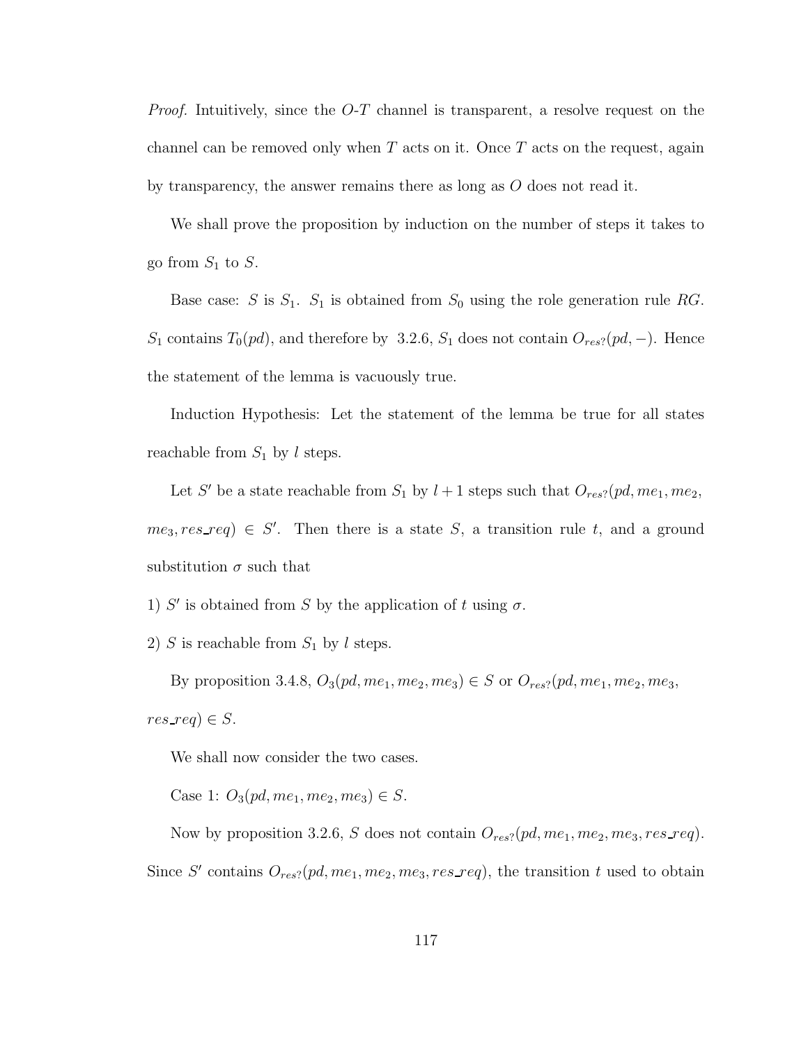*Proof.* Intuitively, since the $O$-$T$ channel is transparent, a resolve request on the channel can be removed only when $T$ acts on it. Once $T$ acts on the request, again by transparency, the answer remains there as long as $O$ does not read it.

We shall prove the proposition by induction on the number of steps it takes to go from $S_1$ to $S$.

Base case: $S$ is $S_1$. $S_1$ is obtained from $S_0$ using the role generation rule $RG$. $S_1$ contains $T_0(pd)$, and therefore by 3.2.6, $S_1$ does not contain $O_{res?}(pd, -)$. Hence the statement of the lemma is vacuously true.

Induction Hypothesis: Let the statement of the lemma be true for all states reachable from $S_1$ by $l$ steps.

Let $S'$ be a state reachable from $S_1$ by $l+1$ steps such that $O_{res?}(pd, me_1, me_2, me_3, res\_req) \in S'$. Then there is a state $S$, a transition rule $t$, and a ground substitution $\sigma$ such that

1) $S'$ is obtained from $S$ by the application of $t$ using $\sigma$.

2) $S$ is reachable from $S_1$ by $l$ steps.

By proposition 3.4.8, $O_3(pd, me_1, me_2, me_3) \in S$ or $O_{res?}(pd, me_1, me_2, me_3, res\_req) \in S$.

We shall now consider the two cases.

Case 1: $O_3(pd, me_1, me_2, me_3) \in S$.

Now by proposition 3.2.6, $S$ does not contain $O_{res?}(pd, me_1, me_2, me_3, res\_req)$. Since $S'$ contains $O_{res?}(pd, me_1, me_2, me_3, res\_req)$, the transition $t$ used to obtain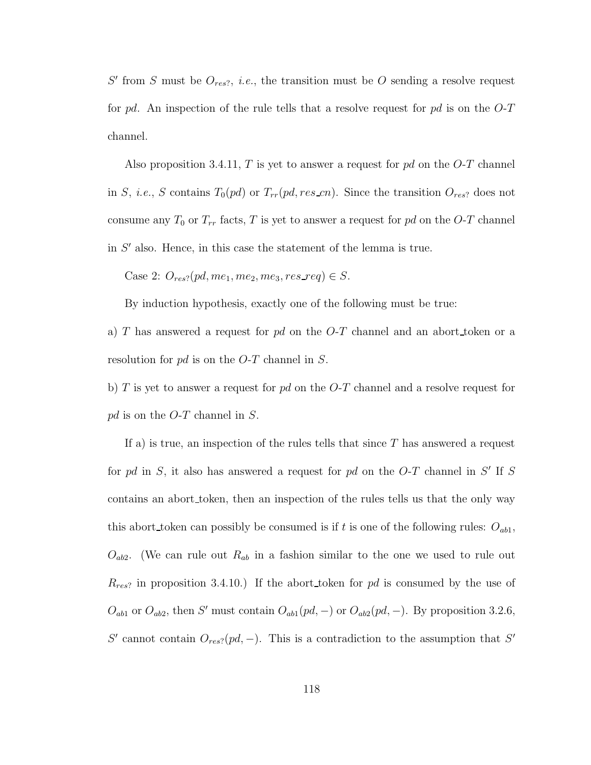$S'$ from $S$ must be $O_{res?}$, *i.e.*, the transition must be $O$ sending a resolve request for $pd$. An inspection of the rule tells that a resolve request for $pd$ is on the $O$-$T$ channel.

Also proposition 3.4.11, $T$ is yet to answer a request for $pd$ on the $O$-$T$ channel in $S$, *i.e.*, $S$ contains $T_0(pd)$ or $T_{rr}(pd, res\_cn)$. Since the transition $O_{res?}$ does not consume any $T_0$ or $T_{rr}$ facts, $T$ is yet to answer a request for $pd$ on the $O$-$T$ channel in $S'$ also. Hence, in this case the statement of the lemma is true.

Case 2: $O_{res?}(pd, me_1, me_2, me_3, res\_req) \in S$.

By induction hypothesis, exactly one of the following must be true:

a) $T$ has answered a request for $pd$ on the $O$-$T$ channel and an abort_token or a resolution for $pd$ is on the $O$-$T$ channel in $S$.

b) $T$ is yet to answer a request for $pd$ on the $O$-$T$ channel and a resolve request for $pd$ is on the $O$-$T$ channel in $S$.

If a) is true, an inspection of the rules tells that since $T$ has answered a request for $pd$ in $S$, it also has answered a request for $pd$ on the $O$-$T$ channel in $S'$ If $S$ contains an abort_token, then an inspection of the rules tells us that the only way this abort_token can possibly be consumed is if $t$ is one of the following rules: $O_{ab1}$, $O_{ab2}$. (We can rule out $R_{ab}$ in a fashion similar to the one we used to rule out $R_{res?}$ in proposition 3.4.10.) If the abort_token for $pd$ is consumed by the use of $O_{ab1}$ or $O_{ab2}$, then $S'$ must contain $O_{ab1}(pd, -)$ or $O_{ab2}(pd, -)$. By proposition 3.2.6, $S'$ cannot contain $O_{res?}(pd, -)$. This is a contradiction to the assumption that $S'$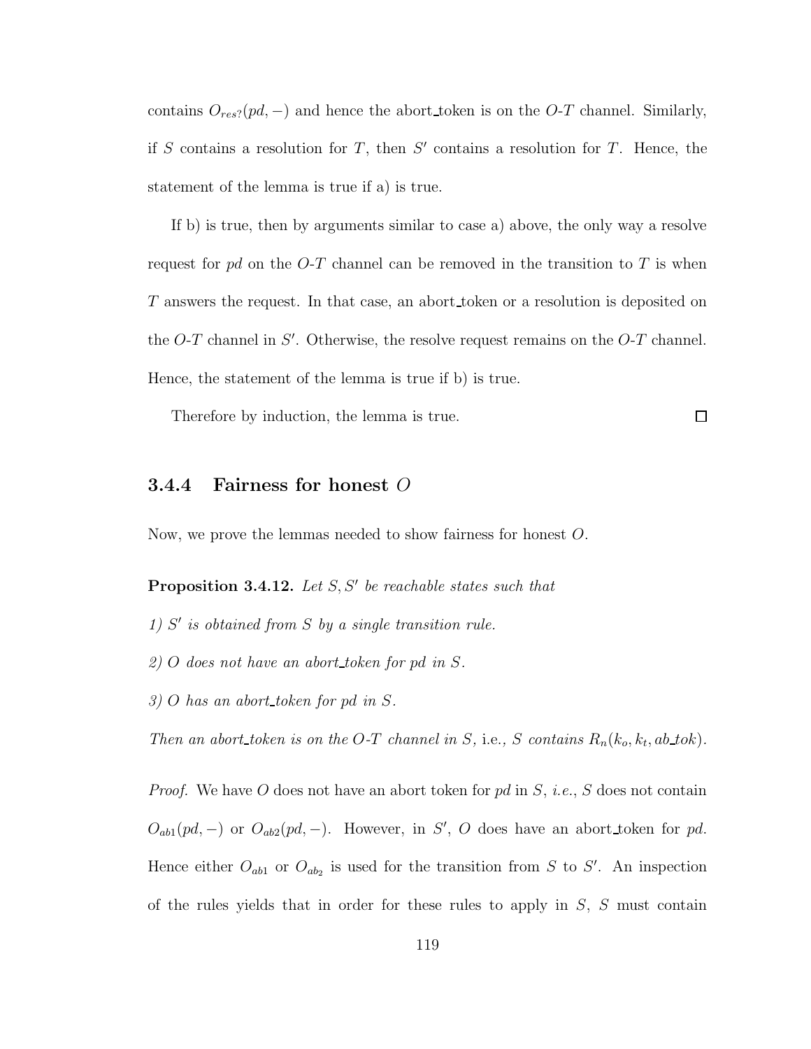contains $O_{res?}(pd, -)$ and hence the abort_token is on the $O$-$T$ channel. Similarly, if $S$ contains a resolution for $T$, then $S'$ contains a resolution for $T$. Hence, the statement of the lemma is true if a) is true.

If b) is true, then by arguments similar to case a) above, the only way a resolve request for $pd$ on the $O$-$T$ channel can be removed in the transition to $T$ is when $T$ answers the request. In that case, an abort_token or a resolution is deposited on the $O$-$T$ channel in $S'$. Otherwise, the resolve request remains on the $O$-$T$ channel. Hence, the statement of the lemma is true if b) is true.

Therefore by induction, the lemma is true. □

### 3.4.4 Fairness for honest $O$

Now, we prove the lemmas needed to show fairness for honest $O$.

**Proposition 3.4.12.** *Let $S, S'$ be reachable states such that*

*1) $S'$ is obtained from $S$ by a single transition rule.*

*2) $O$ does not have an abort_token for $pd$ in $S$.*

*3) $O$ has an abort_token for $pd$ in $S$.*

*Then an abort_token is on the $O$-$T$ channel in $S$,* i.e., *$S$ contains $R_n(k_o, k_t, ab\_tok)$.*

*Proof.* We have $O$ does not have an abort token for $pd$ in $S$, *i.e.*, $S$ does not contain $O_{ab1}(pd, -)$ or $O_{ab2}(pd, -)$. However, in $S'$, $O$ does have an abort_token for $pd$. Hence either $O_{ab1}$ or $O_{ab_2}$ is used for the transition from $S$ to $S'$. An inspection of the rules yields that in order for these rules to apply in $S$, $S$ must contain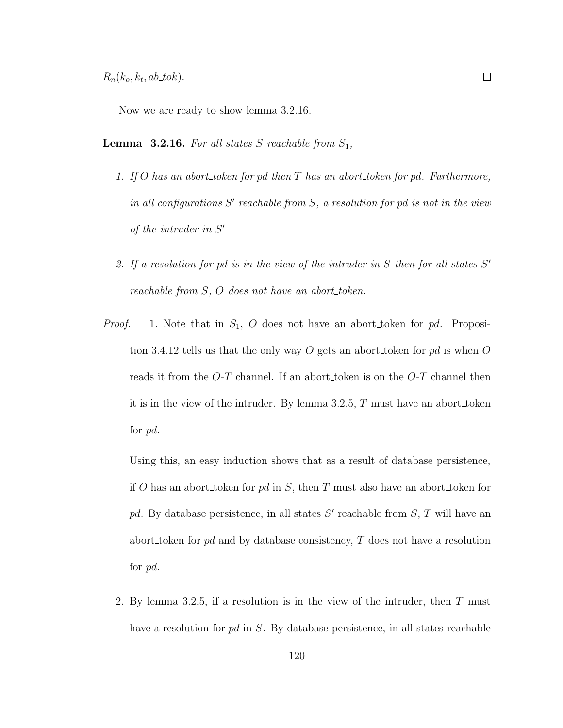$R_n(k_o, k_t, ab\_tok)$. □

Now we are ready to show lemma 3.2.16.

**Lemma 3.2.16.** *For all states $S$ reachable from $S_1$,*

1. *If $O$ has an abort_token for pd then $T$ has an abort_token for pd. Furthermore, in all configurations $S'$ reachable from $S$, a resolution for pd is not in the view of the intruder in $S'$.*

2. *If a resolution for pd is in the view of the intruder in $S$ then for all states $S'$ reachable from $S$, $O$ does not have an abort_token.*

*Proof.* 1. Note that in $S_1$, $O$ does not have an abort_token for *pd*. Proposition 3.4.12 tells us that the only way $O$ gets an abort_token for *pd* is when $O$ reads it from the $O$-$T$ channel. If an abort_token is on the $O$-$T$ channel then it is in the view of the intruder. By lemma 3.2.5, $T$ must have an abort_token for *pd*.

   Using this, an easy induction shows that as a result of database persistence, if $O$ has an abort_token for *pd* in $S$, then $T$ must also have an abort_token for *pd*. By database persistence, in all states $S'$ reachable from $S$, $T$ will have an abort_token for *pd* and by database consistency, $T$ does not have a resolution for *pd*.

2. By lemma 3.2.5, if a resolution is in the view of the intruder, then $T$ must have a resolution for *pd* in $S$. By database persistence, in all states reachable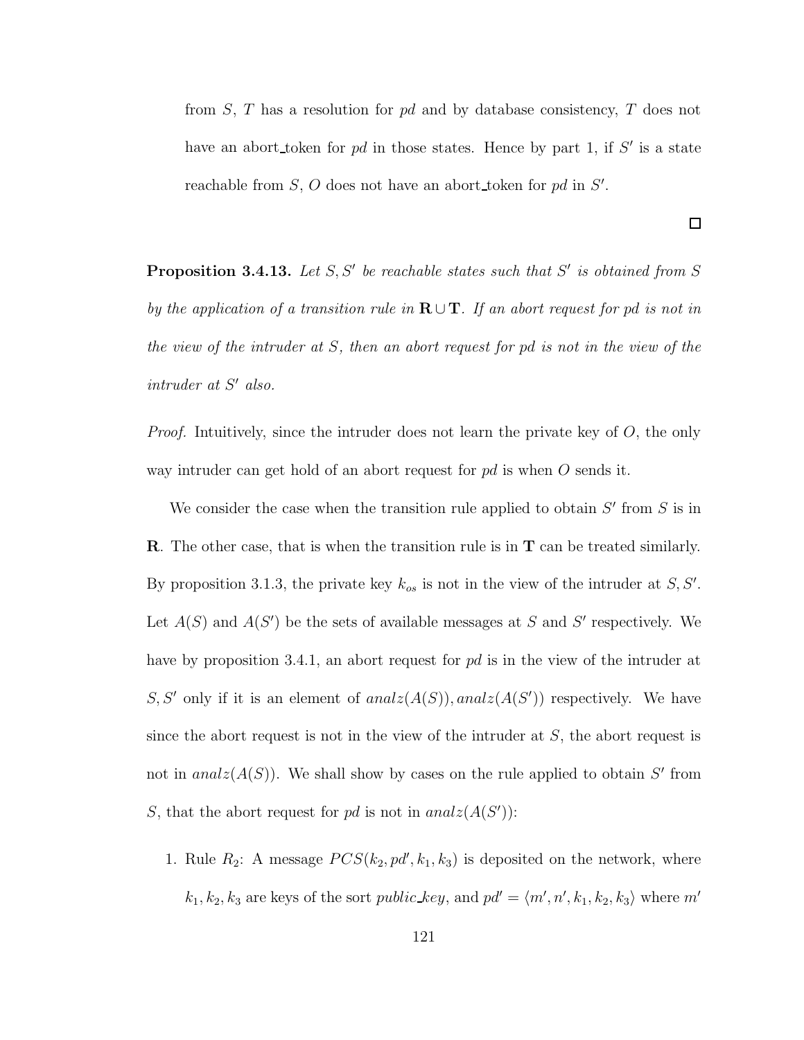from $S$, $T$ has a resolution for $pd$ and by database consistency, $T$ does not have an abort_token for $pd$ in those states. Hence by part 1, if $S'$ is a state reachable from $S$, $O$ does not have an abort_token for $pd$ in $S'$.

□

**Proposition 3.4.13.** *Let $S, S'$ be reachable states such that $S'$ is obtained from $S$ by the application of a transition rule in $\mathbf{R} \cup \mathbf{T}$. If an abort request for pd is not in the view of the intruder at $S$, then an abort request for pd is not in the view of the intruder at $S'$ also.*

*Proof.* Intuitively, since the intruder does not learn the private key of $O$, the only way intruder can get hold of an abort request for $pd$ is when $O$ sends it.

We consider the case when the transition rule applied to obtain $S'$ from $S$ is in $\mathbf{R}$. The other case, that is when the transition rule is in $\mathbf{T}$ can be treated similarly. By proposition 3.1.3, the private key $k_{os}$ is not in the view of the intruder at $S, S'$. Let $A(S)$ and $A(S')$ be the sets of available messages at $S$ and $S'$ respectively. We have by proposition 3.4.1, an abort request for $pd$ is in the view of the intruder at $S, S'$ only if it is an element of $analz(A(S)), analz(A(S'))$ respectively. We have since the abort request is not in the view of the intruder at $S$, the abort request is not in $analz(A(S))$. We shall show by cases on the rule applied to obtain $S'$ from $S$, that the abort request for $pd$ is not in $analz(A(S'))$:

1. Rule $R_2$: A message $PCS(k_2, pd', k_1, k_3)$ is deposited on the network, where $k_1, k_2, k_3$ are keys of the sort *public_key*, and $pd' = \langle m', n', k_1, k_2, k_3 \rangle$ where $m'$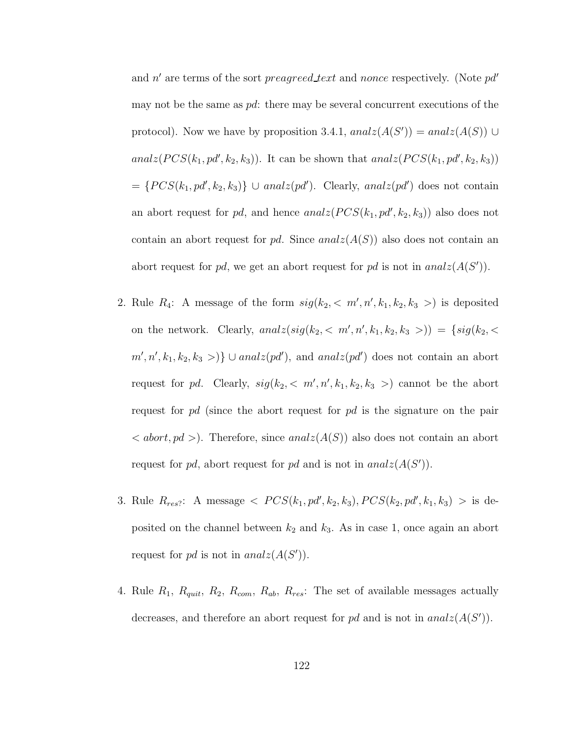and $n'$ are terms of the sort *preagreed_text* and *nonce* respectively. (Note $pd'$ may not be the same as $pd$: there may be several concurrent executions of the protocol). Now we have by proposition 3.4.1, $analz(A(S')) = analz(A(S)) \cup analz(PCS(k_1, pd', k_2, k_3))$. It can be shown that $analz(PCS(k_1, pd', k_2, k_3))$ $= \{PCS(k_1, pd', k_2, k_3)\} \cup analz(pd')$. Clearly, $analz(pd')$ does not contain an abort request for $pd$, and hence $analz(PCS(k_1, pd', k_2, k_3))$ also does not contain an abort request for $pd$. Since $analz(A(S))$ also does not contain an abort request for $pd$, we get an abort request for $pd$ is not in $analz(A(S'))$.

2. Rule $R_4$: A message of the form $sig(k_2, < m', n', k_1, k_2, k_3 >)$ is deposited on the network. Clearly, $analz(sig(k_2, < m', n', k_1, k_2, k_3 >)) = \{sig(k_2, < m', n', k_1, k_2, k_3 >)\} \cup analz(pd')$, and $analz(pd')$ does not contain an abort request for $pd$. Clearly, $sig(k_2, < m', n', k_1, k_2, k_3 >)$ cannot be the abort request for $pd$ (since the abort request for $pd$ is the signature on the pair $< abort, pd >$). Therefore, since $analz(A(S))$ also does not contain an abort request for $pd$, abort request for $pd$ and is not in $analz(A(S'))$.

3. Rule $R_{res?}$: A message $< PCS(k_1, pd', k_2, k_3), PCS(k_2, pd', k_1, k_3) >$ is deposited on the channel between $k_2$ and $k_3$. As in case 1, once again an abort request for $pd$ is not in $analz(A(S'))$.

4. Rule $R_1$, $R_{quit}$, $R_2$, $R_{com}$, $R_{ab}$, $R_{res}$: The set of available messages actually decreases, and therefore an abort request for $pd$ and is not in $analz(A(S'))$.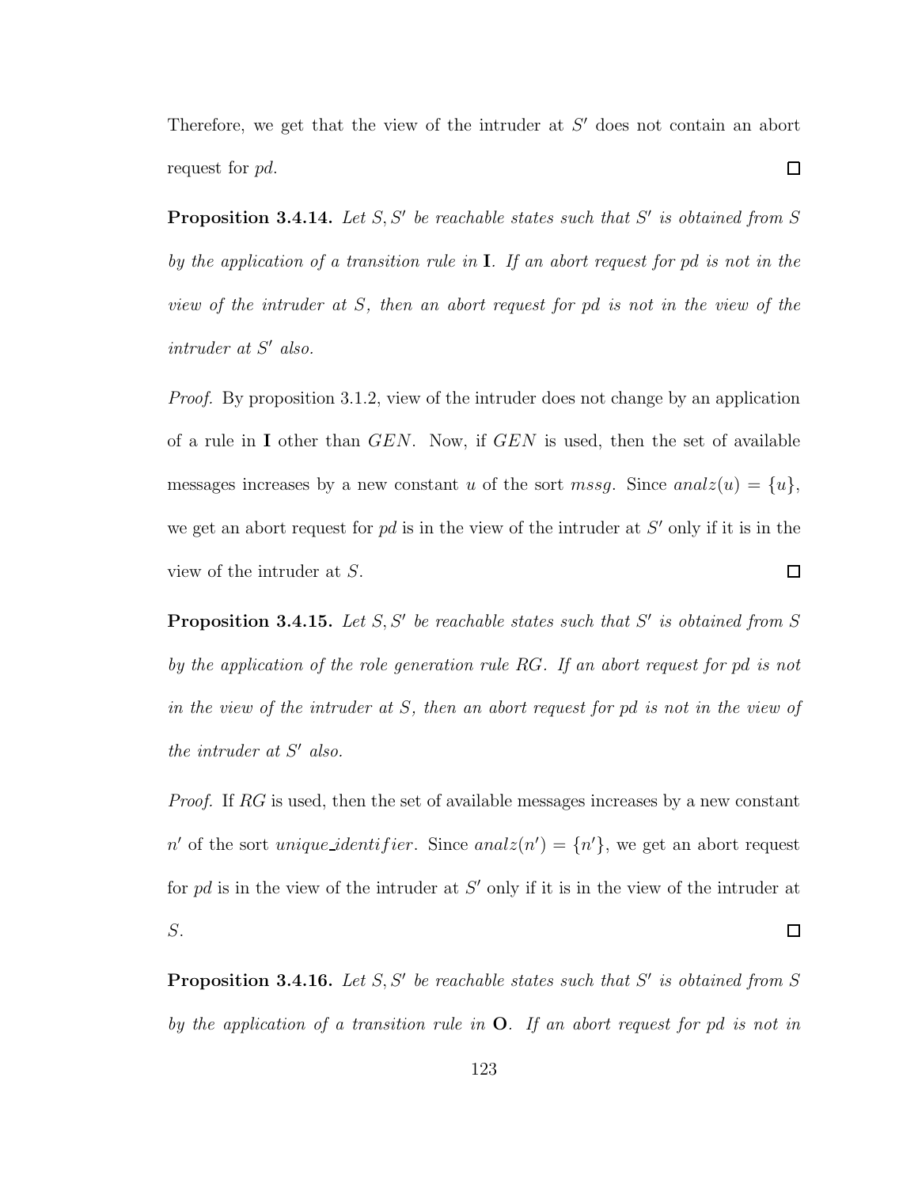Therefore, we get that the view of the intruder at $S'$ does not contain an abort request for $pd$. ◻

**Proposition 3.4.14.** *Let $S, S'$ be reachable states such that $S'$ is obtained from $S$ by the application of a transition rule in* $\mathbf{I}$*. If an abort request for pd is not in the view of the intruder at $S$, then an abort request for pd is not in the view of the intruder at $S'$ also.*

*Proof.* By proposition 3.1.2, view of the intruder does not change by an application of a rule in $\mathbf{I}$ other than $GEN$. Now, if $GEN$ is used, then the set of available messages increases by a new constant $u$ of the sort $mssg$. Since $analz(u) = \{u\}$, we get an abort request for $pd$ is in the view of the intruder at $S'$ only if it is in the view of the intruder at $S$. ◻

**Proposition 3.4.15.** *Let $S, S'$ be reachable states such that $S'$ is obtained from $S$ by the application of the role generation rule RG. If an abort request for pd is not in the view of the intruder at $S$, then an abort request for pd is not in the view of the intruder at $S'$ also.*

*Proof.* If $RG$ is used, then the set of available messages increases by a new constant $n'$ of the sort $unique\_identifier$. Since $analz(n') = \{n'\}$, we get an abort request for $pd$ is in the view of the intruder at $S'$ only if it is in the view of the intruder at $S$. ◻

**Proposition 3.4.16.** *Let $S, S'$ be reachable states such that $S'$ is obtained from $S$ by the application of a transition rule in* $\mathbf{O}$*. If an abort request for pd is not in*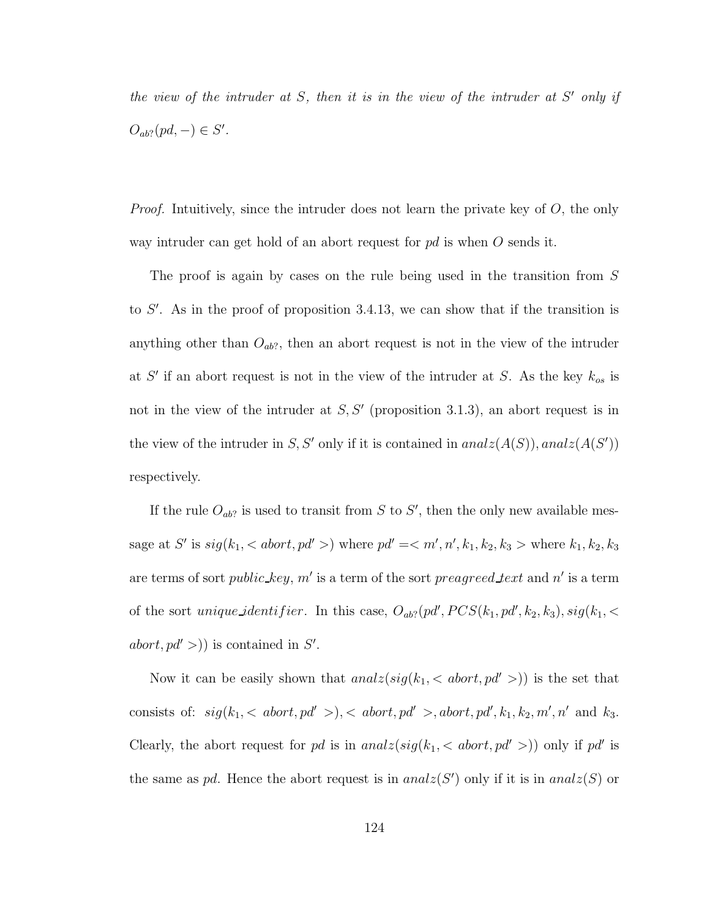*the view of the intruder at $S$, then it is in the view of the intruder at $S'$ only if $O_{ab?}(pd, -) \in S'$.*

*Proof.* Intuitively, since the intruder does not learn the private key of $O$, the only way intruder can get hold of an abort request for $pd$ is when $O$ sends it.

The proof is again by cases on the rule being used in the transition from $S$ to $S'$. As in the proof of proposition 3.4.13, we can show that if the transition is anything other than $O_{ab?}$, then an abort request is not in the view of the intruder at $S'$ if an abort request is not in the view of the intruder at $S$. As the key $k_{os}$ is not in the view of the intruder at $S, S'$ (proposition 3.1.3), an abort request is in the view of the intruder in $S, S'$ only if it is contained in $analz(A(S)), analz(A(S'))$ respectively.

If the rule $O_{ab?}$ is used to transit from $S$ to $S'$, then the only new available message at $S'$ is $sig(k_1, < abort, pd' >)$ where $pd' =< m', n', k_1, k_2, k_3 >$ where $k_1, k_2, k_3$ are terms of sort *public_key*, $m'$ is a term of the sort *preagreed_text* and $n'$ is a term of the sort *unique_identifier*. In this case, $O_{ab?}(pd', PCS(k_1, pd', k_2, k_3), sig(k_1, < abort, pd' >))$ is contained in $S'$.

Now it can be easily shown that $analz(sig(k_1, < abort, pd' >))$ is the set that consists of: $sig(k_1, < abort, pd' >), < abort, pd' >, abort, pd', k_1, k_2, m', n'$ and $k_3$. Clearly, the abort request for $pd$ is in $analz(sig(k_1, < abort, pd' >))$ only if $pd'$ is the same as $pd$. Hence the abort request is in $analz(S')$ only if it is in $analz(S)$ or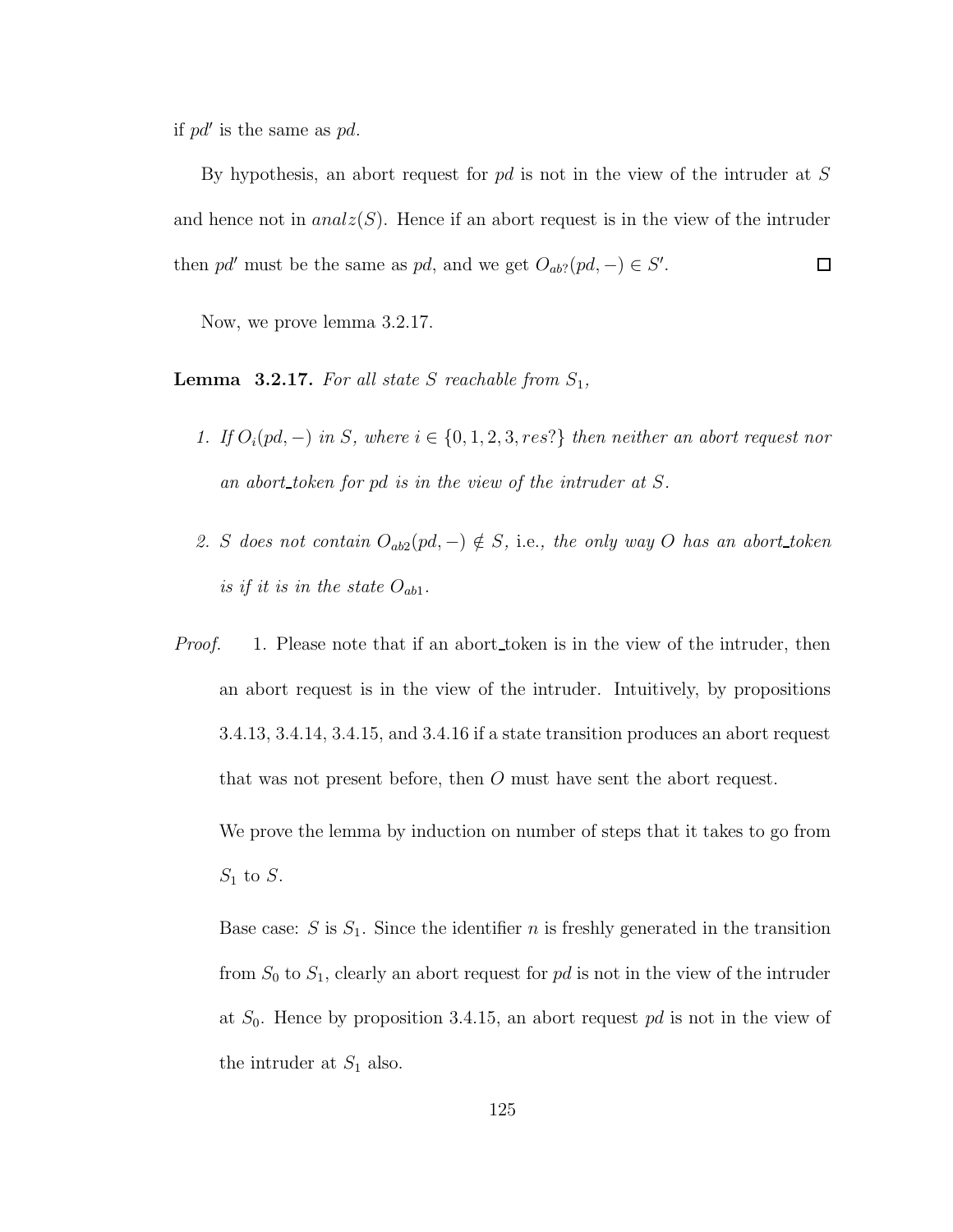if $pd'$ is the same as $pd$.

By hypothesis, an abort request for $pd$ is not in the view of the intruder at $S$ and hence not in $analz(S)$. Hence if an abort request is in the view of the intruder then $pd'$ must be the same as $pd$, and we get $O_{ab?}(pd, -) \in S'$. □

Now, we prove lemma 3.2.17.

**Lemma 3.2.17.** *For all state $S$ reachable from $S_1$,*

1. *If $O_i(pd, -)$ in $S$, where $i \in \{0, 1, 2, 3, res?\}$ then neither an abort request nor an abort_token for pd is in the view of the intruder at $S$.*

2. *$S$ does not contain $O_{ab2}(pd, -) \notin S$,* i.e.*, the only way $O$ has an abort_token is if it is in the state $O_{ab1}$.*

*Proof.* 1. Please note that if an abort_token is in the view of the intruder, then an abort request is in the view of the intruder. Intuitively, by propositions 3.4.13, 3.4.14, 3.4.15, and 3.4.16 if a state transition produces an abort request that was not present before, then $O$ must have sent the abort request.

We prove the lemma by induction on number of steps that it takes to go from $S_1$ to $S$.

Base case: $S$ is $S_1$. Since the identifier $n$ is freshly generated in the transition from $S_0$ to $S_1$, clearly an abort request for $pd$ is not in the view of the intruder at $S_0$. Hence by proposition 3.4.15, an abort request $pd$ is not in the view of the intruder at $S_1$ also.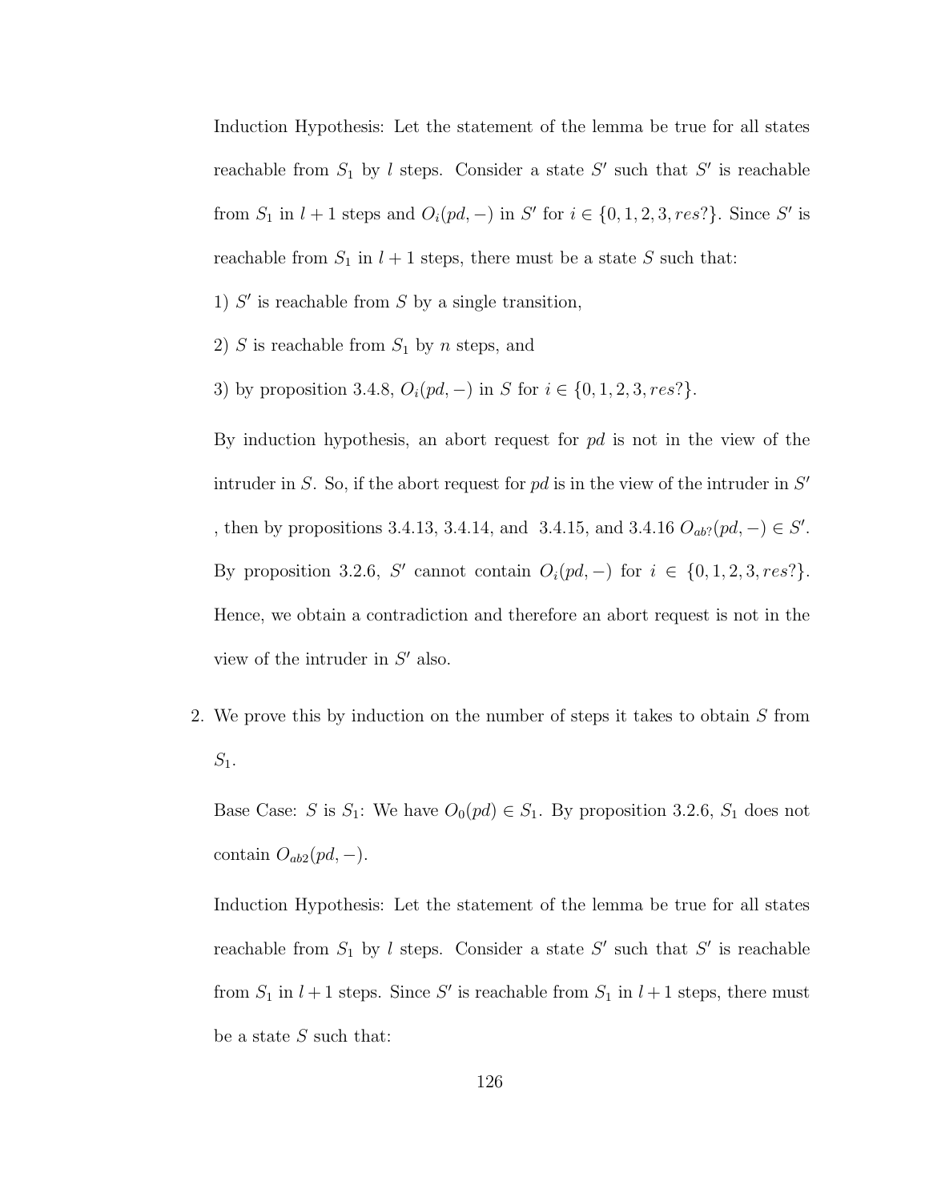Induction Hypothesis: Let the statement of the lemma be true for all states reachable from $S_1$ by $l$ steps. Consider a state $S'$ such that $S'$ is reachable from $S_1$ in $l+1$ steps and $O_i(pd, -)$ in $S'$ for $i \in \{0, 1, 2, 3, res?\}$. Since $S'$ is reachable from $S_1$ in $l+1$ steps, there must be a state $S$ such that:

1) $S'$ is reachable from $S$ by a single transition,

2) $S$ is reachable from $S_1$ by $n$ steps, and

3) by proposition 3.4.8, $O_i(pd, -)$ in $S$ for $i \in \{0, 1, 2, 3, res?\}$.

By induction hypothesis, an abort request for *pd* is not in the view of the intruder in $S$. So, if the abort request for *pd* is in the view of the intruder in $S'$ , then by propositions 3.4.13, 3.4.14, and 3.4.15, and 3.4.16 $O_{ab?}(pd, -) \in S'$. By proposition 3.2.6, $S'$ cannot contain $O_i(pd, -)$ for $i \in \{0, 1, 2, 3, res?\}$. Hence, we obtain a contradiction and therefore an abort request is not in the view of the intruder in $S'$ also.

2. We prove this by induction on the number of steps it takes to obtain $S$ from $S_1$.

   Base Case: $S$ is $S_1$: We have $O_0(pd) \in S_1$. By proposition 3.2.6, $S_1$ does not contain $O_{ab2}(pd, -)$.

   Induction Hypothesis: Let the statement of the lemma be true for all states reachable from $S_1$ by $l$ steps. Consider a state $S'$ such that $S'$ is reachable from $S_1$ in $l+1$ steps. Since $S'$ is reachable from $S_1$ in $l+1$ steps, there must be a state $S$ such that: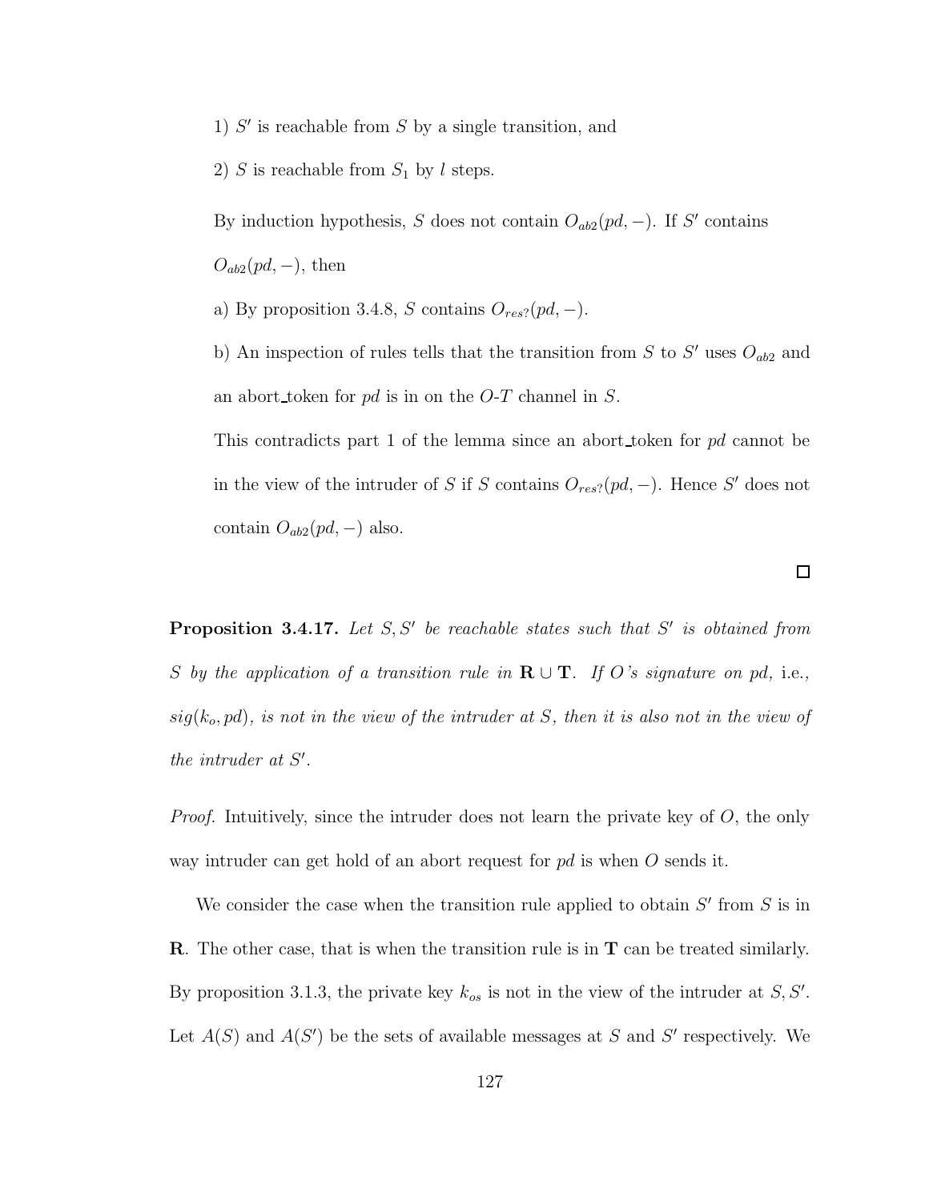1) $S'$ is reachable from $S$ by a single transition, and

2) $S$ is reachable from $S_1$ by $l$ steps.

By induction hypothesis, $S$ does not contain $O_{ab2}(pd, -)$. If $S'$ contains $O_{ab2}(pd, -)$, then

a) By proposition 3.4.8, $S$ contains $O_{res?}(pd, -)$.

b) An inspection of rules tells that the transition from $S$ to $S'$ uses $O_{ab2}$ and an abort_token for $pd$ is in on the $O$-$T$ channel in $S$.

This contradicts part 1 of the lemma since an abort_token for $pd$ cannot be in the view of the intruder of $S$ if $S$ contains $O_{res?}(pd, -)$. Hence $S'$ does not contain $O_{ab2}(pd, -)$ also.

□

**Proposition 3.4.17.** *Let $S, S'$ be reachable states such that $S'$ is obtained from $S$ by the application of a transition rule in $\mathbf{R} \cup \mathbf{T}$. If $O$'s signature on pd,* i.e.*, $sig(k_o, pd)$, is not in the view of the intruder at $S$, then it is also not in the view of the intruder at $S'$.*

*Proof.* Intuitively, since the intruder does not learn the private key of $O$, the only way intruder can get hold of an abort request for $pd$ is when $O$ sends it.

We consider the case when the transition rule applied to obtain $S'$ from $S$ is in $\mathbf{R}$. The other case, that is when the transition rule is in $\mathbf{T}$ can be treated similarly. By proposition 3.1.3, the private key $k_{os}$ is not in the view of the intruder at $S, S'$. Let $A(S)$ and $A(S')$ be the sets of available messages at $S$ and $S'$ respectively. We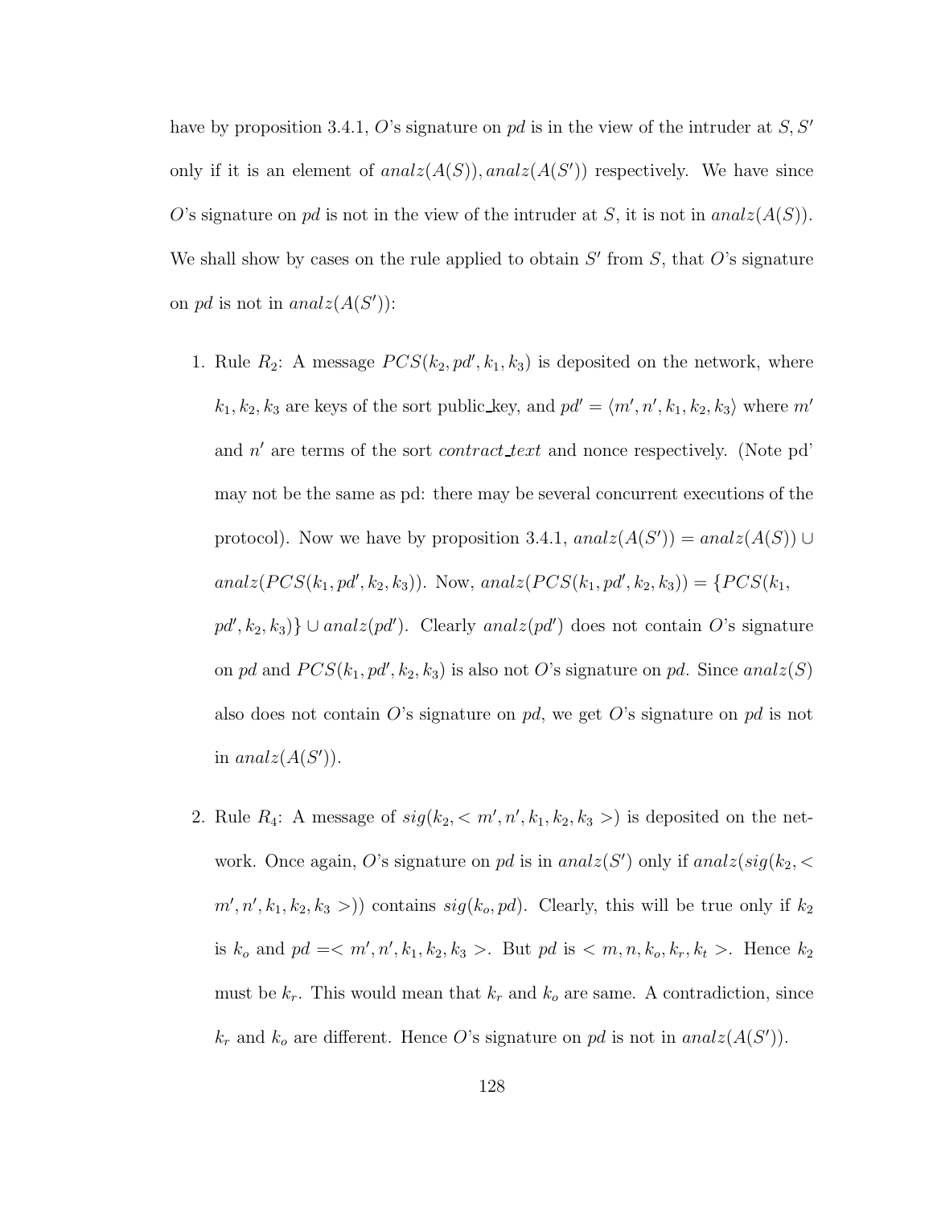have by proposition 3.4.1, $O$'s signature on $pd$ is in the view of the intruder at $S, S'$ only if it is an element of $analz(A(S)), analz(A(S'))$ respectively. We have since $O$'s signature on $pd$ is not in the view of the intruder at $S$, it is not in $analz(A(S))$. We shall show by cases on the rule applied to obtain $S'$ from $S$, that $O$'s signature on $pd$ is not in $analz(A(S'))$:

1. Rule $R_2$: A message $PCS(k_2, pd', k_1, k_3)$ is deposited on the network, where $k_1, k_2, k_3$ are keys of the sort public_key, and $pd' = \langle m', n', k_1, k_2, k_3 \rangle$ where $m'$ and $n'$ are terms of the sort *contract_text* and nonce respectively. (Note pd' may not be the same as pd: there may be several concurrent executions of the protocol). Now we have by proposition 3.4.1, $analz(A(S')) = analz(A(S)) \cup analz(PCS(k_1, pd', k_2, k_3))$. Now, $analz(PCS(k_1, pd', k_2, k_3)) = \{PCS(k_1, pd', k_2, k_3)\} \cup analz(pd')$. Clearly $analz(pd')$ does not contain $O$'s signature on $pd$ and $PCS(k_1, pd', k_2, k_3)$ is also not $O$'s signature on $pd$. Since $analz(S)$ also does not contain $O$'s signature on $pd$, we get $O$'s signature on $pd$ is not in $analz(A(S'))$.

2. Rule $R_4$: A message of $sig(k_2, < m', n', k_1, k_2, k_3 >)$ is deposited on the network. Once again, $O$'s signature on $pd$ is in $analz(S')$ only if $analz(sig(k_2, < m', n', k_1, k_2, k_3 >))$ contains $sig(k_o, pd)$. Clearly, this will be true only if $k_2$ is $k_o$ and $pd =< m', n', k_1, k_2, k_3 >$. But $pd$ is $< m, n, k_o, k_r, k_t >$. Hence $k_2$ must be $k_r$. This would mean that $k_r$ and $k_o$ are same. A contradiction, since $k_r$ and $k_o$ are different. Hence $O$'s signature on $pd$ is not in $analz(A(S'))$.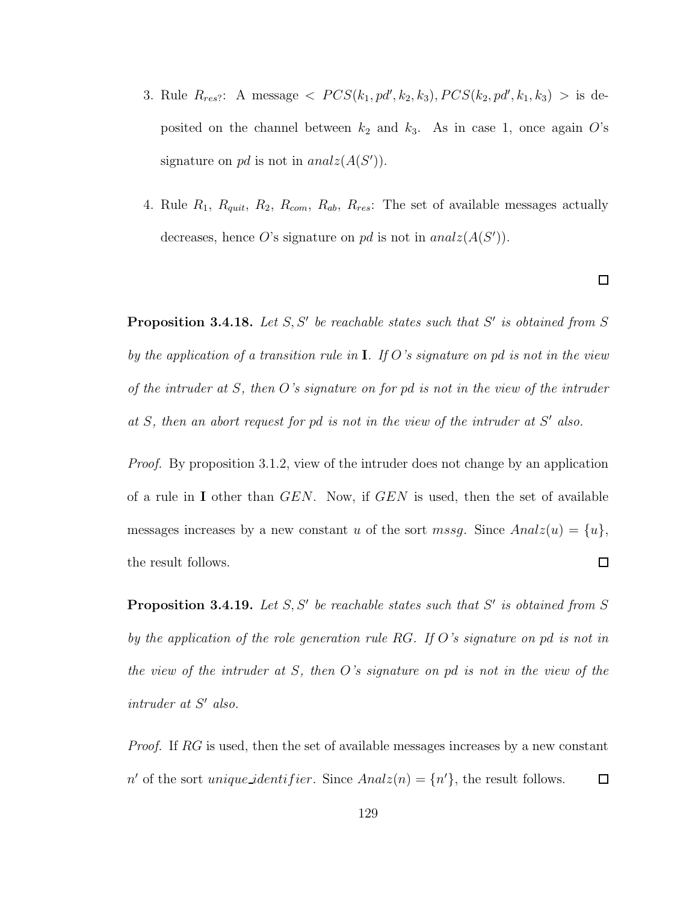3. Rule $R_{res?}$: A message $< PCS(k_1, pd', k_2, k_3), PCS(k_2, pd', k_1, k_3) >$ is deposited on the channel between $k_2$ and $k_3$. As in case 1, once again $O$'s signature on $pd$ is not in $analz(A(S'))$.

4. Rule $R_1$, $R_{quit}$, $R_2$, $R_{com}$, $R_{ab}$, $R_{res}$: The set of available messages actually decreases, hence $O$'s signature on $pd$ is not in $analz(A(S'))$.

$\square$

**Proposition 3.4.18.** *Let $S, S'$ be reachable states such that $S'$ is obtained from $S$ by the application of a transition rule in $\mathbf{I}$. If $O$'s signature on pd is not in the view of the intruder at $S$, then $O$'s signature on for pd is not in the view of the intruder at $S$, then an abort request for pd is not in the view of the intruder at $S'$ also.*

*Proof.* By proposition 3.1.2, view of the intruder does not change by an application of a rule in $\mathbf{I}$ other than $GEN$. Now, if $GEN$ is used, then the set of available messages increases by a new constant $u$ of the sort $mssg$. Since $Analz(u) = \{u\}$, the result follows. $\square$

**Proposition 3.4.19.** *Let $S, S'$ be reachable states such that $S'$ is obtained from $S$ by the application of the role generation rule RG. If $O$'s signature on pd is not in the view of the intruder at $S$, then $O$'s signature on pd is not in the view of the intruder at $S'$ also.*

*Proof.* If $RG$ is used, then the set of available messages increases by a new constant $n'$ of the sort $unique\_identifier$. Since $Analz(n) = \{n'\}$, the result follows. $\square$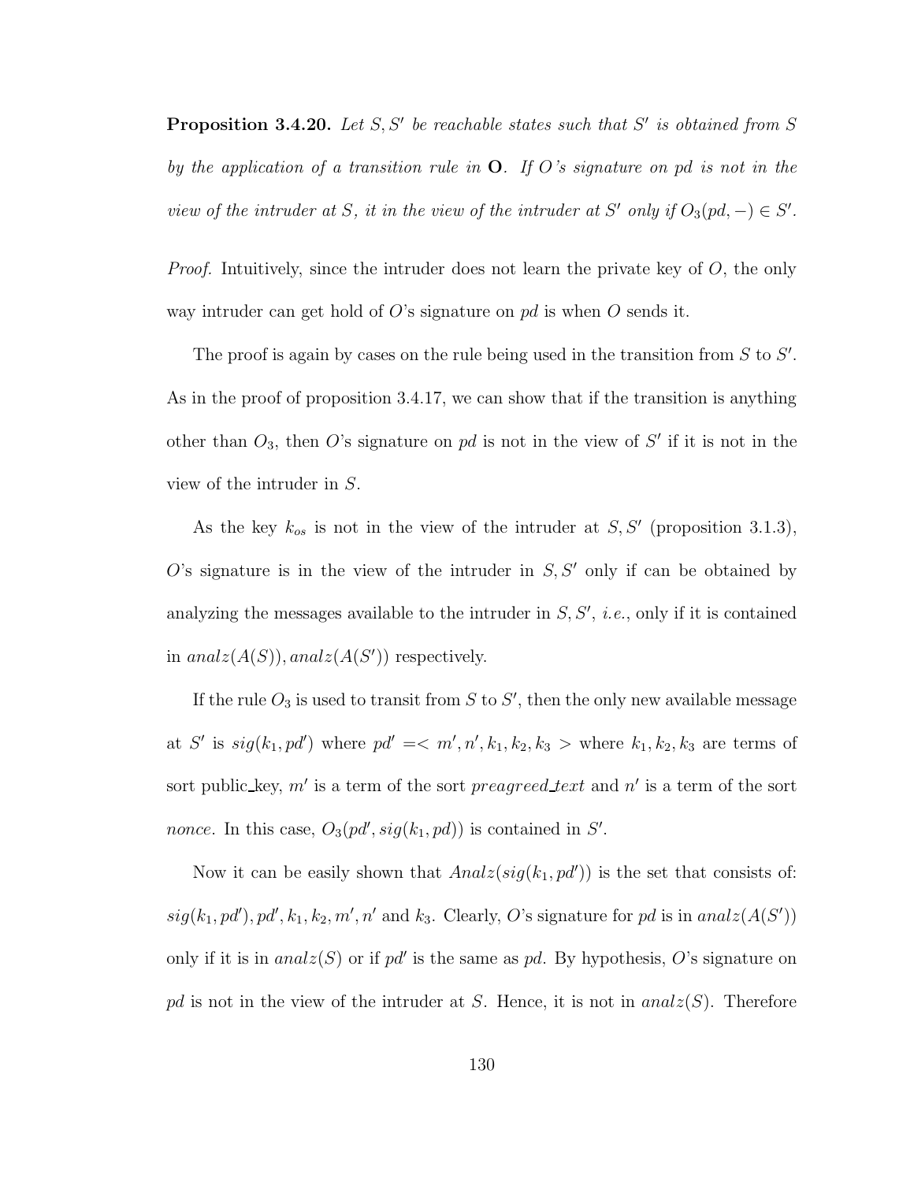**Proposition 3.4.20.** *Let $S, S'$ be reachable states such that $S'$ is obtained from $S$ by the application of a transition rule in* $\mathbf{O}$*. If $O$'s signature on $pd$ is not in the view of the intruder at $S$, it in the view of the intruder at $S'$ only if $O_3(pd, -) \in S'$.*

*Proof.* Intuitively, since the intruder does not learn the private key of $O$, the only way intruder can get hold of $O$'s signature on $pd$ is when $O$ sends it.

The proof is again by cases on the rule being used in the transition from $S$ to $S'$. As in the proof of proposition 3.4.17, we can show that if the transition is anything other than $O_3$, then $O$'s signature on $pd$ is not in the view of $S'$ if it is not in the view of the intruder in $S$.

As the key $k_{os}$ is not in the view of the intruder at $S, S'$ (proposition 3.1.3), $O$'s signature is in the view of the intruder in $S, S'$ only if can be obtained by analyzing the messages available to the intruder in $S, S'$, *i.e.*, only if it is contained in $analz(A(S)), analz(A(S'))$ respectively.

If the rule $O_3$ is used to transit from $S$ to $S'$, then the only new available message at $S'$ is $sig(k_1, pd')$ where $pd' =< m', n', k_1, k_2, k_3 >$ where $k_1, k_2, k_3$ are terms of sort public_key, $m'$ is a term of the sort *preagreed_text* and $n'$ is a term of the sort *nonce*. In this case, $O_3(pd', sig(k_1, pd))$ is contained in $S'$.

Now it can be easily shown that $Analz(sig(k_1, pd'))$ is the set that consists of: $sig(k_1, pd'), pd', k_1, k_2, m', n'$ and $k_3$. Clearly, $O$'s signature for $pd$ is in $analz(A(S'))$ only if it is in $analz(S)$ or if $pd'$ is the same as $pd$. By hypothesis, $O$'s signature on $pd$ is not in the view of the intruder at $S$. Hence, it is not in $analz(S)$. Therefore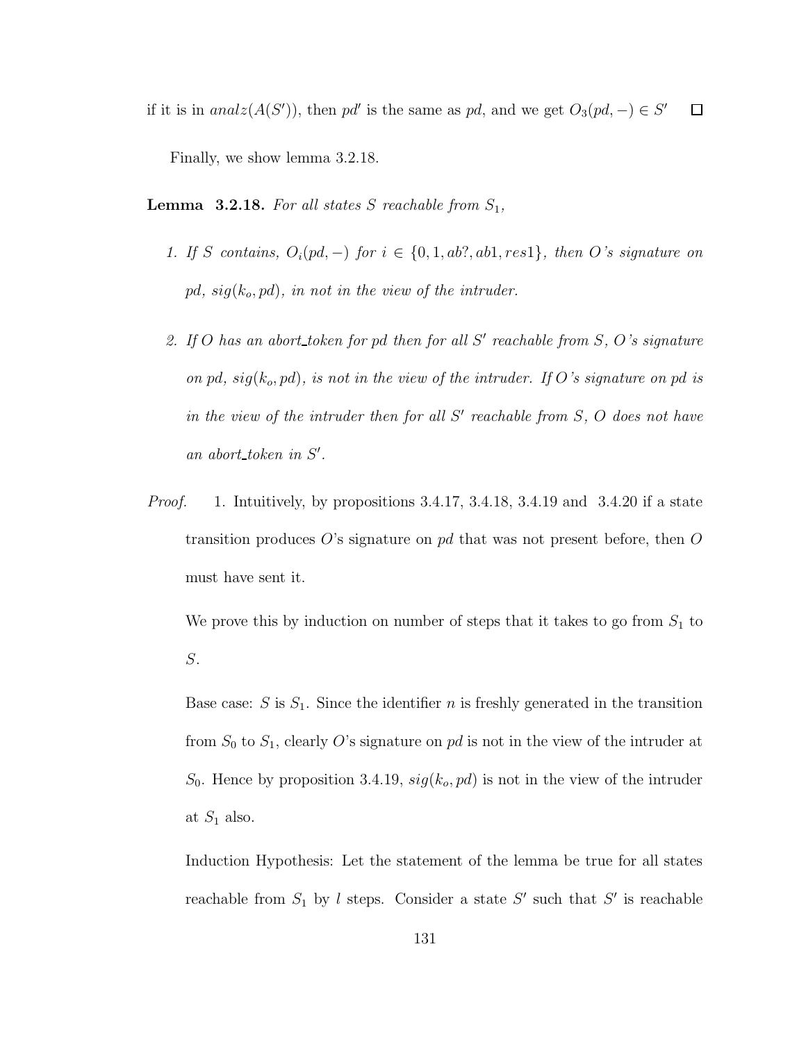if it is in $analz(A(S'))$, then $pd'$ is the same as $pd$, and we get $O_3(pd, -) \in S'$ ☐

Finally, we show lemma 3.2.18.

**Lemma 3.2.18.** *For all states $S$ reachable from $S_1$,*

1. *If $S$ contains, $O_i(pd, -)$ for $i \in \{0, 1, ab?, ab1, res1\}$, then $O$'s signature on $pd$, $sig(k_o, pd)$, in not in the view of the intruder.*

2. *If $O$ has an abort_token for $pd$ then for all $S'$ reachable from $S$, $O$'s signature on $pd$, $sig(k_o, pd)$, is not in the view of the intruder. If $O$'s signature on $pd$ is in the view of the intruder then for all $S'$ reachable from $S$, $O$ does not have an abort_token in $S'$.*

*Proof.* 1. Intuitively, by propositions 3.4.17, 3.4.18, 3.4.19 and 3.4.20 if a state transition produces $O$'s signature on $pd$ that was not present before, then $O$ must have sent it.

We prove this by induction on number of steps that it takes to go from $S_1$ to $S$.

Base case: $S$ is $S_1$. Since the identifier $n$ is freshly generated in the transition from $S_0$ to $S_1$, clearly $O$'s signature on $pd$ is not in the view of the intruder at $S_0$. Hence by proposition 3.4.19, $sig(k_o, pd)$ is not in the view of the intruder at $S_1$ also.

Induction Hypothesis: Let the statement of the lemma be true for all states reachable from $S_1$ by $l$ steps. Consider a state $S'$ such that $S'$ is reachable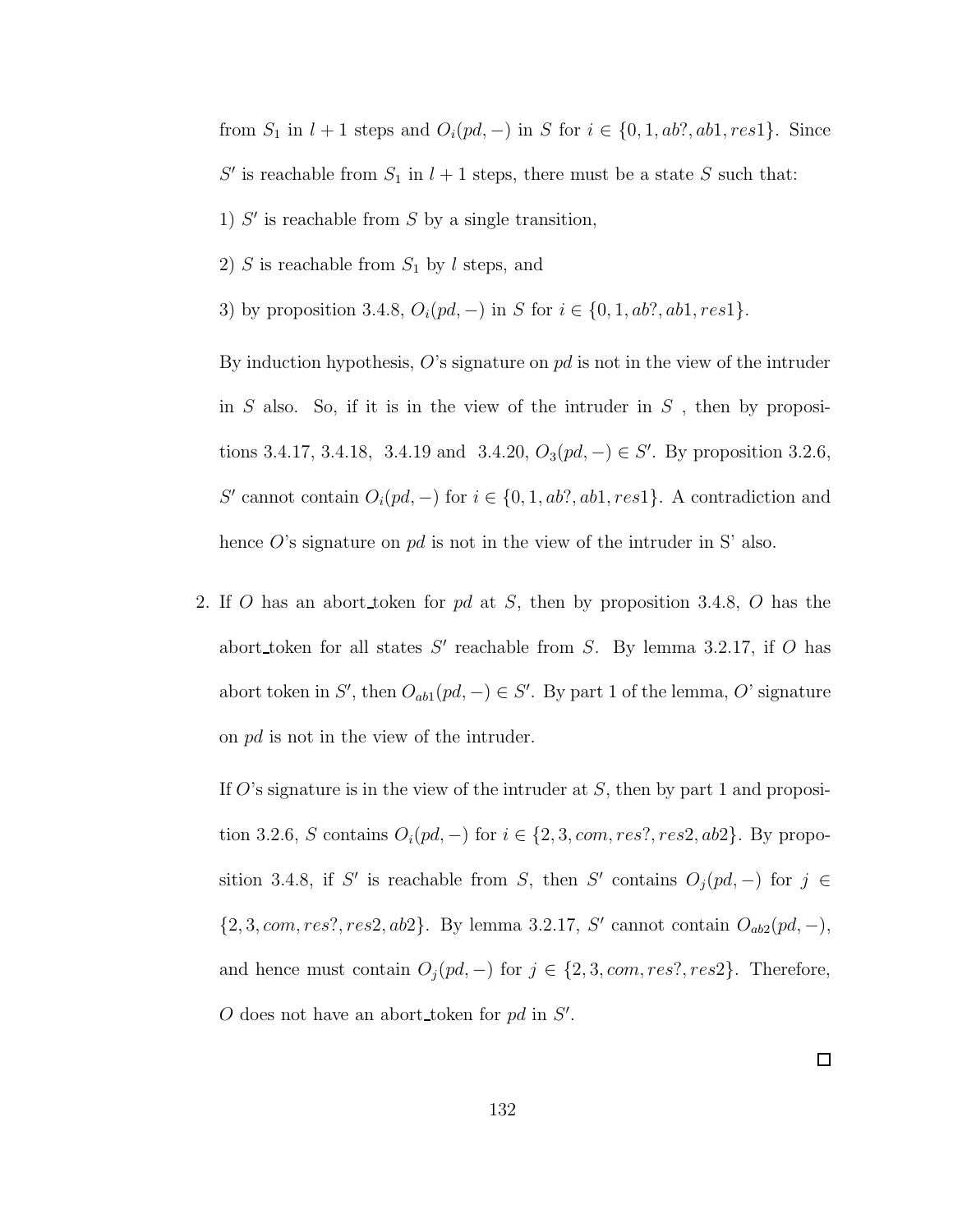from $S_1$ in $l+1$ steps and $O_i(pd, -)$ in $S$ for $i \in \{0, 1, ab?, ab1, res1\}$. Since $S'$ is reachable from $S_1$ in $l+1$ steps, there must be a state $S$ such that:

1) $S'$ is reachable from $S$ by a single transition,

2) $S$ is reachable from $S_1$ by $l$ steps, and

3) by proposition 3.4.8, $O_i(pd, -)$ in $S$ for $i \in \{0, 1, ab?, ab1, res1\}$.

By induction hypothesis, $O$'s signature on *pd* is not in the view of the intruder in $S$ also. So, if it is in the view of the intruder in $S$ , then by propositions 3.4.17, 3.4.18, 3.4.19 and 3.4.20, $O_3(pd, -) \in S'$. By proposition 3.2.6, $S'$ cannot contain $O_i(pd, -)$ for $i \in \{0, 1, ab?, ab1, res1\}$. A contradiction and hence $O$'s signature on *pd* is not in the view of the intruder in S' also.

2. If $O$ has an abort_token for *pd* at $S$, then by proposition 3.4.8, $O$ has the abort_token for all states $S'$ reachable from $S$. By lemma 3.2.17, if $O$ has abort token in $S'$, then $O_{ab1}(pd, -) \in S'$. By part 1 of the lemma, $O$' signature on *pd* is not in the view of the intruder.

   If $O$'s signature is in the view of the intruder at $S$, then by part 1 and proposition 3.2.6, $S$ contains $O_i(pd, -)$ for $i \in \{2, 3, com, res?, res2, ab2\}$. By proposition 3.4.8, if $S'$ is reachable from $S$, then $S'$ contains $O_j(pd, -)$ for $j \in \{2, 3, com, res?, res2, ab2\}$. By lemma 3.2.17, $S'$ cannot contain $O_{ab2}(pd, -)$, and hence must contain $O_j(pd, -)$ for $j \in \{2, 3, com, res?, res2\}$. Therefore, $O$ does not have an abort_token for *pd* in $S'$.

□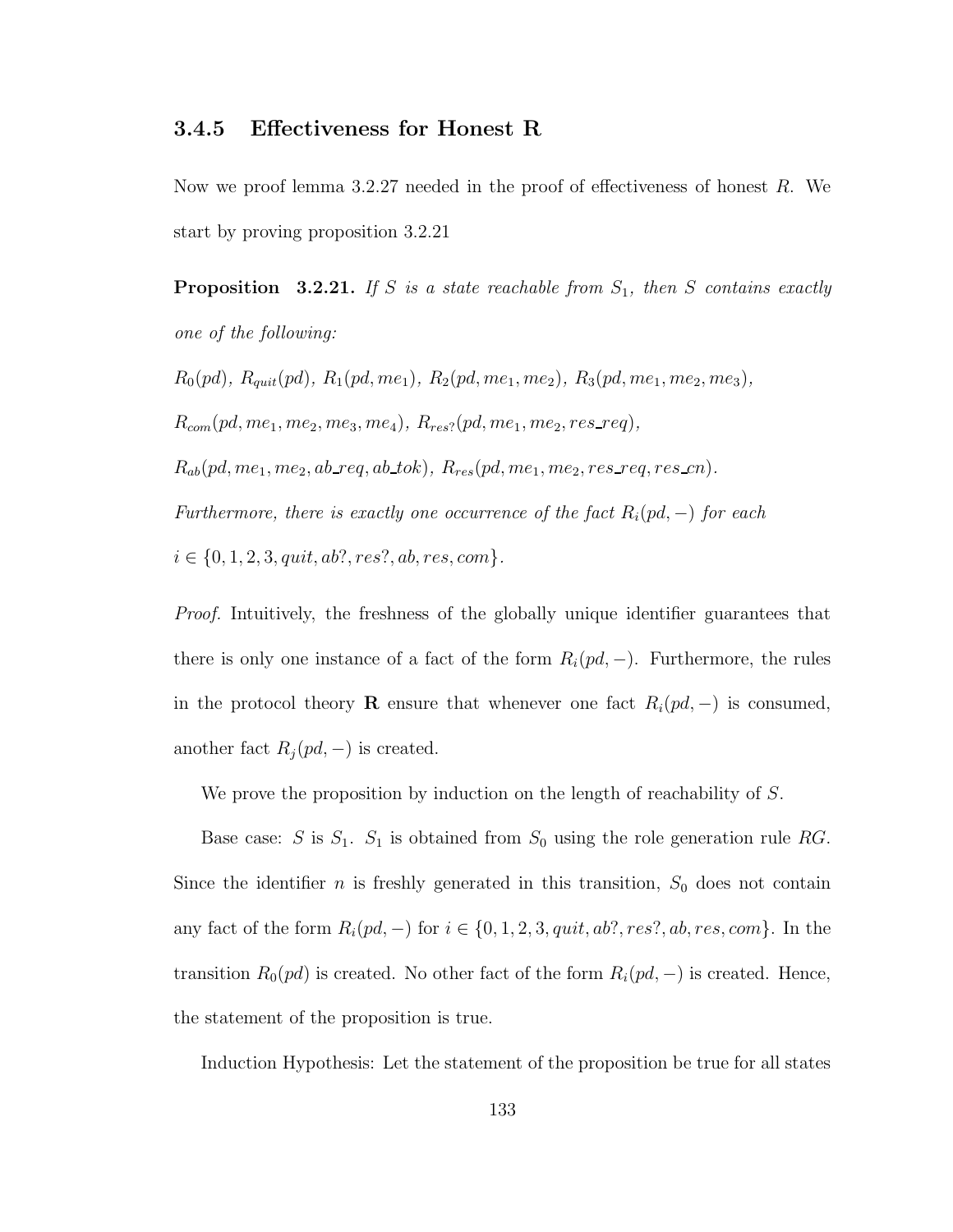### 3.4.5 Effectiveness for Honest R

Now we proof lemma 3.2.27 needed in the proof of effectiveness of honest $R$. We start by proving proposition 3.2.21

**Proposition 3.2.21.** *If $S$ is a state reachable from $S_1$, then $S$ contains exactly one of the following:*

*$R_0(pd)$, $R_{quit}(pd)$, $R_1(pd, me_1)$, $R_2(pd, me_1, me_2)$, $R_3(pd, me_1, me_2, me_3)$, $R_{com}(pd, me_1, me_2, me_3, me_4)$, $R_{res?}(pd, me_1, me_2, res\_req)$, $R_{ab}(pd, me_1, me_2, ab\_req, ab\_tok)$, $R_{res}(pd, me_1, me_2, res\_req, res\_cn)$. Furthermore, there is exactly one occurrence of the fact $R_i(pd, -)$ for each $i \in \{0, 1, 2, 3, quit, ab?, res?, ab, res, com\}$.*

*Proof.* Intuitively, the freshness of the globally unique identifier guarantees that there is only one instance of a fact of the form $R_i(pd, -)$. Furthermore, the rules in the protocol theory **R** ensure that whenever one fact $R_i(pd, -)$ is consumed, another fact $R_j(pd, -)$ is created.

We prove the proposition by induction on the length of reachability of $S$.

Base case: $S$ is $S_1$. $S_1$ is obtained from $S_0$ using the role generation rule $RG$. Since the identifier $n$ is freshly generated in this transition, $S_0$ does not contain any fact of the form $R_i(pd, -)$ for $i \in \{0, 1, 2, 3, quit, ab?, res?, ab, res, com\}$. In the transition $R_0(pd)$ is created. No other fact of the form $R_i(pd, -)$ is created. Hence, the statement of the proposition is true.

Induction Hypothesis: Let the statement of the proposition be true for all states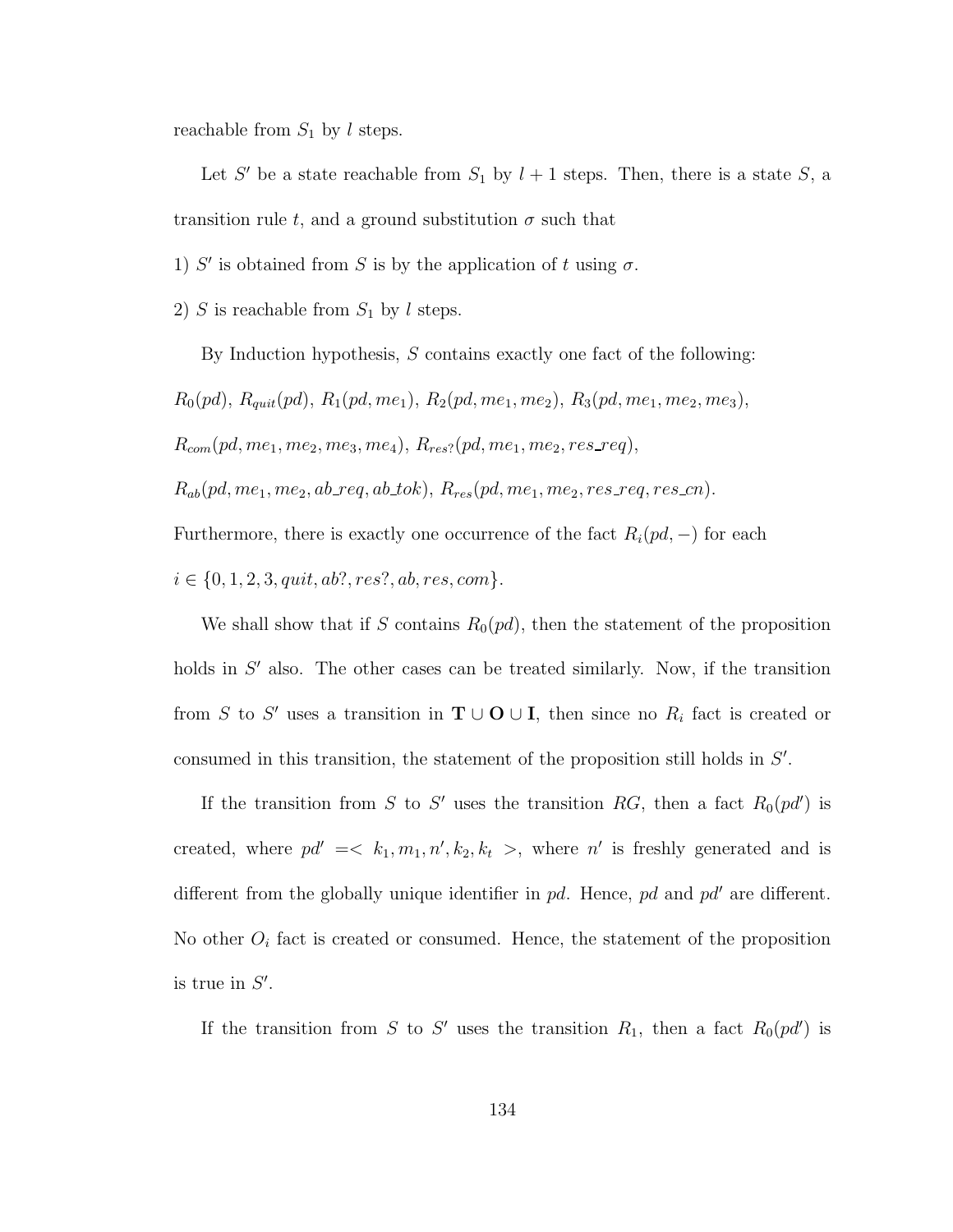reachable from $S_1$ by $l$ steps.

Let $S'$ be a state reachable from $S_1$ by $l+1$ steps. Then, there is a state $S$, a transition rule $t$, and a ground substitution $\sigma$ such that

1) $S'$ is obtained from $S$ is by the application of $t$ using $\sigma$.

2) $S$ is reachable from $S_1$ by $l$ steps.

By Induction hypothesis, $S$ contains exactly one fact of the following: $R_0(pd)$, $R_{quit}(pd)$, $R_1(pd, me_1)$, $R_2(pd, me_1, me_2)$, $R_3(pd, me_1, me_2, me_3)$, $R_{com}(pd, me_1, me_2, me_3, me_4)$, $R_{res?}(pd, me_1, me_2, res\_req)$, $R_{ab}(pd, me_1, me_2, ab\_req, ab\_tok)$, $R_{res}(pd, me_1, me_2, res\_req, res\_cn)$. Furthermore, there is exactly one occurrence of the fact $R_i(pd, -)$ for each $i \in \{0, 1, 2, 3, quit, ab?, res?, ab, res, com\}$.

We shall show that if $S$ contains $R_0(pd)$, then the statement of the proposition holds in $S'$ also. The other cases can be treated similarly. Now, if the transition from $S$ to $S'$ uses a transition in $\mathbf{T} \cup \mathbf{O} \cup \mathbf{I}$, then since no $R_i$ fact is created or consumed in this transition, the statement of the proposition still holds in $S'$.

If the transition from $S$ to $S'$ uses the transition $RG$, then a fact $R_0(pd')$ is created, where $pd' = < k_1, m_1, n', k_2, k_t >$, where $n'$ is freshly generated and is different from the globally unique identifier in $pd$. Hence, $pd$ and $pd'$ are different. No other $O_i$ fact is created or consumed. Hence, the statement of the proposition is true in $S'$.

If the transition from $S$ to $S'$ uses the transition $R_1$, then a fact $R_0(pd')$ is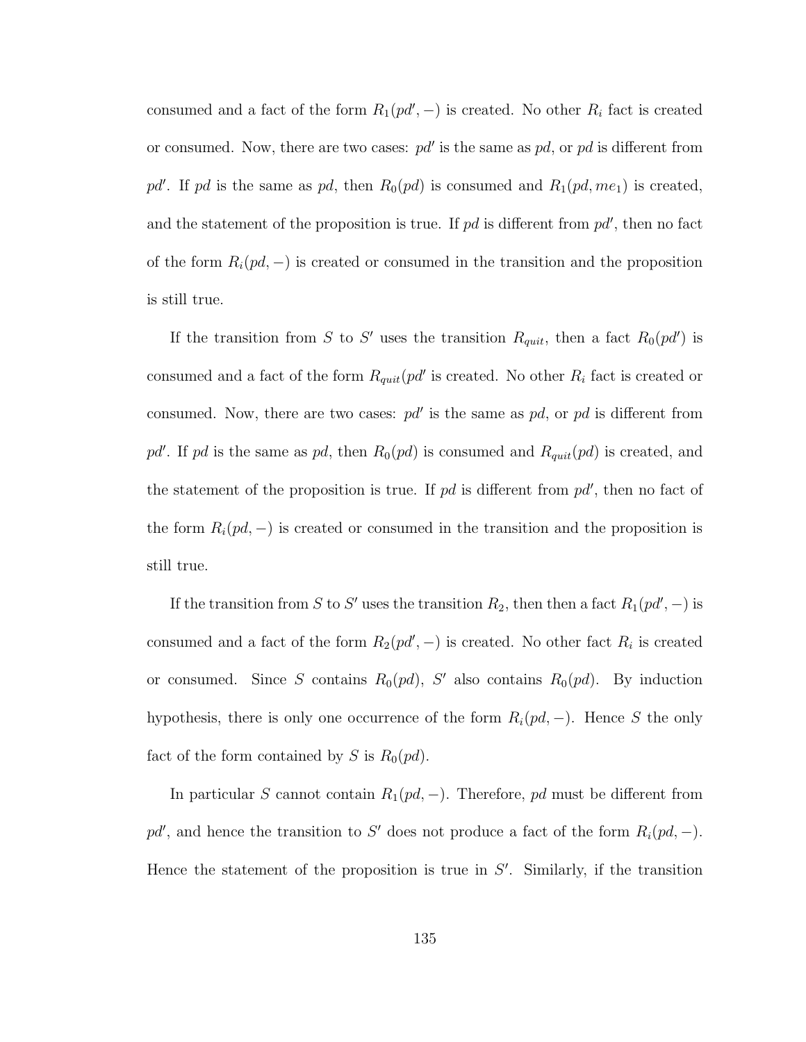consumed and a fact of the form $R_1(pd', -)$ is created. No other $R_i$ fact is created or consumed. Now, there are two cases: $pd'$ is the same as $pd$, or $pd$ is different from $pd'$. If $pd$ is the same as $pd$, then $R_0(pd)$ is consumed and $R_1(pd, me_1)$ is created, and the statement of the proposition is true. If $pd$ is different from $pd'$, then no fact of the form $R_i(pd, -)$ is created or consumed in the transition and the proposition is still true.

If the transition from $S$ to $S'$ uses the transition $R_{quit}$, then a fact $R_0(pd')$ is consumed and a fact of the form $R_{quit}(pd'$ is created. No other $R_i$ fact is created or consumed. Now, there are two cases: $pd'$ is the same as $pd$, or $pd$ is different from $pd'$. If $pd$ is the same as $pd$, then $R_0(pd)$ is consumed and $R_{quit}(pd)$ is created, and the statement of the proposition is true. If $pd$ is different from $pd'$, then no fact of the form $R_i(pd, -)$ is created or consumed in the transition and the proposition is still true.

If the transition from $S$ to $S'$ uses the transition $R_2$, then then a fact $R_1(pd', -)$ is consumed and a fact of the form $R_2(pd', -)$ is created. No other fact $R_i$ is created or consumed. Since $S$ contains $R_0(pd)$, $S'$ also contains $R_0(pd)$. By induction hypothesis, there is only one occurrence of the form $R_i(pd, -)$. Hence $S$ the only fact of the form contained by $S$ is $R_0(pd)$.

In particular $S$ cannot contain $R_1(pd, -)$. Therefore, $pd$ must be different from $pd'$, and hence the transition to $S'$ does not produce a fact of the form $R_i(pd, -)$. Hence the statement of the proposition is true in $S'$. Similarly, if the transition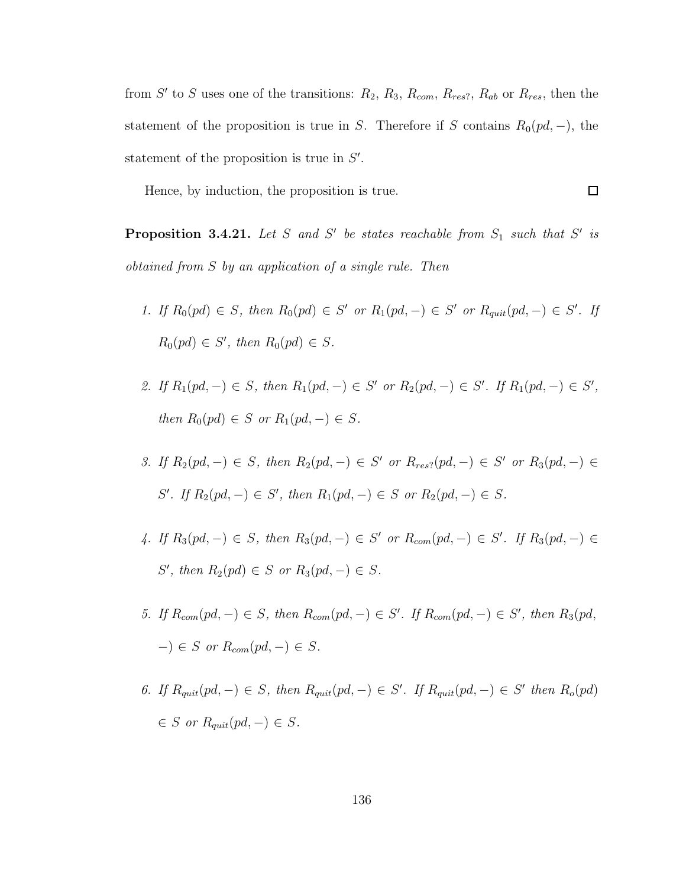from $S'$ to $S$ uses one of the transitions: $R_2$, $R_3$, $R_{com}$, $R_{res?}$, $R_{ab}$ or $R_{res}$, then the statement of the proposition is true in $S$. Therefore if $S$ contains $R_0(pd, -)$, the statement of the proposition is true in $S'$.

Hence, by induction, the proposition is true. $\square$

**Proposition 3.4.21.** *Let $S$ and $S'$ be states reachable from $S_1$ such that $S'$ is obtained from $S$ by an application of a single rule. Then*

1. *If $R_0(pd) \in S$, then $R_0(pd) \in S'$ or $R_1(pd, -) \in S'$ or $R_{quit}(pd, -) \in S'$. If $R_0(pd) \in S'$, then $R_0(pd) \in S$.*

2. *If $R_1(pd, -) \in S$, then $R_1(pd, -) \in S'$ or $R_2(pd, -) \in S'$. If $R_1(pd, -) \in S'$, then $R_0(pd) \in S$ or $R_1(pd, -) \in S$.*

3. *If $R_2(pd, -) \in S$, then $R_2(pd, -) \in S'$ or $R_{res?}(pd, -) \in S'$ or $R_3(pd, -) \in S'$. If $R_2(pd, -) \in S'$, then $R_1(pd, -) \in S$ or $R_2(pd, -) \in S$.*

4. *If $R_3(pd, -) \in S$, then $R_3(pd, -) \in S'$ or $R_{com}(pd, -) \in S'$. If $R_3(pd, -) \in S'$, then $R_2(pd) \in S$ or $R_3(pd, -) \in S$.*

5. *If $R_{com}(pd, -) \in S$, then $R_{com}(pd, -) \in S'$. If $R_{com}(pd, -) \in S'$, then $R_3(pd, -) \in S$ or $R_{com}(pd, -) \in S$.*

6. *If $R_{quit}(pd, -) \in S$, then $R_{quit}(pd, -) \in S'$. If $R_{quit}(pd, -) \in S'$ then $R_o(pd) \in S$ or $R_{quit}(pd, -) \in S$.*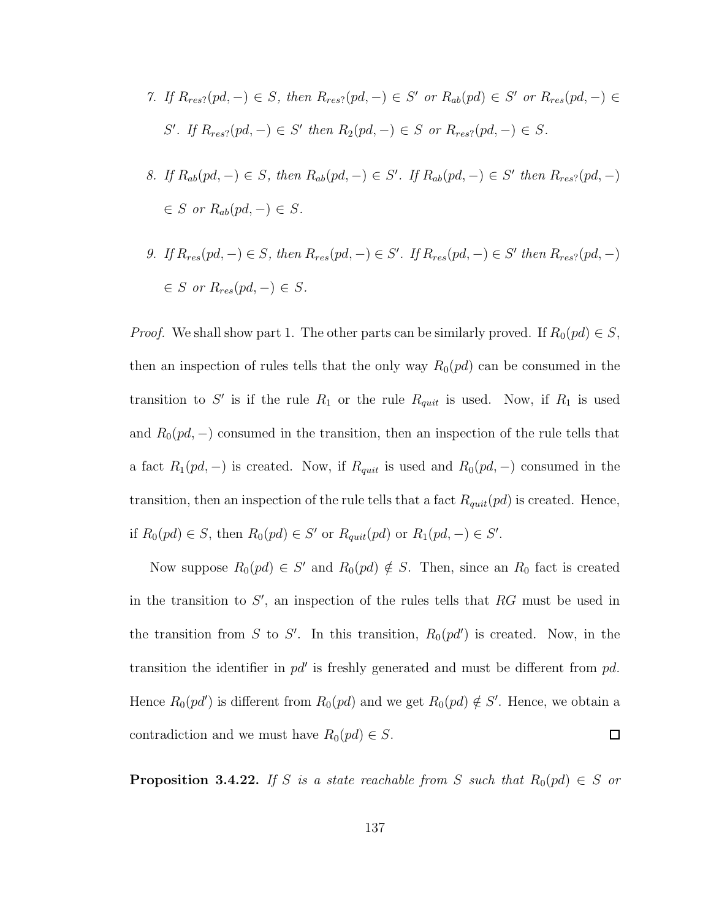7. *If $R_{res?}(pd, -) \in S$, then $R_{res?}(pd, -) \in S'$ or $R_{ab}(pd) \in S'$ or $R_{res}(pd, -) \in S'$. If $R_{res?}(pd, -) \in S'$ then $R_2(pd, -) \in S$ or $R_{res?}(pd, -) \in S$.*

8. *If $R_{ab}(pd, -) \in S$, then $R_{ab}(pd, -) \in S'$. If $R_{ab}(pd, -) \in S'$ then $R_{res?}(pd, -) \in S$ or $R_{ab}(pd, -) \in S$.*

9. *If $R_{res}(pd, -) \in S$, then $R_{res}(pd, -) \in S'$. If $R_{res}(pd, -) \in S'$ then $R_{res?}(pd, -) \in S$ or $R_{res}(pd, -) \in S$.*

*Proof.* We shall show part 1. The other parts can be similarly proved. If $R_0(pd) \in S$, then an inspection of rules tells that the only way $R_0(pd)$ can be consumed in the transition to $S'$ is if the rule $R_1$ or the rule $R_{quit}$ is used. Now, if $R_1$ is used and $R_0(pd, -)$ consumed in the transition, then an inspection of the rule tells that a fact $R_1(pd, -)$ is created. Now, if $R_{quit}$ is used and $R_0(pd, -)$ consumed in the transition, then an inspection of the rule tells that a fact $R_{quit}(pd)$ is created. Hence, if $R_0(pd) \in S$, then $R_0(pd) \in S'$ or $R_{quit}(pd)$ or $R_1(pd, -) \in S'$.

Now suppose $R_0(pd) \in S'$ and $R_0(pd) \notin S$. Then, since an $R_0$ fact is created in the transition to $S'$, an inspection of the rules tells that $RG$ must be used in the transition from $S$ to $S'$. In this transition, $R_0(pd')$ is created. Now, in the transition the identifier in $pd'$ is freshly generated and must be different from $pd$. Hence $R_0(pd')$ is different from $R_0(pd)$ and we get $R_0(pd) \notin S'$. Hence, we obtain a contradiction and we must have $R_0(pd) \in S$. ☐

**Proposition 3.4.22.** *If $S$ is a state reachable from $S$ such that $R_0(pd) \in S$ or*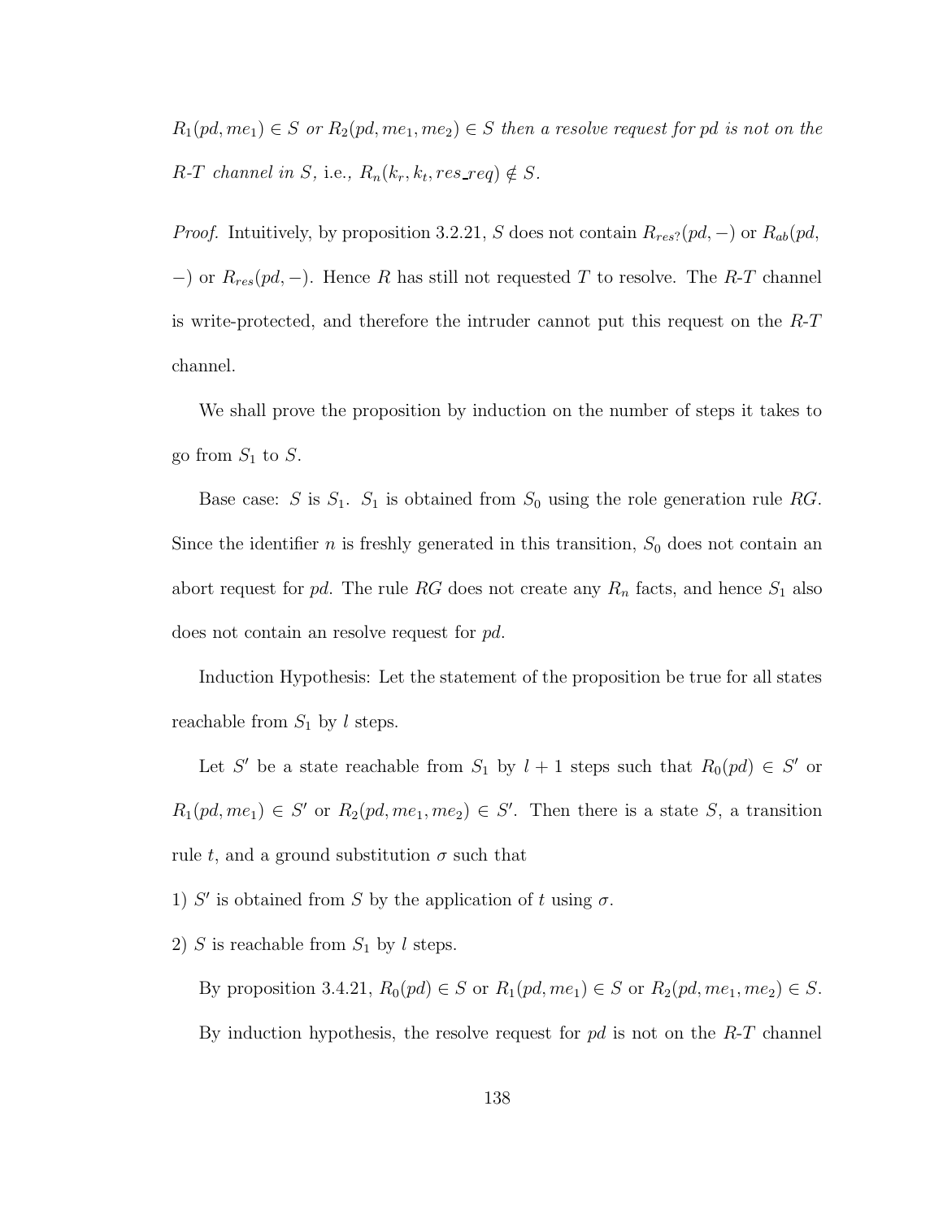*$R_1(pd, me_1) \in S$ or $R_2(pd, me_1, me_2) \in S$ then a resolve request for $pd$ is not on the R-T channel in $S$,* i.e., *$R_n(k_r, k_t, res\_req) \notin S$.*

*Proof.* Intuitively, by proposition 3.2.21, $S$ does not contain $R_{res?}(pd, -)$ or $R_{ab}(pd, -)$ or $R_{res}(pd, -)$. Hence $R$ has still not requested $T$ to resolve. The *R-T* channel is write-protected, and therefore the intruder cannot put this request on the *R-T* channel.

We shall prove the proposition by induction on the number of steps it takes to go from $S_1$ to $S$.

Base case: $S$ is $S_1$. $S_1$ is obtained from $S_0$ using the role generation rule $RG$. Since the identifier $n$ is freshly generated in this transition, $S_0$ does not contain an abort request for $pd$. The rule $RG$ does not create any $R_n$ facts, and hence $S_1$ also does not contain an resolve request for $pd$.

Induction Hypothesis: Let the statement of the proposition be true for all states reachable from $S_1$ by $l$ steps.

Let $S'$ be a state reachable from $S_1$ by $l + 1$ steps such that $R_0(pd) \in S'$ or $R_1(pd, me_1) \in S'$ or $R_2(pd, me_1, me_2) \in S'$. Then there is a state $S$, a transition rule $t$, and a ground substitution $\sigma$ such that

1) $S'$ is obtained from $S$ by the application of $t$ using $\sigma$.

2) $S$ is reachable from $S_1$ by $l$ steps.

By proposition 3.4.21, $R_0(pd) \in S$ or $R_1(pd, me_1) \in S$ or $R_2(pd, me_1, me_2) \in S$.

By induction hypothesis, the resolve request for $pd$ is not on the *R-T* channel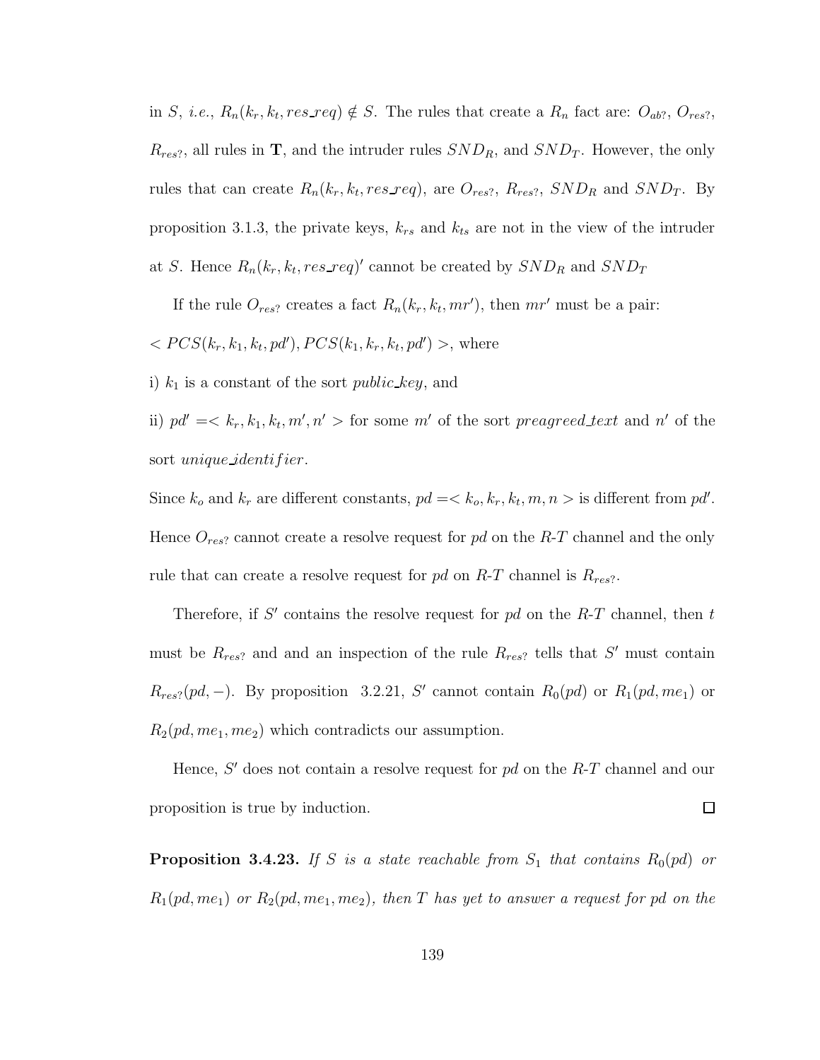in $S$, *i.e.*, $R_n(k_r, k_t, res\_req) \notin S$. The rules that create a $R_n$ fact are: $O_{ab?}$, $O_{res?}$, $R_{res?}$, all rules in $\mathbf{T}$, and the intruder rules $SND_R$, and $SND_T$. However, the only rules that can create $R_n(k_r, k_t, res\_req)$, are $O_{res?}$, $R_{res?}$, $SND_R$ and $SND_T$. By proposition 3.1.3, the private keys, $k_{rs}$ and $k_{ts}$ are not in the view of the intruder at $S$. Hence $R_n(k_r, k_t, res\_req)'$ cannot be created by $SND_R$ and $SND_T$

If the rule $O_{res?}$ creates a fact $R_n(k_r, k_t, mr')$, then $mr'$ must be a pair: $< PCS(k_r, k_1, k_t, pd'), PCS(k_1, k_r, k_t, pd') >$, where

i) $k_1$ is a constant of the sort *public_key*, and

ii) $pd' =< k_r, k_1, k_t, m', n' >$ for some $m'$ of the sort *preagreed_text* and $n'$ of the sort *unique_identifier*.

Since $k_o$ and $k_r$ are different constants, $pd =< k_o, k_r, k_t, m, n >$ is different from $pd'$. Hence $O_{res?}$ cannot create a resolve request for $pd$ on the *R-T* channel and the only rule that can create a resolve request for $pd$ on *R-T* channel is $R_{res?}$.

Therefore, if $S'$ contains the resolve request for $pd$ on the *R-T* channel, then $t$ must be $R_{res?}$ and and an inspection of the rule $R_{res?}$ tells that $S'$ must contain $R_{res?}(pd, -)$. By proposition 3.2.21, $S'$ cannot contain $R_0(pd)$ or $R_1(pd, me_1)$ or $R_2(pd, me_1, me_2)$ which contradicts our assumption.

Hence, $S'$ does not contain a resolve request for $pd$ on the *R-T* channel and our proposition is true by induction. □

**Proposition 3.4.23.** *If $S$ is a state reachable from $S_1$ that contains $R_0(pd)$ or $R_1(pd, me_1)$ or $R_2(pd, me_1, me_2)$, then $T$ has yet to answer a request for $pd$ on the*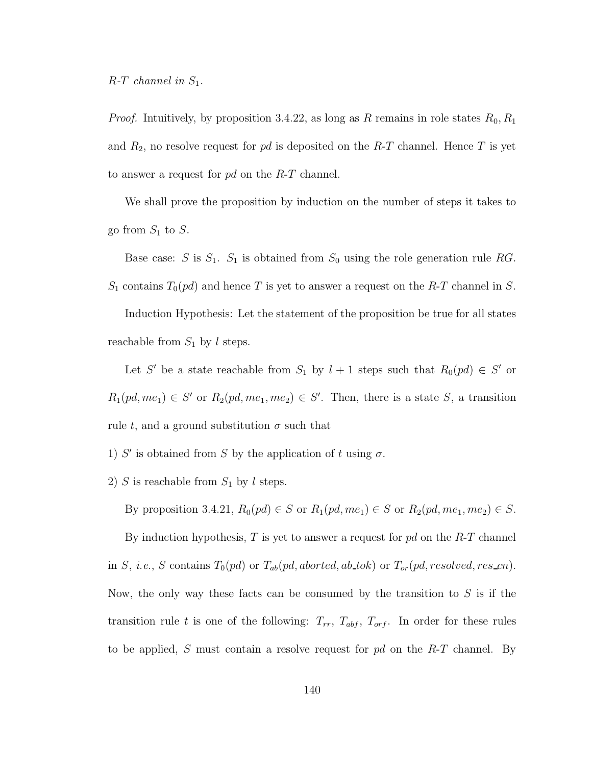*R-T channel in* $S_1$.

*Proof.* Intuitively, by proposition 3.4.22, as long as $R$ remains in role states $R_0, R_1$ and $R_2$, no resolve request for $pd$ is deposited on the $R$-$T$ channel. Hence $T$ is yet to answer a request for $pd$ on the $R$-$T$ channel.

We shall prove the proposition by induction on the number of steps it takes to go from $S_1$ to $S$.

Base case: $S$ is $S_1$. $S_1$ is obtained from $S_0$ using the role generation rule $RG$. $S_1$ contains $T_0(pd)$ and hence $T$ is yet to answer a request on the $R$-$T$ channel in $S$.

Induction Hypothesis: Let the statement of the proposition be true for all states reachable from $S_1$ by $l$ steps.

Let $S'$ be a state reachable from $S_1$ by $l+1$ steps such that $R_0(pd) \in S'$ or $R_1(pd, me_1) \in S'$ or $R_2(pd, me_1, me_2) \in S'$. Then, there is a state $S$, a transition rule $t$, and a ground substitution $\sigma$ such that

1) $S'$ is obtained from $S$ by the application of $t$ using $\sigma$.

2) $S$ is reachable from $S_1$ by $l$ steps.

By proposition 3.4.21, $R_0(pd) \in S$ or $R_1(pd, me_1) \in S$ or $R_2(pd, me_1, me_2) \in S$.

By induction hypothesis, $T$ is yet to answer a request for $pd$ on the $R$-$T$ channel in $S$, *i.e.*, $S$ contains $T_0(pd)$ or $T_{ab}(pd, aborted, ab\_tok)$ or $T_{or}(pd, resolved, res\_cn)$. Now, the only way these facts can be consumed by the transition to $S$ is if the transition rule $t$ is one of the following: $T_{rr}$, $T_{abf}$, $T_{orf}$. In order for these rules to be applied, $S$ must contain a resolve request for $pd$ on the $R$-$T$ channel. By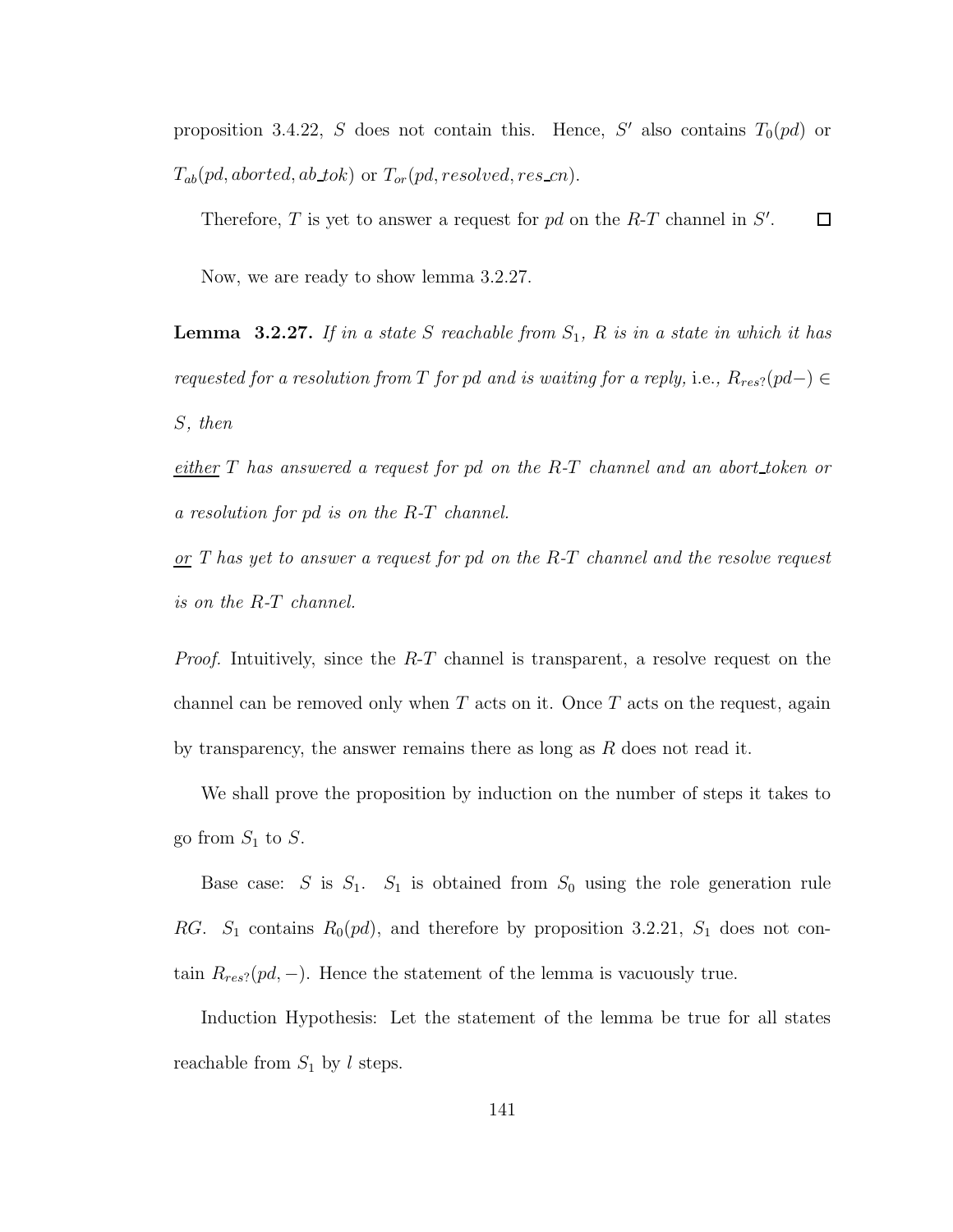proposition 3.4.22, $S$ does not contain this. Hence, $S'$ also contains $T_0(pd)$ or $T_{ab}(pd, aborted, ab\_tok)$ or $T_{or}(pd, resolved, res\_cn)$.

Therefore, $T$ is yet to answer a request for $pd$ on the $R$-$T$ channel in $S'$. $\square$

Now, we are ready to show lemma 3.2.27.

**Lemma 3.2.27.** *If in a state $S$ reachable from $S_1$, $R$ is in a state in which it has requested for a resolution from $T$ for $pd$ and is waiting for a reply,* i.e., $R_{res?}(pd-) \in S$*, then*

*<u>either</u> $T$ has answered a request for $pd$ on the $R$-$T$ channel and an abort_token or a resolution for $pd$ is on the $R$-$T$ channel.*

*<u>or</u> $T$ has yet to answer a request for $pd$ on the $R$-$T$ channel and the resolve request is on the $R$-$T$ channel.*

*Proof.* Intuitively, since the $R$-$T$ channel is transparent, a resolve request on the channel can be removed only when $T$ acts on it. Once $T$ acts on the request, again by transparency, the answer remains there as long as $R$ does not read it.

We shall prove the proposition by induction on the number of steps it takes to go from $S_1$ to $S$.

Base case: $S$ is $S_1$. $S_1$ is obtained from $S_0$ using the role generation rule *RG*. $S_1$ contains $R_0(pd)$, and therefore by proposition 3.2.21, $S_1$ does not contain $R_{res?}(pd, -)$. Hence the statement of the lemma is vacuously true.

Induction Hypothesis: Let the statement of the lemma be true for all states reachable from $S_1$ by $l$ steps.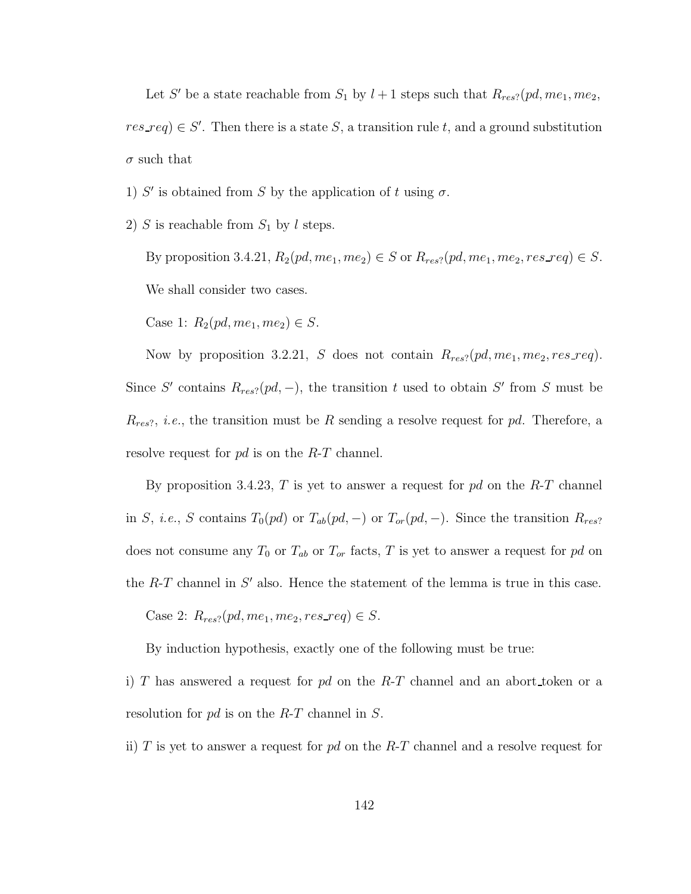Let $S'$ be a state reachable from $S_1$ by $l+1$ steps such that $R_{res?}(pd, me_1, me_2, res\_req) \in S'$. Then there is a state $S$, a transition rule $t$, and a ground substitution $\sigma$ such that

1) $S'$ is obtained from $S$ by the application of $t$ using $\sigma$.

2) $S$ is reachable from $S_1$ by $l$ steps.

By proposition 3.4.21, $R_2(pd, me_1, me_2) \in S$ or $R_{res?}(pd, me_1, me_2, res\_req) \in S$. We shall consider two cases.

Case 1: $R_2(pd, me_1, me_2) \in S$.

Now by proposition 3.2.21, $S$ does not contain $R_{res?}(pd, me_1, me_2, res\_req)$. Since $S'$ contains $R_{res?}(pd, -)$, the transition $t$ used to obtain $S'$ from $S$ must be $R_{res?}$, *i.e.*, the transition must be $R$ sending a resolve request for $pd$. Therefore, a resolve request for $pd$ is on the $R$-$T$ channel.

By proposition 3.4.23, $T$ is yet to answer a request for $pd$ on the $R$-$T$ channel in $S$, *i.e.*, $S$ contains $T_0(pd)$ or $T_{ab}(pd, -)$ or $T_{or}(pd, -)$. Since the transition $R_{res?}$ does not consume any $T_0$ or $T_{ab}$ or $T_{or}$ facts, $T$ is yet to answer a request for $pd$ on the $R$-$T$ channel in $S'$ also. Hence the statement of the lemma is true in this case.

Case 2: $R_{res?}(pd, me_1, me_2, res\_req) \in S$.

By induction hypothesis, exactly one of the following must be true:

i) $T$ has answered a request for $pd$ on the $R$-$T$ channel and an abort_token or a resolution for $pd$ is on the $R$-$T$ channel in $S$.

ii) $T$ is yet to answer a request for $pd$ on the $R$-$T$ channel and a resolve request for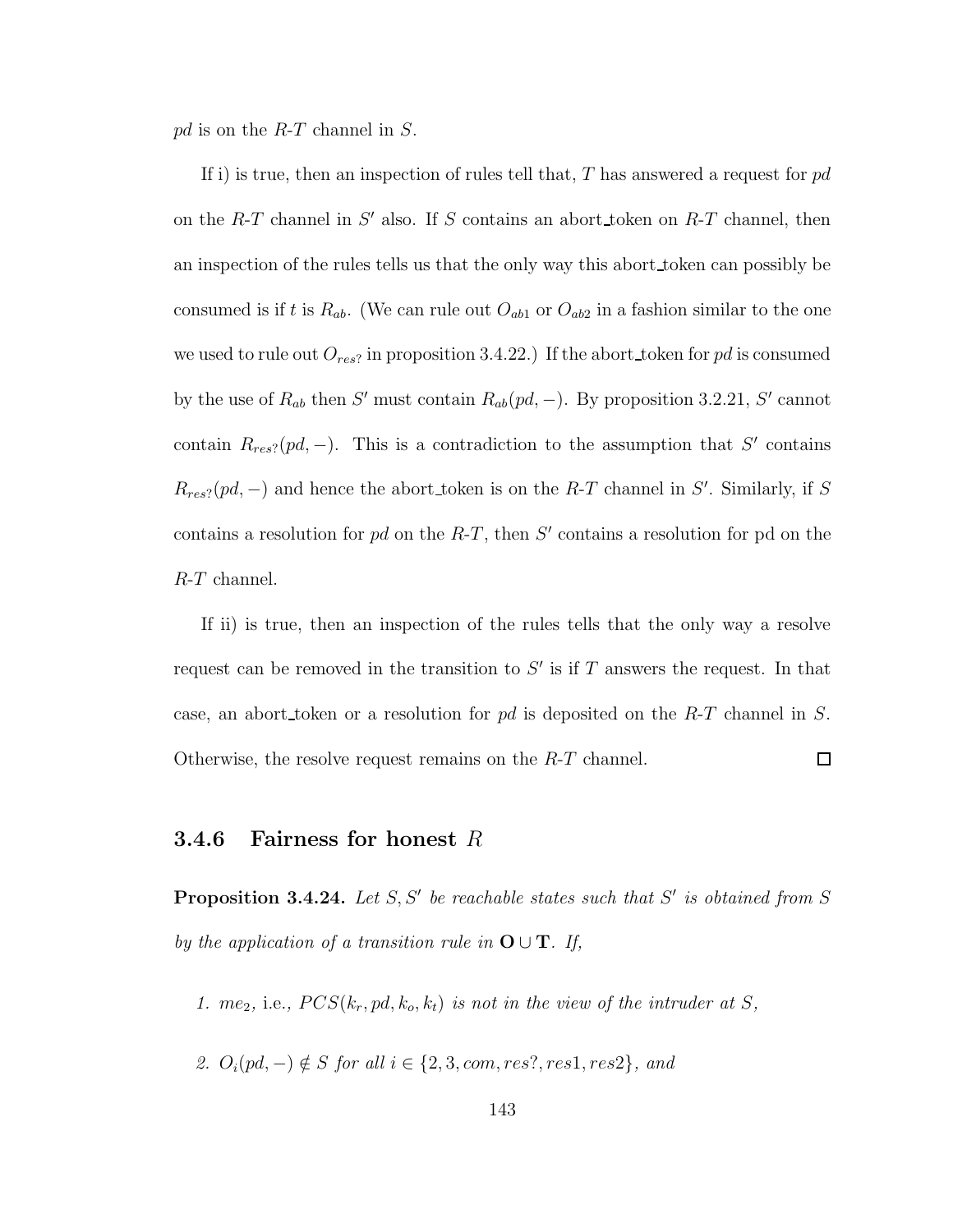$pd$ is on the $R$-$T$ channel in $S$.

If i) is true, then an inspection of rules tell that, $T$ has answered a request for $pd$ on the $R$-$T$ channel in $S'$ also. If $S$ contains an abort_token on $R$-$T$ channel, then an inspection of the rules tells us that the only way this abort_token can possibly be consumed is if $t$ is $R_{ab}$. (We can rule out $O_{ab1}$ or $O_{ab2}$ in a fashion similar to the one we used to rule out $O_{res?}$ in proposition 3.4.22.) If the abort_token for $pd$ is consumed by the use of $R_{ab}$ then $S'$ must contain $R_{ab}(pd, -)$. By proposition 3.2.21, $S'$ cannot contain $R_{res?}(pd, -)$. This is a contradiction to the assumption that $S'$ contains $R_{res?}(pd, -)$ and hence the abort_token is on the $R$-$T$ channel in $S'$. Similarly, if $S$ contains a resolution for $pd$ on the $R$-$T$, then $S'$ contains a resolution for pd on the $R$-$T$ channel.

If ii) is true, then an inspection of the rules tells that the only way a resolve request can be removed in the transition to $S'$ is if $T$ answers the request. In that case, an abort_token or a resolution for $pd$ is deposited on the $R$-$T$ channel in $S$. Otherwise, the resolve request remains on the $R$-$T$ channel. □

### 3.4.6 Fairness for honest $R$

**Proposition 3.4.24.** *Let $S, S'$ be reachable states such that $S'$ is obtained from $S$ by the application of a transition rule in $\mathbf{O} \cup \mathbf{T}$. If,*

1. *$me_2$,* i.e., *$PCS(k_r, pd, k_o, k_t)$ is not in the view of the intruder at $S$,*
2. *$O_i(pd, -) \notin S$ for all $i \in \{2, 3, com, res?, res1, res2\}$, and*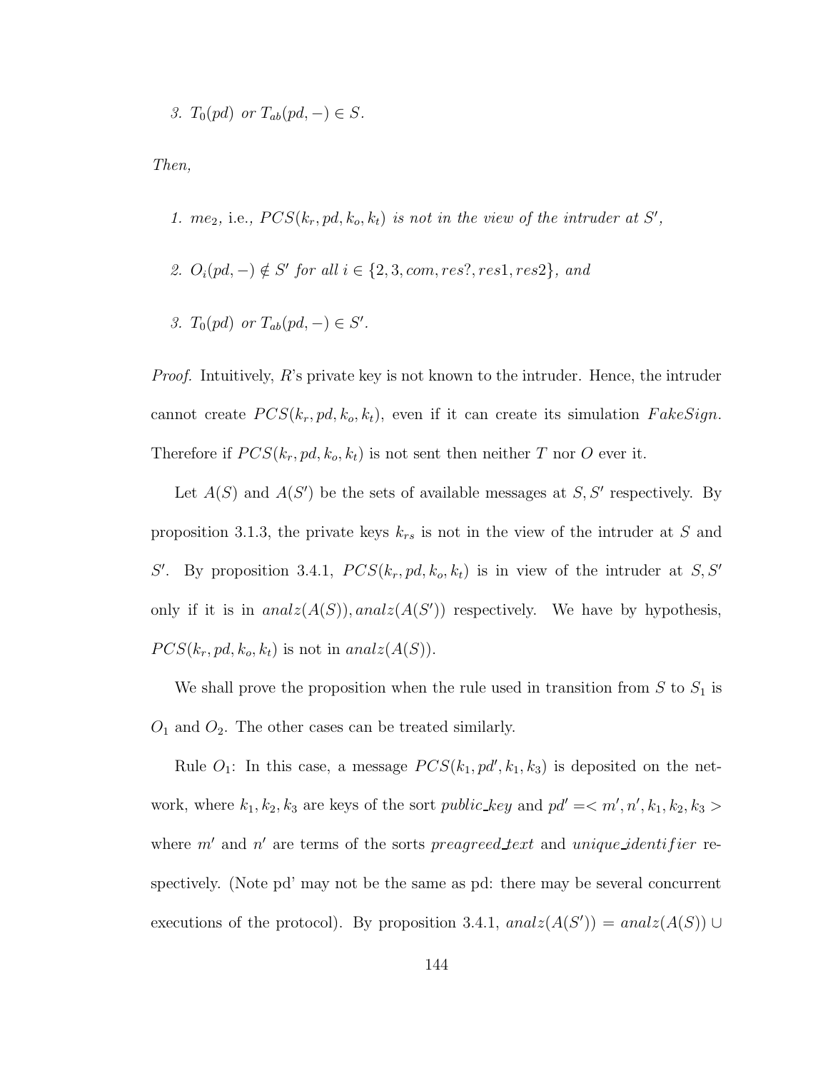*3.* $T_0(pd)$ *or* $T_{ab}(pd, -) \in S$.

*Then,*

*1.* $me_2$, i.e., $PCS(k_r, pd, k_o, k_t)$ *is not in the view of the intruder at* $S'$,

*2.* $O_i(pd, -) \notin S'$ *for all* $i \in \{2, 3, com, res?, res1, res2\}$, *and*

*3.* $T_0(pd)$ *or* $T_{ab}(pd, -) \in S'$.

*Proof.* Intuitively, $R$'s private key is not known to the intruder. Hence, the intruder cannot create $PCS(k_r, pd, k_o, k_t)$, even if it can create its simulation $FakeSign$. Therefore if $PCS(k_r, pd, k_o, k_t)$ is not sent then neither $T$ nor $O$ ever it.

Let $A(S)$ and $A(S')$ be the sets of available messages at $S, S'$ respectively. By proposition 3.1.3, the private keys $k_{rs}$ is not in the view of the intruder at $S$ and $S'$. By proposition 3.4.1, $PCS(k_r, pd, k_o, k_t)$ is in view of the intruder at $S, S'$ only if it is in $analz(A(S)), analz(A(S'))$ respectively. We have by hypothesis, $PCS(k_r, pd, k_o, k_t)$ is not in $analz(A(S))$.

We shall prove the proposition when the rule used in transition from $S$ to $S_1$ is $O_1$ and $O_2$. The other cases can be treated similarly.

Rule $O_1$: In this case, a message $PCS(k_1, pd', k_1, k_3)$ is deposited on the network, where $k_1, k_2, k_3$ are keys of the sort *public_key* and $pd' =< m', n', k_1, k_2, k_3 >$ where $m'$ and $n'$ are terms of the sorts *preagreed_text* and *unique_identifier* respectively. (Note pd' may not be the same as pd: there may be several concurrent executions of the protocol). By proposition 3.4.1, $analz(A(S')) = analz(A(S)) \cup$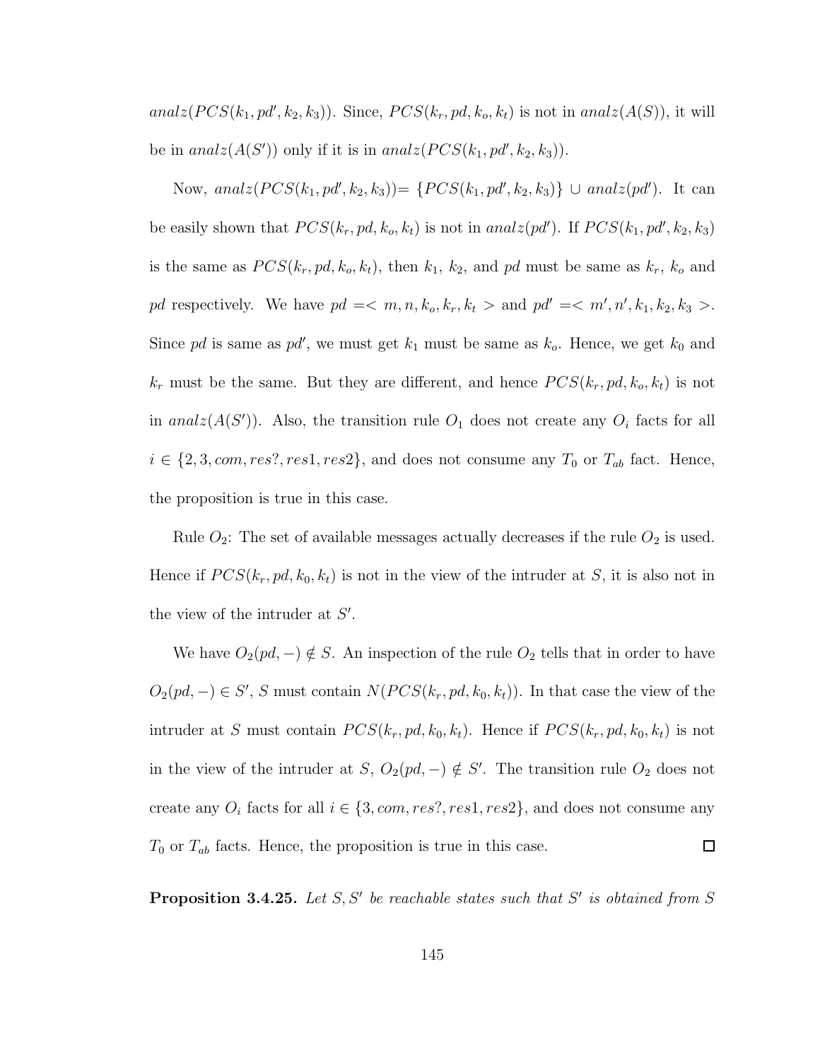$analz(PCS(k_1, pd', k_2, k_3))$. Since, $PCS(k_r, pd, k_o, k_t)$ is not in $analz(A(S))$, it will be in $analz(A(S'))$ only if it is in $analz(PCS(k_1, pd', k_2, k_3))$.

Now, $analz(PCS(k_1, pd', k_2, k_3)) = \{PCS(k_1, pd', k_2, k_3)\} \cup analz(pd')$. It can be easily shown that $PCS(k_r, pd, k_o, k_t)$ is not in $analz(pd')$. If $PCS(k_1, pd', k_2, k_3)$ is the same as $PCS(k_r, pd, k_o, k_t)$, then $k_1$, $k_2$, and $pd$ must be same as $k_r$, $k_o$ and $pd$ respectively. We have $pd = < m, n, k_o, k_r, k_t >$ and $pd' = < m', n', k_1, k_2, k_3 >$. Since $pd$ is same as $pd'$, we must get $k_1$ must be same as $k_o$. Hence, we get $k_0$ and $k_r$ must be the same. But they are different, and hence $PCS(k_r, pd, k_o, k_t)$ is not in $analz(A(S'))$. Also, the transition rule $O_1$ does not create any $O_i$ facts for all $i \in \{2, 3, com, res?, res1, res2\}$, and does not consume any $T_0$ or $T_{ab}$ fact. Hence, the proposition is true in this case.

Rule $O_2$: The set of available messages actually decreases if the rule $O_2$ is used. Hence if $PCS(k_r, pd, k_0, k_t)$ is not in the view of the intruder at $S$, it is also not in the view of the intruder at $S'$.

We have $O_2(pd, -) \notin S$. An inspection of the rule $O_2$ tells that in order to have $O_2(pd, -) \in S'$, $S$ must contain $N(PCS(k_r, pd, k_0, k_t))$. In that case the view of the intruder at $S$ must contain $PCS(k_r, pd, k_0, k_t)$. Hence if $PCS(k_r, pd, k_0, k_t)$ is not in the view of the intruder at $S$, $O_2(pd, -) \notin S'$. The transition rule $O_2$ does not create any $O_i$ facts for all $i \in \{3, com, res?, res1, res2\}$, and does not consume any $T_0$ or $T_{ab}$ facts. Hence, the proposition is true in this case. □

**Proposition 3.4.25.** *Let $S, S'$ be reachable states such that $S'$ is obtained from $S$*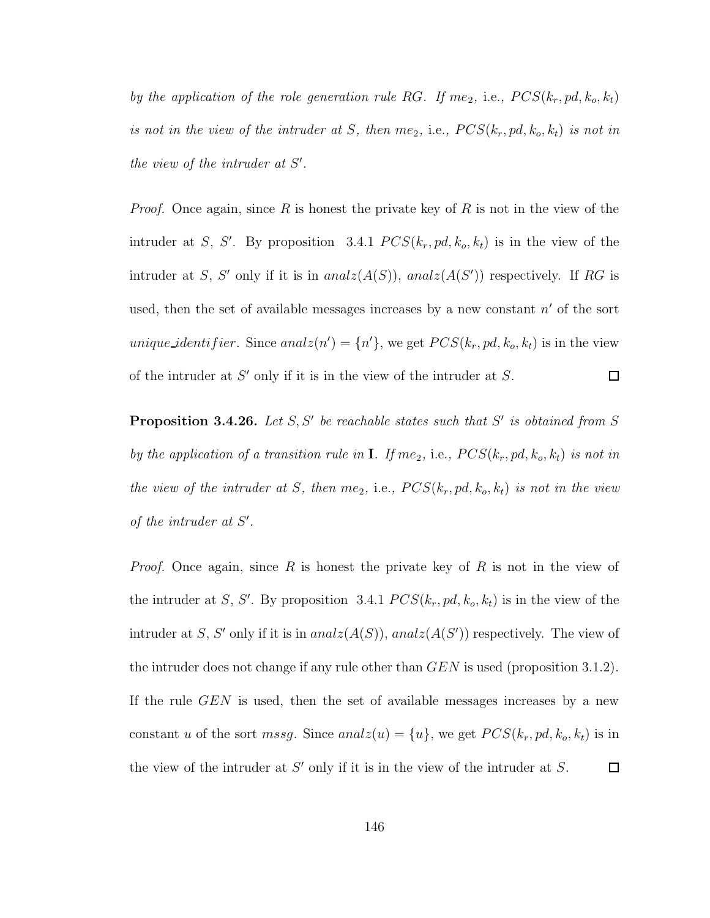*by the application of the role generation rule RG. If $me_2$,* i.e.*, $PCS(k_r, pd, k_o, k_t)$ is not in the view of the intruder at $S$, then $me_2$,* i.e.*, $PCS(k_r, pd, k_o, k_t)$ is not in the view of the intruder at $S'$.*

*Proof.* Once again, since $R$ is honest the private key of $R$ is not in the view of the intruder at $S$, $S'$. By proposition 3.4.1 $PCS(k_r, pd, k_o, k_t)$ is in the view of the intruder at $S$, $S'$ only if it is in $analz(A(S))$, $analz(A(S'))$ respectively. If $RG$ is used, then the set of available messages increases by a new constant $n'$ of the sort $unique\_identifier$. Since $analz(n') = \{n'\}$, we get $PCS(k_r, pd, k_o, k_t)$ is in the view of the intruder at $S'$ only if it is in the view of the intruder at $S$. □

**Proposition 3.4.26.** *Let $S, S'$ be reachable states such that $S'$ is obtained from $S$ by the application of a transition rule in **I**. If $me_2$,* i.e.*, $PCS(k_r, pd, k_o, k_t)$ is not in the view of the intruder at $S$, then $me_2$,* i.e.*, $PCS(k_r, pd, k_o, k_t)$ is not in the view of the intruder at $S'$.*

*Proof.* Once again, since $R$ is honest the private key of $R$ is not in the view of the intruder at $S$, $S'$. By proposition 3.4.1 $PCS(k_r, pd, k_o, k_t)$ is in the view of the intruder at $S$, $S'$ only if it is in $analz(A(S))$, $analz(A(S'))$ respectively. The view of the intruder does not change if any rule other than $GEN$ is used (proposition 3.1.2). If the rule $GEN$ is used, then the set of available messages increases by a new constant $u$ of the sort $mssg$. Since $analz(u) = \{u\}$, we get $PCS(k_r, pd, k_o, k_t)$ is in the view of the intruder at $S'$ only if it is in the view of the intruder at $S$. □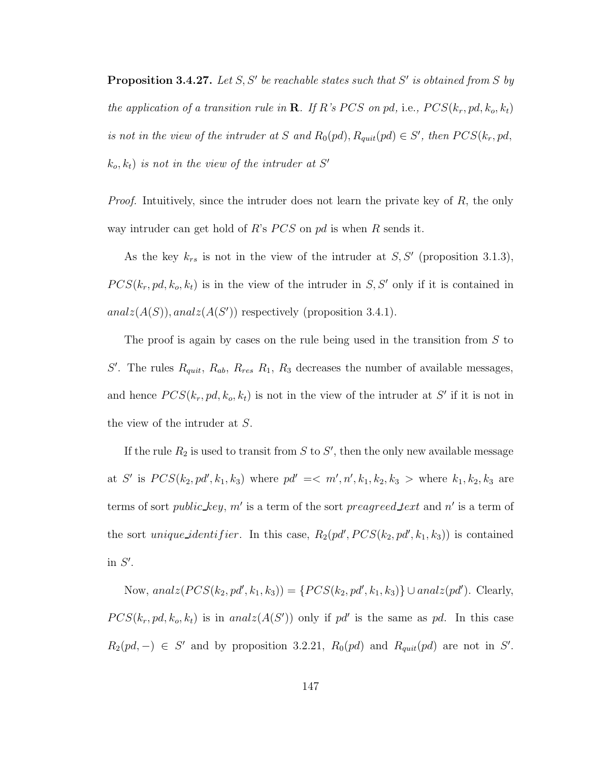**Proposition 3.4.27.** *Let $S, S'$ be reachable states such that $S'$ is obtained from $S$ by the application of a transition rule in $\mathbf{R}$. If $R$'s $PCS$ on $pd$,* i.e., *$PCS(k_r, pd, k_o, k_t)$ is not in the view of the intruder at $S$ and $R_0(pd), R_{quit}(pd) \in S'$, then $PCS(k_r, pd, k_o, k_t)$ is not in the view of the intruder at $S'$*

*Proof.* Intuitively, since the intruder does not learn the private key of $R$, the only way intruder can get hold of $R$'s $PCS$ on $pd$ is when $R$ sends it.

As the key $k_{rs}$ is not in the view of the intruder at $S, S'$ (proposition 3.1.3), $PCS(k_r, pd, k_o, k_t)$ is in the view of the intruder in $S, S'$ only if it is contained in $analz(A(S)), analz(A(S'))$ respectively (proposition 3.4.1).

The proof is again by cases on the rule being used in the transition from $S$ to $S'$. The rules $R_{quit}$, $R_{ab}$, $R_{res}$ $R_1$, $R_3$ decreases the number of available messages, and hence $PCS(k_r, pd, k_o, k_t)$ is not in the view of the intruder at $S'$ if it is not in the view of the intruder at $S$.

If the rule $R_2$ is used to transit from $S$ to $S'$, then the only new available message at $S'$ is $PCS(k_2, pd', k_1, k_3)$ where $pd' =< m', n', k_1, k_2, k_3 >$ where $k_1, k_2, k_3$ are terms of sort *public_key*, $m'$ is a term of the sort *preagreed_text* and $n'$ is a term of the sort *unique_identifier*. In this case, $R_2(pd', PCS(k_2, pd', k_1, k_3))$ is contained in $S'$.

Now, $analz(PCS(k_2, pd', k_1, k_3)) = \{PCS(k_2, pd', k_1, k_3)\} \cup analz(pd')$. Clearly, $PCS(k_r, pd, k_o, k_t)$ is in $analz(A(S'))$ only if $pd'$ is the same as $pd$. In this case $R_2(pd, -) \in S'$ and by proposition 3.2.21, $R_0(pd)$ and $R_{quit}(pd)$ are not in $S'$.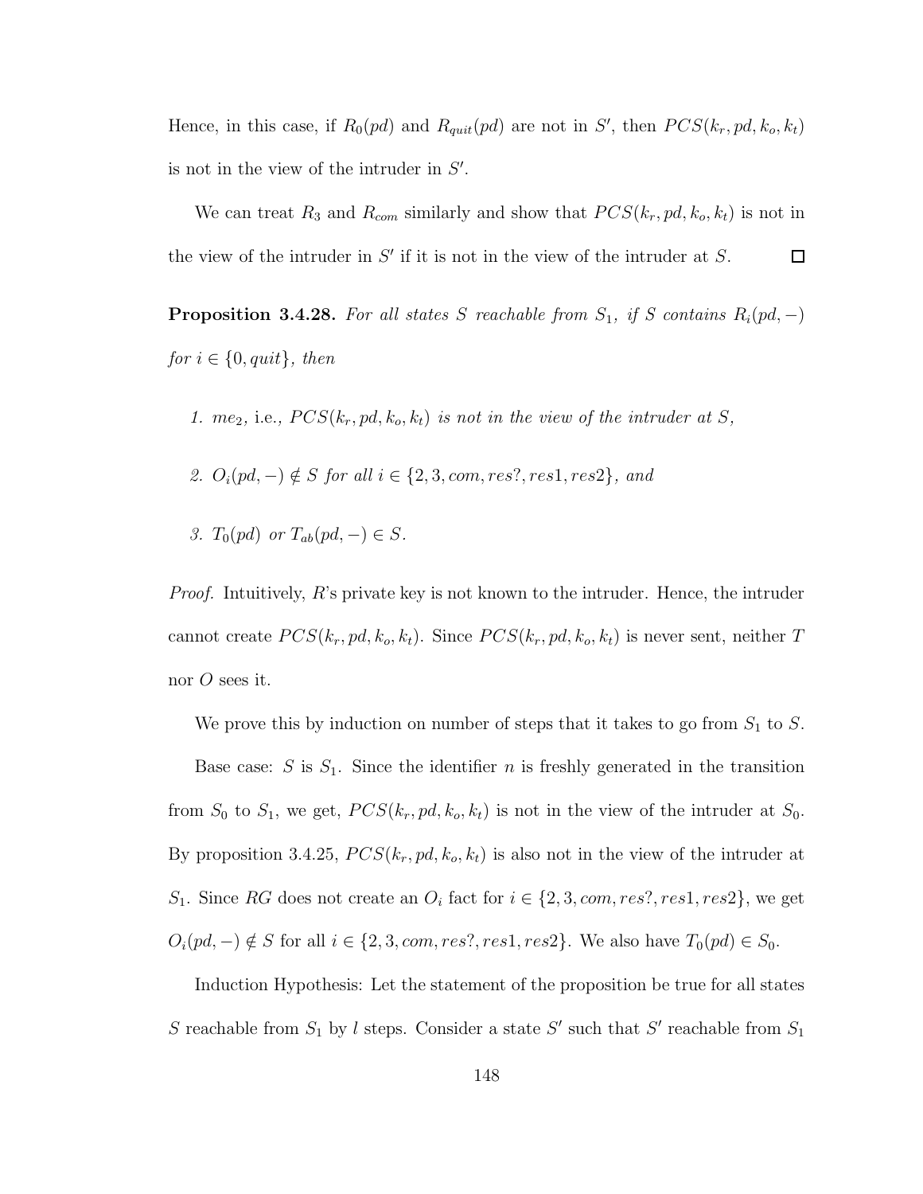Hence, in this case, if $R_0(pd)$ and $R_{quit}(pd)$ are not in $S'$, then $PCS(k_r, pd, k_o, k_t)$ is not in the view of the intruder in $S'$.

We can treat $R_3$ and $R_{com}$ similarly and show that $PCS(k_r, pd, k_o, k_t)$ is not in the view of the intruder in $S'$ if it is not in the view of the intruder at $S$. $\square$

**Proposition 3.4.28.** *For all states $S$ reachable from $S_1$, if $S$ contains $R_i(pd, -)$ for $i \in \{0, quit\}$, then*

1. *$me_2$,* i.e., *$PCS(k_r, pd, k_o, k_t)$ is not in the view of the intruder at $S$,*
2. *$O_i(pd, -) \notin S$ for all $i \in \{2, 3, com, res?, res1, res2\}$, and*
3. *$T_0(pd)$ or $T_{ab}(pd, -) \in S$.*

*Proof.* Intuitively, $R$'s private key is not known to the intruder. Hence, the intruder cannot create $PCS(k_r, pd, k_o, k_t)$. Since $PCS(k_r, pd, k_o, k_t)$ is never sent, neither $T$ nor $O$ sees it.

We prove this by induction on number of steps that it takes to go from $S_1$ to $S$.

Base case: $S$ is $S_1$. Since the identifier $n$ is freshly generated in the transition from $S_0$ to $S_1$, we get, $PCS(k_r, pd, k_o, k_t)$ is not in the view of the intruder at $S_0$. By proposition 3.4.25, $PCS(k_r, pd, k_o, k_t)$ is also not in the view of the intruder at $S_1$. Since $RG$ does not create an $O_i$ fact for $i \in \{2, 3, com, res?, res1, res2\}$, we get $O_i(pd, -) \notin S$ for all $i \in \{2, 3, com, res?, res1, res2\}$. We also have $T_0(pd) \in S_0$.

Induction Hypothesis: Let the statement of the proposition be true for all states $S$ reachable from $S_1$ by $l$ steps. Consider a state $S'$ such that $S'$ reachable from $S_1$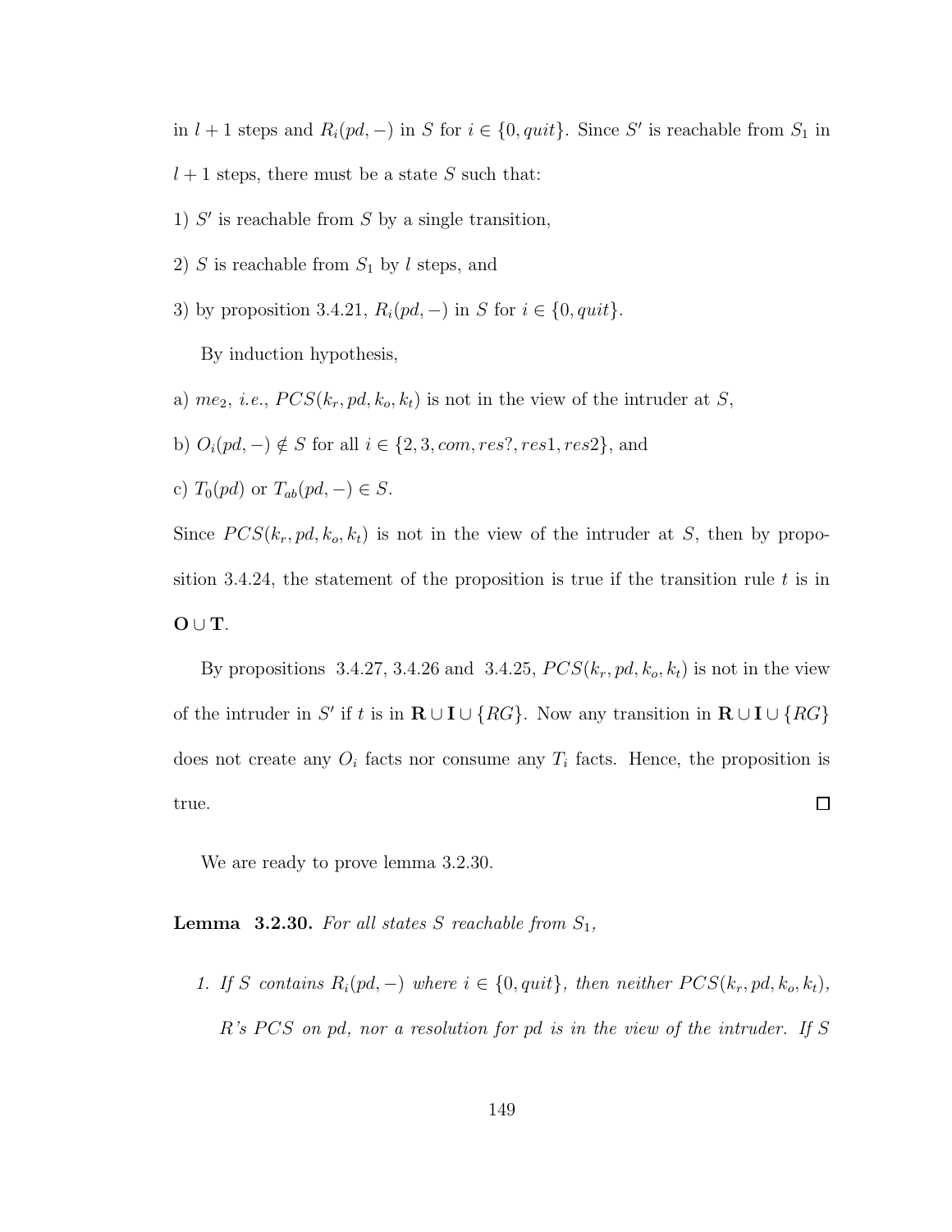in $l+1$ steps and $R_i(pd, -)$ in $S$ for $i \in \{0, quit\}$. Since $S'$ is reachable from $S_1$ in $l+1$ steps, there must be a state $S$ such that:

1) $S'$ is reachable from $S$ by a single transition,

2) $S$ is reachable from $S_1$ by $l$ steps, and

3) by proposition 3.4.21, $R_i(pd, -)$ in $S$ for $i \in \{0, quit\}$.

By induction hypothesis,

a) $me_2$, *i.e.*, $PCS(k_r, pd, k_o, k_t)$ is not in the view of the intruder at $S$,

b) $O_i(pd, -) \notin S$ for all $i \in \{2, 3, com, res?, res1, res2\}$, and

c) $T_0(pd)$ or $T_{ab}(pd, -) \in S$.

Since $PCS(k_r, pd, k_o, k_t)$ is not in the view of the intruder at $S$, then by proposition 3.4.24, the statement of the proposition is true if the transition rule $t$ is in $\mathbf{O} \cup \mathbf{T}$.

By propositions 3.4.27, 3.4.26 and 3.4.25, $PCS(k_r, pd, k_o, k_t)$ is not in the view of the intruder in $S'$ if $t$ is in $\mathbf{R} \cup \mathbf{I} \cup \{RG\}$. Now any transition in $\mathbf{R} \cup \mathbf{I} \cup \{RG\}$ does not create any $O_i$ facts nor consume any $T_i$ facts. Hence, the proposition is true. □

We are ready to prove lemma 3.2.30.

**Lemma 3.2.30.** *For all states $S$ reachable from $S_1$,*

1. *If $S$ contains $R_i(pd, -)$ where $i \in \{0, quit\}$, then neither $PCS(k_r, pd, k_o, k_t)$, R's PCS on pd, nor a resolution for pd is in the view of the intruder. If $S$*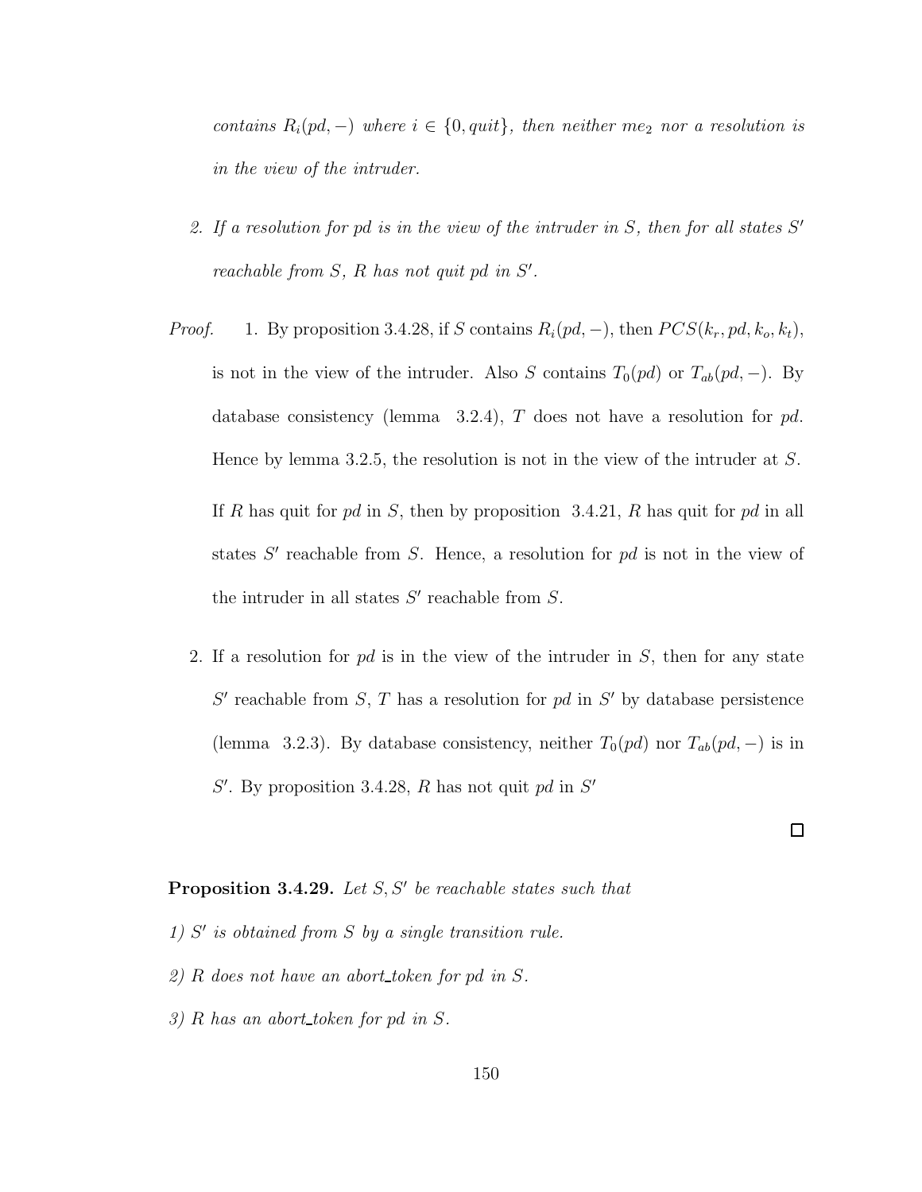*contains $R_i(pd, -)$ where $i \in \{0, quit\}$, then neither $me_2$ nor a resolution is in the view of the intruder.*

2. *If a resolution for $pd$ is in the view of the intruder in $S$, then for all states $S'$ reachable from $S$, $R$ has not quit $pd$ in $S'$.*

*Proof.* 1. By proposition 3.4.28, if $S$ contains $R_i(pd, -)$, then $PCS(k_r, pd, k_o, k_t)$, is not in the view of the intruder. Also $S$ contains $T_0(pd)$ or $T_{ab}(pd, -)$. By database consistency (lemma 3.2.4), $T$ does not have a resolution for $pd$. Hence by lemma 3.2.5, the resolution is not in the view of the intruder at $S$.

If $R$ has quit for $pd$ in $S$, then by proposition 3.4.21, $R$ has quit for $pd$ in all states $S'$ reachable from $S$. Hence, a resolution for $pd$ is not in the view of the intruder in all states $S'$ reachable from $S$.

2. If a resolution for $pd$ is in the view of the intruder in $S$, then for any state $S'$ reachable from $S$, $T$ has a resolution for $pd$ in $S'$ by database persistence (lemma 3.2.3). By database consistency, neither $T_0(pd)$ nor $T_{ab}(pd, -)$ is in $S'$. By proposition 3.4.28, $R$ has not quit $pd$ in $S'$

□

**Proposition 3.4.29.** *Let $S, S'$ be reachable states such that*

*1) $S'$ is obtained from $S$ by a single transition rule.*

*2) $R$ does not have an abort_token for $pd$ in $S$.*

*3) $R$ has an abort_token for $pd$ in $S$.*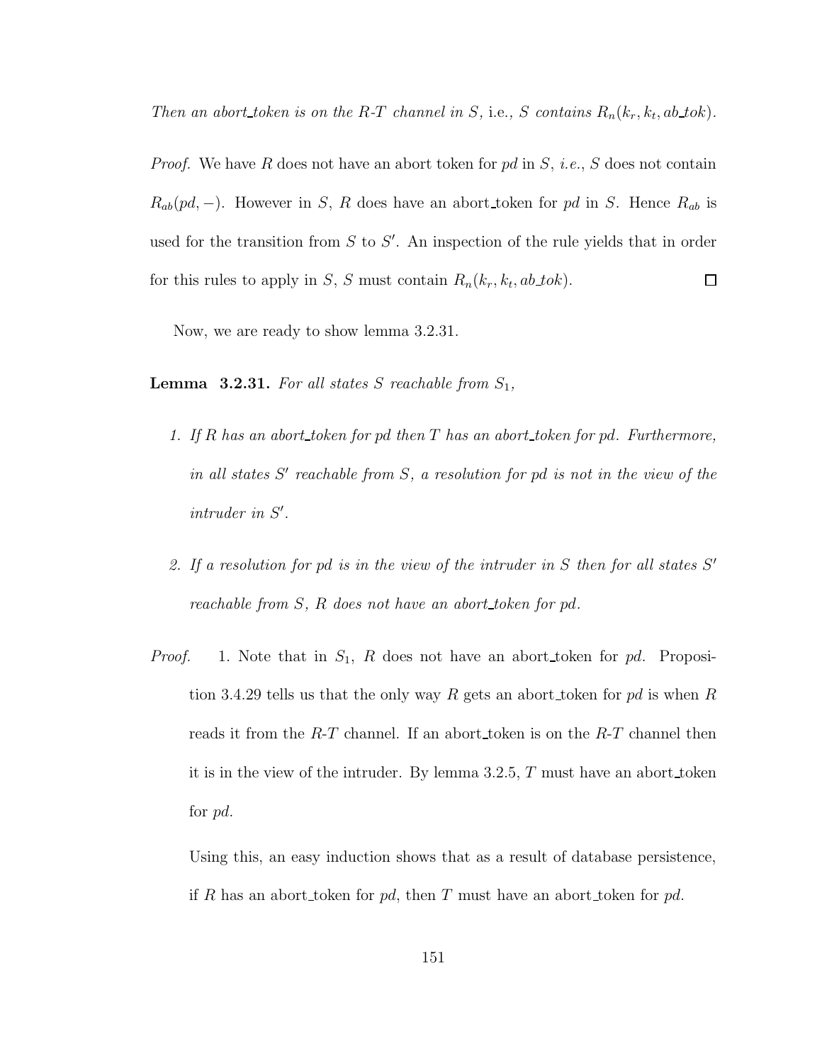*Then an abort_token is on the R-T channel in S,* i.e., *S contains* $R_n(k_r, k_t, ab\_tok)$.

*Proof.* We have $R$ does not have an abort token for *pd* in $S$, *i.e.*, $S$ does not contain $R_{ab}(pd, -)$. However in $S$, $R$ does have an abort_token for *pd* in $S$. Hence $R_{ab}$ is used for the transition from $S$ to $S'$. An inspection of the rule yields that in order for this rules to apply in $S$, $S$ must contain $R_n(k_r, k_t, ab\_tok)$. ◻

Now, we are ready to show lemma 3.2.31.

**Lemma 3.2.31.** *For all states S reachable from* $S_1$*,*

1. *If R has an abort_token for pd then T has an abort_token for pd. Furthermore, in all states* $S'$ *reachable from S, a resolution for pd is not in the view of the intruder in* $S'$*.*

2. *If a resolution for pd is in the view of the intruder in S then for all states* $S'$ *reachable from S, R does not have an abort_token for pd.*

*Proof.* 1. Note that in $S_1$, $R$ does not have an abort_token for *pd*. Proposition 3.4.29 tells us that the only way $R$ gets an abort_token for *pd* is when $R$ reads it from the *R*-*T* channel. If an abort_token is on the *R*-*T* channel then it is in the view of the intruder. By lemma 3.2.5, $T$ must have an abort_token for *pd*.

Using this, an easy induction shows that as a result of database persistence, if $R$ has an abort_token for *pd*, then $T$ must have an abort_token for *pd*.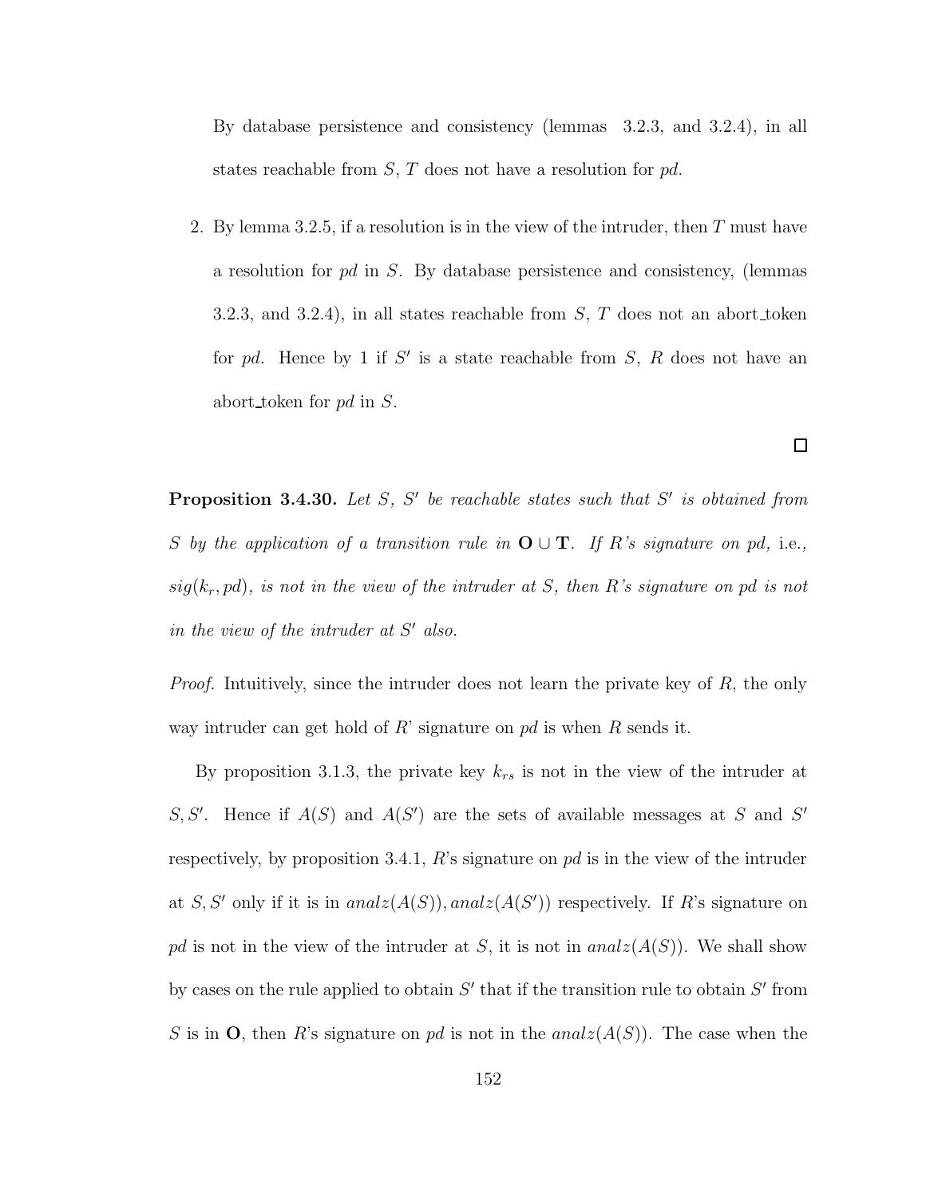By database persistence and consistency (lemmas 3.2.3, and 3.2.4), in all states reachable from $S$, $T$ does not have a resolution for $pd$.

2. By lemma 3.2.5, if a resolution is in the view of the intruder, then $T$ must have a resolution for $pd$ in $S$. By database persistence and consistency, (lemmas 3.2.3, and 3.2.4), in all states reachable from $S$, $T$ does not an abort_token for $pd$. Hence by 1 if $S'$ is a state reachable from $S$, $R$ does not have an abort_token for $pd$ in $S$.

□

**Proposition 3.4.30.** *Let $S$, $S'$ be reachable states such that $S'$ is obtained from $S$ by the application of a transition rule in $\mathbf{O} \cup \mathbf{T}$. If $R$'s signature on $pd$,* i.e.*, $sig(k_r, pd)$, is not in the view of the intruder at $S$, then $R$'s signature on $pd$ is not in the view of the intruder at $S'$ also.*

*Proof.* Intuitively, since the intruder does not learn the private key of $R$, the only way intruder can get hold of $R$' signature on $pd$ is when $R$ sends it.

By proposition 3.1.3, the private key $k_{rs}$ is not in the view of the intruder at $S, S'$. Hence if $A(S)$ and $A(S')$ are the sets of available messages at $S$ and $S'$ respectively, by proposition 3.4.1, $R$'s signature on $pd$ is in the view of the intruder at $S, S'$ only if it is in $analz(A(S)), analz(A(S'))$ respectively. If $R$'s signature on $pd$ is not in the view of the intruder at $S$, it is not in $analz(A(S))$. We shall show by cases on the rule applied to obtain $S'$ that if the transition rule to obtain $S'$ from $S$ is in $\mathbf{O}$, then $R$'s signature on $pd$ is not in the $analz(A(S))$. The case when the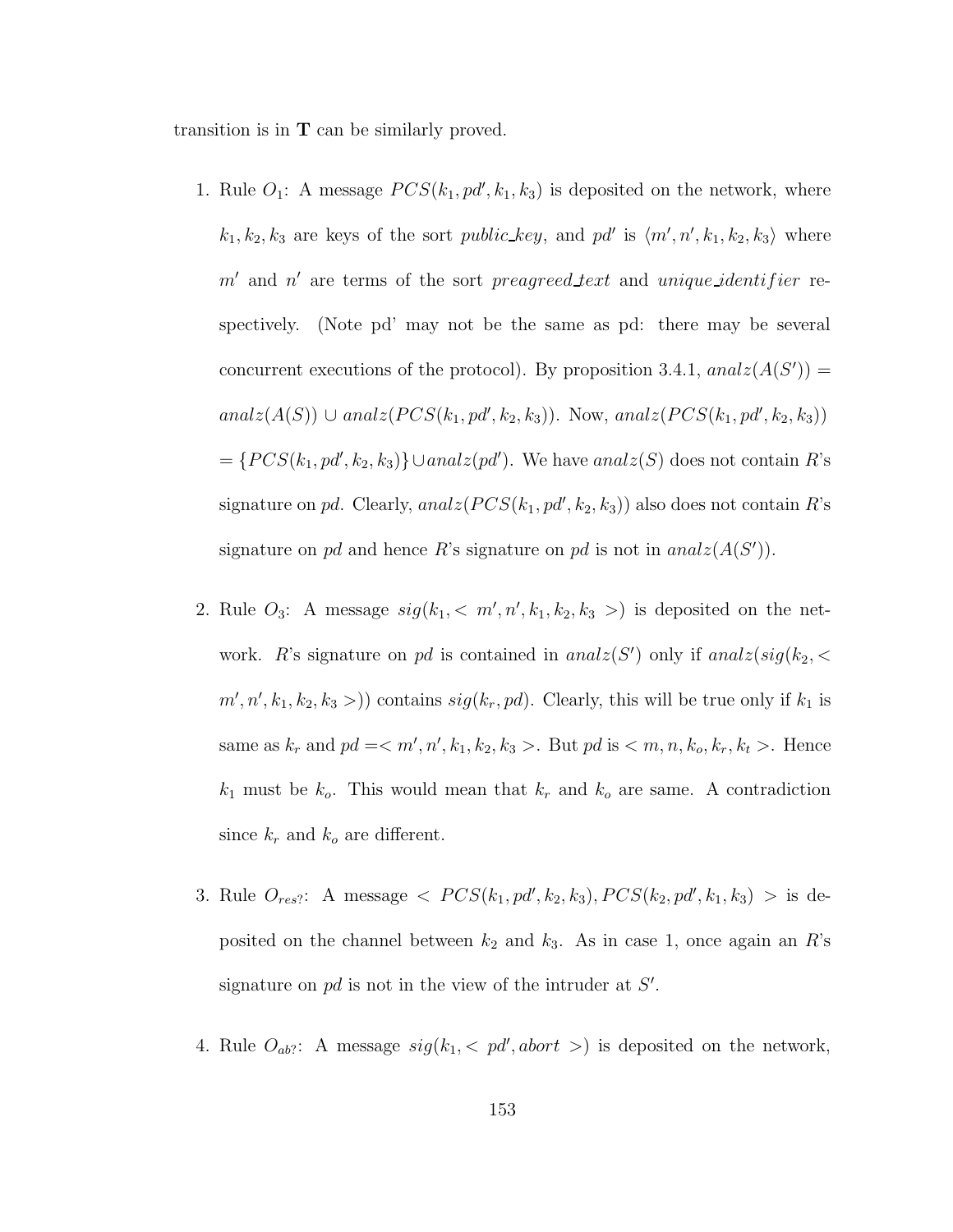transition is in $\mathbf{T}$ can be similarly proved.

1. Rule $O_1$: A message $PCS(k_1, pd', k_1, k_3)$ is deposited on the network, where $k_1, k_2, k_3$ are keys of the sort *public_key*, and $pd'$ is $\langle m', n', k_1, k_2, k_3 \rangle$ where $m'$ and $n'$ are terms of the sort *preagreed_text* and *unique_identifier* respectively. (Note pd' may not be the same as pd: there may be several concurrent executions of the protocol). By proposition 3.4.1, $analz(A(S')) = analz(A(S)) \cup analz(PCS(k_1, pd', k_2, k_3))$. Now, $analz(PCS(k_1, pd', k_2, k_3))$ $= \{PCS(k_1, pd', k_2, k_3)\} \cup analz(pd')$. We have $analz(S)$ does not contain $R$'s signature on $pd$. Clearly, $analz(PCS(k_1, pd', k_2, k_3))$ also does not contain $R$'s signature on $pd$ and hence $R$'s signature on $pd$ is not in $analz(A(S'))$.

2. Rule $O_3$: A message $sig(k_1, < m', n', k_1, k_2, k_3 >)$ is deposited on the network. $R$'s signature on $pd$ is contained in $analz(S')$ only if $analz(sig(k_2, < m', n', k_1, k_2, k_3 >))$ contains $sig(k_r, pd)$. Clearly, this will be true only if $k_1$ is same as $k_r$ and $pd =< m', n', k_1, k_2, k_3 >$. But $pd$ is $< m, n, k_o, k_r, k_t >$. Hence $k_1$ must be $k_o$. This would mean that $k_r$ and $k_o$ are same. A contradiction since $k_r$ and $k_o$ are different.

3. Rule $O_{res?}$: A message $< PCS(k_1, pd', k_2, k_3), PCS(k_2, pd', k_1, k_3) >$ is deposited on the channel between $k_2$ and $k_3$. As in case 1, once again an $R$'s signature on $pd$ is not in the view of the intruder at $S'$.

4. Rule $O_{ab?}$: A message $sig(k_1, < pd', abort >)$ is deposited on the network,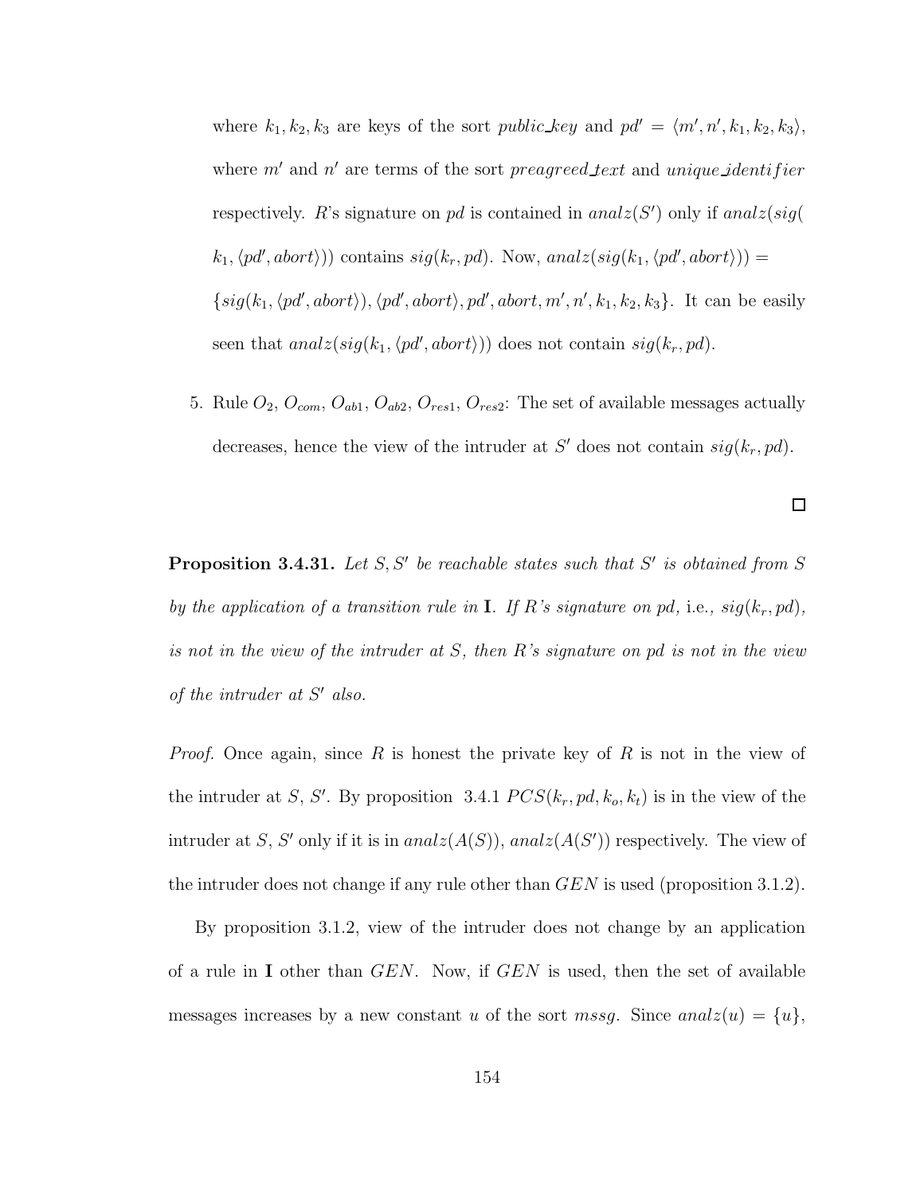where $k_1, k_2, k_3$ are keys of the sort *public_key* and $pd' = \langle m', n', k_1, k_2, k_3 \rangle$, where $m'$ and $n'$ are terms of the sort *preagreed_text* and *unique_identifier* respectively. $R$'s signature on $pd$ is contained in $analz(S')$ only if $analz(sig(k_1, \langle pd', abort \rangle))$ contains $sig(k_r, pd)$. Now, $analz(sig(k_1, \langle pd', abort \rangle)) = \{sig(k_1, \langle pd', abort \rangle), \langle pd', abort \rangle, pd', abort, m', n', k_1, k_2, k_3\}$. It can be easily seen that $analz(sig(k_1, \langle pd', abort \rangle))$ does not contain $sig(k_r, pd)$.

5. Rule $O_2$, $O_{com}$, $O_{ab1}$, $O_{ab2}$, $O_{res1}$, $O_{res2}$: The set of available messages actually decreases, hence the view of the intruder at $S'$ does not contain $sig(k_r, pd)$.

□

**Proposition 3.4.31.** *Let $S, S'$ be reachable states such that $S'$ is obtained from $S$ by the application of a transition rule in $\mathbf{I}$. If $R$'s signature on pd,* i.e.*, $sig(k_r, pd)$, is not in the view of the intruder at $S$, then $R$'s signature on pd is not in the view of the intruder at $S'$ also.*

*Proof.* Once again, since $R$ is honest the private key of $R$ is not in the view of the intruder at $S$, $S'$. By proposition 3.4.1 $PCS(k_r, pd, k_o, k_t)$ is in the view of the intruder at $S$, $S'$ only if it is in $analz(A(S))$, $analz(A(S'))$ respectively. The view of the intruder does not change if any rule other than $GEN$ is used (proposition 3.1.2).

By proposition 3.1.2, view of the intruder does not change by an application of a rule in $\mathbf{I}$ other than $GEN$. Now, if $GEN$ is used, then the set of available messages increases by a new constant $u$ of the sort *mssg*. Since $analz(u) = \{u\}$,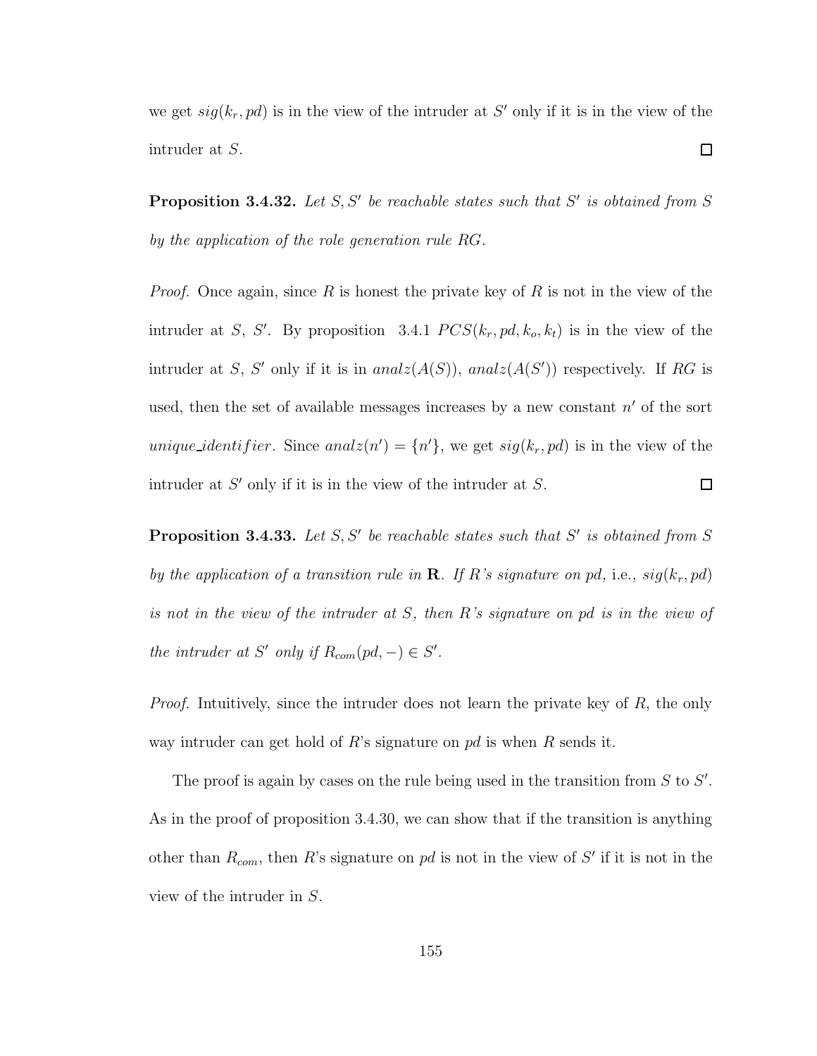we get $sig(k_r, pd)$ is in the view of the intruder at $S'$ only if it is in the view of the intruder at $S$. $\square$

**Proposition 3.4.32.** *Let $S, S'$ be reachable states such that $S'$ is obtained from $S$ by the application of the role generation rule $RG$.*

*Proof.* Once again, since $R$ is honest the private key of $R$ is not in the view of the intruder at $S$, $S'$. By proposition 3.4.1 $PCS(k_r, pd, k_o, k_t)$ is in the view of the intruder at $S$, $S'$ only if it is in $analz(A(S))$, $analz(A(S'))$ respectively. If $RG$ is used, then the set of available messages increases by a new constant $n'$ of the sort *unique_identifier*. Since $analz(n') = \{n'\}$, we get $sig(k_r, pd)$ is in the view of the intruder at $S'$ only if it is in the view of the intruder at $S$. $\square$

**Proposition 3.4.33.** *Let $S, S'$ be reachable states such that $S'$ is obtained from $S$ by the application of a transition rule in $\mathbf{R}$. If $R$'s signature on pd,* i.e.*, $sig(k_r, pd)$ is not in the view of the intruder at $S$, then $R$'s signature on pd is in the view of the intruder at $S'$ only if $R_{com}(pd, -) \in S'$.*

*Proof.* Intuitively, since the intruder does not learn the private key of $R$, the only way intruder can get hold of $R$'s signature on $pd$ is when $R$ sends it.

The proof is again by cases on the rule being used in the transition from $S$ to $S'$. As in the proof of proposition 3.4.30, we can show that if the transition is anything other than $R_{com}$, then $R$'s signature on $pd$ is not in the view of $S'$ if it is not in the view of the intruder in $S$.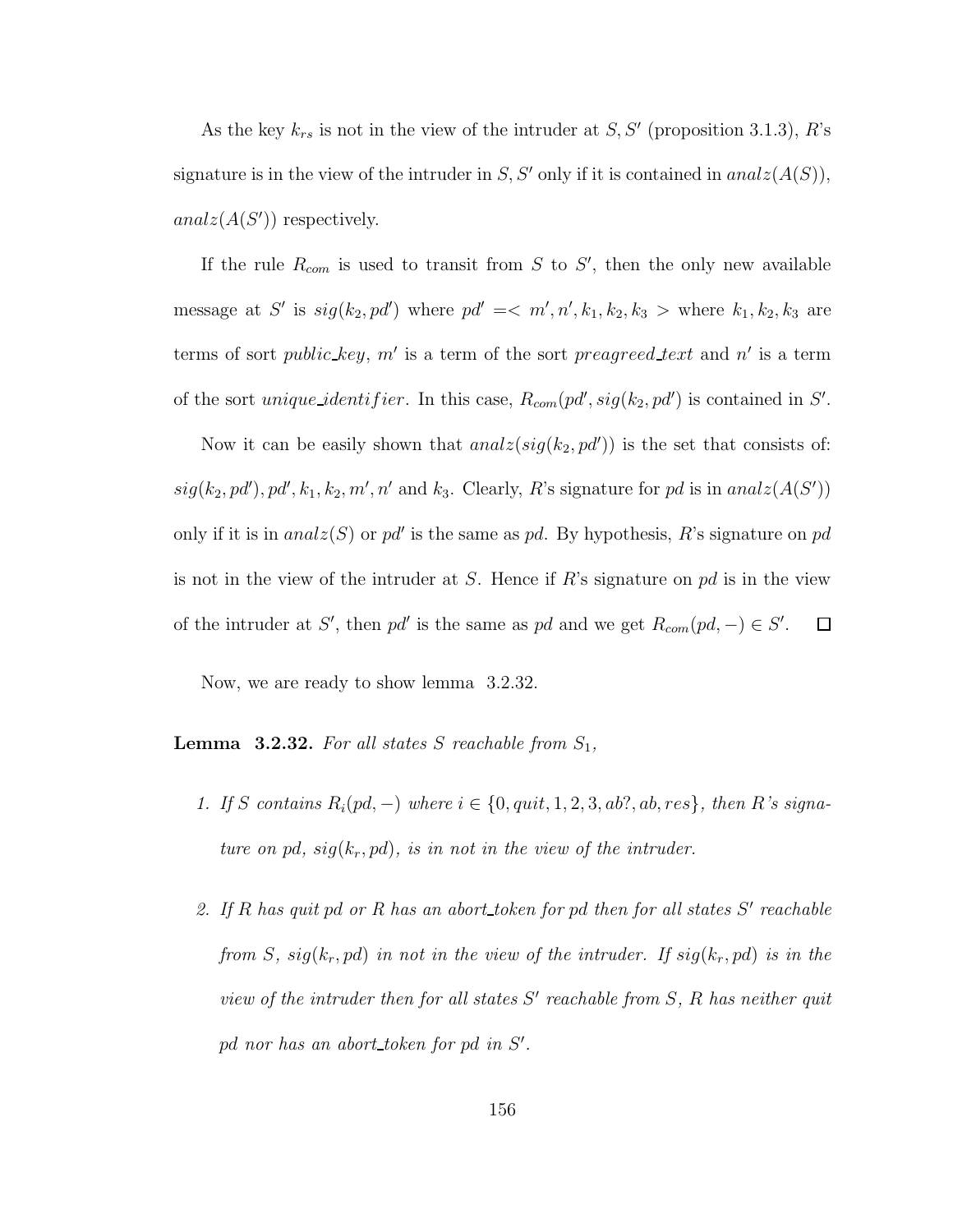As the key $k_{rs}$ is not in the view of the intruder at $S, S'$ (proposition 3.1.3), $R$'s signature is in the view of the intruder in $S, S'$ only if it is contained in $analz(A(S))$, $analz(A(S'))$ respectively.

If the rule $R_{com}$ is used to transit from $S$ to $S'$, then the only new available message at $S'$ is $sig(k_2, pd')$ where $pd' =< m', n', k_1, k_2, k_3 >$ where $k_1, k_2, k_3$ are terms of sort *public_key*, $m'$ is a term of the sort *preagreed_text* and $n'$ is a term of the sort *unique_identifier*. In this case, $R_{com}(pd', sig(k_2, pd')$ is contained in $S'$.

Now it can be easily shown that $analz(sig(k_2, pd'))$ is the set that consists of: $sig(k_2, pd'), pd', k_1, k_2, m', n'$ and $k_3$. Clearly, $R$'s signature for $pd$ is in $analz(A(S'))$ only if it is in $analz(S)$ or $pd'$ is the same as $pd$. By hypothesis, $R$'s signature on $pd$ is not in the view of the intruder at $S$. Hence if $R$'s signature on $pd$ is in the view of the intruder at $S'$, then $pd'$ is the same as $pd$ and we get $R_{com}(pd, -) \in S'$. □

Now, we are ready to show lemma 3.2.32.

**Lemma 3.2.32.** *For all states $S$ reachable from $S_1$,*

1. *If $S$ contains $R_i(pd, -)$ where $i \in \{0, quit, 1, 2, 3, ab?, ab, res\}$, then $R$'s signature on pd, $sig(k_r, pd)$, is in not in the view of the intruder.*

2. *If $R$ has quit pd or $R$ has an abort_token for pd then for all states $S'$ reachable from $S$, $sig(k_r, pd)$ in not in the view of the intruder. If $sig(k_r, pd)$ is in the view of the intruder then for all states $S'$ reachable from $S$, $R$ has neither quit pd nor has an abort_token for pd in $S'$.*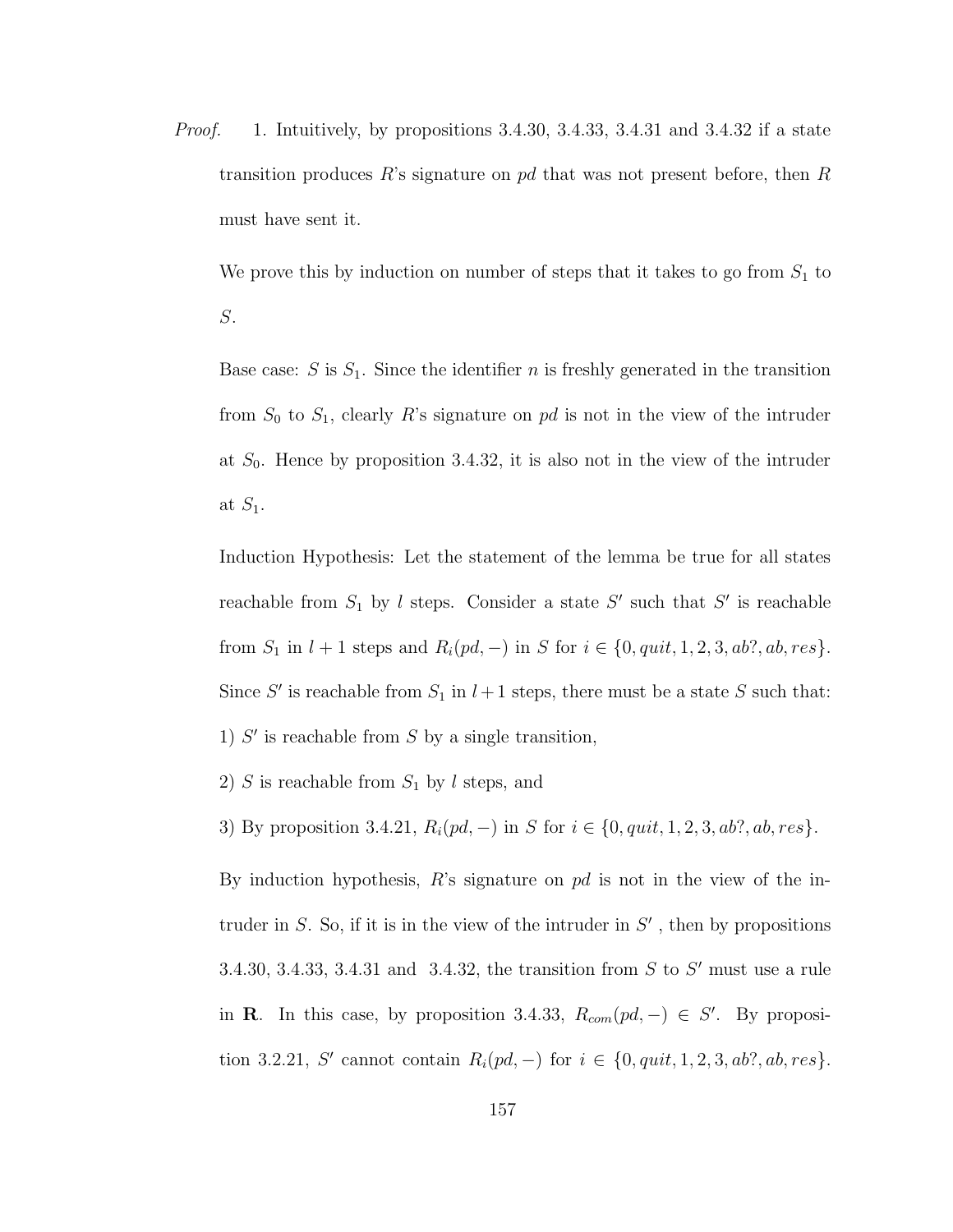*Proof.* 1. Intuitively, by propositions 3.4.30, 3.4.33, 3.4.31 and 3.4.32 if a state transition produces $R$'s signature on $pd$ that was not present before, then $R$ must have sent it.

We prove this by induction on number of steps that it takes to go from $S_1$ to $S$.

Base case: $S$ is $S_1$. Since the identifier $n$ is freshly generated in the transition from $S_0$ to $S_1$, clearly $R$'s signature on $pd$ is not in the view of the intruder at $S_0$. Hence by proposition 3.4.32, it is also not in the view of the intruder at $S_1$.

Induction Hypothesis: Let the statement of the lemma be true for all states reachable from $S_1$ by $l$ steps. Consider a state $S'$ such that $S'$ is reachable from $S_1$ in $l+1$ steps and $R_i(pd, -)$ in $S$ for $i \in \{0, quit, 1, 2, 3, ab?, ab, res\}$. Since $S'$ is reachable from $S_1$ in $l+1$ steps, there must be a state $S$ such that:

1) $S'$ is reachable from $S$ by a single transition,

2) $S$ is reachable from $S_1$ by $l$ steps, and

3) By proposition 3.4.21, $R_i(pd, -)$ in $S$ for $i \in \{0, quit, 1, 2, 3, ab?, ab, res\}$.

By induction hypothesis, $R$'s signature on $pd$ is not in the view of the intruder in $S$. So, if it is in the view of the intruder in $S'$ , then by propositions 3.4.30, 3.4.33, 3.4.31 and 3.4.32, the transition from $S$ to $S'$ must use a rule in $\mathbf{R}$. In this case, by proposition 3.4.33, $R_{com}(pd, -) \in S'$. By proposition 3.2.21, $S'$ cannot contain $R_i(pd, -)$ for $i \in \{0, quit, 1, 2, 3, ab?, ab, res\}$.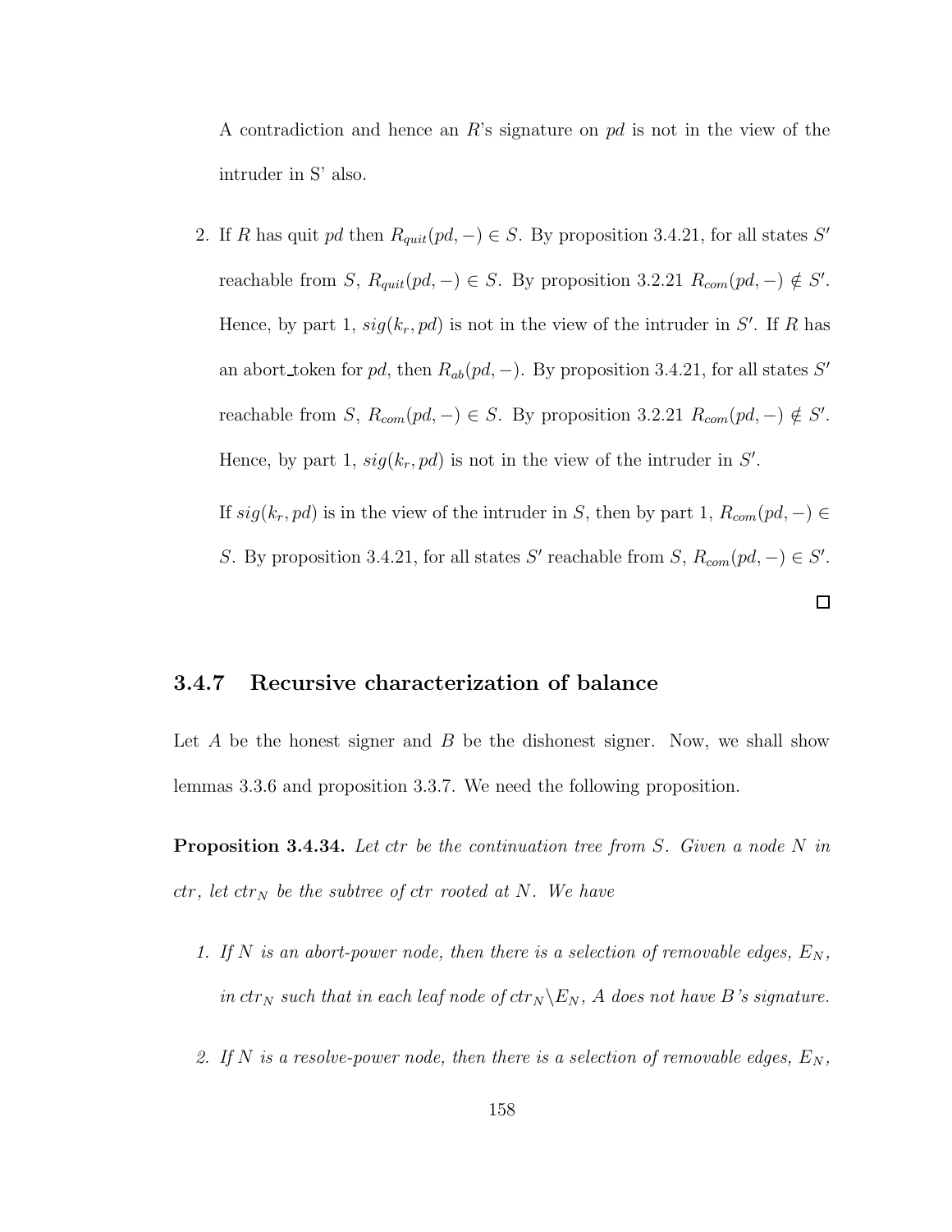A contradiction and hence an $R$'s signature on $pd$ is not in the view of the intruder in S' also.

2. If $R$ has quit $pd$ then $R_{quit}(pd, -) \in S$. By proposition 3.4.21, for all states $S'$ reachable from $S$, $R_{quit}(pd, -) \in S$. By proposition 3.2.21 $R_{com}(pd, -) \notin S'$. Hence, by part 1, $sig(k_r, pd)$ is not in the view of the intruder in $S'$. If $R$ has an abort_token for $pd$, then $R_{ab}(pd, -)$. By proposition 3.4.21, for all states $S'$ reachable from $S$, $R_{com}(pd, -) \in S$. By proposition 3.2.21 $R_{com}(pd, -) \notin S'$. Hence, by part 1, $sig(k_r, pd)$ is not in the view of the intruder in $S'$.

   If $sig(k_r, pd)$ is in the view of the intruder in $S$, then by part 1, $R_{com}(pd, -) \in S$. By proposition 3.4.21, for all states $S'$ reachable from $S$, $R_{com}(pd, -) \in S'$.

□

### 3.4.7 Recursive characterization of balance

Let $A$ be the honest signer and $B$ be the dishonest signer. Now, we shall show lemmas 3.3.6 and proposition 3.3.7. We need the following proposition.

**Proposition 3.4.34.** *Let ctr be the continuation tree from $S$. Given a node $N$ in ctr, let $ctr_N$ be the subtree of ctr rooted at $N$. We have*

1. *If $N$ is an abort-power node, then there is a selection of removable edges, $E_N$, in $ctr_N$ such that in each leaf node of $ctr_N \backslash E_N$, $A$ does not have $B$'s signature.*

2. *If $N$ is a resolve-power node, then there is a selection of removable edges, $E_N$,*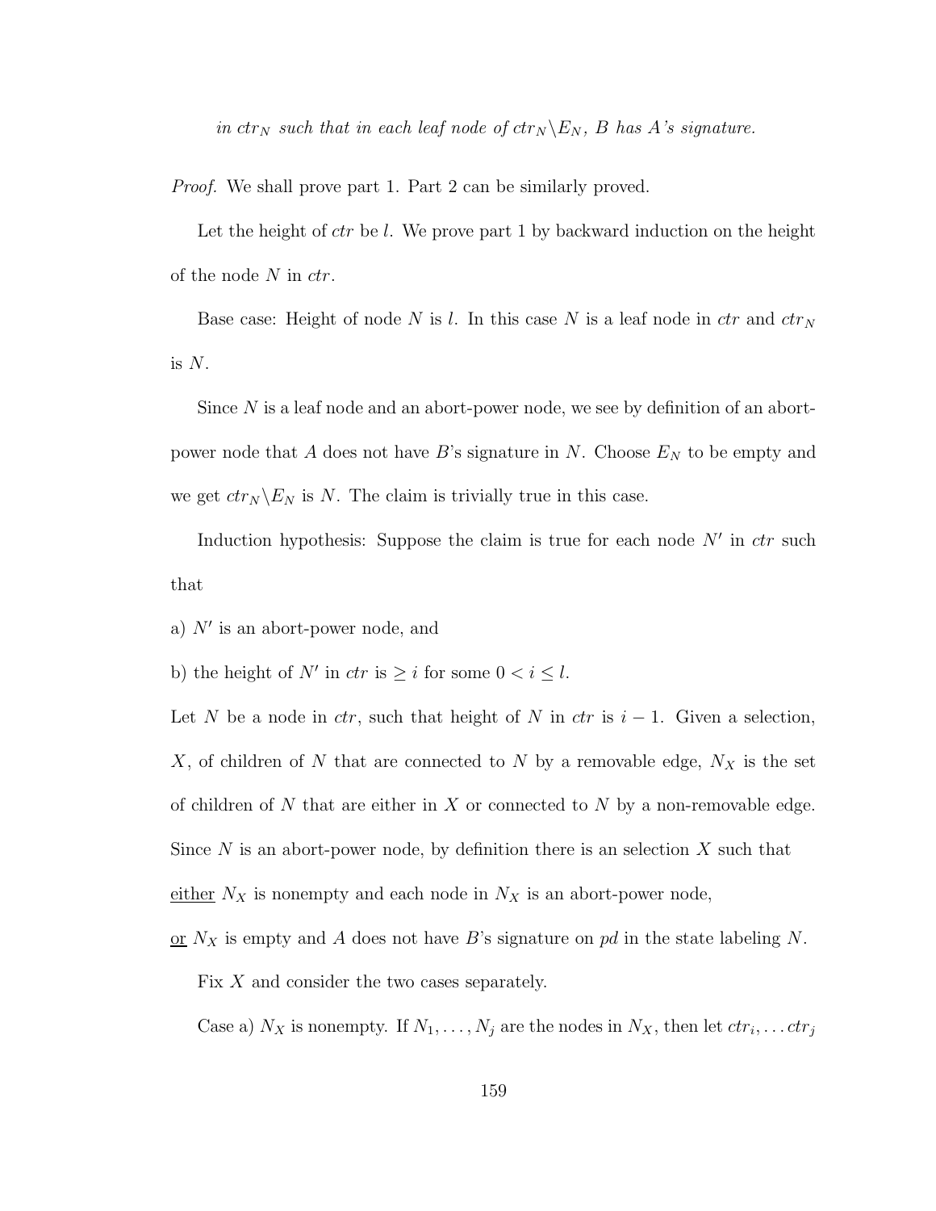*in $ctr_N$ such that in each leaf node of $ctr_N \backslash E_N$, B has A's signature.*

*Proof.* We shall prove part 1. Part 2 can be similarly proved.

Let the height of $ctr$ be $l$. We prove part 1 by backward induction on the height of the node $N$ in $ctr$.

Base case: Height of node $N$ is $l$. In this case $N$ is a leaf node in $ctr$ and $ctr_N$ is $N$.

Since $N$ is a leaf node and an abort-power node, we see by definition of an abort-power node that $A$ does not have $B$'s signature in $N$. Choose $E_N$ to be empty and we get $ctr_N \backslash E_N$ is $N$. The claim is trivially true in this case.

Induction hypothesis: Suppose the claim is true for each node $N'$ in $ctr$ such that

a) $N'$ is an abort-power node, and

b) the height of $N'$ in $ctr$ is $\geq i$ for some $0 < i \leq l$.

Let $N$ be a node in $ctr$, such that height of $N$ in $ctr$ is $i-1$. Given a selection, $X$, of children of $N$ that are connected to $N$ by a removable edge, $N_X$ is the set of children of $N$ that are either in $X$ or connected to $N$ by a non-removable edge. Since $N$ is an abort-power node, by definition there is an selection $X$ such that

<u>either</u> $N_X$ is nonempty and each node in $N_X$ is an abort-power node,

<u>or</u> $N_X$ is empty and $A$ does not have $B$'s signature on $pd$ in the state labeling $N$.

Fix $X$ and consider the two cases separately.

Case a) $N_X$ is nonempty. If $N_1, \ldots, N_j$ are the nodes in $N_X$, then let $ctr_i, \ldots ctr_j$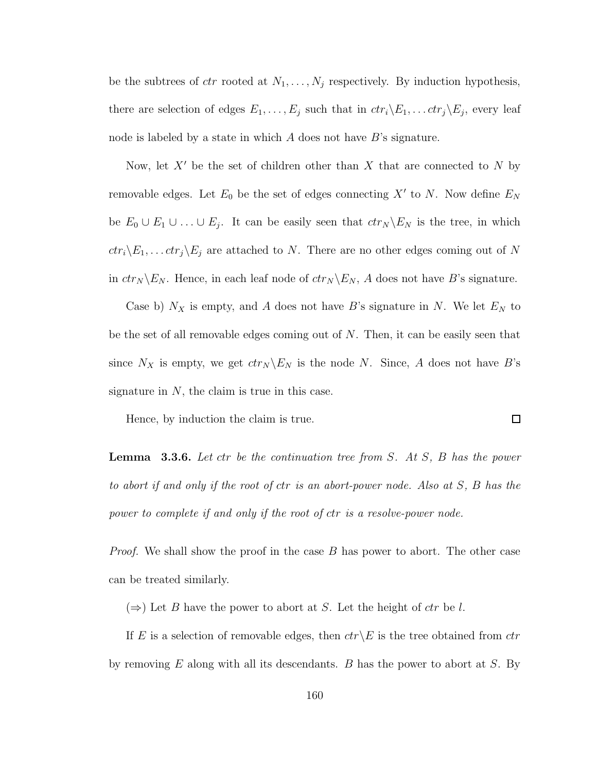be the subtrees of *ctr* rooted at $N_1, \ldots, N_j$ respectively. By induction hypothesis, there are selection of edges $E_1, \ldots, E_j$ such that in $ctr_i \backslash E_1, \ldots ctr_j \backslash E_j$, every leaf node is labeled by a state in which $A$ does not have $B$'s signature.

Now, let $X'$ be the set of children other than $X$ that are connected to $N$ by removable edges. Let $E_0$ be the set of edges connecting $X'$ to $N$. Now define $E_N$ be $E_0 \cup E_1 \cup \ldots \cup E_j$. It can be easily seen that $ctr_N \backslash E_N$ is the tree, in which $ctr_i \backslash E_1, \ldots ctr_j \backslash E_j$ are attached to $N$. There are no other edges coming out of $N$ in $ctr_N \backslash E_N$. Hence, in each leaf node of $ctr_N \backslash E_N$, $A$ does not have $B$'s signature.

Case b) $N_X$ is empty, and $A$ does not have $B$'s signature in $N$. We let $E_N$ to be the set of all removable edges coming out of $N$. Then, it can be easily seen that since $N_X$ is empty, we get $ctr_N \backslash E_N$ is the node $N$. Since, $A$ does not have $B$'s signature in $N$, the claim is true in this case.

Hence, by induction the claim is true. □

**Lemma 3.3.6.** *Let ctr be the continuation tree from S. At S, B has the power to abort if and only if the root of ctr is an abort-power node. Also at S, B has the power to complete if and only if the root of ctr is a resolve-power node.*

*Proof.* We shall show the proof in the case $B$ has power to abort. The other case can be treated similarly.

($\Rightarrow$) Let $B$ have the power to abort at $S$. Let the height of *ctr* be $l$.

If $E$ is a selection of removable edges, then $ctr \backslash E$ is the tree obtained from *ctr* by removing $E$ along with all its descendants. $B$ has the power to abort at $S$. By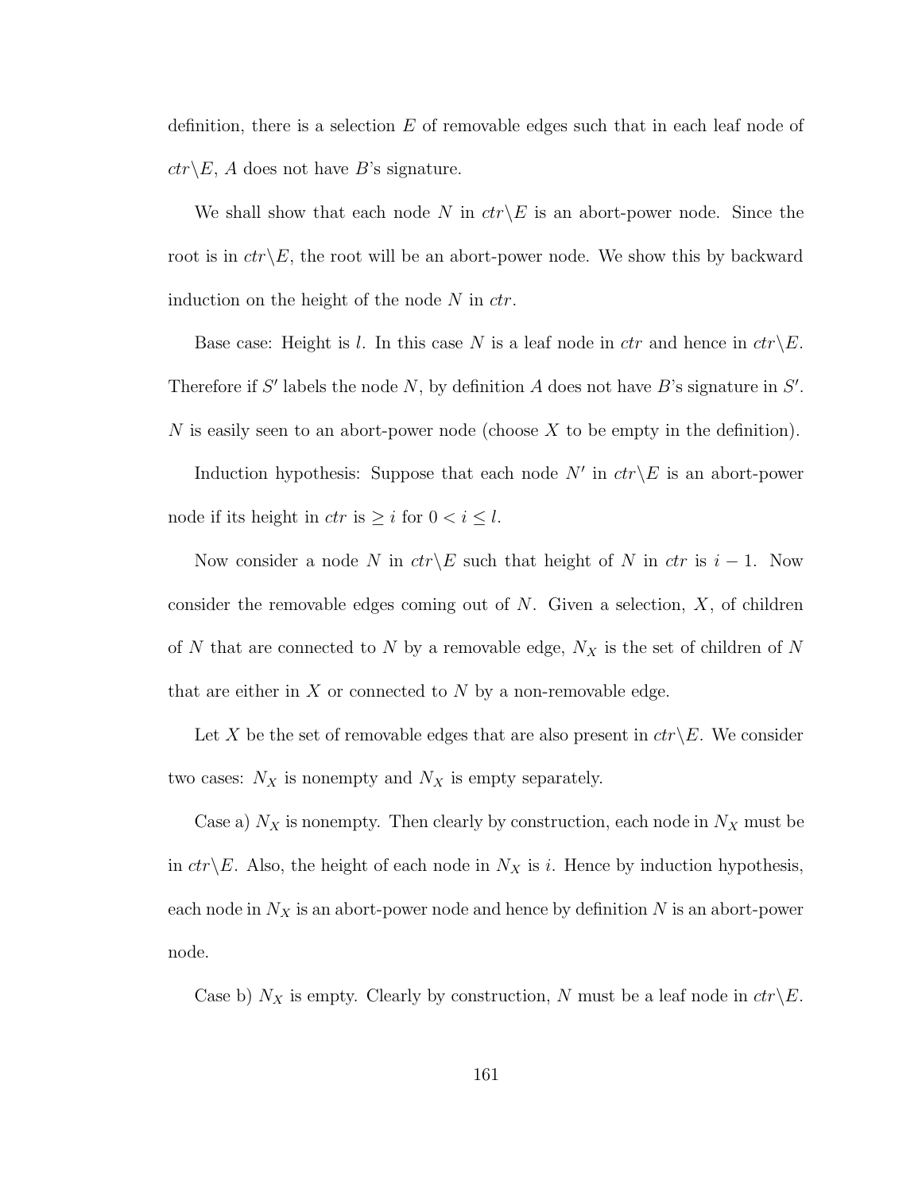definition, there is a selection $E$ of removable edges such that in each leaf node of $ctr \backslash E$, $A$ does not have $B$'s signature.

We shall show that each node $N$ in $ctr \backslash E$ is an abort-power node. Since the root is in $ctr \backslash E$, the root will be an abort-power node. We show this by backward induction on the height of the node $N$ in $ctr$.

Base case: Height is $l$. In this case $N$ is a leaf node in $ctr$ and hence in $ctr \backslash E$. Therefore if $S'$ labels the node $N$, by definition $A$ does not have $B$'s signature in $S'$. $N$ is easily seen to an abort-power node (choose $X$ to be empty in the definition).

Induction hypothesis: Suppose that each node $N'$ in $ctr \backslash E$ is an abort-power node if its height in $ctr$ is $\geq i$ for $0 < i \leq l$.

Now consider a node $N$ in $ctr \backslash E$ such that height of $N$ in $ctr$ is $i - 1$. Now consider the removable edges coming out of $N$. Given a selection, $X$, of children of $N$ that are connected to $N$ by a removable edge, $N_X$ is the set of children of $N$ that are either in $X$ or connected to $N$ by a non-removable edge.

Let $X$ be the set of removable edges that are also present in $ctr \backslash E$. We consider two cases: $N_X$ is nonempty and $N_X$ is empty separately.

Case a) $N_X$ is nonempty. Then clearly by construction, each node in $N_X$ must be in $ctr \backslash E$. Also, the height of each node in $N_X$ is $i$. Hence by induction hypothesis, each node in $N_X$ is an abort-power node and hence by definition $N$ is an abort-power node.

Case b) $N_X$ is empty. Clearly by construction, $N$ must be a leaf node in $ctr \backslash E$.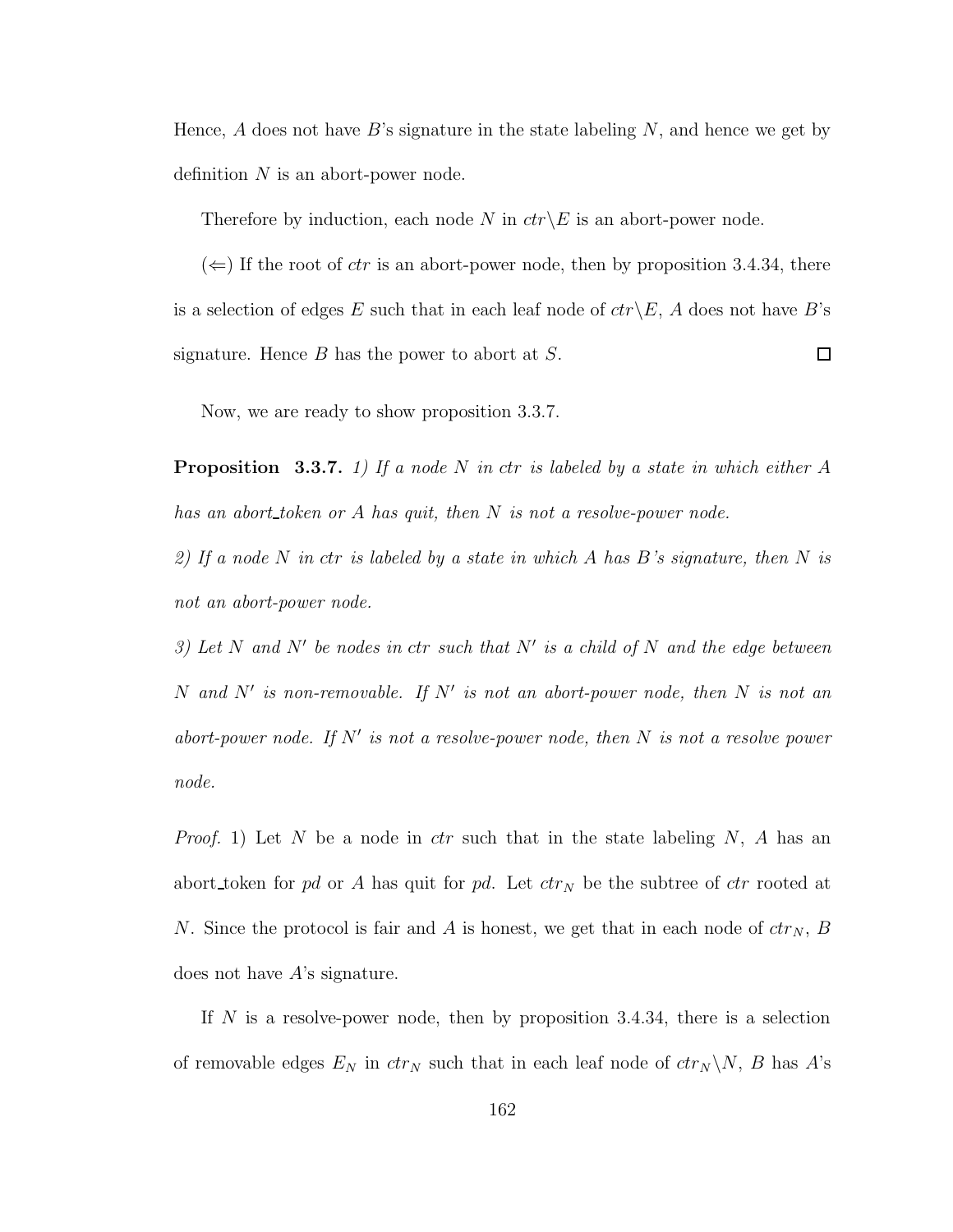Hence, $A$ does not have $B$'s signature in the state labeling $N$, and hence we get by definition $N$ is an abort-power node.

Therefore by induction, each node $N$ in $ctr \backslash E$ is an abort-power node.

($\Leftarrow$) If the root of *ctr* is an abort-power node, then by proposition 3.4.34, there is a selection of edges $E$ such that in each leaf node of $ctr \backslash E$, $A$ does not have $B$'s signature. Hence $B$ has the power to abort at $S$. $\square$

Now, we are ready to show proposition 3.3.7.

**Proposition 3.3.7.** *1) If a node $N$ in ctr is labeled by a state in which either $A$ has an abort_token or $A$ has quit, then $N$ is not a resolve-power node.*

*2) If a node $N$ in ctr is labeled by a state in which $A$ has $B$'s signature, then $N$ is not an abort-power node.*

*3) Let $N$ and $N'$ be nodes in ctr such that $N'$ is a child of $N$ and the edge between $N$ and $N'$ is non-removable. If $N'$ is not an abort-power node, then $N$ is not an abort-power node. If $N'$ is not a resolve-power node, then $N$ is not a resolve power node.*

*Proof.* 1) Let $N$ be a node in *ctr* such that in the state labeling $N$, $A$ has an abort_token for *pd* or $A$ has quit for *pd*. Let $ctr_N$ be the subtree of *ctr* rooted at $N$. Since the protocol is fair and $A$ is honest, we get that in each node of $ctr_N$, $B$ does not have $A$'s signature.

If $N$ is a resolve-power node, then by proposition 3.4.34, there is a selection of removable edges $E_N$ in $ctr_N$ such that in each leaf node of $ctr_N \backslash N$, $B$ has $A$'s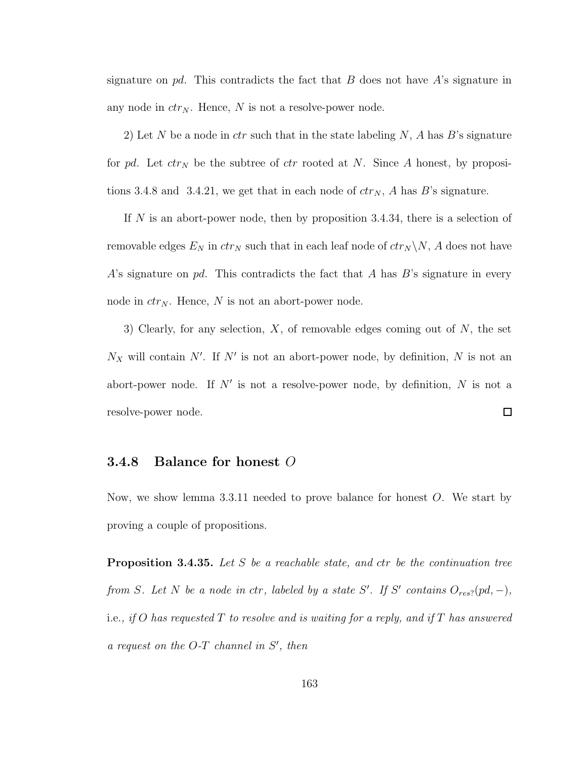signature on $pd$. This contradicts the fact that $B$ does not have $A$'s signature in any node in $ctr_N$. Hence, $N$ is not a resolve-power node.

2) Let $N$ be a node in $ctr$ such that in the state labeling $N$, $A$ has $B$'s signature for $pd$. Let $ctr_N$ be the subtree of $ctr$ rooted at $N$. Since $A$ honest, by propositions 3.4.8 and 3.4.21, we get that in each node of $ctr_N$, $A$ has $B$'s signature.

If $N$ is an abort-power node, then by proposition 3.4.34, there is a selection of removable edges $E_N$ in $ctr_N$ such that in each leaf node of $ctr_N \backslash N$, $A$ does not have $A$'s signature on $pd$. This contradicts the fact that $A$ has $B$'s signature in every node in $ctr_N$. Hence, $N$ is not an abort-power node.

3) Clearly, for any selection, $X$, of removable edges coming out of $N$, the set $N_X$ will contain $N'$. If $N'$ is not an abort-power node, by definition, $N$ is not an abort-power node. If $N'$ is not a resolve-power node, by definition, $N$ is not a resolve-power node. □

### 3.4.8 Balance for honest $O$

Now, we show lemma 3.3.11 needed to prove balance for honest $O$. We start by proving a couple of propositions.

**Proposition 3.4.35.** *Let $S$ be a reachable state, and $ctr$ be the continuation tree from $S$. Let $N$ be a node in $ctr$, labeled by a state $S'$. If $S'$ contains $O_{res?}(pd, -)$,* i.e.*, if $O$ has requested $T$ to resolve and is waiting for a reply, and if $T$ has answered a request on the O-T channel in $S'$, then*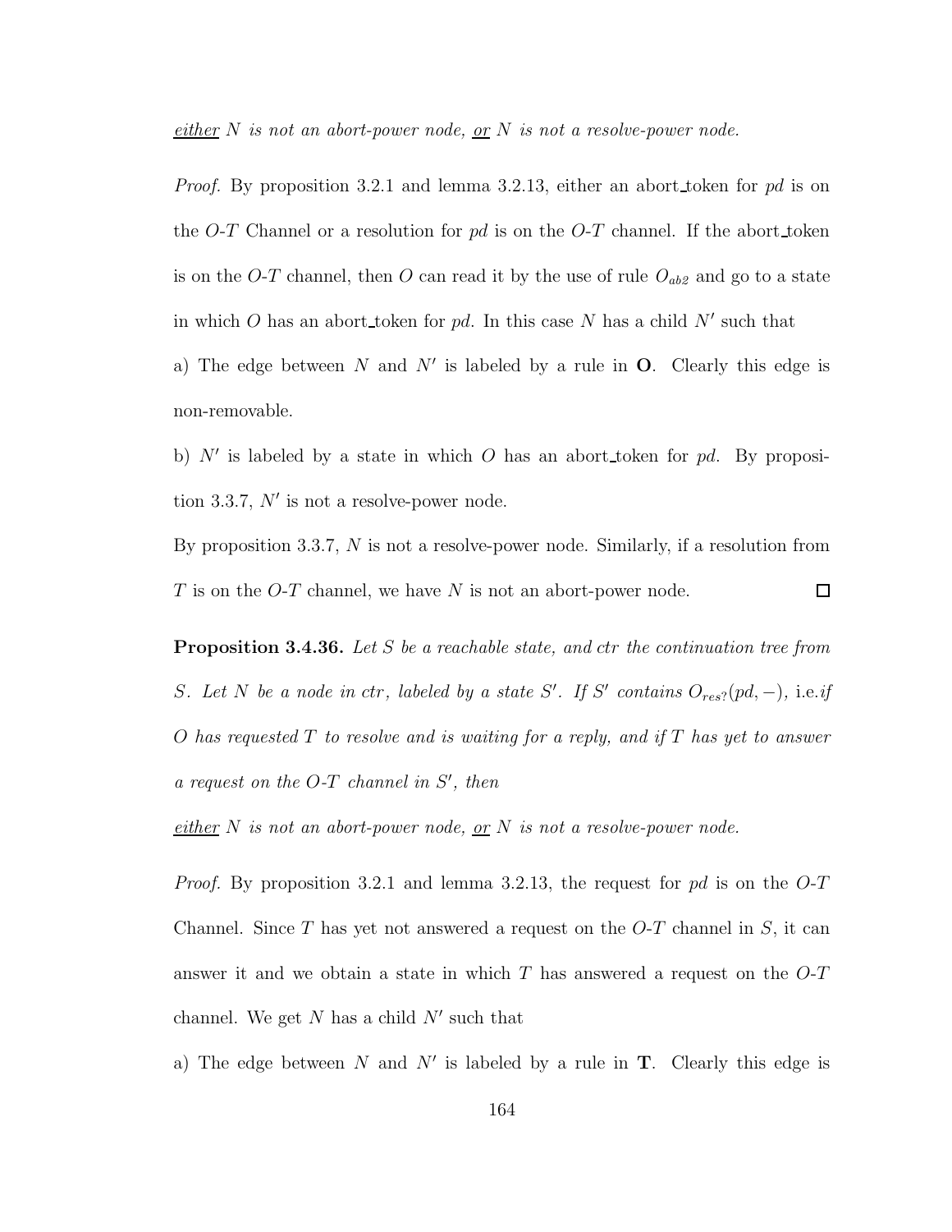<u>*either*</u> *N is not an abort-power node, <u>or</u> N is not a resolve-power node.*

*Proof.* By proposition 3.2.1 and lemma 3.2.13, either an abort_token for $pd$ is on the *O-T* Channel or a resolution for $pd$ is on the *O-T* channel. If the abort_token is on the *O-T* channel, then $O$ can read it by the use of rule $O_{ab2}$ and go to a state in which $O$ has an abort_token for $pd$. In this case $N$ has a child $N'$ such that

a) The edge between $N$ and $N'$ is labeled by a rule in **O**. Clearly this edge is non-removable.

b) $N'$ is labeled by a state in which $O$ has an abort_token for $pd$. By proposition 3.3.7, $N'$ is not a resolve-power node.

By proposition 3.3.7, $N$ is not a resolve-power node. Similarly, if a resolution from $T$ is on the *O-T* channel, we have $N$ is not an abort-power node. □

**Proposition 3.4.36.** *Let $S$ be a reachable state, and ctr the continuation tree from $S$. Let $N$ be a node in ctr, labeled by a state $S'$. If $S'$ contains $O_{res?}(pd, -)$, i.e.if $O$ has requested $T$ to resolve and is waiting for a reply, and if $T$ has yet to answer a request on the O-T channel in $S'$, then*

<u>*either*</u> *N is not an abort-power node, <u>or</u> N is not a resolve-power node.*

*Proof.* By proposition 3.2.1 and lemma 3.2.13, the request for $pd$ is on the *O-T* Channel. Since $T$ has yet not answered a request on the *O-T* channel in $S$, it can answer it and we obtain a state in which $T$ has answered a request on the *O-T* channel. We get $N$ has a child $N'$ such that

a) The edge between $N$ and $N'$ is labeled by a rule in **T**. Clearly this edge is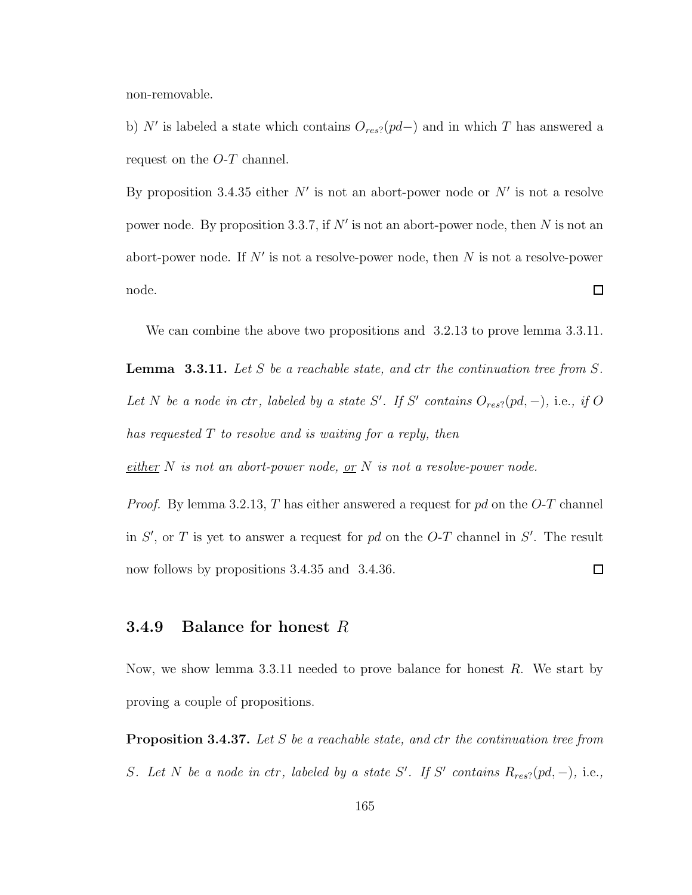non-removable.

b) $N'$ is labeled a state which contains $O_{res?}(pd-)$ and in which $T$ has answered a request on the $O$-$T$ channel.

By proposition 3.4.35 either $N'$ is not an abort-power node or $N'$ is not a resolve power node. By proposition 3.3.7, if $N'$ is not an abort-power node, then $N$ is not an abort-power node. If $N'$ is not a resolve-power node, then $N$ is not a resolve-power node. □

We can combine the above two propositions and 3.2.13 to prove lemma 3.3.11.

**Lemma 3.3.11.** *Let $S$ be a reachable state, and ctr the continuation tree from $S$. Let $N$ be a node in ctr, labeled by a state $S'$. If $S'$ contains $O_{res?}(pd, -)$,* i.e., *if $O$ has requested $T$ to resolve and is waiting for a reply, then*

*either $N$ is not an abort-power node, or $N$ is not a resolve-power node.*

*Proof.* By lemma 3.2.13, $T$ has either answered a request for *pd* on the $O$-$T$ channel in $S'$, or $T$ is yet to answer a request for *pd* on the $O$-$T$ channel in $S'$. The result now follows by propositions 3.4.35 and 3.4.36. □

### 3.4.9 Balance for honest $R$

Now, we show lemma 3.3.11 needed to prove balance for honest $R$. We start by proving a couple of propositions.

**Proposition 3.4.37.** *Let $S$ be a reachable state, and ctr the continuation tree from $S$. Let $N$ be a node in ctr, labeled by a state $S'$. If $S'$ contains $R_{res?}(pd, -)$,* i.e.,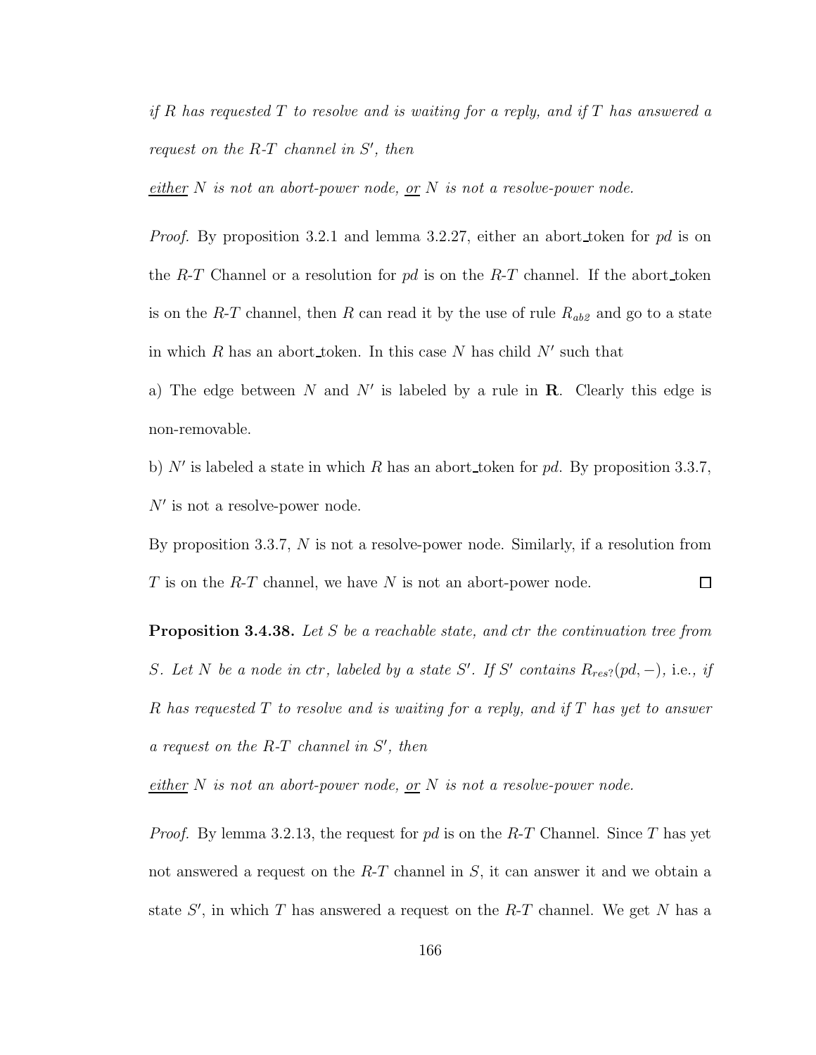*if $R$ has requested $T$ to resolve and is waiting for a reply, and if $T$ has answered a request on the $R$-$T$ channel in $S'$, then*

*<u>either</u> $N$ is not an abort-power node, <u>or</u> $N$ is not a resolve-power node.*

*Proof.* By proposition 3.2.1 and lemma 3.2.27, either an abort_token for *pd* is on the $R$-$T$ Channel or a resolution for *pd* is on the $R$-$T$ channel. If the abort_token is on the $R$-$T$ channel, then $R$ can read it by the use of rule $R_{ab2}$ and go to a state in which $R$ has an abort_token. In this case $N$ has child $N'$ such that

a) The edge between $N$ and $N'$ is labeled by a rule in **R**. Clearly this edge is non-removable.

b) $N'$ is labeled a state in which $R$ has an abort_token for *pd*. By proposition 3.3.7, $N'$ is not a resolve-power node.

By proposition 3.3.7, $N$ is not a resolve-power node. Similarly, if a resolution from $T$ is on the $R$-$T$ channel, we have $N$ is not an abort-power node. □

**Proposition 3.4.38.** *Let $S$ be a reachable state, and ctr the continuation tree from $S$. Let $N$ be a node in ctr, labeled by a state $S'$. If $S'$ contains $R_{res?}(pd, -)$,* i.e.*, if $R$ has requested $T$ to resolve and is waiting for a reply, and if $T$ has yet to answer a request on the $R$-$T$ channel in $S'$, then*

*<u>either</u> $N$ is not an abort-power node, <u>or</u> $N$ is not a resolve-power node.*

*Proof.* By lemma 3.2.13, the request for *pd* is on the $R$-$T$ Channel. Since $T$ has yet not answered a request on the $R$-$T$ channel in $S$, it can answer it and we obtain a state $S'$, in which $T$ has answered a request on the $R$-$T$ channel. We get $N$ has a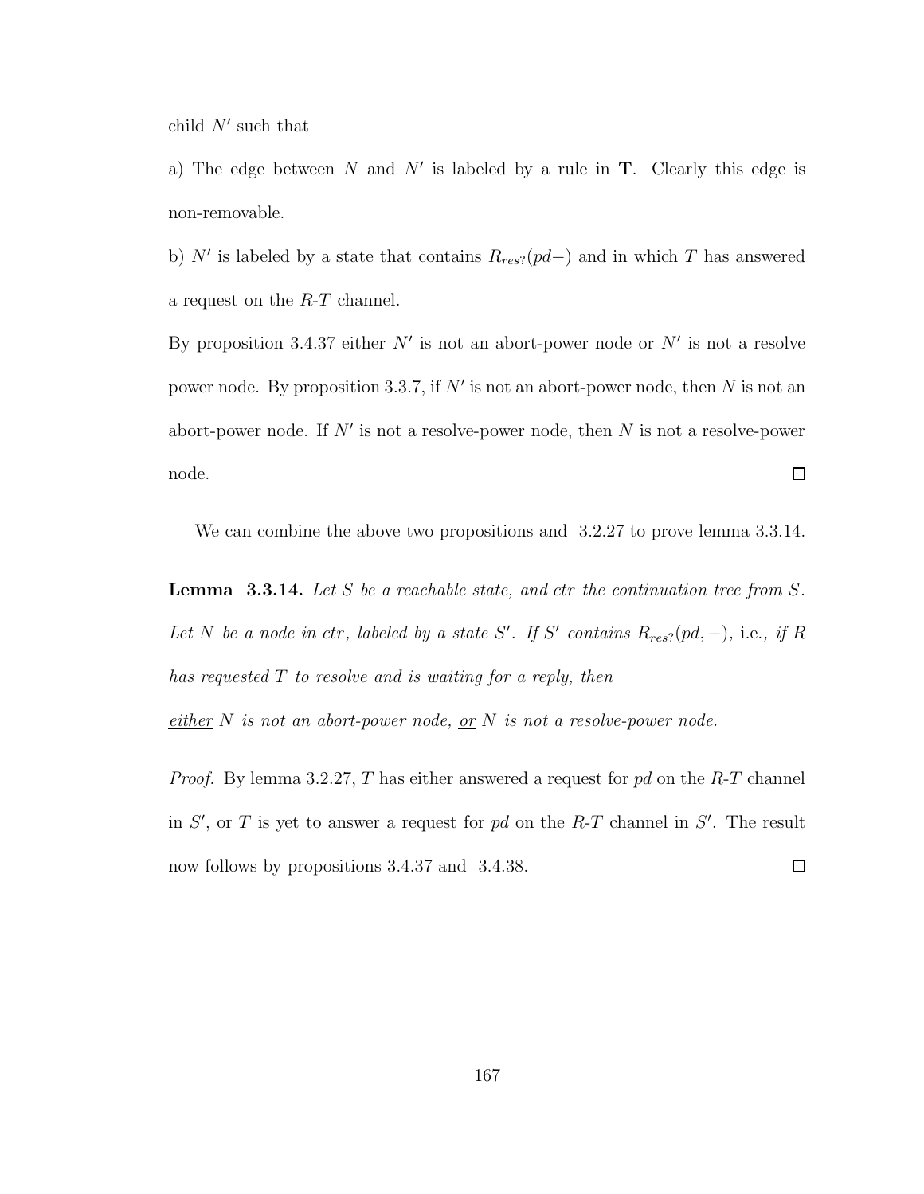child $N'$ such that

a) The edge between $N$ and $N'$ is labeled by a rule in $\mathbf{T}$. Clearly this edge is non-removable.

b) $N'$ is labeled by a state that contains $R_{res?}(pd-)$ and in which $T$ has answered a request on the $R$-$T$ channel.

By proposition 3.4.37 either $N'$ is not an abort-power node or $N'$ is not a resolve power node. By proposition 3.3.7, if $N'$ is not an abort-power node, then $N$ is not an abort-power node. If $N'$ is not a resolve-power node, then $N$ is not a resolve-power node. $\square$

We can combine the above two propositions and 3.2.27 to prove lemma 3.3.14.

**Lemma 3.3.14.** *Let $S$ be a reachable state, and $ctr$ the continuation tree from $S$. Let $N$ be a node in $ctr$, labeled by a state $S'$. If $S'$ contains $R_{res?}(pd, -)$,* i.e.*, if $R$ has requested $T$ to resolve and is waiting for a reply, then*

*<u>either</u> $N$ is not an abort-power node, <u>or</u> $N$ is not a resolve-power node.*

*Proof.* By lemma 3.2.27, $T$ has either answered a request for *pd* on the $R$-$T$ channel in $S'$, or $T$ is yet to answer a request for *pd* on the $R$-$T$ channel in $S'$. The result now follows by propositions 3.4.37 and 3.4.38. $\square$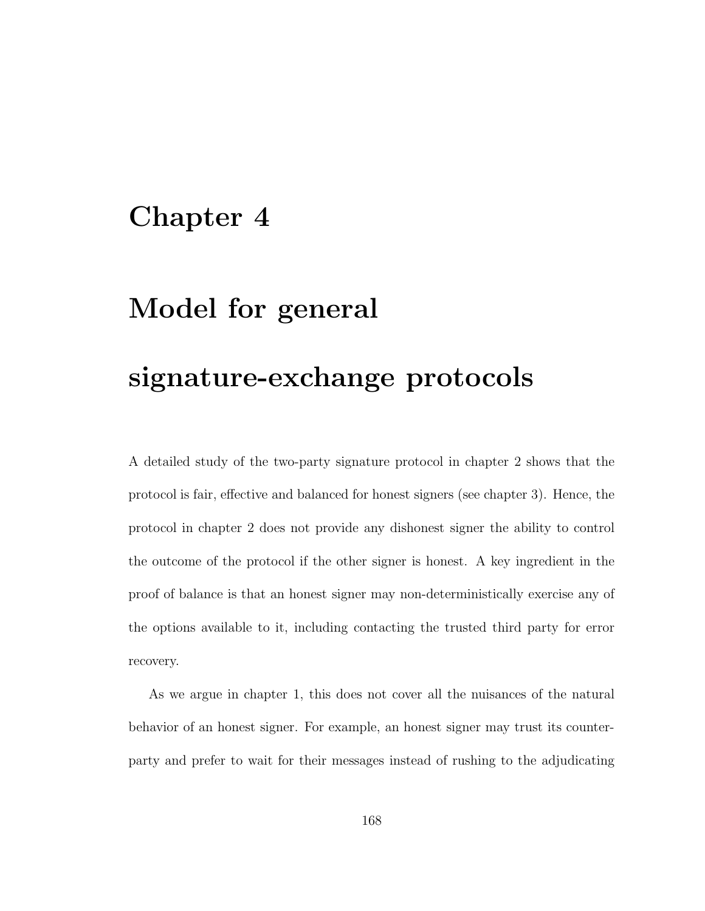# Chapter 4

# Model for general signature-exchange protocols

A detailed study of the two-party signature protocol in chapter 2 shows that the protocol is fair, effective and balanced for honest signers (see chapter 3). Hence, the protocol in chapter 2 does not provide any dishonest signer the ability to control the outcome of the protocol if the other signer is honest. A key ingredient in the proof of balance is that an honest signer may non-deterministically exercise any of the options available to it, including contacting the trusted third party for error recovery.

As we argue in chapter 1, this does not cover all the nuisances of the natural behavior of an honest signer. For example, an honest signer may trust its counterparty and prefer to wait for their messages instead of rushing to the adjudicating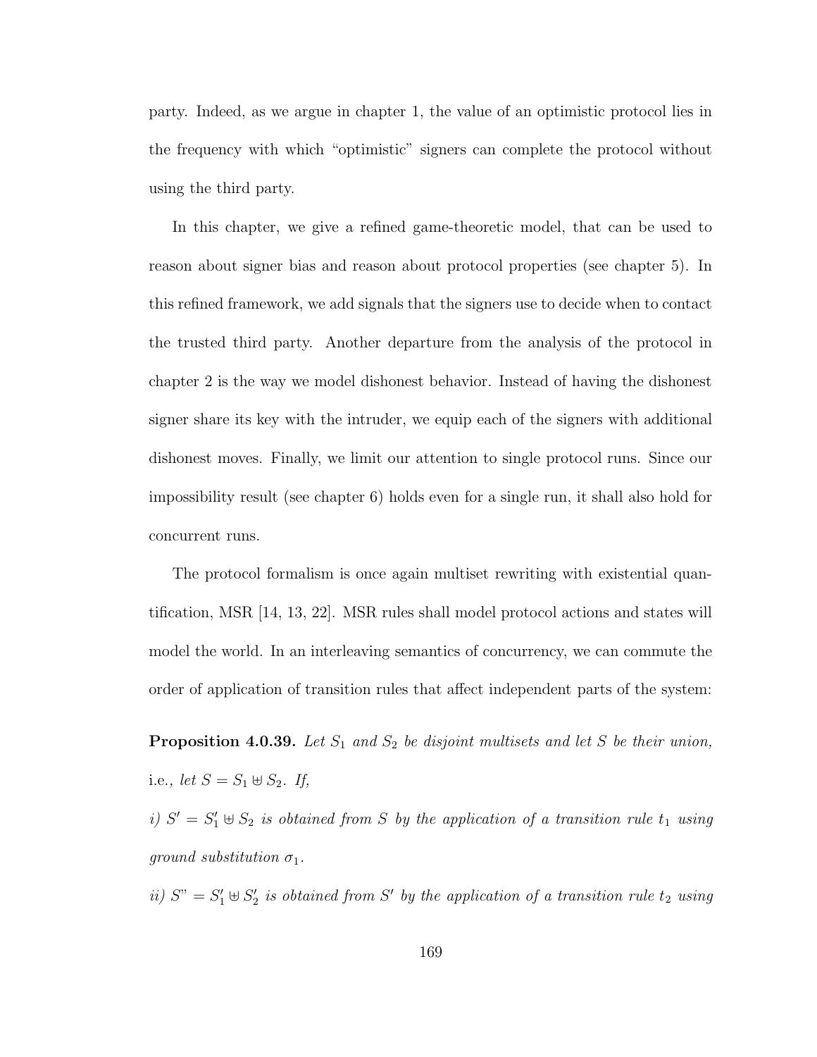party. Indeed, as we argue in chapter 1, the value of an optimistic protocol lies in the frequency with which "optimistic" signers can complete the protocol without using the third party.

In this chapter, we give a refined game-theoretic model, that can be used to reason about signer bias and reason about protocol properties (see chapter 5). In this refined framework, we add signals that the signers use to decide when to contact the trusted third party. Another departure from the analysis of the protocol in chapter 2 is the way we model dishonest behavior. Instead of having the dishonest signer share its key with the intruder, we equip each of the signers with additional dishonest moves. Finally, we limit our attention to single protocol runs. Since our impossibility result (see chapter 6) holds even for a single run, it shall also hold for concurrent runs.

The protocol formalism is once again multiset rewriting with existential quantification, MSR [14, 13, 22]. MSR rules shall model protocol actions and states will model the world. In an interleaving semantics of concurrency, we can commute the order of application of transition rules that affect independent parts of the system:

**Proposition 4.0.39.** *Let $S_1$ and $S_2$ be disjoint multisets and let $S$ be their union,* i.e.*, let $S = S_1 \uplus S_2$. If,*

*i) $S' = S_1' \uplus S_2$ is obtained from $S$ by the application of a transition rule $t_1$ using ground substitution $\sigma_1$.*

*ii) $S" = S_1' \uplus S_2'$ is obtained from $S'$ by the application of a transition rule $t_2$ using*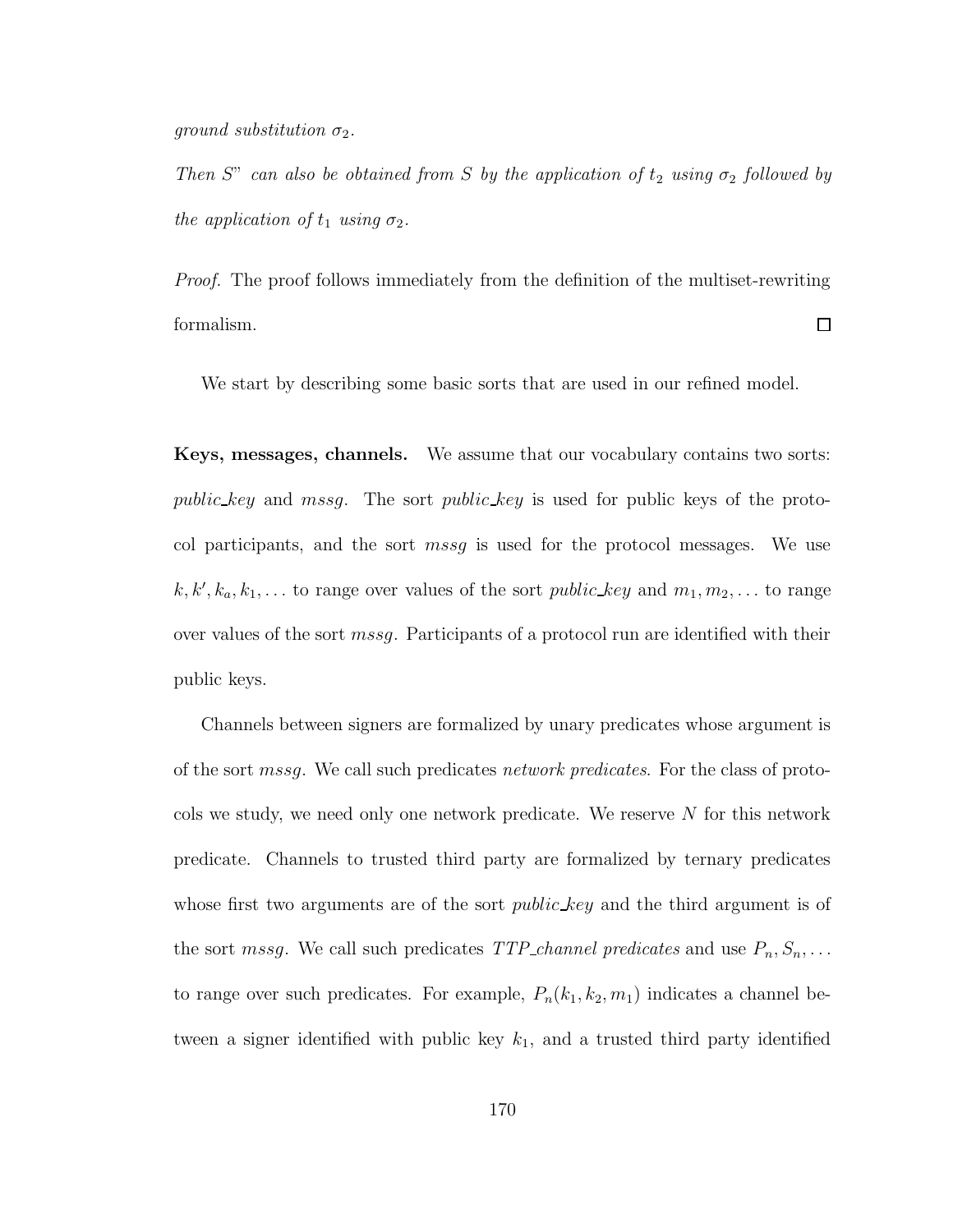*ground substitution $\sigma_2$.*

*Then S" can also be obtained from S by the application of $t_2$ using $\sigma_2$ followed by the application of $t_1$ using $\sigma_2$.*

*Proof.* The proof follows immediately from the definition of the multiset-rewriting formalism. □

We start by describing some basic sorts that are used in our refined model.

**Keys, messages, channels.** We assume that our vocabulary contains two sorts: *public_key* and *mssg*. The sort *public_key* is used for public keys of the protocol participants, and the sort *mssg* is used for the protocol messages. We use $k, k', k_a, k_1, \ldots$ to range over values of the sort *public_key* and $m_1, m_2, \ldots$ to range over values of the sort *mssg*. Participants of a protocol run are identified with their public keys.

Channels between signers are formalized by unary predicates whose argument is of the sort *mssg*. We call such predicates *network predicates*. For the class of protocols we study, we need only one network predicate. We reserve $N$ for this network predicate. Channels to trusted third party are formalized by ternary predicates whose first two arguments are of the sort *public_key* and the third argument is of the sort *mssg*. We call such predicates *TTP_channel predicates* and use $P_n, S_n, \ldots$ to range over such predicates. For example, $P_n(k_1, k_2, m_1)$ indicates a channel between a signer identified with public key $k_1$, and a trusted third party identified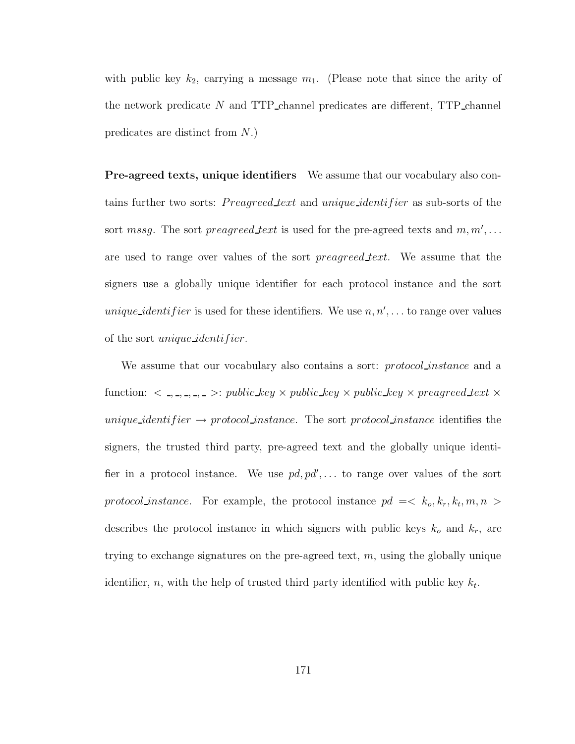with public key $k_2$, carrying a message $m_1$. (Please note that since the arity of the network predicate $N$ and TTP_channel predicates are different, TTP_channel predicates are distinct from $N$.)

**Pre-agreed texts, unique identifiers** We assume that our vocabulary also contains further two sorts: $Preagreed\_text$ and $unique\_identifier$ as sub-sorts of the sort $mssg$. The sort $preagreed\_text$ is used for the pre-agreed texts and $m, m', \ldots$ are used to range over values of the sort $preagreed\_text$. We assume that the signers use a globally unique identifier for each protocol instance and the sort $unique\_identifier$ is used for these identifiers. We use $n, n', \ldots$ to range over values of the sort $unique\_identifier$.

We assume that our vocabulary also contains a sort: *protocol_instance* and a function: $< \_, \_, \_, \_, \_ >$: *public_key* $\times$ *public_key* $\times$ *public_key* $\times$ *preagreed_text* $\times$ $unique\_identifier \rightarrow protocol\_instance$. The sort *protocol_instance* identifies the signers, the trusted third party, pre-agreed text and the globally unique identifier in a protocol instance. We use $pd, pd', \ldots$ to range over values of the sort *protocol_instance*. For example, the protocol instance $pd = < k_o, k_r, k_t, m, n >$ describes the protocol instance in which signers with public keys $k_o$ and $k_r$, are trying to exchange signatures on the pre-agreed text, $m$, using the globally unique identifier, $n$, with the help of trusted third party identified with public key $k_t$.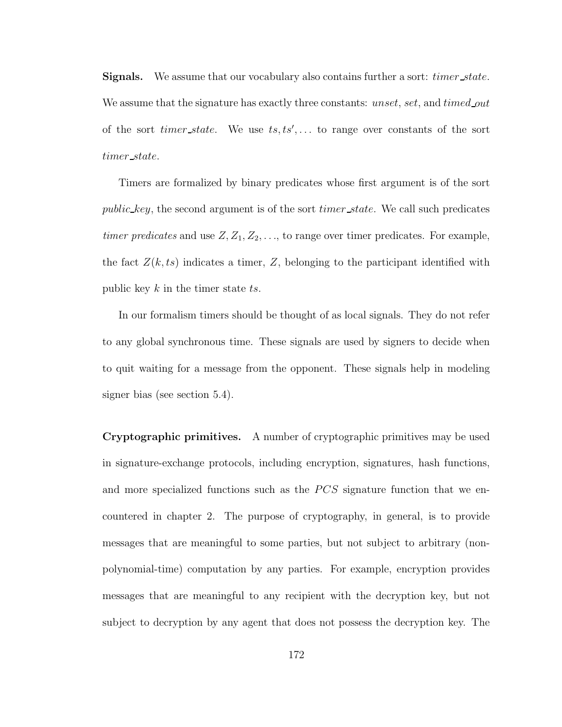**Signals.** We assume that our vocabulary also contains further a sort: *timer_state*. We assume that the signature has exactly three constants: *unset*, *set*, and *timed_out* of the sort *timer_state*. We use $ts, ts', \ldots$ to range over constants of the sort *timer_state*.

Timers are formalized by binary predicates whose first argument is of the sort *public_key*, the second argument is of the sort *timer_state*. We call such predicates *timer predicates* and use $Z, Z_1, Z_2, \ldots$, to range over timer predicates. For example, the fact $Z(k, ts)$ indicates a timer, $Z$, belonging to the participant identified with public key $k$ in the timer state $ts$.

In our formalism timers should be thought of as local signals. They do not refer to any global synchronous time. These signals are used by signers to decide when to quit waiting for a message from the opponent. These signals help in modeling signer bias (see section 5.4).

**Cryptographic primitives.** A number of cryptographic primitives may be used in signature-exchange protocols, including encryption, signatures, hash functions, and more specialized functions such as the $PCS$ signature function that we encountered in chapter 2. The purpose of cryptography, in general, is to provide messages that are meaningful to some parties, but not subject to arbitrary (non-polynomial-time) computation by any parties. For example, encryption provides messages that are meaningful to any recipient with the decryption key, but not subject to decryption by any agent that does not possess the decryption key. The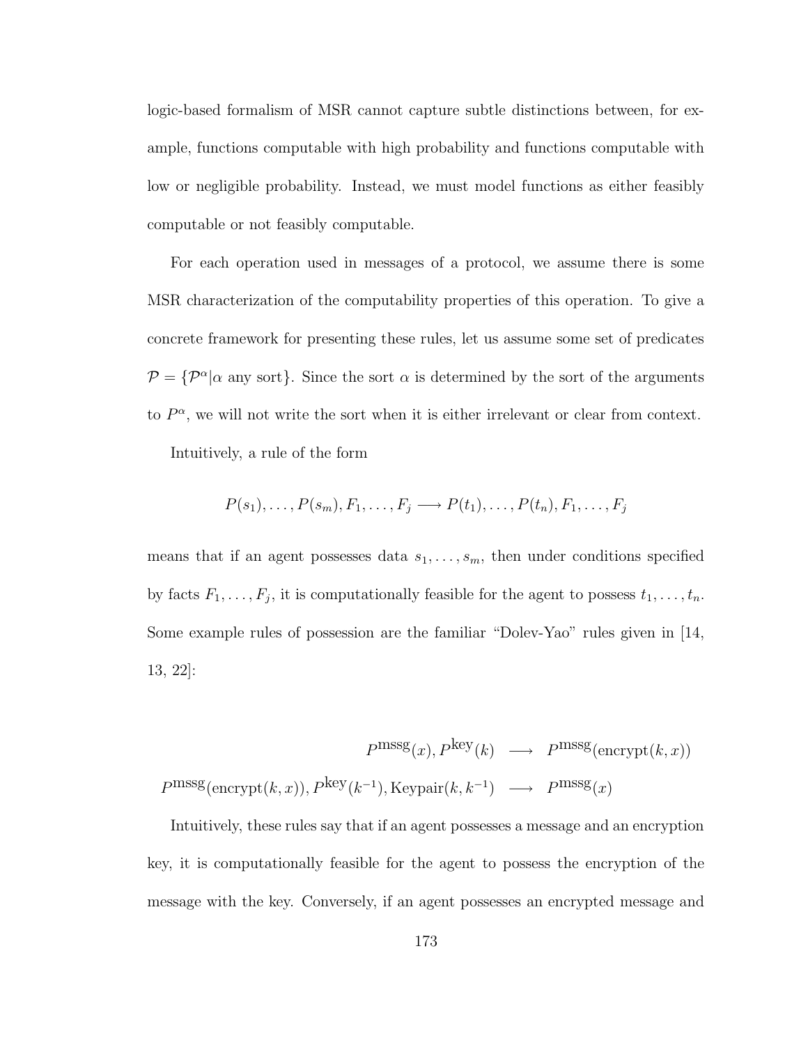logic-based formalism of MSR cannot capture subtle distinctions between, for example, functions computable with high probability and functions computable with low or negligible probability. Instead, we must model functions as either feasibly computable or not feasibly computable.

For each operation used in messages of a protocol, we assume there is some MSR characterization of the computability properties of this operation. To give a concrete framework for presenting these rules, let us assume some set of predicates $\mathcal{P} = \{\mathcal{P}^\alpha | \alpha \text{ any sort}\}$. Since the sort $\alpha$ is determined by the sort of the arguments to $P^\alpha$, we will not write the sort when it is either irrelevant or clear from context.

Intuitively, a rule of the form

$$P(s_1), \ldots, P(s_m), F_1, \ldots, F_j \longrightarrow P(t_1), \ldots, P(t_n), F_1, \ldots, F_j$$

means that if an agent possesses data $s_1, \ldots, s_m$, then under conditions specified by facts $F_1, \ldots, F_j$, it is computationally feasible for the agent to possess $t_1, \ldots, t_n$. Some example rules of possession are the familiar "Dolev-Yao" rules given in [14, 13, 22]:

$$\begin{aligned}
P^{\text{mssg}}(x), P^{\text{key}}(k) &\longrightarrow P^{\text{mssg}}(\text{encrypt}(k, x)) \\
P^{\text{mssg}}(\text{encrypt}(k, x)), P^{\text{key}}(k^{-1}), \text{Keypair}(k, k^{-1}) &\longrightarrow P^{\text{mssg}}(x)
\end{aligned}$$

Intuitively, these rules say that if an agent possesses a message and an encryption key, it is computationally feasible for the agent to possess the encryption of the message with the key. Conversely, if an agent possesses an encrypted message and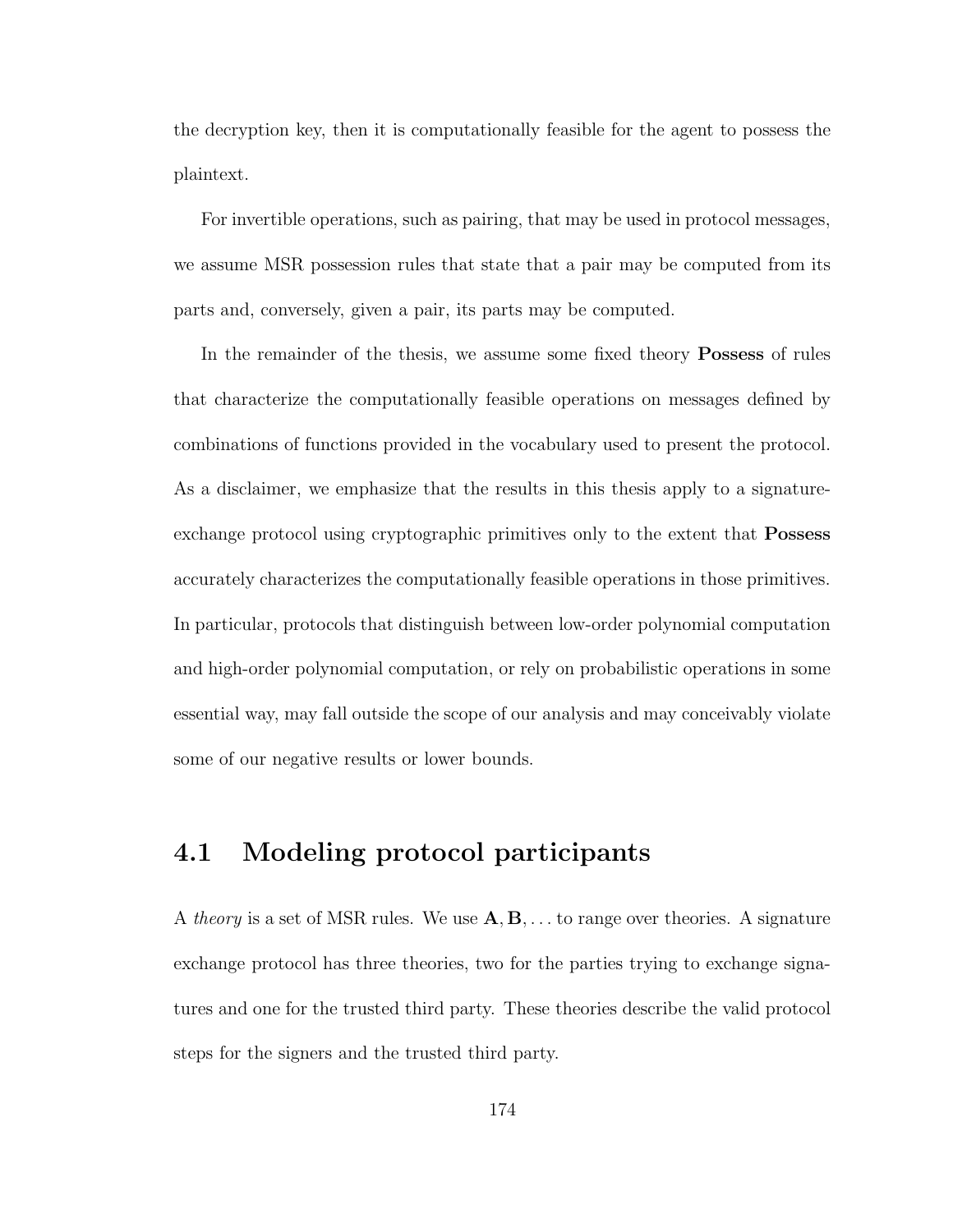the decryption key, then it is computationally feasible for the agent to possess the plaintext.

For invertible operations, such as pairing, that may be used in protocol messages, we assume MSR possession rules that state that a pair may be computed from its parts and, conversely, given a pair, its parts may be computed.

In the remainder of the thesis, we assume some fixed theory **Possess** of rules that characterize the computationally feasible operations on messages defined by combinations of functions provided in the vocabulary used to present the protocol. As a disclaimer, we emphasize that the results in this thesis apply to a signature-exchange protocol using cryptographic primitives only to the extent that **Possess** accurately characterizes the computationally feasible operations in those primitives. In particular, protocols that distinguish between low-order polynomial computation and high-order polynomial computation, or rely on probabilistic operations in some essential way, may fall outside the scope of our analysis and may conceivably violate some of our negative results or lower bounds.

## 4.1 Modeling protocol participants

A *theory* is a set of MSR rules. We use $\mathbf{A}, \mathbf{B}, \ldots$ to range over theories. A signature exchange protocol has three theories, two for the parties trying to exchange signatures and one for the trusted third party. These theories describe the valid protocol steps for the signers and the trusted third party.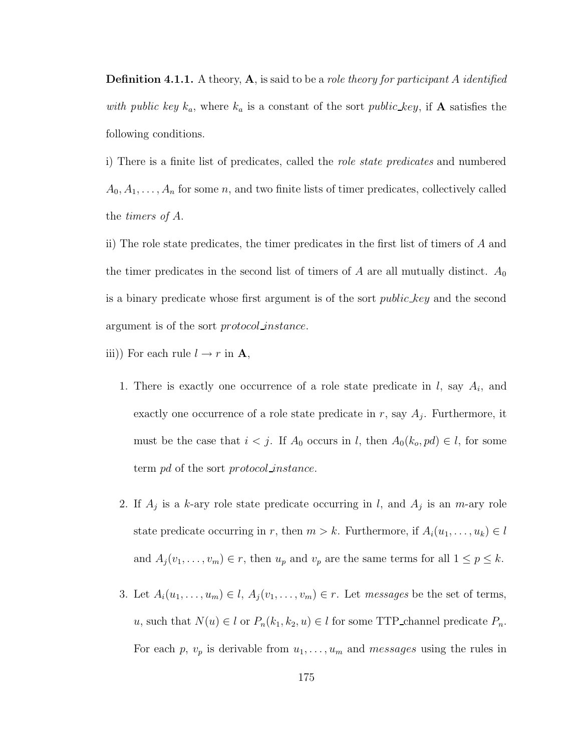**Definition 4.1.1.** A theory, **A**, is said to be a *role theory for participant A identified with public key* $k_a$, where $k_a$ is a constant of the sort *public_key*, if **A** satisfies the following conditions.

i) There is a finite list of predicates, called the *role state predicates* and numbered $A_0, A_1, \ldots, A_n$ for some $n$, and two finite lists of timer predicates, collectively called the *timers of A*.

ii) The role state predicates, the timer predicates in the first list of timers of $A$ and the timer predicates in the second list of timers of $A$ are all mutually distinct. $A_0$ is a binary predicate whose first argument is of the sort *public_key* and the second argument is of the sort *protocol_instance*.

iii)) For each rule $l \rightarrow r$ in **A**,

1. There is exactly one occurrence of a role state predicate in $l$, say $A_i$, and exactly one occurrence of a role state predicate in $r$, say $A_j$. Furthermore, it must be the case that $i < j$. If $A_0$ occurs in $l$, then $A_0(k_o, pd) \in l$, for some term $pd$ of the sort *protocol_instance*.

2. If $A_j$ is a $k$-ary role state predicate occurring in $l$, and $A_j$ is an $m$-ary role state predicate occurring in $r$, then $m > k$. Furthermore, if $A_i(u_1, \ldots, u_k) \in l$ and $A_j(v_1, \ldots, v_m) \in r$, then $u_p$ and $v_p$ are the same terms for all $1 \leq p \leq k$.

3. Let $A_i(u_1, \ldots, u_m) \in l$, $A_j(v_1, \ldots, v_m) \in r$. Let *messages* be the set of terms, $u$, such that $N(u) \in l$ or $P_n(k_1, k_2, u) \in l$ for some TTP_channel predicate $P_n$. For each $p$, $v_p$ is derivable from $u_1, \ldots, u_m$ and *messages* using the rules in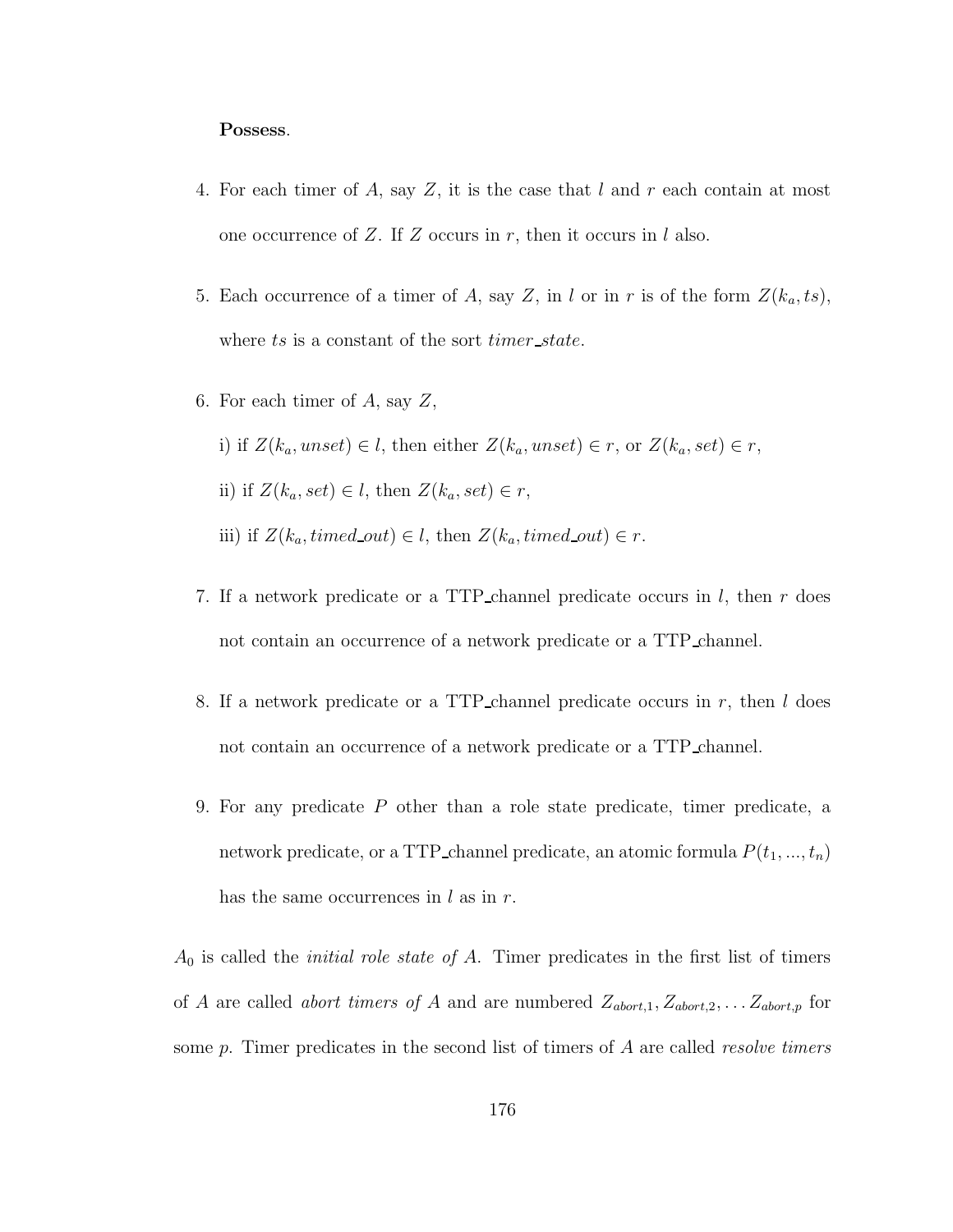**Possess**.

4. For each timer of $A$, say $Z$, it is the case that $l$ and $r$ each contain at most one occurrence of $Z$. If $Z$ occurs in $r$, then it occurs in $l$ also.

5. Each occurrence of a timer of $A$, say $Z$, in $l$ or in $r$ is of the form $Z(k_a, ts)$, where $ts$ is a constant of the sort *timer_state*.

6. For each timer of $A$, say $Z$,

   i) if $Z(k_a, unset) \in l$, then either $Z(k_a, unset) \in r$, or $Z(k_a, set) \in r$,

   ii) if $Z(k_a, set) \in l$, then $Z(k_a, set) \in r$,

   iii) if $Z(k_a, timed\_out) \in l$, then $Z(k_a, timed\_out) \in r$.

7. If a network predicate or a TTP_channel predicate occurs in $l$, then $r$ does not contain an occurrence of a network predicate or a TTP_channel.

8. If a network predicate or a TTP_channel predicate occurs in $r$, then $l$ does not contain an occurrence of a network predicate or a TTP_channel.

9. For any predicate $P$ other than a role state predicate, timer predicate, a network predicate, or a TTP_channel predicate, an atomic formula $P(t_1, ..., t_n)$ has the same occurrences in $l$ as in $r$.

$A_0$ is called the *initial role state of A*. Timer predicates in the first list of timers of $A$ are called *abort timers of A* and are numbered $Z_{abort,1}, Z_{abort,2}, \ldots Z_{abort,p}$ for some $p$. Timer predicates in the second list of timers of $A$ are called *resolve timers*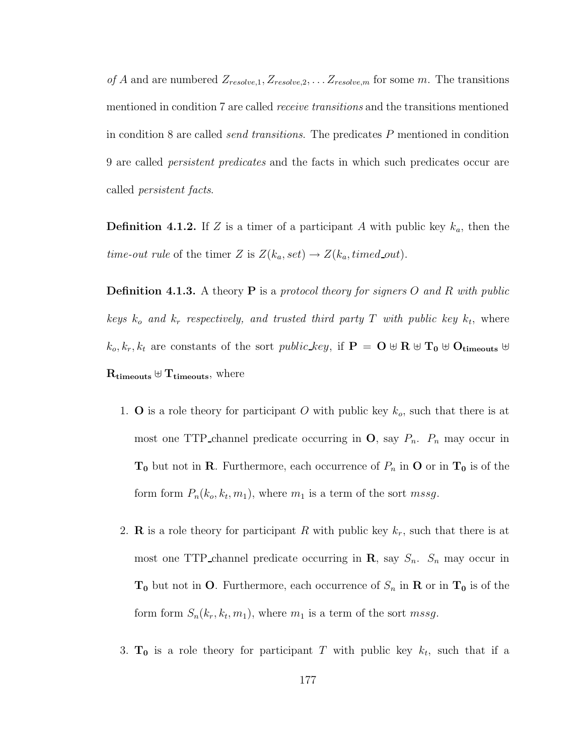*of A* and are numbered $Z_{resolve,1}, Z_{resolve,2}, \ldots Z_{resolve,m}$ for some $m$. The transitions mentioned in condition 7 are called *receive transitions* and the transitions mentioned in condition 8 are called *send transitions*. The predicates $P$ mentioned in condition 9 are called *persistent predicates* and the facts in which such predicates occur are called *persistent facts*.

**Definition 4.1.2.** If $Z$ is a timer of a participant $A$ with public key $k_a$, then the *time-out rule* of the timer $Z$ is $Z(k_a, set) \rightarrow Z(k_a, timed\_out)$.

**Definition 4.1.3.** A theory $\mathbf{P}$ is a *protocol theory for signers $O$ and $R$ with public keys $k_o$ and $k_r$ respectively, and trusted third party $T$ with public key $k_t$*, where $k_o, k_r, k_t$ are constants of the sort *public_key*, if $\mathbf{P} = \mathbf{O} \uplus \mathbf{R} \uplus \mathbf{T_0} \uplus \mathbf{O_{timeouts}} \uplus \mathbf{R_{timeouts}} \uplus \mathbf{T_{timeouts}}$, where

1. $\mathbf{O}$ is a role theory for participant $O$ with public key $k_o$, such that there is at most one TTP_channel predicate occurring in $\mathbf{O}$, say $P_n$. $P_n$ may occur in $\mathbf{T_0}$ but not in $\mathbf{R}$. Furthermore, each occurrence of $P_n$ in $\mathbf{O}$ or in $\mathbf{T_0}$ is of the form form $P_n(k_o, k_t, m_1)$, where $m_1$ is a term of the sort *mssg*.

2. $\mathbf{R}$ is a role theory for participant $R$ with public key $k_r$, such that there is at most one TTP_channel predicate occurring in $\mathbf{R}$, say $S_n$. $S_n$ may occur in $\mathbf{T_0}$ but not in $\mathbf{O}$. Furthermore, each occurrence of $S_n$ in $\mathbf{R}$ or in $\mathbf{T_0}$ is of the form form $S_n(k_r, k_t, m_1)$, where $m_1$ is a term of the sort *mssg*.

3. $\mathbf{T_0}$ is a role theory for participant $T$ with public key $k_t$, such that if a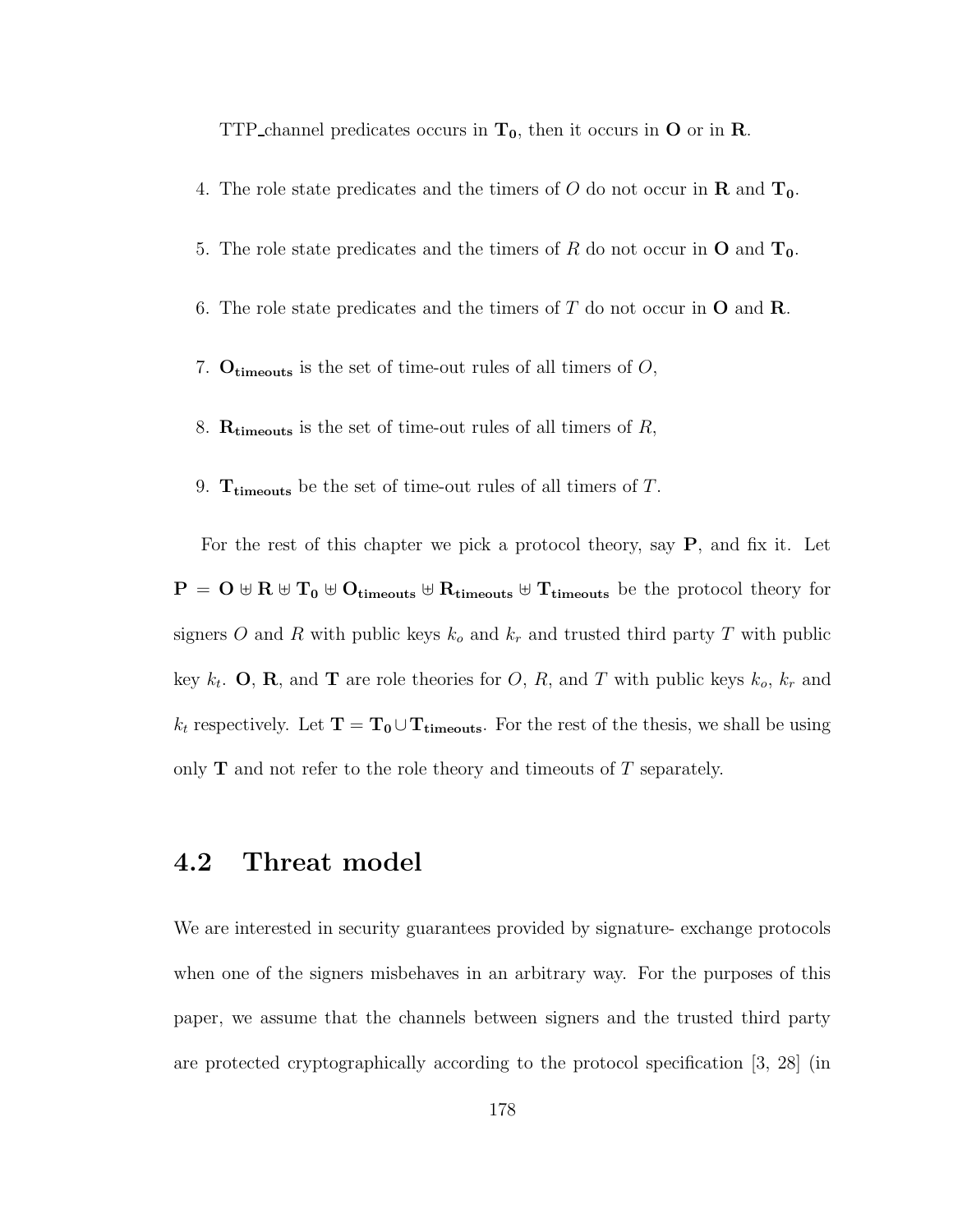TTP_channel predicates occurs in $\mathbf{T_0}$, then it occurs in $\mathbf{O}$ or in $\mathbf{R}$.

4. The role state predicates and the timers of $O$ do not occur in $\mathbf{R}$ and $\mathbf{T_0}$.

5. The role state predicates and the timers of $R$ do not occur in $\mathbf{O}$ and $\mathbf{T_0}$.

6. The role state predicates and the timers of $T$ do not occur in $\mathbf{O}$ and $\mathbf{R}$.

7. $\mathbf{O_{timeouts}}$ is the set of time-out rules of all timers of $O$,

8. $\mathbf{R_{timeouts}}$ is the set of time-out rules of all timers of $R$,

9. $\mathbf{T_{timeouts}}$ be the set of time-out rules of all timers of $T$.

For the rest of this chapter we pick a protocol theory, say $\mathbf{P}$, and fix it. Let $\mathbf{P} = \mathbf{O} \uplus \mathbf{R} \uplus \mathbf{T_0} \uplus \mathbf{O_{timeouts}} \uplus \mathbf{R_{timeouts}} \uplus \mathbf{T_{timeouts}}$ be the protocol theory for signers $O$ and $R$ with public keys $k_o$ and $k_r$ and trusted third party $T$ with public key $k_t$. $\mathbf{O}$, $\mathbf{R}$, and $\mathbf{T}$ are role theories for $O$, $R$, and $T$ with public keys $k_o$, $k_r$ and $k_t$ respectively. Let $\mathbf{T} = \mathbf{T_0} \cup \mathbf{T_{timeouts}}$. For the rest of the thesis, we shall be using only $\mathbf{T}$ and not refer to the role theory and timeouts of $T$ separately.

## 4.2 Threat model

We are interested in security guarantees provided by signature- exchange protocols when one of the signers misbehaves in an arbitrary way. For the purposes of this paper, we assume that the channels between signers and the trusted third party are protected cryptographically according to the protocol specification [3, 28] (in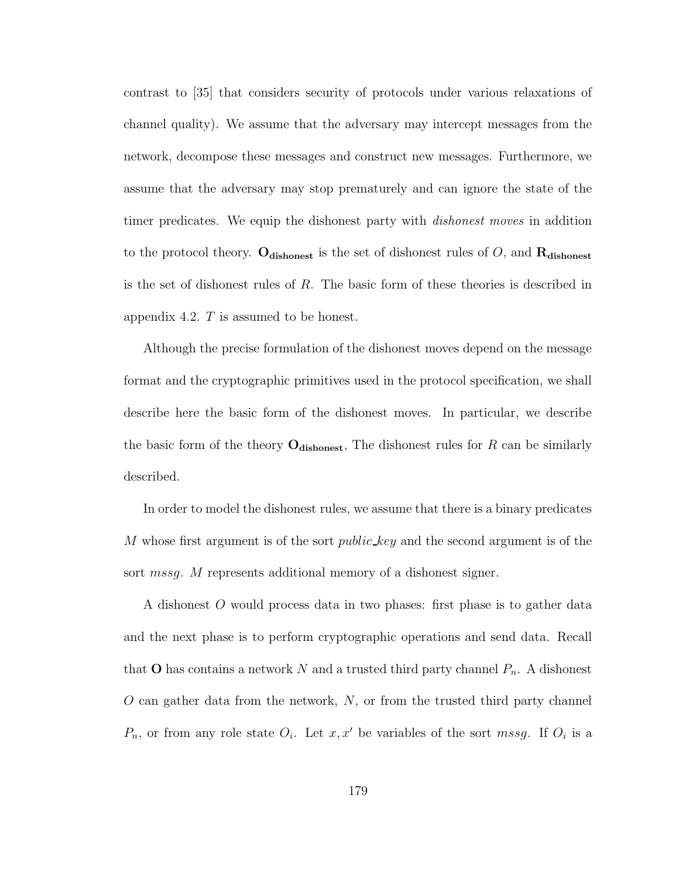contrast to [35] that considers security of protocols under various relaxations of channel quality). We assume that the adversary may intercept messages from the network, decompose these messages and construct new messages. Furthermore, we assume that the adversary may stop prematurely and can ignore the state of the timer predicates. We equip the dishonest party with *dishonest moves* in addition to the protocol theory. $\mathbf{O_{dishonest}}$ is the set of dishonest rules of $O$, and $\mathbf{R_{dishonest}}$ is the set of dishonest rules of $R$. The basic form of these theories is described in appendix 4.2. $T$ is assumed to be honest.

Although the precise formulation of the dishonest moves depend on the message format and the cryptographic primitives used in the protocol specification, we shall describe here the basic form of the dishonest moves. In particular, we describe the basic form of the theory $\mathbf{O_{dishonest}}$, The dishonest rules for $R$ can be similarly described.

In order to model the dishonest rules, we assume that there is a binary predicates $M$ whose first argument is of the sort *public_key* and the second argument is of the sort *mssg*. $M$ represents additional memory of a dishonest signer.

A dishonest $O$ would process data in two phases: first phase is to gather data and the next phase is to perform cryptographic operations and send data. Recall that $\mathbf{O}$ has contains a network $N$ and a trusted third party channel $P_n$. A dishonest $O$ can gather data from the network, $N$, or from the trusted third party channel $P_n$, or from any role state $O_i$. Let $x, x'$ be variables of the sort *mssg*. If $O_i$ is a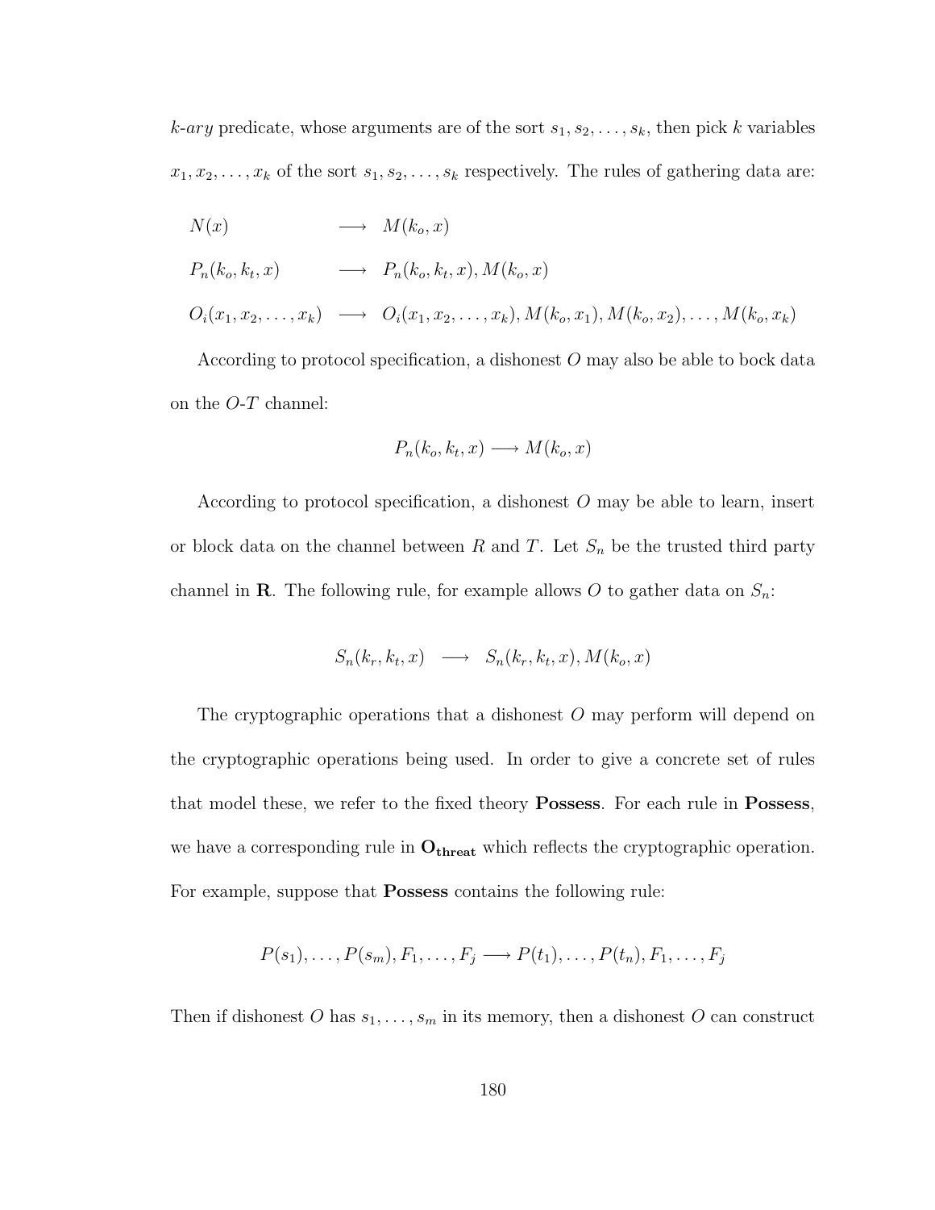*k-ary* predicate, whose arguments are of the sort $s_1, s_2, \ldots, s_k$, then pick $k$ variables $x_1, x_2, \ldots, x_k$ of the sort $s_1, s_2, \ldots, s_k$ respectively. The rules of gathering data are:

$$
\begin{array}{lll}
N(x) & \longrightarrow & M(k_o, x) \\
P_n(k_o, k_t, x) & \longrightarrow & P_n(k_o, k_t, x), M(k_o, x) \\
O_i(x_1, x_2, \ldots, x_k) & \longrightarrow & O_i(x_1, x_2, \ldots, x_k), M(k_o, x_1), M(k_o, x_2), \ldots, M(k_o, x_k)
\end{array}
$$

According to protocol specification, a dishonest $O$ may also be able to bock data on the $O$-$T$ channel:

$$P_n(k_o, k_t, x) \longrightarrow M(k_o, x)$$

According to protocol specification, a dishonest $O$ may be able to learn, insert or block data on the channel between $R$ and $T$. Let $S_n$ be the trusted third party channel in $\mathbf{R}$. The following rule, for example allows $O$ to gather data on $S_n$:

$$S_n(k_r, k_t, x) \quad \longrightarrow \quad S_n(k_r, k_t, x), M(k_o, x)$$

The cryptographic operations that a dishonest $O$ may perform will depend on the cryptographic operations being used. In order to give a concrete set of rules that model these, we refer to the fixed theory **Possess**. For each rule in **Possess**, we have a corresponding rule in $\mathbf{O_{threat}}$ which reflects the cryptographic operation. For example, suppose that **Possess** contains the following rule:

$$P(s_1), \ldots, P(s_m), F_1, \ldots, F_j \longrightarrow P(t_1), \ldots, P(t_n), F_1, \ldots, F_j$$

Then if dishonest $O$ has $s_1, \ldots, s_m$ in its memory, then a dishonest $O$ can construct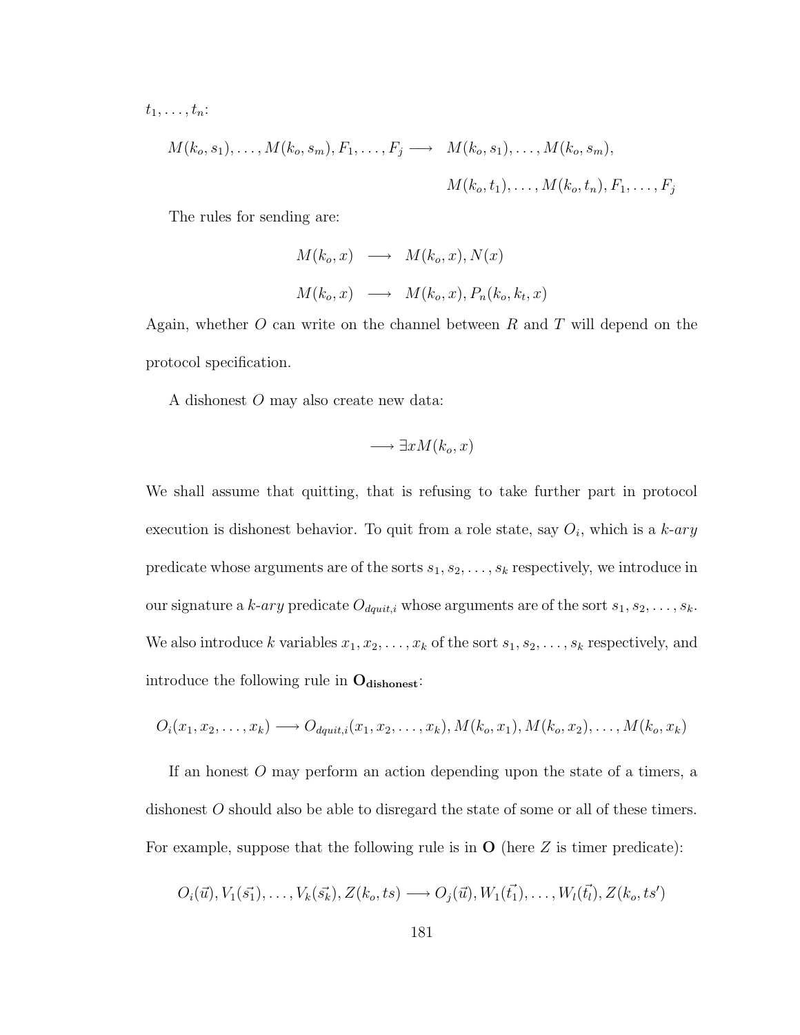$t_1, \ldots, t_n$:

$$M(k_o, s_1), \ldots, M(k_o, s_m), F_1, \ldots, F_j \longrightarrow \quad M(k_o, s_1), \ldots, M(k_o, s_m),$$
$$M(k_o, t_1), \ldots, M(k_o, t_n), F_1, \ldots, F_j$$

The rules for sending are:

$$M(k_o, x) \quad \longrightarrow \quad M(k_o, x), N(x)$$

$$M(k_o, x) \quad \longrightarrow \quad M(k_o, x), P_n(k_o, k_t, x)$$

Again, whether $O$ can write on the channel between $R$ and $T$ will depend on the protocol specification.

A dishonest $O$ may also create new data:

$$\longrightarrow \exists x M(k_o, x)$$

We shall assume that quitting, that is refusing to take further part in protocol execution is dishonest behavior. To quit from a role state, say $O_i$, which is a *k-ary* predicate whose arguments are of the sorts $s_1, s_2, \ldots, s_k$ respectively, we introduce in our signature a *k-ary* predicate $O_{dquit,i}$ whose arguments are of the sort $s_1, s_2, \ldots, s_k$. We also introduce $k$ variables $x_1, x_2, \ldots, x_k$ of the sort $s_1, s_2, \ldots, s_k$ respectively, and introduce the following rule in $\mathbf{O_{dishonest}}$:

$$O_i(x_1, x_2, \ldots, x_k) \longrightarrow O_{dquit,i}(x_1, x_2, \ldots, x_k), M(k_o, x_1), M(k_o, x_2), \ldots, M(k_o, x_k)$$

If an honest $O$ may perform an action depending upon the state of a timers, a dishonest $O$ should also be able to disregard the state of some or all of these timers. For example, suppose that the following rule is in $\mathbf{O}$ (here $Z$ is timer predicate):

$$O_i(\vec{u}), V_1(\vec{s_1}), \ldots, V_k(\vec{s_k}), Z(k_o, ts) \longrightarrow O_j(\vec{u}), W_1(\vec{t_1}), \ldots, W_l(\vec{t_l}), Z(k_o, ts')$$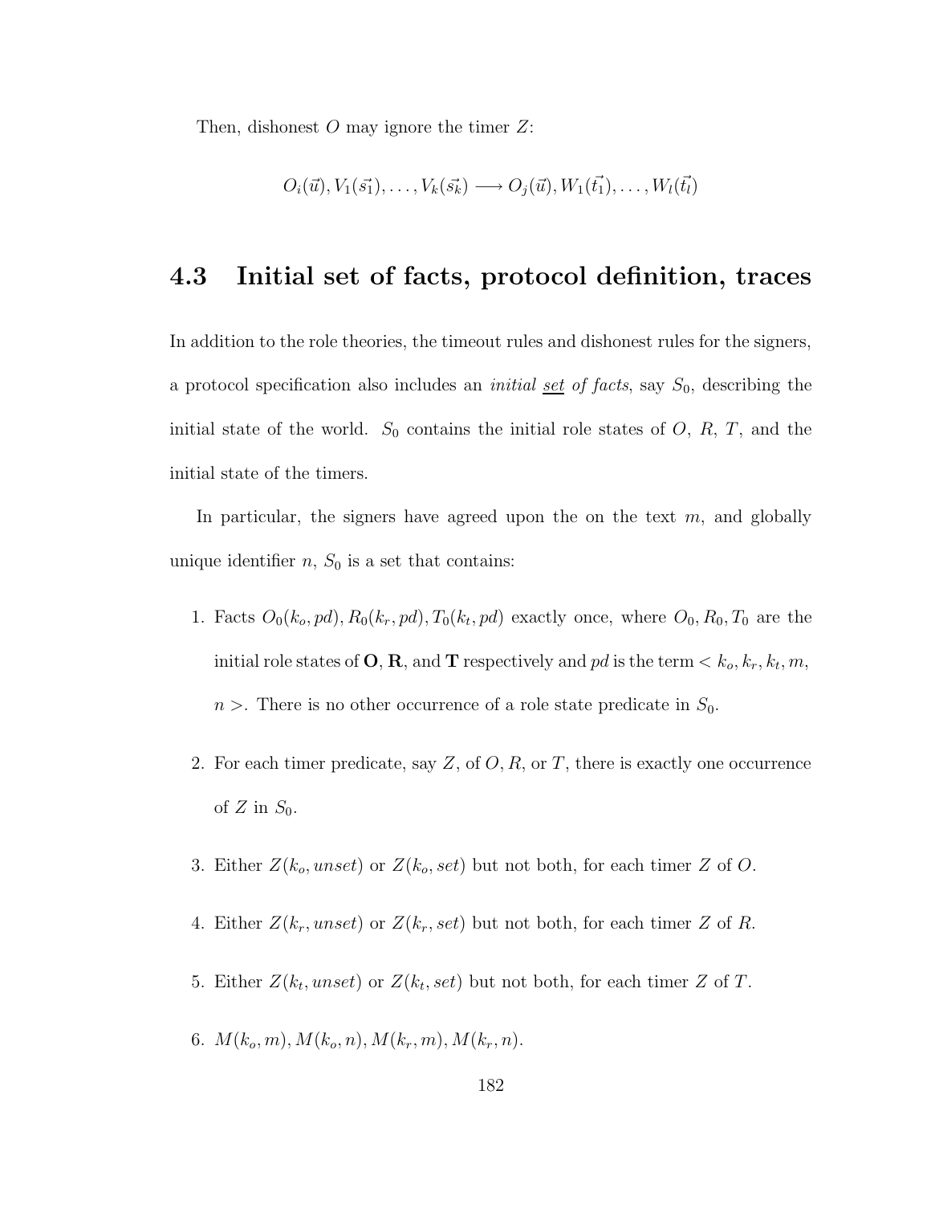Then, dishonest $O$ may ignore the timer $Z$:

$$O_i(\vec{u}), V_1(\vec{s_1}), \ldots, V_k(\vec{s_k}) \longrightarrow O_j(\vec{u}), W_1(\vec{t_1}), \ldots, W_l(\vec{t_l})$$

## 4.3 Initial set of facts, protocol definition, traces

In addition to the role theories, the timeout rules and dishonest rules for the signers, a protocol specification also includes an *initial set of facts*, say $S_0$, describing the initial state of the world. $S_0$ contains the initial role states of $O$, $R$, $T$, and the initial state of the timers.

In particular, the signers have agreed upon the on the text $m$, and globally unique identifier $n$, $S_0$ is a set that contains:

1. Facts $O_0(k_o, pd), R_0(k_r, pd), T_0(k_t, pd)$ exactly once, where $O_0, R_0, T_0$ are the initial role states of **O**, **R**, and **T** respectively and $pd$ is the term $< k_o, k_r, k_t, m, n >$. There is no other occurrence of a role state predicate in $S_0$.

2. For each timer predicate, say $Z$, of $O, R$, or $T$, there is exactly one occurrence of $Z$ in $S_0$.

3. Either $Z(k_o, unset)$ or $Z(k_o, set)$ but not both, for each timer $Z$ of $O$.

4. Either $Z(k_r, unset)$ or $Z(k_r, set)$ but not both, for each timer $Z$ of $R$.

5. Either $Z(k_t, unset)$ or $Z(k_t, set)$ but not both, for each timer $Z$ of $T$.

6. $M(k_o, m), M(k_o, n), M(k_r, m), M(k_r, n)$.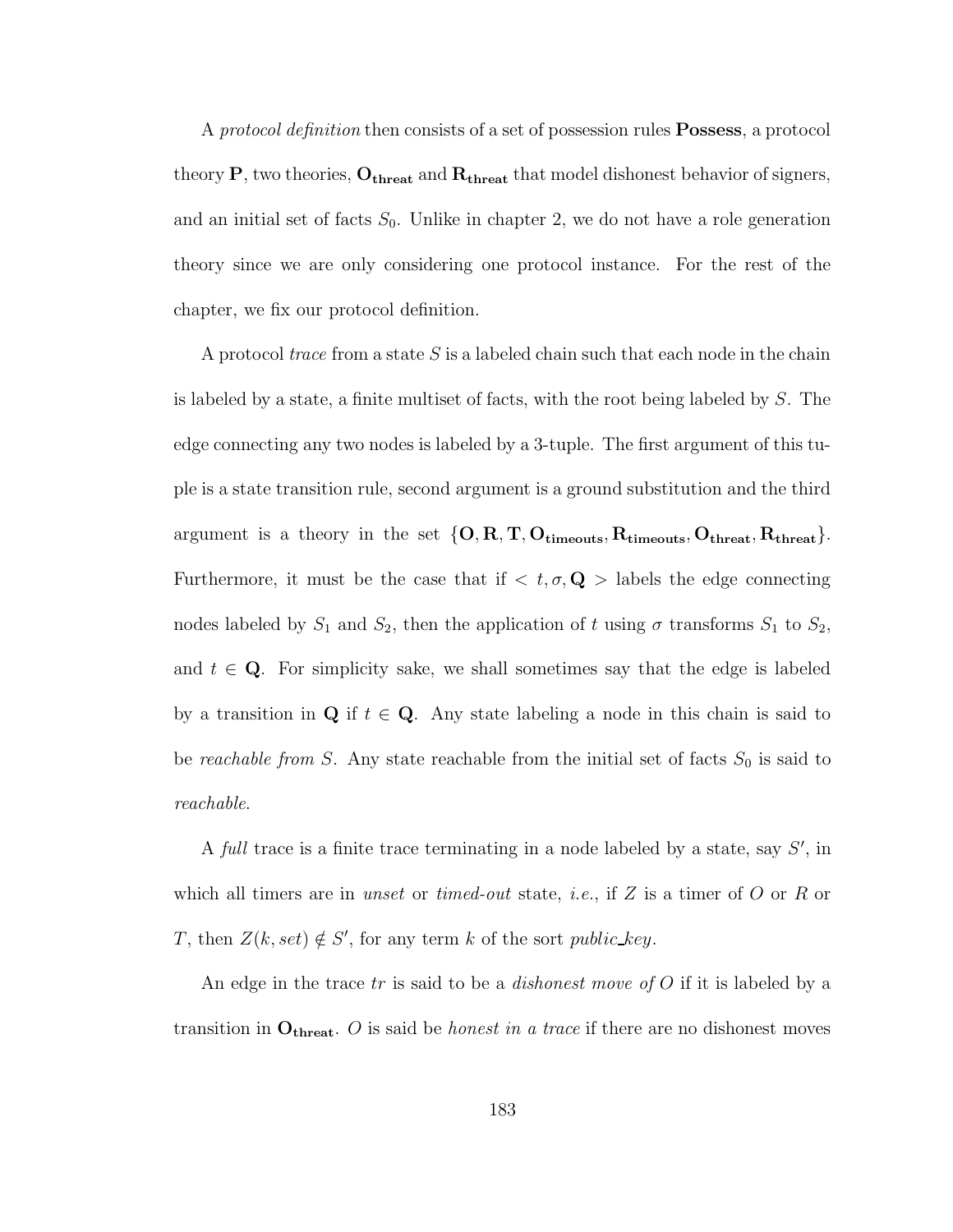A *protocol definition* then consists of a set of possession rules **Possess**, a protocol theory $\mathbf{P}$, two theories, $\mathbf{O_{threat}}$ and $\mathbf{R_{threat}}$ that model dishonest behavior of signers, and an initial set of facts $S_0$. Unlike in chapter 2, we do not have a role generation theory since we are only considering one protocol instance. For the rest of the chapter, we fix our protocol definition.

A protocol *trace* from a state $S$ is a labeled chain such that each node in the chain is labeled by a state, a finite multiset of facts, with the root being labeled by $S$. The edge connecting any two nodes is labeled by a 3-tuple. The first argument of this tuple is a state transition rule, second argument is a ground substitution and the third argument is a theory in the set $\{\mathbf{O}, \mathbf{R}, \mathbf{T}, \mathbf{O_{timeouts}}, \mathbf{R_{timeouts}}, \mathbf{O_{threat}}, \mathbf{R_{threat}}\}$. Furthermore, it must be the case that if $< t, \sigma, \mathbf{Q} >$ labels the edge connecting nodes labeled by $S_1$ and $S_2$, then the application of $t$ using $\sigma$ transforms $S_1$ to $S_2$, and $t \in \mathbf{Q}$. For simplicity sake, we shall sometimes say that the edge is labeled by a transition in $\mathbf{Q}$ if $t \in \mathbf{Q}$. Any state labeling a node in this chain is said to be *reachable from* $S$. Any state reachable from the initial set of facts $S_0$ is said to *reachable*.

A *full* trace is a finite trace terminating in a node labeled by a state, say $S'$, in which all timers are in *unset* or *timed-out* state, *i.e.*, if $Z$ is a timer of $O$ or $R$ or $T$, then $Z(k, set) \notin S'$, for any term $k$ of the sort *public_key*.

An edge in the trace $tr$ is said to be a *dishonest move of* $O$ if it is labeled by a transition in $\mathbf{O_{threat}}$. $O$ is said be *honest in a trace* if there are no dishonest moves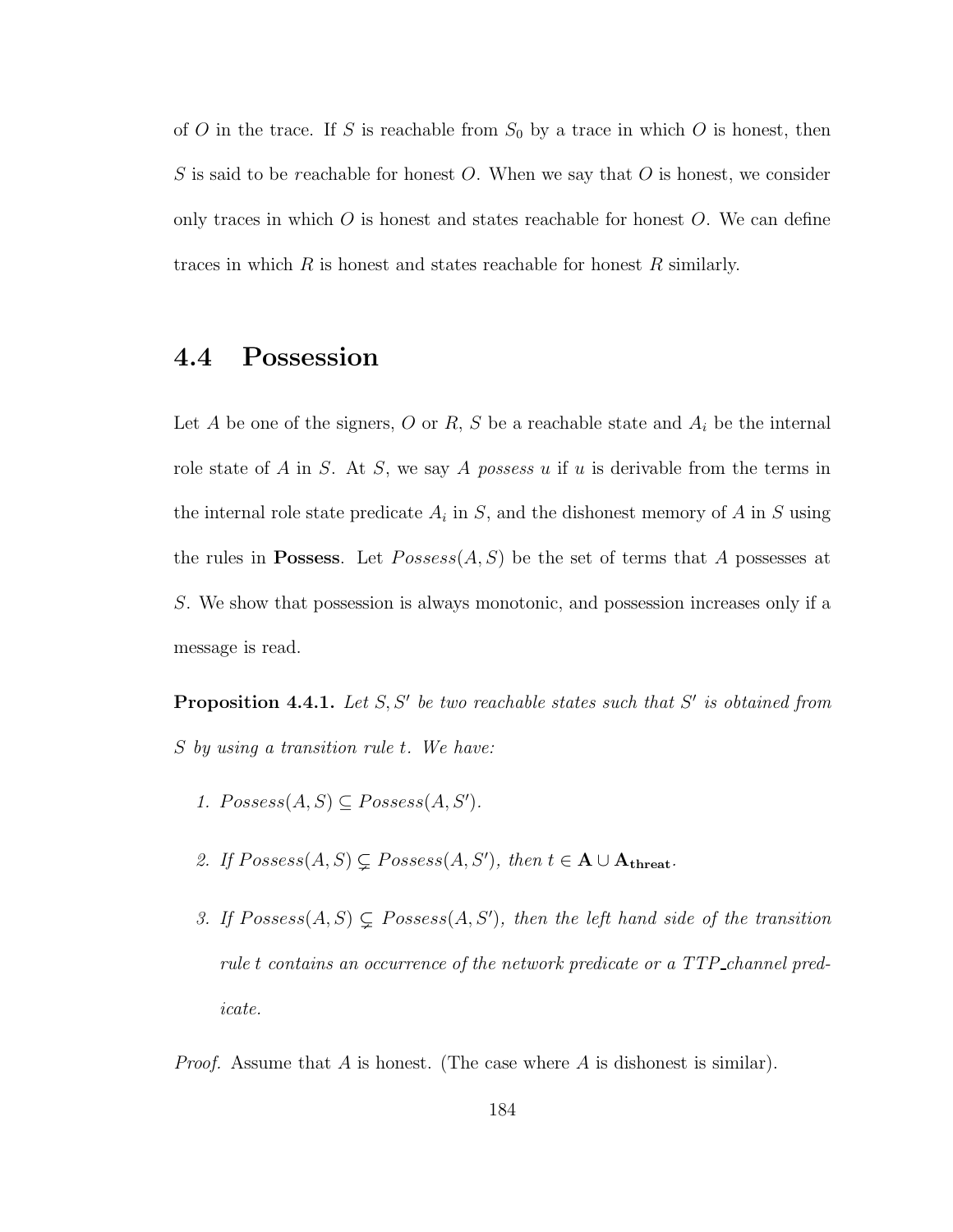of $O$ in the trace. If $S$ is reachable from $S_0$ by a trace in which $O$ is honest, then $S$ is said to be *r*eachable for honest $O$. When we say that $O$ is honest, we consider only traces in which $O$ is honest and states reachable for honest $O$. We can define traces in which $R$ is honest and states reachable for honest $R$ similarly.

## 4.4 Possession

Let $A$ be one of the signers, $O$ or $R$, $S$ be a reachable state and $A_i$ be the internal role state of $A$ in $S$. At $S$, we say $A$ *possess* $u$ if $u$ is derivable from the terms in the internal role state predicate $A_i$ in $S$, and the dishonest memory of $A$ in $S$ using the rules in **Possess**. Let $Possess(A, S)$ be the set of terms that $A$ possesses at $S$. We show that possession is always monotonic, and possession increases only if a message is read.

**Proposition 4.4.1.** *Let $S, S'$ be two reachable states such that $S'$ is obtained from $S$ by using a transition rule $t$. We have:*

1. *$Possess(A, S) \subseteq Possess(A, S')$.*
2. *If $Possess(A, S) \subsetneq Possess(A, S')$, then $t \in \mathbf{A} \cup \mathbf{A_{threat}}$.*
3. *If $Possess(A, S) \subsetneq Possess(A, S')$, then the left hand side of the transition rule $t$ contains an occurrence of the network predicate or a TTP_channel predicate.*

*Proof.* Assume that $A$ is honest. (The case where $A$ is dishonest is similar).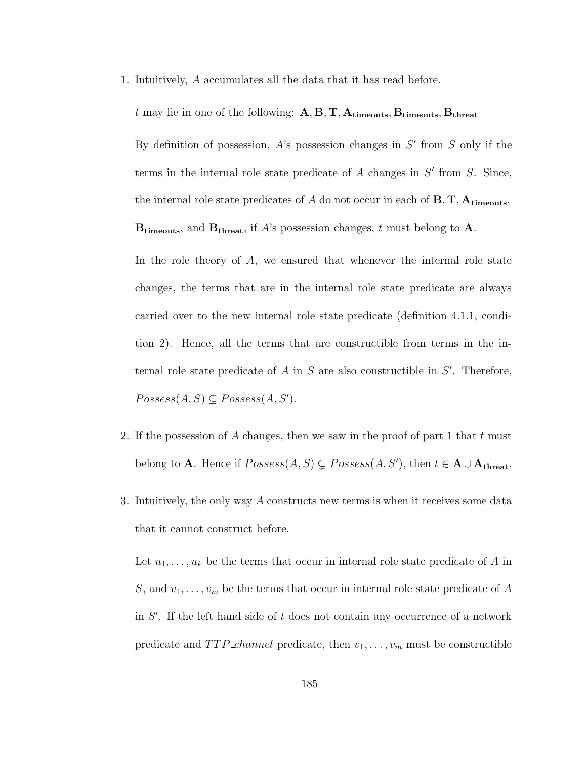1. Intuitively, $A$ accumulates all the data that it has read before.

   $t$ may lie in one of the following: $\mathbf{A}, \mathbf{B}, \mathbf{T}, \mathbf{A_{timeouts}}, \mathbf{B_{timeouts}}, \mathbf{B_{threat}}$

   By definition of possession, $A$'s possession changes in $S'$ from $S$ only if the terms in the internal role state predicate of $A$ changes in $S'$ from $S$. Since, the internal role state predicates of $A$ do not occur in each of $\mathbf{B}, \mathbf{T}, \mathbf{A_{timeouts}}$, $\mathbf{B_{timeouts}}$, and $\mathbf{B_{threat}}$, if $A$'s possession changes, $t$ must belong to $\mathbf{A}$.

   In the role theory of $A$, we ensured that whenever the internal role state changes, the terms that are in the internal role state predicate are always carried over to the new internal role state predicate (definition 4.1.1, condition 2). Hence, all the terms that are constructible from terms in the internal role state predicate of $A$ in $S$ are also constructible in $S'$. Therefore, $Possess(A, S) \subseteq Possess(A, S')$.

2. If the possession of $A$ changes, then we saw in the proof of part 1 that $t$ must belong to $\mathbf{A}$. Hence if $Possess(A, S) \subsetneq Possess(A, S')$, then $t \in \mathbf{A} \cup \mathbf{A_{threat}}$.

3. Intuitively, the only way $A$ constructs new terms is when it receives some data that it cannot construct before.

   Let $u_1, \ldots, u_k$ be the terms that occur in internal role state predicate of $A$ in $S$, and $v_1, \ldots, v_m$ be the terms that occur in internal role state predicate of $A$ in $S'$. If the left hand side of $t$ does not contain any occurrence of a network predicate and $TTP\_channel$ predicate, then $v_1, \ldots, v_m$ must be constructible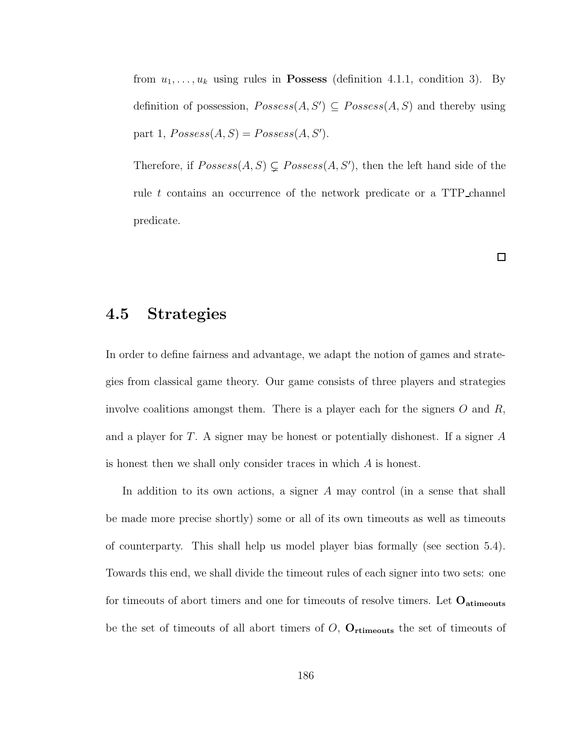from $u_1, \ldots, u_k$ using rules in **Possess** (definition 4.1.1, condition 3). By definition of possession, $Possess(A, S') \subseteq Possess(A, S)$ and thereby using part 1, $Possess(A, S) = Possess(A, S')$.

Therefore, if $Possess(A, S) \subsetneq Possess(A, S')$, then the left hand side of the rule $t$ contains an occurrence of the network predicate or a TTP_channel predicate.

$\square$

## 4.5 Strategies

In order to define fairness and advantage, we adapt the notion of games and strategies from classical game theory. Our game consists of three players and strategies involve coalitions amongst them. There is a player each for the signers $O$ and $R$, and a player for $T$. A signer may be honest or potentially dishonest. If a signer $A$ is honest then we shall only consider traces in which $A$ is honest.

In addition to its own actions, a signer $A$ may control (in a sense that shall be made more precise shortly) some or all of its own timeouts as well as timeouts of counterparty. This shall help us model player bias formally (see section 5.4). Towards this end, we shall divide the timeout rules of each signer into two sets: one for timeouts of abort timers and one for timeouts of resolve timers. Let $\mathbf{O_{atimeouts}}$ be the set of timeouts of all abort timers of $O$, $\mathbf{O_{rtimeouts}}$ the set of timeouts of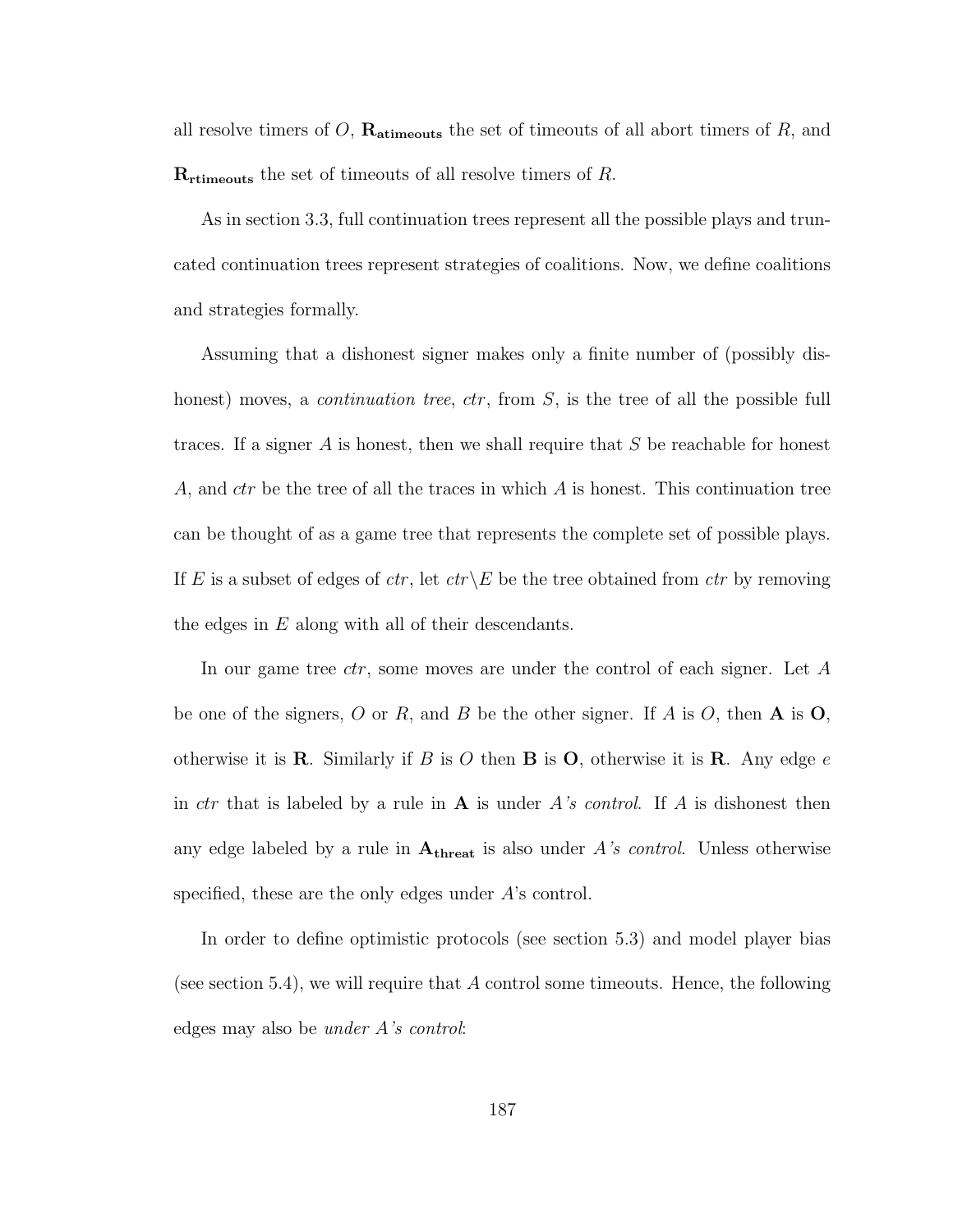all resolve timers of $O$, $\mathbf{R_{atimeouts}}$ the set of timeouts of all abort timers of $R$, and $\mathbf{R_{rtimeouts}}$ the set of timeouts of all resolve timers of $R$.

As in section 3.3, full continuation trees represent all the possible plays and truncated continuation trees represent strategies of coalitions. Now, we define coalitions and strategies formally.

Assuming that a dishonest signer makes only a finite number of (possibly dishonest) moves, a *continuation tree*, $ctr$, from $S$, is the tree of all the possible full traces. If a signer $A$ is honest, then we shall require that $S$ be reachable for honest $A$, and $ctr$ be the tree of all the traces in which $A$ is honest. This continuation tree can be thought of as a game tree that represents the complete set of possible plays. If $E$ is a subset of edges of $ctr$, let $ctr \backslash E$ be the tree obtained from $ctr$ by removing the edges in $E$ along with all of their descendants.

In our game tree $ctr$, some moves are under the control of each signer. Let $A$ be one of the signers, $O$ or $R$, and $B$ be the other signer. If $A$ is $O$, then $\mathbf{A}$ is $\mathbf{O}$, otherwise it is $\mathbf{R}$. Similarly if $B$ is $O$ then $\mathbf{B}$ is $\mathbf{O}$, otherwise it is $\mathbf{R}$. Any edge $e$ in $ctr$ that is labeled by a rule in $\mathbf{A}$ is under *A's control*. If $A$ is dishonest then any edge labeled by a rule in $\mathbf{A_{threat}}$ is also under *A's control*. Unless otherwise specified, these are the only edges under $A$'s control.

In order to define optimistic protocols (see section 5.3) and model player bias (see section 5.4), we will require that $A$ control some timeouts. Hence, the following edges may also be *under A's control*: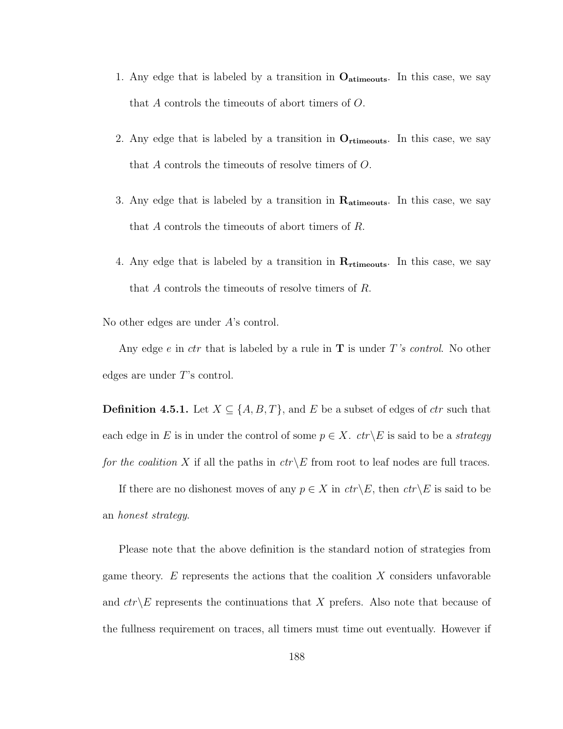1. Any edge that is labeled by a transition in $\mathbf{O_{atimeouts}}$. In this case, we say that $A$ controls the timeouts of abort timers of $O$.

2. Any edge that is labeled by a transition in $\mathbf{O_{rtimeouts}}$. In this case, we say that $A$ controls the timeouts of resolve timers of $O$.

3. Any edge that is labeled by a transition in $\mathbf{R_{atimeouts}}$. In this case, we say that $A$ controls the timeouts of abort timers of $R$.

4. Any edge that is labeled by a transition in $\mathbf{R_{rtimeouts}}$. In this case, we say that $A$ controls the timeouts of resolve timers of $R$.

No other edges are under $A$'s control.

Any edge $e$ in *ctr* that is labeled by a rule in $\mathbf{T}$ is under *$T$'s control*. No other edges are under $T$'s control.

**Definition 4.5.1.** Let $X \subseteq \{A, B, T\}$, and $E$ be a subset of edges of *ctr* such that each edge in $E$ is in under the control of some $p \in X$. $ctr \backslash E$ is said to be a *strategy for the coalition* $X$ if all the paths in $ctr \backslash E$ from root to leaf nodes are full traces.

If there are no dishonest moves of any $p \in X$ in $ctr \backslash E$, then $ctr \backslash E$ is said to be an *honest strategy*.

Please note that the above definition is the standard notion of strategies from game theory. $E$ represents the actions that the coalition $X$ considers unfavorable and $ctr \backslash E$ represents the continuations that $X$ prefers. Also note that because of the fullness requirement on traces, all timers must time out eventually. However if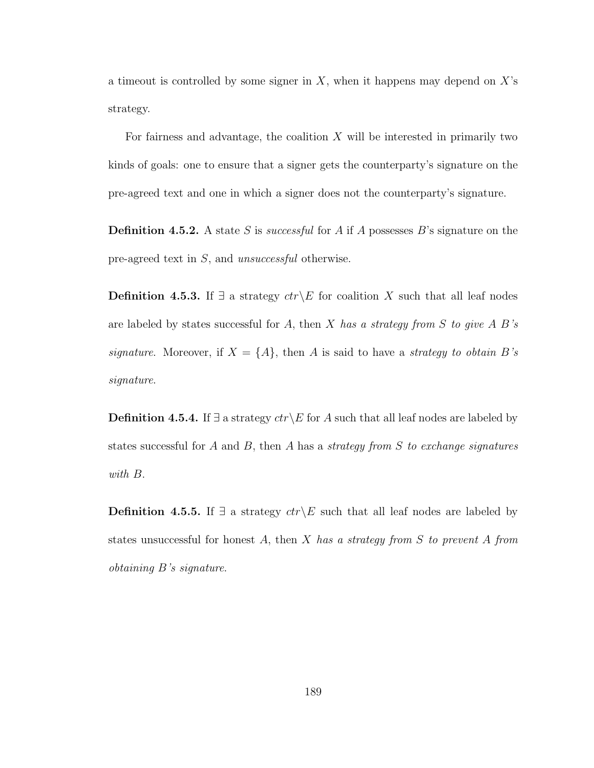a timeout is controlled by some signer in $X$, when it happens may depend on $X$'s strategy.

For fairness and advantage, the coalition $X$ will be interested in primarily two kinds of goals: one to ensure that a signer gets the counterparty's signature on the pre-agreed text and one in which a signer does not the counterparty's signature.

**Definition 4.5.2.** A state $S$ is *successful* for $A$ if $A$ possesses $B$'s signature on the pre-agreed text in $S$, and *unsuccessful* otherwise.

**Definition 4.5.3.** If $\exists$ a strategy $ctr\backslash E$ for coalition $X$ such that all leaf nodes are labeled by states successful for $A$, then $X$ *has a strategy from $S$ to give $A$ $B$'s signature*. Moreover, if $X = \{A\}$, then $A$ is said to have a *strategy to obtain $B$'s signature*.

**Definition 4.5.4.** If $\exists$ a strategy $ctr\backslash E$ for $A$ such that all leaf nodes are labeled by states successful for $A$ and $B$, then $A$ has a *strategy from $S$ to exchange signatures with $B$*.

**Definition 4.5.5.** If $\exists$ a strategy $ctr\backslash E$ such that all leaf nodes are labeled by states unsuccessful for honest $A$, then $X$ *has a strategy from $S$ to prevent $A$ from obtaining $B$'s signature*.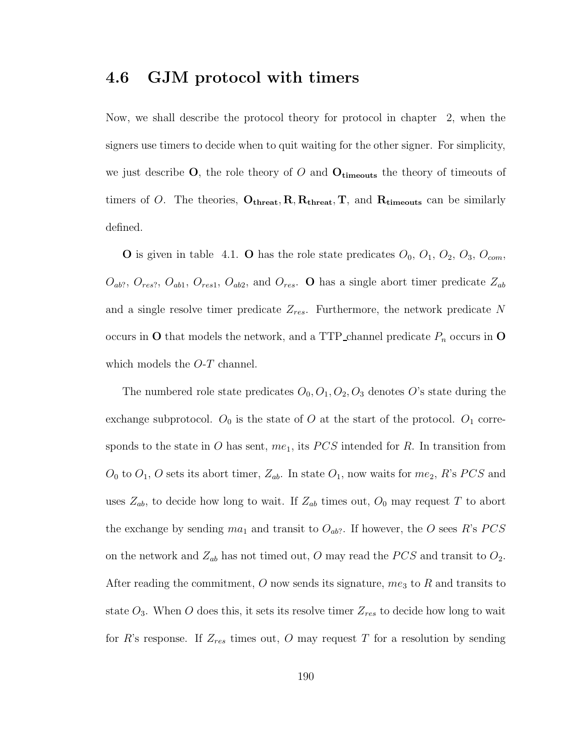## 4.6 GJM protocol with timers

Now, we shall describe the protocol theory for protocol in chapter 2, when the signers use timers to decide when to quit waiting for the other signer. For simplicity, we just describe **O**, the role theory of $O$ and $\mathbf{O_{timeouts}}$ the theory of timeouts of timers of $O$. The theories, $\mathbf{O_{threat}}, \mathbf{R}, \mathbf{R_{threat}}, \mathbf{T}$, and $\mathbf{R_{timeouts}}$ can be similarly defined.

**O** is given in table 4.1. **O** has the role state predicates $O_0$, $O_1$, $O_2$, $O_3$, $O_{com}$, $O_{ab?}$, $O_{res?}$, $O_{ab1}$, $O_{res1}$, $O_{ab2}$, and $O_{res}$. **O** has a single abort timer predicate $Z_{ab}$ and a single resolve timer predicate $Z_{res}$. Furthermore, the network predicate $N$ occurs in **O** that models the network, and a TTP_channel predicate $P_n$ occurs in **O** which models the $O$-$T$ channel.

The numbered role state predicates $O_0, O_1, O_2, O_3$ denotes $O$'s state during the exchange subprotocol. $O_0$ is the state of $O$ at the start of the protocol. $O_1$ corresponds to the state in $O$ has sent, $me_1$, its $PCS$ intended for $R$. In transition from $O_0$ to $O_1$, $O$ sets its abort timer, $Z_{ab}$. In state $O_1$, now waits for $me_2$, $R$'s $PCS$ and uses $Z_{ab}$, to decide how long to wait. If $Z_{ab}$ times out, $O_0$ may request $T$ to abort the exchange by sending $ma_1$ and transit to $O_{ab?}$. If however, the $O$ sees $R$'s $PCS$ on the network and $Z_{ab}$ has not timed out, $O$ may read the $PCS$ and transit to $O_2$. After reading the commitment, $O$ now sends its signature, $me_3$ to $R$ and transits to state $O_3$. When $O$ does this, it sets its resolve timer $Z_{res}$ to decide how long to wait for $R$'s response. If $Z_{res}$ times out, $O$ may request $T$ for a resolution by sending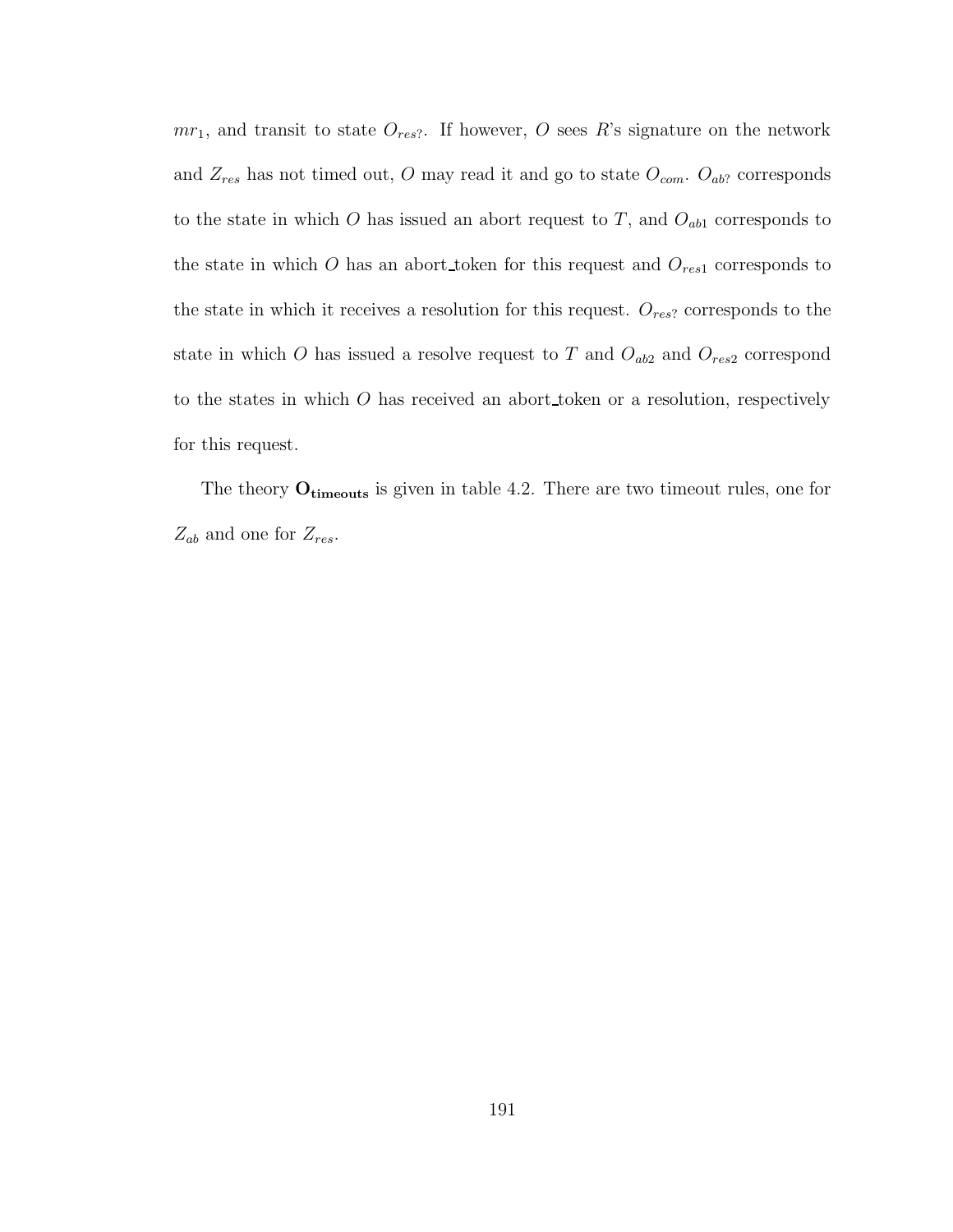$mr_1$, and transit to state $O_{res?}$. If however, $O$ sees $R$'s signature on the network and $Z_{res}$ has not timed out, $O$ may read it and go to state $O_{com}$. $O_{ab?}$ corresponds to the state in which $O$ has issued an abort request to $T$, and $O_{ab1}$ corresponds to the state in which $O$ has an abort_token for this request and $O_{res1}$ corresponds to the state in which it receives a resolution for this request. $O_{res?}$ corresponds to the state in which $O$ has issued a resolve request to $T$ and $O_{ab2}$ and $O_{res2}$ correspond to the states in which $O$ has received an abort_token or a resolution, respectively for this request.

The theory $\mathbf{O_{timeouts}}$ is given in table 4.2. There are two timeout rules, one for $Z_{ab}$ and one for $Z_{res}$.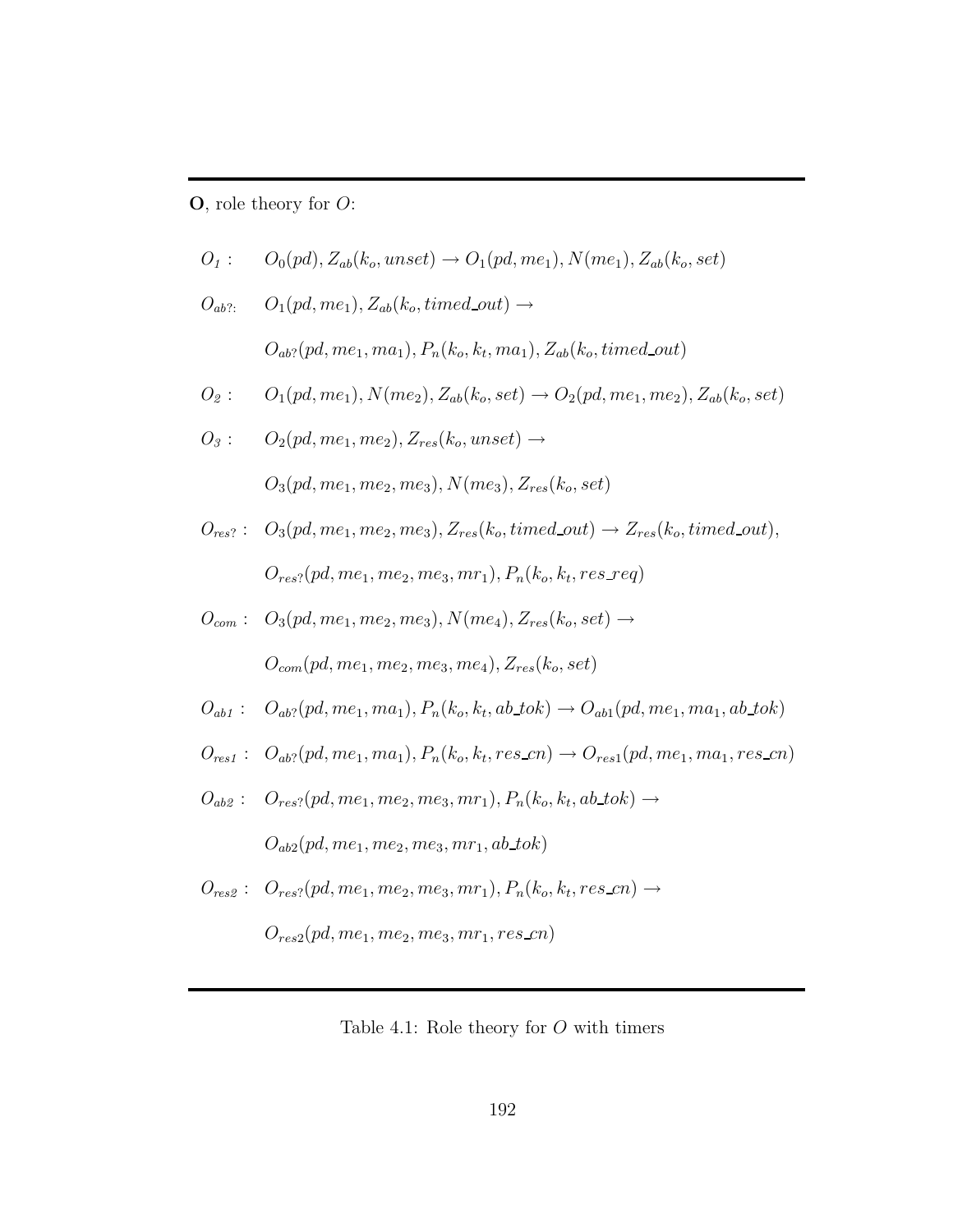**O**, role theory for $O$:

$O_1$ : $\quad O_0(pd), Z_{ab}(k_o, unset) \rightarrow O_1(pd, me_1), N(me_1), Z_{ab}(k_o, set)$

$O_{ab?}$: $\quad O_1(pd, me_1), Z_{ab}(k_o, timed\_out) \rightarrow$

$\quad\quad O_{ab?}(pd, me_1, ma_1), P_n(k_o, k_t, ma_1), Z_{ab}(k_o, timed\_out)$

$O_2$ : $\quad O_1(pd, me_1), N(me_2), Z_{ab}(k_o, set) \rightarrow O_2(pd, me_1, me_2), Z_{ab}(k_o, set)$

$O_3$ : $\quad O_2(pd, me_1, me_2), Z_{res}(k_o, unset) \rightarrow$

$\quad\quad O_3(pd, me_1, me_2, me_3), N(me_3), Z_{res}(k_o, set)$

$O_{res?}$ : $\quad O_3(pd, me_1, me_2, me_3), Z_{res}(k_o, timed\_out) \rightarrow Z_{res}(k_o, timed\_out),$

$\quad\quad O_{res?}(pd, me_1, me_2, me_3, mr_1), P_n(k_o, k_t, res\_req)$

$O_{com}$ : $\quad O_3(pd, me_1, me_2, me_3), N(me_4), Z_{res}(k_o, set) \rightarrow$

$\quad\quad O_{com}(pd, me_1, me_2, me_3, me_4), Z_{res}(k_o, set)$

$O_{ab1}$ : $\quad O_{ab?}(pd, me_1, ma_1), P_n(k_o, k_t, ab\_tok) \rightarrow O_{ab1}(pd, me_1, ma_1, ab\_tok)$

$O_{res1}$ : $\quad O_{ab?}(pd, me_1, ma_1), P_n(k_o, k_t, res\_cn) \rightarrow O_{res1}(pd, me_1, ma_1, res\_cn)$

$O_{ab2}$ : $\quad O_{res?}(pd, me_1, me_2, me_3, mr_1), P_n(k_o, k_t, ab\_tok) \rightarrow$

$\quad\quad O_{ab2}(pd, me_1, me_2, me_3, mr_1, ab\_tok)$

$O_{res2}$ : $\quad O_{res?}(pd, me_1, me_2, me_3, mr_1), P_n(k_o, k_t, res\_cn) \rightarrow$

$\quad\quad O_{res2}(pd, me_1, me_2, me_3, mr_1, res\_cn)$

Table 4.1: Role theory for $O$ with timers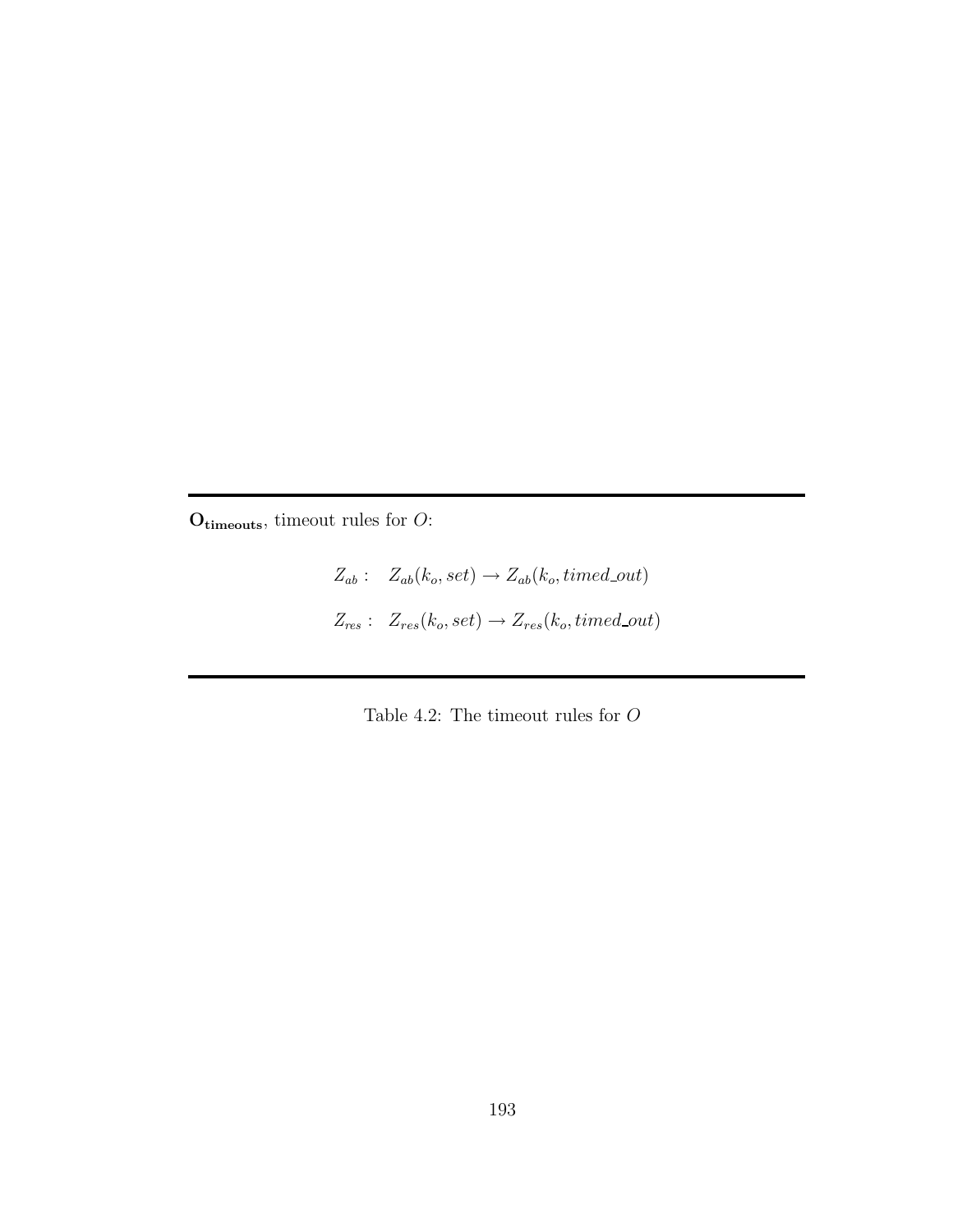$\mathbf{O_{timeouts}}$, timeout rules for $O$:

$$Z_{ab}: \quad Z_{ab}(k_o, set) \rightarrow Z_{ab}(k_o, timed\_out)$$

$$Z_{res}: \quad Z_{res}(k_o, set) \rightarrow Z_{res}(k_o, timed\_out)$$

Table 4.2: The timeout rules for $O$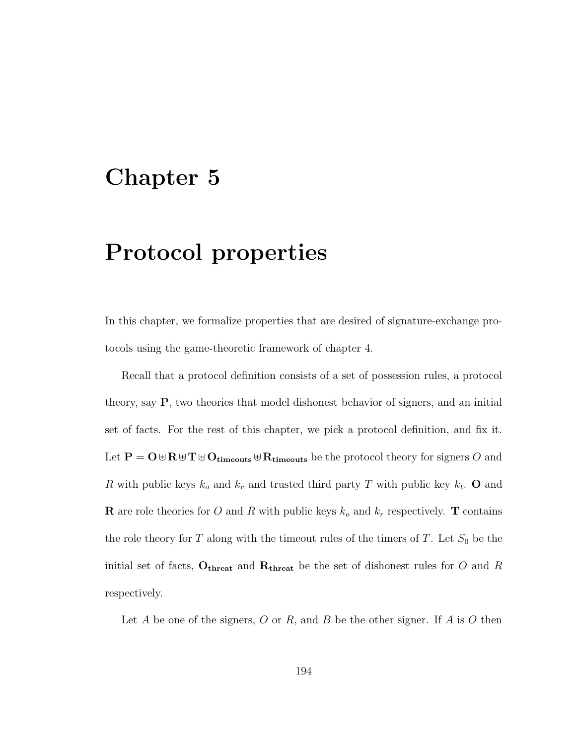# Chapter 5

# Protocol properties

In this chapter, we formalize properties that are desired of signature-exchange protocols using the game-theoretic framework of chapter 4.

Recall that a protocol definition consists of a set of possession rules, a protocol theory, say $\mathbf{P}$, two theories that model dishonest behavior of signers, and an initial set of facts. For the rest of this chapter, we pick a protocol definition, and fix it. Let $\mathbf{P} = \mathbf{O} \uplus \mathbf{R} \uplus \mathbf{T} \uplus \mathbf{O_{timeouts}} \uplus \mathbf{R_{timeouts}}$ be the protocol theory for signers $O$ and $R$ with public keys $k_o$ and $k_r$ and trusted third party $T$ with public key $k_t$. $\mathbf{O}$ and $\mathbf{R}$ are role theories for $O$ and $R$ with public keys $k_o$ and $k_r$ respectively. $\mathbf{T}$ contains the role theory for $T$ along with the timeout rules of the timers of $T$. Let $S_0$ be the initial set of facts, $\mathbf{O_{threat}}$ and $\mathbf{R_{threat}}$ be the set of dishonest rules for $O$ and $R$ respectively.

Let $A$ be one of the signers, $O$ or $R$, and $B$ be the other signer. If $A$ is $O$ then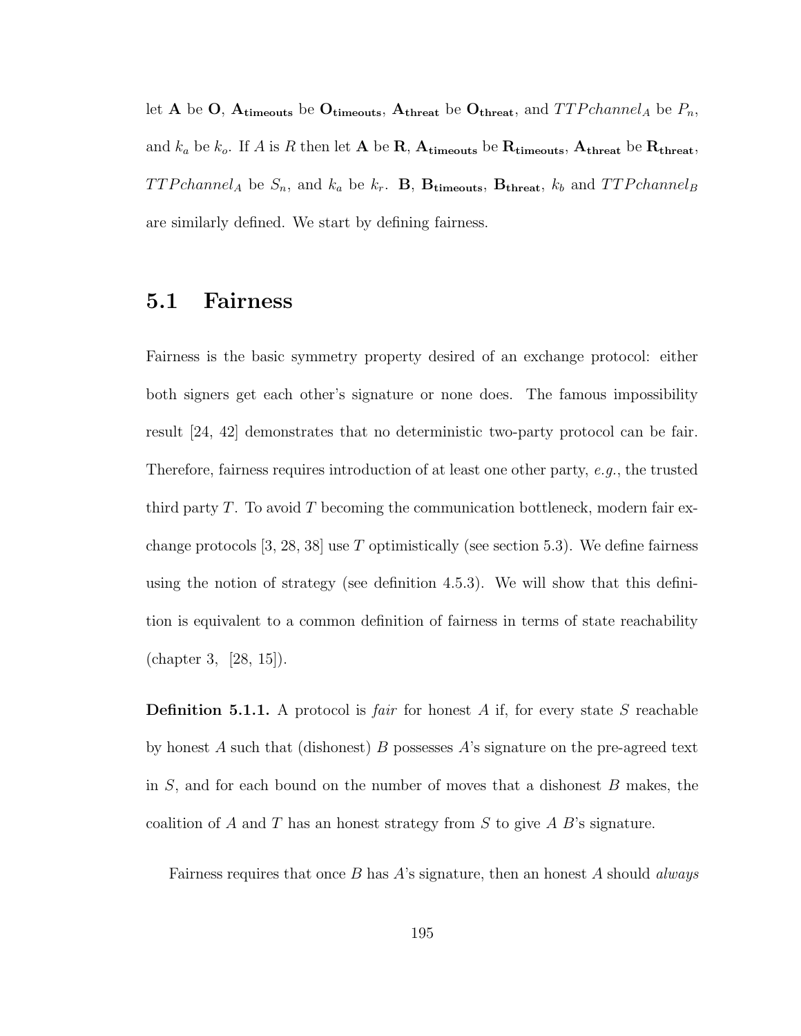let $\mathbf{A}$ be $\mathbf{O}$, $\mathbf{A_{timeouts}}$ be $\mathbf{O_{timeouts}}$, $\mathbf{A_{threat}}$ be $\mathbf{O_{threat}}$, and $TTPchannel_A$ be $P_n$, and $k_a$ be $k_o$. If $A$ is $R$ then let $\mathbf{A}$ be $\mathbf{R}$, $\mathbf{A_{timeouts}}$ be $\mathbf{R_{timeouts}}$, $\mathbf{A_{threat}}$ be $\mathbf{R_{threat}}$, $TTPchannel_A$ be $S_n$, and $k_a$ be $k_r$. $\mathbf{B}$, $\mathbf{B_{timeouts}}$, $\mathbf{B_{threat}}$, $k_b$ and $TTPchannel_B$ are similarly defined. We start by defining fairness.

## 5.1 Fairness

Fairness is the basic symmetry property desired of an exchange protocol: either both signers get each other's signature or none does. The famous impossibility result [24, 42] demonstrates that no deterministic two-party protocol can be fair. Therefore, fairness requires introduction of at least one other party, *e.g.*, the trusted third party $T$. To avoid $T$ becoming the communication bottleneck, modern fair exchange protocols [3, 28, 38] use $T$ optimistically (see section 5.3). We define fairness using the notion of strategy (see definition 4.5.3). We will show that this definition is equivalent to a common definition of fairness in terms of state reachability (chapter 3, [28, 15]).

**Definition 5.1.1.** A protocol is *fair* for honest $A$ if, for every state $S$ reachable by honest $A$ such that (dishonest) $B$ possesses $A$'s signature on the pre-agreed text in $S$, and for each bound on the number of moves that a dishonest $B$ makes, the coalition of $A$ and $T$ has an honest strategy from $S$ to give $A$ $B$'s signature.

Fairness requires that once $B$ has $A$'s signature, then an honest $A$ should *always*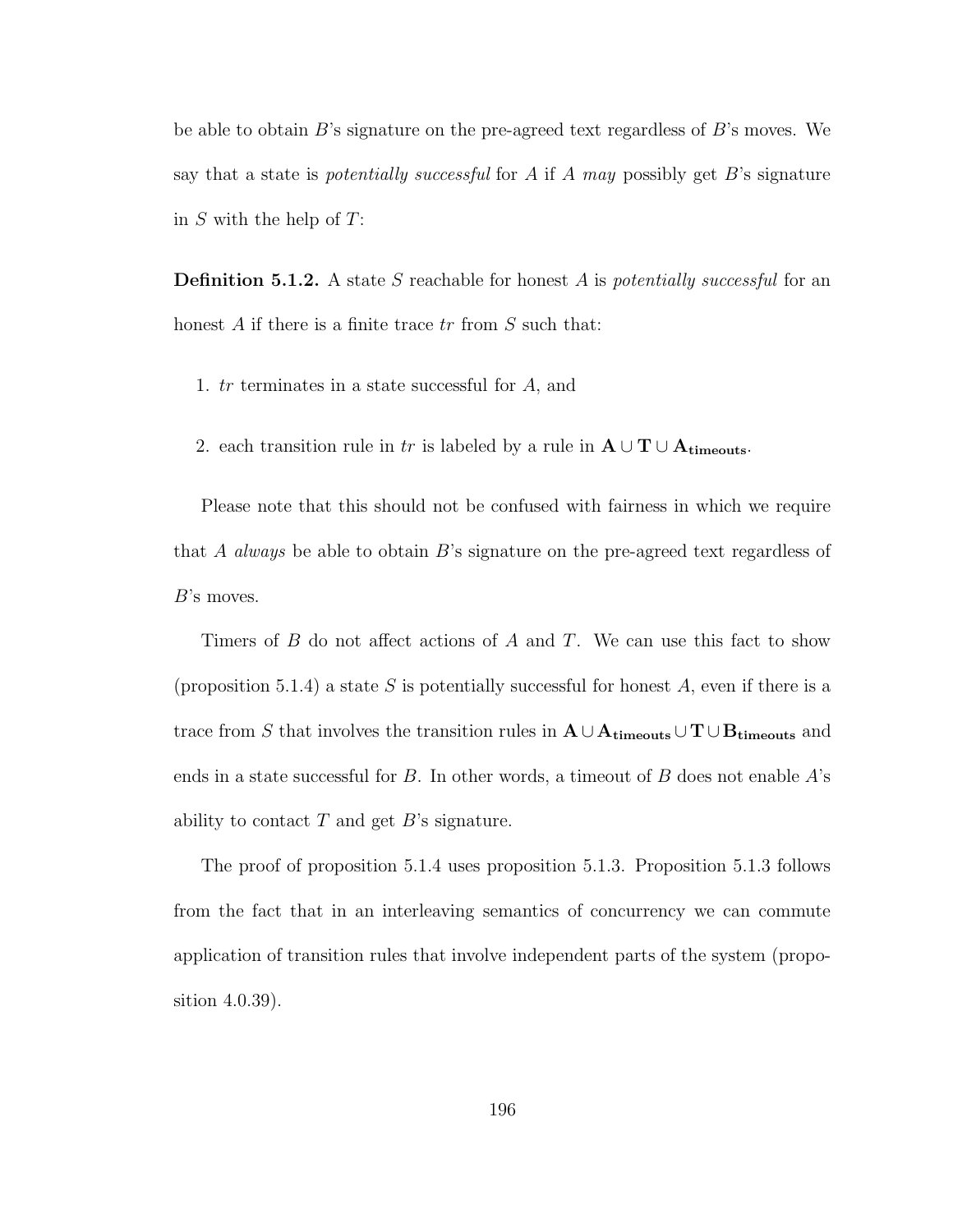be able to obtain $B$'s signature on the pre-agreed text regardless of $B$'s moves. We say that a state is *potentially successful* for $A$ if $A$ *may* possibly get $B$'s signature in $S$ with the help of $T$:

**Definition 5.1.2.** A state $S$ reachable for honest $A$ is *potentially successful* for an honest $A$ if there is a finite trace $tr$ from $S$ such that:

1. $tr$ terminates in a state successful for $A$, and
2. each transition rule in $tr$ is labeled by a rule in $\mathbf{A} \cup \mathbf{T} \cup \mathbf{A_{timeouts}}$.

Please note that this should not be confused with fairness in which we require that $A$ *always* be able to obtain $B$'s signature on the pre-agreed text regardless of $B$'s moves.

Timers of $B$ do not affect actions of $A$ and $T$. We can use this fact to show (proposition 5.1.4) a state $S$ is potentially successful for honest $A$, even if there is a trace from $S$ that involves the transition rules in $\mathbf{A} \cup \mathbf{A_{timeouts}} \cup \mathbf{T} \cup \mathbf{B_{timeouts}}$ and ends in a state successful for $B$. In other words, a timeout of $B$ does not enable $A$'s ability to contact $T$ and get $B$'s signature.

The proof of proposition 5.1.4 uses proposition 5.1.3. Proposition 5.1.3 follows from the fact that in an interleaving semantics of concurrency we can commute application of transition rules that involve independent parts of the system (proposition 4.0.39).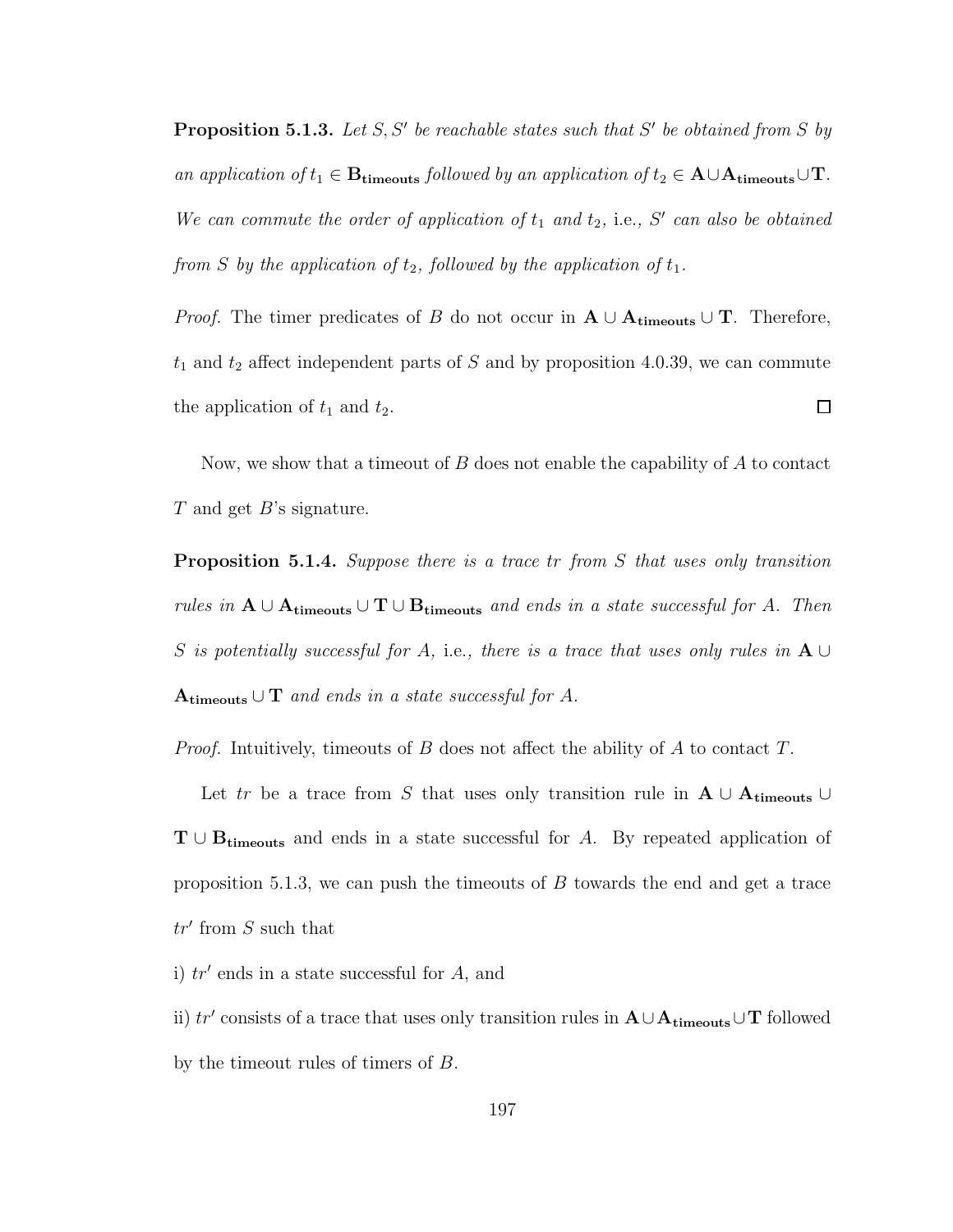**Proposition 5.1.3.** *Let $S, S'$ be reachable states such that $S'$ be obtained from $S$ by an application of $t_1 \in \mathbf{B_{timeouts}}$ followed by an application of $t_2 \in \mathbf{A} \cup \mathbf{A_{timeouts}} \cup \mathbf{T}$. We can commute the order of application of $t_1$ and $t_2$,* i.e.*, $S'$ can also be obtained from $S$ by the application of $t_2$, followed by the application of $t_1$.*

*Proof.* The timer predicates of $B$ do not occur in $\mathbf{A} \cup \mathbf{A_{timeouts}} \cup \mathbf{T}$. Therefore, $t_1$ and $t_2$ affect independent parts of $S$ and by proposition 4.0.39, we can commute the application of $t_1$ and $t_2$. □

Now, we show that a timeout of $B$ does not enable the capability of $A$ to contact $T$ and get $B$'s signature.

**Proposition 5.1.4.** *Suppose there is a trace $tr$ from $S$ that uses only transition rules in $\mathbf{A} \cup \mathbf{A_{timeouts}} \cup \mathbf{T} \cup \mathbf{B_{timeouts}}$ and ends in a state successful for $A$. Then $S$ is potentially successful for $A$,* i.e.*, there is a trace that uses only rules in $\mathbf{A} \cup \mathbf{A_{timeouts}} \cup \mathbf{T}$ and ends in a state successful for $A$.*

*Proof.* Intuitively, timeouts of $B$ does not affect the ability of $A$ to contact $T$.

Let $tr$ be a trace from $S$ that uses only transition rule in $\mathbf{A} \cup \mathbf{A_{timeouts}} \cup \mathbf{T} \cup \mathbf{B_{timeouts}}$ and ends in a state successful for $A$. By repeated application of proposition 5.1.3, we can push the timeouts of $B$ towards the end and get a trace $tr'$ from $S$ such that

i) $tr'$ ends in a state successful for $A$, and

ii) $tr'$ consists of a trace that uses only transition rules in $\mathbf{A} \cup \mathbf{A_{timeouts}} \cup \mathbf{T}$ followed by the timeout rules of timers of $B$.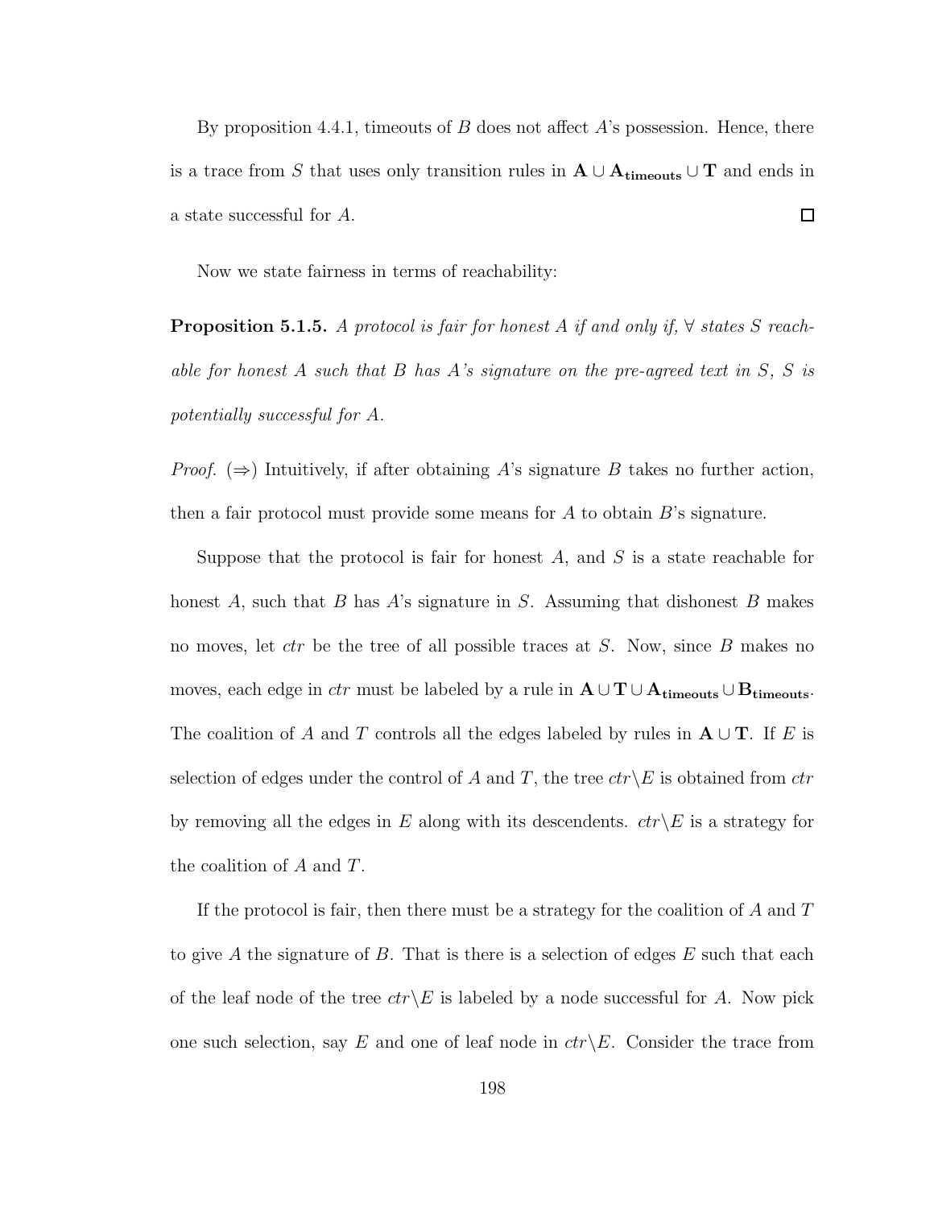By proposition 4.4.1, timeouts of $B$ does not affect $A$'s possession. Hence, there is a trace from $S$ that uses only transition rules in $\mathbf{A} \cup \mathbf{A_{timeouts}} \cup \mathbf{T}$ and ends in a state successful for $A$. ◻

Now we state fairness in terms of reachability:

**Proposition 5.1.5.** *A protocol is fair for honest $A$ if and only if, $\forall$ states $S$ reachable for honest $A$ such that $B$ has $A$'s signature on the pre-agreed text in $S$, $S$ is potentially successful for $A$.*

*Proof.* ($\Rightarrow$) Intuitively, if after obtaining $A$'s signature $B$ takes no further action, then a fair protocol must provide some means for $A$ to obtain $B$'s signature.

Suppose that the protocol is fair for honest $A$, and $S$ is a state reachable for honest $A$, such that $B$ has $A$'s signature in $S$. Assuming that dishonest $B$ makes no moves, let *ctr* be the tree of all possible traces at $S$. Now, since $B$ makes no moves, each edge in *ctr* must be labeled by a rule in $\mathbf{A} \cup \mathbf{T} \cup \mathbf{A_{timeouts}} \cup \mathbf{B_{timeouts}}$. The coalition of $A$ and $T$ controls all the edges labeled by rules in $\mathbf{A} \cup \mathbf{T}$. If $E$ is selection of edges under the control of $A$ and $T$, the tree $ctr \backslash E$ is obtained from *ctr* by removing all the edges in $E$ along with its descendents. $ctr \backslash E$ is a strategy for the coalition of $A$ and $T$.

If the protocol is fair, then there must be a strategy for the coalition of $A$ and $T$ to give $A$ the signature of $B$. That is there is a selection of edges $E$ such that each of the leaf node of the tree $ctr \backslash E$ is labeled by a node successful for $A$. Now pick one such selection, say $E$ and one of leaf node in $ctr \backslash E$. Consider the trace from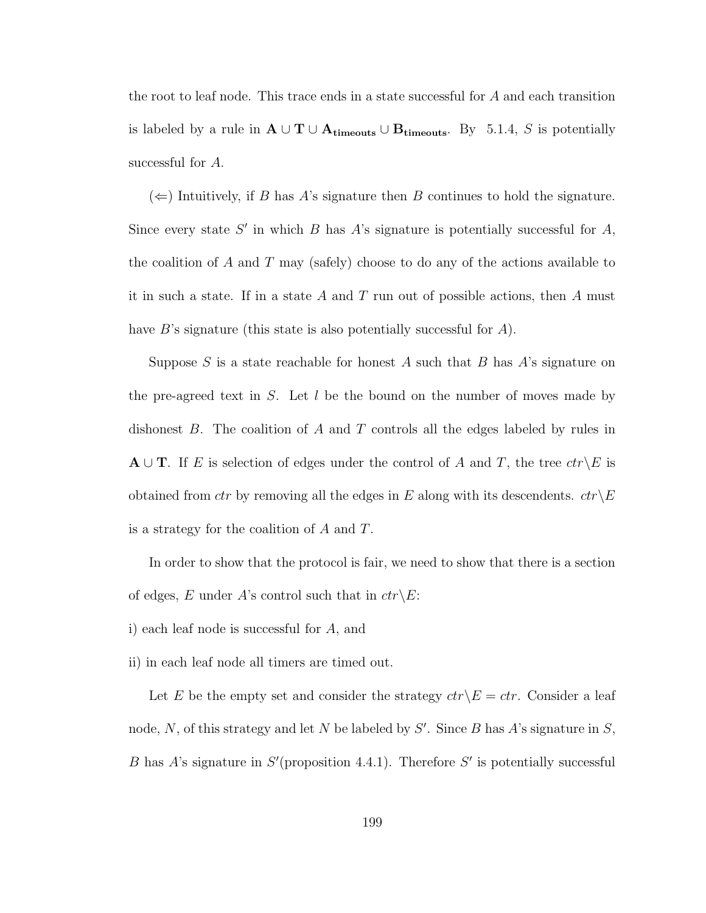the root to leaf node. This trace ends in a state successful for $A$ and each transition is labeled by a rule in $\mathbf{A} \cup \mathbf{T} \cup \mathbf{A_{timeouts}} \cup \mathbf{B_{timeouts}}$. By 5.1.4, $S$ is potentially successful for $A$.

($\Leftarrow$) Intuitively, if $B$ has $A$'s signature then $B$ continues to hold the signature. Since every state $S'$ in which $B$ has $A$'s signature is potentially successful for $A$, the coalition of $A$ and $T$ may (safely) choose to do any of the actions available to it in such a state. If in a state $A$ and $T$ run out of possible actions, then $A$ must have $B$'s signature (this state is also potentially successful for $A$).

Suppose $S$ is a state reachable for honest $A$ such that $B$ has $A$'s signature on the pre-agreed text in $S$. Let $l$ be the bound on the number of moves made by dishonest $B$. The coalition of $A$ and $T$ controls all the edges labeled by rules in $\mathbf{A} \cup \mathbf{T}$. If $E$ is selection of edges under the control of $A$ and $T$, the tree $ctr \backslash E$ is obtained from $ctr$ by removing all the edges in $E$ along with its descendents. $ctr \backslash E$ is a strategy for the coalition of $A$ and $T$.

In order to show that the protocol is fair, we need to show that there is a section of edges, $E$ under $A$'s control such that in $ctr \backslash E$:

i) each leaf node is successful for $A$, and

ii) in each leaf node all timers are timed out.

Let $E$ be the empty set and consider the strategy $ctr \backslash E = ctr$. Consider a leaf node, $N$, of this strategy and let $N$ be labeled by $S'$. Since $B$ has $A$'s signature in $S$, $B$ has $A$'s signature in $S'$(proposition 4.4.1). Therefore $S'$ is potentially successful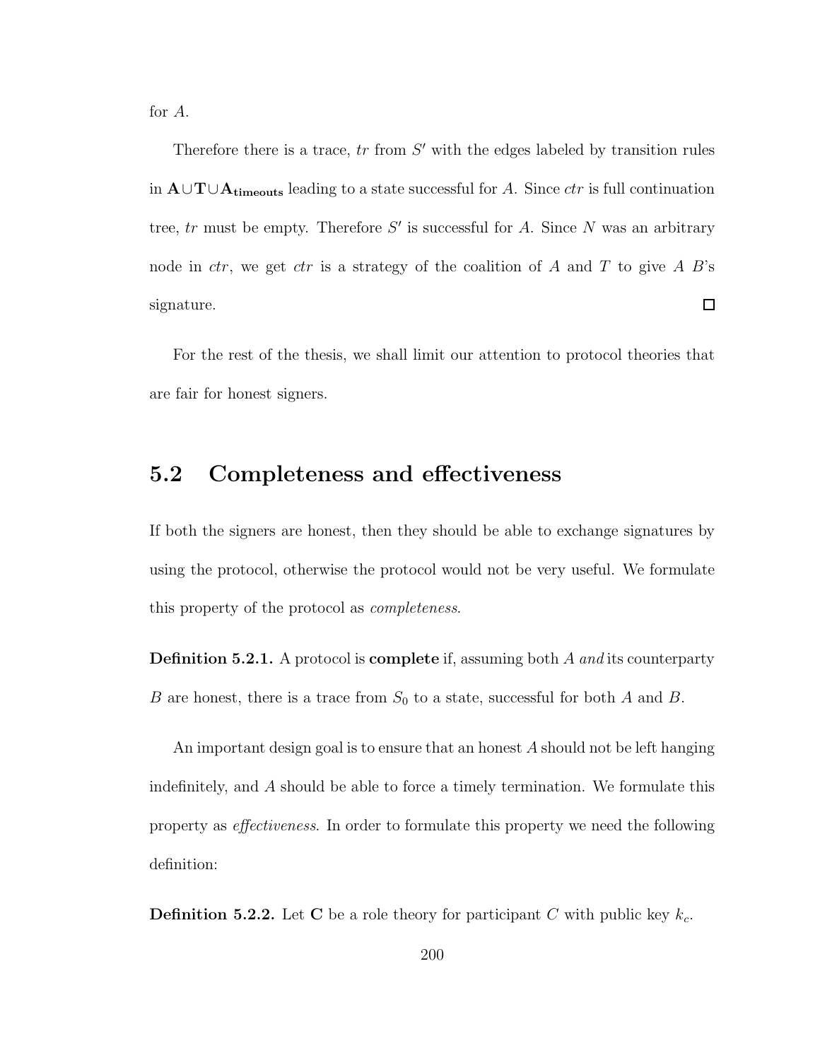for $A$.

Therefore there is a trace, $tr$ from $S'$ with the edges labeled by transition rules in $\mathbf{A} \cup \mathbf{T} \cup \mathbf{A_{timeouts}}$ leading to a state successful for $A$. Since $ctr$ is full continuation tree, $tr$ must be empty. Therefore $S'$ is successful for $A$. Since $N$ was an arbitrary node in $ctr$, we get $ctr$ is a strategy of the coalition of $A$ and $T$ to give $A$ $B$'s signature. □

For the rest of the thesis, we shall limit our attention to protocol theories that are fair for honest signers.

## 5.2 Completeness and effectiveness

If both the signers are honest, then they should be able to exchange signatures by using the protocol, otherwise the protocol would not be very useful. We formulate this property of the protocol as *completeness*.

**Definition 5.2.1.** A protocol is **complete** if, assuming both $A$ *and* its counterparty $B$ are honest, there is a trace from $S_0$ to a state, successful for both $A$ and $B$.

An important design goal is to ensure that an honest $A$ should not be left hanging indefinitely, and $A$ should be able to force a timely termination. We formulate this property as *effectiveness*. In order to formulate this property we need the following definition:

**Definition 5.2.2.** Let $\mathbf{C}$ be a role theory for participant $C$ with public key $k_c$.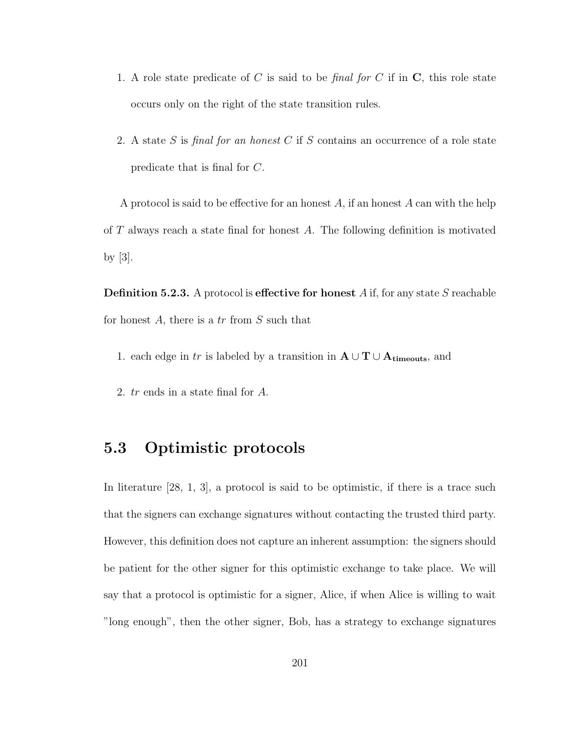1. A role state predicate of $C$ is said to be *final for* $C$ if in $\mathbf{C}$, this role state occurs only on the right of the state transition rules.

2. A state $S$ is *final for an honest* $C$ if $S$ contains an occurrence of a role state predicate that is final for $C$.

A protocol is said to be effective for an honest $A$, if an honest $A$ can with the help of $T$ always reach a state final for honest $A$. The following definition is motivated by [3].

**Definition 5.2.3.** A protocol is **effective for honest** $A$ if, for any state $S$ reachable for honest $A$, there is a $tr$ from $S$ such that

1. each edge in $tr$ is labeled by a transition in $\mathbf{A} \cup \mathbf{T} \cup \mathbf{A_{timeouts}}$, and

2. $tr$ ends in a state final for $A$.

## 5.3 Optimistic protocols

In literature [28, 1, 3], a protocol is said to be optimistic, if there is a trace such that the signers can exchange signatures without contacting the trusted third party. However, this definition does not capture an inherent assumption: the signers should be patient for the other signer for this optimistic exchange to take place. We will say that a protocol is optimistic for a signer, Alice, if when Alice is willing to wait "long enough", then the other signer, Bob, has a strategy to exchange signatures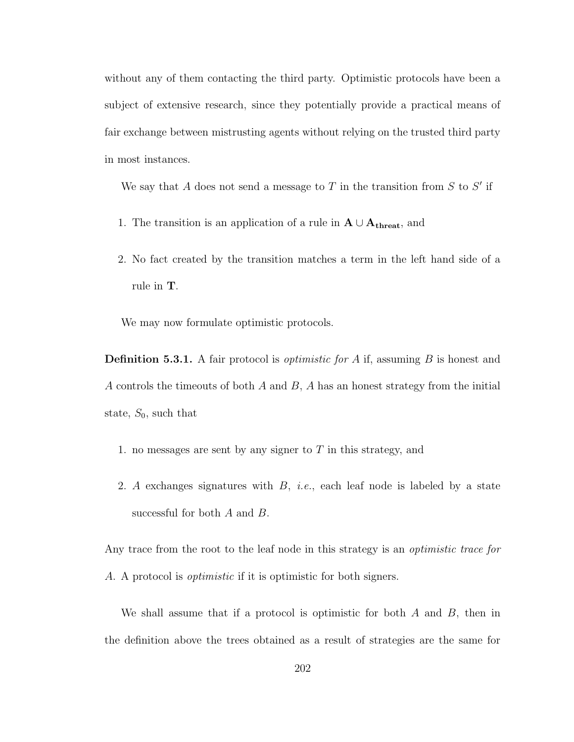without any of them contacting the third party. Optimistic protocols have been a subject of extensive research, since they potentially provide a practical means of fair exchange between mistrusting agents without relying on the trusted third party in most instances.

We say that $A$ does not send a message to $T$ in the transition from $S$ to $S'$ if

1. The transition is an application of a rule in $\mathbf{A} \cup \mathbf{A_{threat}}$, and
2. No fact created by the transition matches a term in the left hand side of a rule in $\mathbf{T}$.

We may now formulate optimistic protocols.

**Definition 5.3.1.** A fair protocol is *optimistic for $A$* if, assuming $B$ is honest and $A$ controls the timeouts of both $A$ and $B$, $A$ has an honest strategy from the initial state, $S_0$, such that

1. no messages are sent by any signer to $T$ in this strategy, and
2. $A$ exchanges signatures with $B$, *i.e.*, each leaf node is labeled by a state successful for both $A$ and $B$.

Any trace from the root to the leaf node in this strategy is an *optimistic trace for $A$*. A protocol is *optimistic* if it is optimistic for both signers.

We shall assume that if a protocol is optimistic for both $A$ and $B$, then in the definition above the trees obtained as a result of strategies are the same for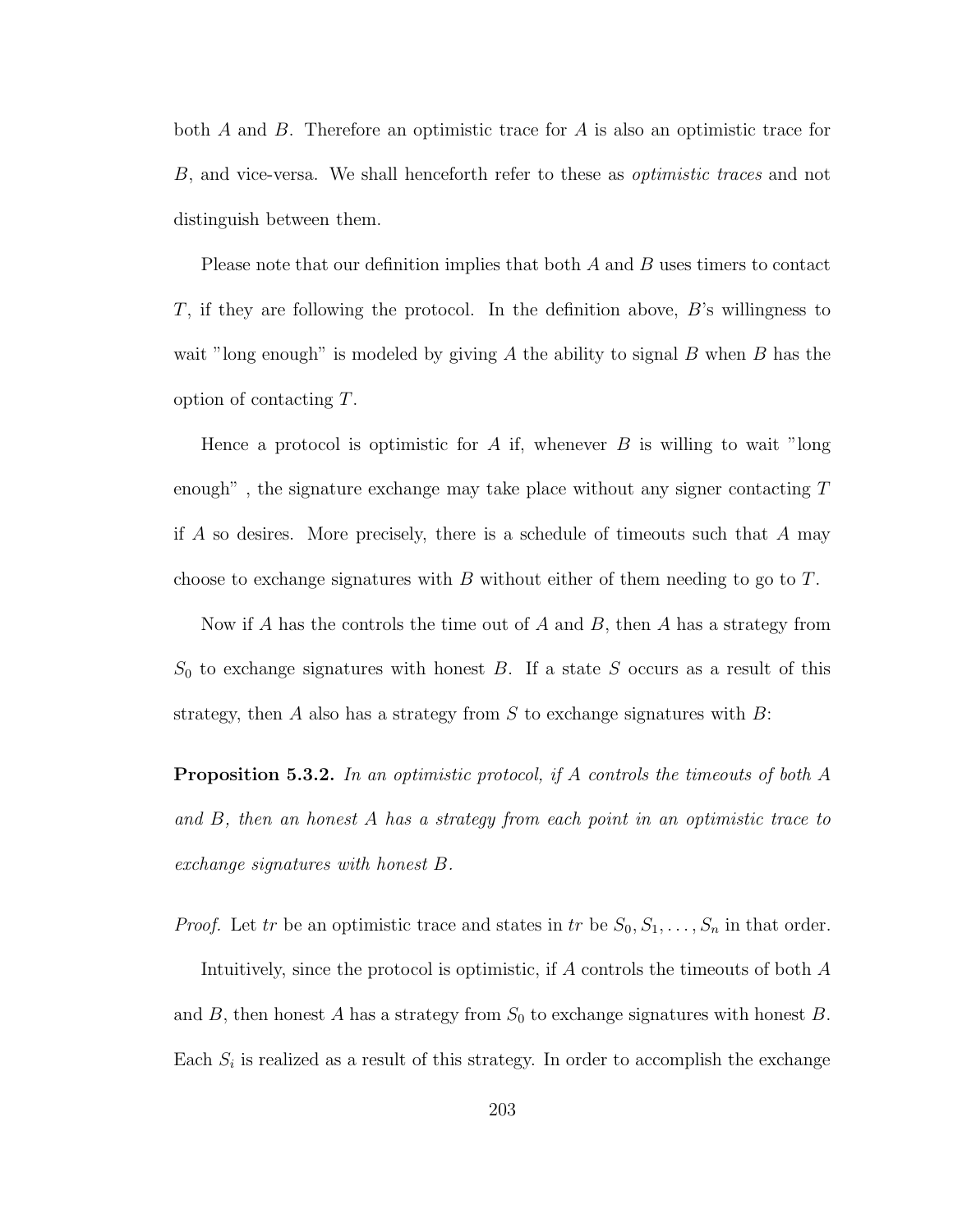both $A$ and $B$. Therefore an optimistic trace for $A$ is also an optimistic trace for $B$, and vice-versa. We shall henceforth refer to these as *optimistic traces* and not distinguish between them.

Please note that our definition implies that both $A$ and $B$ uses timers to contact $T$, if they are following the protocol. In the definition above, $B$'s willingness to wait "long enough" is modeled by giving $A$ the ability to signal $B$ when $B$ has the option of contacting $T$.

Hence a protocol is optimistic for $A$ if, whenever $B$ is willing to wait "long enough" , the signature exchange may take place without any signer contacting $T$ if $A$ so desires. More precisely, there is a schedule of timeouts such that $A$ may choose to exchange signatures with $B$ without either of them needing to go to $T$.

Now if $A$ has the controls the time out of $A$ and $B$, then $A$ has a strategy from $S_0$ to exchange signatures with honest $B$. If a state $S$ occurs as a result of this strategy, then $A$ also has a strategy from $S$ to exchange signatures with $B$:

**Proposition 5.3.2.** *In an optimistic protocol, if $A$ controls the timeouts of both $A$ and $B$, then an honest $A$ has a strategy from each point in an optimistic trace to exchange signatures with honest $B$.*

*Proof.* Let $tr$ be an optimistic trace and states in $tr$ be $S_0, S_1, \ldots, S_n$ in that order.

Intuitively, since the protocol is optimistic, if $A$ controls the timeouts of both $A$ and $B$, then honest $A$ has a strategy from $S_0$ to exchange signatures with honest $B$. Each $S_i$ is realized as a result of this strategy. In order to accomplish the exchange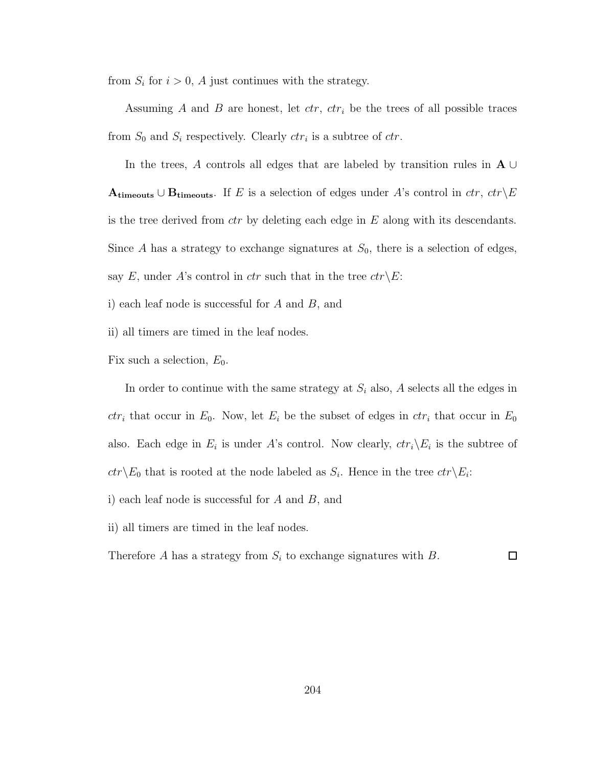from $S_i$ for $i > 0$, $A$ just continues with the strategy.

Assuming $A$ and $B$ are honest, let $ctr$, $ctr_i$ be the trees of all possible traces from $S_0$ and $S_i$ respectively. Clearly $ctr_i$ is a subtree of $ctr$.

In the trees, $A$ controls all edges that are labeled by transition rules in $\mathbf{A} \cup \mathbf{A_{timeouts}} \cup \mathbf{B_{timeouts}}$. If $E$ is a selection of edges under $A$'s control in $ctr$, $ctr \backslash E$ is the tree derived from $ctr$ by deleting each edge in $E$ along with its descendants. Since $A$ has a strategy to exchange signatures at $S_0$, there is a selection of edges, say $E$, under $A$'s control in $ctr$ such that in the tree $ctr \backslash E$:

i) each leaf node is successful for $A$ and $B$, and

ii) all timers are timed in the leaf nodes.

Fix such a selection, $E_0$.

In order to continue with the same strategy at $S_i$ also, $A$ selects all the edges in $ctr_i$ that occur in $E_0$. Now, let $E_i$ be the subset of edges in $ctr_i$ that occur in $E_0$ also. Each edge in $E_i$ is under $A$'s control. Now clearly, $ctr_i \backslash E_i$ is the subtree of $ctr \backslash E_0$ that is rooted at the node labeled as $S_i$. Hence in the tree $ctr \backslash E_i$:

i) each leaf node is successful for $A$ and $B$, and

ii) all timers are timed in the leaf nodes.

Therefore $A$ has a strategy from $S_i$ to exchange signatures with $B$. $\square$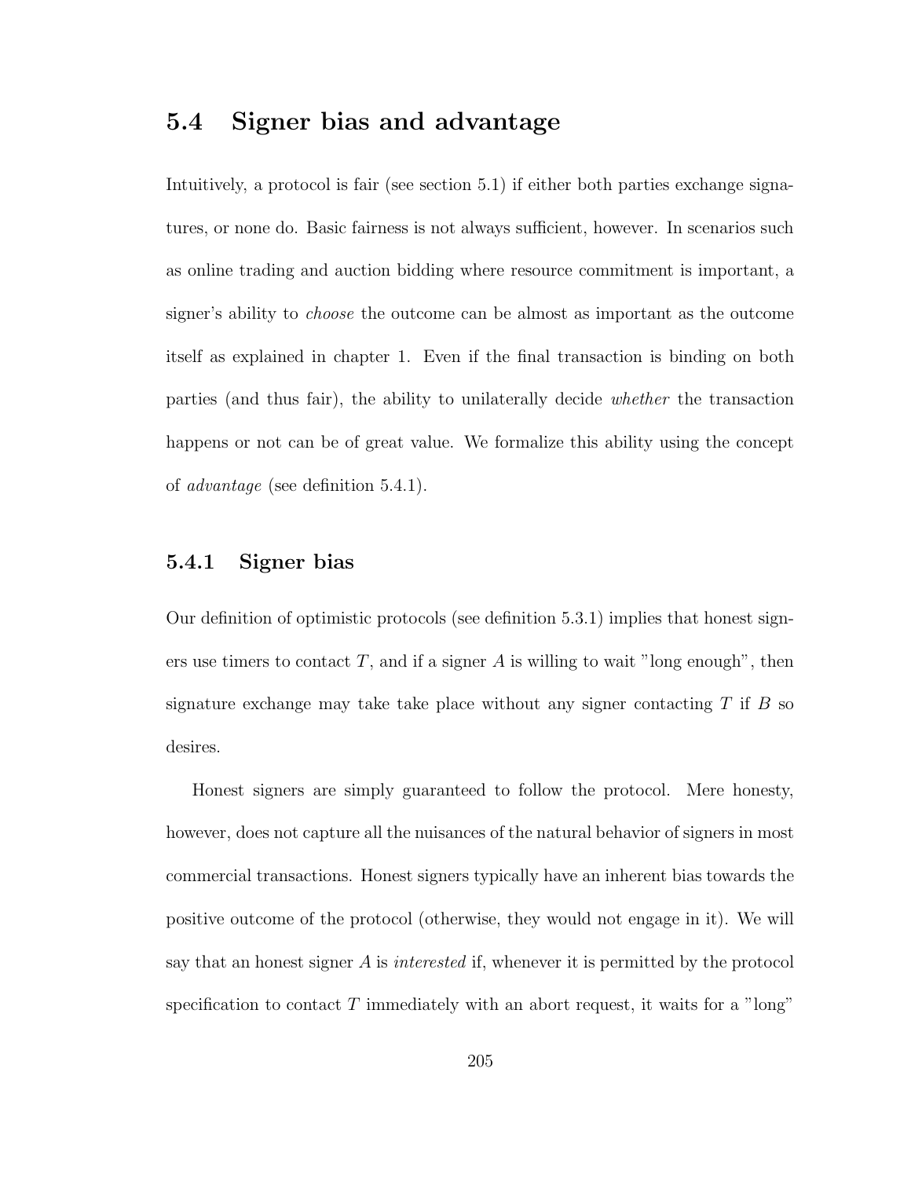## 5.4 Signer bias and advantage

Intuitively, a protocol is fair (see section 5.1) if either both parties exchange signatures, or none do. Basic fairness is not always sufficient, however. In scenarios such as online trading and auction bidding where resource commitment is important, a signer's ability to *choose* the outcome can be almost as important as the outcome itself as explained in chapter 1. Even if the final transaction is binding on both parties (and thus fair), the ability to unilaterally decide *whether* the transaction happens or not can be of great value. We formalize this ability using the concept of *advantage* (see definition 5.4.1).

### 5.4.1 Signer bias

Our definition of optimistic protocols (see definition 5.3.1) implies that honest signers use timers to contact $T$, and if a signer $A$ is willing to wait "long enough", then signature exchange may take take place without any signer contacting $T$ if $B$ so desires.

Honest signers are simply guaranteed to follow the protocol. Mere honesty, however, does not capture all the nuisances of the natural behavior of signers in most commercial transactions. Honest signers typically have an inherent bias towards the positive outcome of the protocol (otherwise, they would not engage in it). We will say that an honest signer $A$ is *interested* if, whenever it is permitted by the protocol specification to contact $T$ immediately with an abort request, it waits for a "long"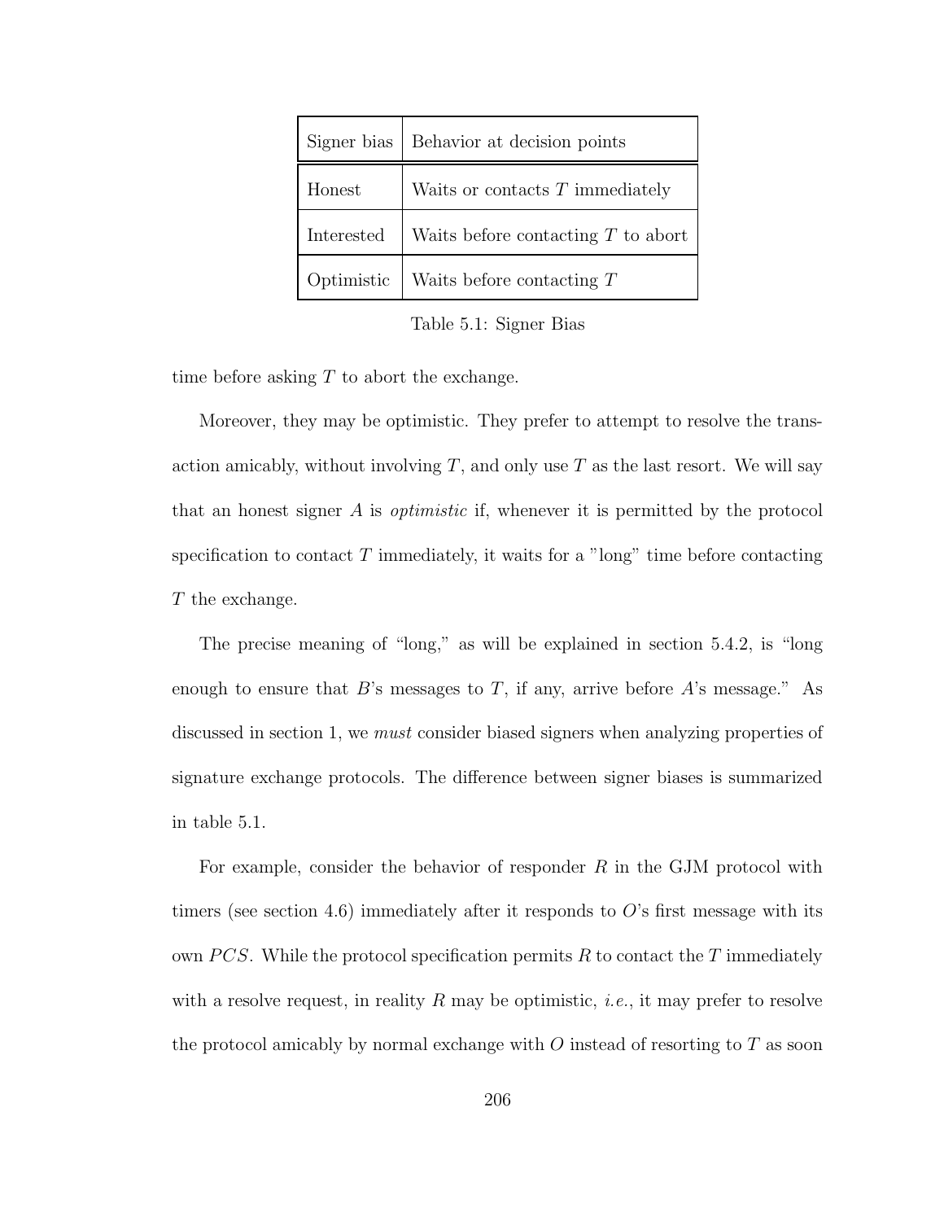| Signer bias | Behavior at decision points |
|---|---|
| Honest | Waits or contacts $T$ immediately |
| Interested | Waits before contacting $T$ to abort |
| Optimistic | Waits before contacting $T$ |

Table 5.1: Signer Bias

time before asking $T$ to abort the exchange.

Moreover, they may be optimistic. They prefer to attempt to resolve the transaction amicably, without involving $T$, and only use $T$ as the last resort. We will say that an honest signer $A$ is *optimistic* if, whenever it is permitted by the protocol specification to contact $T$ immediately, it waits for a "long" time before contacting $T$ the exchange.

The precise meaning of "long," as will be explained in section 5.4.2, is "long enough to ensure that $B$'s messages to $T$, if any, arrive before $A$'s message." As discussed in section 1, we *must* consider biased signers when analyzing properties of signature exchange protocols. The difference between signer biases is summarized in table 5.1.

For example, consider the behavior of responder $R$ in the GJM protocol with timers (see section 4.6) immediately after it responds to $O$'s first message with its own $PCS$. While the protocol specification permits $R$ to contact the $T$ immediately with a resolve request, in reality $R$ may be optimistic, *i.e.*, it may prefer to resolve the protocol amicably by normal exchange with $O$ instead of resorting to $T$ as soon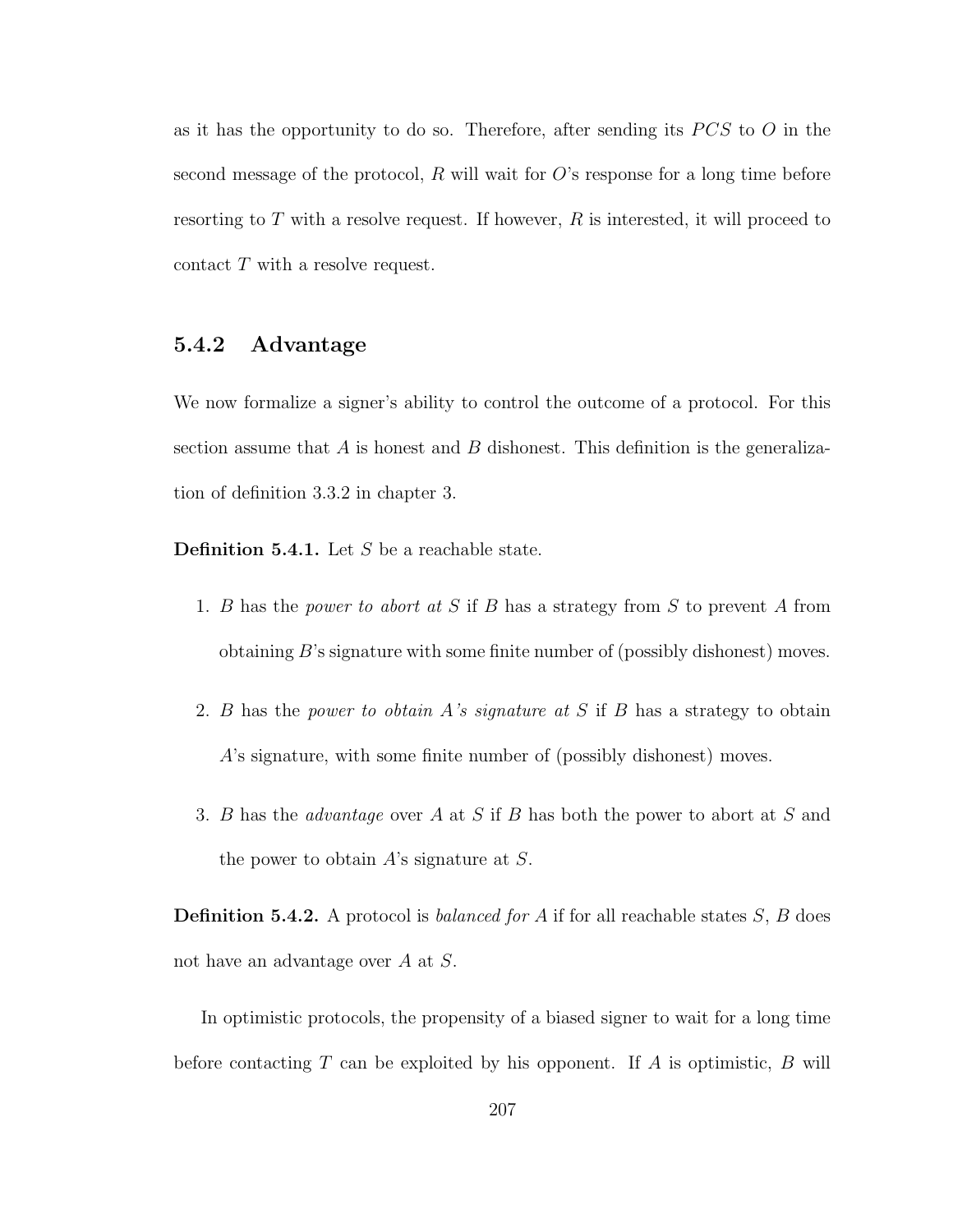as it has the opportunity to do so. Therefore, after sending its $PCS$ to $O$ in the second message of the protocol, $R$ will wait for $O$'s response for a long time before resorting to $T$ with a resolve request. If however, $R$ is interested, it will proceed to contact $T$ with a resolve request.

### 5.4.2 Advantage

We now formalize a signer's ability to control the outcome of a protocol. For this section assume that $A$ is honest and $B$ dishonest. This definition is the generalization of definition 3.3.2 in chapter 3.

**Definition 5.4.1.** Let $S$ be a reachable state.

1. $B$ has the *power to abort at* $S$ if $B$ has a strategy from $S$ to prevent $A$ from obtaining $B$'s signature with some finite number of (possibly dishonest) moves.
2. $B$ has the *power to obtain* $A$*'s signature at* $S$ if $B$ has a strategy to obtain $A$'s signature, with some finite number of (possibly dishonest) moves.
3. $B$ has the *advantage* over $A$ at $S$ if $B$ has both the power to abort at $S$ and the power to obtain $A$'s signature at $S$.

**Definition 5.4.2.** A protocol is *balanced for* $A$ if for all reachable states $S$, $B$ does not have an advantage over $A$ at $S$.

In optimistic protocols, the propensity of a biased signer to wait for a long time before contacting $T$ can be exploited by his opponent. If $A$ is optimistic, $B$ will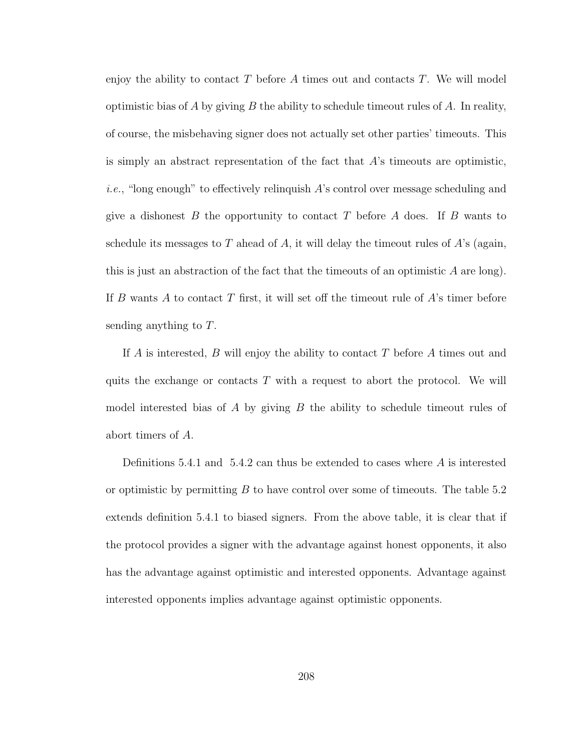enjoy the ability to contact $T$ before $A$ times out and contacts $T$. We will model optimistic bias of $A$ by giving $B$ the ability to schedule timeout rules of $A$. In reality, of course, the misbehaving signer does not actually set other parties' timeouts. This is simply an abstract representation of the fact that $A$'s timeouts are optimistic, *i.e.*, "long enough" to effectively relinquish $A$'s control over message scheduling and give a dishonest $B$ the opportunity to contact $T$ before $A$ does. If $B$ wants to schedule its messages to $T$ ahead of $A$, it will delay the timeout rules of $A$'s (again, this is just an abstraction of the fact that the timeouts of an optimistic $A$ are long). If $B$ wants $A$ to contact $T$ first, it will set off the timeout rule of $A$'s timer before sending anything to $T$.

If $A$ is interested, $B$ will enjoy the ability to contact $T$ before $A$ times out and quits the exchange or contacts $T$ with a request to abort the protocol. We will model interested bias of $A$ by giving $B$ the ability to schedule timeout rules of abort timers of $A$.

Definitions 5.4.1 and 5.4.2 can thus be extended to cases where $A$ is interested or optimistic by permitting $B$ to have control over some of timeouts. The table 5.2 extends definition 5.4.1 to biased signers. From the above table, it is clear that if the protocol provides a signer with the advantage against honest opponents, it also has the advantage against optimistic and interested opponents. Advantage against interested opponents implies advantage against optimistic opponents.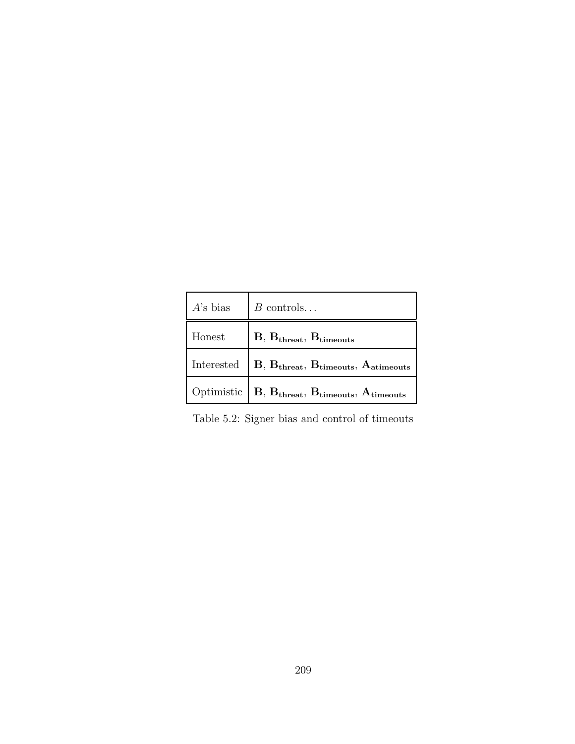| $A$'s bias | $B$ controls… |
|---|---|
| Honest | $\mathbf{B}$, $\mathbf{B_{threat}}$, $\mathbf{B_{timeouts}}$ |
| Interested | $\mathbf{B}$, $\mathbf{B_{threat}}$, $\mathbf{B_{timeouts}}$, $\mathbf{A_{atimeouts}}$ |
| Optimistic | $\mathbf{B}$, $\mathbf{B_{threat}}$, $\mathbf{B_{timeouts}}$, $\mathbf{A_{timeouts}}$ |

Table 5.2: Signer bias and control of timeouts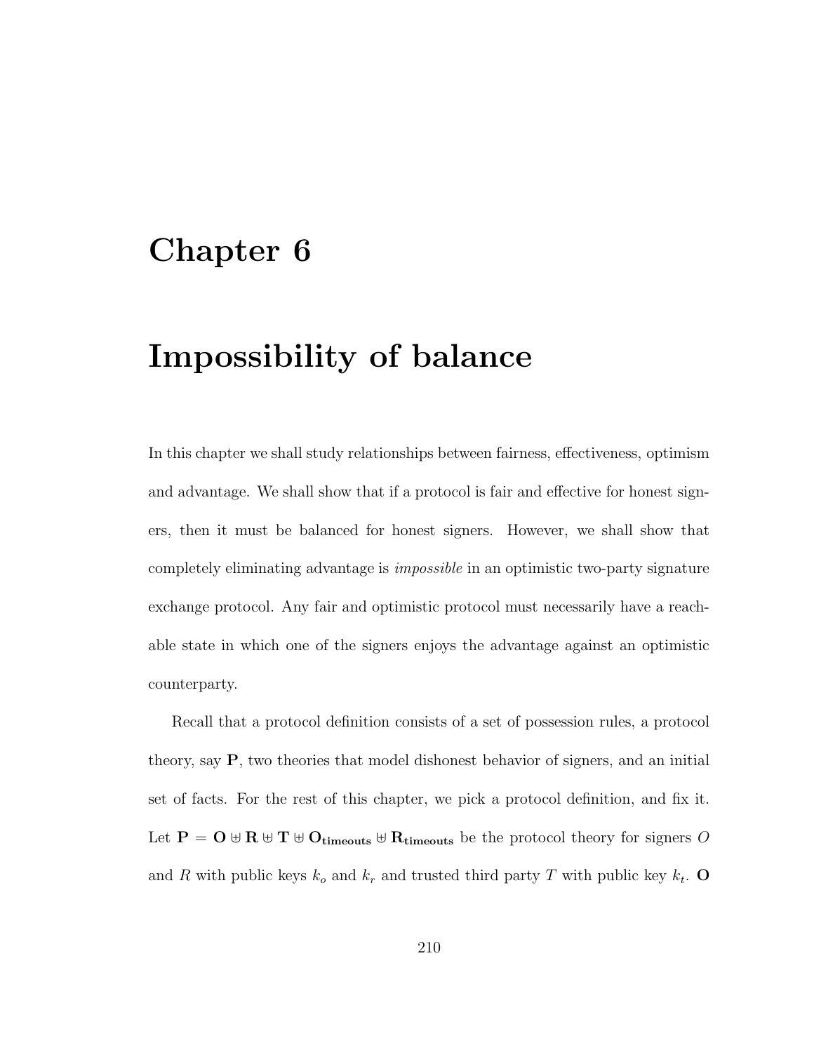# Chapter 6

# Impossibility of balance

In this chapter we shall study relationships between fairness, effectiveness, optimism and advantage. We shall show that if a protocol is fair and effective for honest signers, then it must be balanced for honest signers. However, we shall show that completely eliminating advantage is *impossible* in an optimistic two-party signature exchange protocol. Any fair and optimistic protocol must necessarily have a reachable state in which one of the signers enjoys the advantage against an optimistic counterparty.

Recall that a protocol definition consists of a set of possession rules, a protocol theory, say $\mathbf{P}$, two theories that model dishonest behavior of signers, and an initial set of facts. For the rest of this chapter, we pick a protocol definition, and fix it. Let $\mathbf{P} = \mathbf{O} \uplus \mathbf{R} \uplus \mathbf{T} \uplus \mathbf{O_{timeouts}} \uplus \mathbf{R_{timeouts}}$ be the protocol theory for signers $O$ and $R$ with public keys $k_o$ and $k_r$ and trusted third party $T$ with public key $k_t$. $\mathbf{O}$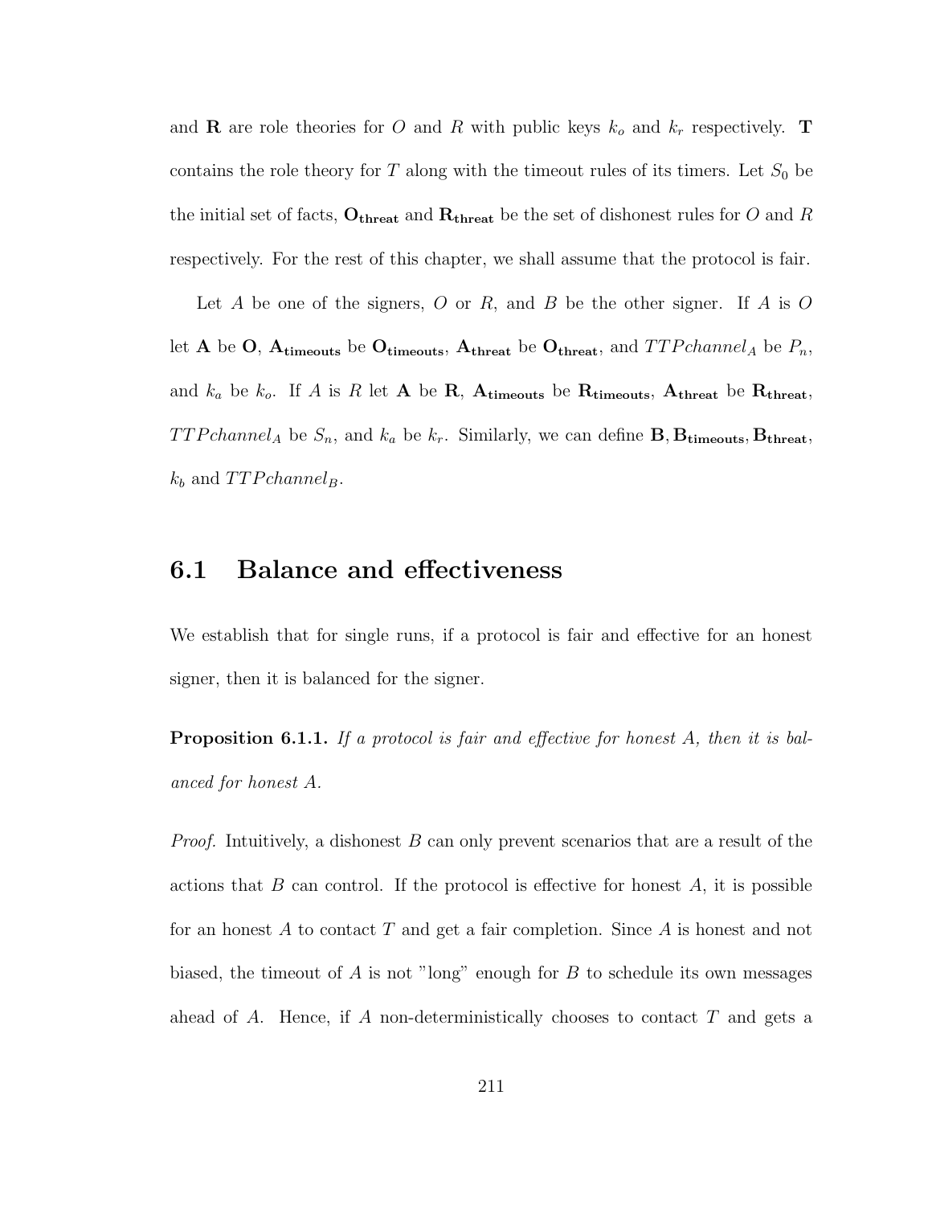and $\mathbf{R}$ are role theories for $O$ and $R$ with public keys $k_o$ and $k_r$ respectively. $\mathbf{T}$ contains the role theory for $T$ along with the timeout rules of its timers. Let $S_0$ be the initial set of facts, $\mathbf{O_{threat}}$ and $\mathbf{R_{threat}}$ be the set of dishonest rules for $O$ and $R$ respectively. For the rest of this chapter, we shall assume that the protocol is fair.

Let $A$ be one of the signers, $O$ or $R$, and $B$ be the other signer. If $A$ is $O$ let $\mathbf{A}$ be $\mathbf{O}$, $\mathbf{A_{timeouts}}$ be $\mathbf{O_{timeouts}}$, $\mathbf{A_{threat}}$ be $\mathbf{O_{threat}}$, and $TTPchannel_A$ be $P_n$, and $k_a$ be $k_o$. If $A$ is $R$ let $\mathbf{A}$ be $\mathbf{R}$, $\mathbf{A_{timeouts}}$ be $\mathbf{R_{timeouts}}$, $\mathbf{A_{threat}}$ be $\mathbf{R_{threat}}$, $TTPchannel_A$ be $S_n$, and $k_a$ be $k_r$. Similarly, we can define $\mathbf{B}, \mathbf{B_{timeouts}}, \mathbf{B_{threat}}$, $k_b$ and $TTPchannel_B$.

## 6.1 Balance and effectiveness

We establish that for single runs, if a protocol is fair and effective for an honest signer, then it is balanced for the signer.

**Proposition 6.1.1.** *If a protocol is fair and effective for honest $A$, then it is balanced for honest $A$.*

*Proof.* Intuitively, a dishonest $B$ can only prevent scenarios that are a result of the actions that $B$ can control. If the protocol is effective for honest $A$, it is possible for an honest $A$ to contact $T$ and get a fair completion. Since $A$ is honest and not biased, the timeout of $A$ is not "long" enough for $B$ to schedule its own messages ahead of $A$. Hence, if $A$ non-deterministically chooses to contact $T$ and gets a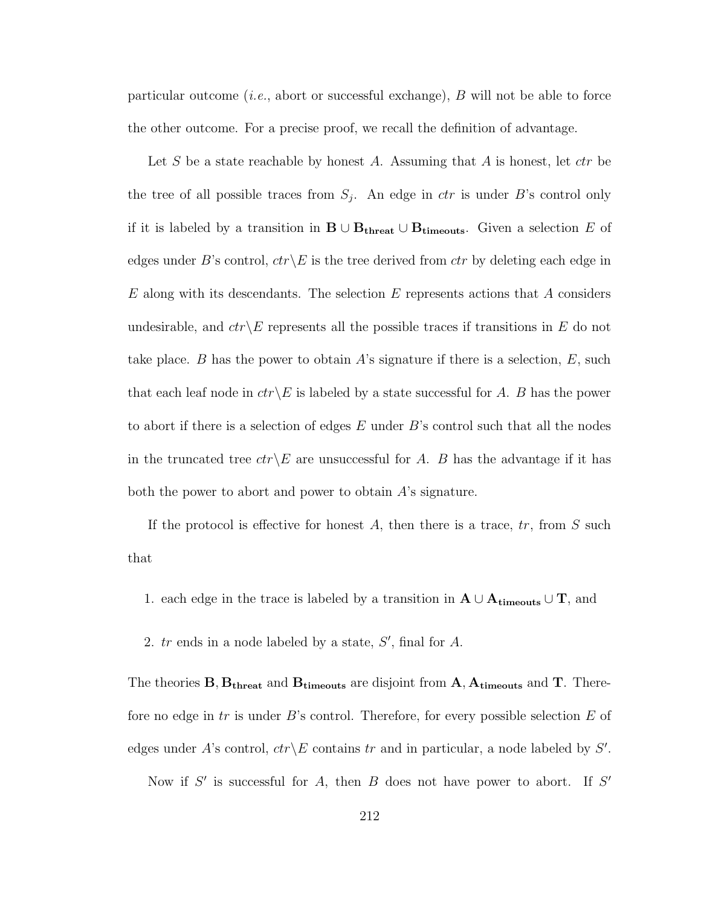particular outcome (*i.e.*, abort or successful exchange), $B$ will not be able to force the other outcome. For a precise proof, we recall the definition of advantage.

Let $S$ be a state reachable by honest $A$. Assuming that $A$ is honest, let $ctr$ be the tree of all possible traces from $S_j$. An edge in $ctr$ is under $B$'s control only if it is labeled by a transition in $\mathbf{B} \cup \mathbf{B_{threat}} \cup \mathbf{B_{timeouts}}$. Given a selection $E$ of edges under $B$'s control, $ctr \backslash E$ is the tree derived from $ctr$ by deleting each edge in $E$ along with its descendants. The selection $E$ represents actions that $A$ considers undesirable, and $ctr \backslash E$ represents all the possible traces if transitions in $E$ do not take place. $B$ has the power to obtain $A$'s signature if there is a selection, $E$, such that each leaf node in $ctr \backslash E$ is labeled by a state successful for $A$. $B$ has the power to abort if there is a selection of edges $E$ under $B$'s control such that all the nodes in the truncated tree $ctr \backslash E$ are unsuccessful for $A$. $B$ has the advantage if it has both the power to abort and power to obtain $A$'s signature.

If the protocol is effective for honest $A$, then there is a trace, $tr$, from $S$ such that

1. each edge in the trace is labeled by a transition in $\mathbf{A} \cup \mathbf{A_{timeouts}} \cup \mathbf{T}$, and
2. $tr$ ends in a node labeled by a state, $S'$, final for $A$.

The theories $\mathbf{B}, \mathbf{B_{threat}}$ and $\mathbf{B_{timeouts}}$ are disjoint from $\mathbf{A}, \mathbf{A_{timeouts}}$ and $\mathbf{T}$. Therefore no edge in $tr$ is under $B$'s control. Therefore, for every possible selection $E$ of edges under $A$'s control, $ctr \backslash E$ contains $tr$ and in particular, a node labeled by $S'$.

Now if $S'$ is successful for $A$, then $B$ does not have power to abort. If $S'$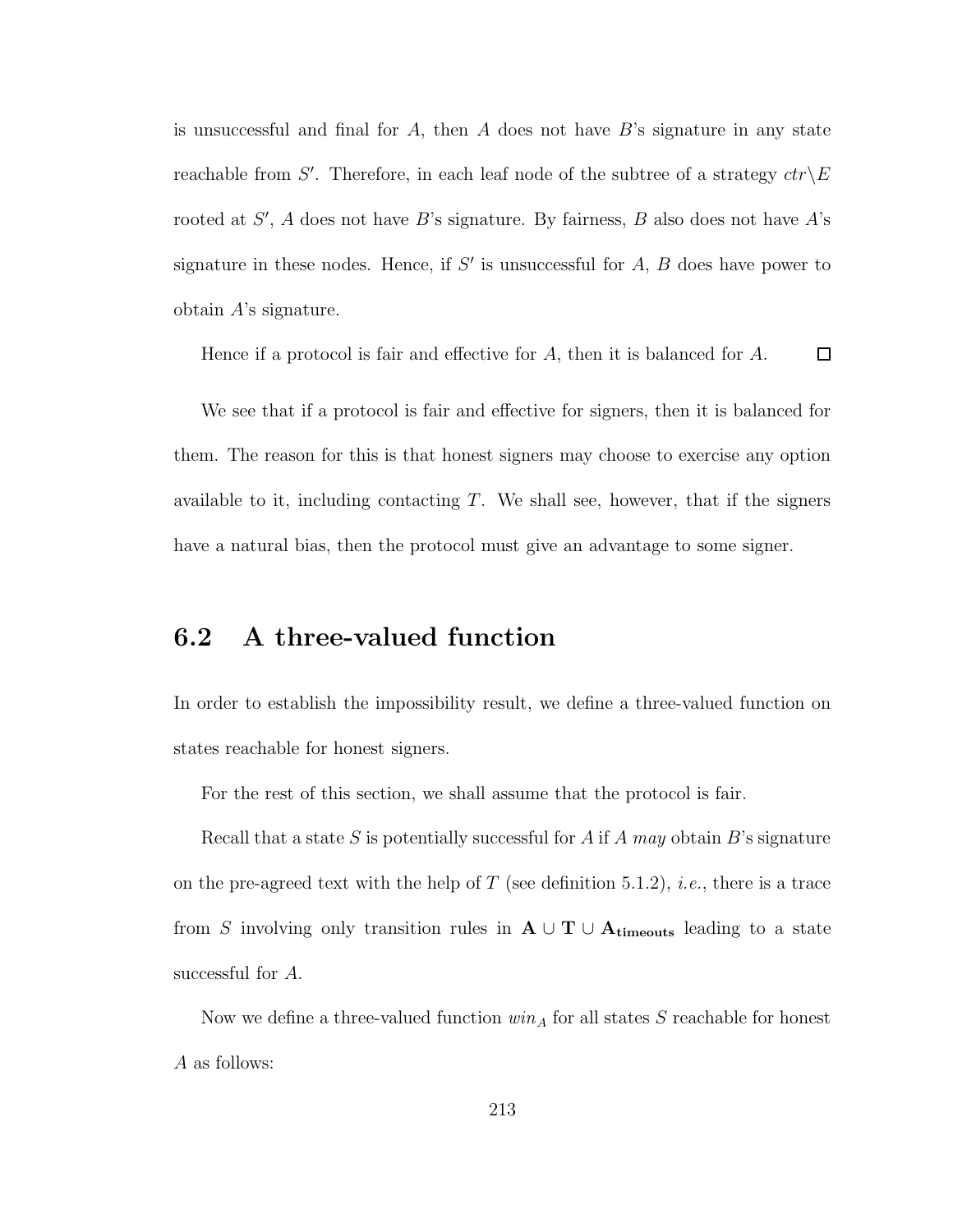is unsuccessful and final for $A$, then $A$ does not have $B$'s signature in any state reachable from $S'$. Therefore, in each leaf node of the subtree of a strategy $ctr \backslash E$ rooted at $S'$, $A$ does not have $B$'s signature. By fairness, $B$ also does not have $A$'s signature in these nodes. Hence, if $S'$ is unsuccessful for $A$, $B$ does have power to obtain $A$'s signature.

Hence if a protocol is fair and effective for $A$, then it is balanced for $A$. □

We see that if a protocol is fair and effective for signers, then it is balanced for them. The reason for this is that honest signers may choose to exercise any option available to it, including contacting $T$. We shall see, however, that if the signers have a natural bias, then the protocol must give an advantage to some signer.

## 6.2 A three-valued function

In order to establish the impossibility result, we define a three-valued function on states reachable for honest signers.

For the rest of this section, we shall assume that the protocol is fair.

Recall that a state $S$ is potentially successful for $A$ if $A$ *may* obtain $B$'s signature on the pre-agreed text with the help of $T$ (see definition 5.1.2), *i.e.*, there is a trace from $S$ involving only transition rules in $\mathbf{A} \cup \mathbf{T} \cup \mathbf{A_{timeouts}}$ leading to a state successful for $A$.

Now we define a three-valued function $win_A$ for all states $S$ reachable for honest $A$ as follows: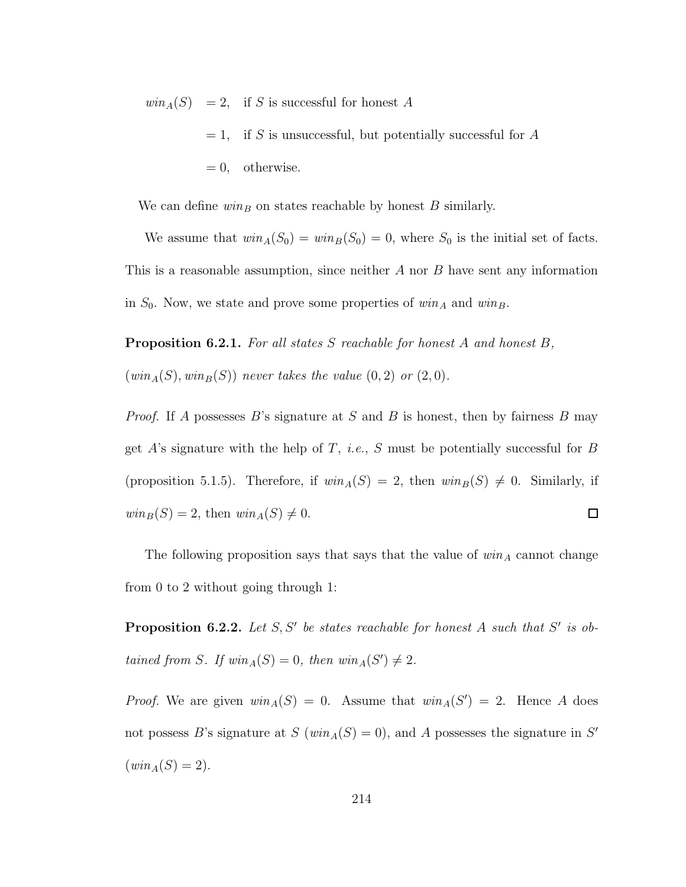$$
\begin{aligned}
win_A(S) &= 2, \quad \text{if } S \text{ is successful for honest } A \\
&= 1, \quad \text{if } S \text{ is unsuccessful, but potentially successful for } A \\
&= 0, \quad \text{otherwise.}
\end{aligned}
$$

We can define $win_B$ on states reachable by honest $B$ similarly.

We assume that $win_A(S_0) = win_B(S_0) = 0$, where $S_0$ is the initial set of facts. This is a reasonable assumption, since neither $A$ nor $B$ have sent any information in $S_0$. Now, we state and prove some properties of $win_A$ and $win_B$.

**Proposition 6.2.1.** *For all states $S$ reachable for honest $A$ and honest $B$, $(win_A(S), win_B(S))$ never takes the value $(0, 2)$ or $(2, 0)$.*

*Proof.* If $A$ possesses $B$'s signature at $S$ and $B$ is honest, then by fairness $B$ may get $A$'s signature with the help of $T$, *i.e.*, $S$ must be potentially successful for $B$ (proposition 5.1.5). Therefore, if $win_A(S) = 2$, then $win_B(S) \neq 0$. Similarly, if $win_B(S) = 2$, then $win_A(S) \neq 0$. □

The following proposition says that says that the value of $win_A$ cannot change from 0 to 2 without going through 1:

**Proposition 6.2.2.** *Let $S, S'$ be states reachable for honest $A$ such that $S'$ is obtained from $S$. If $win_A(S) = 0$, then $win_A(S') \neq 2$.*

*Proof.* We are given $win_A(S) = 0$. Assume that $win_A(S') = 2$. Hence $A$ does not possess $B$'s signature at $S$ ($win_A(S) = 0$), and $A$ possesses the signature in $S'$ ($win_A(S) = 2$).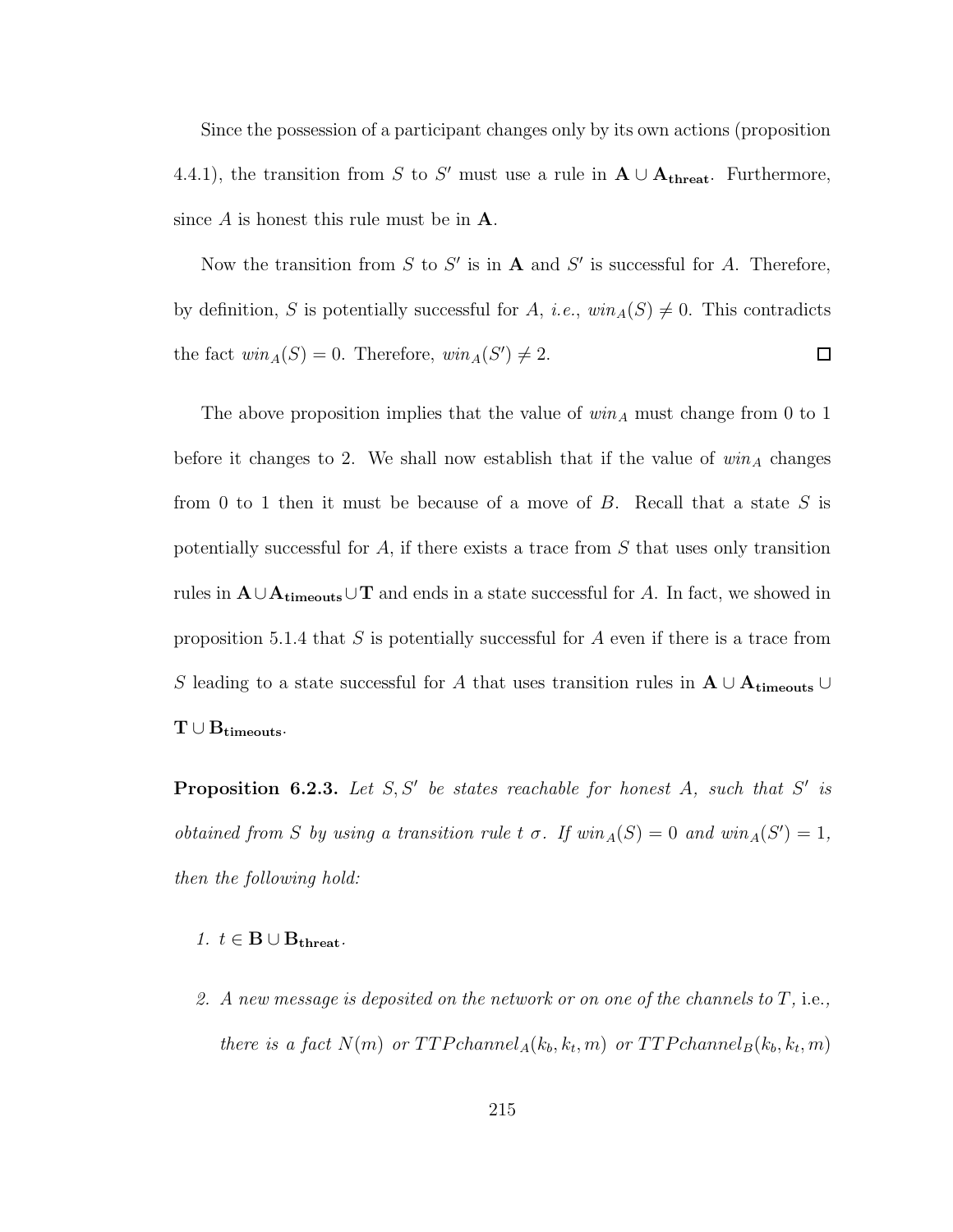Since the possession of a participant changes only by its own actions (proposition 4.4.1), the transition from $S$ to $S'$ must use a rule in $\mathbf{A} \cup \mathbf{A_{threat}}$. Furthermore, since $A$ is honest this rule must be in $\mathbf{A}$.

Now the transition from $S$ to $S'$ is in $\mathbf{A}$ and $S'$ is successful for $A$. Therefore, by definition, $S$ is potentially successful for $A$, *i.e.*, $win_A(S) \neq 0$. This contradicts the fact $win_A(S) = 0$. Therefore, $win_A(S') \neq 2$. □

The above proposition implies that the value of $win_A$ must change from 0 to 1 before it changes to 2. We shall now establish that if the value of $win_A$ changes from 0 to 1 then it must be because of a move of $B$. Recall that a state $S$ is potentially successful for $A$, if there exists a trace from $S$ that uses only transition rules in $\mathbf{A} \cup \mathbf{A_{timeouts}} \cup \mathbf{T}$ and ends in a state successful for $A$. In fact, we showed in proposition 5.1.4 that $S$ is potentially successful for $A$ even if there is a trace from $S$ leading to a state successful for $A$ that uses transition rules in $\mathbf{A} \cup \mathbf{A_{timeouts}} \cup \mathbf{T} \cup \mathbf{B_{timeouts}}$.

**Proposition 6.2.3.** *Let $S, S'$ be states reachable for honest $A$, such that $S'$ is obtained from $S$ by using a transition rule $t\ \sigma$. If $win_A(S) = 0$ and $win_A(S') = 1$, then the following hold:*

1. *$t \in \mathbf{B} \cup \mathbf{B_{threat}}$.*
2. *A new message is deposited on the network or on one of the channels to $T$,* i.e.*, there is a fact $N(m)$ or $TTPchannel_A(k_b, k_t, m)$ or $TTPchannel_B(k_b, k_t, m)$*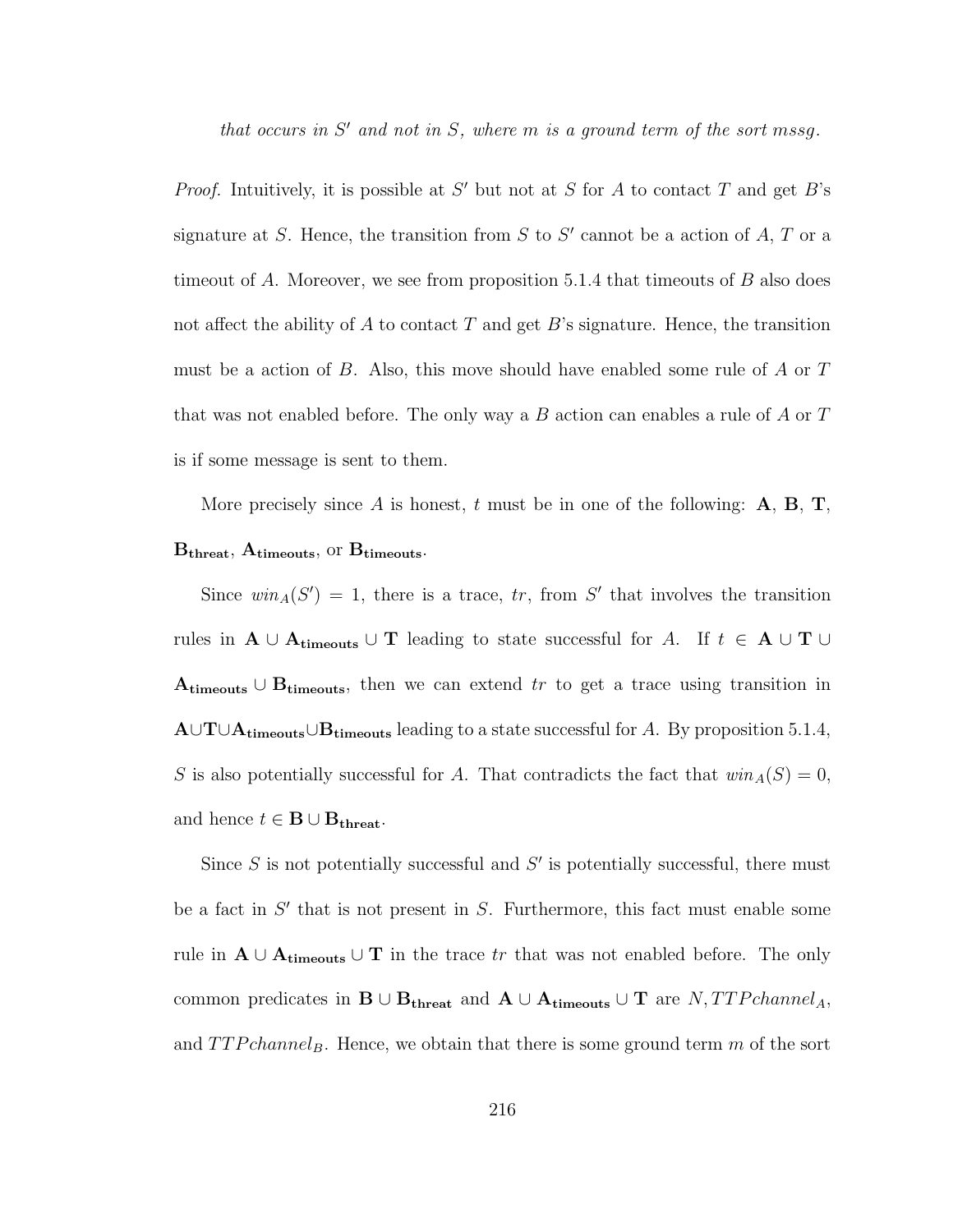*that occurs in $S'$ and not in $S$, where $m$ is a ground term of the sort mssg.*

*Proof.* Intuitively, it is possible at $S'$ but not at $S$ for $A$ to contact $T$ and get $B$'s signature at $S$. Hence, the transition from $S$ to $S'$ cannot be a action of $A$, $T$ or a timeout of $A$. Moreover, we see from proposition 5.1.4 that timeouts of $B$ also does not affect the ability of $A$ to contact $T$ and get $B$'s signature. Hence, the transition must be a action of $B$. Also, this move should have enabled some rule of $A$ or $T$ that was not enabled before. The only way a $B$ action can enables a rule of $A$ or $T$ is if some message is sent to them.

More precisely since $A$ is honest, $t$ must be in one of the following: $\mathbf{A}$, $\mathbf{B}$, $\mathbf{T}$, $\mathbf{B_{threat}}$, $\mathbf{A_{timeouts}}$, or $\mathbf{B_{timeouts}}$.

Since $win_A(S') = 1$, there is a trace, $tr$, from $S'$ that involves the transition rules in $\mathbf{A} \cup \mathbf{A_{timeouts}} \cup \mathbf{T}$ leading to state successful for $A$. If $t \in \mathbf{A} \cup \mathbf{T} \cup \mathbf{A_{timeouts}} \cup \mathbf{B_{timeouts}}$, then we can extend $tr$ to get a trace using transition in $\mathbf{A} \cup \mathbf{T} \cup \mathbf{A_{timeouts}} \cup \mathbf{B_{timeouts}}$ leading to a state successful for $A$. By proposition 5.1.4, $S$ is also potentially successful for $A$. That contradicts the fact that $win_A(S) = 0$, and hence $t \in \mathbf{B} \cup \mathbf{B_{threat}}$.

Since $S$ is not potentially successful and $S'$ is potentially successful, there must be a fact in $S'$ that is not present in $S$. Furthermore, this fact must enable some rule in $\mathbf{A} \cup \mathbf{A_{timeouts}} \cup \mathbf{T}$ in the trace $tr$ that was not enabled before. The only common predicates in $\mathbf{B} \cup \mathbf{B_{threat}}$ and $\mathbf{A} \cup \mathbf{A_{timeouts}} \cup \mathbf{T}$ are $N, TTPchannel_A$, and $TTPchannel_B$. Hence, we obtain that there is some ground term $m$ of the sort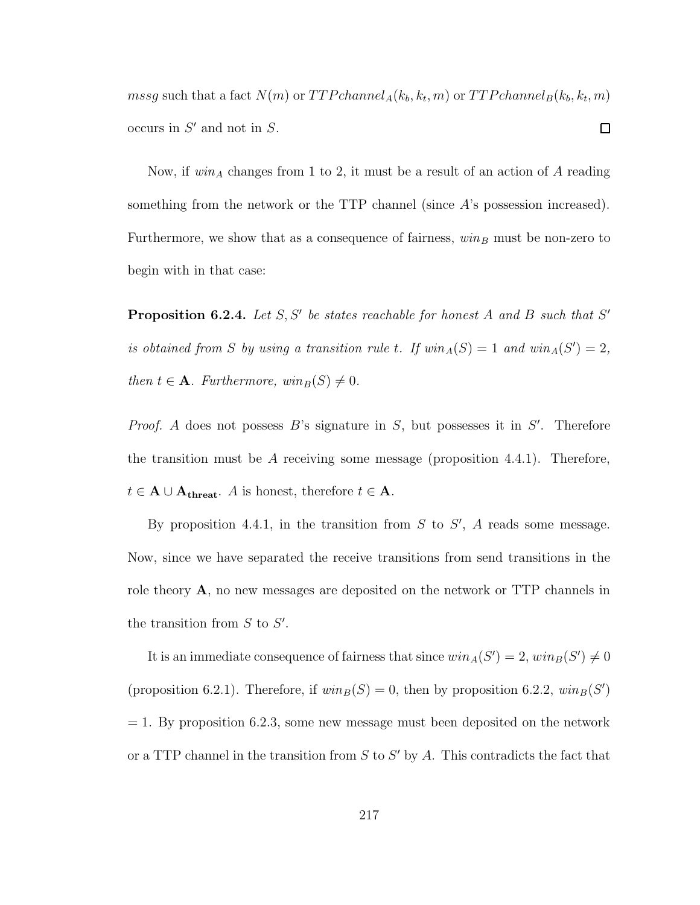$mssg$ such that a fact $N(m)$ or $TTPchannel_A(k_b, k_t, m)$ or $TTPchannel_B(k_b, k_t, m)$ occurs in $S'$ and not in $S$. □

Now, if $win_A$ changes from 1 to 2, it must be a result of an action of $A$ reading something from the network or the TTP channel (since $A$'s possession increased). Furthermore, we show that as a consequence of fairness, $win_B$ must be non-zero to begin with in that case:

**Proposition 6.2.4.** *Let $S, S'$ be states reachable for honest $A$ and $B$ such that $S'$ is obtained from $S$ by using a transition rule $t$. If $win_A(S) = 1$ and $win_A(S') = 2$, then $t \in \mathbf{A}$. Furthermore, $win_B(S) \neq 0$.*

*Proof.* $A$ does not possess $B$'s signature in $S$, but possesses it in $S'$. Therefore the transition must be $A$ receiving some message (proposition 4.4.1). Therefore, $t \in \mathbf{A} \cup \mathbf{A_{threat}}$. $A$ is honest, therefore $t \in \mathbf{A}$.

By proposition 4.4.1, in the transition from $S$ to $S'$, $A$ reads some message. Now, since we have separated the receive transitions from send transitions in the role theory $\mathbf{A}$, no new messages are deposited on the network or TTP channels in the transition from $S$ to $S'$.

It is an immediate consequence of fairness that since $win_A(S') = 2$, $win_B(S') \neq 0$ (proposition 6.2.1). Therefore, if $win_B(S) = 0$, then by proposition 6.2.2, $win_B(S')$ $= 1$. By proposition 6.2.3, some new message must been deposited on the network or a TTP channel in the transition from $S$ to $S'$ by $A$. This contradicts the fact that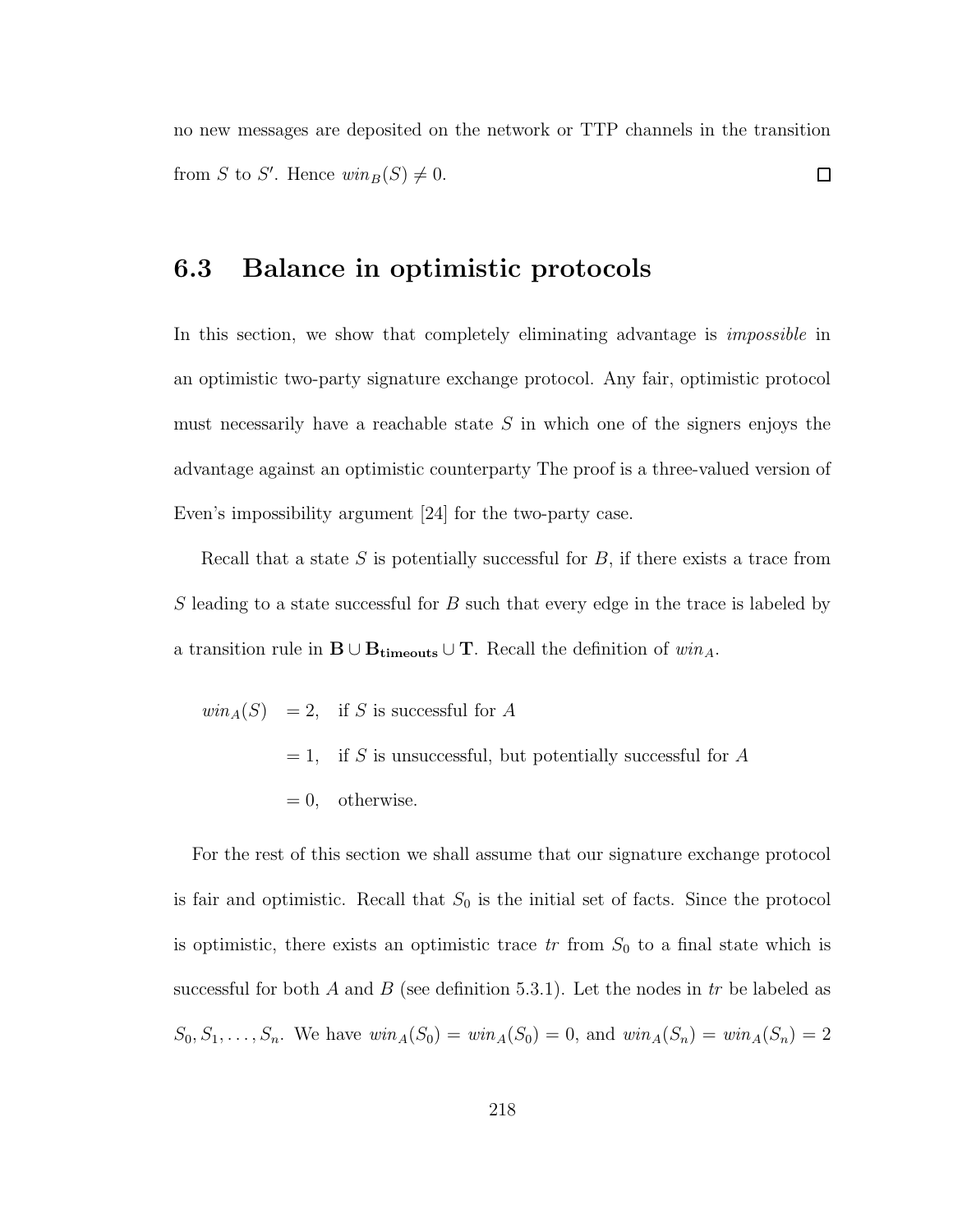no new messages are deposited on the network or TTP channels in the transition from $S$ to $S'$. Hence $win_B(S) \neq 0$. □

## 6.3 Balance in optimistic protocols

In this section, we show that completely eliminating advantage is *impossible* in an optimistic two-party signature exchange protocol. Any fair, optimistic protocol must necessarily have a reachable state $S$ in which one of the signers enjoys the advantage against an optimistic counterparty The proof is a three-valued version of Even's impossibility argument [24] for the two-party case.

Recall that a state $S$ is potentially successful for $B$, if there exists a trace from $S$ leading to a state successful for $B$ such that every edge in the trace is labeled by a transition rule in $\mathbf{B} \cup \mathbf{B_{timeouts}} \cup \mathbf{T}$. Recall the definition of $win_A$.

$$
\begin{aligned}
win_A(S) \quad &= 2, \quad \text{if } S \text{ is successful for } A \\
&= 1, \quad \text{if } S \text{ is unsuccessful, but potentially successful for } A \\
&= 0, \quad \text{otherwise.}
\end{aligned}
$$

For the rest of this section we shall assume that our signature exchange protocol is fair and optimistic. Recall that $S_0$ is the initial set of facts. Since the protocol is optimistic, there exists an optimistic trace $tr$ from $S_0$ to a final state which is successful for both $A$ and $B$ (see definition 5.3.1). Let the nodes in $tr$ be labeled as $S_0, S_1, \ldots, S_n$. We have $win_A(S_0) = win_A(S_0) = 0$, and $win_A(S_n) = win_A(S_n) = 2$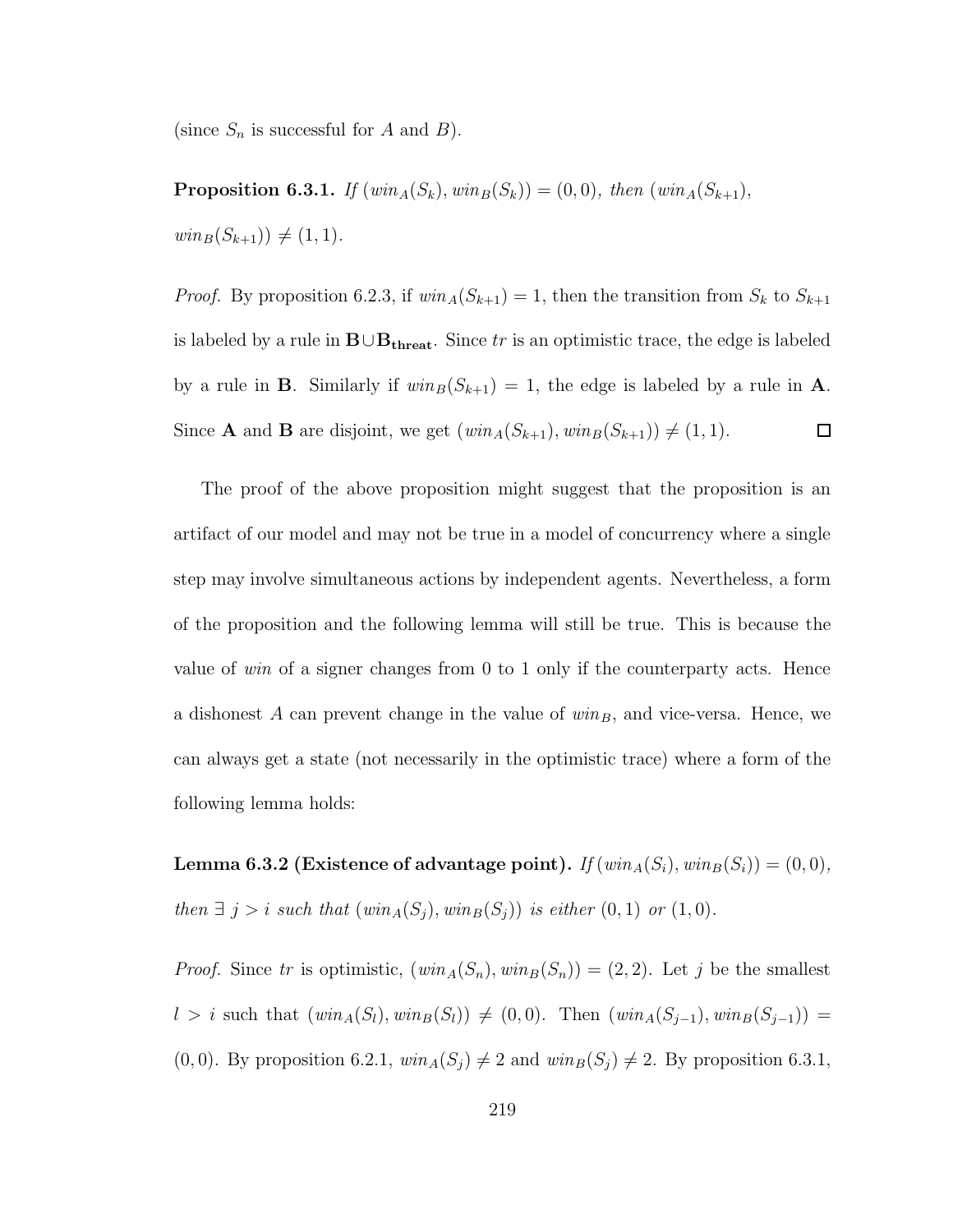(since $S_n$ is successful for $A$ and $B$).

**Proposition 6.3.1.** *If* $(win_A(S_k), win_B(S_k)) = (0, 0)$*, then* $(win_A(S_{k+1}), win_B(S_{k+1})) \neq (1, 1)$.

*Proof.* By proposition 6.2.3, if $win_A(S_{k+1}) = 1$, then the transition from $S_k$ to $S_{k+1}$ is labeled by a rule in $\mathbf{B} \cup \mathbf{B_{threat}}$. Since $tr$ is an optimistic trace, the edge is labeled by a rule in $\mathbf{B}$. Similarly if $win_B(S_{k+1}) = 1$, the edge is labeled by a rule in $\mathbf{A}$. Since $\mathbf{A}$ and $\mathbf{B}$ are disjoint, we get $(win_A(S_{k+1}), win_B(S_{k+1})) \neq (1, 1)$. □

The proof of the above proposition might suggest that the proposition is an artifact of our model and may not be true in a model of concurrency where a single step may involve simultaneous actions by independent agents. Nevertheless, a form of the proposition and the following lemma will still be true. This is because the value of *win* of a signer changes from 0 to 1 only if the counterparty acts. Hence a dishonest $A$ can prevent change in the value of $win_B$, and vice-versa. Hence, we can always get a state (not necessarily in the optimistic trace) where a form of the following lemma holds:

**Lemma 6.3.2 (Existence of advantage point).** *If* $(win_A(S_i), win_B(S_i)) = (0, 0)$*, then* $\exists\, j > i$ *such that* $(win_A(S_j), win_B(S_j))$ *is either* $(0, 1)$ *or* $(1, 0)$.

*Proof.* Since $tr$ is optimistic, $(win_A(S_n), win_B(S_n)) = (2, 2)$. Let $j$ be the smallest $l > i$ such that $(win_A(S_l), win_B(S_l)) \neq (0, 0)$. Then $(win_A(S_{j-1}), win_B(S_{j-1})) = (0, 0)$. By proposition 6.2.1, $win_A(S_j) \neq 2$ and $win_B(S_j) \neq 2$. By proposition 6.3.1,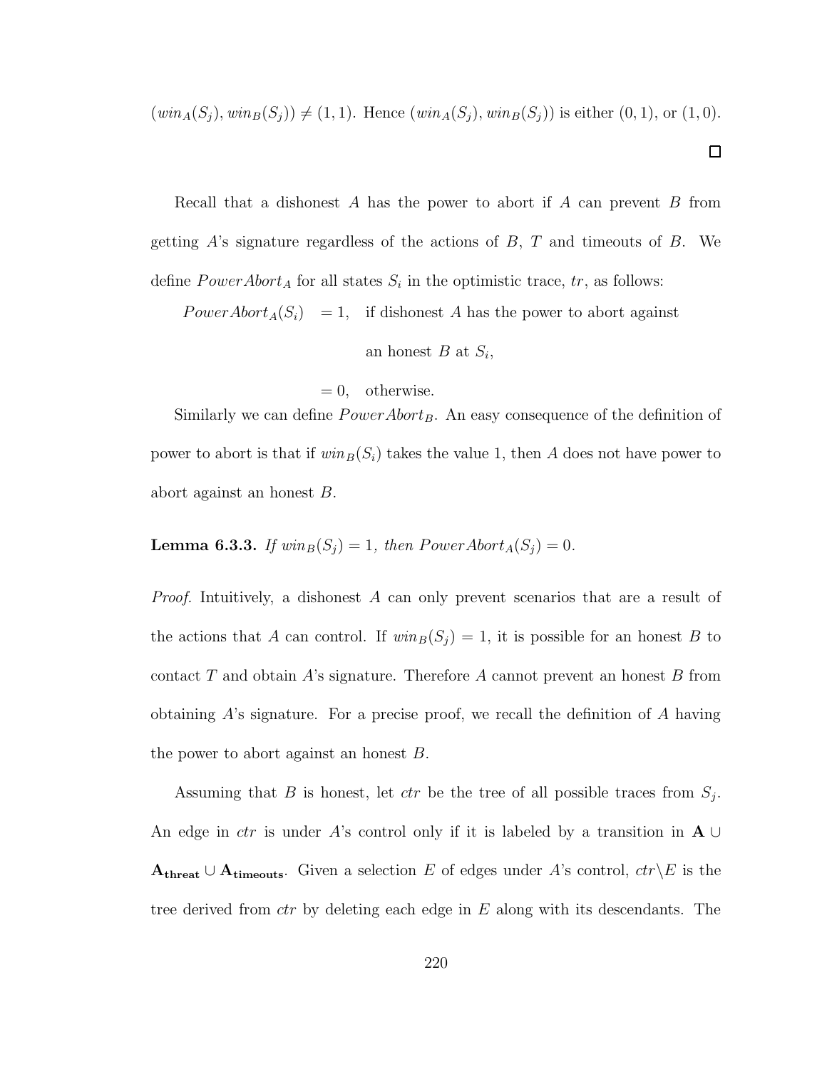$(win_A(S_j), win_B(S_j)) \neq (1,1)$. Hence $(win_A(S_j), win_B(S_j))$ is either $(0,1)$, or $(1,0)$.

□

Recall that a dishonest $A$ has the power to abort if $A$ can prevent $B$ from getting $A$'s signature regardless of the actions of $B$, $T$ and timeouts of $B$. We define $PowerAbort_A$ for all states $S_i$ in the optimistic trace, $tr$, as follows:

$$
\begin{aligned}
PowerAbort_A(S_i) &= 1, \quad \text{if dishonest } A \text{ has the power to abort against} \\
&\qquad\quad \text{an honest } B \text{ at } S_i, \\
&= 0, \quad \text{otherwise.}
\end{aligned}
$$

Similarly we can define $PowerAbort_B$. An easy consequence of the definition of power to abort is that if $win_B(S_i)$ takes the value 1, then $A$ does not have power to abort against an honest $B$.

**Lemma 6.3.3.** *If $win_B(S_j) = 1$, then $PowerAbort_A(S_j) = 0$.*

*Proof.* Intuitively, a dishonest $A$ can only prevent scenarios that are a result of the actions that $A$ can control. If $win_B(S_j) = 1$, it is possible for an honest $B$ to contact $T$ and obtain $A$'s signature. Therefore $A$ cannot prevent an honest $B$ from obtaining $A$'s signature. For a precise proof, we recall the definition of $A$ having the power to abort against an honest $B$.

Assuming that $B$ is honest, let $ctr$ be the tree of all possible traces from $S_j$. An edge in $ctr$ is under $A$'s control only if it is labeled by a transition in $\mathbf{A} \cup \mathbf{A_{threat}} \cup \mathbf{A_{timeouts}}$. Given a selection $E$ of edges under $A$'s control, $ctr \backslash E$ is the tree derived from $ctr$ by deleting each edge in $E$ along with its descendants. The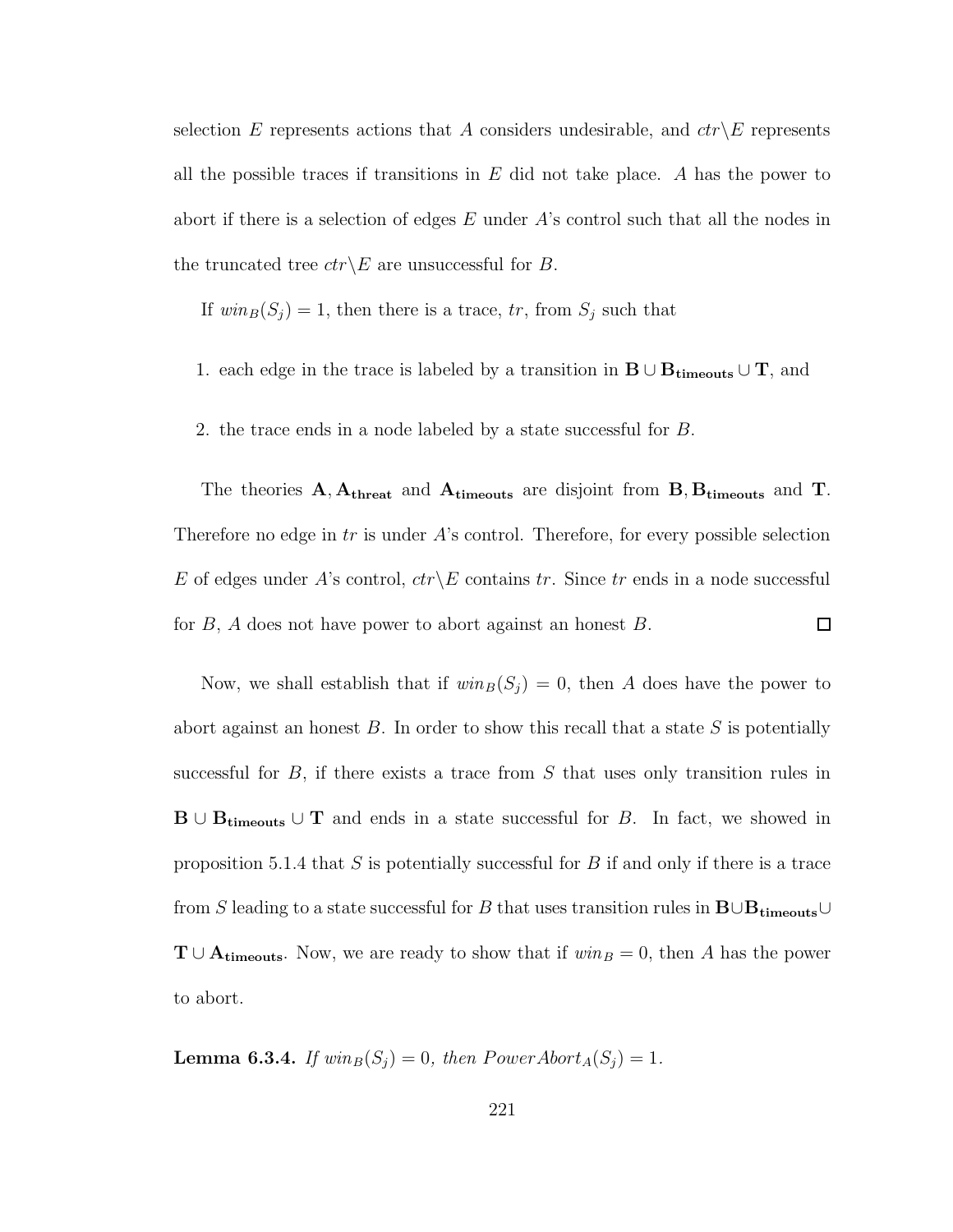selection $E$ represents actions that $A$ considers undesirable, and $ctr \backslash E$ represents all the possible traces if transitions in $E$ did not take place. $A$ has the power to abort if there is a selection of edges $E$ under $A$'s control such that all the nodes in the truncated tree $ctr \backslash E$ are unsuccessful for $B$.

If $win_B(S_j) = 1$, then there is a trace, $tr$, from $S_j$ such that

1. each edge in the trace is labeled by a transition in $\mathbf{B} \cup \mathbf{B_{timeouts}} \cup \mathbf{T}$, and
2. the trace ends in a node labeled by a state successful for $B$.

The theories $\mathbf{A}, \mathbf{A_{threat}}$ and $\mathbf{A_{timeouts}}$ are disjoint from $\mathbf{B}, \mathbf{B_{timeouts}}$ and $\mathbf{T}$. Therefore no edge in $tr$ is under $A$'s control. Therefore, for every possible selection $E$ of edges under $A$'s control, $ctr \backslash E$ contains $tr$. Since $tr$ ends in a node successful for $B$, $A$ does not have power to abort against an honest $B$. □

Now, we shall establish that if $win_B(S_j) = 0$, then $A$ does have the power to abort against an honest $B$. In order to show this recall that a state $S$ is potentially successful for $B$, if there exists a trace from $S$ that uses only transition rules in $\mathbf{B} \cup \mathbf{B_{timeouts}} \cup \mathbf{T}$ and ends in a state successful for $B$. In fact, we showed in proposition 5.1.4 that $S$ is potentially successful for $B$ if and only if there is a trace from $S$ leading to a state successful for $B$ that uses transition rules in $\mathbf{B} \cup \mathbf{B_{timeouts}} \cup \mathbf{T} \cup \mathbf{A_{timeouts}}$. Now, we are ready to show that if $win_B = 0$, then $A$ has the power to abort.

**Lemma 6.3.4.** *If $win_B(S_j) = 0$, then $PowerAbort_A(S_j) = 1$.*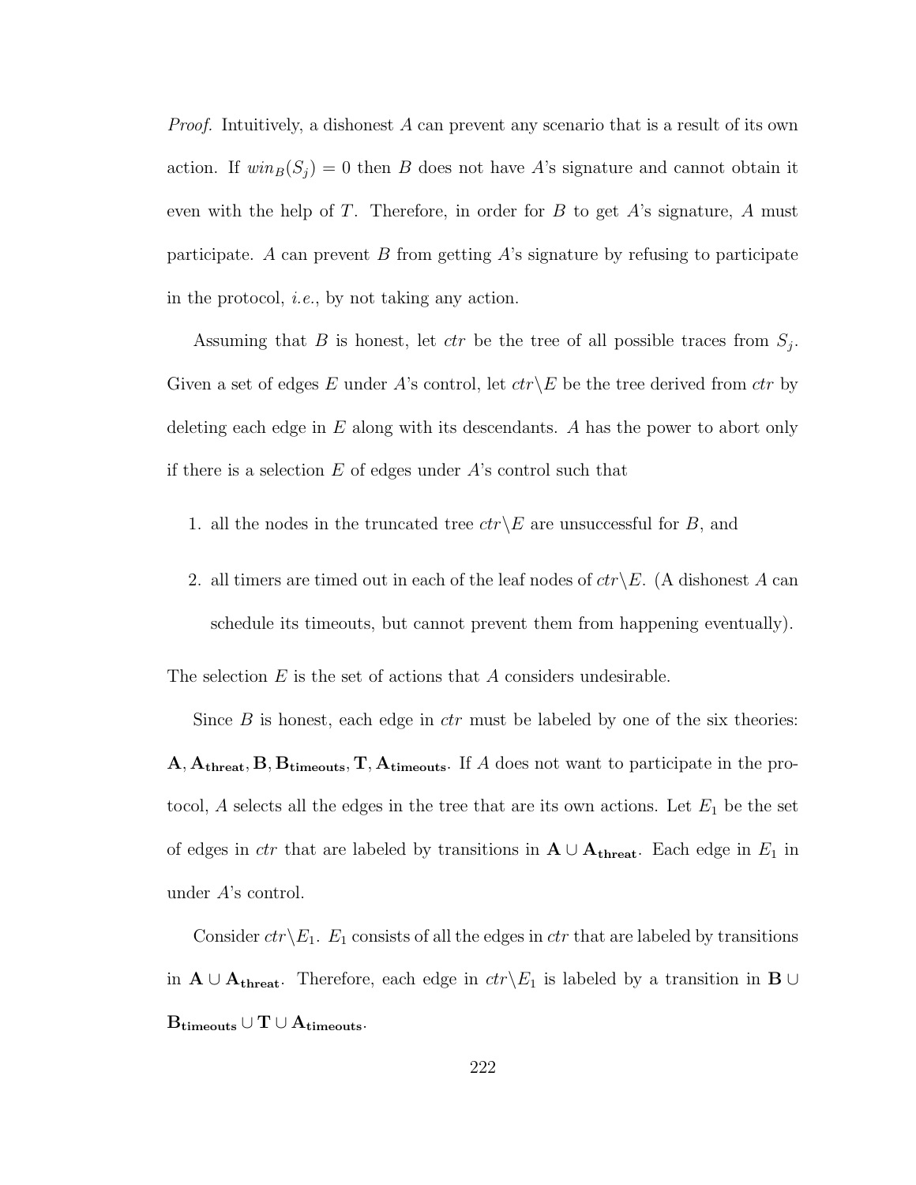*Proof.* Intuitively, a dishonest $A$ can prevent any scenario that is a result of its own action. If $win_B(S_j) = 0$ then $B$ does not have $A$'s signature and cannot obtain it even with the help of $T$. Therefore, in order for $B$ to get $A$'s signature, $A$ must participate. $A$ can prevent $B$ from getting $A$'s signature by refusing to participate in the protocol, *i.e.*, by not taking any action.

Assuming that $B$ is honest, let $ctr$ be the tree of all possible traces from $S_j$. Given a set of edges $E$ under $A$'s control, let $ctr \backslash E$ be the tree derived from $ctr$ by deleting each edge in $E$ along with its descendants. $A$ has the power to abort only if there is a selection $E$ of edges under $A$'s control such that

1. all the nodes in the truncated tree $ctr \backslash E$ are unsuccessful for $B$, and
2. all timers are timed out in each of the leaf nodes of $ctr \backslash E$. (A dishonest $A$ can schedule its timeouts, but cannot prevent them from happening eventually).

The selection $E$ is the set of actions that $A$ considers undesirable.

Since $B$ is honest, each edge in $ctr$ must be labeled by one of the six theories: $\mathbf{A}, \mathbf{A_{threat}}, \mathbf{B}, \mathbf{B_{timeouts}}, \mathbf{T}, \mathbf{A_{timeouts}}$. If $A$ does not want to participate in the protocol, $A$ selects all the edges in the tree that are its own actions. Let $E_1$ be the set of edges in $ctr$ that are labeled by transitions in $\mathbf{A} \cup \mathbf{A_{threat}}$. Each edge in $E_1$ in under $A$'s control.

Consider $ctr \backslash E_1$. $E_1$ consists of all the edges in $ctr$ that are labeled by transitions in $\mathbf{A} \cup \mathbf{A_{threat}}$. Therefore, each edge in $ctr \backslash E_1$ is labeled by a transition in $\mathbf{B} \cup \mathbf{B_{timeouts}} \cup \mathbf{T} \cup \mathbf{A_{timeouts}}$.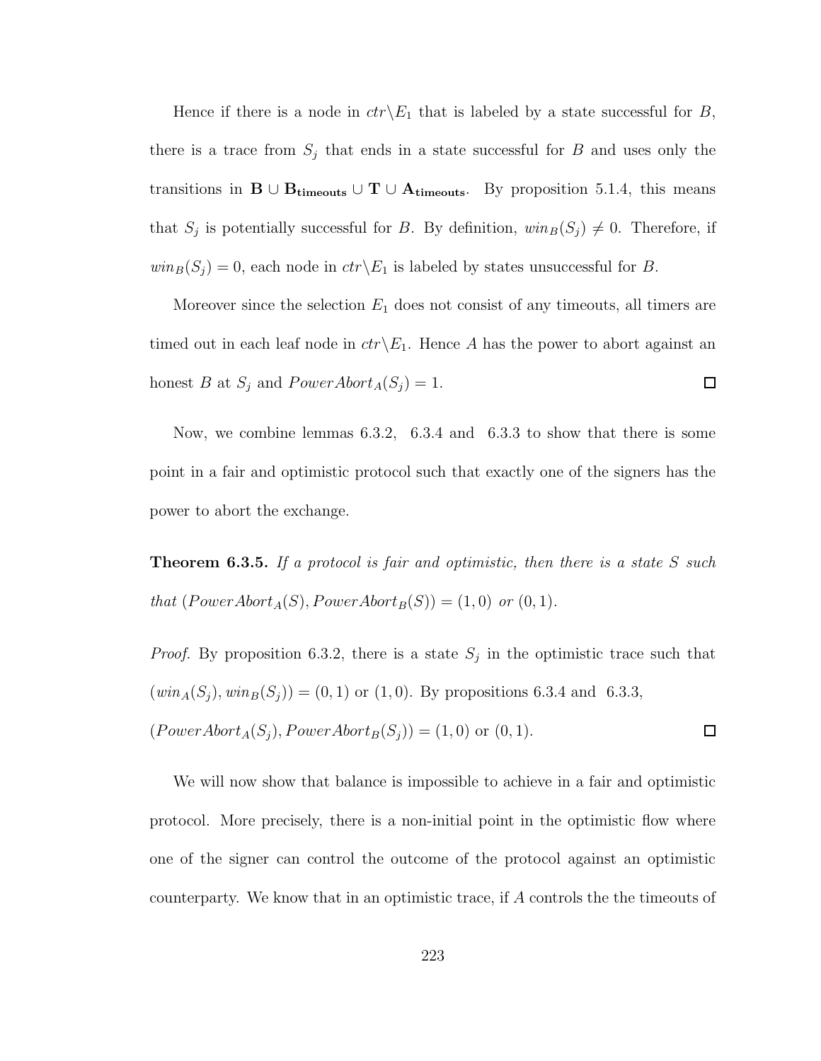Hence if there is a node in $ctr \backslash E_1$ that is labeled by a state successful for $B$, there is a trace from $S_j$ that ends in a state successful for $B$ and uses only the transitions in $\mathbf{B} \cup \mathbf{B_{timeouts}} \cup \mathbf{T} \cup \mathbf{A_{timeouts}}$. By proposition 5.1.4, this means that $S_j$ is potentially successful for $B$. By definition, $win_B(S_j) \neq 0$. Therefore, if $win_B(S_j) = 0$, each node in $ctr \backslash E_1$ is labeled by states unsuccessful for $B$.

Moreover since the selection $E_1$ does not consist of any timeouts, all timers are timed out in each leaf node in $ctr \backslash E_1$. Hence $A$ has the power to abort against an honest $B$ at $S_j$ and $PowerAbort_A(S_j) = 1$. □

Now, we combine lemmas 6.3.2, 6.3.4 and 6.3.3 to show that there is some point in a fair and optimistic protocol such that exactly one of the signers has the power to abort the exchange.

**Theorem 6.3.5.** *If a protocol is fair and optimistic, then there is a state $S$ such that $(PowerAbort_A(S), PowerAbort_B(S)) = (1, 0)$ or $(0, 1)$.*

*Proof.* By proposition 6.3.2, there is a state $S_j$ in the optimistic trace such that $(win_A(S_j), win_B(S_j)) = (0, 1)$ or $(1, 0)$. By propositions 6.3.4 and 6.3.3, $(PowerAbort_A(S_j), PowerAbort_B(S_j)) = (1, 0)$ or $(0, 1)$. □

We will now show that balance is impossible to achieve in a fair and optimistic protocol. More precisely, there is a non-initial point in the optimistic flow where one of the signer can control the outcome of the protocol against an optimistic counterparty. We know that in an optimistic trace, if $A$ controls the the timeouts of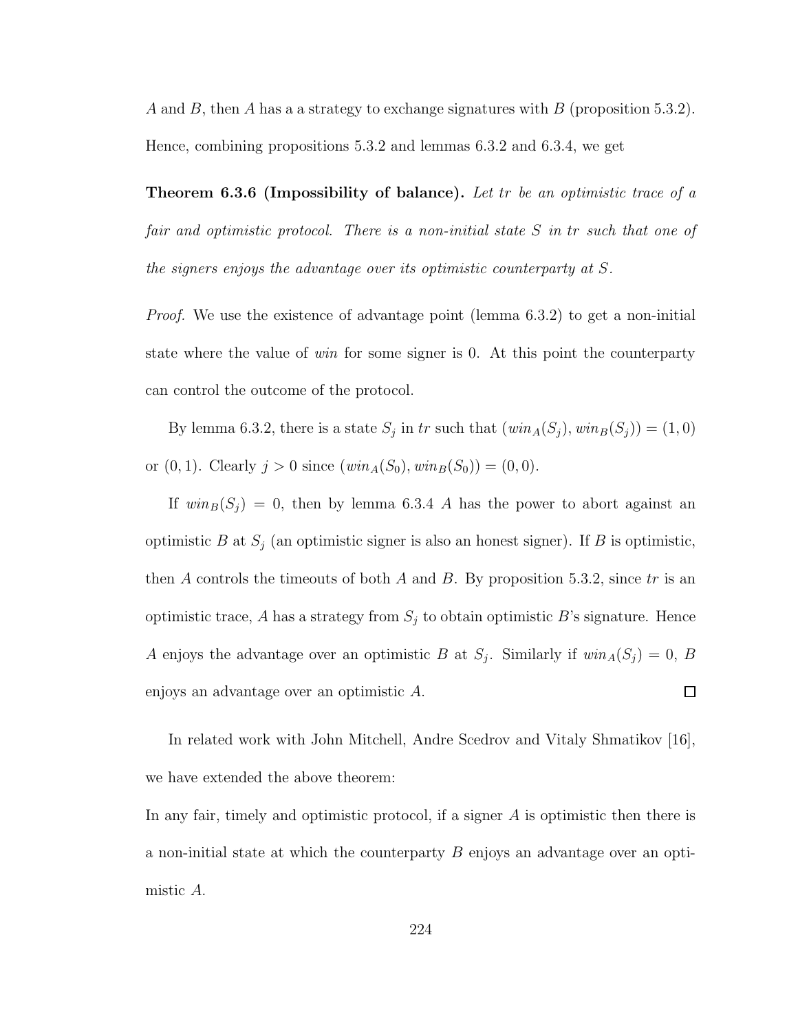A and B, then A has a a strategy to exchange signatures with B (proposition 5.3.2). Hence, combining propositions 5.3.2 and lemmas 6.3.2 and 6.3.4, we get

**Theorem 6.3.6 (Impossibility of balance).** *Let $tr$ be an optimistic trace of a fair and optimistic protocol. There is a non-initial state $S$ in $tr$ such that one of the signers enjoys the advantage over its optimistic counterparty at $S$.*

*Proof.* We use the existence of advantage point (lemma 6.3.2) to get a non-initial state where the value of *win* for some signer is 0. At this point the counterparty can control the outcome of the protocol.

By lemma 6.3.2, there is a state $S_j$ in $tr$ such that $(win_A(S_j), win_B(S_j)) = (1, 0)$ or $(0, 1)$. Clearly $j > 0$ since $(win_A(S_0), win_B(S_0)) = (0, 0)$.

If $win_B(S_j) = 0$, then by lemma 6.3.4 $A$ has the power to abort against an optimistic $B$ at $S_j$ (an optimistic signer is also an honest signer). If $B$ is optimistic, then $A$ controls the timeouts of both $A$ and $B$. By proposition 5.3.2, since $tr$ is an optimistic trace, $A$ has a strategy from $S_j$ to obtain optimistic $B$'s signature. Hence $A$ enjoys the advantage over an optimistic $B$ at $S_j$. Similarly if $win_A(S_j) = 0$, $B$ enjoys an advantage over an optimistic $A$. □

In related work with John Mitchell, Andre Scedrov and Vitaly Shmatikov [16], we have extended the above theorem:

In any fair, timely and optimistic protocol, if a signer $A$ is optimistic then there is a non-initial state at which the counterparty $B$ enjoys an advantage over an optimistic $A$.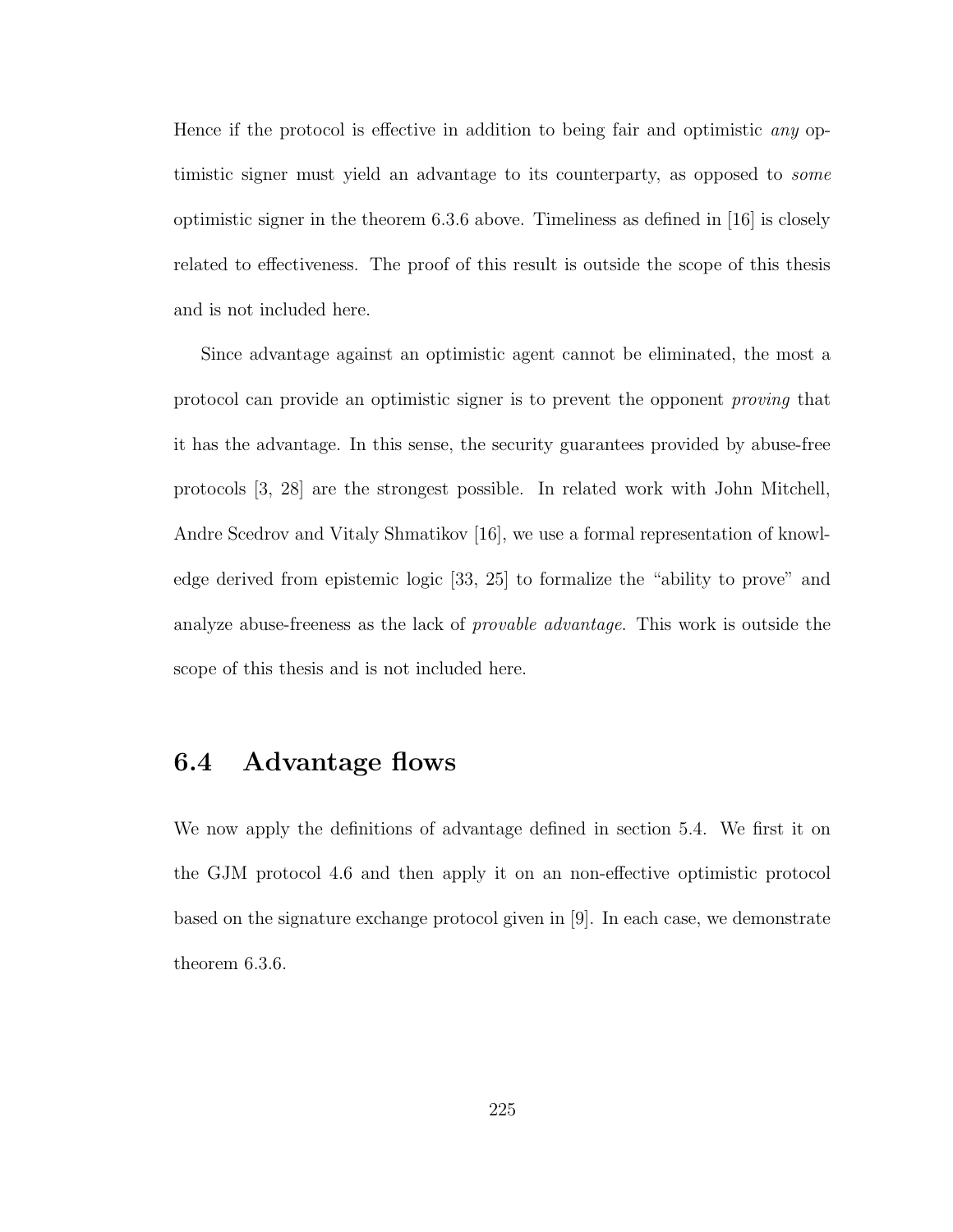Hence if the protocol is effective in addition to being fair and optimistic *any* optimistic signer must yield an advantage to its counterparty, as opposed to *some* optimistic signer in the theorem 6.3.6 above. Timeliness as defined in [16] is closely related to effectiveness. The proof of this result is outside the scope of this thesis and is not included here.

Since advantage against an optimistic agent cannot be eliminated, the most a protocol can provide an optimistic signer is to prevent the opponent *proving* that it has the advantage. In this sense, the security guarantees provided by abuse-free protocols [3, 28] are the strongest possible. In related work with John Mitchell, Andre Scedrov and Vitaly Shmatikov [16], we use a formal representation of knowledge derived from epistemic logic [33, 25] to formalize the "ability to prove" and analyze abuse-freeness as the lack of *provable advantage*. This work is outside the scope of this thesis and is not included here.

## 6.4 Advantage flows

We now apply the definitions of advantage defined in section 5.4. We first it on the GJM protocol 4.6 and then apply it on an non-effective optimistic protocol based on the signature exchange protocol given in [9]. In each case, we demonstrate theorem 6.3.6.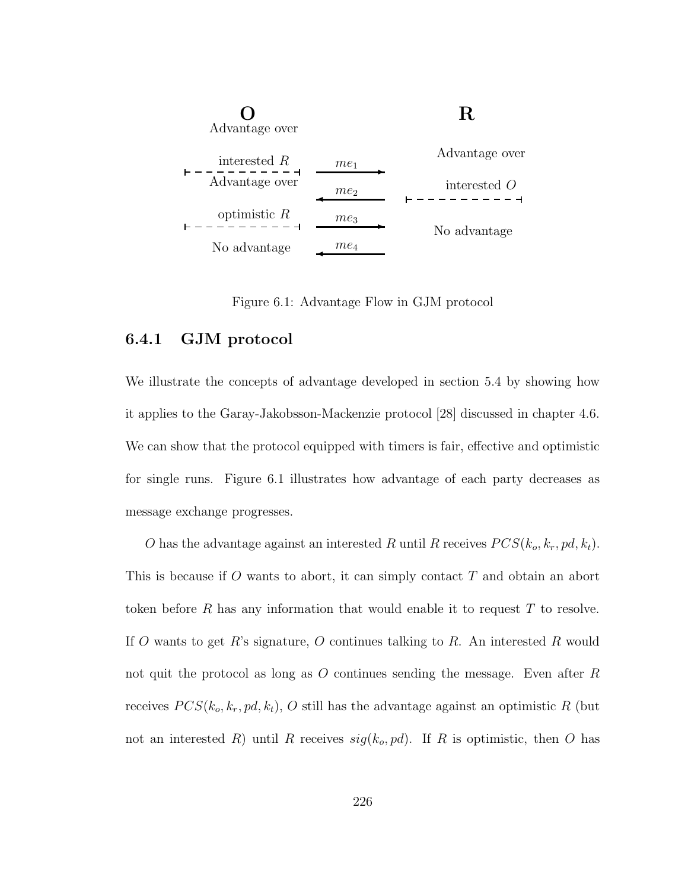**O**

Advantage over interested $R$

Advantage over optimistic $R$

No advantage

$me_1$ →

← $me_2$

$me_3$ →

← $me_4$

**R**

Advantage over interested $O$

No advantage

Figure 6.1: Advantage Flow in GJM protocol

### 6.4.1 GJM protocol

We illustrate the concepts of advantage developed in section 5.4 by showing how it applies to the Garay-Jakobsson-Mackenzie protocol [28] discussed in chapter 4.6. We can show that the protocol equipped with timers is fair, effective and optimistic for single runs. Figure 6.1 illustrates how advantage of each party decreases as message exchange progresses.

$O$ has the advantage against an interested $R$ until $R$ receives $PCS(k_o, k_r, pd, k_t)$. This is because if $O$ wants to abort, it can simply contact $T$ and obtain an abort token before $R$ has any information that would enable it to request $T$ to resolve. If $O$ wants to get $R$'s signature, $O$ continues talking to $R$. An interested $R$ would not quit the protocol as long as $O$ continues sending the message. Even after $R$ receives $PCS(k_o, k_r, pd, k_t)$, $O$ still has the advantage against an optimistic $R$ (but not an interested $R$) until $R$ receives $sig(k_o, pd)$. If $R$ is optimistic, then $O$ has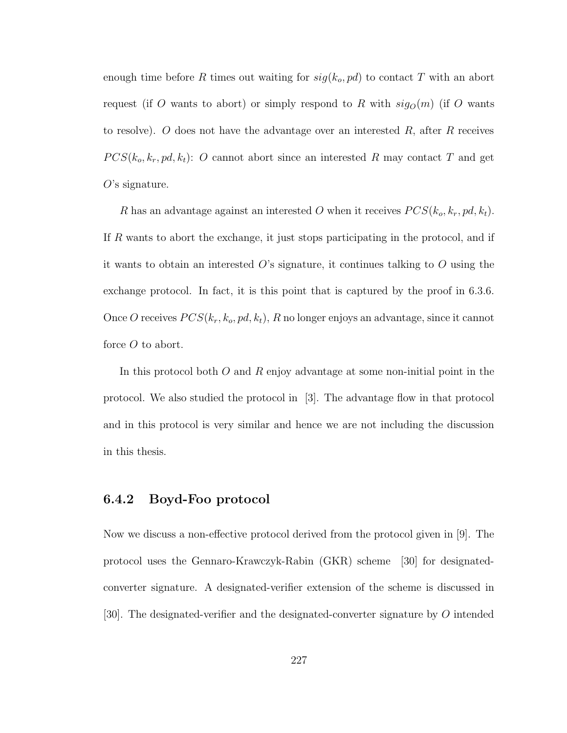enough time before $R$ times out waiting for $sig(k_o, pd)$ to contact $T$ with an abort request (if $O$ wants to abort) or simply respond to $R$ with $sig_O(m)$ (if $O$ wants to resolve). $O$ does not have the advantage over an interested $R$, after $R$ receives $PCS(k_o, k_r, pd, k_t)$: $O$ cannot abort since an interested $R$ may contact $T$ and get $O$'s signature.

$R$ has an advantage against an interested $O$ when it receives $PCS(k_o, k_r, pd, k_t)$. If $R$ wants to abort the exchange, it just stops participating in the protocol, and if it wants to obtain an interested $O$'s signature, it continues talking to $O$ using the exchange protocol. In fact, it is this point that is captured by the proof in 6.3.6. Once $O$ receives $PCS(k_r, k_o, pd, k_t)$, $R$ no longer enjoys an advantage, since it cannot force $O$ to abort.

In this protocol both $O$ and $R$ enjoy advantage at some non-initial point in the protocol. We also studied the protocol in [3]. The advantage flow in that protocol and in this protocol is very similar and hence we are not including the discussion in this thesis.

### 6.4.2 Boyd-Foo protocol

Now we discuss a non-effective protocol derived from the protocol given in [9]. The protocol uses the Gennaro-Krawczyk-Rabin (GKR) scheme [30] for designated-converter signature. A designated-verifier extension of the scheme is discussed in [30]. The designated-verifier and the designated-converter signature by $O$ intended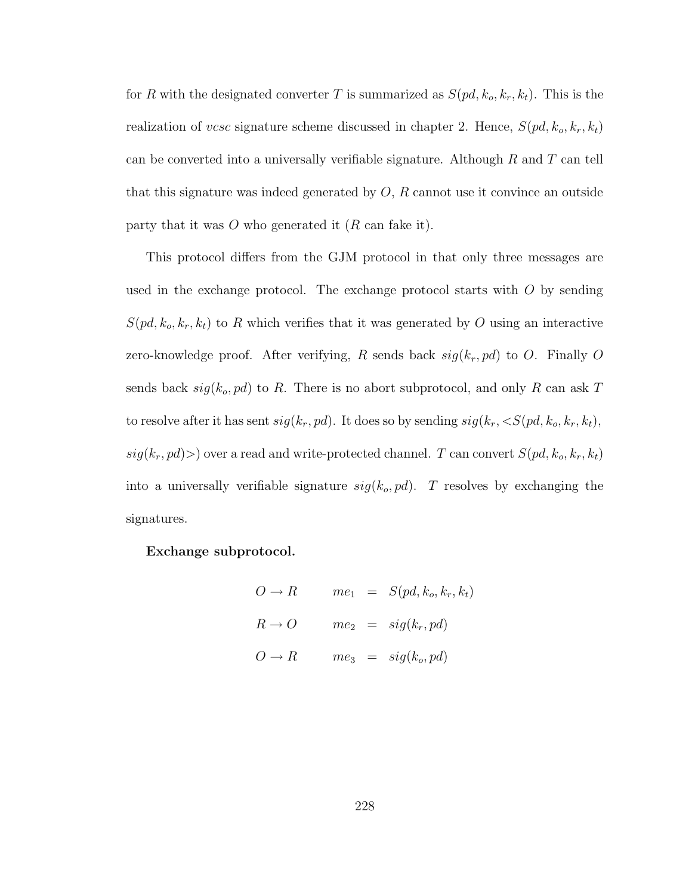for $R$ with the designated converter $T$ is summarized as $S(pd, k_o, k_r, k_t)$. This is the realization of *vcsc* signature scheme discussed in chapter 2. Hence, $S(pd, k_o, k_r, k_t)$ can be converted into a universally verifiable signature. Although $R$ and $T$ can tell that this signature was indeed generated by $O$, $R$ cannot use it convince an outside party that it was $O$ who generated it ($R$ can fake it).

This protocol differs from the GJM protocol in that only three messages are used in the exchange protocol. The exchange protocol starts with $O$ by sending $S(pd, k_o, k_r, k_t)$ to $R$ which verifies that it was generated by $O$ using an interactive zero-knowledge proof. After verifying, $R$ sends back $sig(k_r, pd)$ to $O$. Finally $O$ sends back $sig(k_o, pd)$ to $R$. There is no abort subprotocol, and only $R$ can ask $T$ to resolve after it has sent $sig(k_r, pd)$. It does so by sending $sig(k_r, <S(pd, k_o, k_r, k_t), sig(k_r, pd)>)$ over a read and write-protected channel. $T$ can convert $S(pd, k_o, k_r, k_t)$ into a universally verifiable signature $sig(k_o, pd)$. $T$ resolves by exchanging the signatures.

**Exchange subprotocol.**

$$
\begin{aligned}
O \rightarrow R \qquad & me_1 &= \;& S(pd, k_o, k_r, k_t) \\
R \rightarrow O \qquad & me_2 &= \;& sig(k_r, pd) \\
O \rightarrow R \qquad & me_3 &= \;& sig(k_o, pd)
\end{aligned}
$$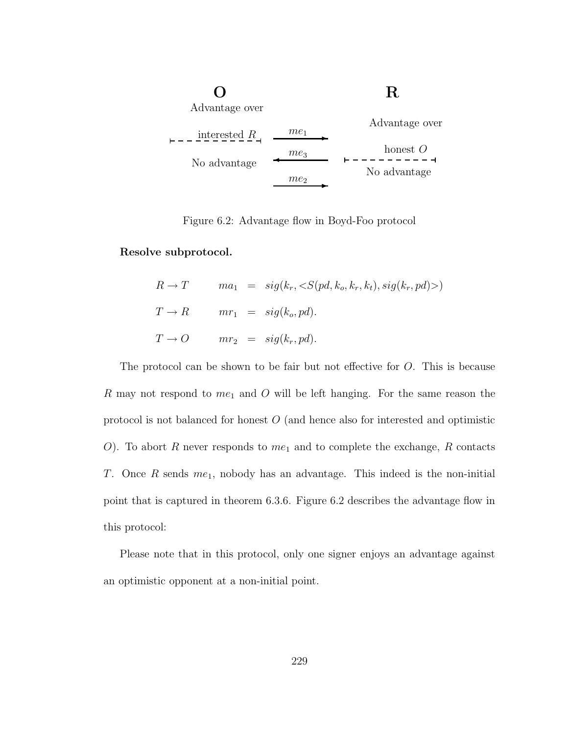**O**

Advantage over

interested $R$

No advantage

$me_1$

$me_3$

$me_2$

**R**

Advantage over

honest $O$

No advantage

Figure 6.2: Advantage flow in Boyd-Foo protocol

**Resolve subprotocol.**

$$R \rightarrow T \qquad ma_1 \;=\; sig(k_r, <S(pd, k_o, k_r, k_t), sig(k_r, pd)>)$$

$$T \rightarrow R \qquad mr_1 \;=\; sig(k_o, pd).$$

$$T \rightarrow O \qquad mr_2 \;=\; sig(k_r, pd).$$

The protocol can be shown to be fair but not effective for $O$. This is because $R$ may not respond to $me_1$ and $O$ will be left hanging. For the same reason the protocol is not balanced for honest $O$ (and hence also for interested and optimistic $O$). To abort $R$ never responds to $me_1$ and to complete the exchange, $R$ contacts $T$. Once $R$ sends $me_1$, nobody has an advantage. This indeed is the non-initial point that is captured in theorem 6.3.6. Figure 6.2 describes the advantage flow in this protocol:

Please note that in this protocol, only one signer enjoys an advantage against an optimistic opponent at a non-initial point.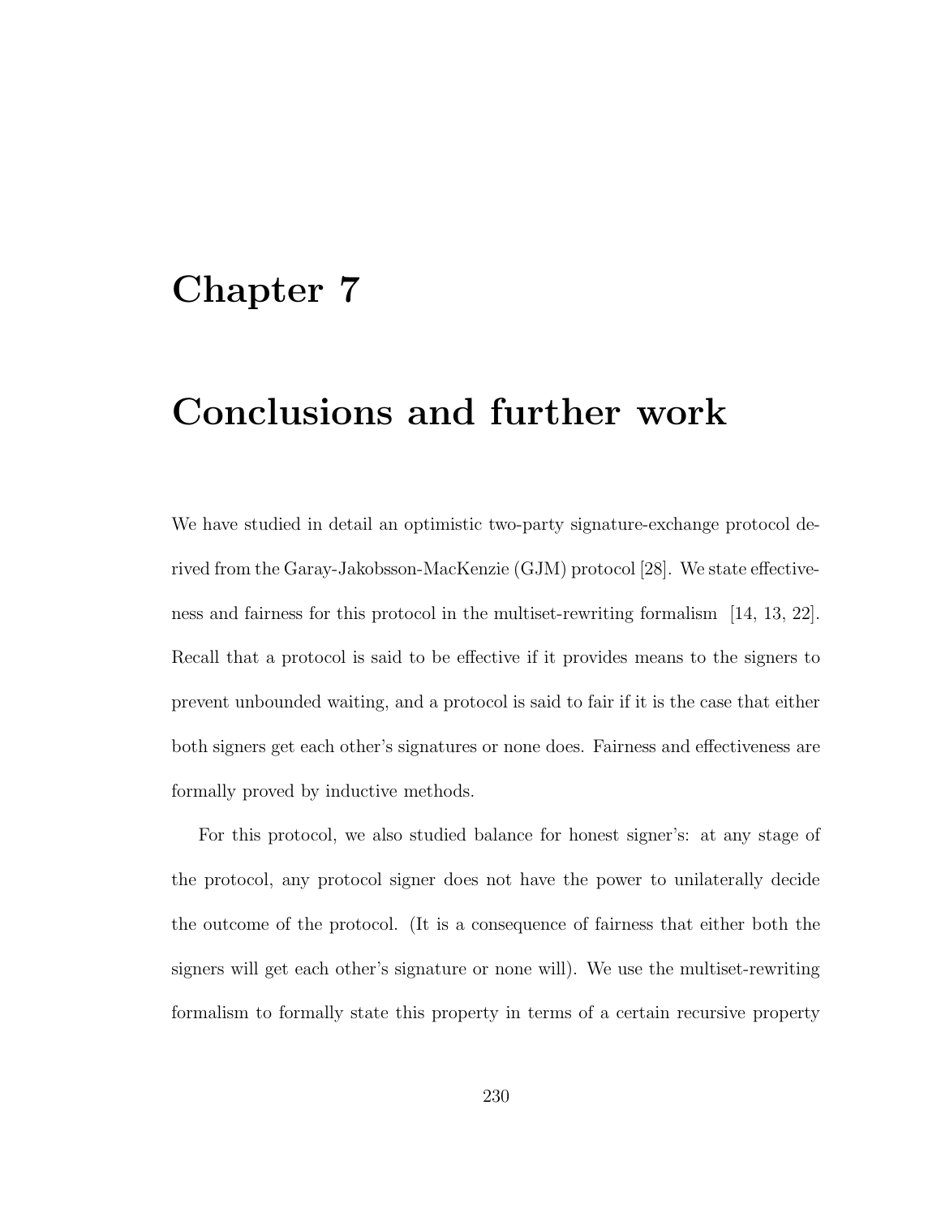# Chapter 7

# Conclusions and further work

We have studied in detail an optimistic two-party signature-exchange protocol derived from the Garay-Jakobsson-MacKenzie (GJM) protocol [28]. We state effectiveness and fairness for this protocol in the multiset-rewriting formalism [14, 13, 22]. Recall that a protocol is said to be effective if it provides means to the signers to prevent unbounded waiting, and a protocol is said to fair if it is the case that either both signers get each other's signatures or none does. Fairness and effectiveness are formally proved by inductive methods.

For this protocol, we also studied balance for honest signer's: at any stage of the protocol, any protocol signer does not have the power to unilaterally decide the outcome of the protocol. (It is a consequence of fairness that either both the signers will get each other's signature or none will). We use the multiset-rewriting formalism to formally state this property in terms of a certain recursive property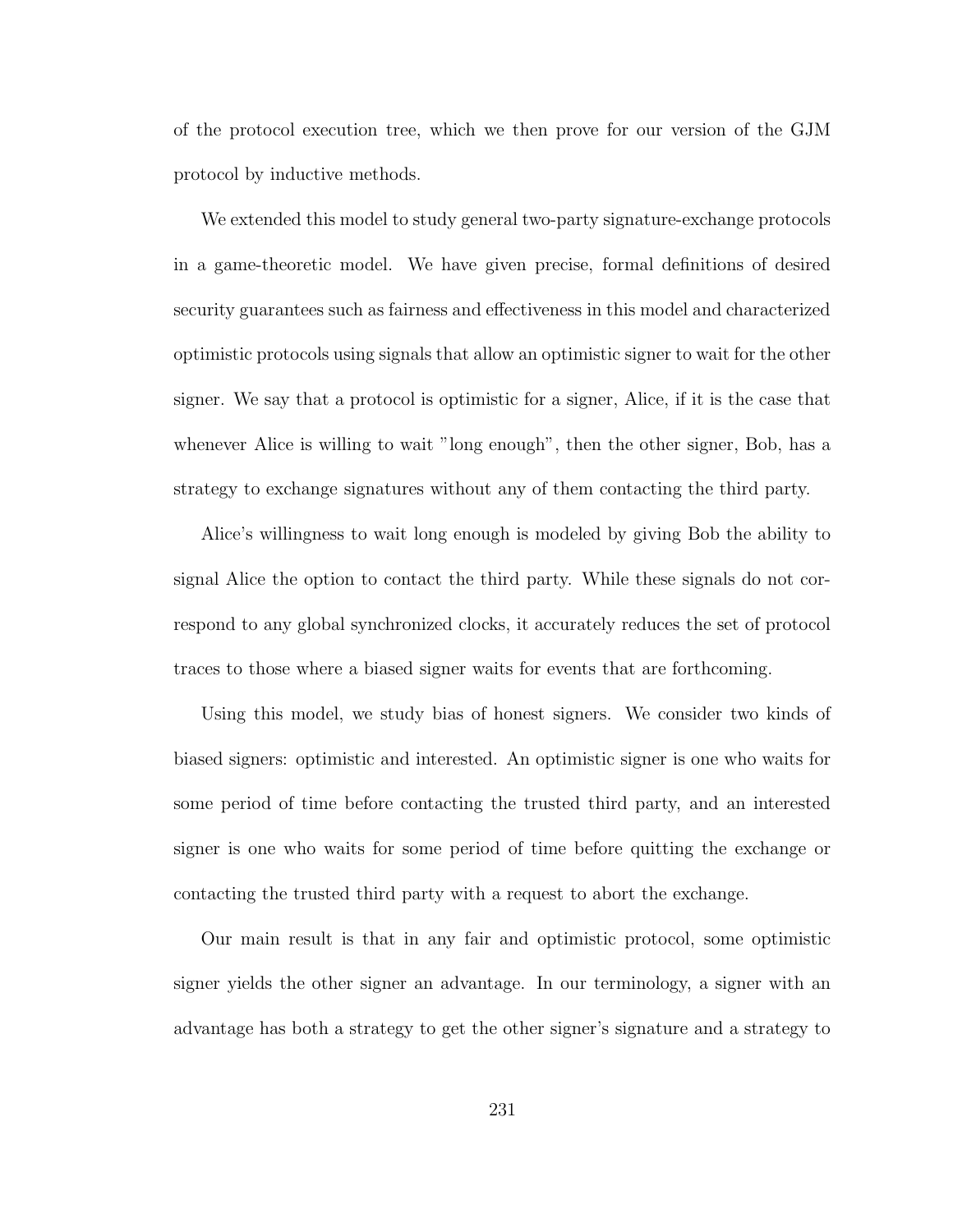of the protocol execution tree, which we then prove for our version of the GJM protocol by inductive methods.

We extended this model to study general two-party signature-exchange protocols in a game-theoretic model. We have given precise, formal definitions of desired security guarantees such as fairness and effectiveness in this model and characterized optimistic protocols using signals that allow an optimistic signer to wait for the other signer. We say that a protocol is optimistic for a signer, Alice, if it is the case that whenever Alice is willing to wait "long enough", then the other signer, Bob, has a strategy to exchange signatures without any of them contacting the third party.

Alice's willingness to wait long enough is modeled by giving Bob the ability to signal Alice the option to contact the third party. While these signals do not correspond to any global synchronized clocks, it accurately reduces the set of protocol traces to those where a biased signer waits for events that are forthcoming.

Using this model, we study bias of honest signers. We consider two kinds of biased signers: optimistic and interested. An optimistic signer is one who waits for some period of time before contacting the trusted third party, and an interested signer is one who waits for some period of time before quitting the exchange or contacting the trusted third party with a request to abort the exchange.

Our main result is that in any fair and optimistic protocol, some optimistic signer yields the other signer an advantage. In our terminology, a signer with an advantage has both a strategy to get the other signer's signature and a strategy to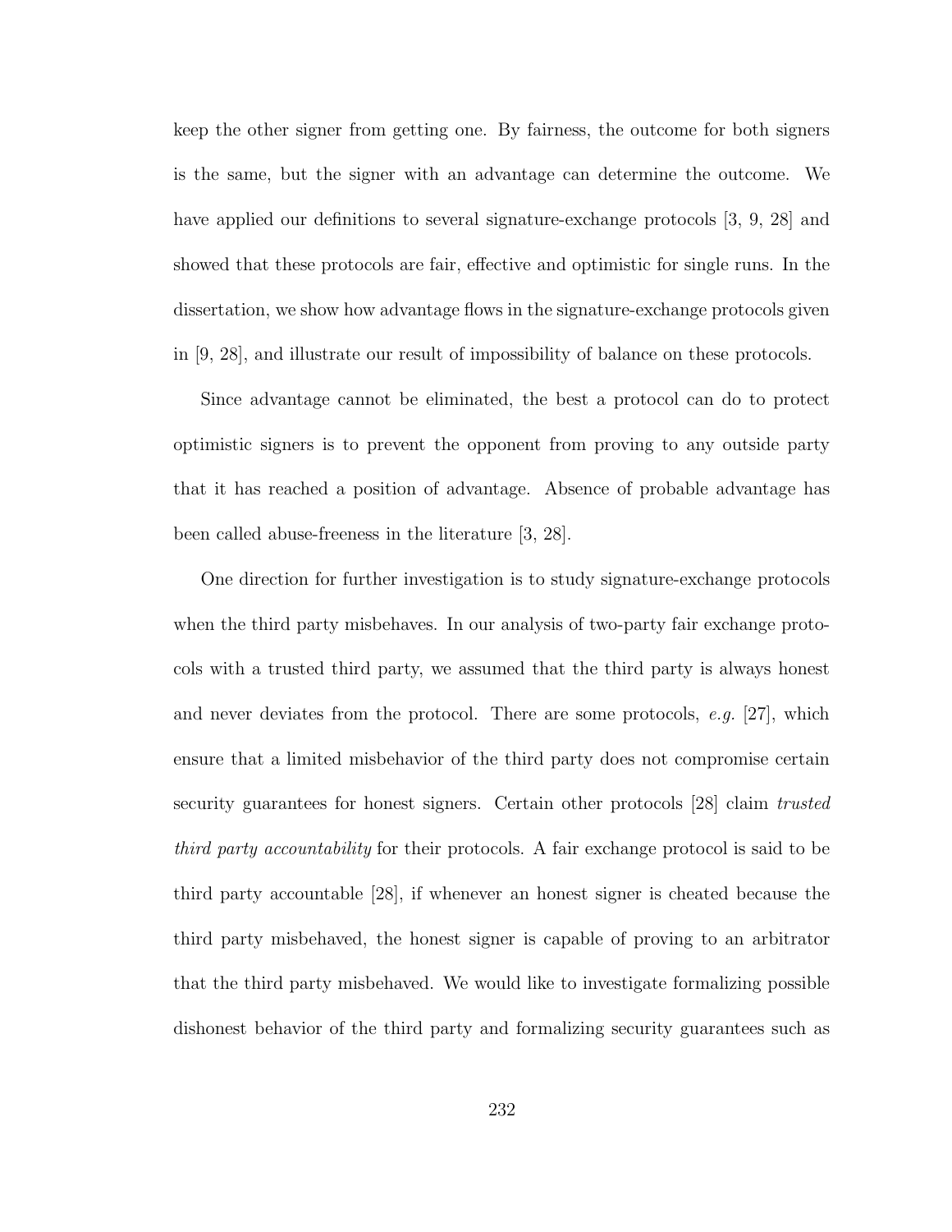keep the other signer from getting one. By fairness, the outcome for both signers is the same, but the signer with an advantage can determine the outcome. We have applied our definitions to several signature-exchange protocols [3, 9, 28] and showed that these protocols are fair, effective and optimistic for single runs. In the dissertation, we show how advantage flows in the signature-exchange protocols given in [9, 28], and illustrate our result of impossibility of balance on these protocols.

Since advantage cannot be eliminated, the best a protocol can do to protect optimistic signers is to prevent the opponent from proving to any outside party that it has reached a position of advantage. Absence of probable advantage has been called abuse-freeness in the literature [3, 28].

One direction for further investigation is to study signature-exchange protocols when the third party misbehaves. In our analysis of two-party fair exchange protocols with a trusted third party, we assumed that the third party is always honest and never deviates from the protocol. There are some protocols, *e.g.* [27], which ensure that a limited misbehavior of the third party does not compromise certain security guarantees for honest signers. Certain other protocols [28] claim *trusted third party accountability* for their protocols. A fair exchange protocol is said to be third party accountable [28], if whenever an honest signer is cheated because the third party misbehaved, the honest signer is capable of proving to an arbitrator that the third party misbehaved. We would like to investigate formalizing possible dishonest behavior of the third party and formalizing security guarantees such as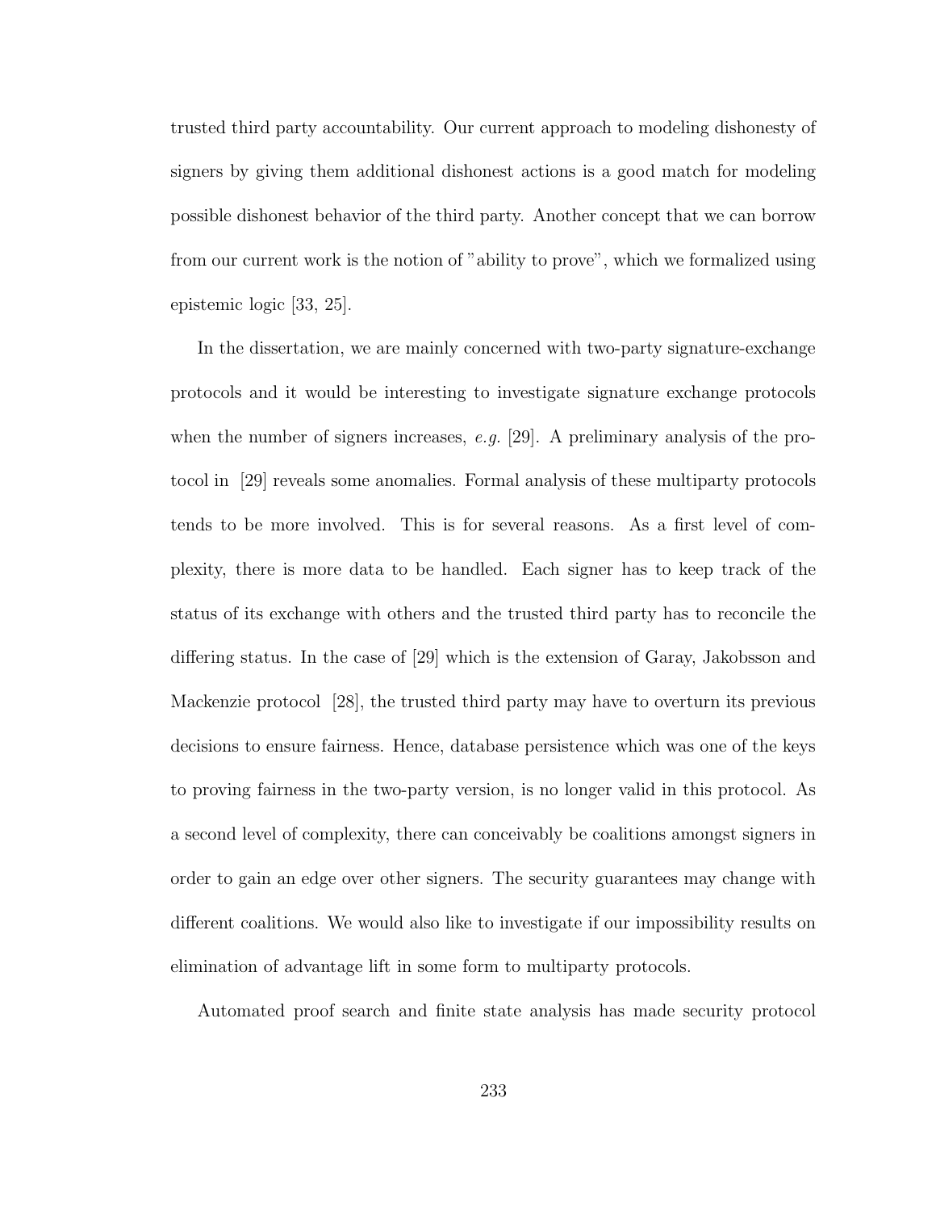trusted third party accountability. Our current approach to modeling dishonesty of signers by giving them additional dishonest actions is a good match for modeling possible dishonest behavior of the third party. Another concept that we can borrow from our current work is the notion of "ability to prove", which we formalized using epistemic logic [33, 25].

In the dissertation, we are mainly concerned with two-party signature-exchange protocols and it would be interesting to investigate signature exchange protocols when the number of signers increases, *e.g.* [29]. A preliminary analysis of the protocol in [29] reveals some anomalies. Formal analysis of these multiparty protocols tends to be more involved. This is for several reasons. As a first level of complexity, there is more data to be handled. Each signer has to keep track of the status of its exchange with others and the trusted third party has to reconcile the differing status. In the case of [29] which is the extension of Garay, Jakobsson and Mackenzie protocol [28], the trusted third party may have to overturn its previous decisions to ensure fairness. Hence, database persistence which was one of the keys to proving fairness in the two-party version, is no longer valid in this protocol. As a second level of complexity, there can conceivably be coalitions amongst signers in order to gain an edge over other signers. The security guarantees may change with different coalitions. We would also like to investigate if our impossibility results on elimination of advantage lift in some form to multiparty protocols.

Automated proof search and finite state analysis has made security protocol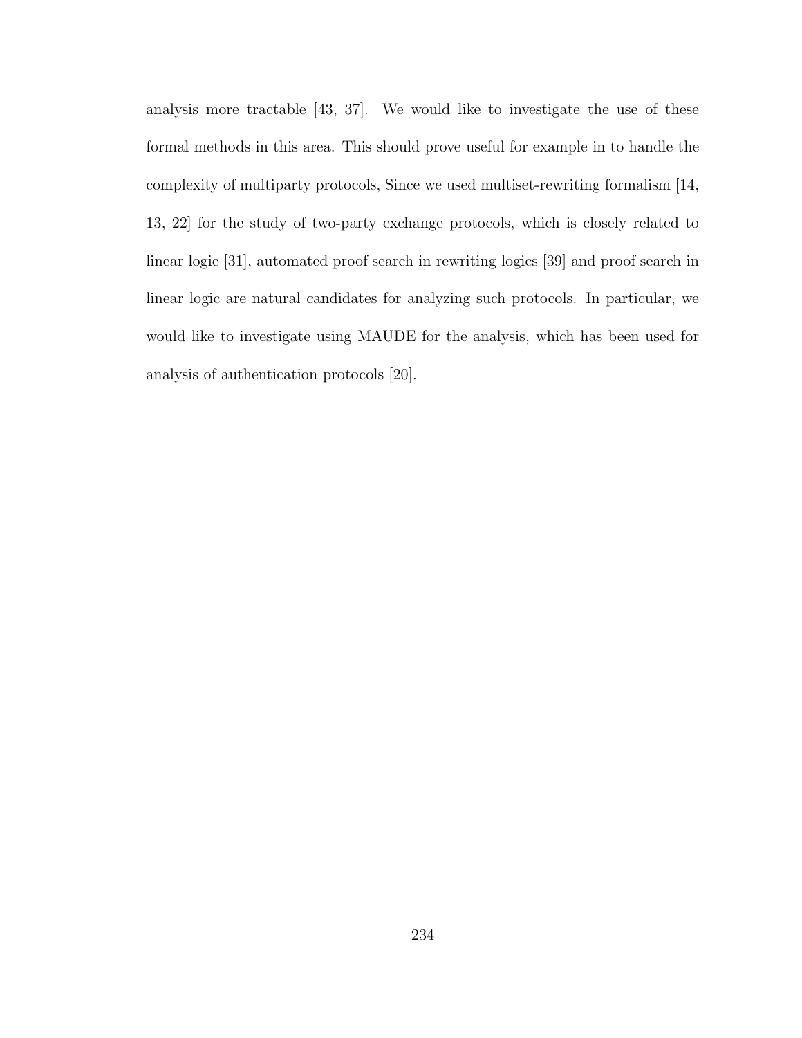analysis more tractable [43, 37]. We would like to investigate the use of these formal methods in this area. This should prove useful for example in to handle the complexity of multiparty protocols, Since we used multiset-rewriting formalism [14, 13, 22] for the study of two-party exchange protocols, which is closely related to linear logic [31], automated proof search in rewriting logics [39] and proof search in linear logic are natural candidates for analyzing such protocols. In particular, we would like to investigate using MAUDE for the analysis, which has been used for analysis of authentication protocols [20].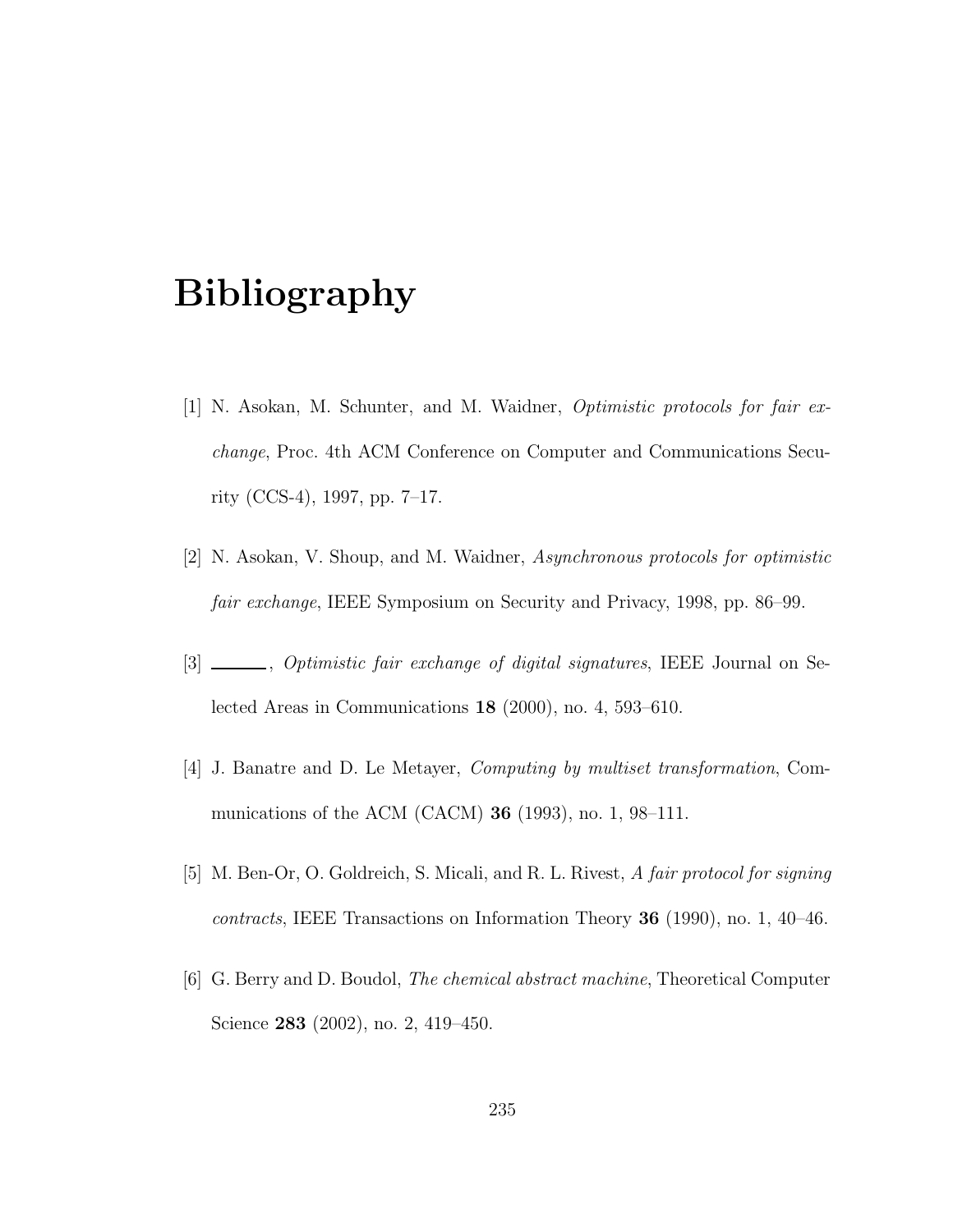# Bibliography

[1] N. Asokan, M. Schunter, and M. Waidner, *Optimistic protocols for fair exchange*, Proc. 4th ACM Conference on Computer and Communications Security (CCS-4), 1997, pp. 7–17.

[2] N. Asokan, V. Shoup, and M. Waidner, *Asynchronous protocols for optimistic fair exchange*, IEEE Symposium on Security and Privacy, 1998, pp. 86–99.

[3] ______, *Optimistic fair exchange of digital signatures*, IEEE Journal on Selected Areas in Communications **18** (2000), no. 4, 593–610.

[4] J. Banatre and D. Le Metayer, *Computing by multiset transformation*, Communications of the ACM (CACM) **36** (1993), no. 1, 98–111.

[5] M. Ben-Or, O. Goldreich, S. Micali, and R. L. Rivest, *A fair protocol for signing contracts*, IEEE Transactions on Information Theory **36** (1990), no. 1, 40–46.

[6] G. Berry and D. Boudol, *The chemical abstract machine*, Theoretical Computer Science **283** (2002), no. 2, 419–450.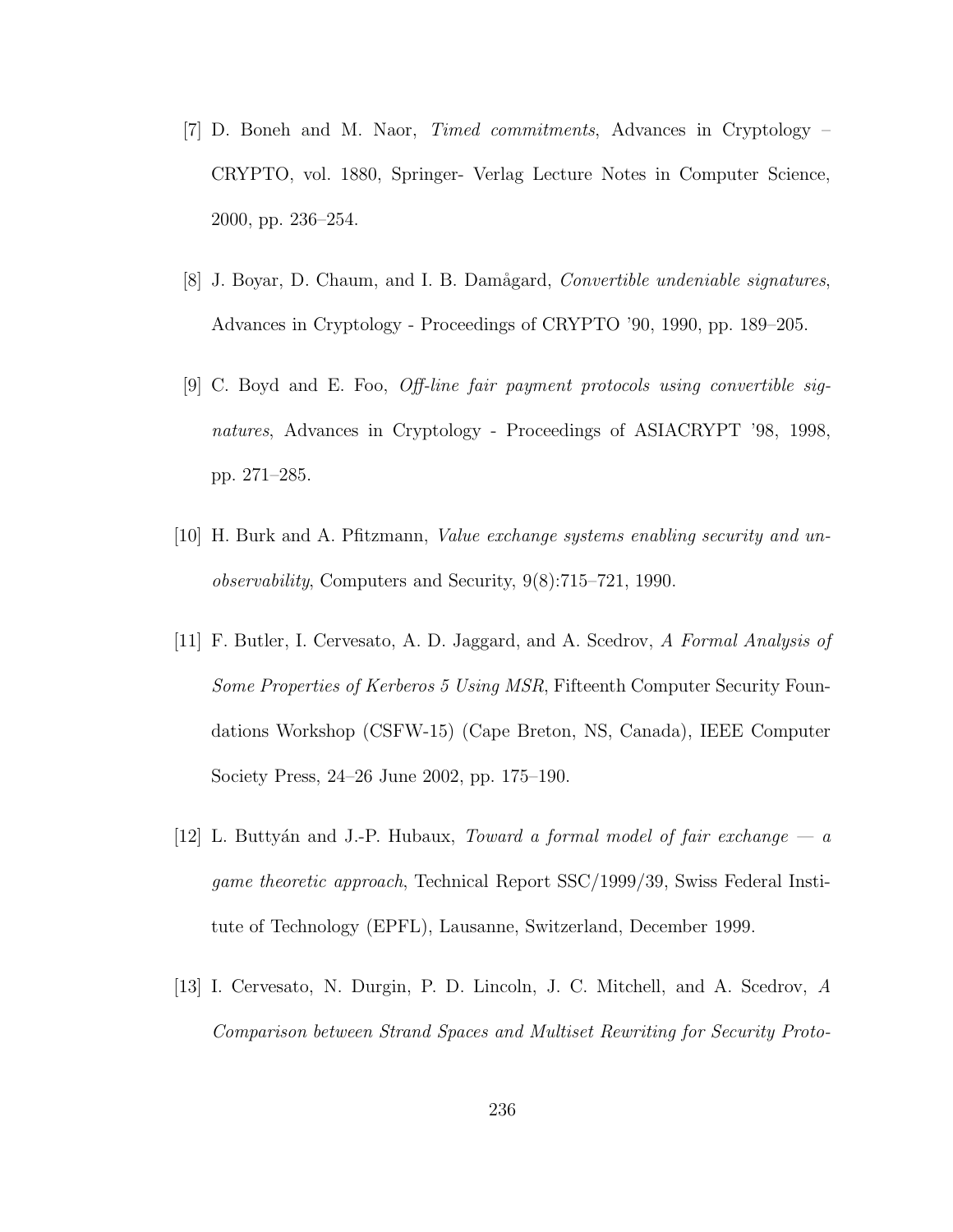[7] D. Boneh and M. Naor, *Timed commitments*, Advances in Cryptology – CRYPTO, vol. 1880, Springer- Verlag Lecture Notes in Computer Science, 2000, pp. 236–254.

[8] J. Boyar, D. Chaum, and I. B. Damågard, *Convertible undeniable signatures*, Advances in Cryptology - Proceedings of CRYPTO '90, 1990, pp. 189–205.

[9] C. Boyd and E. Foo, *Off-line fair payment protocols using convertible signatures*, Advances in Cryptology - Proceedings of ASIACRYPT '98, 1998, pp. 271–285.

[10] H. Burk and A. Pfitzmann, *Value exchange systems enabling security and unobservability*, Computers and Security, 9(8):715–721, 1990.

[11] F. Butler, I. Cervesato, A. D. Jaggard, and A. Scedrov, *A Formal Analysis of Some Properties of Kerberos 5 Using MSR*, Fifteenth Computer Security Foundations Workshop (CSFW-15) (Cape Breton, NS, Canada), IEEE Computer Society Press, 24–26 June 2002, pp. 175–190.

[12] L. Buttyán and J.-P. Hubaux, *Toward a formal model of fair exchange — a game theoretic approach*, Technical Report SSC/1999/39, Swiss Federal Institute of Technology (EPFL), Lausanne, Switzerland, December 1999.

[13] I. Cervesato, N. Durgin, P. D. Lincoln, J. C. Mitchell, and A. Scedrov, *A Comparison between Strand Spaces and Multiset Rewriting for Security Proto-*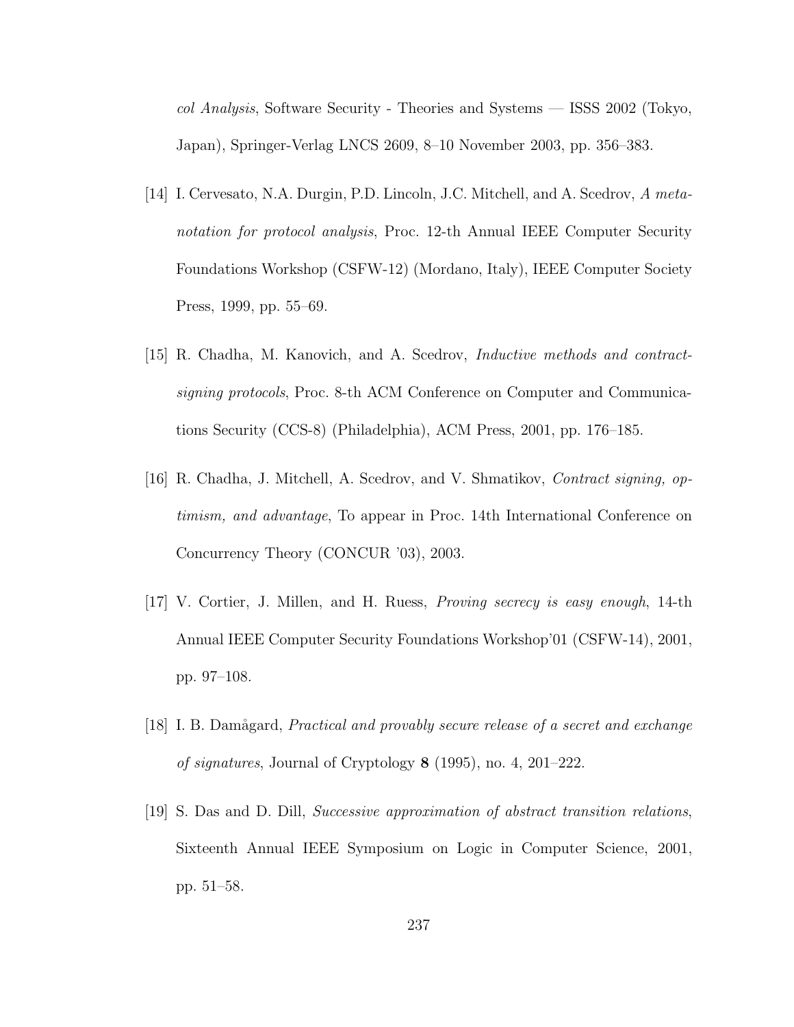*col Analysis*, Software Security - Theories and Systems — ISSS 2002 (Tokyo, Japan), Springer-Verlag LNCS 2609, 8–10 November 2003, pp. 356–383.

[14] I. Cervesato, N.A. Durgin, P.D. Lincoln, J.C. Mitchell, and A. Scedrov, *A meta-notation for protocol analysis*, Proc. 12-th Annual IEEE Computer Security Foundations Workshop (CSFW-12) (Mordano, Italy), IEEE Computer Society Press, 1999, pp. 55–69.

[15] R. Chadha, M. Kanovich, and A. Scedrov, *Inductive methods and contract-signing protocols*, Proc. 8-th ACM Conference on Computer and Communications Security (CCS-8) (Philadelphia), ACM Press, 2001, pp. 176–185.

[16] R. Chadha, J. Mitchell, A. Scedrov, and V. Shmatikov, *Contract signing, optimism, and advantage*, To appear in Proc. 14th International Conference on Concurrency Theory (CONCUR '03), 2003.

[17] V. Cortier, J. Millen, and H. Ruess, *Proving secrecy is easy enough*, 14-th Annual IEEE Computer Security Foundations Workshop'01 (CSFW-14), 2001, pp. 97–108.

[18] I. B. Damågard, *Practical and provably secure release of a secret and exchange of signatures*, Journal of Cryptology **8** (1995), no. 4, 201–222.

[19] S. Das and D. Dill, *Successive approximation of abstract transition relations*, Sixteenth Annual IEEE Symposium on Logic in Computer Science, 2001, pp. 51–58.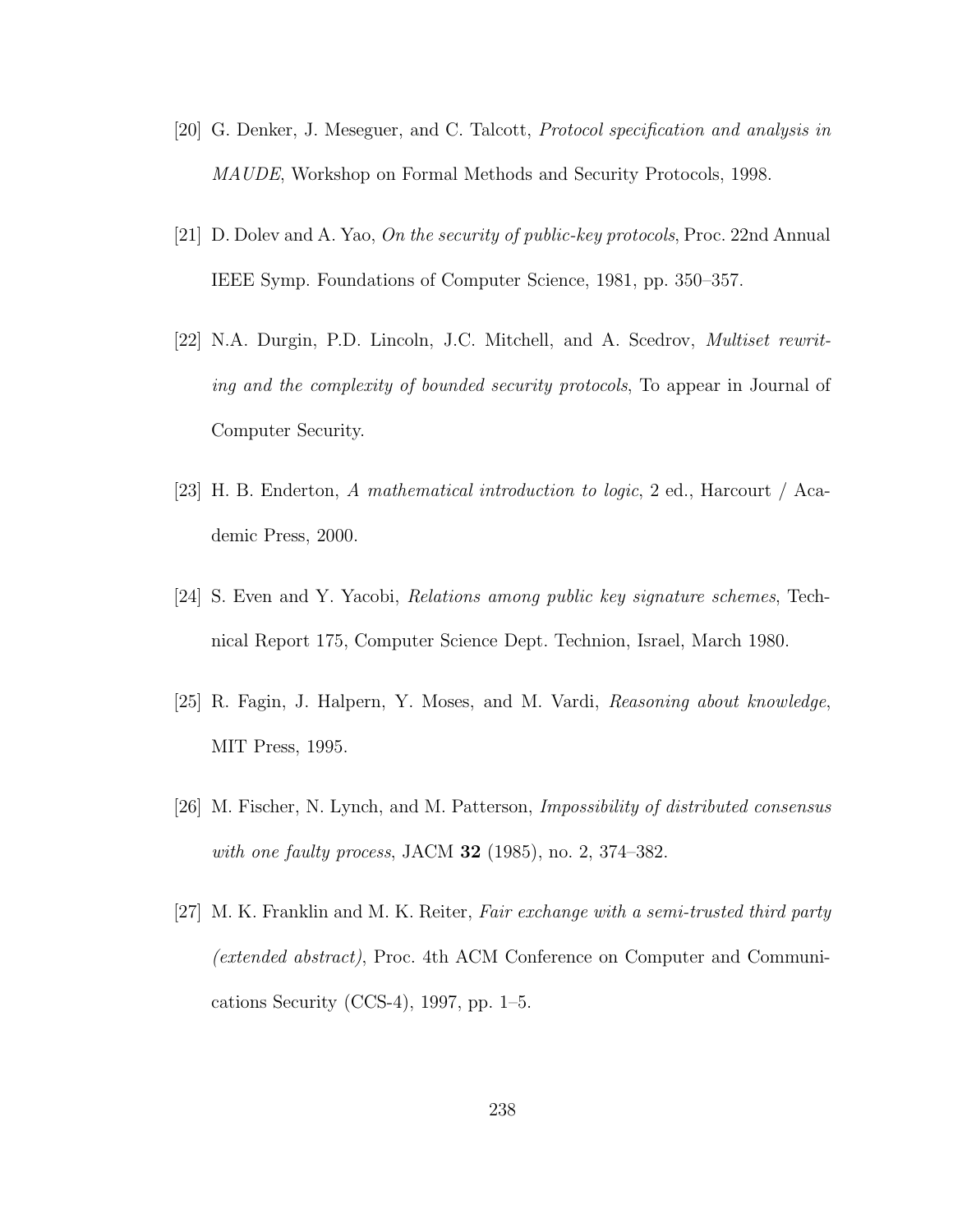[20] G. Denker, J. Meseguer, and C. Talcott, *Protocol specification and analysis in MAUDE*, Workshop on Formal Methods and Security Protocols, 1998.

[21] D. Dolev and A. Yao, *On the security of public-key protocols*, Proc. 22nd Annual IEEE Symp. Foundations of Computer Science, 1981, pp. 350–357.

[22] N.A. Durgin, P.D. Lincoln, J.C. Mitchell, and A. Scedrov, *Multiset rewriting and the complexity of bounded security protocols*, To appear in Journal of Computer Security.

[23] H. B. Enderton, *A mathematical introduction to logic*, 2 ed., Harcourt / Academic Press, 2000.

[24] S. Even and Y. Yacobi, *Relations among public key signature schemes*, Technical Report 175, Computer Science Dept. Technion, Israel, March 1980.

[25] R. Fagin, J. Halpern, Y. Moses, and M. Vardi, *Reasoning about knowledge*, MIT Press, 1995.

[26] M. Fischer, N. Lynch, and M. Patterson, *Impossibility of distributed consensus with one faulty process*, JACM **32** (1985), no. 2, 374–382.

[27] M. K. Franklin and M. K. Reiter, *Fair exchange with a semi-trusted third party (extended abstract)*, Proc. 4th ACM Conference on Computer and Communications Security (CCS-4), 1997, pp. 1–5.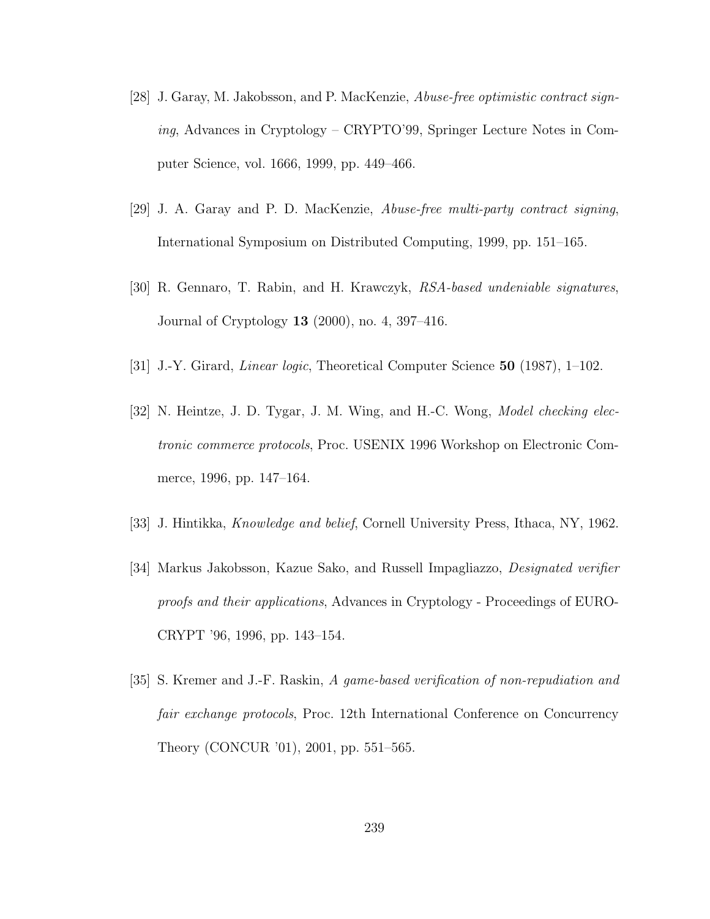[28] J. Garay, M. Jakobsson, and P. MacKenzie, *Abuse-free optimistic contract signing*, Advances in Cryptology – CRYPTO'99, Springer Lecture Notes in Computer Science, vol. 1666, 1999, pp. 449–466.

[29] J. A. Garay and P. D. MacKenzie, *Abuse-free multi-party contract signing*, International Symposium on Distributed Computing, 1999, pp. 151–165.

[30] R. Gennaro, T. Rabin, and H. Krawczyk, *RSA-based undeniable signatures*, Journal of Cryptology **13** (2000), no. 4, 397–416.

[31] J.-Y. Girard, *Linear logic*, Theoretical Computer Science **50** (1987), 1–102.

[32] N. Heintze, J. D. Tygar, J. M. Wing, and H.-C. Wong, *Model checking electronic commerce protocols*, Proc. USENIX 1996 Workshop on Electronic Commerce, 1996, pp. 147–164.

[33] J. Hintikka, *Knowledge and belief*, Cornell University Press, Ithaca, NY, 1962.

[34] Markus Jakobsson, Kazue Sako, and Russell Impagliazzo, *Designated verifier proofs and their applications*, Advances in Cryptology - Proceedings of EUROCRYPT '96, 1996, pp. 143–154.

[35] S. Kremer and J.-F. Raskin, *A game-based verification of non-repudiation and fair exchange protocols*, Proc. 12th International Conference on Concurrency Theory (CONCUR '01), 2001, pp. 551–565.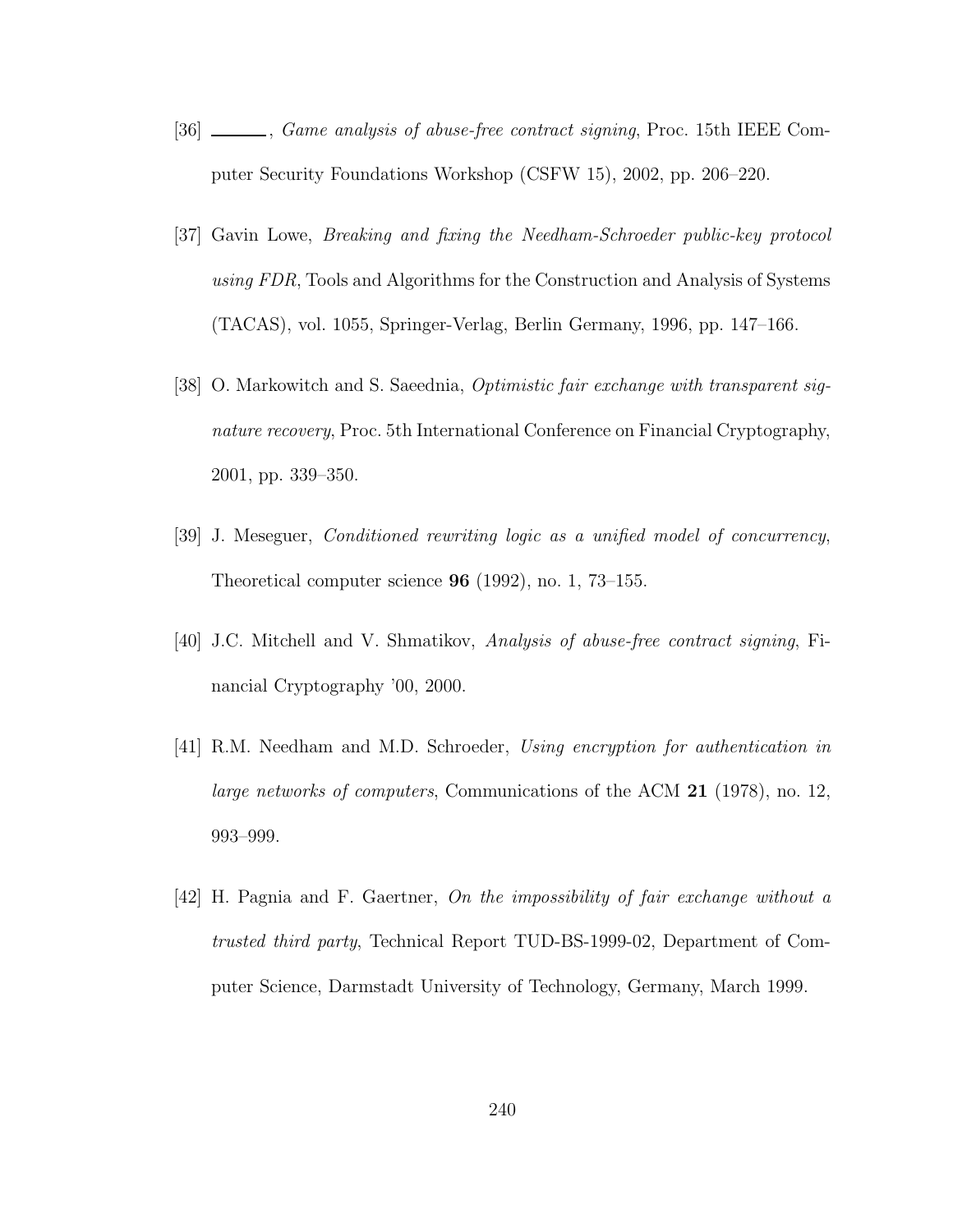[36] ———, *Game analysis of abuse-free contract signing*, Proc. 15th IEEE Computer Security Foundations Workshop (CSFW 15), 2002, pp. 206–220.

[37] Gavin Lowe, *Breaking and fixing the Needham-Schroeder public-key protocol using FDR*, Tools and Algorithms for the Construction and Analysis of Systems (TACAS), vol. 1055, Springer-Verlag, Berlin Germany, 1996, pp. 147–166.

[38] O. Markowitch and S. Saeednia, *Optimistic fair exchange with transparent signature recovery*, Proc. 5th International Conference on Financial Cryptography, 2001, pp. 339–350.

[39] J. Meseguer, *Conditioned rewriting logic as a unified model of concurrency*, Theoretical computer science **96** (1992), no. 1, 73–155.

[40] J.C. Mitchell and V. Shmatikov, *Analysis of abuse-free contract signing*, Financial Cryptography '00, 2000.

[41] R.M. Needham and M.D. Schroeder, *Using encryption for authentication in large networks of computers*, Communications of the ACM **21** (1978), no. 12, 993–999.

[42] H. Pagnia and F. Gaertner, *On the impossibility of fair exchange without a trusted third party*, Technical Report TUD-BS-1999-02, Department of Computer Science, Darmstadt University of Technology, Germany, March 1999.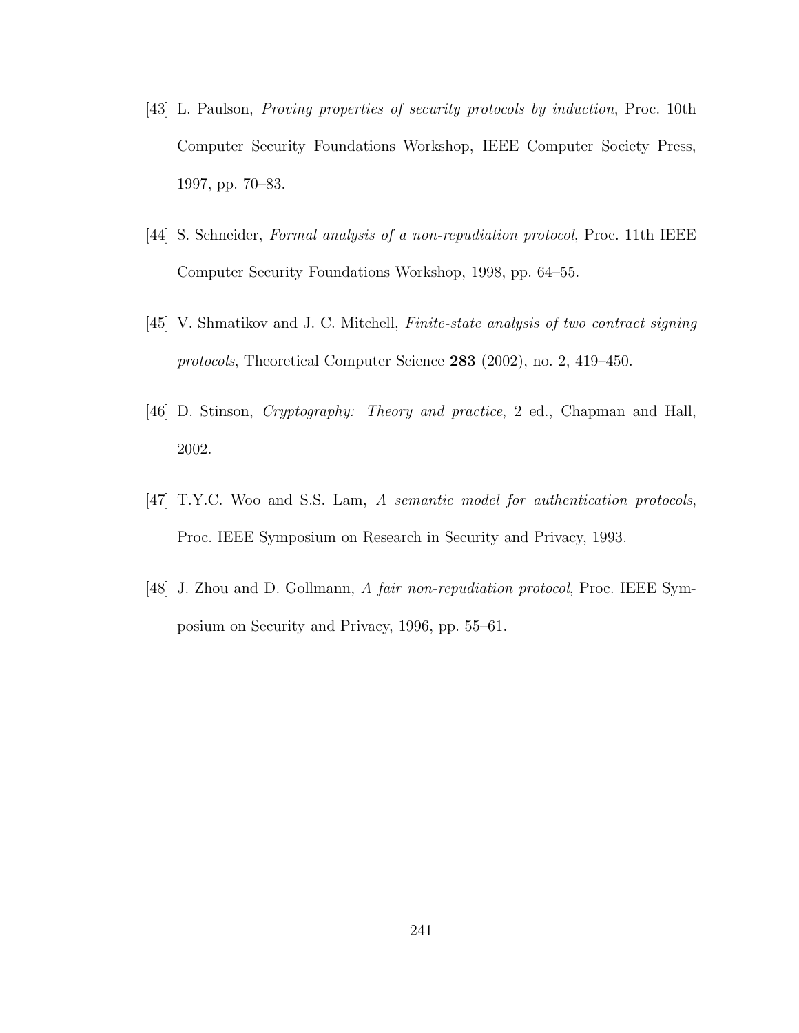[43] L. Paulson, *Proving properties of security protocols by induction*, Proc. 10th Computer Security Foundations Workshop, IEEE Computer Society Press, 1997, pp. 70–83.

[44] S. Schneider, *Formal analysis of a non-repudiation protocol*, Proc. 11th IEEE Computer Security Foundations Workshop, 1998, pp. 64–55.

[45] V. Shmatikov and J. C. Mitchell, *Finite-state analysis of two contract signing protocols*, Theoretical Computer Science **283** (2002), no. 2, 419–450.

[46] D. Stinson, *Cryptography: Theory and practice*, 2 ed., Chapman and Hall, 2002.

[47] T.Y.C. Woo and S.S. Lam, *A semantic model for authentication protocols*, Proc. IEEE Symposium on Research in Security and Privacy, 1993.

[48] J. Zhou and D. Gollmann, *A fair non-repudiation protocol*, Proc. IEEE Symposium on Security and Privacy, 1996, pp. 55–61.